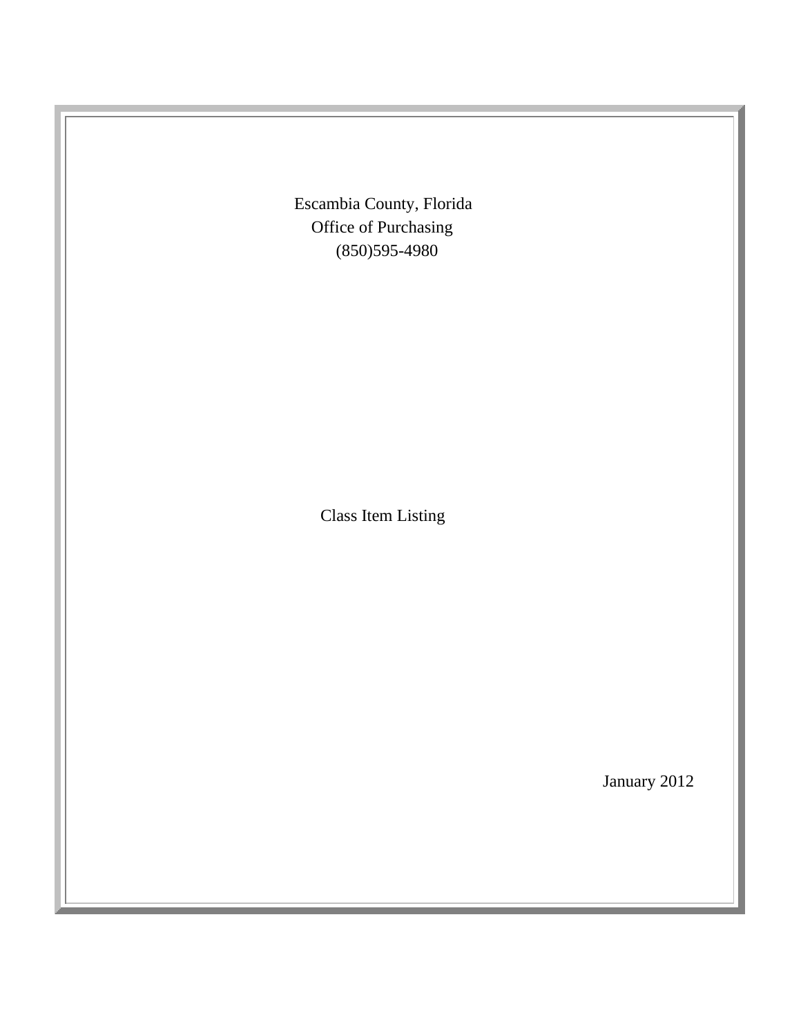Escambia County, Florida

Office of Purchasing

(850)595-4980

# Class Item Listing

January 2012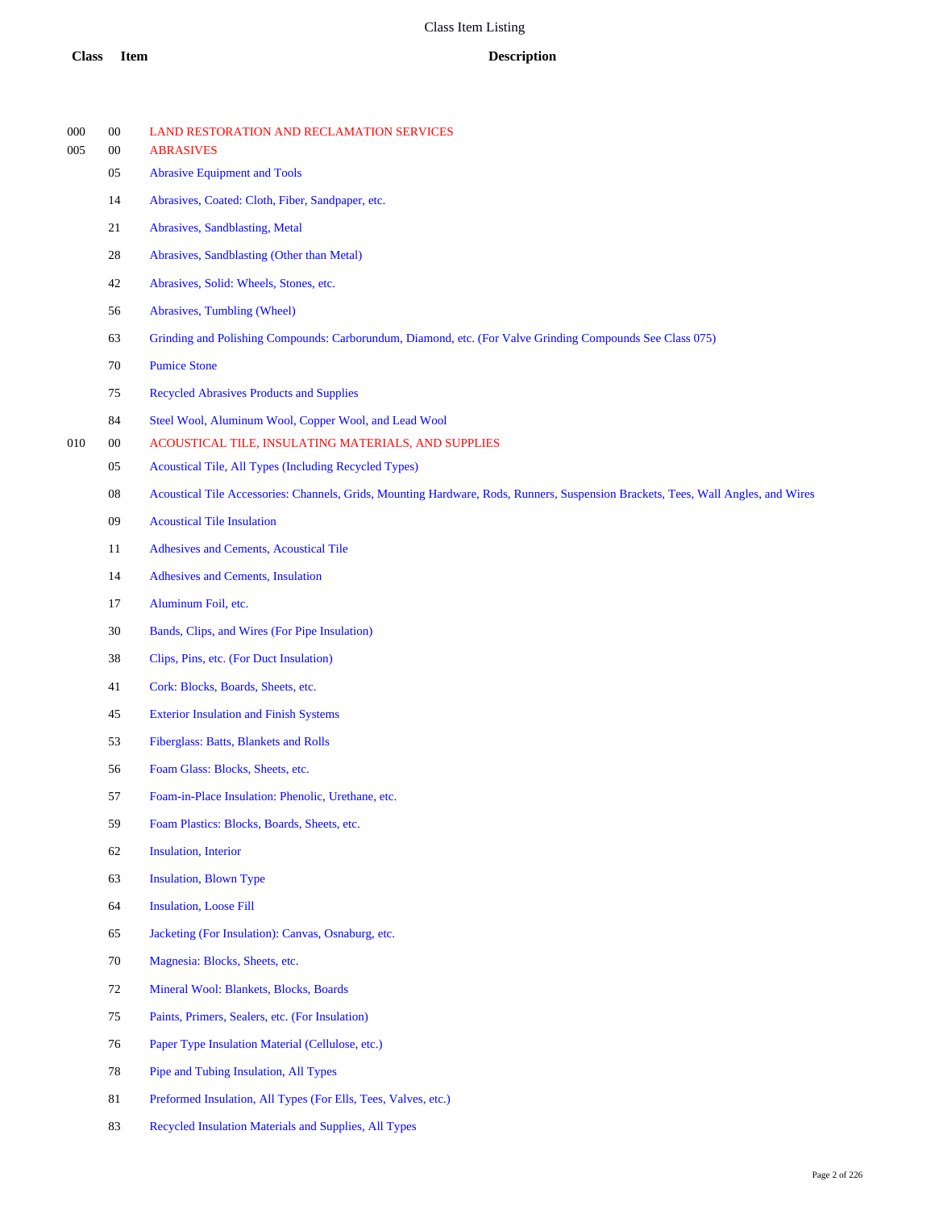# Class Item Listing

| Class | Item | Description |
|---|---|---|
| 000 | 00 | LAND RESTORATION AND RECLAMATION SERVICES |
| 005 | 00 | ABRASIVES |
| | 05 | Abrasive Equipment and Tools |
| | 14 | Abrasives, Coated: Cloth, Fiber, Sandpaper, etc. |
| | 21 | Abrasives, Sandblasting, Metal |
| | 28 | Abrasives, Sandblasting (Other than Metal) |
| | 42 | Abrasives, Solid: Wheels, Stones, etc. |
| | 56 | Abrasives, Tumbling (Wheel) |
| | 63 | Grinding and Polishing Compounds: Carborundum, Diamond, etc. (For Valve Grinding Compounds See Class 075) |
| | 70 | Pumice Stone |
| | 75 | Recycled Abrasives Products and Supplies |
| | 84 | Steel Wool, Aluminum Wool, Copper Wool, and Lead Wool |
| 010 | 00 | ACOUSTICAL TILE, INSULATING MATERIALS, AND SUPPLIES |
| | 05 | Acoustical Tile, All Types (Including Recycled Types) |
| | 08 | Acoustical Tile Accessories: Channels, Grids, Mounting Hardware, Rods, Runners, Suspension Brackets, Tees, Wall Angles, and Wires |
| | 09 | Acoustical Tile Insulation |
| | 11 | Adhesives and Cements, Acoustical Tile |
| | 14 | Adhesives and Cements, Insulation |
| | 17 | Aluminum Foil, etc. |
| | 30 | Bands, Clips, and Wires (For Pipe Insulation) |
| | 38 | Clips, Pins, etc. (For Duct Insulation) |
| | 41 | Cork: Blocks, Boards, Sheets, etc. |
| | 45 | Exterior Insulation and Finish Systems |
| | 53 | Fiberglass: Batts, Blankets and Rolls |
| | 56 | Foam Glass: Blocks, Sheets, etc. |
| | 57 | Foam-in-Place Insulation: Phenolic, Urethane, etc. |
| | 59 | Foam Plastics: Blocks, Boards, Sheets, etc. |
| | 62 | Insulation, Interior |
| | 63 | Insulation, Blown Type |
| | 64 | Insulation, Loose Fill |
| | 65 | Jacketing (For Insulation): Canvas, Osnaburg, etc. |
| | 70 | Magnesia: Blocks, Sheets, etc. |
| | 72 | Mineral Wool: Blankets, Blocks, Boards |
| | 75 | Paints, Primers, Sealers, etc. (For Insulation) |
| | 76 | Paper Type Insulation Material (Cellulose, etc.) |
| | 78 | Pipe and Tubing Insulation, All Types |
| | 81 | Preformed Insulation, All Types (For Ells, Tees, Valves, etc.) |
| | 83 | Recycled Insulation Materials and Supplies, All Types |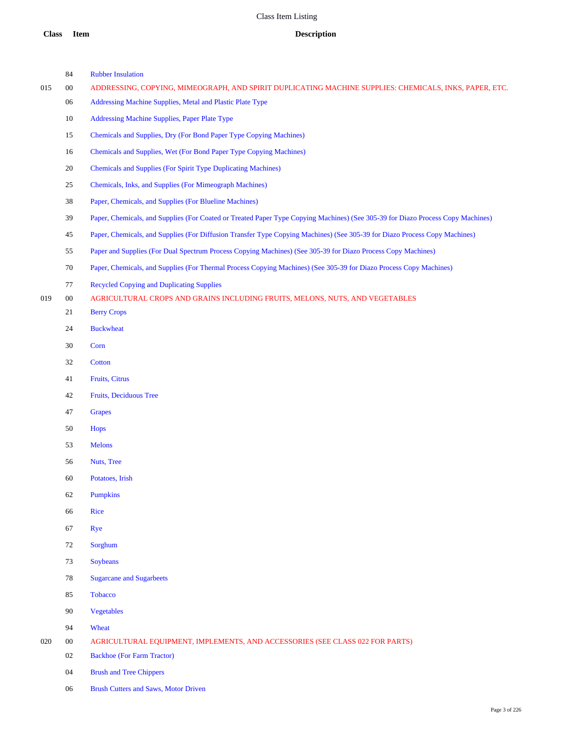# Class Item Listing

| Class | Item | Description |
|---|---|---|
| | 84 | Rubber Insulation |
| 015 | 00 | ADDRESSING, COPYING, MIMEOGRAPH, AND SPIRIT DUPLICATING MACHINE SUPPLIES: CHEMICALS, INKS, PAPER, ETC. |
| | 06 | Addressing Machine Supplies, Metal and Plastic Plate Type |
| | 10 | Addressing Machine Supplies, Paper Plate Type |
| | 15 | Chemicals and Supplies, Dry (For Bond Paper Type Copying Machines) |
| | 16 | Chemicals and Supplies, Wet (For Bond Paper Type Copying Machines) |
| | 20 | Chemicals and Supplies (For Spirit Type Duplicating Machines) |
| | 25 | Chemicals, Inks, and Supplies (For Mimeograph Machines) |
| | 38 | Paper, Chemicals, and Supplies (For Blueline Machines) |
| | 39 | Paper, Chemicals, and Supplies (For Coated or Treated Paper Type Copying Machines) (See 305-39 for Diazo Process Copy Machines) |
| | 45 | Paper, Chemicals, and Supplies (For Diffusion Transfer Type Copying Machines) (See 305-39 for Diazo Process Copy Machines) |
| | 55 | Paper and Supplies (For Dual Spectrum Process Copying Machines) (See 305-39 for Diazo Process Copy Machines) |
| | 70 | Paper, Chemicals, and Supplies (For Thermal Process Copying Machines) (See 305-39 for Diazo Process Copy Machines) |
| | 77 | Recycled Copying and Duplicating Supplies |
| 019 | 00 | AGRICULTURAL CROPS AND GRAINS INCLUDING FRUITS, MELONS, NUTS, AND VEGETABLES |
| | 21 | Berry Crops |
| | 24 | Buckwheat |
| | 30 | Corn |
| | 32 | Cotton |
| | 41 | Fruits, Citrus |
| | 42 | Fruits, Deciduous Tree |
| | 47 | Grapes |
| | 50 | Hops |
| | 53 | Melons |
| | 56 | Nuts, Tree |
| | 60 | Potatoes, Irish |
| | 62 | Pumpkins |
| | 66 | Rice |
| | 67 | Rye |
| | 72 | Sorghum |
| | 73 | Soybeans |
| | 78 | Sugarcane and Sugarbeets |
| | 85 | Tobacco |
| | 90 | Vegetables |
| | 94 | Wheat |
| 020 | 00 | AGRICULTURAL EQUIPMENT, IMPLEMENTS, AND ACCESSORIES (SEE CLASS 022 FOR PARTS) |
| | 02 | Backhoe (For Farm Tractor) |
| | 04 | Brush and Tree Chippers |
| | 06 | Brush Cutters and Saws, Motor Driven |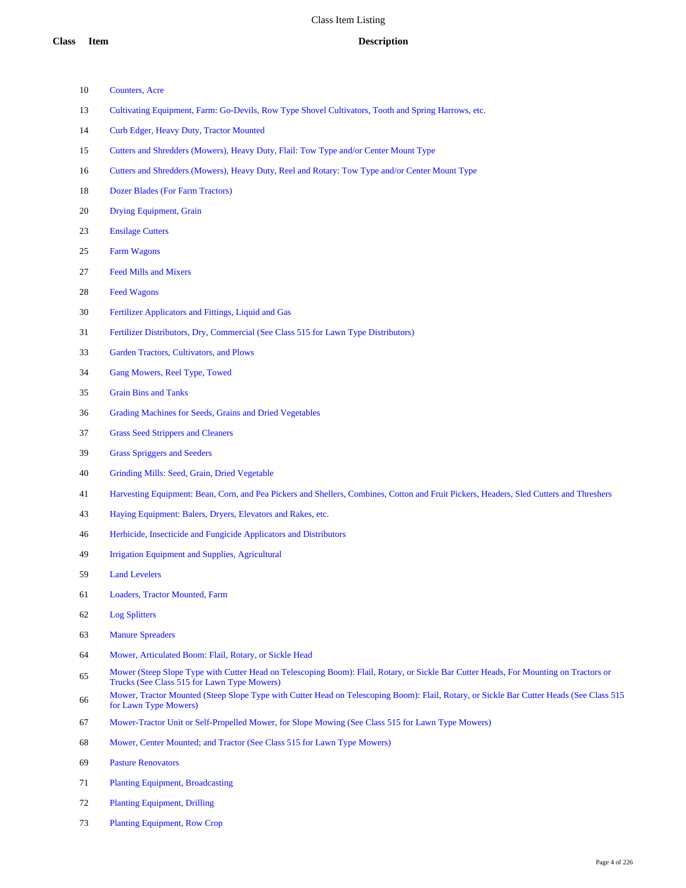| Class | Item | Description |
|---|---|---|
| 10 | | Counters, Acre |
| 13 | | Cultivating Equipment, Farm: Go-Devils, Row Type Shovel Cultivators, Tooth and Spring Harrows, etc. |
| 14 | | Curb Edger, Heavy Duty, Tractor Mounted |
| 15 | | Cutters and Shredders (Mowers), Heavy Duty, Flail: Tow Type and/or Center Mount Type |
| 16 | | Cutters and Shredders (Mowers), Heavy Duty, Reel and Rotary: Tow Type and/or Center Mount Type |
| 18 | | Dozer Blades (For Farm Tractors) |
| 20 | | Drying Equipment, Grain |
| 23 | | Ensilage Cutters |
| 25 | | Farm Wagons |
| 27 | | Feed Mills and Mixers |
| 28 | | Feed Wagons |
| 30 | | Fertilizer Applicators and Fittings, Liquid and Gas |
| 31 | | Fertilizer Distributors, Dry, Commercial (See Class 515 for Lawn Type Distributors) |
| 33 | | Garden Tractors, Cultivators, and Plows |
| 34 | | Gang Mowers, Reel Type, Towed |
| 35 | | Grain Bins and Tanks |
| 36 | | Grading Machines for Seeds, Grains and Dried Vegetables |
| 37 | | Grass Seed Strippers and Cleaners |
| 39 | | Grass Spriggers and Seeders |
| 40 | | Grinding Mills: Seed, Grain, Dried Vegetable |
| 41 | | Harvesting Equipment: Bean, Corn, and Pea Pickers and Shellers, Combines, Cotton and Fruit Pickers, Headers, Sled Cutters and Threshers |
| 43 | | Haying Equipment: Balers, Dryers, Elevators and Rakes, etc. |
| 46 | | Herbicide, Insecticide and Fungicide Applicators and Distributors |
| 49 | | Irrigation Equipment and Supplies, Agricultural |
| 59 | | Land Levelers |
| 61 | | Loaders, Tractor Mounted, Farm |
| 62 | | Log Splitters |
| 63 | | Manure Spreaders |
| 64 | | Mower, Articulated Boom: Flail, Rotary, or Sickle Head |
| 65 | | Mower (Steep Slope Type with Cutter Head on Telescoping Boom): Flail, Rotary, or Sickle Bar Cutter Heads, For Mounting on Tractors or Trucks (See Class 515 for Lawn Type Mowers) |
| 66 | | Mower, Tractor Mounted (Steep Slope Type with Cutter Head on Telescoping Boom): Flail, Rotary, or Sickle Bar Cutter Heads (See Class 515 for Lawn Type Mowers) |
| 67 | | Mower-Tractor Unit or Self-Propelled Mower, for Slope Mowing (See Class 515 for Lawn Type Mowers) |
| 68 | | Mower, Center Mounted; and Tractor (See Class 515 for Lawn Type Mowers) |
| 69 | | Pasture Renovators |
| 71 | | Planting Equipment, Broadcasting |
| 72 | | Planting Equipment, Drilling |
| 73 | | Planting Equipment, Row Crop |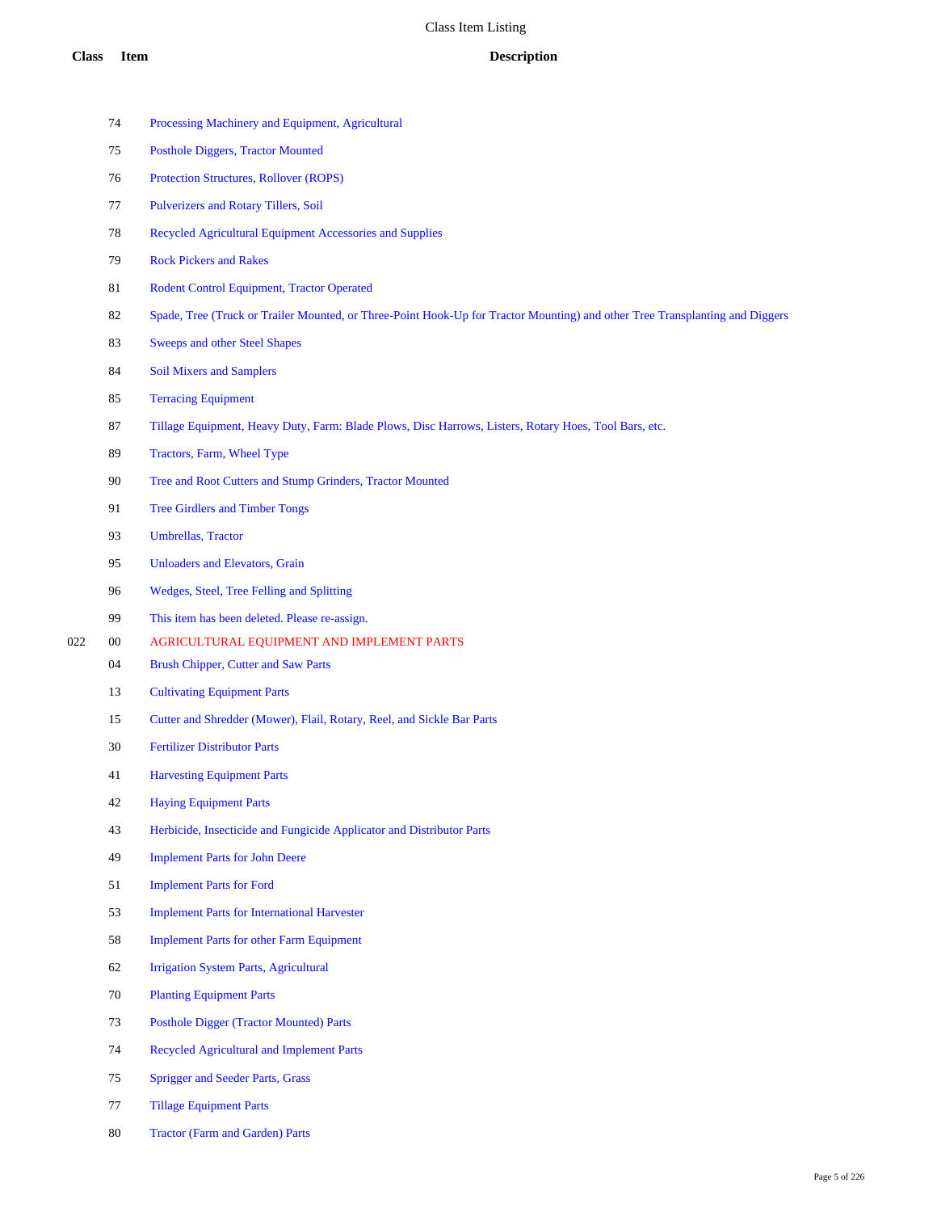| Class | Item | Description |
|---|---|---|
| | 74 | Processing Machinery and Equipment, Agricultural |
| | 75 | Posthole Diggers, Tractor Mounted |
| | 76 | Protection Structures, Rollover (ROPS) |
| | 77 | Pulverizers and Rotary Tillers, Soil |
| | 78 | Recycled Agricultural Equipment Accessories and Supplies |
| | 79 | Rock Pickers and Rakes |
| | 81 | Rodent Control Equipment, Tractor Operated |
| | 82 | Spade, Tree (Truck or Trailer Mounted, or Three-Point Hook-Up for Tractor Mounting) and other Tree Transplanting and Diggers |
| | 83 | Sweeps and other Steel Shapes |
| | 84 | Soil Mixers and Samplers |
| | 85 | Terracing Equipment |
| | 87 | Tillage Equipment, Heavy Duty, Farm: Blade Plows, Disc Harrows, Listers, Rotary Hoes, Tool Bars, etc. |
| | 89 | Tractors, Farm, Wheel Type |
| | 90 | Tree and Root Cutters and Stump Grinders, Tractor Mounted |
| | 91 | Tree Girdlers and Timber Tongs |
| | 93 | Umbrellas, Tractor |
| | 95 | Unloaders and Elevators, Grain |
| | 96 | Wedges, Steel, Tree Felling and Splitting |
| | 99 | This item has been deleted. Please re-assign. |
| 022 | 00 | AGRICULTURAL EQUIPMENT AND IMPLEMENT PARTS |
| | 04 | Brush Chipper, Cutter and Saw Parts |
| | 13 | Cultivating Equipment Parts |
| | 15 | Cutter and Shredder (Mower), Flail, Rotary, Reel, and Sickle Bar Parts |
| | 30 | Fertilizer Distributor Parts |
| | 41 | Harvesting Equipment Parts |
| | 42 | Haying Equipment Parts |
| | 43 | Herbicide, Insecticide and Fungicide Applicator and Distributor Parts |
| | 49 | Implement Parts for John Deere |
| | 51 | Implement Parts for Ford |
| | 53 | Implement Parts for International Harvester |
| | 58 | Implement Parts for other Farm Equipment |
| | 62 | Irrigation System Parts, Agricultural |
| | 70 | Planting Equipment Parts |
| | 73 | Posthole Digger (Tractor Mounted) Parts |
| | 74 | Recycled Agricultural and Implement Parts |
| | 75 | Sprigger and Seeder Parts, Grass |
| | 77 | Tillage Equipment Parts |
| | 80 | Tractor (Farm and Garden) Parts |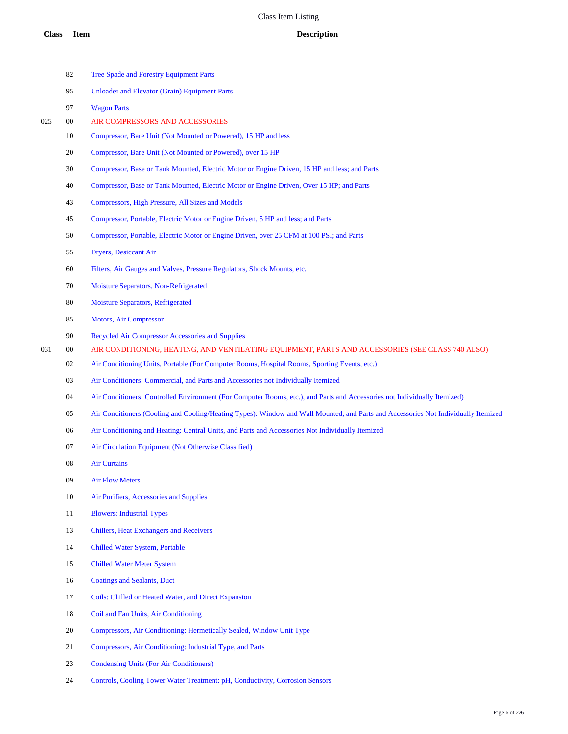# Class Item Listing

| Class | Item | Description |
| --- | --- | --- |
| | 82 | Tree Spade and Forestry Equipment Parts |
| | 95 | Unloader and Elevator (Grain) Equipment Parts |
| | 97 | Wagon Parts |
| 025 | 00 | AIR COMPRESSORS AND ACCESSORIES |
| | 10 | Compressor, Bare Unit (Not Mounted or Powered), 15 HP and less |
| | 20 | Compressor, Bare Unit (Not Mounted or Powered), over 15 HP |
| | 30 | Compressor, Base or Tank Mounted, Electric Motor or Engine Driven, 15 HP and less; and Parts |
| | 40 | Compressor, Base or Tank Mounted, Electric Motor or Engine Driven, Over 15 HP; and Parts |
| | 43 | Compressors, High Pressure, All Sizes and Models |
| | 45 | Compressor, Portable, Electric Motor or Engine Driven, 5 HP and less; and Parts |
| | 50 | Compressor, Portable, Electric Motor or Engine Driven, over 25 CFM at 100 PSI; and Parts |
| | 55 | Dryers, Desiccant Air |
| | 60 | Filters, Air Gauges and Valves, Pressure Regulators, Shock Mounts, etc. |
| | 70 | Moisture Separators, Non-Refrigerated |
| | 80 | Moisture Separators, Refrigerated |
| | 85 | Motors, Air Compressor |
| | 90 | Recycled Air Compressor Accessories and Supplies |
| 031 | 00 | AIR CONDITIONING, HEATING, AND VENTILATING EQUIPMENT, PARTS AND ACCESSORIES (SEE CLASS 740 ALSO) |
| | 02 | Air Conditioning Units, Portable (For Computer Rooms, Hospital Rooms, Sporting Events, etc.) |
| | 03 | Air Conditioners: Commercial, and Parts and Accessories not Individually Itemized |
| | 04 | Air Conditioners: Controlled Environment (For Computer Rooms, etc.), and Parts and Accessories not Individually Itemized) |
| | 05 | Air Conditioners (Cooling and Cooling/Heating Types): Window and Wall Mounted, and Parts and Accessories Not Individually Itemized |
| | 06 | Air Conditioning and Heating: Central Units, and Parts and Accessories Not Individually Itemized |
| | 07 | Air Circulation Equipment (Not Otherwise Classified) |
| | 08 | Air Curtains |
| | 09 | Air Flow Meters |
| | 10 | Air Purifiers, Accessories and Supplies |
| | 11 | Blowers: Industrial Types |
| | 13 | Chillers, Heat Exchangers and Receivers |
| | 14 | Chilled Water System, Portable |
| | 15 | Chilled Water Meter System |
| | 16 | Coatings and Sealants, Duct |
| | 17 | Coils: Chilled or Heated Water, and Direct Expansion |
| | 18 | Coil and Fan Units, Air Conditioning |
| | 20 | Compressors, Air Conditioning: Hermetically Sealed, Window Unit Type |
| | 21 | Compressors, Air Conditioning: Industrial Type, and Parts |
| | 23 | Condensing Units (For Air Conditioners) |
| | 24 | Controls, Cooling Tower Water Treatment: pH, Conductivity, Corrosion Sensors |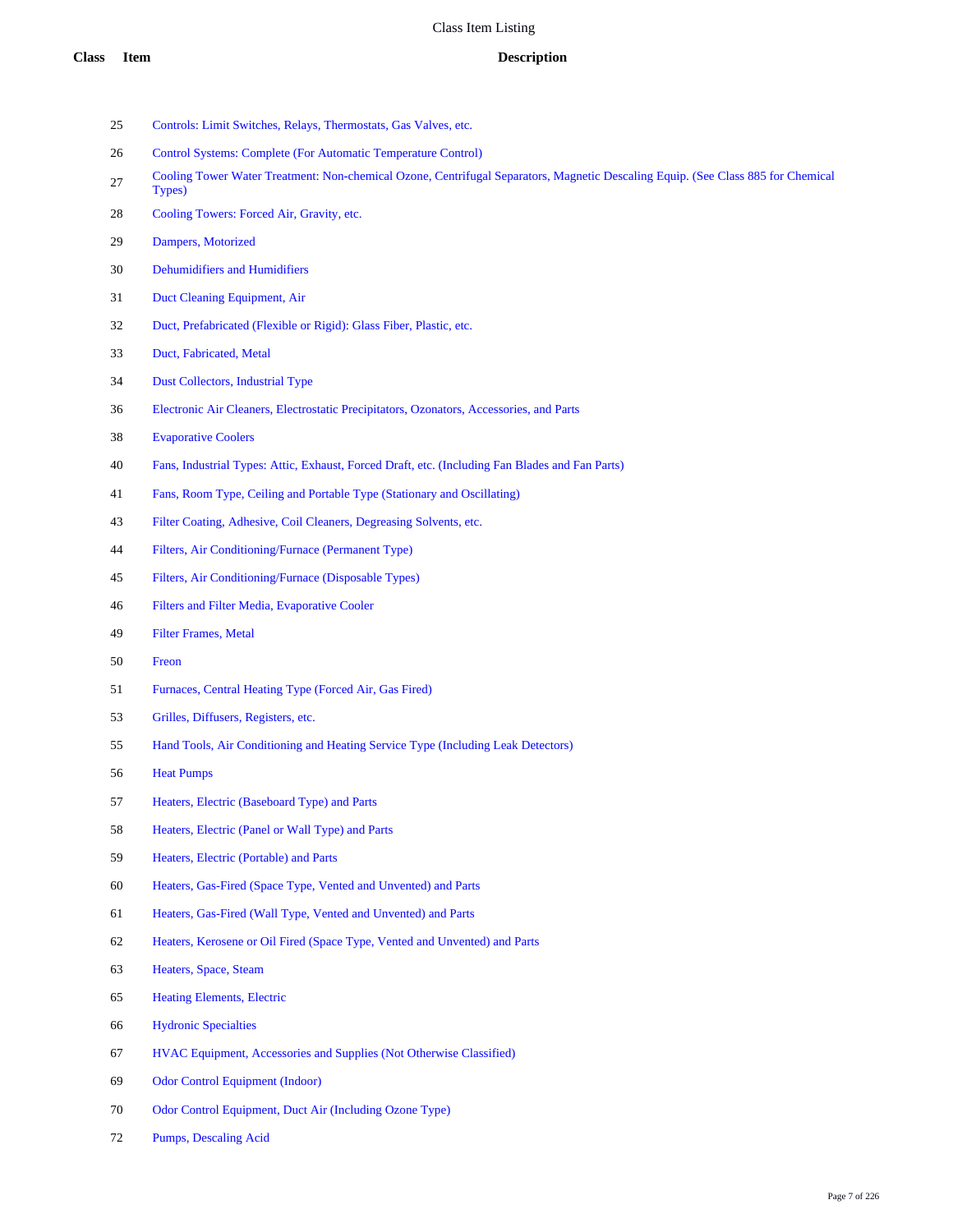# Class Item Listing

| Class | Item | Description |
|---|---|---|
| | 25 | Controls: Limit Switches, Relays, Thermostats, Gas Valves, etc. |
| | 26 | Control Systems: Complete (For Automatic Temperature Control) |
| | 27 | Cooling Tower Water Treatment: Non-chemical Ozone, Centrifugal Separators, Magnetic Descaling Equip. (See Class 885 for Chemical Types) |
| | 28 | Cooling Towers: Forced Air, Gravity, etc. |
| | 29 | Dampers, Motorized |
| | 30 | Dehumidifiers and Humidifiers |
| | 31 | Duct Cleaning Equipment, Air |
| | 32 | Duct, Prefabricated (Flexible or Rigid): Glass Fiber, Plastic, etc. |
| | 33 | Duct, Fabricated, Metal |
| | 34 | Dust Collectors, Industrial Type |
| | 36 | Electronic Air Cleaners, Electrostatic Precipitators, Ozonators, Accessories, and Parts |
| | 38 | Evaporative Coolers |
| | 40 | Fans, Industrial Types: Attic, Exhaust, Forced Draft, etc. (Including Fan Blades and Fan Parts) |
| | 41 | Fans, Room Type, Ceiling and Portable Type (Stationary and Oscillating) |
| | 43 | Filter Coating, Adhesive, Coil Cleaners, Degreasing Solvents, etc. |
| | 44 | Filters, Air Conditioning/Furnace (Permanent Type) |
| | 45 | Filters, Air Conditioning/Furnace (Disposable Types) |
| | 46 | Filters and Filter Media, Evaporative Cooler |
| | 49 | Filter Frames, Metal |
| | 50 | Freon |
| | 51 | Furnaces, Central Heating Type (Forced Air, Gas Fired) |
| | 53 | Grilles, Diffusers, Registers, etc. |
| | 55 | Hand Tools, Air Conditioning and Heating Service Type (Including Leak Detectors) |
| | 56 | Heat Pumps |
| | 57 | Heaters, Electric (Baseboard Type) and Parts |
| | 58 | Heaters, Electric (Panel or Wall Type) and Parts |
| | 59 | Heaters, Electric (Portable) and Parts |
| | 60 | Heaters, Gas-Fired (Space Type, Vented and Unvented) and Parts |
| | 61 | Heaters, Gas-Fired (Wall Type, Vented and Unvented) and Parts |
| | 62 | Heaters, Kerosene or Oil Fired (Space Type, Vented and Unvented) and Parts |
| | 63 | Heaters, Space, Steam |
| | 65 | Heating Elements, Electric |
| | 66 | Hydronic Specialties |
| | 67 | HVAC Equipment, Accessories and Supplies (Not Otherwise Classified) |
| | 69 | Odor Control Equipment (Indoor) |
| | 70 | Odor Control Equipment, Duct Air (Including Ozone Type) |
| | 72 | Pumps, Descaling Acid |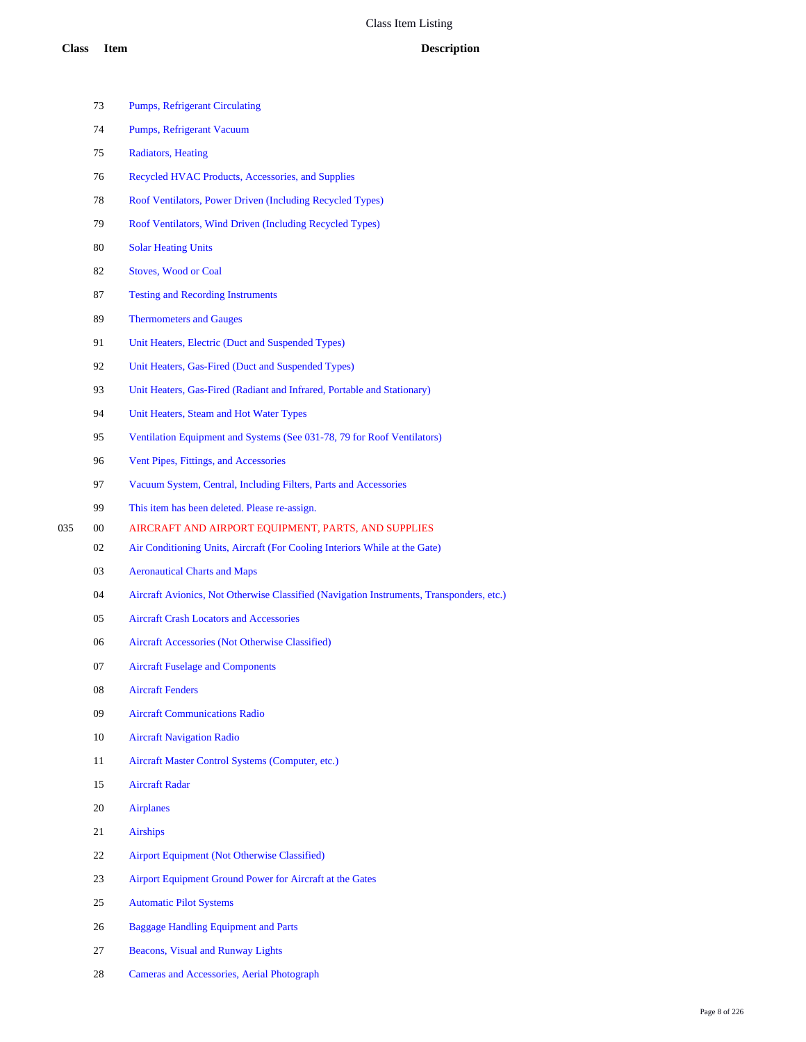# Class Item Listing

| Class | Item | Description |
|---|---|---|
| | 73 | Pumps, Refrigerant Circulating |
| | 74 | Pumps, Refrigerant Vacuum |
| | 75 | Radiators, Heating |
| | 76 | Recycled HVAC Products, Accessories, and Supplies |
| | 78 | Roof Ventilators, Power Driven (Including Recycled Types) |
| | 79 | Roof Ventilators, Wind Driven (Including Recycled Types) |
| | 80 | Solar Heating Units |
| | 82 | Stoves, Wood or Coal |
| | 87 | Testing and Recording Instruments |
| | 89 | Thermometers and Gauges |
| | 91 | Unit Heaters, Electric (Duct and Suspended Types) |
| | 92 | Unit Heaters, Gas-Fired (Duct and Suspended Types) |
| | 93 | Unit Heaters, Gas-Fired (Radiant and Infrared, Portable and Stationary) |
| | 94 | Unit Heaters, Steam and Hot Water Types |
| | 95 | Ventilation Equipment and Systems (See 031-78, 79 for Roof Ventilators) |
| | 96 | Vent Pipes, Fittings, and Accessories |
| | 97 | Vacuum System, Central, Including Filters, Parts and Accessories |
| | 99 | This item has been deleted. Please re-assign. |
| 035 | 00 | AIRCRAFT AND AIRPORT EQUIPMENT, PARTS, AND SUPPLIES |
| | 02 | Air Conditioning Units, Aircraft (For Cooling Interiors While at the Gate) |
| | 03 | Aeronautical Charts and Maps |
| | 04 | Aircraft Avionics, Not Otherwise Classified (Navigation Instruments, Transponders, etc.) |
| | 05 | Aircraft Crash Locators and Accessories |
| | 06 | Aircraft Accessories (Not Otherwise Classified) |
| | 07 | Aircraft Fuselage and Components |
| | 08 | Aircraft Fenders |
| | 09 | Aircraft Communications Radio |
| | 10 | Aircraft Navigation Radio |
| | 11 | Aircraft Master Control Systems (Computer, etc.) |
| | 15 | Aircraft Radar |
| | 20 | Airplanes |
| | 21 | Airships |
| | 22 | Airport Equipment (Not Otherwise Classified) |
| | 23 | Airport Equipment Ground Power for Aircraft at the Gates |
| | 25 | Automatic Pilot Systems |
| | 26 | Baggage Handling Equipment and Parts |
| | 27 | Beacons, Visual and Runway Lights |
| | 28 | Cameras and Accessories, Aerial Photograph |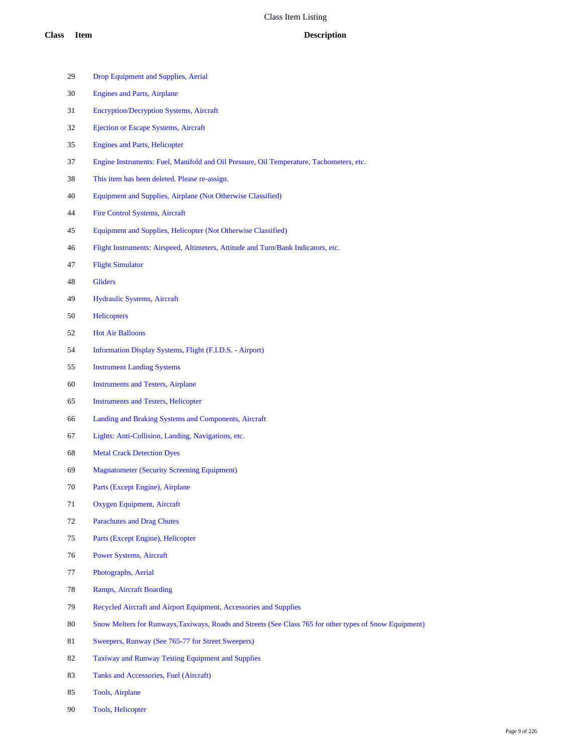# Class Item Listing

| Class | Item | Description |
|---|---|---|
| | 29 | Drop Equipment and Supplies, Aerial |
| | 30 | Engines and Parts, Airplane |
| | 31 | Encryption/Decryption Systems, Aircraft |
| | 32 | Ejection or Escape Systems, Aircraft |
| | 35 | Engines and Parts, Helicopter |
| | 37 | Engine Instruments: Fuel, Manifold and Oil Pressure, Oil Temperature, Tachometers, etc. |
| | 38 | This item has been deleted. Please re-assign. |
| | 40 | Equipment and Supplies, Airplane (Not Otherwise Classified) |
| | 44 | Fire Control Systems, Aircraft |
| | 45 | Equipment and Supplies, Helicopter (Not Otherwise Classified) |
| | 46 | Flight Instruments: Airspeed, Altimeters, Attitude and Turn/Bank Indicators, etc. |
| | 47 | Flight Simulator |
| | 48 | Gliders |
| | 49 | Hydraulic Systems, Aircraft |
| | 50 | Helicopters |
| | 52 | Hot Air Balloons |
| | 54 | Information Display Systems, Flight (F.I.D.S. - Airport) |
| | 55 | Instrument Landing Systems |
| | 60 | Instruments and Testers, Airplane |
| | 65 | Instruments and Testers, Helicopter |
| | 66 | Landing and Braking Systems and Components, Aircraft |
| | 67 | Lights: Anti-Collision, Landing, Navigations, etc. |
| | 68 | Metal Crack Detection Dyes |
| | 69 | Magnatometer (Security Screening Equipment) |
| | 70 | Parts (Except Engine), Airplane |
| | 71 | Oxygen Equipment, Aircraft |
| | 72 | Parachutes and Drag Chutes |
| | 75 | Parts (Except Engine), Helicopter |
| | 76 | Power Systems, Aircraft |
| | 77 | Photographs, Aerial |
| | 78 | Ramps, Aircraft Boarding |
| | 79 | Recycled Aircraft and Airport Equipment, Accessories and Supplies |
| | 80 | Snow Melters for Runways,Taxiways, Roads and Streets (See Class 765 for other types of Snow Equipment) |
| | 81 | Sweepers, Runway (See 765-77 for Street Sweepers) |
| | 82 | Taxiway and Runway Testing Equipment and Supplies |
| | 83 | Tanks and Accessories, Fuel (Aircraft) |
| | 85 | Tools, Airplane |
| | 90 | Tools, Helicopter |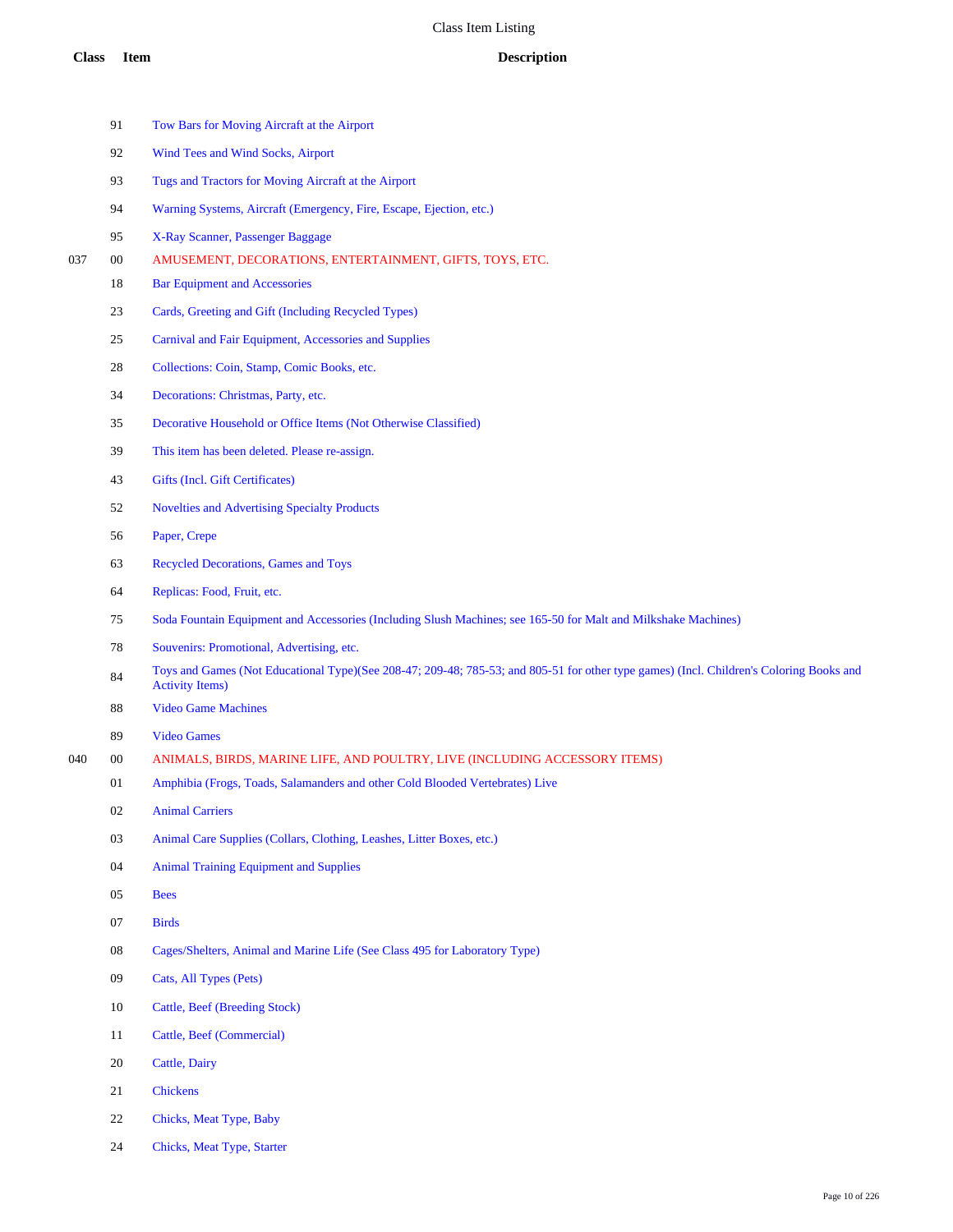# Class Item Listing

| Class | Item | Description |
|---|---|---|
| | 91 | Tow Bars for Moving Aircraft at the Airport |
| | 92 | Wind Tees and Wind Socks, Airport |
| | 93 | Tugs and Tractors for Moving Aircraft at the Airport |
| | 94 | Warning Systems, Aircraft (Emergency, Fire, Escape, Ejection, etc.) |
| | 95 | X-Ray Scanner, Passenger Baggage |
| 037 | 00 | AMUSEMENT, DECORATIONS, ENTERTAINMENT, GIFTS, TOYS, ETC. |
| | 18 | Bar Equipment and Accessories |
| | 23 | Cards, Greeting and Gift (Including Recycled Types) |
| | 25 | Carnival and Fair Equipment, Accessories and Supplies |
| | 28 | Collections: Coin, Stamp, Comic Books, etc. |
| | 34 | Decorations: Christmas, Party, etc. |
| | 35 | Decorative Household or Office Items (Not Otherwise Classified) |
| | 39 | This item has been deleted. Please re-assign. |
| | 43 | Gifts (Incl. Gift Certificates) |
| | 52 | Novelties and Advertising Specialty Products |
| | 56 | Paper, Crepe |
| | 63 | Recycled Decorations, Games and Toys |
| | 64 | Replicas: Food, Fruit, etc. |
| | 75 | Soda Fountain Equipment and Accessories (Including Slush Machines; see 165-50 for Malt and Milkshake Machines) |
| | 78 | Souvenirs: Promotional, Advertising, etc. |
| | 84 | Toys and Games (Not Educational Type)(See 208-47; 209-48; 785-53; and 805-51 for other type games) (Incl. Children's Coloring Books and Activity Items) |
| | 88 | Video Game Machines |
| | 89 | Video Games |
| 040 | 00 | ANIMALS, BIRDS, MARINE LIFE, AND POULTRY, LIVE (INCLUDING ACCESSORY ITEMS) |
| | 01 | Amphibia (Frogs, Toads, Salamanders and other Cold Blooded Vertebrates) Live |
| | 02 | Animal Carriers |
| | 03 | Animal Care Supplies (Collars, Clothing, Leashes, Litter Boxes, etc.) |
| | 04 | Animal Training Equipment and Supplies |
| | 05 | Bees |
| | 07 | Birds |
| | 08 | Cages/Shelters, Animal and Marine Life (See Class 495 for Laboratory Type) |
| | 09 | Cats, All Types (Pets) |
| | 10 | Cattle, Beef (Breeding Stock) |
| | 11 | Cattle, Beef (Commercial) |
| | 20 | Cattle, Dairy |
| | 21 | Chickens |
| | 22 | Chicks, Meat Type, Baby |
| | 24 | Chicks, Meat Type, Starter |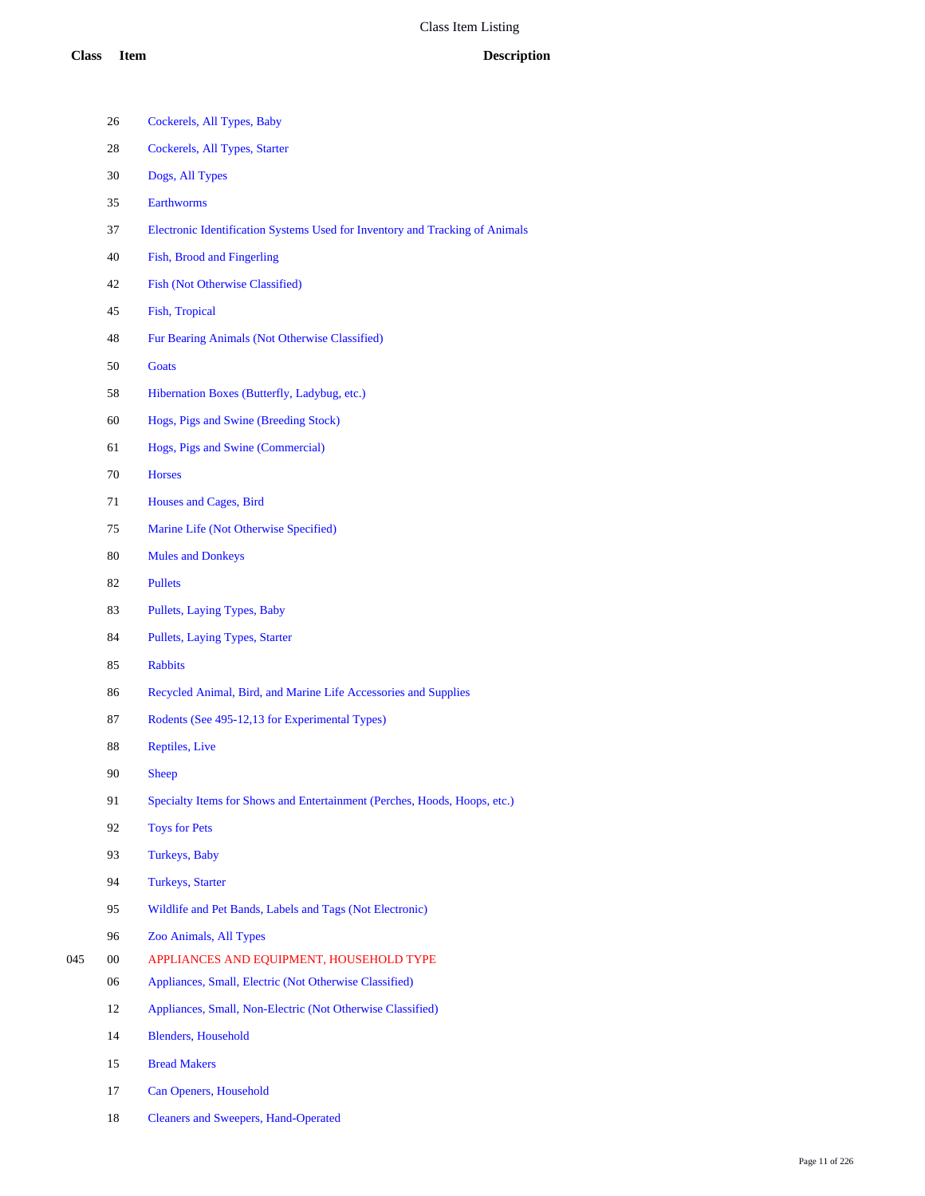# Class Item Listing

| Class | Item | Description |
|---|---|---|
| | 26 | Cockerels, All Types, Baby |
| | 28 | Cockerels, All Types, Starter |
| | 30 | Dogs, All Types |
| | 35 | Earthworms |
| | 37 | Electronic Identification Systems Used for Inventory and Tracking of Animals |
| | 40 | Fish, Brood and Fingerling |
| | 42 | Fish (Not Otherwise Classified) |
| | 45 | Fish, Tropical |
| | 48 | Fur Bearing Animals (Not Otherwise Classified) |
| | 50 | Goats |
| | 58 | Hibernation Boxes (Butterfly, Ladybug, etc.) |
| | 60 | Hogs, Pigs and Swine (Breeding Stock) |
| | 61 | Hogs, Pigs and Swine (Commercial) |
| | 70 | Horses |
| | 71 | Houses and Cages, Bird |
| | 75 | Marine Life (Not Otherwise Specified) |
| | 80 | Mules and Donkeys |
| | 82 | Pullets |
| | 83 | Pullets, Laying Types, Baby |
| | 84 | Pullets, Laying Types, Starter |
| | 85 | Rabbits |
| | 86 | Recycled Animal, Bird, and Marine Life Accessories and Supplies |
| | 87 | Rodents (See 495-12,13 for Experimental Types) |
| | 88 | Reptiles, Live |
| | 90 | Sheep |
| | 91 | Specialty Items for Shows and Entertainment (Perches, Hoods, Hoops, etc.) |
| | 92 | Toys for Pets |
| | 93 | Turkeys, Baby |
| | 94 | Turkeys, Starter |
| | 95 | Wildlife and Pet Bands, Labels and Tags (Not Electronic) |
| | 96 | Zoo Animals, All Types |
| 045 | 00 | APPLIANCES AND EQUIPMENT, HOUSEHOLD TYPE |
| | 06 | Appliances, Small, Electric (Not Otherwise Classified) |
| | 12 | Appliances, Small, Non-Electric (Not Otherwise Classified) |
| | 14 | Blenders, Household |
| | 15 | Bread Makers |
| | 17 | Can Openers, Household |
| | 18 | Cleaners and Sweepers, Hand-Operated |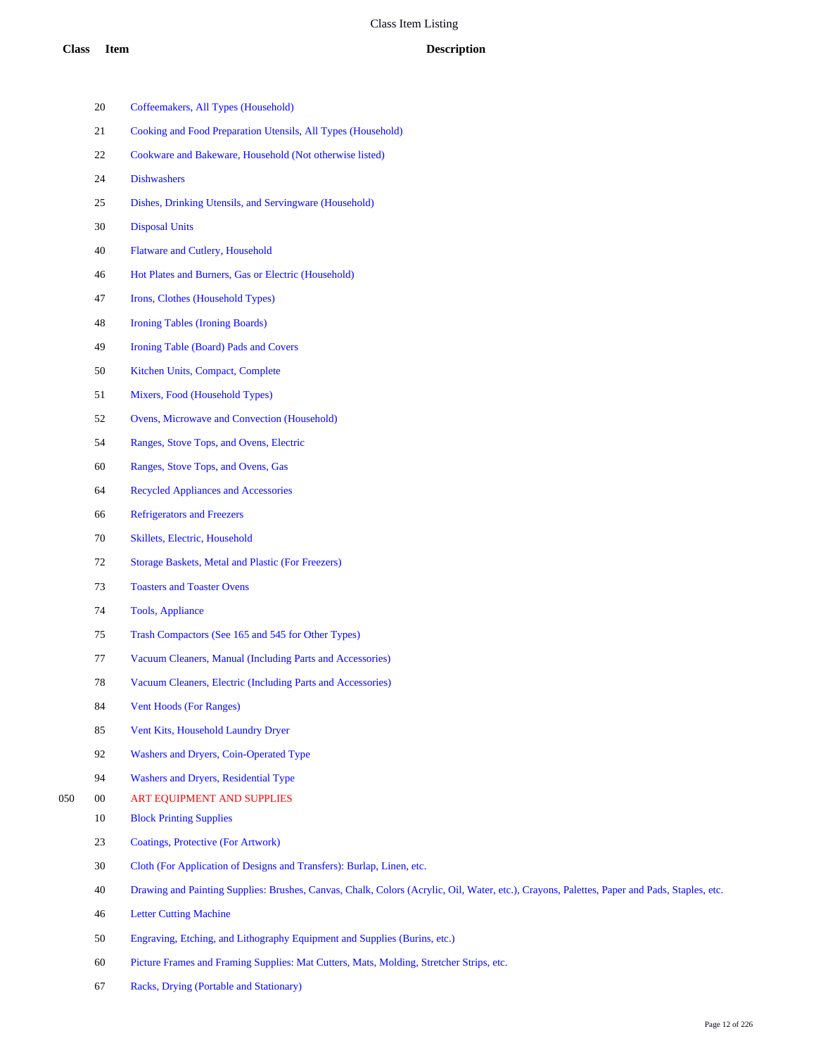# Class Item Listing

| Class | Item | Description |
|---|---|---|
| | 20 | Coffeemakers, All Types (Household) |
| | 21 | Cooking and Food Preparation Utensils, All Types (Household) |
| | 22 | Cookware and Bakeware, Household (Not otherwise listed) |
| | 24 | Dishwashers |
| | 25 | Dishes, Drinking Utensils, and Servingware (Household) |
| | 30 | Disposal Units |
| | 40 | Flatware and Cutlery, Household |
| | 46 | Hot Plates and Burners, Gas or Electric (Household) |
| | 47 | Irons, Clothes (Household Types) |
| | 48 | Ironing Tables (Ironing Boards) |
| | 49 | Ironing Table (Board) Pads and Covers |
| | 50 | Kitchen Units, Compact, Complete |
| | 51 | Mixers, Food (Household Types) |
| | 52 | Ovens, Microwave and Convection (Household) |
| | 54 | Ranges, Stove Tops, and Ovens, Electric |
| | 60 | Ranges, Stove Tops, and Ovens, Gas |
| | 64 | Recycled Appliances and Accessories |
| | 66 | Refrigerators and Freezers |
| | 70 | Skillets, Electric, Household |
| | 72 | Storage Baskets, Metal and Plastic (For Freezers) |
| | 73 | Toasters and Toaster Ovens |
| | 74 | Tools, Appliance |
| | 75 | Trash Compactors (See 165 and 545 for Other Types) |
| | 77 | Vacuum Cleaners, Manual (Including Parts and Accessories) |
| | 78 | Vacuum Cleaners, Electric (Including Parts and Accessories) |
| | 84 | Vent Hoods (For Ranges) |
| | 85 | Vent Kits, Household Laundry Dryer |
| | 92 | Washers and Dryers, Coin-Operated Type |
| | 94 | Washers and Dryers, Residential Type |
| 050 | 00 | ART EQUIPMENT AND SUPPLIES |
| | 10 | Block Printing Supplies |
| | 23 | Coatings, Protective (For Artwork) |
| | 30 | Cloth (For Application of Designs and Transfers): Burlap, Linen, etc. |
| | 40 | Drawing and Painting Supplies: Brushes, Canvas, Chalk, Colors (Acrylic, Oil, Water, etc.), Crayons, Palettes, Paper and Pads, Staples, etc. |
| | 46 | Letter Cutting Machine |
| | 50 | Engraving, Etching, and Lithography Equipment and Supplies (Burins, etc.) |
| | 60 | Picture Frames and Framing Supplies: Mat Cutters, Mats, Molding, Stretcher Strips, etc. |
| | 67 | Racks, Drying (Portable and Stationary) |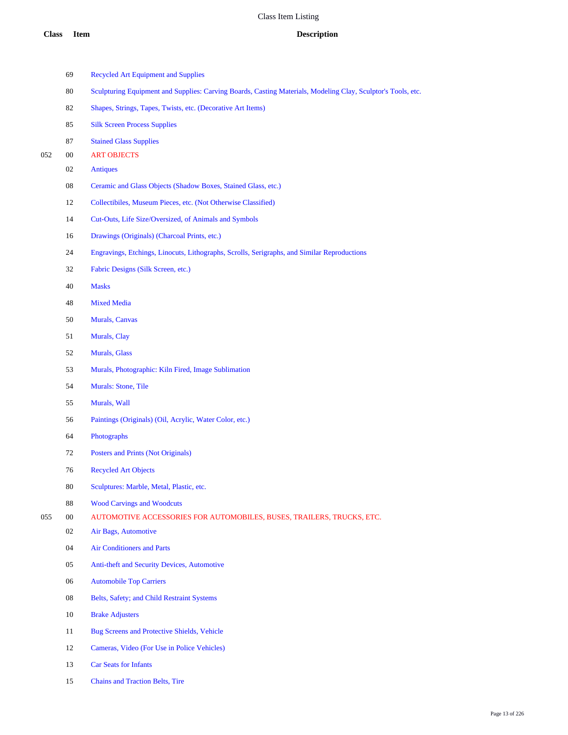# Class Item Listing

| Class | Item | Description |
|---|---|---|
| | 69 | Recycled Art Equipment and Supplies |
| | 80 | Sculpturing Equipment and Supplies: Carving Boards, Casting Materials, Modeling Clay, Sculptor's Tools, etc. |
| | 82 | Shapes, Strings, Tapes, Twists, etc. (Decorative Art Items) |
| | 85 | Silk Screen Process Supplies |
| | 87 | Stained Glass Supplies |
| 052 | 00 | ART OBJECTS |
| | 02 | Antiques |
| | 08 | Ceramic and Glass Objects (Shadow Boxes, Stained Glass, etc.) |
| | 12 | Collectibiles, Museum Pieces, etc. (Not Otherwise Classified) |
| | 14 | Cut-Outs, Life Size/Oversized, of Animals and Symbols |
| | 16 | Drawings (Originals) (Charcoal Prints, etc.) |
| | 24 | Engravings, Etchings, Linocuts, Lithographs, Scrolls, Serigraphs, and Similar Reproductions |
| | 32 | Fabric Designs (Silk Screen, etc.) |
| | 40 | Masks |
| | 48 | Mixed Media |
| | 50 | Murals, Canvas |
| | 51 | Murals, Clay |
| | 52 | Murals, Glass |
| | 53 | Murals, Photographic: Kiln Fired, Image Sublimation |
| | 54 | Murals: Stone, Tile |
| | 55 | Murals, Wall |
| | 56 | Paintings (Originals) (Oil, Acrylic, Water Color, etc.) |
| | 64 | Photographs |
| | 72 | Posters and Prints (Not Originals) |
| | 76 | Recycled Art Objects |
| | 80 | Sculptures: Marble, Metal, Plastic, etc. |
| | 88 | Wood Carvings and Woodcuts |
| 055 | 00 | AUTOMOTIVE ACCESSORIES FOR AUTOMOBILES, BUSES, TRAILERS, TRUCKS, ETC. |
| | 02 | Air Bags, Automotive |
| | 04 | Air Conditioners and Parts |
| | 05 | Anti-theft and Security Devices, Automotive |
| | 06 | Automobile Top Carriers |
| | 08 | Belts, Safety; and Child Restraint Systems |
| | 10 | Brake Adjusters |
| | 11 | Bug Screens and Protective Shields, Vehicle |
| | 12 | Cameras, Video (For Use in Police Vehicles) |
| | 13 | Car Seats for Infants |
| | 15 | Chains and Traction Belts, Tire |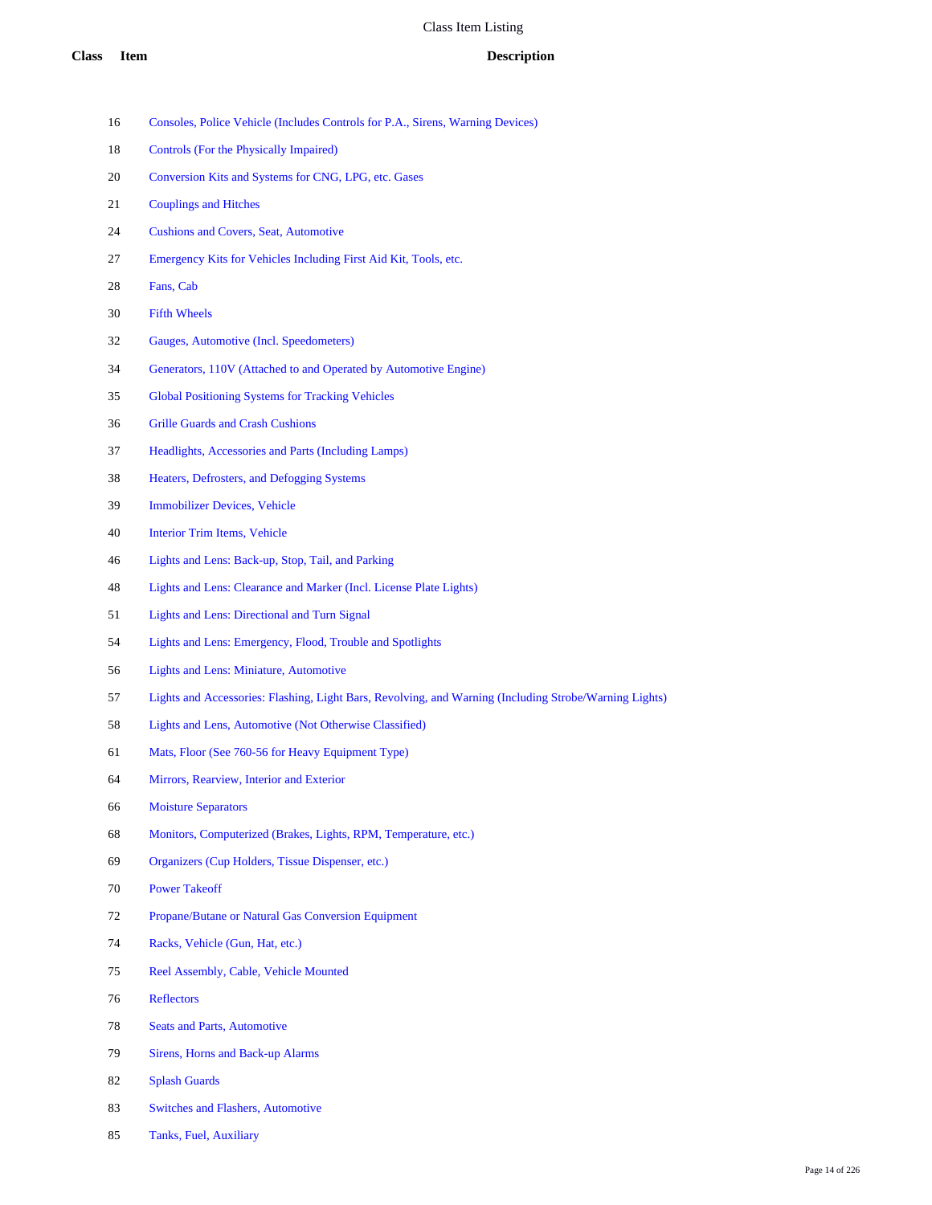# Class Item Listing

| Class | Item | Description |
|---|---|---|
| | 16 | Consoles, Police Vehicle (Includes Controls for P.A., Sirens, Warning Devices) |
| | 18 | Controls (For the Physically Impaired) |
| | 20 | Conversion Kits and Systems for CNG, LPG, etc. Gases |
| | 21 | Couplings and Hitches |
| | 24 | Cushions and Covers, Seat, Automotive |
| | 27 | Emergency Kits for Vehicles Including First Aid Kit, Tools, etc. |
| | 28 | Fans, Cab |
| | 30 | Fifth Wheels |
| | 32 | Gauges, Automotive (Incl. Speedometers) |
| | 34 | Generators, 110V (Attached to and Operated by Automotive Engine) |
| | 35 | Global Positioning Systems for Tracking Vehicles |
| | 36 | Grille Guards and Crash Cushions |
| | 37 | Headlights, Accessories and Parts (Including Lamps) |
| | 38 | Heaters, Defrosters, and Defogging Systems |
| | 39 | Immobilizer Devices, Vehicle |
| | 40 | Interior Trim Items, Vehicle |
| | 46 | Lights and Lens: Back-up, Stop, Tail, and Parking |
| | 48 | Lights and Lens: Clearance and Marker (Incl. License Plate Lights) |
| | 51 | Lights and Lens: Directional and Turn Signal |
| | 54 | Lights and Lens: Emergency, Flood, Trouble and Spotlights |
| | 56 | Lights and Lens: Miniature, Automotive |
| | 57 | Lights and Accessories: Flashing, Light Bars, Revolving, and Warning (Including Strobe/Warning Lights) |
| | 58 | Lights and Lens, Automotive (Not Otherwise Classified) |
| | 61 | Mats, Floor (See 760-56 for Heavy Equipment Type) |
| | 64 | Mirrors, Rearview, Interior and Exterior |
| | 66 | Moisture Separators |
| | 68 | Monitors, Computerized (Brakes, Lights, RPM, Temperature, etc.) |
| | 69 | Organizers (Cup Holders, Tissue Dispenser, etc.) |
| | 70 | Power Takeoff |
| | 72 | Propane/Butane or Natural Gas Conversion Equipment |
| | 74 | Racks, Vehicle (Gun, Hat, etc.) |
| | 75 | Reel Assembly, Cable, Vehicle Mounted |
| | 76 | Reflectors |
| | 78 | Seats and Parts, Automotive |
| | 79 | Sirens, Horns and Back-up Alarms |
| | 82 | Splash Guards |
| | 83 | Switches and Flashers, Automotive |
| | 85 | Tanks, Fuel, Auxiliary |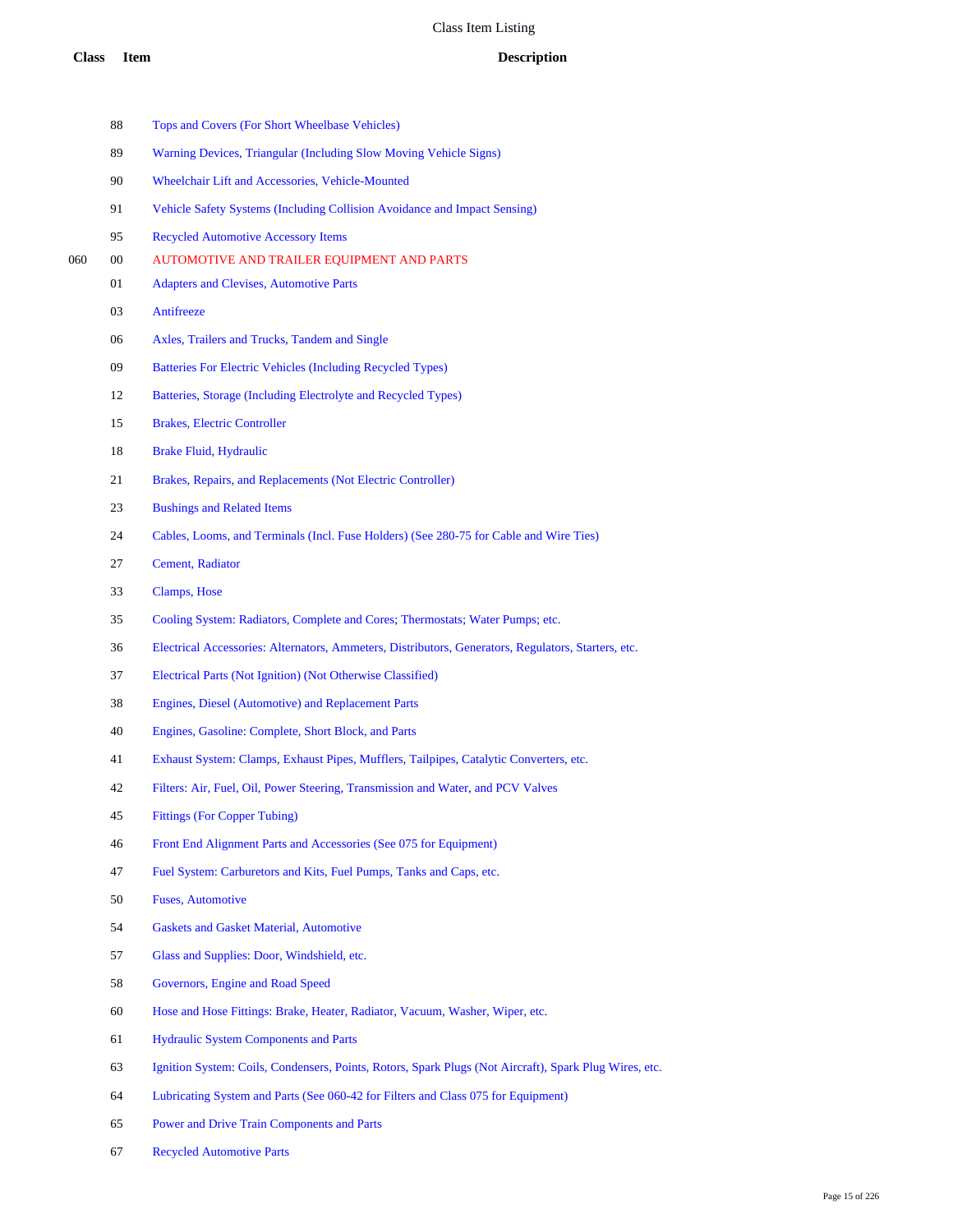| Class | Item | Description |
| --- | --- | --- |
| | 88 | Tops and Covers (For Short Wheelbase Vehicles) |
| | 89 | Warning Devices, Triangular (Including Slow Moving Vehicle Signs) |
| | 90 | Wheelchair Lift and Accessories, Vehicle-Mounted |
| | 91 | Vehicle Safety Systems (Including Collision Avoidance and Impact Sensing) |
| | 95 | Recycled Automotive Accessory Items |
| 060 | 00 | AUTOMOTIVE AND TRAILER EQUIPMENT AND PARTS |
| | 01 | Adapters and Clevises, Automotive Parts |
| | 03 | Antifreeze |
| | 06 | Axles, Trailers and Trucks, Tandem and Single |
| | 09 | Batteries For Electric Vehicles (Including Recycled Types) |
| | 12 | Batteries, Storage (Including Electrolyte and Recycled Types) |
| | 15 | Brakes, Electric Controller |
| | 18 | Brake Fluid, Hydraulic |
| | 21 | Brakes, Repairs, and Replacements (Not Electric Controller) |
| | 23 | Bushings and Related Items |
| | 24 | Cables, Looms, and Terminals (Incl. Fuse Holders) (See 280-75 for Cable and Wire Ties) |
| | 27 | Cement, Radiator |
| | 33 | Clamps, Hose |
| | 35 | Cooling System: Radiators, Complete and Cores; Thermostats; Water Pumps; etc. |
| | 36 | Electrical Accessories: Alternators, Ammeters, Distributors, Generators, Regulators, Starters, etc. |
| | 37 | Electrical Parts (Not Ignition) (Not Otherwise Classified) |
| | 38 | Engines, Diesel (Automotive) and Replacement Parts |
| | 40 | Engines, Gasoline: Complete, Short Block, and Parts |
| | 41 | Exhaust System: Clamps, Exhaust Pipes, Mufflers, Tailpipes, Catalytic Converters, etc. |
| | 42 | Filters: Air, Fuel, Oil, Power Steering, Transmission and Water, and PCV Valves |
| | 45 | Fittings (For Copper Tubing) |
| | 46 | Front End Alignment Parts and Accessories (See 075 for Equipment) |
| | 47 | Fuel System: Carburetors and Kits, Fuel Pumps, Tanks and Caps, etc. |
| | 50 | Fuses, Automotive |
| | 54 | Gaskets and Gasket Material, Automotive |
| | 57 | Glass and Supplies: Door, Windshield, etc. |
| | 58 | Governors, Engine and Road Speed |
| | 60 | Hose and Hose Fittings: Brake, Heater, Radiator, Vacuum, Washer, Wiper, etc. |
| | 61 | Hydraulic System Components and Parts |
| | 63 | Ignition System: Coils, Condensers, Points, Rotors, Spark Plugs (Not Aircraft), Spark Plug Wires, etc. |
| | 64 | Lubricating System and Parts (See 060-42 for Filters and Class 075 for Equipment) |
| | 65 | Power and Drive Train Components and Parts |
| | 67 | Recycled Automotive Parts |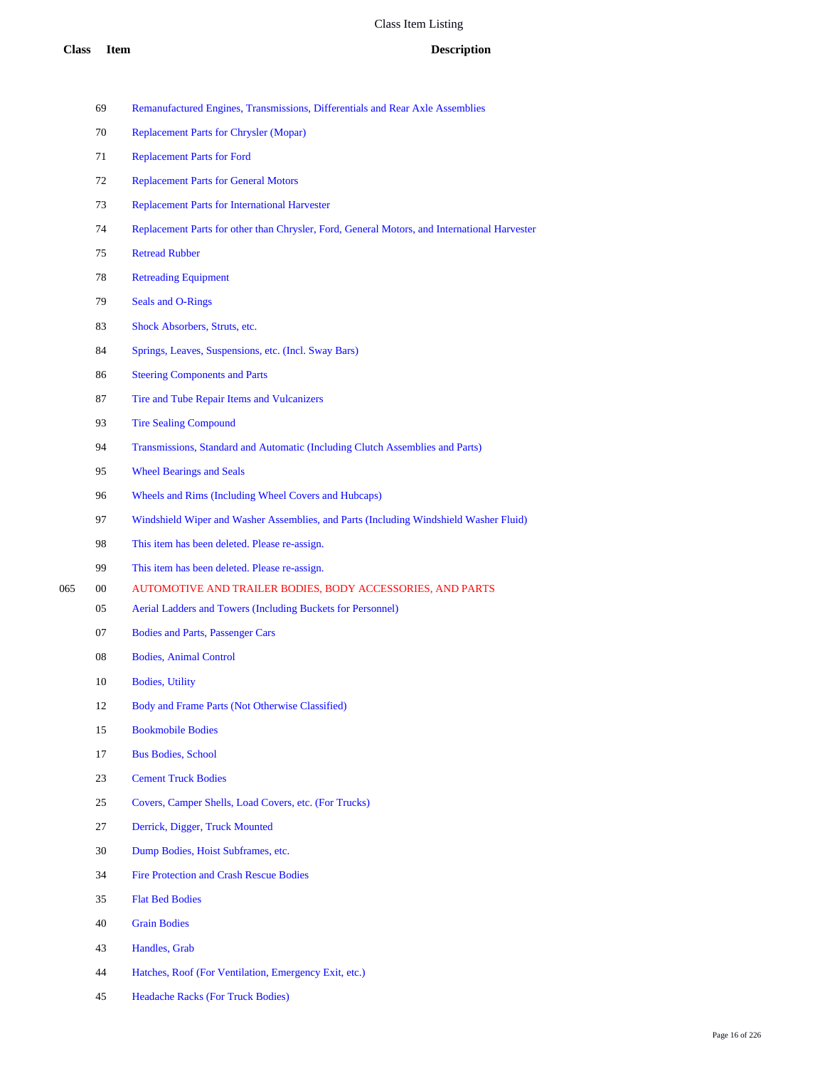# Class Item Listing

| Class | Item | Description |
|---|---|---|
| | 69 | Remanufactured Engines, Transmissions, Differentials and Rear Axle Assemblies |
| | 70 | Replacement Parts for Chrysler (Mopar) |
| | 71 | Replacement Parts for Ford |
| | 72 | Replacement Parts for General Motors |
| | 73 | Replacement Parts for International Harvester |
| | 74 | Replacement Parts for other than Chrysler, Ford, General Motors, and International Harvester |
| | 75 | Retread Rubber |
| | 78 | Retreading Equipment |
| | 79 | Seals and O-Rings |
| | 83 | Shock Absorbers, Struts, etc. |
| | 84 | Springs, Leaves, Suspensions, etc. (Incl. Sway Bars) |
| | 86 | Steering Components and Parts |
| | 87 | Tire and Tube Repair Items and Vulcanizers |
| | 93 | Tire Sealing Compound |
| | 94 | Transmissions, Standard and Automatic (Including Clutch Assemblies and Parts) |
| | 95 | Wheel Bearings and Seals |
| | 96 | Wheels and Rims (Including Wheel Covers and Hubcaps) |
| | 97 | Windshield Wiper and Washer Assemblies, and Parts (Including Windshield Washer Fluid) |
| | 98 | This item has been deleted. Please re-assign. |
| | 99 | This item has been deleted. Please re-assign. |
| 065 | 00 | AUTOMOTIVE AND TRAILER BODIES, BODY ACCESSORIES, AND PARTS |
| | 05 | Aerial Ladders and Towers (Including Buckets for Personnel) |
| | 07 | Bodies and Parts, Passenger Cars |
| | 08 | Bodies, Animal Control |
| | 10 | Bodies, Utility |
| | 12 | Body and Frame Parts (Not Otherwise Classified) |
| | 15 | Bookmobile Bodies |
| | 17 | Bus Bodies, School |
| | 23 | Cement Truck Bodies |
| | 25 | Covers, Camper Shells, Load Covers, etc. (For Trucks) |
| | 27 | Derrick, Digger, Truck Mounted |
| | 30 | Dump Bodies, Hoist Subframes, etc. |
| | 34 | Fire Protection and Crash Rescue Bodies |
| | 35 | Flat Bed Bodies |
| | 40 | Grain Bodies |
| | 43 | Handles, Grab |
| | 44 | Hatches, Roof (For Ventilation, Emergency Exit, etc.) |
| | 45 | Headache Racks (For Truck Bodies) |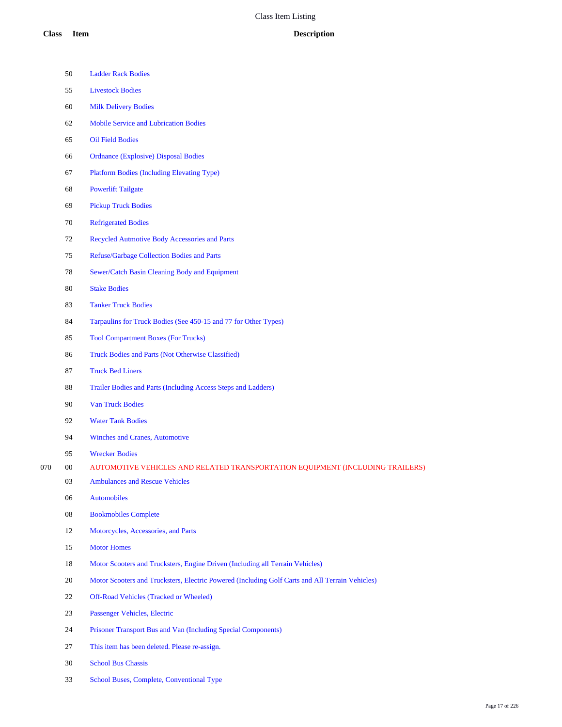# Class Item Listing

| Class | Item | Description |
|---|---|---|
| | 50 | Ladder Rack Bodies |
| | 55 | Livestock Bodies |
| | 60 | Milk Delivery Bodies |
| | 62 | Mobile Service and Lubrication Bodies |
| | 65 | Oil Field Bodies |
| | 66 | Ordnance (Explosive) Disposal Bodies |
| | 67 | Platform Bodies (Including Elevating Type) |
| | 68 | Powerlift Tailgate |
| | 69 | Pickup Truck Bodies |
| | 70 | Refrigerated Bodies |
| | 72 | Recycled Autmotive Body Accessories and Parts |
| | 75 | Refuse/Garbage Collection Bodies and Parts |
| | 78 | Sewer/Catch Basin Cleaning Body and Equipment |
| | 80 | Stake Bodies |
| | 83 | Tanker Truck Bodies |
| | 84 | Tarpaulins for Truck Bodies (See 450-15 and 77 for Other Types) |
| | 85 | Tool Compartment Boxes (For Trucks) |
| | 86 | Truck Bodies and Parts (Not Otherwise Classified) |
| | 87 | Truck Bed Liners |
| | 88 | Trailer Bodies and Parts (Including Access Steps and Ladders) |
| | 90 | Van Truck Bodies |
| | 92 | Water Tank Bodies |
| | 94 | Winches and Cranes, Automotive |
| | 95 | Wrecker Bodies |
| 070 | 00 | AUTOMOTIVE VEHICLES AND RELATED TRANSPORTATION EQUIPMENT (INCLUDING TRAILERS) |
| | 03 | Ambulances and Rescue Vehicles |
| | 06 | Automobiles |
| | 08 | Bookmobiles Complete |
| | 12 | Motorcycles, Accessories, and Parts |
| | 15 | Motor Homes |
| | 18 | Motor Scooters and Trucksters, Engine Driven (Including all Terrain Vehicles) |
| | 20 | Motor Scooters and Trucksters, Electric Powered (Including Golf Carts and All Terrain Vehicles) |
| | 22 | Off-Road Vehicles (Tracked or Wheeled) |
| | 23 | Passenger Vehicles, Electric |
| | 24 | Prisoner Transport Bus and Van (Including Special Components) |
| | 27 | This item has been deleted. Please re-assign. |
| | 30 | School Bus Chassis |
| | 33 | School Buses, Complete, Conventional Type |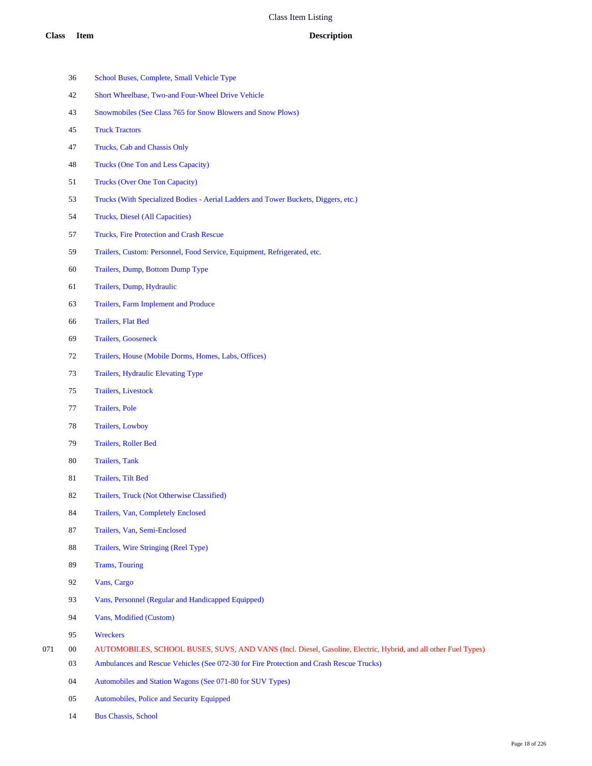Class Item Listing

| Class | Item | Description |
|---|---|---|
| | 36 | School Buses, Complete, Small Vehicle Type |
| | 42 | Short Wheelbase, Two-and Four-Wheel Drive Vehicle |
| | 43 | Snowmobiles (See Class 765 for Snow Blowers and Snow Plows) |
| | 45 | Truck Tractors |
| | 47 | Trucks, Cab and Chassis Only |
| | 48 | Trucks (One Ton and Less Capacity) |
| | 51 | Trucks (Over One Ton Capacity) |
| | 53 | Trucks (With Specialized Bodies - Aerial Ladders and Tower Buckets, Diggers, etc.) |
| | 54 | Trucks, Diesel (All Capacities) |
| | 57 | Trucks, Fire Protection and Crash Rescue |
| | 59 | Trailers, Custom: Personnel, Food Service, Equipment, Refrigerated, etc. |
| | 60 | Trailers, Dump, Bottom Dump Type |
| | 61 | Trailers, Dump, Hydraulic |
| | 63 | Trailers, Farm Implement and Produce |
| | 66 | Trailers, Flat Bed |
| | 69 | Trailers, Gooseneck |
| | 72 | Trailers, House (Mobile Dorms, Homes, Labs, Offices) |
| | 73 | Trailers, Hydraulic Elevating Type |
| | 75 | Trailers, Livestock |
| | 77 | Trailers, Pole |
| | 78 | Trailers, Lowboy |
| | 79 | Trailers, Roller Bed |
| | 80 | Trailers, Tank |
| | 81 | Trailers, Tilt Bed |
| | 82 | Trailers, Truck (Not Otherwise Classified) |
| | 84 | Trailers, Van, Completely Enclosed |
| | 87 | Trailers, Van, Semi-Enclosed |
| | 88 | Trailers, Wire Stringing (Reel Type) |
| | 89 | Trams, Touring |
| | 92 | Vans, Cargo |
| | 93 | Vans, Personnel (Regular and Handicapped Equipped) |
| | 94 | Vans, Modified (Custom) |
| | 95 | Wreckers |
| 071 | 00 | AUTOMOBILES, SCHOOL BUSES, SUVS, AND VANS (Incl. Diesel, Gasoline, Electric, Hybrid, and all other Fuel Types) |
| | 03 | Ambulances and Rescue Vehicles (See 072-30 for Fire Protection and Crash Rescue Trucks) |
| | 04 | Automobiles and Station Wagons (See 071-80 for SUV Types) |
| | 05 | Automobiles, Police and Security Equipped |
| | 14 | Bus Chassis, School |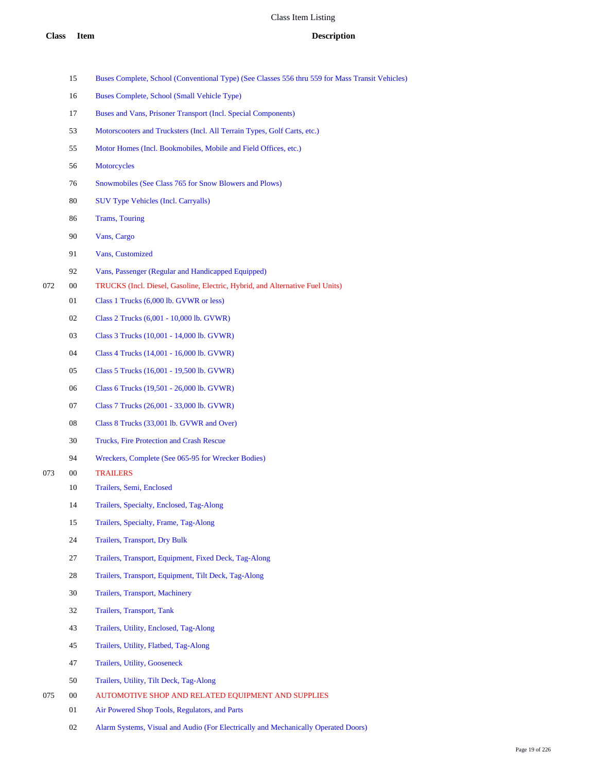# Class Item Listing

| Class | Item | Description |
| --- | --- | --- |
| | 15 | Buses Complete, School (Conventional Type) (See Classes 556 thru 559 for Mass Transit Vehicles) |
| | 16 | Buses Complete, School (Small Vehicle Type) |
| | 17 | Buses and Vans, Prisoner Transport (Incl. Special Components) |
| | 53 | Motorscooters and Trucksters (Incl. All Terrain Types, Golf Carts, etc.) |
| | 55 | Motor Homes (Incl. Bookmobiles, Mobile and Field Offices, etc.) |
| | 56 | Motorcycles |
| | 76 | Snowmobiles (See Class 765 for Snow Blowers and Plows) |
| | 80 | SUV Type Vehicles (Incl. Carryalls) |
| | 86 | Trams, Touring |
| | 90 | Vans, Cargo |
| | 91 | Vans, Customized |
| | 92 | Vans, Passenger (Regular and Handicapped Equipped) |
| 072 | 00 | TRUCKS (Incl. Diesel, Gasoline, Electric, Hybrid, and Alternative Fuel Units) |
| | 01 | Class 1 Trucks (6,000 lb. GVWR or less) |
| | 02 | Class 2 Trucks (6,001 - 10,000 lb. GVWR) |
| | 03 | Class 3 Trucks (10,001 - 14,000 lb. GVWR) |
| | 04 | Class 4 Trucks (14,001 - 16,000 lb. GVWR) |
| | 05 | Class 5 Trucks (16,001 - 19,500 lb. GVWR) |
| | 06 | Class 6 Trucks (19,501 - 26,000 lb. GVWR) |
| | 07 | Class 7 Trucks (26,001 - 33,000 lb. GVWR) |
| | 08 | Class 8 Trucks (33,001 lb. GVWR and Over) |
| | 30 | Trucks, Fire Protection and Crash Rescue |
| | 94 | Wreckers, Complete (See 065-95 for Wrecker Bodies) |
| 073 | 00 | TRAILERS |
| | 10 | Trailers, Semi, Enclosed |
| | 14 | Trailers, Specialty, Enclosed, Tag-Along |
| | 15 | Trailers, Specialty, Frame, Tag-Along |
| | 24 | Trailers, Transport, Dry Bulk |
| | 27 | Trailers, Transport, Equipment, Fixed Deck, Tag-Along |
| | 28 | Trailers, Transport, Equipment, Tilt Deck, Tag-Along |
| | 30 | Trailers, Transport, Machinery |
| | 32 | Trailers, Transport, Tank |
| | 43 | Trailers, Utility, Enclosed, Tag-Along |
| | 45 | Trailers, Utility, Flatbed, Tag-Along |
| | 47 | Trailers, Utility, Gooseneck |
| | 50 | Trailers, Utility, Tilt Deck, Tag-Along |
| 075 | 00 | AUTOMOTIVE SHOP AND RELATED EQUIPMENT AND SUPPLIES |
| | 01 | Air Powered Shop Tools, Regulators, and Parts |
| | 02 | Alarm Systems, Visual and Audio (For Electrically and Mechanically Operated Doors) |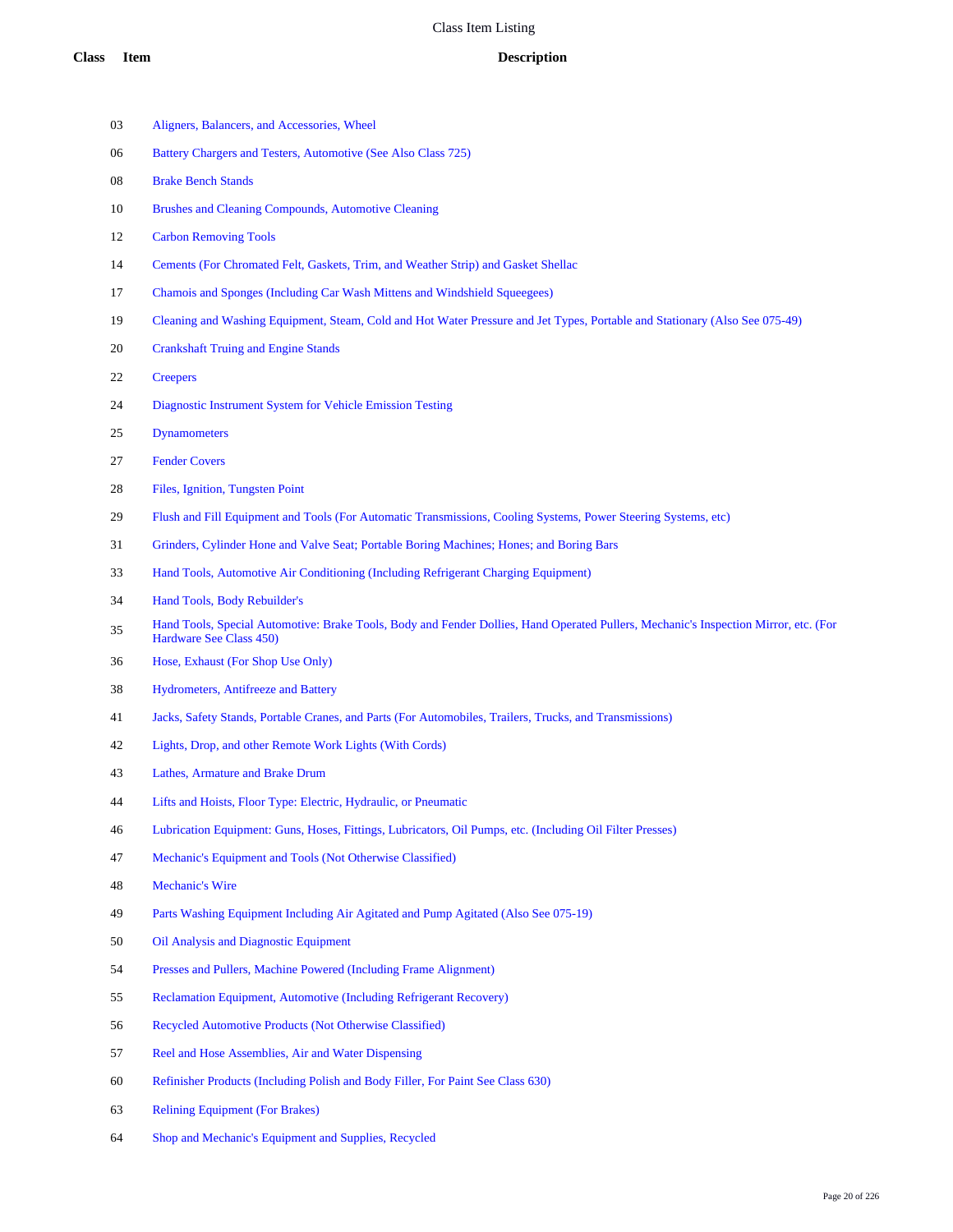# Class Item Listing

| Class | Item | Description |
|---|---|---|
| | 03 | Aligners, Balancers, and Accessories, Wheel |
| | 06 | Battery Chargers and Testers, Automotive (See Also Class 725) |
| | 08 | Brake Bench Stands |
| | 10 | Brushes and Cleaning Compounds, Automotive Cleaning |
| | 12 | Carbon Removing Tools |
| | 14 | Cements (For Chromated Felt, Gaskets, Trim, and Weather Strip) and Gasket Shellac |
| | 17 | Chamois and Sponges (Including Car Wash Mittens and Windshield Squeegees) |
| | 19 | Cleaning and Washing Equipment, Steam, Cold and Hot Water Pressure and Jet Types, Portable and Stationary (Also See 075-49) |
| | 20 | Crankshaft Truing and Engine Stands |
| | 22 | Creepers |
| | 24 | Diagnostic Instrument System for Vehicle Emission Testing |
| | 25 | Dynamometers |
| | 27 | Fender Covers |
| | 28 | Files, Ignition, Tungsten Point |
| | 29 | Flush and Fill Equipment and Tools (For Automatic Transmissions, Cooling Systems, Power Steering Systems, etc) |
| | 31 | Grinders, Cylinder Hone and Valve Seat; Portable Boring Machines; Hones; and Boring Bars |
| | 33 | Hand Tools, Automotive Air Conditioning (Including Refrigerant Charging Equipment) |
| | 34 | Hand Tools, Body Rebuilder's |
| | 35 | Hand Tools, Special Automotive: Brake Tools, Body and Fender Dollies, Hand Operated Pullers, Mechanic's Inspection Mirror, etc. (For Hardware See Class 450) |
| | 36 | Hose, Exhaust (For Shop Use Only) |
| | 38 | Hydrometers, Antifreeze and Battery |
| | 41 | Jacks, Safety Stands, Portable Cranes, and Parts (For Automobiles, Trailers, Trucks, and Transmissions) |
| | 42 | Lights, Drop, and other Remote Work Lights (With Cords) |
| | 43 | Lathes, Armature and Brake Drum |
| | 44 | Lifts and Hoists, Floor Type: Electric, Hydraulic, or Pneumatic |
| | 46 | Lubrication Equipment: Guns, Hoses, Fittings, Lubricators, Oil Pumps, etc. (Including Oil Filter Presses) |
| | 47 | Mechanic's Equipment and Tools (Not Otherwise Classified) |
| | 48 | Mechanic's Wire |
| | 49 | Parts Washing Equipment Including Air Agitated and Pump Agitated (Also See 075-19) |
| | 50 | Oil Analysis and Diagnostic Equipment |
| | 54 | Presses and Pullers, Machine Powered (Including Frame Alignment) |
| | 55 | Reclamation Equipment, Automotive (Including Refrigerant Recovery) |
| | 56 | Recycled Automotive Products (Not Otherwise Classified) |
| | 57 | Reel and Hose Assemblies, Air and Water Dispensing |
| | 60 | Refinisher Products (Including Polish and Body Filler, For Paint See Class 630) |
| | 63 | Relining Equipment (For Brakes) |
| | 64 | Shop and Mechanic's Equipment and Supplies, Recycled |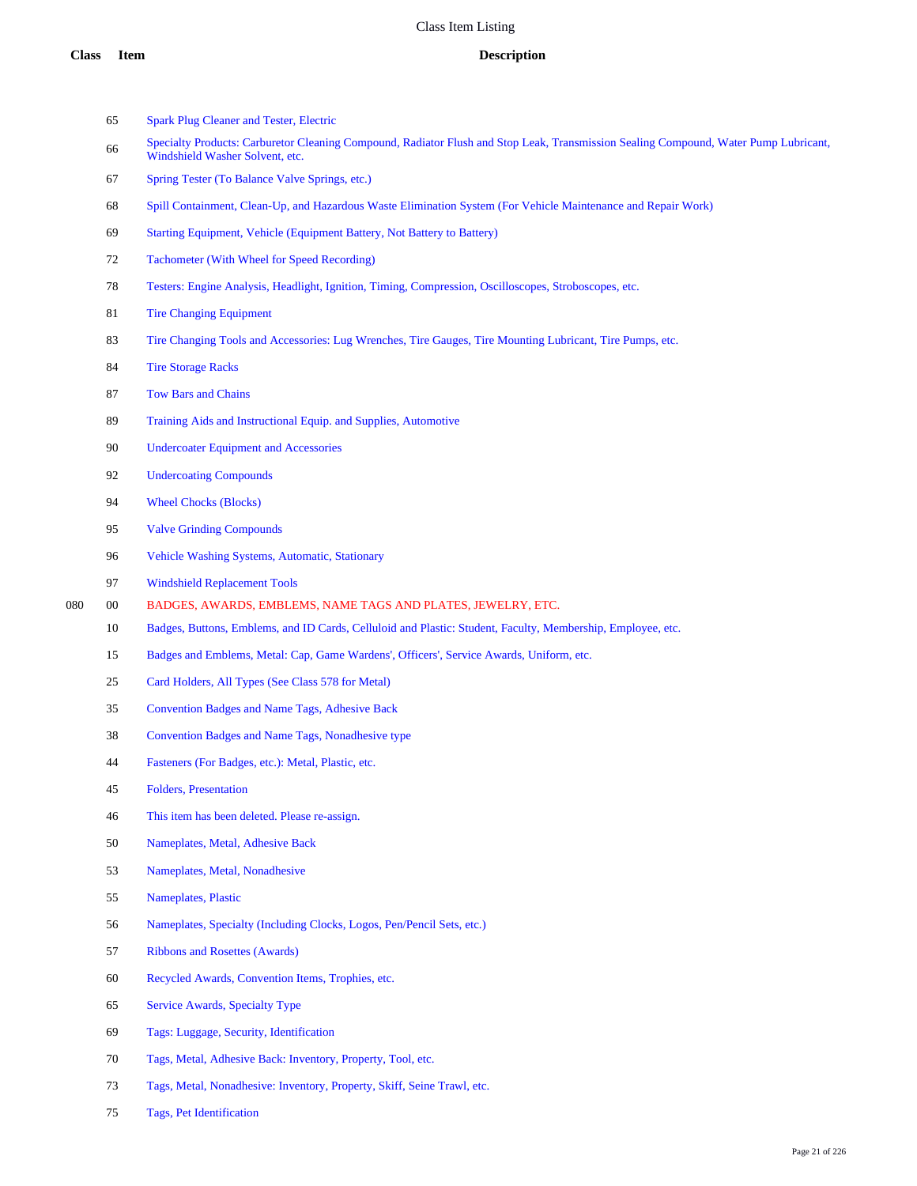# Class Item Listing

| Class | Item | Description |
|---|---|---|
| | 65 | Spark Plug Cleaner and Tester, Electric |
| | 66 | Specialty Products: Carburetor Cleaning Compound, Radiator Flush and Stop Leak, Transmission Sealing Compound, Water Pump Lubricant, Windshield Washer Solvent, etc. |
| | 67 | Spring Tester (To Balance Valve Springs, etc.) |
| | 68 | Spill Containment, Clean-Up, and Hazardous Waste Elimination System (For Vehicle Maintenance and Repair Work) |
| | 69 | Starting Equipment, Vehicle (Equipment Battery, Not Battery to Battery) |
| | 72 | Tachometer (With Wheel for Speed Recording) |
| | 78 | Testers: Engine Analysis, Headlight, Ignition, Timing, Compression, Oscilloscopes, Stroboscopes, etc. |
| | 81 | Tire Changing Equipment |
| | 83 | Tire Changing Tools and Accessories: Lug Wrenches, Tire Gauges, Tire Mounting Lubricant, Tire Pumps, etc. |
| | 84 | Tire Storage Racks |
| | 87 | Tow Bars and Chains |
| | 89 | Training Aids and Instructional Equip. and Supplies, Automotive |
| | 90 | Undercoater Equipment and Accessories |
| | 92 | Undercoating Compounds |
| | 94 | Wheel Chocks (Blocks) |
| | 95 | Valve Grinding Compounds |
| | 96 | Vehicle Washing Systems, Automatic, Stationary |
| | 97 | Windshield Replacement Tools |
| 080 | 00 | BADGES, AWARDS, EMBLEMS, NAME TAGS AND PLATES, JEWELRY, ETC. |
| | 10 | Badges, Buttons, Emblems, and ID Cards, Celluloid and Plastic: Student, Faculty, Membership, Employee, etc. |
| | 15 | Badges and Emblems, Metal: Cap, Game Wardens', Officers', Service Awards, Uniform, etc. |
| | 25 | Card Holders, All Types (See Class 578 for Metal) |
| | 35 | Convention Badges and Name Tags, Adhesive Back |
| | 38 | Convention Badges and Name Tags, Nonadhesive type |
| | 44 | Fasteners (For Badges, etc.): Metal, Plastic, etc. |
| | 45 | Folders, Presentation |
| | 46 | This item has been deleted. Please re-assign. |
| | 50 | Nameplates, Metal, Adhesive Back |
| | 53 | Nameplates, Metal, Nonadhesive |
| | 55 | Nameplates, Plastic |
| | 56 | Nameplates, Specialty (Including Clocks, Logos, Pen/Pencil Sets, etc.) |
| | 57 | Ribbons and Rosettes (Awards) |
| | 60 | Recycled Awards, Convention Items, Trophies, etc. |
| | 65 | Service Awards, Specialty Type |
| | 69 | Tags: Luggage, Security, Identification |
| | 70 | Tags, Metal, Adhesive Back: Inventory, Property, Tool, etc. |
| | 73 | Tags, Metal, Nonadhesive: Inventory, Property, Skiff, Seine Trawl, etc. |
| | 75 | Tags, Pet Identification |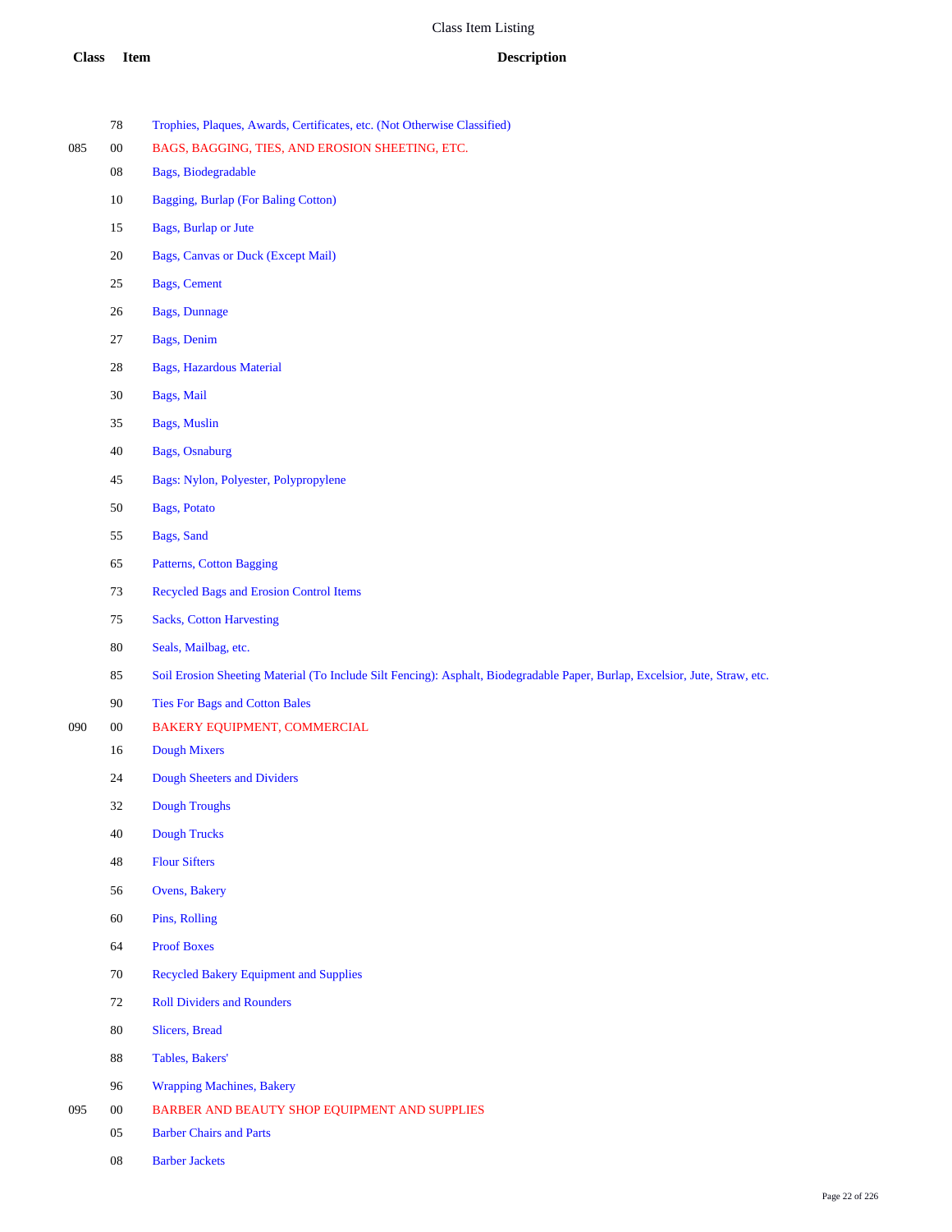| Class | Item | Description |
|---|---|---|
| | 78 | Trophies, Plaques, Awards, Certificates, etc. (Not Otherwise Classified) |
| 085 | 00 | BAGS, BAGGING, TIES, AND EROSION SHEETING, ETC. |
| | 08 | Bags, Biodegradable |
| | 10 | Bagging, Burlap (For Baling Cotton) |
| | 15 | Bags, Burlap or Jute |
| | 20 | Bags, Canvas or Duck (Except Mail) |
| | 25 | Bags, Cement |
| | 26 | Bags, Dunnage |
| | 27 | Bags, Denim |
| | 28 | Bags, Hazardous Material |
| | 30 | Bags, Mail |
| | 35 | Bags, Muslin |
| | 40 | Bags, Osnaburg |
| | 45 | Bags: Nylon, Polyester, Polypropylene |
| | 50 | Bags, Potato |
| | 55 | Bags, Sand |
| | 65 | Patterns, Cotton Bagging |
| | 73 | Recycled Bags and Erosion Control Items |
| | 75 | Sacks, Cotton Harvesting |
| | 80 | Seals, Mailbag, etc. |
| | 85 | Soil Erosion Sheeting Material (To Include Silt Fencing): Asphalt, Biodegradable Paper, Burlap, Excelsior, Jute, Straw, etc. |
| | 90 | Ties For Bags and Cotton Bales |
| 090 | 00 | BAKERY EQUIPMENT, COMMERCIAL |
| | 16 | Dough Mixers |
| | 24 | Dough Sheeters and Dividers |
| | 32 | Dough Troughs |
| | 40 | Dough Trucks |
| | 48 | Flour Sifters |
| | 56 | Ovens, Bakery |
| | 60 | Pins, Rolling |
| | 64 | Proof Boxes |
| | 70 | Recycled Bakery Equipment and Supplies |
| | 72 | Roll Dividers and Rounders |
| | 80 | Slicers, Bread |
| | 88 | Tables, Bakers' |
| | 96 | Wrapping Machines, Bakery |
| 095 | 00 | BARBER AND BEAUTY SHOP EQUIPMENT AND SUPPLIES |
| | 05 | Barber Chairs and Parts |
| | 08 | Barber Jackets |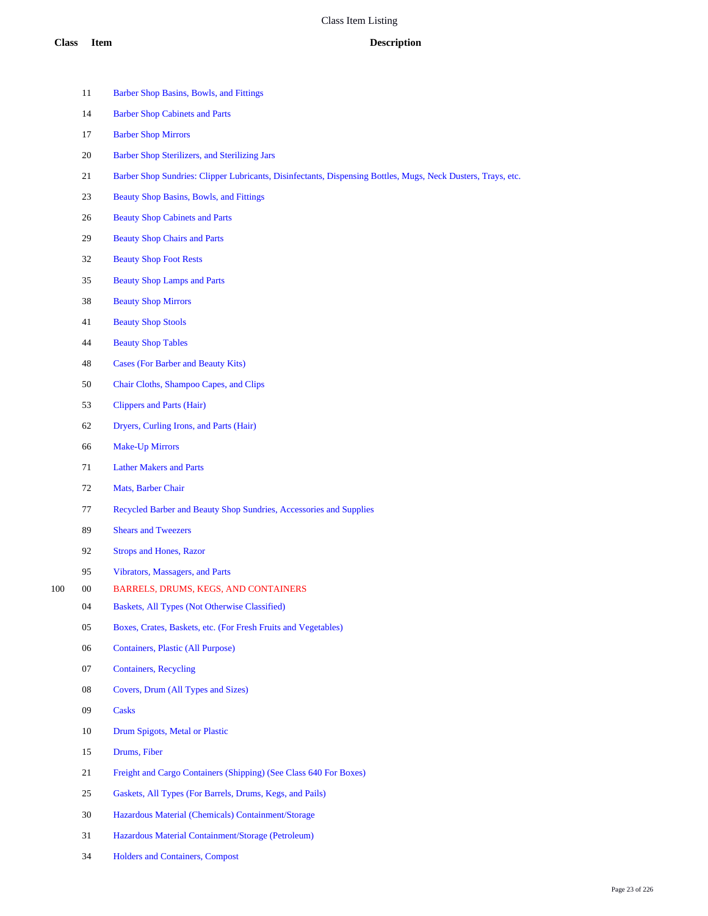| Class | Item | Description |
|---|---|---|
| | 11 | Barber Shop Basins, Bowls, and Fittings |
| | 14 | Barber Shop Cabinets and Parts |
| | 17 | Barber Shop Mirrors |
| | 20 | Barber Shop Sterilizers, and Sterilizing Jars |
| | 21 | Barber Shop Sundries: Clipper Lubricants, Disinfectants, Dispensing Bottles, Mugs, Neck Dusters, Trays, etc. |
| | 23 | Beauty Shop Basins, Bowls, and Fittings |
| | 26 | Beauty Shop Cabinets and Parts |
| | 29 | Beauty Shop Chairs and Parts |
| | 32 | Beauty Shop Foot Rests |
| | 35 | Beauty Shop Lamps and Parts |
| | 38 | Beauty Shop Mirrors |
| | 41 | Beauty Shop Stools |
| | 44 | Beauty Shop Tables |
| | 48 | Cases (For Barber and Beauty Kits) |
| | 50 | Chair Cloths, Shampoo Capes, and Clips |
| | 53 | Clippers and Parts (Hair) |
| | 62 | Dryers, Curling Irons, and Parts (Hair) |
| | 66 | Make-Up Mirrors |
| | 71 | Lather Makers and Parts |
| | 72 | Mats, Barber Chair |
| | 77 | Recycled Barber and Beauty Shop Sundries, Accessories and Supplies |
| | 89 | Shears and Tweezers |
| | 92 | Strops and Hones, Razor |
| | 95 | Vibrators, Massagers, and Parts |
| 100 | 00 | BARRELS, DRUMS, KEGS, AND CONTAINERS |
| | 04 | Baskets, All Types (Not Otherwise Classified) |
| | 05 | Boxes, Crates, Baskets, etc. (For Fresh Fruits and Vegetables) |
| | 06 | Containers, Plastic (All Purpose) |
| | 07 | Containers, Recycling |
| | 08 | Covers, Drum (All Types and Sizes) |
| | 09 | Casks |
| | 10 | Drum Spigots, Metal or Plastic |
| | 15 | Drums, Fiber |
| | 21 | Freight and Cargo Containers (Shipping) (See Class 640 For Boxes) |
| | 25 | Gaskets, All Types (For Barrels, Drums, Kegs, and Pails) |
| | 30 | Hazardous Material (Chemicals) Containment/Storage |
| | 31 | Hazardous Material Containment/Storage (Petroleum) |
| | 34 | Holders and Containers, Compost |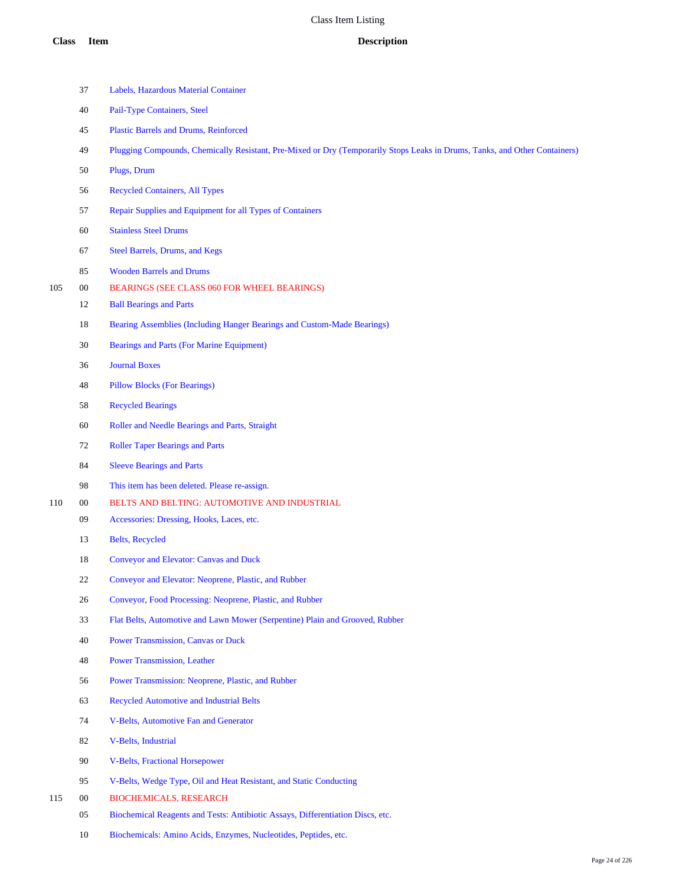| Class | Item | Description |
|---|---|---|
| | 37 | Labels, Hazardous Material Container |
| | 40 | Pail-Type Containers, Steel |
| | 45 | Plastic Barrels and Drums, Reinforced |
| | 49 | Plugging Compounds, Chemically Resistant, Pre-Mixed or Dry (Temporarily Stops Leaks in Drums, Tanks, and Other Containers) |
| | 50 | Plugs, Drum |
| | 56 | Recycled Containers, All Types |
| | 57 | Repair Supplies and Equipment for all Types of Containers |
| | 60 | Stainless Steel Drums |
| | 67 | Steel Barrels, Drums, and Kegs |
| | 85 | Wooden Barrels and Drums |
| 105 | 00 | BEARINGS (SEE CLASS 060 FOR WHEEL BEARINGS) |
| | 12 | Ball Bearings and Parts |
| | 18 | Bearing Assemblies (Including Hanger Bearings and Custom-Made Bearings) |
| | 30 | Bearings and Parts (For Marine Equipment) |
| | 36 | Journal Boxes |
| | 48 | Pillow Blocks (For Bearings) |
| | 58 | Recycled Bearings |
| | 60 | Roller and Needle Bearings and Parts, Straight |
| | 72 | Roller Taper Bearings and Parts |
| | 84 | Sleeve Bearings and Parts |
| | 98 | This item has been deleted. Please re-assign. |
| 110 | 00 | BELTS AND BELTING: AUTOMOTIVE AND INDUSTRIAL |
| | 09 | Accessories: Dressing, Hooks, Laces, etc. |
| | 13 | Belts, Recycled |
| | 18 | Conveyor and Elevator: Canvas and Duck |
| | 22 | Conveyor and Elevator: Neoprene, Plastic, and Rubber |
| | 26 | Conveyor, Food Processing: Neoprene, Plastic, and Rubber |
| | 33 | Flat Belts, Automotive and Lawn Mower (Serpentine) Plain and Grooved, Rubber |
| | 40 | Power Transmission, Canvas or Duck |
| | 48 | Power Transmission, Leather |
| | 56 | Power Transmission: Neoprene, Plastic, and Rubber |
| | 63 | Recycled Automotive and Industrial Belts |
| | 74 | V-Belts, Automotive Fan and Generator |
| | 82 | V-Belts, Industrial |
| | 90 | V-Belts, Fractional Horsepower |
| | 95 | V-Belts, Wedge Type, Oil and Heat Resistant, and Static Conducting |
| 115 | 00 | BIOCHEMICALS, RESEARCH |
| | 05 | Biochemical Reagents and Tests: Antibiotic Assays, Differentiation Discs, etc. |
| | 10 | Biochemicals: Amino Acids, Enzymes, Nucleotides, Peptides, etc. |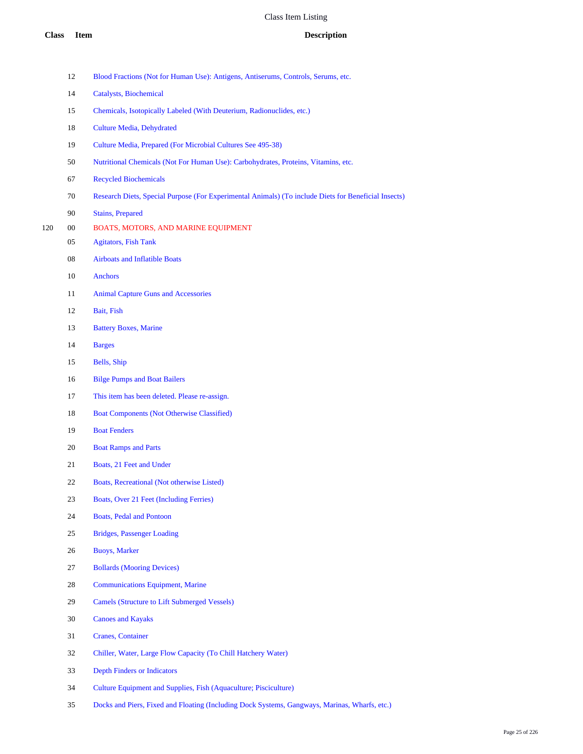# Class Item Listing

| Class | Item | Description |
|---|---|---|
| | 12 | Blood Fractions (Not for Human Use): Antigens, Antiserums, Controls, Serums, etc. |
| | 14 | Catalysts, Biochemical |
| | 15 | Chemicals, Isotopically Labeled (With Deuterium, Radionuclides, etc.) |
| | 18 | Culture Media, Dehydrated |
| | 19 | Culture Media, Prepared (For Microbial Cultures See 495-38) |
| | 50 | Nutritional Chemicals (Not For Human Use): Carbohydrates, Proteins, Vitamins, etc. |
| | 67 | Recycled Biochemicals |
| | 70 | Research Diets, Special Purpose (For Experimental Animals) (To include Diets for Beneficial Insects) |
| | 90 | Stains, Prepared |
| 120 | 00 | BOATS, MOTORS, AND MARINE EQUIPMENT |
| | 05 | Agitators, Fish Tank |
| | 08 | Airboats and Inflatible Boats |
| | 10 | Anchors |
| | 11 | Animal Capture Guns and Accessories |
| | 12 | Bait, Fish |
| | 13 | Battery Boxes, Marine |
| | 14 | Barges |
| | 15 | Bells, Ship |
| | 16 | Bilge Pumps and Boat Bailers |
| | 17 | This item has been deleted. Please re-assign. |
| | 18 | Boat Components (Not Otherwise Classified) |
| | 19 | Boat Fenders |
| | 20 | Boat Ramps and Parts |
| | 21 | Boats, 21 Feet and Under |
| | 22 | Boats, Recreational (Not otherwise Listed) |
| | 23 | Boats, Over 21 Feet (Including Ferries) |
| | 24 | Boats, Pedal and Pontoon |
| | 25 | Bridges, Passenger Loading |
| | 26 | Buoys, Marker |
| | 27 | Bollards (Mooring Devices) |
| | 28 | Communications Equipment, Marine |
| | 29 | Camels (Structure to Lift Submerged Vessels) |
| | 30 | Canoes and Kayaks |
| | 31 | Cranes, Container |
| | 32 | Chiller, Water, Large Flow Capacity (To Chill Hatchery Water) |
| | 33 | Depth Finders or Indicators |
| | 34 | Culture Equipment and Supplies, Fish (Aquaculture; Pisciculture) |
| | 35 | Docks and Piers, Fixed and Floating (Including Dock Systems, Gangways, Marinas, Wharfs, etc.) |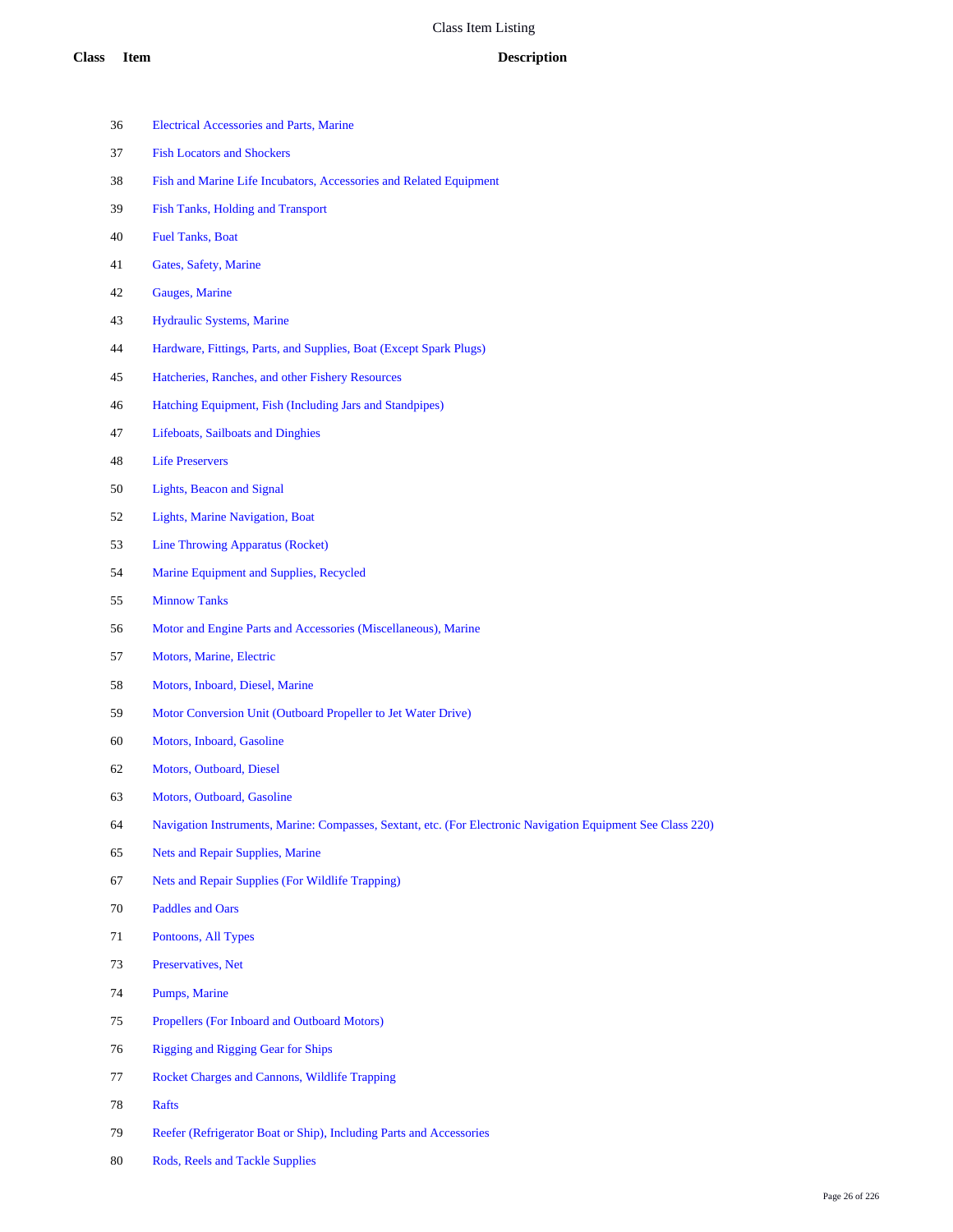# Class Item Listing

| Class | Item | Description |
|---|---|---|
| | 36 | Electrical Accessories and Parts, Marine |
| | 37 | Fish Locators and Shockers |
| | 38 | Fish and Marine Life Incubators, Accessories and Related Equipment |
| | 39 | Fish Tanks, Holding and Transport |
| | 40 | Fuel Tanks, Boat |
| | 41 | Gates, Safety, Marine |
| | 42 | Gauges, Marine |
| | 43 | Hydraulic Systems, Marine |
| | 44 | Hardware, Fittings, Parts, and Supplies, Boat (Except Spark Plugs) |
| | 45 | Hatcheries, Ranches, and other Fishery Resources |
| | 46 | Hatching Equipment, Fish (Including Jars and Standpipes) |
| | 47 | Lifeboats, Sailboats and Dinghies |
| | 48 | Life Preservers |
| | 50 | Lights, Beacon and Signal |
| | 52 | Lights, Marine Navigation, Boat |
| | 53 | Line Throwing Apparatus (Rocket) |
| | 54 | Marine Equipment and Supplies, Recycled |
| | 55 | Minnow Tanks |
| | 56 | Motor and Engine Parts and Accessories (Miscellaneous), Marine |
| | 57 | Motors, Marine, Electric |
| | 58 | Motors, Inboard, Diesel, Marine |
| | 59 | Motor Conversion Unit (Outboard Propeller to Jet Water Drive) |
| | 60 | Motors, Inboard, Gasoline |
| | 62 | Motors, Outboard, Diesel |
| | 63 | Motors, Outboard, Gasoline |
| | 64 | Navigation Instruments, Marine: Compasses, Sextant, etc. (For Electronic Navigation Equipment See Class 220) |
| | 65 | Nets and Repair Supplies, Marine |
| | 67 | Nets and Repair Supplies (For Wildlife Trapping) |
| | 70 | Paddles and Oars |
| | 71 | Pontoons, All Types |
| | 73 | Preservatives, Net |
| | 74 | Pumps, Marine |
| | 75 | Propellers (For Inboard and Outboard Motors) |
| | 76 | Rigging and Rigging Gear for Ships |
| | 77 | Rocket Charges and Cannons, Wildlife Trapping |
| | 78 | Rafts |
| | 79 | Reefer (Refrigerator Boat or Ship), Including Parts and Accessories |
| | 80 | Rods, Reels and Tackle Supplies |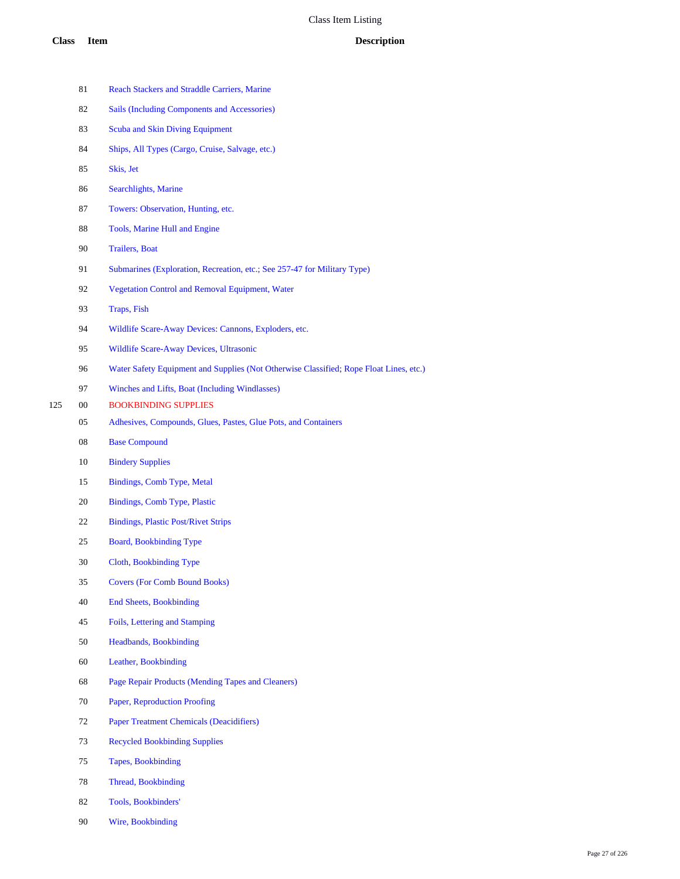# Class Item Listing

| Class | Item | Description |
|---|---|---|
| | 81 | Reach Stackers and Straddle Carriers, Marine |
| | 82 | Sails (Including Components and Accessories) |
| | 83 | Scuba and Skin Diving Equipment |
| | 84 | Ships, All Types (Cargo, Cruise, Salvage, etc.) |
| | 85 | Skis, Jet |
| | 86 | Searchlights, Marine |
| | 87 | Towers: Observation, Hunting, etc. |
| | 88 | Tools, Marine Hull and Engine |
| | 90 | Trailers, Boat |
| | 91 | Submarines (Exploration, Recreation, etc.; See 257-47 for Military Type) |
| | 92 | Vegetation Control and Removal Equipment, Water |
| | 93 | Traps, Fish |
| | 94 | Wildlife Scare-Away Devices: Cannons, Exploders, etc. |
| | 95 | Wildlife Scare-Away Devices, Ultrasonic |
| | 96 | Water Safety Equipment and Supplies (Not Otherwise Classified; Rope Float Lines, etc.) |
| | 97 | Winches and Lifts, Boat (Including Windlasses) |
| 125 | 00 | BOOKBINDING SUPPLIES |
| | 05 | Adhesives, Compounds, Glues, Pastes, Glue Pots, and Containers |
| | 08 | Base Compound |
| | 10 | Bindery Supplies |
| | 15 | Bindings, Comb Type, Metal |
| | 20 | Bindings, Comb Type, Plastic |
| | 22 | Bindings, Plastic Post/Rivet Strips |
| | 25 | Board, Bookbinding Type |
| | 30 | Cloth, Bookbinding Type |
| | 35 | Covers (For Comb Bound Books) |
| | 40 | End Sheets, Bookbinding |
| | 45 | Foils, Lettering and Stamping |
| | 50 | Headbands, Bookbinding |
| | 60 | Leather, Bookbinding |
| | 68 | Page Repair Products (Mending Tapes and Cleaners) |
| | 70 | Paper, Reproduction Proofing |
| | 72 | Paper Treatment Chemicals (Deacidifiers) |
| | 73 | Recycled Bookbinding Supplies |
| | 75 | Tapes, Bookbinding |
| | 78 | Thread, Bookbinding |
| | 82 | Tools, Bookbinders' |
| | 90 | Wire, Bookbinding |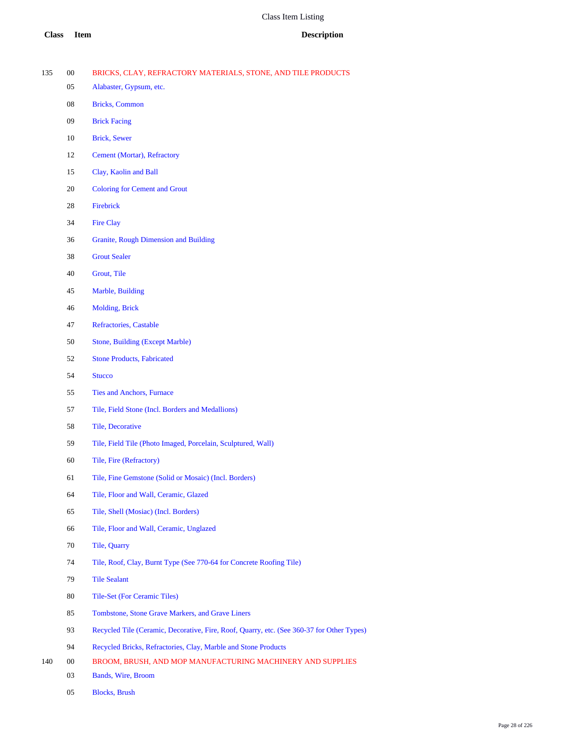# Class Item Listing

| Class | Item | Description |
| --- | --- | --- |
| 135 | 00 | BRICKS, CLAY, REFRACTORY MATERIALS, STONE, AND TILE PRODUCTS |
| | 05 | Alabaster, Gypsum, etc. |
| | 08 | Bricks, Common |
| | 09 | Brick Facing |
| | 10 | Brick, Sewer |
| | 12 | Cement (Mortar), Refractory |
| | 15 | Clay, Kaolin and Ball |
| | 20 | Coloring for Cement and Grout |
| | 28 | Firebrick |
| | 34 | Fire Clay |
| | 36 | Granite, Rough Dimension and Building |
| | 38 | Grout Sealer |
| | 40 | Grout, Tile |
| | 45 | Marble, Building |
| | 46 | Molding, Brick |
| | 47 | Refractories, Castable |
| | 50 | Stone, Building (Except Marble) |
| | 52 | Stone Products, Fabricated |
| | 54 | Stucco |
| | 55 | Ties and Anchors, Furnace |
| | 57 | Tile, Field Stone (Incl. Borders and Medallions) |
| | 58 | Tile, Decorative |
| | 59 | Tile, Field Tile (Photo Imaged, Porcelain, Sculptured, Wall) |
| | 60 | Tile, Fire (Refractory) |
| | 61 | Tile, Fine Gemstone (Solid or Mosaic) (Incl. Borders) |
| | 64 | Tile, Floor and Wall, Ceramic, Glazed |
| | 65 | Tile, Shell (Mosiac) (Incl. Borders) |
| | 66 | Tile, Floor and Wall, Ceramic, Unglazed |
| | 70 | Tile, Quarry |
| | 74 | Tile, Roof, Clay, Burnt Type (See 770-64 for Concrete Roofing Tile) |
| | 79 | Tile Sealant |
| | 80 | Tile-Set (For Ceramic Tiles) |
| | 85 | Tombstone, Stone Grave Markers, and Grave Liners |
| | 93 | Recycled Tile (Ceramic, Decorative, Fire, Roof, Quarry, etc. (See 360-37 for Other Types) |
| | 94 | Recycled Bricks, Refractories, Clay, Marble and Stone Products |
| 140 | 00 | BROOM, BRUSH, AND MOP MANUFACTURING MACHINERY AND SUPPLIES |
| | 03 | Bands, Wire, Broom |
| | 05 | Blocks, Brush |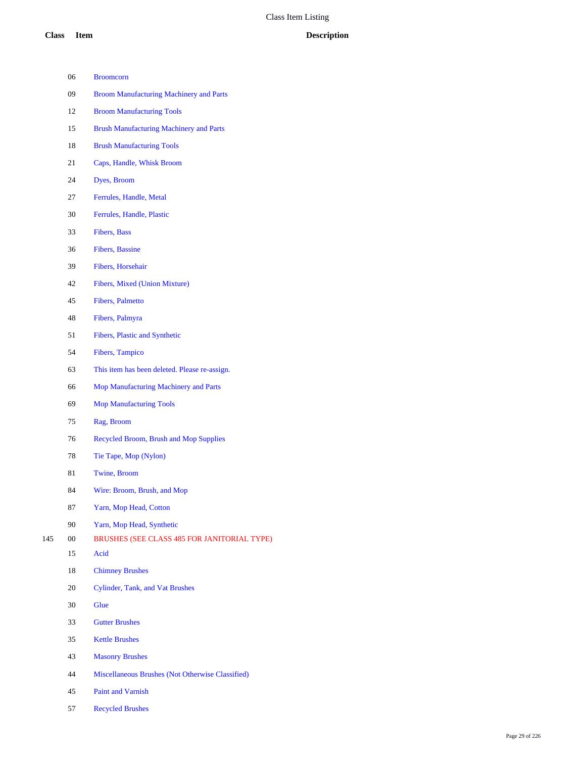| Class | Item | Description |
| --- | --- | --- |
| | 06 | Broomcorn |
| | 09 | Broom Manufacturing Machinery and Parts |
| | 12 | Broom Manufacturing Tools |
| | 15 | Brush Manufacturing Machinery and Parts |
| | 18 | Brush Manufacturing Tools |
| | 21 | Caps, Handle, Whisk Broom |
| | 24 | Dyes, Broom |
| | 27 | Ferrules, Handle, Metal |
| | 30 | Ferrules, Handle, Plastic |
| | 33 | Fibers, Bass |
| | 36 | Fibers, Bassine |
| | 39 | Fibers, Horsehair |
| | 42 | Fibers, Mixed (Union Mixture) |
| | 45 | Fibers, Palmetto |
| | 48 | Fibers, Palmyra |
| | 51 | Fibers, Plastic and Synthetic |
| | 54 | Fibers, Tampico |
| | 63 | This item has been deleted. Please re-assign. |
| | 66 | Mop Manufacturing Machinery and Parts |
| | 69 | Mop Manufacturing Tools |
| | 75 | Rag, Broom |
| | 76 | Recycled Broom, Brush and Mop Supplies |
| | 78 | Tie Tape, Mop (Nylon) |
| | 81 | Twine, Broom |
| | 84 | Wire: Broom, Brush, and Mop |
| | 87 | Yarn, Mop Head, Cotton |
| | 90 | Yarn, Mop Head, Synthetic |
| 145 | 00 | BRUSHES (SEE CLASS 485 FOR JANITORIAL TYPE) |
| | 15 | Acid |
| | 18 | Chimney Brushes |
| | 20 | Cylinder, Tank, and Vat Brushes |
| | 30 | Glue |
| | 33 | Gutter Brushes |
| | 35 | Kettle Brushes |
| | 43 | Masonry Brushes |
| | 44 | Miscellaneous Brushes (Not Otherwise Classified) |
| | 45 | Paint and Varnish |
| | 57 | Recycled Brushes |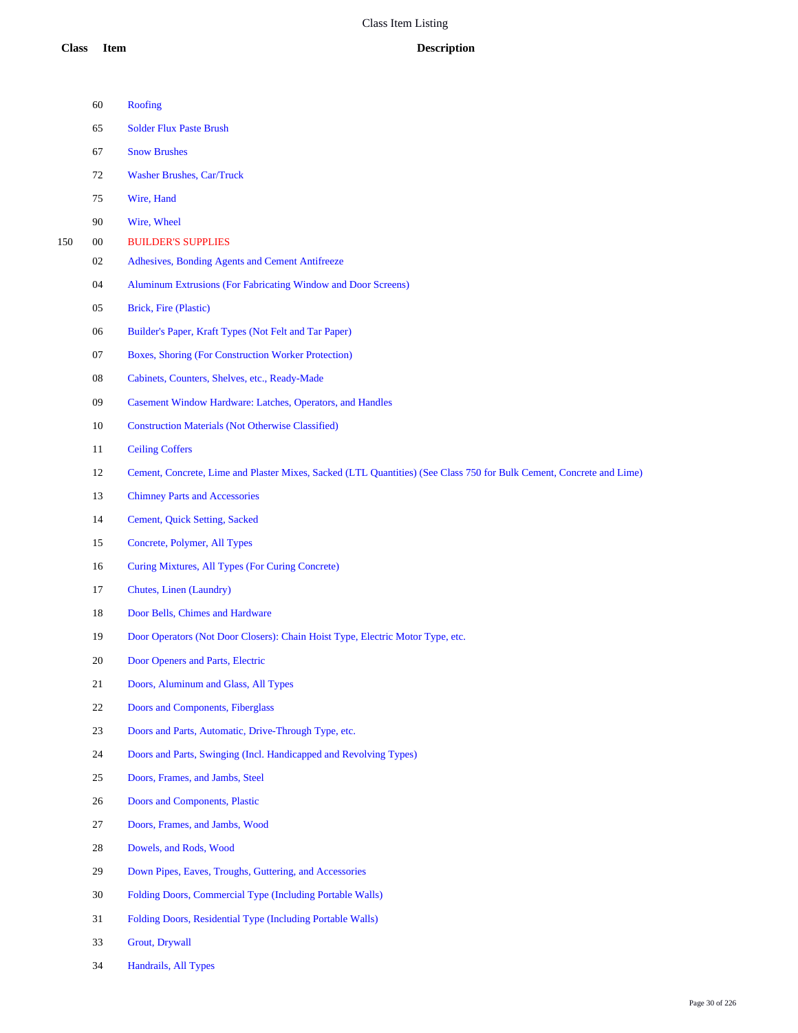| Class | Item | Description |
|---|---|---|
| | 60 | Roofing |
| | 65 | Solder Flux Paste Brush |
| | 67 | Snow Brushes |
| | 72 | Washer Brushes, Car/Truck |
| | 75 | Wire, Hand |
| | 90 | Wire, Wheel |
| 150 | 00 | BUILDER'S SUPPLIES |
| | 02 | Adhesives, Bonding Agents and Cement Antifreeze |
| | 04 | Aluminum Extrusions (For Fabricating Window and Door Screens) |
| | 05 | Brick, Fire (Plastic) |
| | 06 | Builder's Paper, Kraft Types (Not Felt and Tar Paper) |
| | 07 | Boxes, Shoring (For Construction Worker Protection) |
| | 08 | Cabinets, Counters, Shelves, etc., Ready-Made |
| | 09 | Casement Window Hardware: Latches, Operators, and Handles |
| | 10 | Construction Materials (Not Otherwise Classified) |
| | 11 | Ceiling Coffers |
| | 12 | Cement, Concrete, Lime and Plaster Mixes, Sacked (LTL Quantities) (See Class 750 for Bulk Cement, Concrete and Lime) |
| | 13 | Chimney Parts and Accessories |
| | 14 | Cement, Quick Setting, Sacked |
| | 15 | Concrete, Polymer, All Types |
| | 16 | Curing Mixtures, All Types (For Curing Concrete) |
| | 17 | Chutes, Linen (Laundry) |
| | 18 | Door Bells, Chimes and Hardware |
| | 19 | Door Operators (Not Door Closers): Chain Hoist Type, Electric Motor Type, etc. |
| | 20 | Door Openers and Parts, Electric |
| | 21 | Doors, Aluminum and Glass, All Types |
| | 22 | Doors and Components, Fiberglass |
| | 23 | Doors and Parts, Automatic, Drive-Through Type, etc. |
| | 24 | Doors and Parts, Swinging (Incl. Handicapped and Revolving Types) |
| | 25 | Doors, Frames, and Jambs, Steel |
| | 26 | Doors and Components, Plastic |
| | 27 | Doors, Frames, and Jambs, Wood |
| | 28 | Dowels, and Rods, Wood |
| | 29 | Down Pipes, Eaves, Troughs, Guttering, and Accessories |
| | 30 | Folding Doors, Commercial Type (Including Portable Walls) |
| | 31 | Folding Doors, Residential Type (Including Portable Walls) |
| | 33 | Grout, Drywall |
| | 34 | Handrails, All Types |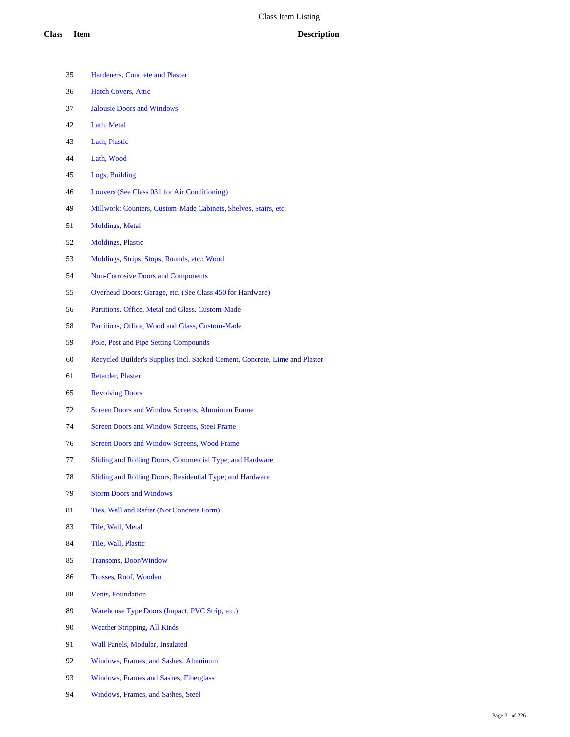# Class Item Listing

| Class | Item | Description |
|---|---|---|
| | 35 | Hardeners, Concrete and Plaster |
| | 36 | Hatch Covers, Attic |
| | 37 | Jalousie Doors and Windows |
| | 42 | Lath, Metal |
| | 43 | Lath, Plastic |
| | 44 | Lath, Wood |
| | 45 | Logs, Building |
| | 46 | Louvers (See Class 031 for Air Conditioning) |
| | 49 | Millwork: Counters, Custom-Made Cabinets, Shelves, Stairs, etc. |
| | 51 | Moldings, Metal |
| | 52 | Moldings, Plastic |
| | 53 | Moldings, Strips, Stops, Rounds, etc.: Wood |
| | 54 | Non-Corrosive Doors and Components |
| | 55 | Overhead Doors: Garage, etc. (See Class 450 for Hardware) |
| | 56 | Partitions, Office, Metal and Glass, Custom-Made |
| | 58 | Partitions, Office, Wood and Glass, Custom-Made |
| | 59 | Pole, Post and Pipe Setting Compounds |
| | 60 | Recycled Builder's Supplies Incl. Sacked Cement, Concrete, Lime and Plaster |
| | 61 | Retarder, Plaster |
| | 65 | Revolving Doors |
| | 72 | Screen Doors and Window Screens, Aluminum Frame |
| | 74 | Screen Doors and Window Screens, Steel Frame |
| | 76 | Screen Doors and Window Screens, Wood Frame |
| | 77 | Sliding and Rolling Doors, Commercial Type; and Hardware |
| | 78 | Sliding and Rolling Doors, Residential Type; and Hardware |
| | 79 | Storm Doors and Windows |
| | 81 | Ties, Wall and Rafter (Not Concrete Form) |
| | 83 | Tile, Wall, Metal |
| | 84 | Tile, Wall, Plastic |
| | 85 | Transoms, Door/Window |
| | 86 | Trusses, Roof, Wooden |
| | 88 | Vents, Foundation |
| | 89 | Warehouse Type Doors (Impact, PVC Strip, etc.) |
| | 90 | Weather Stripping, All Kinds |
| | 91 | Wall Panels, Modular, Insulated |
| | 92 | Windows, Frames, and Sashes, Aluminum |
| | 93 | Windows, Frames and Sashes, Fiberglass |
| | 94 | Windows, Frames, and Sashes, Steel |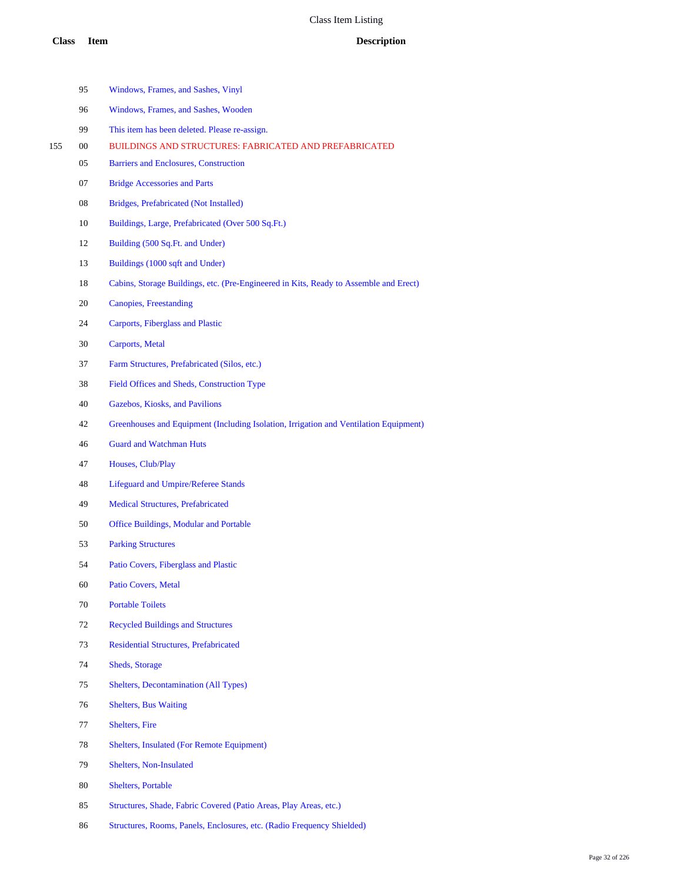# Class Item Listing

| Class | Item | Description |
|---|---|---|
| | 95 | Windows, Frames, and Sashes, Vinyl |
| | 96 | Windows, Frames, and Sashes, Wooden |
| | 99 | This item has been deleted. Please re-assign. |
| 155 | 00 | BUILDINGS AND STRUCTURES: FABRICATED AND PREFABRICATED |
| | 05 | Barriers and Enclosures, Construction |
| | 07 | Bridge Accessories and Parts |
| | 08 | Bridges, Prefabricated (Not Installed) |
| | 10 | Buildings, Large, Prefabricated (Over 500 Sq.Ft.) |
| | 12 | Building (500 Sq.Ft. and Under) |
| | 13 | Buildings (1000 sqft and Under) |
| | 18 | Cabins, Storage Buildings, etc. (Pre-Engineered in Kits, Ready to Assemble and Erect) |
| | 20 | Canopies, Freestanding |
| | 24 | Carports, Fiberglass and Plastic |
| | 30 | Carports, Metal |
| | 37 | Farm Structures, Prefabricated (Silos, etc.) |
| | 38 | Field Offices and Sheds, Construction Type |
| | 40 | Gazebos, Kiosks, and Pavilions |
| | 42 | Greenhouses and Equipment (Including Isolation, Irrigation and Ventilation Equipment) |
| | 46 | Guard and Watchman Huts |
| | 47 | Houses, Club/Play |
| | 48 | Lifeguard and Umpire/Referee Stands |
| | 49 | Medical Structures, Prefabricated |
| | 50 | Office Buildings, Modular and Portable |
| | 53 | Parking Structures |
| | 54 | Patio Covers, Fiberglass and Plastic |
| | 60 | Patio Covers, Metal |
| | 70 | Portable Toilets |
| | 72 | Recycled Buildings and Structures |
| | 73 | Residential Structures, Prefabricated |
| | 74 | Sheds, Storage |
| | 75 | Shelters, Decontamination (All Types) |
| | 76 | Shelters, Bus Waiting |
| | 77 | Shelters, Fire |
| | 78 | Shelters, Insulated (For Remote Equipment) |
| | 79 | Shelters, Non-Insulated |
| | 80 | Shelters, Portable |
| | 85 | Structures, Shade, Fabric Covered (Patio Areas, Play Areas, etc.) |
| | 86 | Structures, Rooms, Panels, Enclosures, etc. (Radio Frequency Shielded) |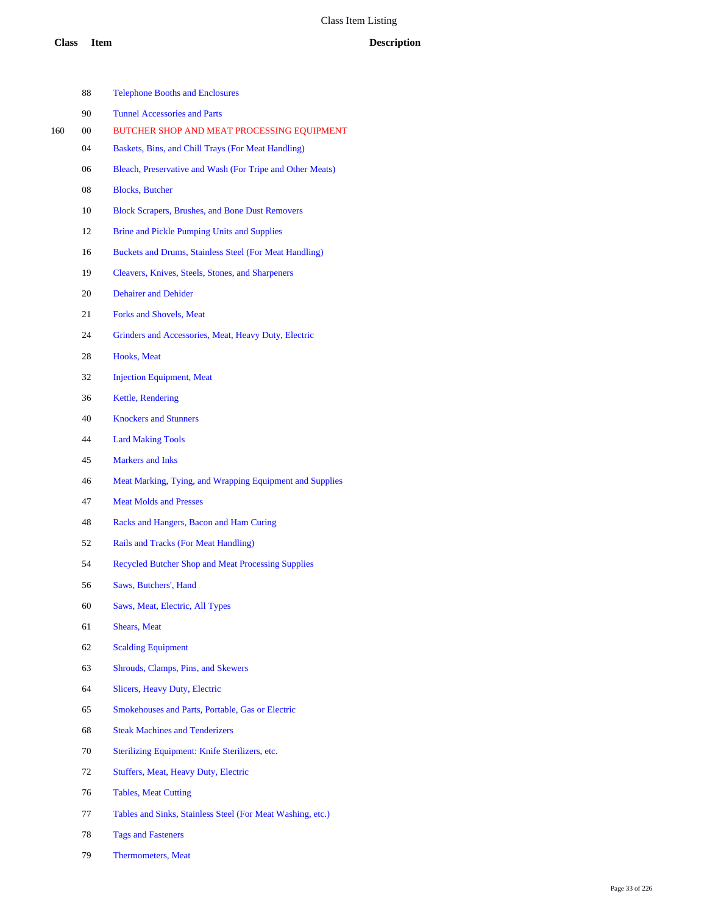| Class | Item | Description |
|---|---|---|
| | 88 | Telephone Booths and Enclosures |
| | 90 | Tunnel Accessories and Parts |
| 160 | 00 | BUTCHER SHOP AND MEAT PROCESSING EQUIPMENT |
| | 04 | Baskets, Bins, and Chill Trays (For Meat Handling) |
| | 06 | Bleach, Preservative and Wash (For Tripe and Other Meats) |
| | 08 | Blocks, Butcher |
| | 10 | Block Scrapers, Brushes, and Bone Dust Removers |
| | 12 | Brine and Pickle Pumping Units and Supplies |
| | 16 | Buckets and Drums, Stainless Steel (For Meat Handling) |
| | 19 | Cleavers, Knives, Steels, Stones, and Sharpeners |
| | 20 | Dehairer and Dehider |
| | 21 | Forks and Shovels, Meat |
| | 24 | Grinders and Accessories, Meat, Heavy Duty, Electric |
| | 28 | Hooks, Meat |
| | 32 | Injection Equipment, Meat |
| | 36 | Kettle, Rendering |
| | 40 | Knockers and Stunners |
| | 44 | Lard Making Tools |
| | 45 | Markers and Inks |
| | 46 | Meat Marking, Tying, and Wrapping Equipment and Supplies |
| | 47 | Meat Molds and Presses |
| | 48 | Racks and Hangers, Bacon and Ham Curing |
| | 52 | Rails and Tracks (For Meat Handling) |
| | 54 | Recycled Butcher Shop and Meat Processing Supplies |
| | 56 | Saws, Butchers', Hand |
| | 60 | Saws, Meat, Electric, All Types |
| | 61 | Shears, Meat |
| | 62 | Scalding Equipment |
| | 63 | Shrouds, Clamps, Pins, and Skewers |
| | 64 | Slicers, Heavy Duty, Electric |
| | 65 | Smokehouses and Parts, Portable, Gas or Electric |
| | 68 | Steak Machines and Tenderizers |
| | 70 | Sterilizing Equipment: Knife Sterilizers, etc. |
| | 72 | Stuffers, Meat, Heavy Duty, Electric |
| | 76 | Tables, Meat Cutting |
| | 77 | Tables and Sinks, Stainless Steel (For Meat Washing, etc.) |
| | 78 | Tags and Fasteners |
| | 79 | Thermometers, Meat |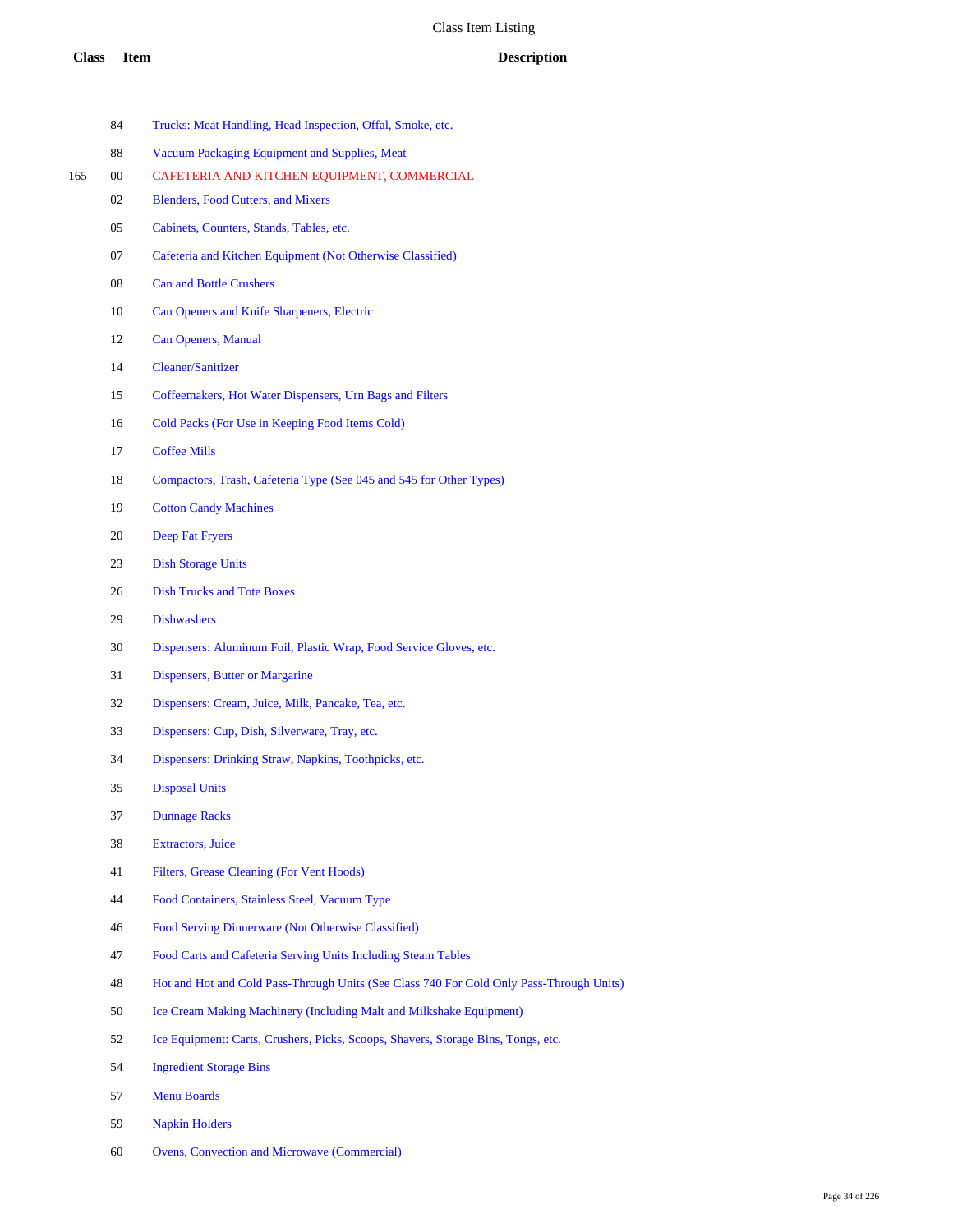| Class | Item | Description |
| --- | --- | --- |
| | 84 | Trucks: Meat Handling, Head Inspection, Offal, Smoke, etc. |
| | 88 | Vacuum Packaging Equipment and Supplies, Meat |
| 165 | 00 | CAFETERIA AND KITCHEN EQUIPMENT, COMMERCIAL |
| | 02 | Blenders, Food Cutters, and Mixers |
| | 05 | Cabinets, Counters, Stands, Tables, etc. |
| | 07 | Cafeteria and Kitchen Equipment (Not Otherwise Classified) |
| | 08 | Can and Bottle Crushers |
| | 10 | Can Openers and Knife Sharpeners, Electric |
| | 12 | Can Openers, Manual |
| | 14 | Cleaner/Sanitizer |
| | 15 | Coffeemakers, Hot Water Dispensers, Urn Bags and Filters |
| | 16 | Cold Packs (For Use in Keeping Food Items Cold) |
| | 17 | Coffee Mills |
| | 18 | Compactors, Trash, Cafeteria Type (See 045 and 545 for Other Types) |
| | 19 | Cotton Candy Machines |
| | 20 | Deep Fat Fryers |
| | 23 | Dish Storage Units |
| | 26 | Dish Trucks and Tote Boxes |
| | 29 | Dishwashers |
| | 30 | Dispensers: Aluminum Foil, Plastic Wrap, Food Service Gloves, etc. |
| | 31 | Dispensers, Butter or Margarine |
| | 32 | Dispensers: Cream, Juice, Milk, Pancake, Tea, etc. |
| | 33 | Dispensers: Cup, Dish, Silverware, Tray, etc. |
| | 34 | Dispensers: Drinking Straw, Napkins, Toothpicks, etc. |
| | 35 | Disposal Units |
| | 37 | Dunnage Racks |
| | 38 | Extractors, Juice |
| | 41 | Filters, Grease Cleaning (For Vent Hoods) |
| | 44 | Food Containers, Stainless Steel, Vacuum Type |
| | 46 | Food Serving Dinnerware (Not Otherwise Classified) |
| | 47 | Food Carts and Cafeteria Serving Units Including Steam Tables |
| | 48 | Hot and Hot and Cold Pass-Through Units (See Class 740 For Cold Only Pass-Through Units) |
| | 50 | Ice Cream Making Machinery (Including Malt and Milkshake Equipment) |
| | 52 | Ice Equipment: Carts, Crushers, Picks, Scoops, Shavers, Storage Bins, Tongs, etc. |
| | 54 | Ingredient Storage Bins |
| | 57 | Menu Boards |
| | 59 | Napkin Holders |
| | 60 | Ovens, Convection and Microwave (Commercial) |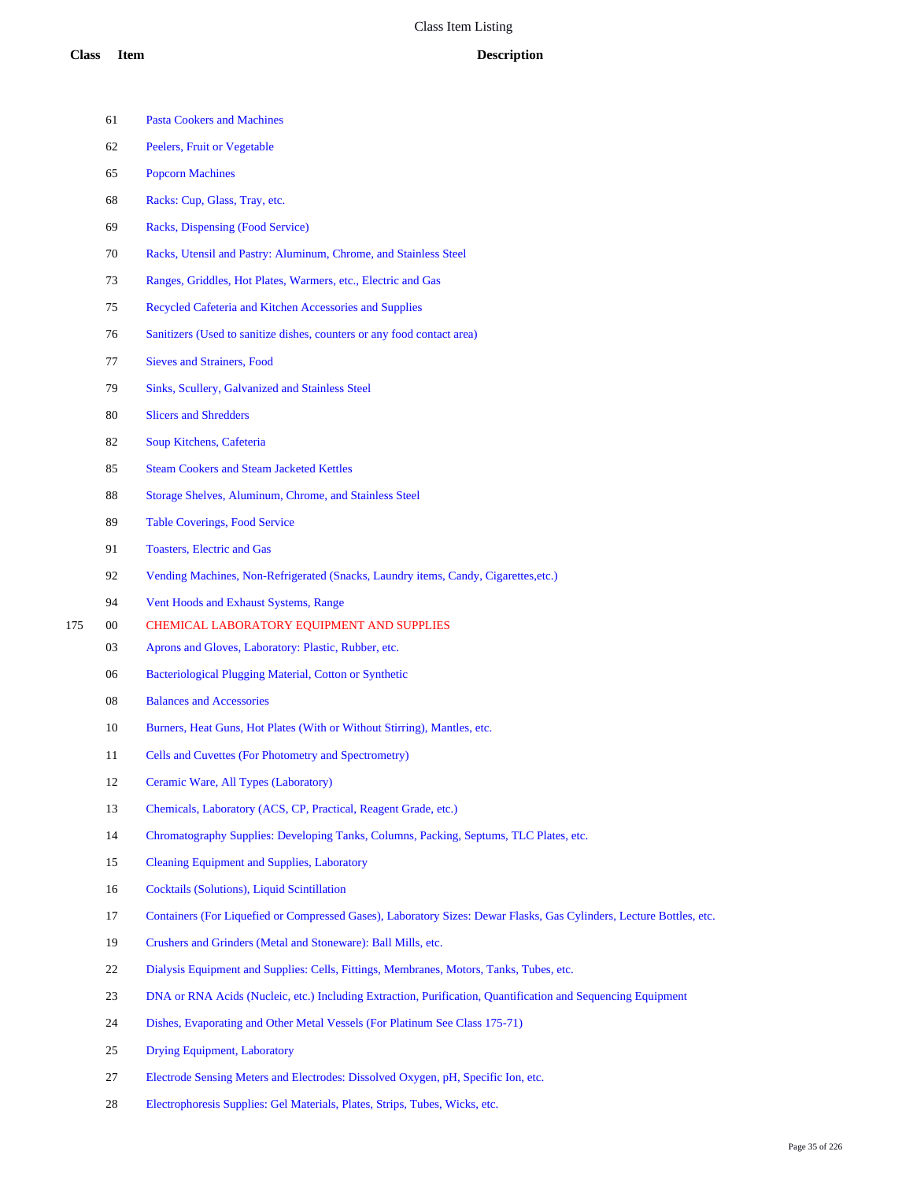# Class Item Listing

| Class | Item | Description |
| --- | --- | --- |
| | 61 | Pasta Cookers and Machines |
| | 62 | Peelers, Fruit or Vegetable |
| | 65 | Popcorn Machines |
| | 68 | Racks: Cup, Glass, Tray, etc. |
| | 69 | Racks, Dispensing (Food Service) |
| | 70 | Racks, Utensil and Pastry: Aluminum, Chrome, and Stainless Steel |
| | 73 | Ranges, Griddles, Hot Plates, Warmers, etc., Electric and Gas |
| | 75 | Recycled Cafeteria and Kitchen Accessories and Supplies |
| | 76 | Sanitizers (Used to sanitize dishes, counters or any food contact area) |
| | 77 | Sieves and Strainers, Food |
| | 79 | Sinks, Scullery, Galvanized and Stainless Steel |
| | 80 | Slicers and Shredders |
| | 82 | Soup Kitchens, Cafeteria |
| | 85 | Steam Cookers and Steam Jacketed Kettles |
| | 88 | Storage Shelves, Aluminum, Chrome, and Stainless Steel |
| | 89 | Table Coverings, Food Service |
| | 91 | Toasters, Electric and Gas |
| | 92 | Vending Machines, Non-Refrigerated (Snacks, Laundry items, Candy, Cigarettes,etc.) |
| | 94 | Vent Hoods and Exhaust Systems, Range |
| 175 | 00 | CHEMICAL LABORATORY EQUIPMENT AND SUPPLIES |
| | 03 | Aprons and Gloves, Laboratory: Plastic, Rubber, etc. |
| | 06 | Bacteriological Plugging Material, Cotton or Synthetic |
| | 08 | Balances and Accessories |
| | 10 | Burners, Heat Guns, Hot Plates (With or Without Stirring), Mantles, etc. |
| | 11 | Cells and Cuvettes (For Photometry and Spectrometry) |
| | 12 | Ceramic Ware, All Types (Laboratory) |
| | 13 | Chemicals, Laboratory (ACS, CP, Practical, Reagent Grade, etc.) |
| | 14 | Chromatography Supplies: Developing Tanks, Columns, Packing, Septums, TLC Plates, etc. |
| | 15 | Cleaning Equipment and Supplies, Laboratory |
| | 16 | Cocktails (Solutions), Liquid Scintillation |
| | 17 | Containers (For Liquefied or Compressed Gases), Laboratory Sizes: Dewar Flasks, Gas Cylinders, Lecture Bottles, etc. |
| | 19 | Crushers and Grinders (Metal and Stoneware): Ball Mills, etc. |
| | 22 | Dialysis Equipment and Supplies: Cells, Fittings, Membranes, Motors, Tanks, Tubes, etc. |
| | 23 | DNA or RNA Acids (Nucleic, etc.) Including Extraction, Purification, Quantification and Sequencing Equipment |
| | 24 | Dishes, Evaporating and Other Metal Vessels (For Platinum See Class 175-71) |
| | 25 | Drying Equipment, Laboratory |
| | 27 | Electrode Sensing Meters and Electrodes: Dissolved Oxygen, pH, Specific Ion, etc. |
| | 28 | Electrophoresis Supplies: Gel Materials, Plates, Strips, Tubes, Wicks, etc. |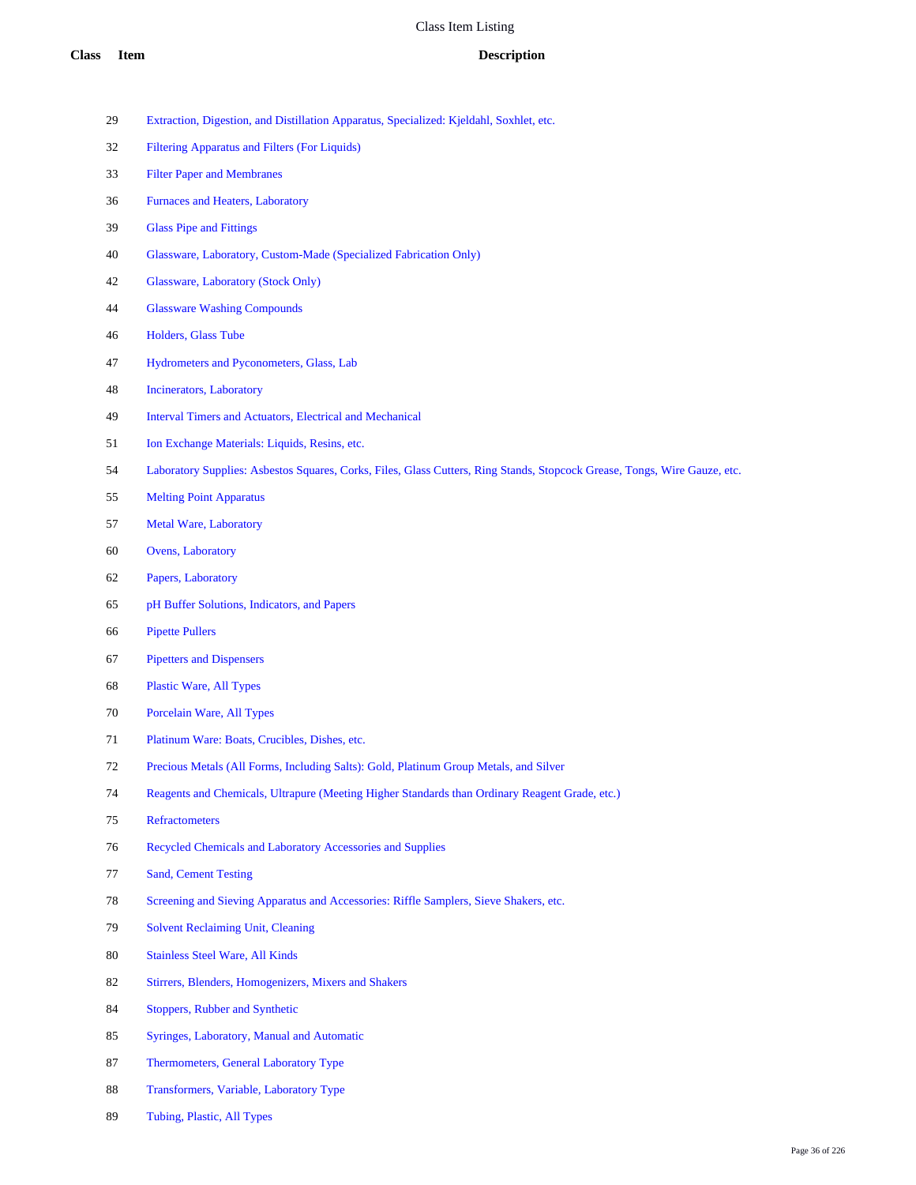| Class | Item | Description |
|---|---|---|
| | 29 | Extraction, Digestion, and Distillation Apparatus, Specialized: Kjeldahl, Soxhlet, etc. |
| | 32 | Filtering Apparatus and Filters (For Liquids) |
| | 33 | Filter Paper and Membranes |
| | 36 | Furnaces and Heaters, Laboratory |
| | 39 | Glass Pipe and Fittings |
| | 40 | Glassware, Laboratory, Custom-Made (Specialized Fabrication Only) |
| | 42 | Glassware, Laboratory (Stock Only) |
| | 44 | Glassware Washing Compounds |
| | 46 | Holders, Glass Tube |
| | 47 | Hydrometers and Pyconometers, Glass, Lab |
| | 48 | Incinerators, Laboratory |
| | 49 | Interval Timers and Actuators, Electrical and Mechanical |
| | 51 | Ion Exchange Materials: Liquids, Resins, etc. |
| | 54 | Laboratory Supplies: Asbestos Squares, Corks, Files, Glass Cutters, Ring Stands, Stopcock Grease, Tongs, Wire Gauze, etc. |
| | 55 | Melting Point Apparatus |
| | 57 | Metal Ware, Laboratory |
| | 60 | Ovens, Laboratory |
| | 62 | Papers, Laboratory |
| | 65 | pH Buffer Solutions, Indicators, and Papers |
| | 66 | Pipette Pullers |
| | 67 | Pipetters and Dispensers |
| | 68 | Plastic Ware, All Types |
| | 70 | Porcelain Ware, All Types |
| | 71 | Platinum Ware: Boats, Crucibles, Dishes, etc. |
| | 72 | Precious Metals (All Forms, Including Salts): Gold, Platinum Group Metals, and Silver |
| | 74 | Reagents and Chemicals, Ultrapure (Meeting Higher Standards than Ordinary Reagent Grade, etc.) |
| | 75 | Refractometers |
| | 76 | Recycled Chemicals and Laboratory Accessories and Supplies |
| | 77 | Sand, Cement Testing |
| | 78 | Screening and Sieving Apparatus and Accessories: Riffle Samplers, Sieve Shakers, etc. |
| | 79 | Solvent Reclaiming Unit, Cleaning |
| | 80 | Stainless Steel Ware, All Kinds |
| | 82 | Stirrers, Blenders, Homogenizers, Mixers and Shakers |
| | 84 | Stoppers, Rubber and Synthetic |
| | 85 | Syringes, Laboratory, Manual and Automatic |
| | 87 | Thermometers, General Laboratory Type |
| | 88 | Transformers, Variable, Laboratory Type |
| | 89 | Tubing, Plastic, All Types |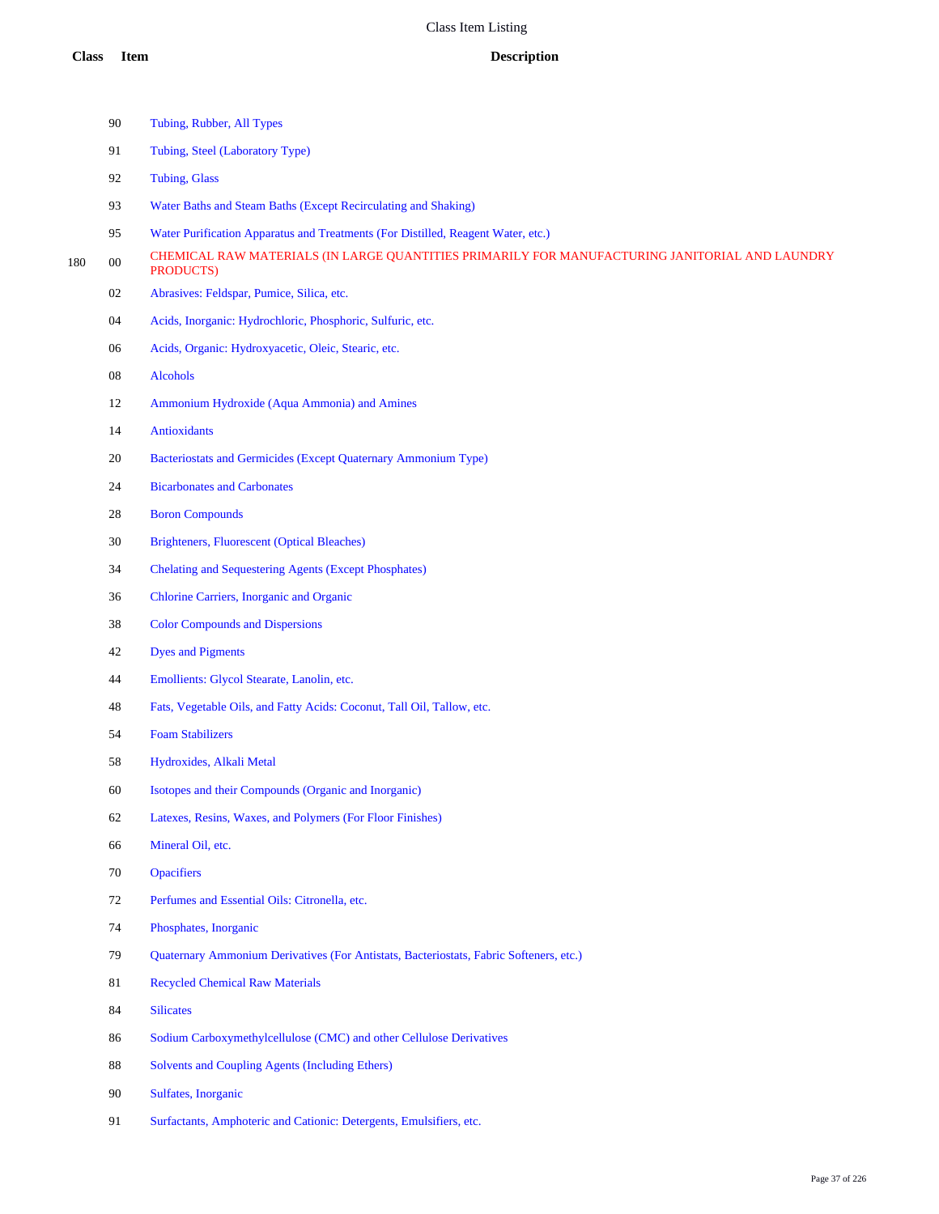# Class Item Listing

| Class | Item | Description |
|---|---|---|
| | 90 | Tubing, Rubber, All Types |
| | 91 | Tubing, Steel (Laboratory Type) |
| | 92 | Tubing, Glass |
| | 93 | Water Baths and Steam Baths (Except Recirculating and Shaking) |
| | 95 | Water Purification Apparatus and Treatments (For Distilled, Reagent Water, etc.) |
| 180 | 00 | CHEMICAL RAW MATERIALS (IN LARGE QUANTITIES PRIMARILY FOR MANUFACTURING JANITORIAL AND LAUNDRY PRODUCTS) |
| | 02 | Abrasives: Feldspar, Pumice, Silica, etc. |
| | 04 | Acids, Inorganic: Hydrochloric, Phosphoric, Sulfuric, etc. |
| | 06 | Acids, Organic: Hydroxyacetic, Oleic, Stearic, etc. |
| | 08 | Alcohols |
| | 12 | Ammonium Hydroxide (Aqua Ammonia) and Amines |
| | 14 | Antioxidants |
| | 20 | Bacteriostats and Germicides (Except Quaternary Ammonium Type) |
| | 24 | Bicarbonates and Carbonates |
| | 28 | Boron Compounds |
| | 30 | Brighteners, Fluorescent (Optical Bleaches) |
| | 34 | Chelating and Sequestering Agents (Except Phosphates) |
| | 36 | Chlorine Carriers, Inorganic and Organic |
| | 38 | Color Compounds and Dispersions |
| | 42 | Dyes and Pigments |
| | 44 | Emollients: Glycol Stearate, Lanolin, etc. |
| | 48 | Fats, Vegetable Oils, and Fatty Acids: Coconut, Tall Oil, Tallow, etc. |
| | 54 | Foam Stabilizers |
| | 58 | Hydroxides, Alkali Metal |
| | 60 | Isotopes and their Compounds (Organic and Inorganic) |
| | 62 | Latexes, Resins, Waxes, and Polymers (For Floor Finishes) |
| | 66 | Mineral Oil, etc. |
| | 70 | Opacifiers |
| | 72 | Perfumes and Essential Oils: Citronella, etc. |
| | 74 | Phosphates, Inorganic |
| | 79 | Quaternary Ammonium Derivatives (For Antistats, Bacteriostats, Fabric Softeners, etc.) |
| | 81 | Recycled Chemical Raw Materials |
| | 84 | Silicates |
| | 86 | Sodium Carboxymethylcellulose (CMC) and other Cellulose Derivatives |
| | 88 | Solvents and Coupling Agents (Including Ethers) |
| | 90 | Sulfates, Inorganic |
| | 91 | Surfactants, Amphoteric and Cationic: Detergents, Emulsifiers, etc. |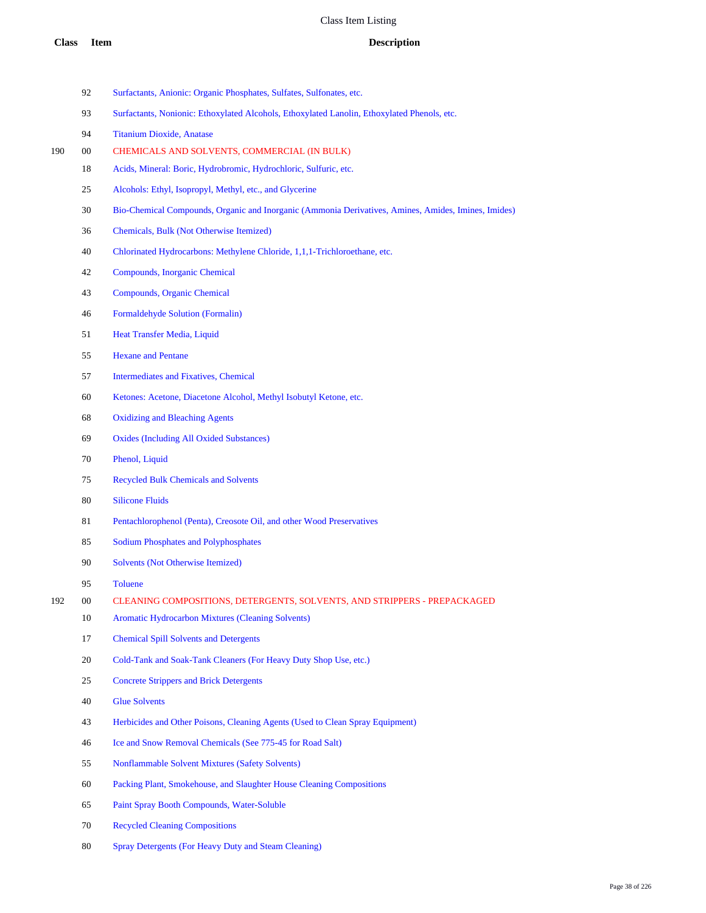# Class Item Listing

| Class | Item | Description |
|---|---|---|
| | 92 | Surfactants, Anionic: Organic Phosphates, Sulfates, Sulfonates, etc. |
| | 93 | Surfactants, Nonionic: Ethoxylated Alcohols, Ethoxylated Lanolin, Ethoxylated Phenols, etc. |
| | 94 | Titanium Dioxide, Anatase |
| 190 | 00 | CHEMICALS AND SOLVENTS, COMMERCIAL (IN BULK) |
| | 18 | Acids, Mineral: Boric, Hydrobromic, Hydrochloric, Sulfuric, etc. |
| | 25 | Alcohols: Ethyl, Isopropyl, Methyl, etc., and Glycerine |
| | 30 | Bio-Chemical Compounds, Organic and Inorganic (Ammonia Derivatives, Amines, Amides, Imines, Imides) |
| | 36 | Chemicals, Bulk (Not Otherwise Itemized) |
| | 40 | Chlorinated Hydrocarbons: Methylene Chloride, 1,1,1-Trichloroethane, etc. |
| | 42 | Compounds, Inorganic Chemical |
| | 43 | Compounds, Organic Chemical |
| | 46 | Formaldehyde Solution (Formalin) |
| | 51 | Heat Transfer Media, Liquid |
| | 55 | Hexane and Pentane |
| | 57 | Intermediates and Fixatives, Chemical |
| | 60 | Ketones: Acetone, Diacetone Alcohol, Methyl Isobutyl Ketone, etc. |
| | 68 | Oxidizing and Bleaching Agents |
| | 69 | Oxides (Including All Oxided Substances) |
| | 70 | Phenol, Liquid |
| | 75 | Recycled Bulk Chemicals and Solvents |
| | 80 | Silicone Fluids |
| | 81 | Pentachlorophenol (Penta), Creosote Oil, and other Wood Preservatives |
| | 85 | Sodium Phosphates and Polyphosphates |
| | 90 | Solvents (Not Otherwise Itemized) |
| | 95 | Toluene |
| 192 | 00 | CLEANING COMPOSITIONS, DETERGENTS, SOLVENTS, AND STRIPPERS - PREPACKAGED |
| | 10 | Aromatic Hydrocarbon Mixtures (Cleaning Solvents) |
| | 17 | Chemical Spill Solvents and Detergents |
| | 20 | Cold-Tank and Soak-Tank Cleaners (For Heavy Duty Shop Use, etc.) |
| | 25 | Concrete Strippers and Brick Detergents |
| | 40 | Glue Solvents |
| | 43 | Herbicides and Other Poisons, Cleaning Agents (Used to Clean Spray Equipment) |
| | 46 | Ice and Snow Removal Chemicals (See 775-45 for Road Salt) |
| | 55 | Nonflammable Solvent Mixtures (Safety Solvents) |
| | 60 | Packing Plant, Smokehouse, and Slaughter House Cleaning Compositions |
| | 65 | Paint Spray Booth Compounds, Water-Soluble |
| | 70 | Recycled Cleaning Compositions |
| | 80 | Spray Detergents (For Heavy Duty and Steam Cleaning) |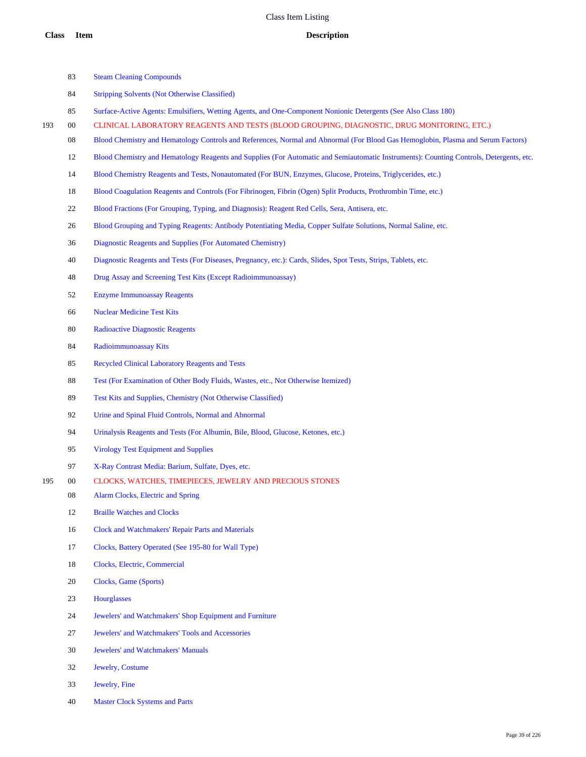| Class | Item | Description |
|---|---|---|
| | 83 | Steam Cleaning Compounds |
| | 84 | Stripping Solvents (Not Otherwise Classified) |
| | 85 | Surface-Active Agents: Emulsifiers, Wetting Agents, and One-Component Nonionic Detergents (See Also Class 180) |
| 193 | 00 | CLINICAL LABORATORY REAGENTS AND TESTS (BLOOD GROUPING, DIAGNOSTIC, DRUG MONITORING, ETC.) |
| | 08 | Blood Chemistry and Hematology Controls and References, Normal and Abnormal (For Blood Gas Hemoglobin, Plasma and Serum Factors) |
| | 12 | Blood Chemistry and Hematology Reagents and Supplies (For Automatic and Semiautomatic Instruments): Counting Controls, Detergents, etc. |
| | 14 | Blood Chemistry Reagents and Tests, Nonautomated (For BUN, Enzymes, Glucose, Proteins, Triglycerides, etc.) |
| | 18 | Blood Coagulation Reagents and Controls (For Fibrinogen, Fibrin (Ogen) Split Products, Prothrombin Time, etc.) |
| | 22 | Blood Fractions (For Grouping, Typing, and Diagnosis): Reagent Red Cells, Sera, Antisera, etc. |
| | 26 | Blood Grouping and Typing Reagents: Antibody Potentiating Media, Copper Sulfate Solutions, Normal Saline, etc. |
| | 36 | Diagnostic Reagents and Supplies (For Automated Chemistry) |
| | 40 | Diagnostic Reagents and Tests (For Diseases, Pregnancy, etc.): Cards, Slides, Spot Tests, Strips, Tablets, etc. |
| | 48 | Drug Assay and Screening Test Kits (Except Radioimmunoassay) |
| | 52 | Enzyme Immunoassay Reagents |
| | 66 | Nuclear Medicine Test Kits |
| | 80 | Radioactive Diagnostic Reagents |
| | 84 | Radioimmunoassay Kits |
| | 85 | Recycled Clinical Laboratory Reagents and Tests |
| | 88 | Test (For Examination of Other Body Fluids, Wastes, etc., Not Otherwise Itemized) |
| | 89 | Test Kits and Supplies, Chemistry (Not Otherwise Classified) |
| | 92 | Urine and Spinal Fluid Controls, Normal and Abnormal |
| | 94 | Urinalysis Reagents and Tests (For Albumin, Bile, Blood, Glucose, Ketones, etc.) |
| | 95 | Virology Test Equipment and Supplies |
| | 97 | X-Ray Contrast Media: Barium, Sulfate, Dyes, etc. |
| 195 | 00 | CLOCKS, WATCHES, TIMEPIECES, JEWELRY AND PRECIOUS STONES |
| | 08 | Alarm Clocks, Electric and Spring |
| | 12 | Braille Watches and Clocks |
| | 16 | Clock and Watchmakers' Repair Parts and Materials |
| | 17 | Clocks, Battery Operated (See 195-80 for Wall Type) |
| | 18 | Clocks, Electric, Commercial |
| | 20 | Clocks, Game (Sports) |
| | 23 | Hourglasses |
| | 24 | Jewelers' and Watchmakers' Shop Equipment and Furniture |
| | 27 | Jewelers' and Watchmakers' Tools and Accessories |
| | 30 | Jewelers' and Watchmakers' Manuals |
| | 32 | Jewelry, Costume |
| | 33 | Jewelry, Fine |
| | 40 | Master Clock Systems and Parts |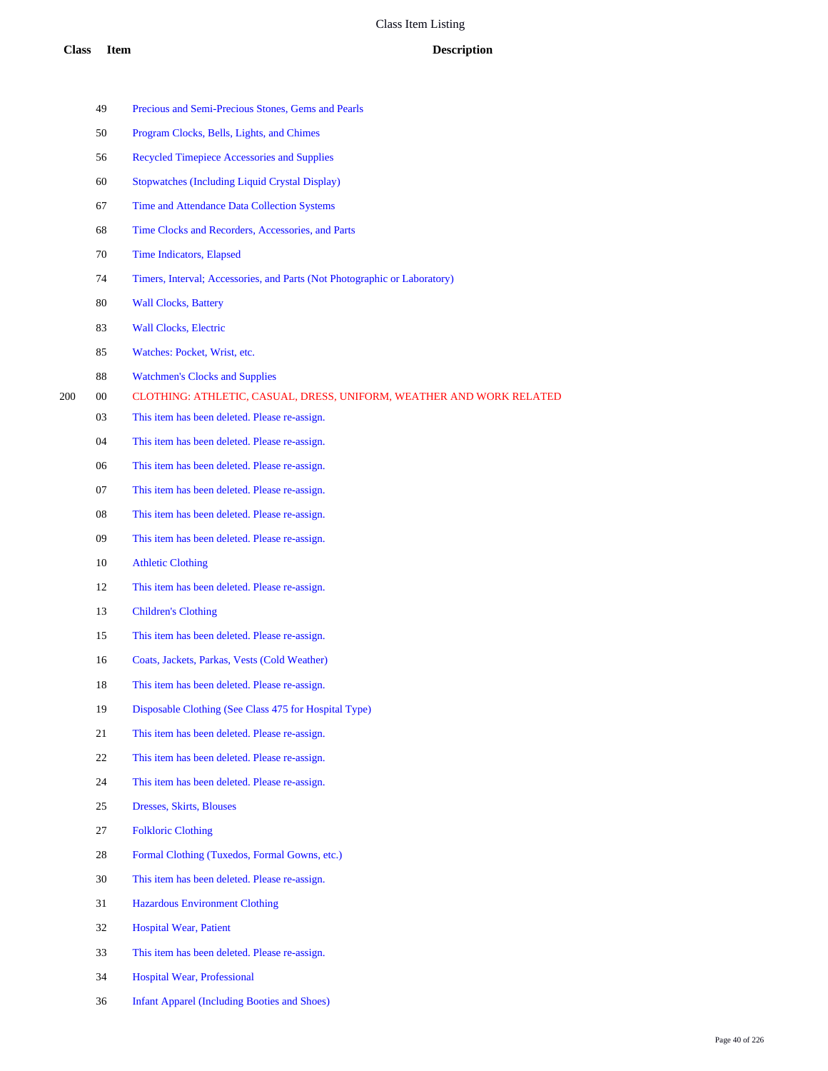| Class | Item | Description |
|---|---|---|
| | 49 | Precious and Semi-Precious Stones, Gems and Pearls |
| | 50 | Program Clocks, Bells, Lights, and Chimes |
| | 56 | Recycled Timepiece Accessories and Supplies |
| | 60 | Stopwatches (Including Liquid Crystal Display) |
| | 67 | Time and Attendance Data Collection Systems |
| | 68 | Time Clocks and Recorders, Accessories, and Parts |
| | 70 | Time Indicators, Elapsed |
| | 74 | Timers, Interval; Accessories, and Parts (Not Photographic or Laboratory) |
| | 80 | Wall Clocks, Battery |
| | 83 | Wall Clocks, Electric |
| | 85 | Watches: Pocket, Wrist, etc. |
| | 88 | Watchmen's Clocks and Supplies |
| 200 | 00 | CLOTHING: ATHLETIC, CASUAL, DRESS, UNIFORM, WEATHER AND WORK RELATED |
| | 03 | This item has been deleted. Please re-assign. |
| | 04 | This item has been deleted. Please re-assign. |
| | 06 | This item has been deleted. Please re-assign. |
| | 07 | This item has been deleted. Please re-assign. |
| | 08 | This item has been deleted. Please re-assign. |
| | 09 | This item has been deleted. Please re-assign. |
| | 10 | Athletic Clothing |
| | 12 | This item has been deleted. Please re-assign. |
| | 13 | Children's Clothing |
| | 15 | This item has been deleted. Please re-assign. |
| | 16 | Coats, Jackets, Parkas, Vests (Cold Weather) |
| | 18 | This item has been deleted. Please re-assign. |
| | 19 | Disposable Clothing (See Class 475 for Hospital Type) |
| | 21 | This item has been deleted. Please re-assign. |
| | 22 | This item has been deleted. Please re-assign. |
| | 24 | This item has been deleted. Please re-assign. |
| | 25 | Dresses, Skirts, Blouses |
| | 27 | Folkloric Clothing |
| | 28 | Formal Clothing (Tuxedos, Formal Gowns, etc.) |
| | 30 | This item has been deleted. Please re-assign. |
| | 31 | Hazardous Environment Clothing |
| | 32 | Hospital Wear, Patient |
| | 33 | This item has been deleted. Please re-assign. |
| | 34 | Hospital Wear, Professional |
| | 36 | Infant Apparel (Including Booties and Shoes) |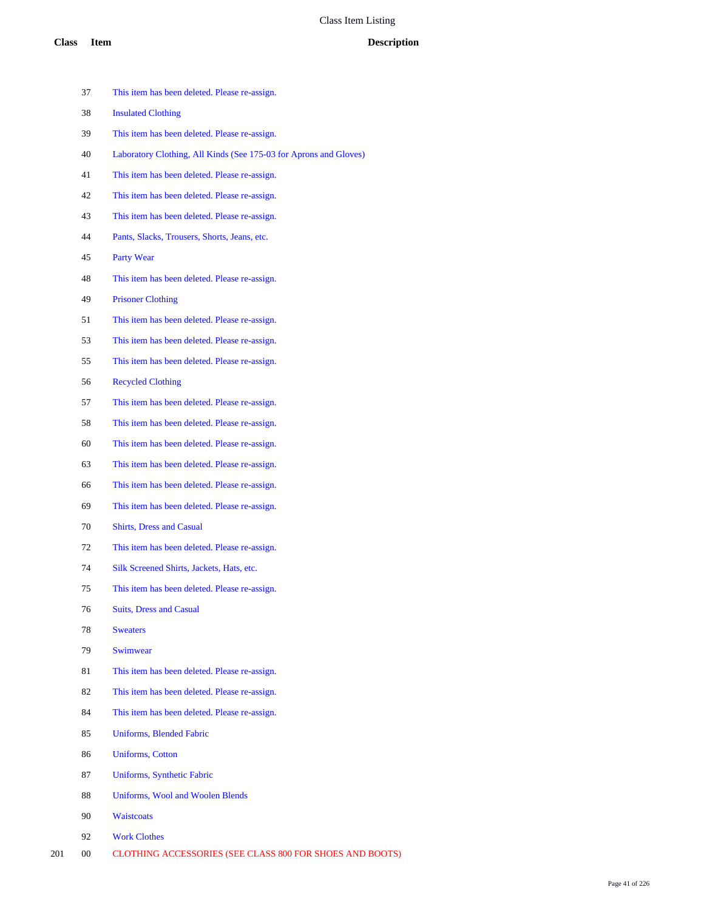# Class Item Listing

| Class | Item | Description |
|---|---|---|
| | 37 | This item has been deleted. Please re-assign. |
| | 38 | Insulated Clothing |
| | 39 | This item has been deleted. Please re-assign. |
| | 40 | Laboratory Clothing, All Kinds (See 175-03 for Aprons and Gloves) |
| | 41 | This item has been deleted. Please re-assign. |
| | 42 | This item has been deleted. Please re-assign. |
| | 43 | This item has been deleted. Please re-assign. |
| | 44 | Pants, Slacks, Trousers, Shorts, Jeans, etc. |
| | 45 | Party Wear |
| | 48 | This item has been deleted. Please re-assign. |
| | 49 | Prisoner Clothing |
| | 51 | This item has been deleted. Please re-assign. |
| | 53 | This item has been deleted. Please re-assign. |
| | 55 | This item has been deleted. Please re-assign. |
| | 56 | Recycled Clothing |
| | 57 | This item has been deleted. Please re-assign. |
| | 58 | This item has been deleted. Please re-assign. |
| | 60 | This item has been deleted. Please re-assign. |
| | 63 | This item has been deleted. Please re-assign. |
| | 66 | This item has been deleted. Please re-assign. |
| | 69 | This item has been deleted. Please re-assign. |
| | 70 | Shirts, Dress and Casual |
| | 72 | This item has been deleted. Please re-assign. |
| | 74 | Silk Screened Shirts, Jackets, Hats, etc. |
| | 75 | This item has been deleted. Please re-assign. |
| | 76 | Suits, Dress and Casual |
| | 78 | Sweaters |
| | 79 | Swimwear |
| | 81 | This item has been deleted. Please re-assign. |
| | 82 | This item has been deleted. Please re-assign. |
| | 84 | This item has been deleted. Please re-assign. |
| | 85 | Uniforms, Blended Fabric |
| | 86 | Uniforms, Cotton |
| | 87 | Uniforms, Synthetic Fabric |
| | 88 | Uniforms, Wool and Woolen Blends |
| | 90 | Waistcoats |
| | 92 | Work Clothes |
| 201 | 00 | CLOTHING ACCESSORIES (SEE CLASS 800 FOR SHOES AND BOOTS) |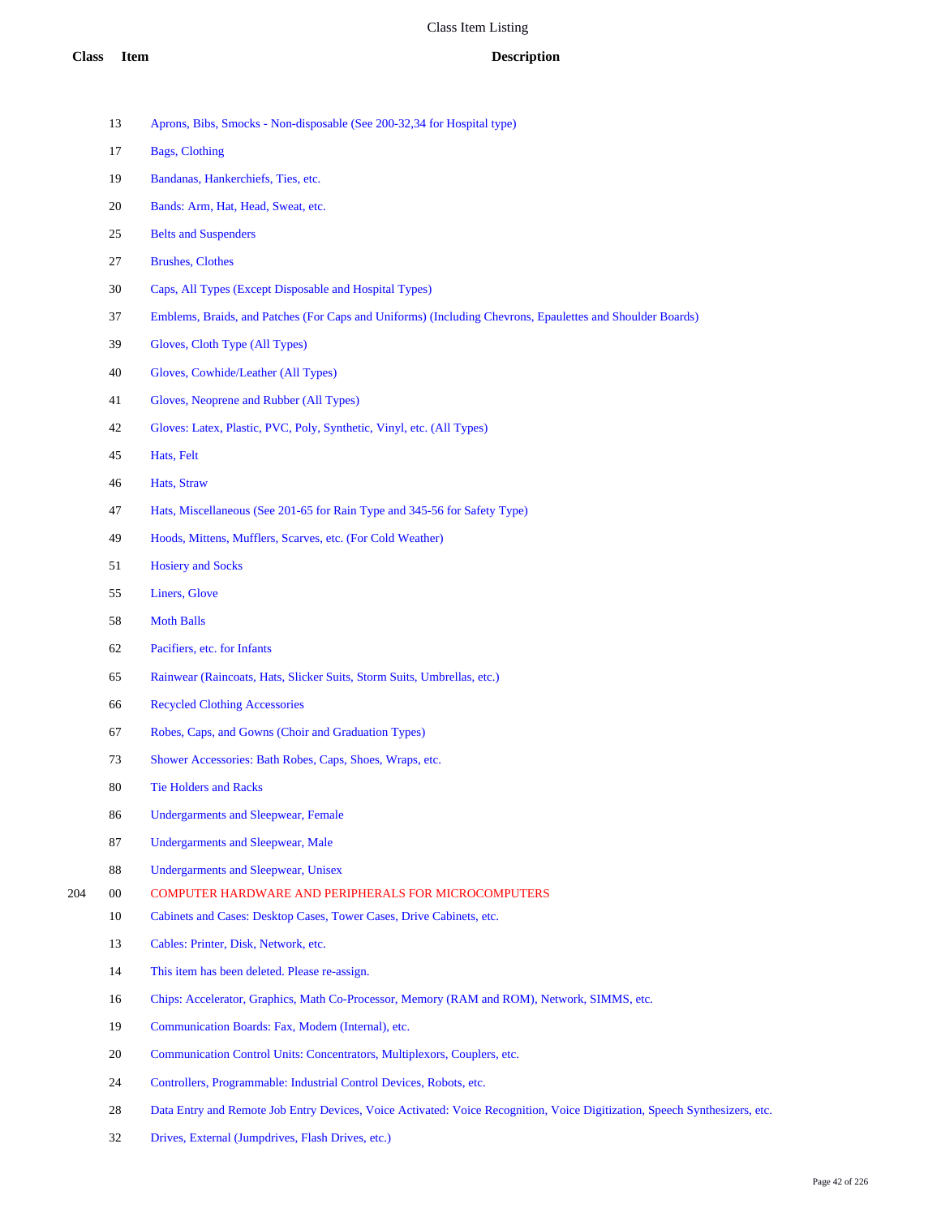# Class Item Listing

| Class | Item | Description |
|---|---|---|
| | 13 | Aprons, Bibs, Smocks - Non-disposable (See 200-32,34 for Hospital type) |
| | 17 | Bags, Clothing |
| | 19 | Bandanas, Hankerchiefs, Ties, etc. |
| | 20 | Bands: Arm, Hat, Head, Sweat, etc. |
| | 25 | Belts and Suspenders |
| | 27 | Brushes, Clothes |
| | 30 | Caps, All Types (Except Disposable and Hospital Types) |
| | 37 | Emblems, Braids, and Patches (For Caps and Uniforms) (Including Chevrons, Epaulettes and Shoulder Boards) |
| | 39 | Gloves, Cloth Type (All Types) |
| | 40 | Gloves, Cowhide/Leather (All Types) |
| | 41 | Gloves, Neoprene and Rubber (All Types) |
| | 42 | Gloves: Latex, Plastic, PVC, Poly, Synthetic, Vinyl, etc. (All Types) |
| | 45 | Hats, Felt |
| | 46 | Hats, Straw |
| | 47 | Hats, Miscellaneous (See 201-65 for Rain Type and 345-56 for Safety Type) |
| | 49 | Hoods, Mittens, Mufflers, Scarves, etc. (For Cold Weather) |
| | 51 | Hosiery and Socks |
| | 55 | Liners, Glove |
| | 58 | Moth Balls |
| | 62 | Pacifiers, etc. for Infants |
| | 65 | Rainwear (Raincoats, Hats, Slicker Suits, Storm Suits, Umbrellas, etc.) |
| | 66 | Recycled Clothing Accessories |
| | 67 | Robes, Caps, and Gowns (Choir and Graduation Types) |
| | 73 | Shower Accessories: Bath Robes, Caps, Shoes, Wraps, etc. |
| | 80 | Tie Holders and Racks |
| | 86 | Undergarments and Sleepwear, Female |
| | 87 | Undergarments and Sleepwear, Male |
| | 88 | Undergarments and Sleepwear, Unisex |
| 204 | 00 | COMPUTER HARDWARE AND PERIPHERALS FOR MICROCOMPUTERS |
| | 10 | Cabinets and Cases: Desktop Cases, Tower Cases, Drive Cabinets, etc. |
| | 13 | Cables: Printer, Disk, Network, etc. |
| | 14 | This item has been deleted. Please re-assign. |
| | 16 | Chips: Accelerator, Graphics, Math Co-Processor, Memory (RAM and ROM), Network, SIMMS, etc. |
| | 19 | Communication Boards: Fax, Modem (Internal), etc. |
| | 20 | Communication Control Units: Concentrators, Multiplexors, Couplers, etc. |
| | 24 | Controllers, Programmable: Industrial Control Devices, Robots, etc. |
| | 28 | Data Entry and Remote Job Entry Devices, Voice Activated: Voice Recognition, Voice Digitization, Speech Synthesizers, etc. |
| | 32 | Drives, External (Jumpdrives, Flash Drives, etc.) |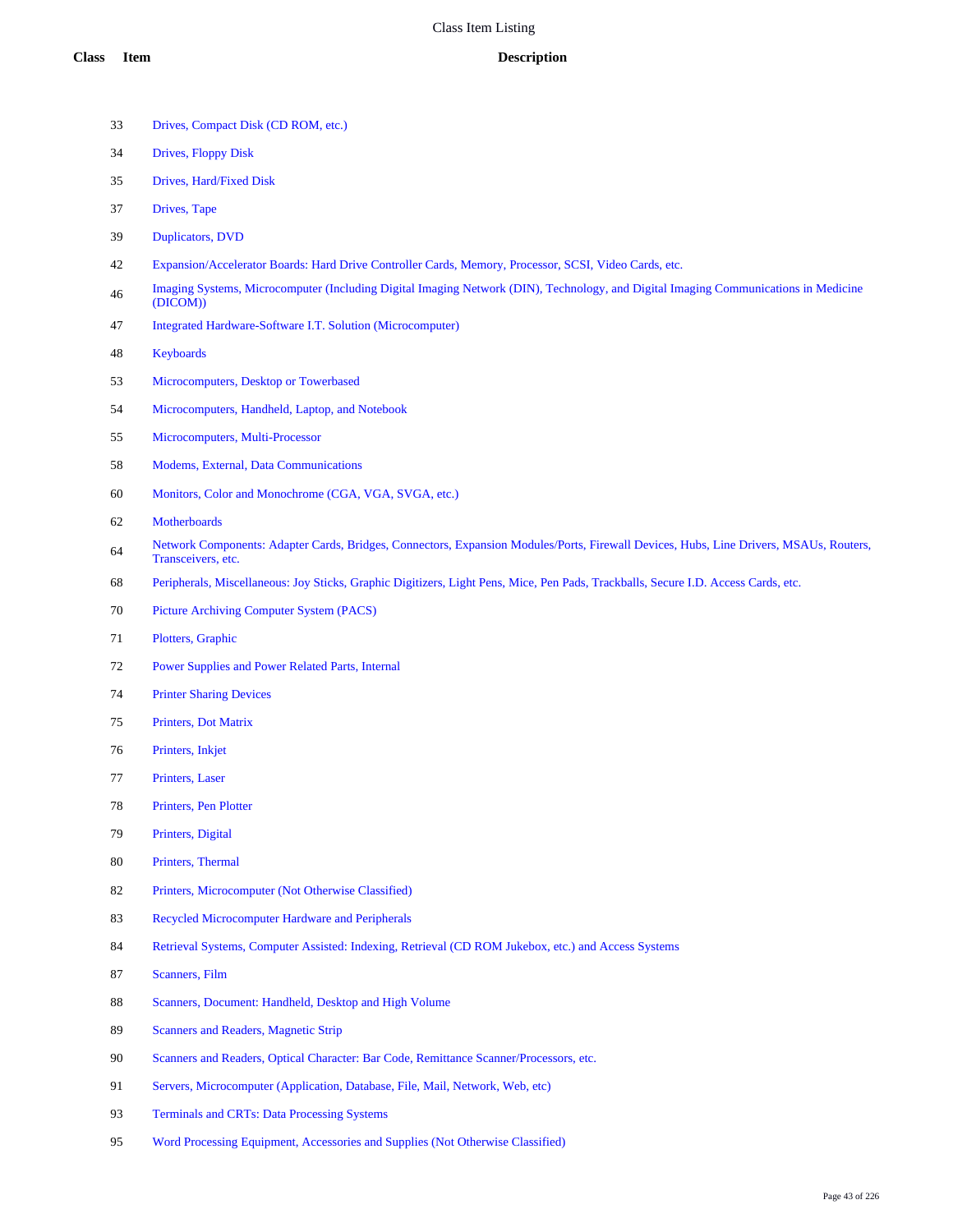# Class Item Listing

| Class | Item | Description |
|---|---|---|
| | 33 | Drives, Compact Disk (CD ROM, etc.) |
| | 34 | Drives, Floppy Disk |
| | 35 | Drives, Hard/Fixed Disk |
| | 37 | Drives, Tape |
| | 39 | Duplicators, DVD |
| | 42 | Expansion/Accelerator Boards: Hard Drive Controller Cards, Memory, Processor, SCSI, Video Cards, etc. |
| | 46 | Imaging Systems, Microcomputer (Including Digital Imaging Network (DIN), Technology, and Digital Imaging Communications in Medicine (DICOM)) |
| | 47 | Integrated Hardware-Software I.T. Solution (Microcomputer) |
| | 48 | Keyboards |
| | 53 | Microcomputers, Desktop or Towerbased |
| | 54 | Microcomputers, Handheld, Laptop, and Notebook |
| | 55 | Microcomputers, Multi-Processor |
| | 58 | Modems, External, Data Communications |
| | 60 | Monitors, Color and Monochrome (CGA, VGA, SVGA, etc.) |
| | 62 | Motherboards |
| | 64 | Network Components: Adapter Cards, Bridges, Connectors, Expansion Modules/Ports, Firewall Devices, Hubs, Line Drivers, MSAUs, Routers, Transceivers, etc. |
| | 68 | Peripherals, Miscellaneous: Joy Sticks, Graphic Digitizers, Light Pens, Mice, Pen Pads, Trackballs, Secure I.D. Access Cards, etc. |
| | 70 | Picture Archiving Computer System (PACS) |
| | 71 | Plotters, Graphic |
| | 72 | Power Supplies and Power Related Parts, Internal |
| | 74 | Printer Sharing Devices |
| | 75 | Printers, Dot Matrix |
| | 76 | Printers, Inkjet |
| | 77 | Printers, Laser |
| | 78 | Printers, Pen Plotter |
| | 79 | Printers, Digital |
| | 80 | Printers, Thermal |
| | 82 | Printers, Microcomputer (Not Otherwise Classified) |
| | 83 | Recycled Microcomputer Hardware and Peripherals |
| | 84 | Retrieval Systems, Computer Assisted: Indexing, Retrieval (CD ROM Jukebox, etc.) and Access Systems |
| | 87 | Scanners, Film |
| | 88 | Scanners, Document: Handheld, Desktop and High Volume |
| | 89 | Scanners and Readers, Magnetic Strip |
| | 90 | Scanners and Readers, Optical Character: Bar Code, Remittance Scanner/Processors, etc. |
| | 91 | Servers, Microcomputer (Application, Database, File, Mail, Network, Web, etc) |
| | 93 | Terminals and CRTs: Data Processing Systems |
| | 95 | Word Processing Equipment, Accessories and Supplies (Not Otherwise Classified) |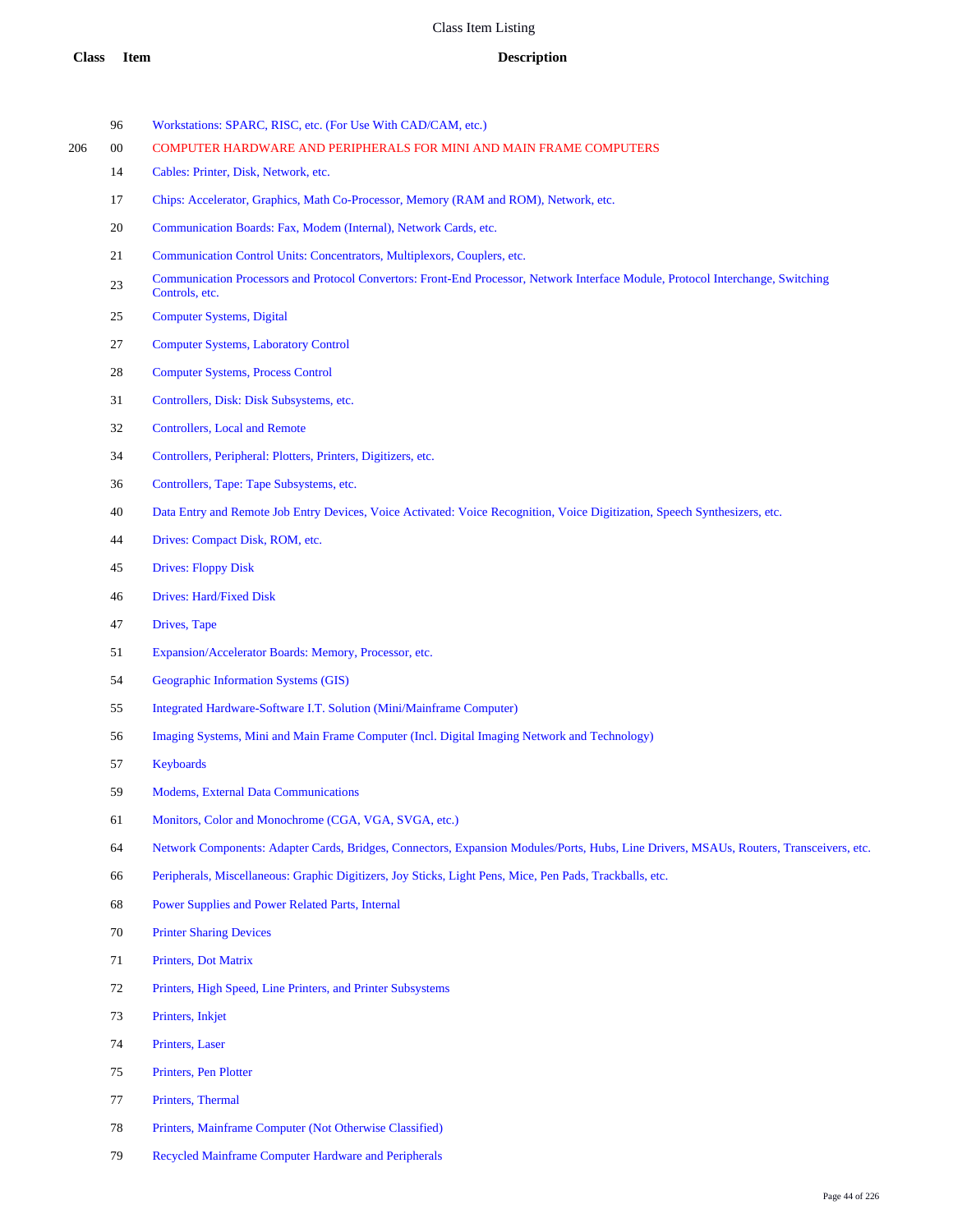| Class | Item | Description |
|---|---|---|
| | 96 | Workstations: SPARC, RISC, etc. (For Use With CAD/CAM, etc.) |
| 206 | 00 | COMPUTER HARDWARE AND PERIPHERALS FOR MINI AND MAIN FRAME COMPUTERS |
| | 14 | Cables: Printer, Disk, Network, etc. |
| | 17 | Chips: Accelerator, Graphics, Math Co-Processor, Memory (RAM and ROM), Network, etc. |
| | 20 | Communication Boards: Fax, Modem (Internal), Network Cards, etc. |
| | 21 | Communication Control Units: Concentrators, Multiplexors, Couplers, etc. |
| | 23 | Communication Processors and Protocol Convertors: Front-End Processor, Network Interface Module, Protocol Interchange, Switching Controls, etc. |
| | 25 | Computer Systems, Digital |
| | 27 | Computer Systems, Laboratory Control |
| | 28 | Computer Systems, Process Control |
| | 31 | Controllers, Disk: Disk Subsystems, etc. |
| | 32 | Controllers, Local and Remote |
| | 34 | Controllers, Peripheral: Plotters, Printers, Digitizers, etc. |
| | 36 | Controllers, Tape: Tape Subsystems, etc. |
| | 40 | Data Entry and Remote Job Entry Devices, Voice Activated: Voice Recognition, Voice Digitization, Speech Synthesizers, etc. |
| | 44 | Drives: Compact Disk, ROM, etc. |
| | 45 | Drives: Floppy Disk |
| | 46 | Drives: Hard/Fixed Disk |
| | 47 | Drives, Tape |
| | 51 | Expansion/Accelerator Boards: Memory, Processor, etc. |
| | 54 | Geographic Information Systems (GIS) |
| | 55 | Integrated Hardware-Software I.T. Solution (Mini/Mainframe Computer) |
| | 56 | Imaging Systems, Mini and Main Frame Computer (Incl. Digital Imaging Network and Technology) |
| | 57 | Keyboards |
| | 59 | Modems, External Data Communications |
| | 61 | Monitors, Color and Monochrome (CGA, VGA, SVGA, etc.) |
| | 64 | Network Components: Adapter Cards, Bridges, Connectors, Expansion Modules/Ports, Hubs, Line Drivers, MSAUs, Routers, Transceivers, etc. |
| | 66 | Peripherals, Miscellaneous: Graphic Digitizers, Joy Sticks, Light Pens, Mice, Pen Pads, Trackballs, etc. |
| | 68 | Power Supplies and Power Related Parts, Internal |
| | 70 | Printer Sharing Devices |
| | 71 | Printers, Dot Matrix |
| | 72 | Printers, High Speed, Line Printers, and Printer Subsystems |
| | 73 | Printers, Inkjet |
| | 74 | Printers, Laser |
| | 75 | Printers, Pen Plotter |
| | 77 | Printers, Thermal |
| | 78 | Printers, Mainframe Computer (Not Otherwise Classified) |
| | 79 | Recycled Mainframe Computer Hardware and Peripherals |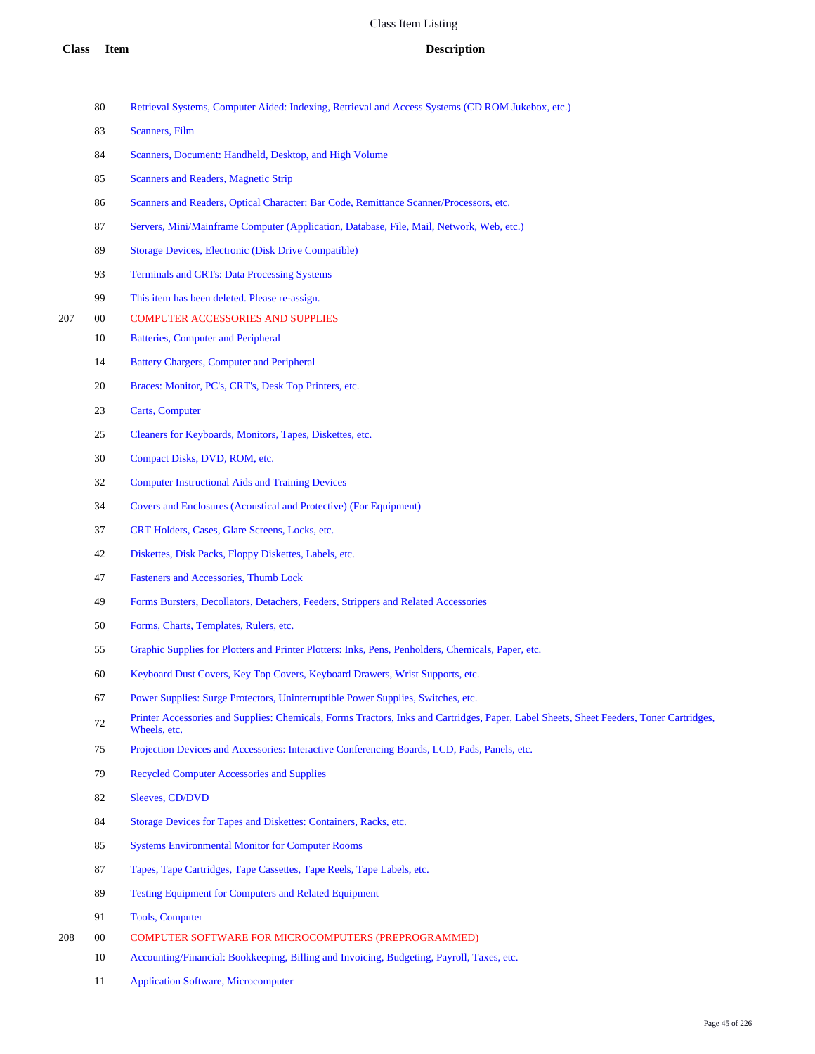| Class | Item | Description |
|---|---|---|
| | 80 | Retrieval Systems, Computer Aided: Indexing, Retrieval and Access Systems (CD ROM Jukebox, etc.) |
| | 83 | Scanners, Film |
| | 84 | Scanners, Document: Handheld, Desktop, and High Volume |
| | 85 | Scanners and Readers, Magnetic Strip |
| | 86 | Scanners and Readers, Optical Character: Bar Code, Remittance Scanner/Processors, etc. |
| | 87 | Servers, Mini/Mainframe Computer (Application, Database, File, Mail, Network, Web, etc.) |
| | 89 | Storage Devices, Electronic (Disk Drive Compatible) |
| | 93 | Terminals and CRTs: Data Processing Systems |
| | 99 | This item has been deleted. Please re-assign. |
| 207 | 00 | COMPUTER ACCESSORIES AND SUPPLIES |
| | 10 | Batteries, Computer and Peripheral |
| | 14 | Battery Chargers, Computer and Peripheral |
| | 20 | Braces: Monitor, PC's, CRT's, Desk Top Printers, etc. |
| | 23 | Carts, Computer |
| | 25 | Cleaners for Keyboards, Monitors, Tapes, Diskettes, etc. |
| | 30 | Compact Disks, DVD, ROM, etc. |
| | 32 | Computer Instructional Aids and Training Devices |
| | 34 | Covers and Enclosures (Acoustical and Protective) (For Equipment) |
| | 37 | CRT Holders, Cases, Glare Screens, Locks, etc. |
| | 42 | Diskettes, Disk Packs, Floppy Diskettes, Labels, etc. |
| | 47 | Fasteners and Accessories, Thumb Lock |
| | 49 | Forms Bursters, Decollators, Detachers, Feeders, Strippers and Related Accessories |
| | 50 | Forms, Charts, Templates, Rulers, etc. |
| | 55 | Graphic Supplies for Plotters and Printer Plotters: Inks, Pens, Penholders, Chemicals, Paper, etc. |
| | 60 | Keyboard Dust Covers, Key Top Covers, Keyboard Drawers, Wrist Supports, etc. |
| | 67 | Power Supplies: Surge Protectors, Uninterruptible Power Supplies, Switches, etc. |
| | 72 | Printer Accessories and Supplies: Chemicals, Forms Tractors, Inks and Cartridges, Paper, Label Sheets, Sheet Feeders, Toner Cartridges, Wheels, etc. |
| | 75 | Projection Devices and Accessories: Interactive Conferencing Boards, LCD, Pads, Panels, etc. |
| | 79 | Recycled Computer Accessories and Supplies |
| | 82 | Sleeves, CD/DVD |
| | 84 | Storage Devices for Tapes and Diskettes: Containers, Racks, etc. |
| | 85 | Systems Environmental Monitor for Computer Rooms |
| | 87 | Tapes, Tape Cartridges, Tape Cassettes, Tape Reels, Tape Labels, etc. |
| | 89 | Testing Equipment for Computers and Related Equipment |
| | 91 | Tools, Computer |
| 208 | 00 | COMPUTER SOFTWARE FOR MICROCOMPUTERS (PREPROGRAMMED) |
| | 10 | Accounting/Financial: Bookkeeping, Billing and Invoicing, Budgeting, Payroll, Taxes, etc. |
| | 11 | Application Software, Microcomputer |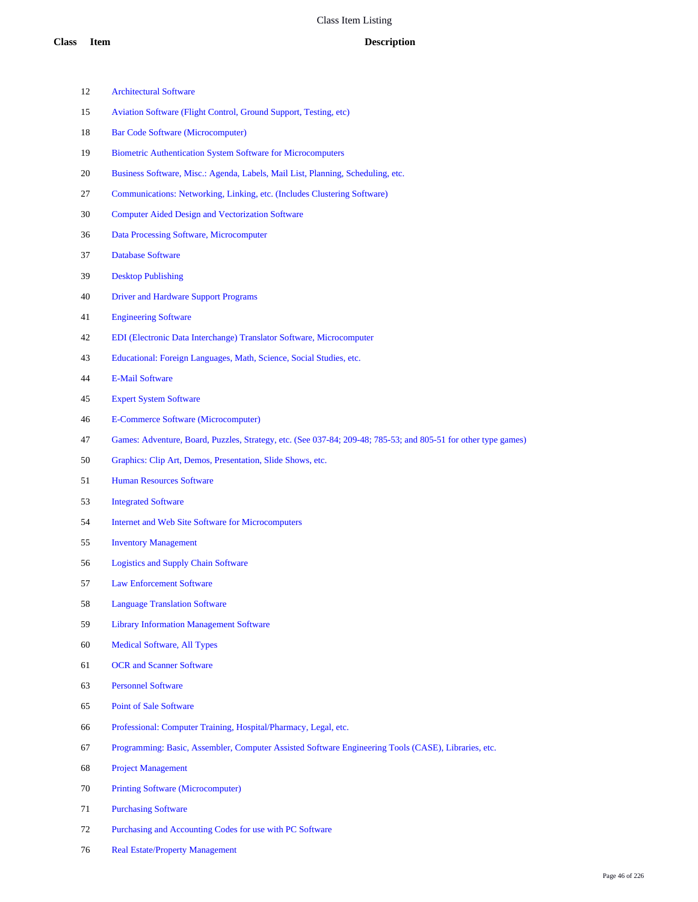# Class Item Listing

| Class | Item | Description |
|---|---|---|
| | 12 | Architectural Software |
| | 15 | Aviation Software (Flight Control, Ground Support, Testing, etc) |
| | 18 | Bar Code Software (Microcomputer) |
| | 19 | Biometric Authentication System Software for Microcomputers |
| | 20 | Business Software, Misc.: Agenda, Labels, Mail List, Planning, Scheduling, etc. |
| | 27 | Communications: Networking, Linking, etc. (Includes Clustering Software) |
| | 30 | Computer Aided Design and Vectorization Software |
| | 36 | Data Processing Software, Microcomputer |
| | 37 | Database Software |
| | 39 | Desktop Publishing |
| | 40 | Driver and Hardware Support Programs |
| | 41 | Engineering Software |
| | 42 | EDI (Electronic Data Interchange) Translator Software, Microcomputer |
| | 43 | Educational: Foreign Languages, Math, Science, Social Studies, etc. |
| | 44 | E-Mail Software |
| | 45 | Expert System Software |
| | 46 | E-Commerce Software (Microcomputer) |
| | 47 | Games: Adventure, Board, Puzzles, Strategy, etc. (See 037-84; 209-48; 785-53; and 805-51 for other type games) |
| | 50 | Graphics: Clip Art, Demos, Presentation, Slide Shows, etc. |
| | 51 | Human Resources Software |
| | 53 | Integrated Software |
| | 54 | Internet and Web Site Software for Microcomputers |
| | 55 | Inventory Management |
| | 56 | Logistics and Supply Chain Software |
| | 57 | Law Enforcement Software |
| | 58 | Language Translation Software |
| | 59 | Library Information Management Software |
| | 60 | Medical Software, All Types |
| | 61 | OCR and Scanner Software |
| | 63 | Personnel Software |
| | 65 | Point of Sale Software |
| | 66 | Professional: Computer Training, Hospital/Pharmacy, Legal, etc. |
| | 67 | Programming: Basic, Assembler, Computer Assisted Software Engineering Tools (CASE), Libraries, etc. |
| | 68 | Project Management |
| | 70 | Printing Software (Microcomputer) |
| | 71 | Purchasing Software |
| | 72 | Purchasing and Accounting Codes for use with PC Software |
| | 76 | Real Estate/Property Management |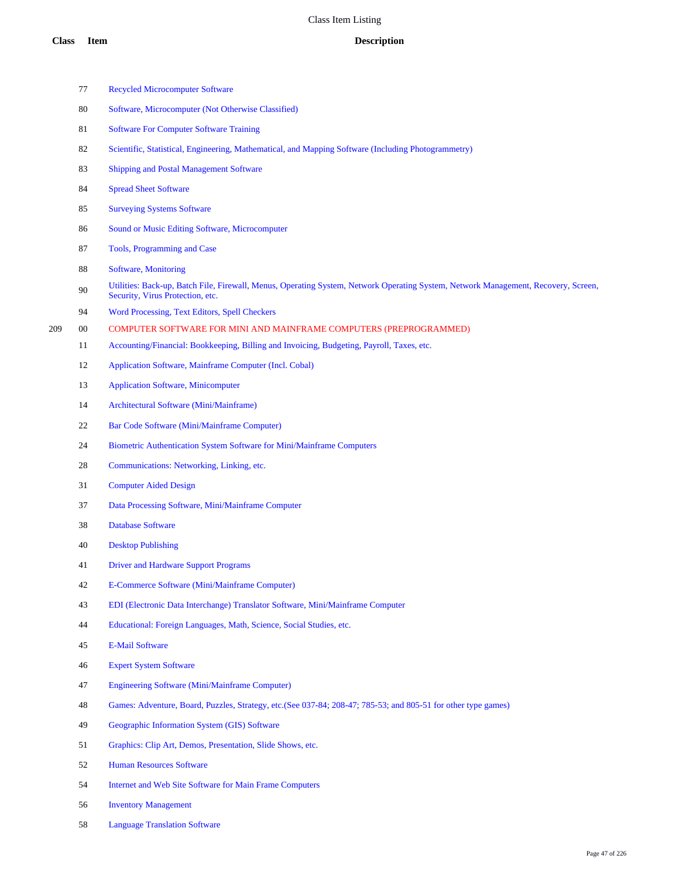| Class | Item | Description |
|---|---|---|
| | 77 | Recycled Microcomputer Software |
| | 80 | Software, Microcomputer (Not Otherwise Classified) |
| | 81 | Software For Computer Software Training |
| | 82 | Scientific, Statistical, Engineering, Mathematical, and Mapping Software (Including Photogrammetry) |
| | 83 | Shipping and Postal Management Software |
| | 84 | Spread Sheet Software |
| | 85 | Surveying Systems Software |
| | 86 | Sound or Music Editing Software, Microcomputer |
| | 87 | Tools, Programming and Case |
| | 88 | Software, Monitoring |
| | 90 | Utilities: Back-up, Batch File, Firewall, Menus, Operating System, Network Operating System, Network Management, Recovery, Screen, Security, Virus Protection, etc. |
| | 94 | Word Processing, Text Editors, Spell Checkers |
| 209 | 00 | COMPUTER SOFTWARE FOR MINI AND MAINFRAME COMPUTERS (PREPROGRAMMED) |
| | 11 | Accounting/Financial: Bookkeeping, Billing and Invoicing, Budgeting, Payroll, Taxes, etc. |
| | 12 | Application Software, Mainframe Computer (Incl. Cobal) |
| | 13 | Application Software, Minicomputer |
| | 14 | Architectural Software (Mini/Mainframe) |
| | 22 | Bar Code Software (Mini/Mainframe Computer) |
| | 24 | Biometric Authentication System Software for Mini/Mainframe Computers |
| | 28 | Communications: Networking, Linking, etc. |
| | 31 | Computer Aided Design |
| | 37 | Data Processing Software, Mini/Mainframe Computer |
| | 38 | Database Software |
| | 40 | Desktop Publishing |
| | 41 | Driver and Hardware Support Programs |
| | 42 | E-Commerce Software (Mini/Mainframe Computer) |
| | 43 | EDI (Electronic Data Interchange) Translator Software, Mini/Mainframe Computer |
| | 44 | Educational: Foreign Languages, Math, Science, Social Studies, etc. |
| | 45 | E-Mail Software |
| | 46 | Expert System Software |
| | 47 | Engineering Software (Mini/Mainframe Computer) |
| | 48 | Games: Adventure, Board, Puzzles, Strategy, etc.(See 037-84; 208-47; 785-53; and 805-51 for other type games) |
| | 49 | Geographic Information System (GIS) Software |
| | 51 | Graphics: Clip Art, Demos, Presentation, Slide Shows, etc. |
| | 52 | Human Resources Software |
| | 54 | Internet and Web Site Software for Main Frame Computers |
| | 56 | Inventory Management |
| | 58 | Language Translation Software |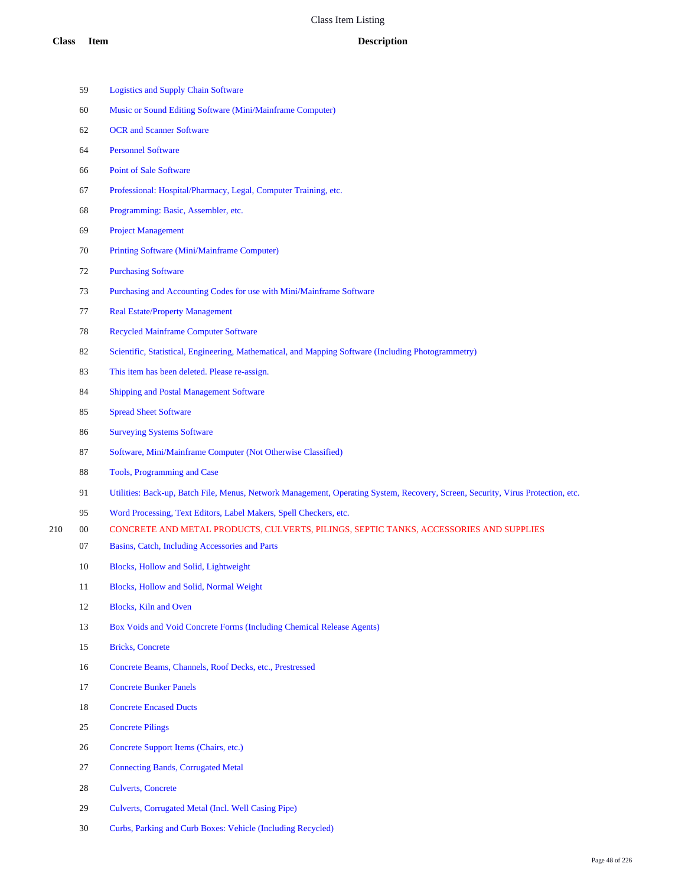| Class | Item | Description |
|---|---|---|
| | 59 | Logistics and Supply Chain Software |
| | 60 | Music or Sound Editing Software (Mini/Mainframe Computer) |
| | 62 | OCR and Scanner Software |
| | 64 | Personnel Software |
| | 66 | Point of Sale Software |
| | 67 | Professional: Hospital/Pharmacy, Legal, Computer Training, etc. |
| | 68 | Programming: Basic, Assembler, etc. |
| | 69 | Project Management |
| | 70 | Printing Software (Mini/Mainframe Computer) |
| | 72 | Purchasing Software |
| | 73 | Purchasing and Accounting Codes for use with Mini/Mainframe Software |
| | 77 | Real Estate/Property Management |
| | 78 | Recycled Mainframe Computer Software |
| | 82 | Scientific, Statistical, Engineering, Mathematical, and Mapping Software (Including Photogrammetry) |
| | 83 | This item has been deleted. Please re-assign. |
| | 84 | Shipping and Postal Management Software |
| | 85 | Spread Sheet Software |
| | 86 | Surveying Systems Software |
| | 87 | Software, Mini/Mainframe Computer (Not Otherwise Classified) |
| | 88 | Tools, Programming and Case |
| | 91 | Utilities: Back-up, Batch File, Menus, Network Management, Operating System, Recovery, Screen, Security, Virus Protection, etc. |
| | 95 | Word Processing, Text Editors, Label Makers, Spell Checkers, etc. |
| 210 | 00 | CONCRETE AND METAL PRODUCTS, CULVERTS, PILINGS, SEPTIC TANKS, ACCESSORIES AND SUPPLIES |
| | 07 | Basins, Catch, Including Accessories and Parts |
| | 10 | Blocks, Hollow and Solid, Lightweight |
| | 11 | Blocks, Hollow and Solid, Normal Weight |
| | 12 | Blocks, Kiln and Oven |
| | 13 | Box Voids and Void Concrete Forms (Including Chemical Release Agents) |
| | 15 | Bricks, Concrete |
| | 16 | Concrete Beams, Channels, Roof Decks, etc., Prestressed |
| | 17 | Concrete Bunker Panels |
| | 18 | Concrete Encased Ducts |
| | 25 | Concrete Pilings |
| | 26 | Concrete Support Items (Chairs, etc.) |
| | 27 | Connecting Bands, Corrugated Metal |
| | 28 | Culverts, Concrete |
| | 29 | Culverts, Corrugated Metal (Incl. Well Casing Pipe) |
| | 30 | Curbs, Parking and Curb Boxes: Vehicle (Including Recycled) |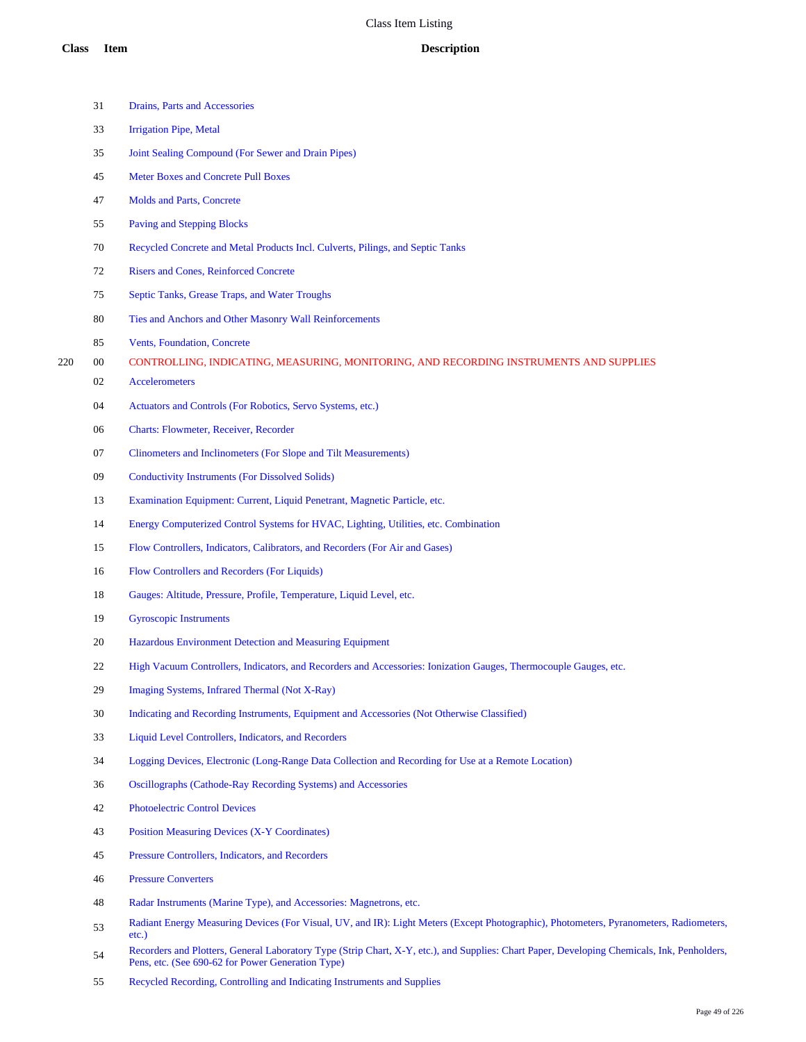| Class | Item | Description |
| --- | --- | --- |
| | 31 | Drains, Parts and Accessories |
| | 33 | Irrigation Pipe, Metal |
| | 35 | Joint Sealing Compound (For Sewer and Drain Pipes) |
| | 45 | Meter Boxes and Concrete Pull Boxes |
| | 47 | Molds and Parts, Concrete |
| | 55 | Paving and Stepping Blocks |
| | 70 | Recycled Concrete and Metal Products Incl. Culverts, Pilings, and Septic Tanks |
| | 72 | Risers and Cones, Reinforced Concrete |
| | 75 | Septic Tanks, Grease Traps, and Water Troughs |
| | 80 | Ties and Anchors and Other Masonry Wall Reinforcements |
| | 85 | Vents, Foundation, Concrete |
| 220 | 00 | CONTROLLING, INDICATING, MEASURING, MONITORING, AND RECORDING INSTRUMENTS AND SUPPLIES |
| | 02 | Accelerometers |
| | 04 | Actuators and Controls (For Robotics, Servo Systems, etc.) |
| | 06 | Charts: Flowmeter, Receiver, Recorder |
| | 07 | Clinometers and Inclinometers (For Slope and Tilt Measurements) |
| | 09 | Conductivity Instruments (For Dissolved Solids) |
| | 13 | Examination Equipment: Current, Liquid Penetrant, Magnetic Particle, etc. |
| | 14 | Energy Computerized Control Systems for HVAC, Lighting, Utilities, etc. Combination |
| | 15 | Flow Controllers, Indicators, Calibrators, and Recorders (For Air and Gases) |
| | 16 | Flow Controllers and Recorders (For Liquids) |
| | 18 | Gauges: Altitude, Pressure, Profile, Temperature, Liquid Level, etc. |
| | 19 | Gyroscopic Instruments |
| | 20 | Hazardous Environment Detection and Measuring Equipment |
| | 22 | High Vacuum Controllers, Indicators, and Recorders and Accessories: Ionization Gauges, Thermocouple Gauges, etc. |
| | 29 | Imaging Systems, Infrared Thermal (Not X-Ray) |
| | 30 | Indicating and Recording Instruments, Equipment and Accessories (Not Otherwise Classified) |
| | 33 | Liquid Level Controllers, Indicators, and Recorders |
| | 34 | Logging Devices, Electronic (Long-Range Data Collection and Recording for Use at a Remote Location) |
| | 36 | Oscillographs (Cathode-Ray Recording Systems) and Accessories |
| | 42 | Photoelectric Control Devices |
| | 43 | Position Measuring Devices (X-Y Coordinates) |
| | 45 | Pressure Controllers, Indicators, and Recorders |
| | 46 | Pressure Converters |
| | 48 | Radar Instruments (Marine Type), and Accessories: Magnetrons, etc. |
| | 53 | Radiant Energy Measuring Devices (For Visual, UV, and IR): Light Meters (Except Photographic), Photometers, Pyranometers, Radiometers, etc.) |
| | 54 | Recorders and Plotters, General Laboratory Type (Strip Chart, X-Y, etc.), and Supplies: Chart Paper, Developing Chemicals, Ink, Penholders, Pens, etc. (See 690-62 for Power Generation Type) |
| | 55 | Recycled Recording, Controlling and Indicating Instruments and Supplies |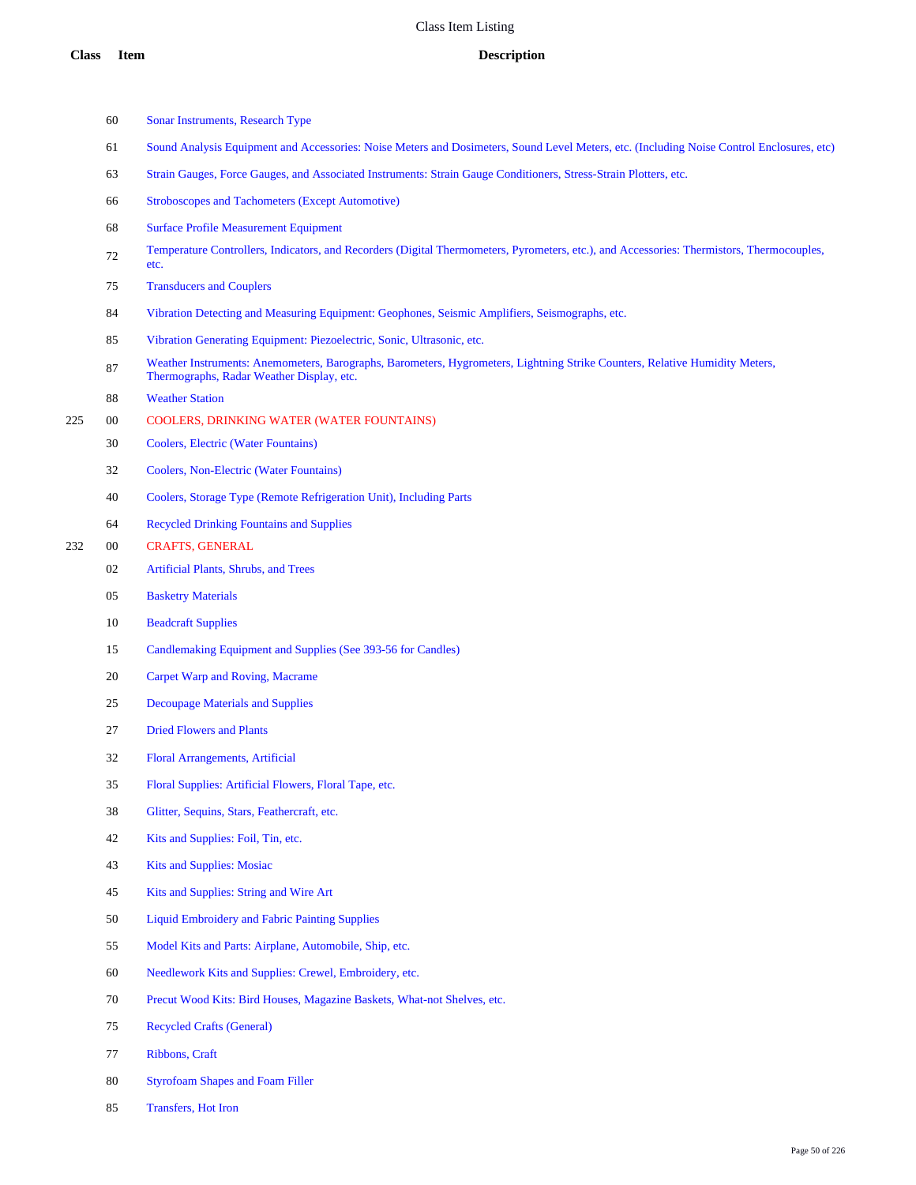| Class | Item | Description |
|---|---|---|
| | 60 | Sonar Instruments, Research Type |
| | 61 | Sound Analysis Equipment and Accessories: Noise Meters and Dosimeters, Sound Level Meters, etc. (Including Noise Control Enclosures, etc) |
| | 63 | Strain Gauges, Force Gauges, and Associated Instruments: Strain Gauge Conditioners, Stress-Strain Plotters, etc. |
| | 66 | Stroboscopes and Tachometers (Except Automotive) |
| | 68 | Surface Profile Measurement Equipment |
| | 72 | Temperature Controllers, Indicators, and Recorders (Digital Thermometers, Pyrometers, etc.), and Accessories: Thermistors, Thermocouples, etc. |
| | 75 | Transducers and Couplers |
| | 84 | Vibration Detecting and Measuring Equipment: Geophones, Seismic Amplifiers, Seismographs, etc. |
| | 85 | Vibration Generating Equipment: Piezoelectric, Sonic, Ultrasonic, etc. |
| | 87 | Weather Instruments: Anemometers, Barographs, Barometers, Hygrometers, Lightning Strike Counters, Relative Humidity Meters, Thermographs, Radar Weather Display, etc. |
| | 88 | Weather Station |
| 225 | 00 | COOLERS, DRINKING WATER (WATER FOUNTAINS) |
| | 30 | Coolers, Electric (Water Fountains) |
| | 32 | Coolers, Non-Electric (Water Fountains) |
| | 40 | Coolers, Storage Type (Remote Refrigeration Unit), Including Parts |
| | 64 | Recycled Drinking Fountains and Supplies |
| 232 | 00 | CRAFTS, GENERAL |
| | 02 | Artificial Plants, Shrubs, and Trees |
| | 05 | Basketry Materials |
| | 10 | Beadcraft Supplies |
| | 15 | Candlemaking Equipment and Supplies (See 393-56 for Candles) |
| | 20 | Carpet Warp and Roving, Macrame |
| | 25 | Decoupage Materials and Supplies |
| | 27 | Dried Flowers and Plants |
| | 32 | Floral Arrangements, Artificial |
| | 35 | Floral Supplies: Artificial Flowers, Floral Tape, etc. |
| | 38 | Glitter, Sequins, Stars, Feathercraft, etc. |
| | 42 | Kits and Supplies: Foil, Tin, etc. |
| | 43 | Kits and Supplies: Mosiac |
| | 45 | Kits and Supplies: String and Wire Art |
| | 50 | Liquid Embroidery and Fabric Painting Supplies |
| | 55 | Model Kits and Parts: Airplane, Automobile, Ship, etc. |
| | 60 | Needlework Kits and Supplies: Crewel, Embroidery, etc. |
| | 70 | Precut Wood Kits: Bird Houses, Magazine Baskets, What-not Shelves, etc. |
| | 75 | Recycled Crafts (General) |
| | 77 | Ribbons, Craft |
| | 80 | Styrofoam Shapes and Foam Filler |
| | 85 | Transfers, Hot Iron |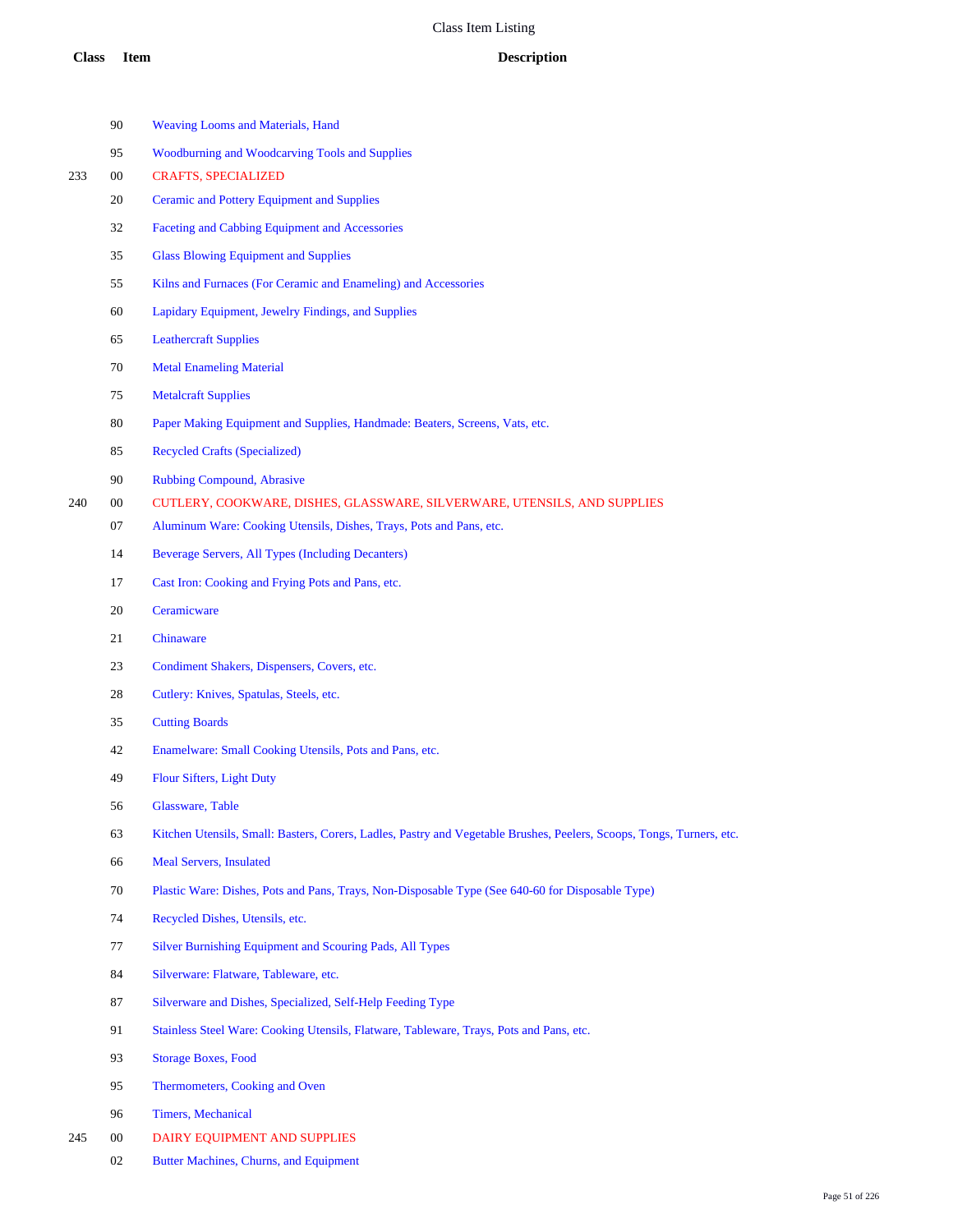# Class Item Listing

| Class | Item | Description |
|---|---|---|
| | 90 | Weaving Looms and Materials, Hand |
| | 95 | Woodburning and Woodcarving Tools and Supplies |
| 233 | 00 | CRAFTS, SPECIALIZED |
| | 20 | Ceramic and Pottery Equipment and Supplies |
| | 32 | Faceting and Cabbing Equipment and Accessories |
| | 35 | Glass Blowing Equipment and Supplies |
| | 55 | Kilns and Furnaces (For Ceramic and Enameling) and Accessories |
| | 60 | Lapidary Equipment, Jewelry Findings, and Supplies |
| | 65 | Leathercraft Supplies |
| | 70 | Metal Enameling Material |
| | 75 | Metalcraft Supplies |
| | 80 | Paper Making Equipment and Supplies, Handmade: Beaters, Screens, Vats, etc. |
| | 85 | Recycled Crafts (Specialized) |
| | 90 | Rubbing Compound, Abrasive |
| 240 | 00 | CUTLERY, COOKWARE, DISHES, GLASSWARE, SILVERWARE, UTENSILS, AND SUPPLIES |
| | 07 | Aluminum Ware: Cooking Utensils, Dishes, Trays, Pots and Pans, etc. |
| | 14 | Beverage Servers, All Types (Including Decanters) |
| | 17 | Cast Iron: Cooking and Frying Pots and Pans, etc. |
| | 20 | Ceramicware |
| | 21 | Chinaware |
| | 23 | Condiment Shakers, Dispensers, Covers, etc. |
| | 28 | Cutlery: Knives, Spatulas, Steels, etc. |
| | 35 | Cutting Boards |
| | 42 | Enamelware: Small Cooking Utensils, Pots and Pans, etc. |
| | 49 | Flour Sifters, Light Duty |
| | 56 | Glassware, Table |
| | 63 | Kitchen Utensils, Small: Basters, Corers, Ladles, Pastry and Vegetable Brushes, Peelers, Scoops, Tongs, Turners, etc. |
| | 66 | Meal Servers, Insulated |
| | 70 | Plastic Ware: Dishes, Pots and Pans, Trays, Non-Disposable Type (See 640-60 for Disposable Type) |
| | 74 | Recycled Dishes, Utensils, etc. |
| | 77 | Silver Burnishing Equipment and Scouring Pads, All Types |
| | 84 | Silverware: Flatware, Tableware, etc. |
| | 87 | Silverware and Dishes, Specialized, Self-Help Feeding Type |
| | 91 | Stainless Steel Ware: Cooking Utensils, Flatware, Tableware, Trays, Pots and Pans, etc. |
| | 93 | Storage Boxes, Food |
| | 95 | Thermometers, Cooking and Oven |
| | 96 | Timers, Mechanical |
| 245 | 00 | DAIRY EQUIPMENT AND SUPPLIES |
| | 02 | Butter Machines, Churns, and Equipment |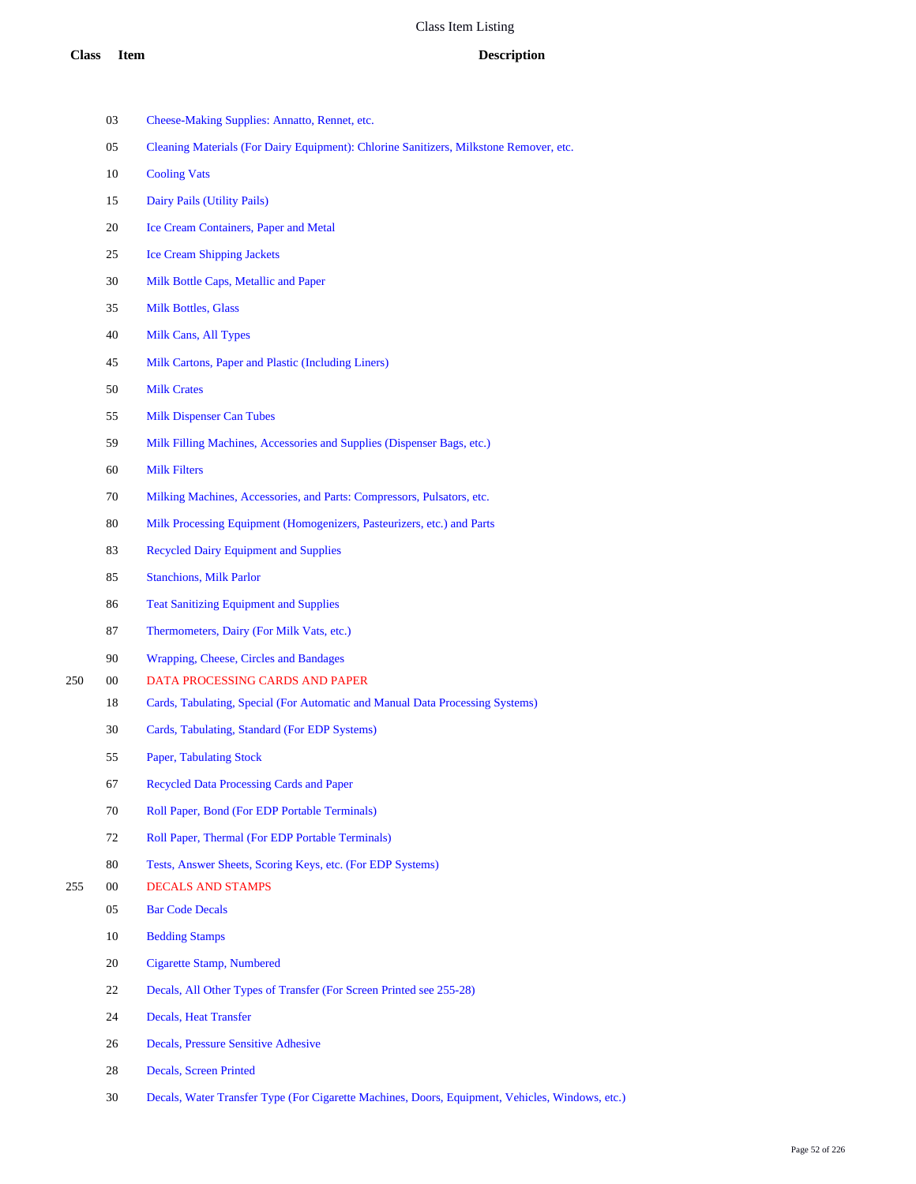| Class | Item | Description |
|---|---|---|
| | 03 | Cheese-Making Supplies: Annatto, Rennet, etc. |
| | 05 | Cleaning Materials (For Dairy Equipment): Chlorine Sanitizers, Milkstone Remover, etc. |
| | 10 | Cooling Vats |
| | 15 | Dairy Pails (Utility Pails) |
| | 20 | Ice Cream Containers, Paper and Metal |
| | 25 | Ice Cream Shipping Jackets |
| | 30 | Milk Bottle Caps, Metallic and Paper |
| | 35 | Milk Bottles, Glass |
| | 40 | Milk Cans, All Types |
| | 45 | Milk Cartons, Paper and Plastic (Including Liners) |
| | 50 | Milk Crates |
| | 55 | Milk Dispenser Can Tubes |
| | 59 | Milk Filling Machines, Accessories and Supplies (Dispenser Bags, etc.) |
| | 60 | Milk Filters |
| | 70 | Milking Machines, Accessories, and Parts: Compressors, Pulsators, etc. |
| | 80 | Milk Processing Equipment (Homogenizers, Pasteurizers, etc.) and Parts |
| | 83 | Recycled Dairy Equipment and Supplies |
| | 85 | Stanchions, Milk Parlor |
| | 86 | Teat Sanitizing Equipment and Supplies |
| | 87 | Thermometers, Dairy (For Milk Vats, etc.) |
| | 90 | Wrapping, Cheese, Circles and Bandages |
| 250 | 00 | DATA PROCESSING CARDS AND PAPER |
| | 18 | Cards, Tabulating, Special (For Automatic and Manual Data Processing Systems) |
| | 30 | Cards, Tabulating, Standard (For EDP Systems) |
| | 55 | Paper, Tabulating Stock |
| | 67 | Recycled Data Processing Cards and Paper |
| | 70 | Roll Paper, Bond (For EDP Portable Terminals) |
| | 72 | Roll Paper, Thermal (For EDP Portable Terminals) |
| | 80 | Tests, Answer Sheets, Scoring Keys, etc. (For EDP Systems) |
| 255 | 00 | DECALS AND STAMPS |
| | 05 | Bar Code Decals |
| | 10 | Bedding Stamps |
| | 20 | Cigarette Stamp, Numbered |
| | 22 | Decals, All Other Types of Transfer (For Screen Printed see 255-28) |
| | 24 | Decals, Heat Transfer |
| | 26 | Decals, Pressure Sensitive Adhesive |
| | 28 | Decals, Screen Printed |
| | 30 | Decals, Water Transfer Type (For Cigarette Machines, Doors, Equipment, Vehicles, Windows, etc.) |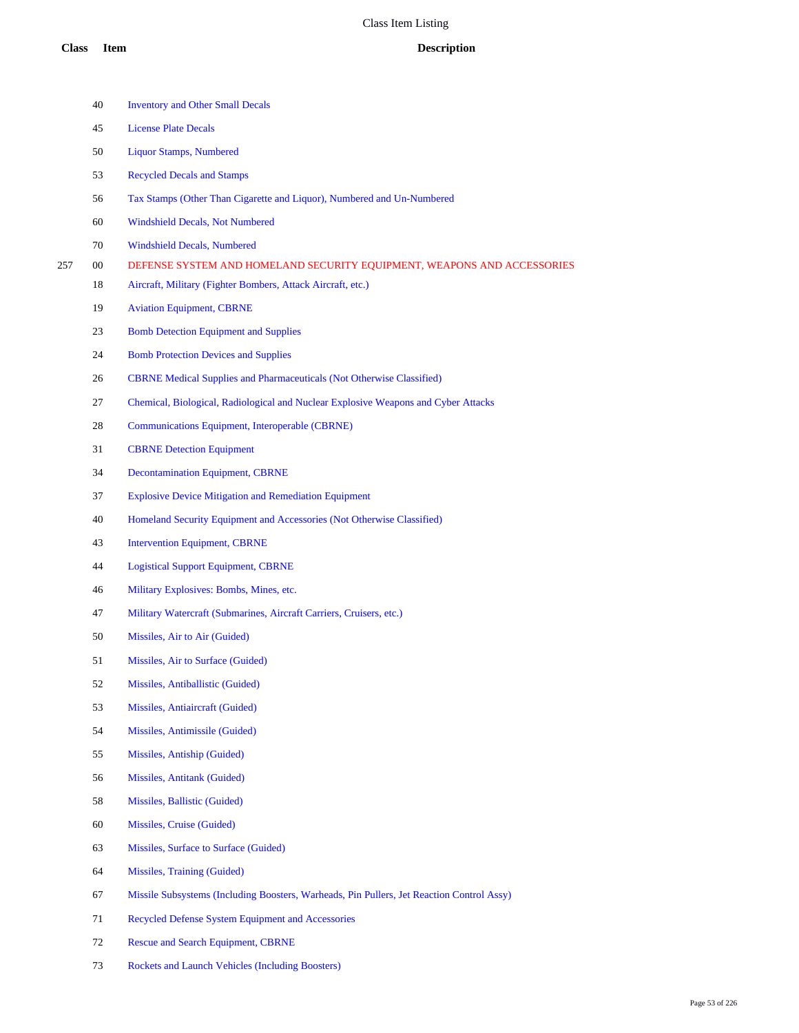Class Item Listing

| Class | Item | Description |
|---|---|---|
| | 40 | Inventory and Other Small Decals |
| | 45 | License Plate Decals |
| | 50 | Liquor Stamps, Numbered |
| | 53 | Recycled Decals and Stamps |
| | 56 | Tax Stamps (Other Than Cigarette and Liquor), Numbered and Un-Numbered |
| | 60 | Windshield Decals, Not Numbered |
| | 70 | Windshield Decals, Numbered |
| 257 | 00 | DEFENSE SYSTEM AND HOMELAND SECURITY EQUIPMENT, WEAPONS AND ACCESSORIES |
| | 18 | Aircraft, Military (Fighter Bombers, Attack Aircraft, etc.) |
| | 19 | Aviation Equipment, CBRNE |
| | 23 | Bomb Detection Equipment and Supplies |
| | 24 | Bomb Protection Devices and Supplies |
| | 26 | CBRNE Medical Supplies and Pharmaceuticals (Not Otherwise Classified) |
| | 27 | Chemical, Biological, Radiological and Nuclear Explosive Weapons and Cyber Attacks |
| | 28 | Communications Equipment, Interoperable (CBRNE) |
| | 31 | CBRNE Detection Equipment |
| | 34 | Decontamination Equipment, CBRNE |
| | 37 | Explosive Device Mitigation and Remediation Equipment |
| | 40 | Homeland Security Equipment and Accessories (Not Otherwise Classified) |
| | 43 | Intervention Equipment, CBRNE |
| | 44 | Logistical Support Equipment, CBRNE |
| | 46 | Military Explosives: Bombs, Mines, etc. |
| | 47 | Military Watercraft (Submarines, Aircraft Carriers, Cruisers, etc.) |
| | 50 | Missiles, Air to Air (Guided) |
| | 51 | Missiles, Air to Surface (Guided) |
| | 52 | Missiles, Antiballistic (Guided) |
| | 53 | Missiles, Antiaircraft (Guided) |
| | 54 | Missiles, Antimissile (Guided) |
| | 55 | Missiles, Antiship (Guided) |
| | 56 | Missiles, Antitank (Guided) |
| | 58 | Missiles, Ballistic (Guided) |
| | 60 | Missiles, Cruise (Guided) |
| | 63 | Missiles, Surface to Surface (Guided) |
| | 64 | Missiles, Training (Guided) |
| | 67 | Missile Subsystems (Including Boosters, Warheads, Pin Pullers, Jet Reaction Control Assy) |
| | 71 | Recycled Defense System Equipment and Accessories |
| | 72 | Rescue and Search Equipment, CBRNE |
| | 73 | Rockets and Launch Vehicles (Including Boosters) |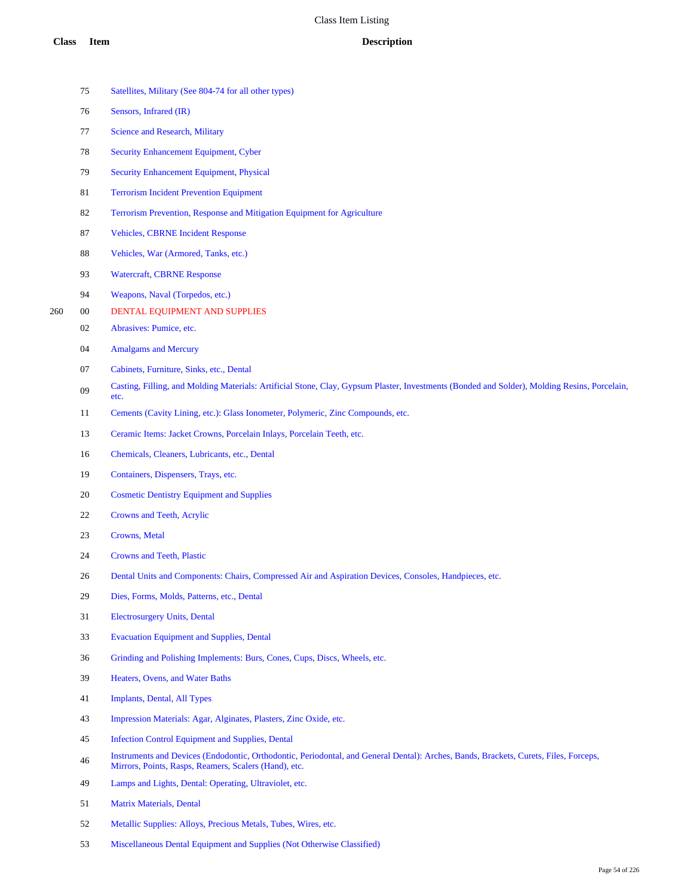| Class | Item | Description |
|---|---|---|
| | 75 | Satellites, Military (See 804-74 for all other types) |
| | 76 | Sensors, Infrared (IR) |
| | 77 | Science and Research, Military |
| | 78 | Security Enhancement Equipment, Cyber |
| | 79 | Security Enhancement Equipment, Physical |
| | 81 | Terrorism Incident Prevention Equipment |
| | 82 | Terrorism Prevention, Response and Mitigation Equipment for Agriculture |
| | 87 | Vehicles, CBRNE Incident Response |
| | 88 | Vehicles, War (Armored, Tanks, etc.) |
| | 93 | Watercraft, CBRNE Response |
| | 94 | Weapons, Naval (Torpedos, etc.) |
| 260 | 00 | DENTAL EQUIPMENT AND SUPPLIES |
| | 02 | Abrasives: Pumice, etc. |
| | 04 | Amalgams and Mercury |
| | 07 | Cabinets, Furniture, Sinks, etc., Dental |
| | 09 | Casting, Filling, and Molding Materials: Artificial Stone, Clay, Gypsum Plaster, Investments (Bonded and Solder), Molding Resins, Porcelain, etc. |
| | 11 | Cements (Cavity Lining, etc.): Glass Ionometer, Polymeric, Zinc Compounds, etc. |
| | 13 | Ceramic Items: Jacket Crowns, Porcelain Inlays, Porcelain Teeth, etc. |
| | 16 | Chemicals, Cleaners, Lubricants, etc., Dental |
| | 19 | Containers, Dispensers, Trays, etc. |
| | 20 | Cosmetic Dentistry Equipment and Supplies |
| | 22 | Crowns and Teeth, Acrylic |
| | 23 | Crowns, Metal |
| | 24 | Crowns and Teeth, Plastic |
| | 26 | Dental Units and Components: Chairs, Compressed Air and Aspiration Devices, Consoles, Handpieces, etc. |
| | 29 | Dies, Forms, Molds, Patterns, etc., Dental |
| | 31 | Electrosurgery Units, Dental |
| | 33 | Evacuation Equipment and Supplies, Dental |
| | 36 | Grinding and Polishing Implements: Burs, Cones, Cups, Discs, Wheels, etc. |
| | 39 | Heaters, Ovens, and Water Baths |
| | 41 | Implants, Dental, All Types |
| | 43 | Impression Materials: Agar, Alginates, Plasters, Zinc Oxide, etc. |
| | 45 | Infection Control Equipment and Supplies, Dental |
| | 46 | Instruments and Devices (Endodontic, Orthodontic, Periodontal, and General Dental): Arches, Bands, Brackets, Curets, Files, Forceps, Mirrors, Points, Rasps, Reamers, Scalers (Hand), etc. |
| | 49 | Lamps and Lights, Dental: Operating, Ultraviolet, etc. |
| | 51 | Matrix Materials, Dental |
| | 52 | Metallic Supplies: Alloys, Precious Metals, Tubes, Wires, etc. |
| | 53 | Miscellaneous Dental Equipment and Supplies (Not Otherwise Classified) |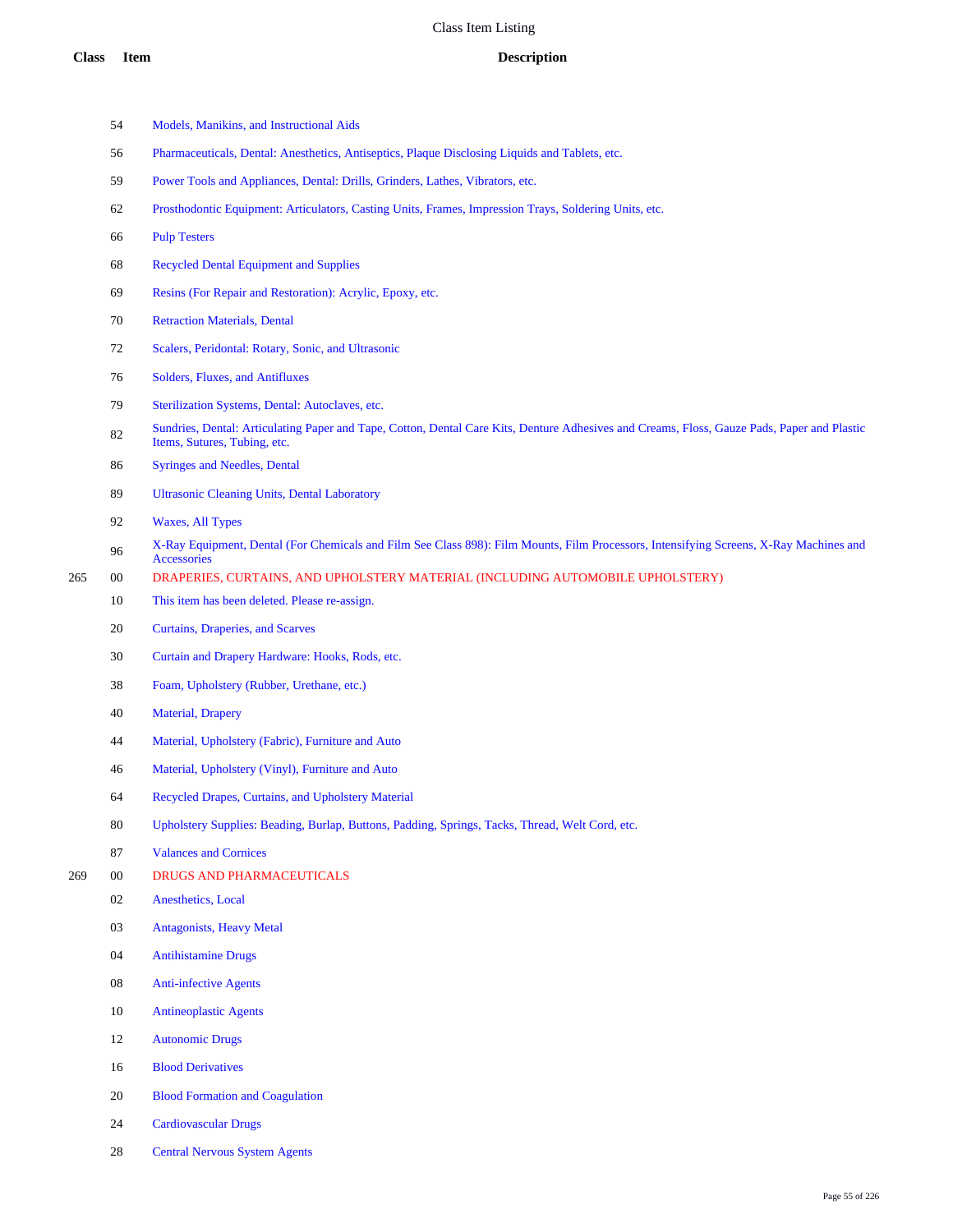# Class Item Listing

| Class | Item | Description |
|---|---|---|
| | 54 | Models, Manikins, and Instructional Aids |
| | 56 | Pharmaceuticals, Dental: Anesthetics, Antiseptics, Plaque Disclosing Liquids and Tablets, etc. |
| | 59 | Power Tools and Appliances, Dental: Drills, Grinders, Lathes, Vibrators, etc. |
| | 62 | Prosthodontic Equipment: Articulators, Casting Units, Frames, Impression Trays, Soldering Units, etc. |
| | 66 | Pulp Testers |
| | 68 | Recycled Dental Equipment and Supplies |
| | 69 | Resins (For Repair and Restoration): Acrylic, Epoxy, etc. |
| | 70 | Retraction Materials, Dental |
| | 72 | Scalers, Peridontal: Rotary, Sonic, and Ultrasonic |
| | 76 | Solders, Fluxes, and Antifluxes |
| | 79 | Sterilization Systems, Dental: Autoclaves, etc. |
| | 82 | Sundries, Dental: Articulating Paper and Tape, Cotton, Dental Care Kits, Denture Adhesives and Creams, Floss, Gauze Pads, Paper and Plastic Items, Sutures, Tubing, etc. |
| | 86 | Syringes and Needles, Dental |
| | 89 | Ultrasonic Cleaning Units, Dental Laboratory |
| | 92 | Waxes, All Types |
| | 96 | X-Ray Equipment, Dental (For Chemicals and Film See Class 898): Film Mounts, Film Processors, Intensifying Screens, X-Ray Machines and Accessories |
| 265 | 00 | DRAPERIES, CURTAINS, AND UPHOLSTERY MATERIAL (INCLUDING AUTOMOBILE UPHOLSTERY) |
| | 10 | This item has been deleted. Please re-assign. |
| | 20 | Curtains, Draperies, and Scarves |
| | 30 | Curtain and Drapery Hardware: Hooks, Rods, etc. |
| | 38 | Foam, Upholstery (Rubber, Urethane, etc.) |
| | 40 | Material, Drapery |
| | 44 | Material, Upholstery (Fabric), Furniture and Auto |
| | 46 | Material, Upholstery (Vinyl), Furniture and Auto |
| | 64 | Recycled Drapes, Curtains, and Upholstery Material |
| | 80 | Upholstery Supplies: Beading, Burlap, Buttons, Padding, Springs, Tacks, Thread, Welt Cord, etc. |
| | 87 | Valances and Cornices |
| 269 | 00 | DRUGS AND PHARMACEUTICALS |
| | 02 | Anesthetics, Local |
| | 03 | Antagonists, Heavy Metal |
| | 04 | Antihistamine Drugs |
| | 08 | Anti-infective Agents |
| | 10 | Antineoplastic Agents |
| | 12 | Autonomic Drugs |
| | 16 | Blood Derivatives |
| | 20 | Blood Formation and Coagulation |
| | 24 | Cardiovascular Drugs |
| | 28 | Central Nervous System Agents |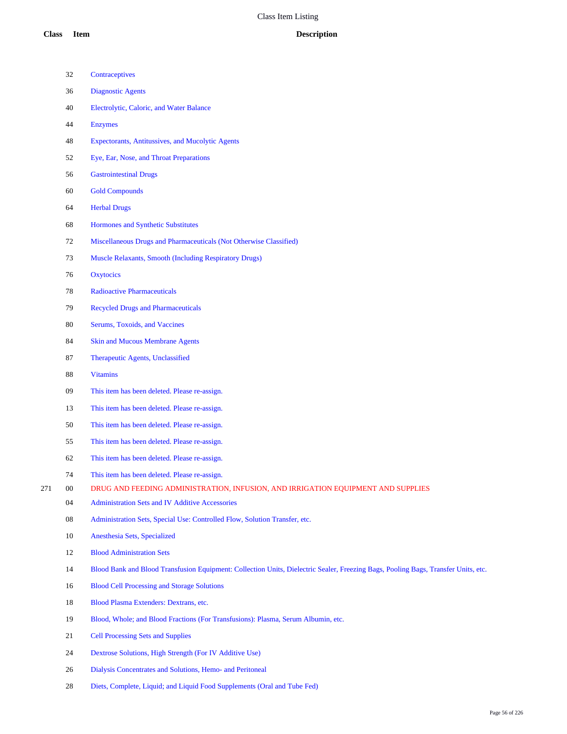# Class Item Listing

| Class | Item | Description |
|---|---|---|
| | 32 | Contraceptives |
| | 36 | Diagnostic Agents |
| | 40 | Electrolytic, Caloric, and Water Balance |
| | 44 | Enzymes |
| | 48 | Expectorants, Antitussives, and Mucolytic Agents |
| | 52 | Eye, Ear, Nose, and Throat Preparations |
| | 56 | Gastrointestinal Drugs |
| | 60 | Gold Compounds |
| | 64 | Herbal Drugs |
| | 68 | Hormones and Synthetic Substitutes |
| | 72 | Miscellaneous Drugs and Pharmaceuticals (Not Otherwise Classified) |
| | 73 | Muscle Relaxants, Smooth (Including Respiratory Drugs) |
| | 76 | Oxytocics |
| | 78 | Radioactive Pharmaceuticals |
| | 79 | Recycled Drugs and Pharmaceuticals |
| | 80 | Serums, Toxoids, and Vaccines |
| | 84 | Skin and Mucous Membrane Agents |
| | 87 | Therapeutic Agents, Unclassified |
| | 88 | Vitamins |
| | 09 | This item has been deleted. Please re-assign. |
| | 13 | This item has been deleted. Please re-assign. |
| | 50 | This item has been deleted. Please re-assign. |
| | 55 | This item has been deleted. Please re-assign. |
| | 62 | This item has been deleted. Please re-assign. |
| | 74 | This item has been deleted. Please re-assign. |
| 271 | 00 | DRUG AND FEEDING ADMINISTRATION, INFUSION, AND IRRIGATION EQUIPMENT AND SUPPLIES |
| | 04 | Administration Sets and IV Additive Accessories |
| | 08 | Administration Sets, Special Use: Controlled Flow, Solution Transfer, etc. |
| | 10 | Anesthesia Sets, Specialized |
| | 12 | Blood Administration Sets |
| | 14 | Blood Bank and Blood Transfusion Equipment: Collection Units, Dielectric Sealer, Freezing Bags, Pooling Bags, Transfer Units, etc. |
| | 16 | Blood Cell Processing and Storage Solutions |
| | 18 | Blood Plasma Extenders: Dextrans, etc. |
| | 19 | Blood, Whole; and Blood Fractions (For Transfusions): Plasma, Serum Albumin, etc. |
| | 21 | Cell Processing Sets and Supplies |
| | 24 | Dextrose Solutions, High Strength (For IV Additive Use) |
| | 26 | Dialysis Concentrates and Solutions, Hemo- and Peritoneal |
| | 28 | Diets, Complete, Liquid; and Liquid Food Supplements (Oral and Tube Fed) |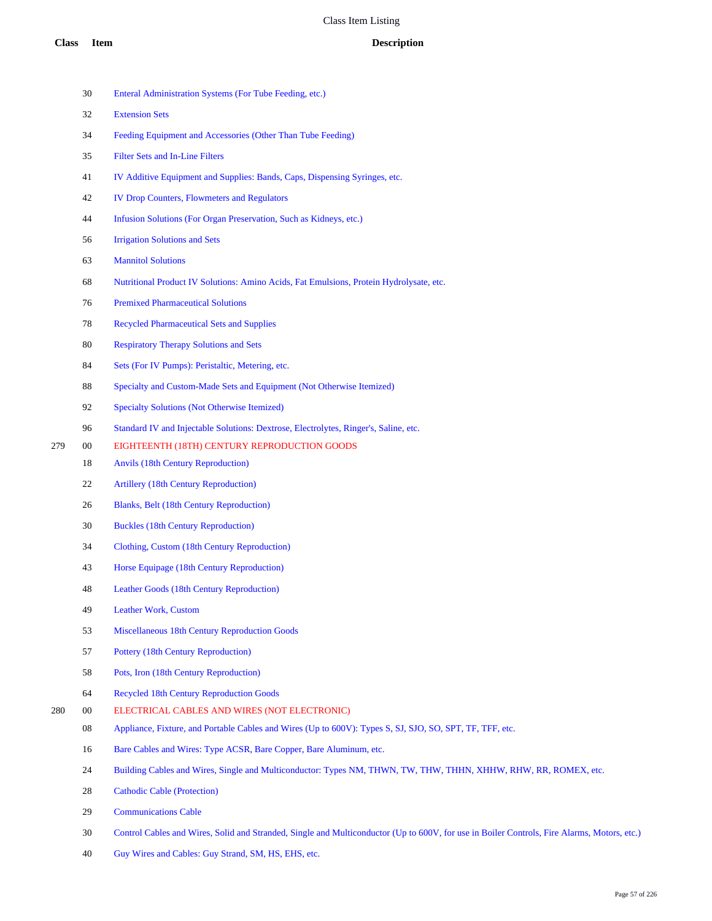| Class | Item | Description |
|---|---|---|
| | 30 | Enteral Administration Systems (For Tube Feeding, etc.) |
| | 32 | Extension Sets |
| | 34 | Feeding Equipment and Accessories (Other Than Tube Feeding) |
| | 35 | Filter Sets and In-Line Filters |
| | 41 | IV Additive Equipment and Supplies: Bands, Caps, Dispensing Syringes, etc. |
| | 42 | IV Drop Counters, Flowmeters and Regulators |
| | 44 | Infusion Solutions (For Organ Preservation, Such as Kidneys, etc.) |
| | 56 | Irrigation Solutions and Sets |
| | 63 | Mannitol Solutions |
| | 68 | Nutritional Product IV Solutions: Amino Acids, Fat Emulsions, Protein Hydrolysate, etc. |
| | 76 | Premixed Pharmaceutical Solutions |
| | 78 | Recycled Pharmaceutical Sets and Supplies |
| | 80 | Respiratory Therapy Solutions and Sets |
| | 84 | Sets (For IV Pumps): Peristaltic, Metering, etc. |
| | 88 | Specialty and Custom-Made Sets and Equipment (Not Otherwise Itemized) |
| | 92 | Specialty Solutions (Not Otherwise Itemized) |
| | 96 | Standard IV and Injectable Solutions: Dextrose, Electrolytes, Ringer's, Saline, etc. |
| 279 | 00 | EIGHTEENTH (18TH) CENTURY REPRODUCTION GOODS |
| | 18 | Anvils (18th Century Reproduction) |
| | 22 | Artillery (18th Century Reproduction) |
| | 26 | Blanks, Belt (18th Century Reproduction) |
| | 30 | Buckles (18th Century Reproduction) |
| | 34 | Clothing, Custom (18th Century Reproduction) |
| | 43 | Horse Equipage (18th Century Reproduction) |
| | 48 | Leather Goods (18th Century Reproduction) |
| | 49 | Leather Work, Custom |
| | 53 | Miscellaneous 18th Century Reproduction Goods |
| | 57 | Pottery (18th Century Reproduction) |
| | 58 | Pots, Iron (18th Century Reproduction) |
| | 64 | Recycled 18th Century Reproduction Goods |
| 280 | 00 | ELECTRICAL CABLES AND WIRES (NOT ELECTRONIC) |
| | 08 | Appliance, Fixture, and Portable Cables and Wires (Up to 600V): Types S, SJ, SJO, SO, SPT, TF, TFF, etc. |
| | 16 | Bare Cables and Wires: Type ACSR, Bare Copper, Bare Aluminum, etc. |
| | 24 | Building Cables and Wires, Single and Multiconductor: Types NM, THWN, TW, THW, THHN, XHHW, RHW, RR, ROMEX, etc. |
| | 28 | Cathodic Cable (Protection) |
| | 29 | Communications Cable |
| | 30 | Control Cables and Wires, Solid and Stranded, Single and Multiconductor (Up to 600V, for use in Boiler Controls, Fire Alarms, Motors, etc.) |
| | 40 | Guy Wires and Cables: Guy Strand, SM, HS, EHS, etc. |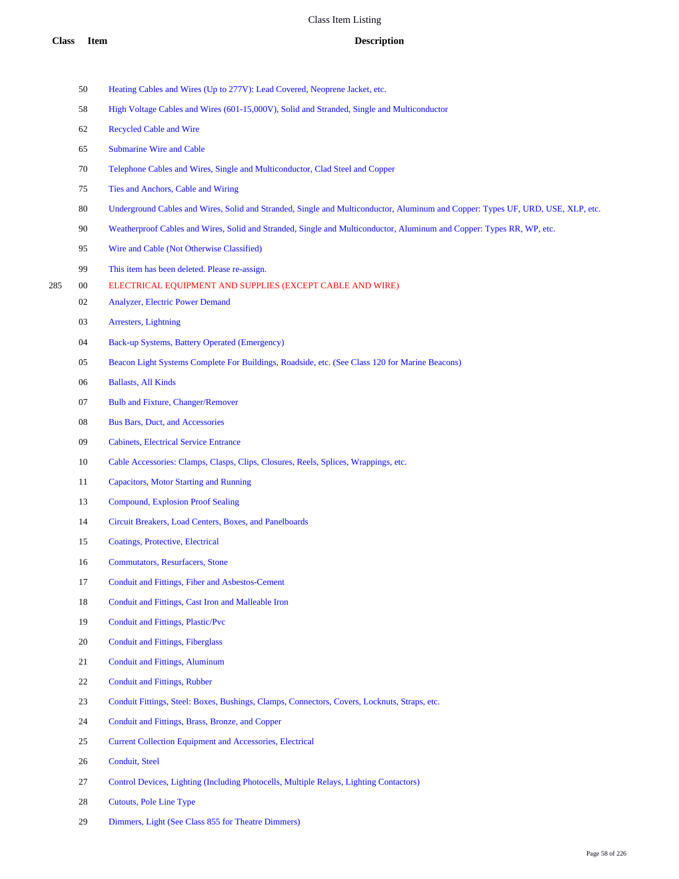# Class Item Listing

| Class | Item | Description |
| --- | --- | --- |
| | 50 | Heating Cables and Wires (Up to 277V): Lead Covered, Neoprene Jacket, etc. |
| | 58 | High Voltage Cables and Wires (601-15,000V), Solid and Stranded, Single and Multiconductor |
| | 62 | Recycled Cable and Wire |
| | 65 | Submarine Wire and Cable |
| | 70 | Telephone Cables and Wires, Single and Multiconductor, Clad Steel and Copper |
| | 75 | Ties and Anchors, Cable and Wiring |
| | 80 | Underground Cables and Wires, Solid and Stranded, Single and Multiconductor, Aluminum and Copper: Types UF, URD, USE, XLP, etc. |
| | 90 | Weatherproof Cables and Wires, Solid and Stranded, Single and Multiconductor, Aluminum and Copper: Types RR, WP, etc. |
| | 95 | Wire and Cable (Not Otherwise Classified) |
| | 99 | This item has been deleted. Please re-assign. |
| 285 | 00 | ELECTRICAL EQUIPMENT AND SUPPLIES (EXCEPT CABLE AND WIRE) |
| | 02 | Analyzer, Electric Power Demand |
| | 03 | Arresters, Lightning |
| | 04 | Back-up Systems, Battery Operated (Emergency) |
| | 05 | Beacon Light Systems Complete For Buildings, Roadside, etc. (See Class 120 for Marine Beacons) |
| | 06 | Ballasts, All Kinds |
| | 07 | Bulb and Fixture, Changer/Remover |
| | 08 | Bus Bars, Duct, and Accessories |
| | 09 | Cabinets, Electrical Service Entrance |
| | 10 | Cable Accessories: Clamps, Clasps, Clips, Closures, Reels, Splices, Wrappings, etc. |
| | 11 | Capacitors, Motor Starting and Running |
| | 13 | Compound, Explosion Proof Sealing |
| | 14 | Circuit Breakers, Load Centers, Boxes, and Panelboards |
| | 15 | Coatings, Protective, Electrical |
| | 16 | Commutators, Resurfacers, Stone |
| | 17 | Conduit and Fittings, Fiber and Asbestos-Cement |
| | 18 | Conduit and Fittings, Cast Iron and Malleable Iron |
| | 19 | Conduit and Fittings, Plastic/Pvc |
| | 20 | Conduit and Fittings, Fiberglass |
| | 21 | Conduit and Fittings, Aluminum |
| | 22 | Conduit and Fittings, Rubber |
| | 23 | Conduit Fittings, Steel: Boxes, Bushings, Clamps, Connectors, Covers, Locknuts, Straps, etc. |
| | 24 | Conduit and Fittings, Brass, Bronze, and Copper |
| | 25 | Current Collection Equipment and Accessories, Electrical |
| | 26 | Conduit, Steel |
| | 27 | Control Devices, Lighting (Including Photocells, Multiple Relays, Lighting Contactors) |
| | 28 | Cutouts, Pole Line Type |
| | 29 | Dimmers, Light (See Class 855 for Theatre Dimmers) |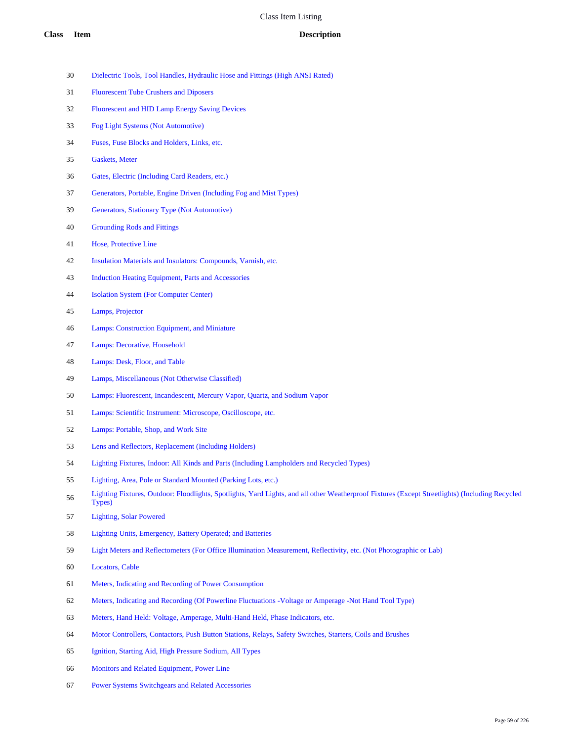# Class Item Listing

| Class | Item | Description |
|---|---|---|
| | 30 | Dielectric Tools, Tool Handles, Hydraulic Hose and Fittings (High ANSI Rated) |
| | 31 | Fluorescent Tube Crushers and Diposers |
| | 32 | Fluorescent and HID Lamp Energy Saving Devices |
| | 33 | Fog Light Systems (Not Automotive) |
| | 34 | Fuses, Fuse Blocks and Holders, Links, etc. |
| | 35 | Gaskets, Meter |
| | 36 | Gates, Electric (Including Card Readers, etc.) |
| | 37 | Generators, Portable, Engine Driven (Including Fog and Mist Types) |
| | 39 | Generators, Stationary Type (Not Automotive) |
| | 40 | Grounding Rods and Fittings |
| | 41 | Hose, Protective Line |
| | 42 | Insulation Materials and Insulators: Compounds, Varnish, etc. |
| | 43 | Induction Heating Equipment, Parts and Accessories |
| | 44 | Isolation System (For Computer Center) |
| | 45 | Lamps, Projector |
| | 46 | Lamps: Construction Equipment, and Miniature |
| | 47 | Lamps: Decorative, Household |
| | 48 | Lamps: Desk, Floor, and Table |
| | 49 | Lamps, Miscellaneous (Not Otherwise Classified) |
| | 50 | Lamps: Fluorescent, Incandescent, Mercury Vapor, Quartz, and Sodium Vapor |
| | 51 | Lamps: Scientific Instrument: Microscope, Oscilloscope, etc. |
| | 52 | Lamps: Portable, Shop, and Work Site |
| | 53 | Lens and Reflectors, Replacement (Including Holders) |
| | 54 | Lighting Fixtures, Indoor: All Kinds and Parts (Including Lampholders and Recycled Types) |
| | 55 | Lighting, Area, Pole or Standard Mounted (Parking Lots, etc.) |
| | 56 | Lighting Fixtures, Outdoor: Floodlights, Spotlights, Yard Lights, and all other Weatherproof Fixtures (Except Streetlights) (Including Recycled Types) |
| | 57 | Lighting, Solar Powered |
| | 58 | Lighting Units, Emergency, Battery Operated; and Batteries |
| | 59 | Light Meters and Reflectometers (For Office Illumination Measurement, Reflectivity, etc. (Not Photographic or Lab) |
| | 60 | Locators, Cable |
| | 61 | Meters, Indicating and Recording of Power Consumption |
| | 62 | Meters, Indicating and Recording (Of Powerline Fluctuations -Voltage or Amperage -Not Hand Tool Type) |
| | 63 | Meters, Hand Held: Voltage, Amperage, Multi-Hand Held, Phase Indicators, etc. |
| | 64 | Motor Controllers, Contactors, Push Button Stations, Relays, Safety Switches, Starters, Coils and Brushes |
| | 65 | Ignition, Starting Aid, High Pressure Sodium, All Types |
| | 66 | Monitors and Related Equipment, Power Line |
| | 67 | Power Systems Switchgears and Related Accessories |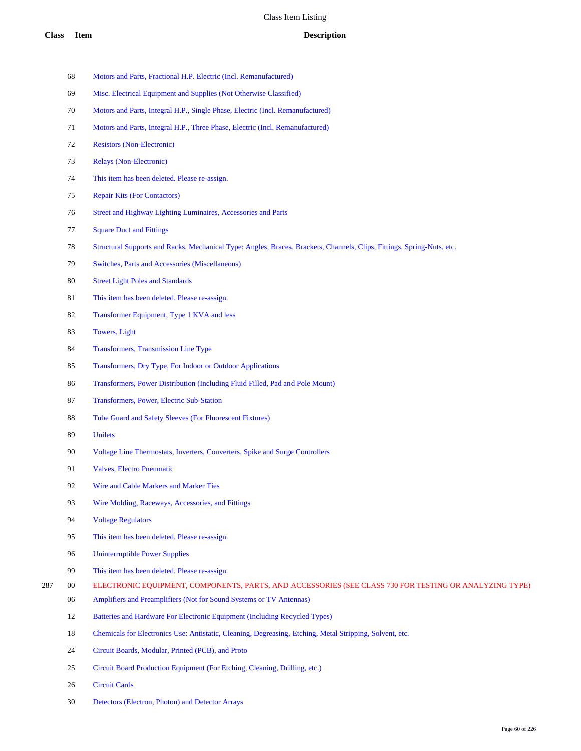| Class | Item | Description |
|---|---|---|
| | 68 | Motors and Parts, Fractional H.P. Electric (Incl. Remanufactured) |
| | 69 | Misc. Electrical Equipment and Supplies (Not Otherwise Classified) |
| | 70 | Motors and Parts, Integral H.P., Single Phase, Electric (Incl. Remanufactured) |
| | 71 | Motors and Parts, Integral H.P., Three Phase, Electric (Incl. Remanufactured) |
| | 72 | Resistors (Non-Electronic) |
| | 73 | Relays (Non-Electronic) |
| | 74 | This item has been deleted. Please re-assign. |
| | 75 | Repair Kits (For Contactors) |
| | 76 | Street and Highway Lighting Luminaires, Accessories and Parts |
| | 77 | Square Duct and Fittings |
| | 78 | Structural Supports and Racks, Mechanical Type: Angles, Braces, Brackets, Channels, Clips, Fittings, Spring-Nuts, etc. |
| | 79 | Switches, Parts and Accessories (Miscellaneous) |
| | 80 | Street Light Poles and Standards |
| | 81 | This item has been deleted. Please re-assign. |
| | 82 | Transformer Equipment, Type 1 KVA and less |
| | 83 | Towers, Light |
| | 84 | Transformers, Transmission Line Type |
| | 85 | Transformers, Dry Type, For Indoor or Outdoor Applications |
| | 86 | Transformers, Power Distribution (Including Fluid Filled, Pad and Pole Mount) |
| | 87 | Transformers, Power, Electric Sub-Station |
| | 88 | Tube Guard and Safety Sleeves (For Fluorescent Fixtures) |
| | 89 | Unilets |
| | 90 | Voltage Line Thermostats, Inverters, Converters, Spike and Surge Controllers |
| | 91 | Valves, Electro Pneumatic |
| | 92 | Wire and Cable Markers and Marker Ties |
| | 93 | Wire Molding, Raceways, Accessories, and Fittings |
| | 94 | Voltage Regulators |
| | 95 | This item has been deleted. Please re-assign. |
| | 96 | Uninterruptible Power Supplies |
| | 99 | This item has been deleted. Please re-assign. |
| 287 | 00 | ELECTRONIC EQUIPMENT, COMPONENTS, PARTS, AND ACCESSORIES (SEE CLASS 730 FOR TESTING OR ANALYZING TYPE) |
| | 06 | Amplifiers and Preamplifiers (Not for Sound Systems or TV Antennas) |
| | 12 | Batteries and Hardware For Electronic Equipment (Including Recycled Types) |
| | 18 | Chemicals for Electronics Use: Antistatic, Cleaning, Degreasing, Etching, Metal Stripping, Solvent, etc. |
| | 24 | Circuit Boards, Modular, Printed (PCB), and Proto |
| | 25 | Circuit Board Production Equipment (For Etching, Cleaning, Drilling, etc.) |
| | 26 | Circuit Cards |
| | 30 | Detectors (Electron, Photon) and Detector Arrays |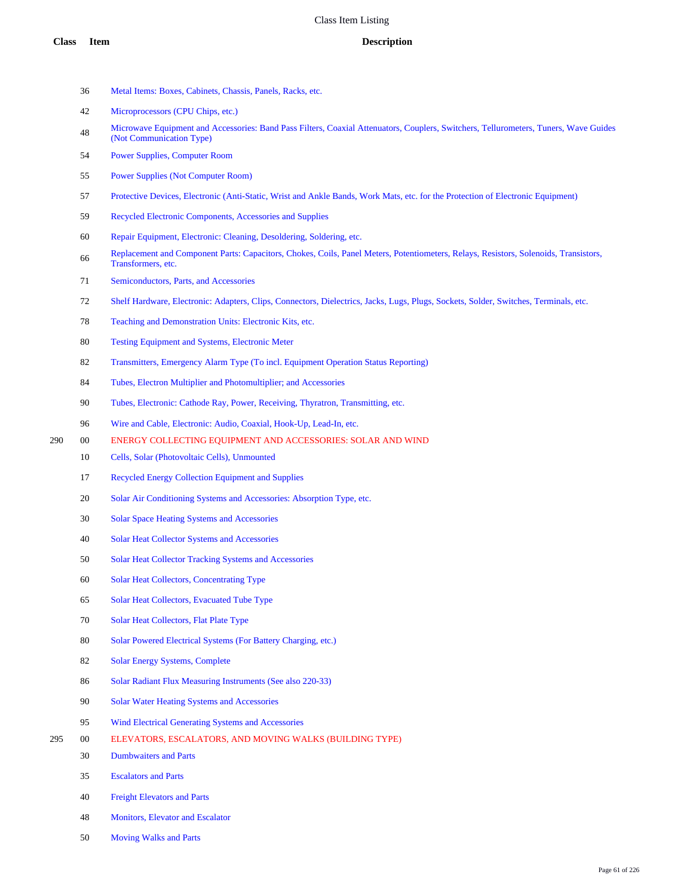| Class | Item | Description |
|---|---|---|
| | 36 | Metal Items: Boxes, Cabinets, Chassis, Panels, Racks, etc. |
| | 42 | Microprocessors (CPU Chips, etc.) |
| | 48 | Microwave Equipment and Accessories: Band Pass Filters, Coaxial Attenuators, Couplers, Switchers, Tellurometers, Tuners, Wave Guides (Not Communication Type) |
| | 54 | Power Supplies, Computer Room |
| | 55 | Power Supplies (Not Computer Room) |
| | 57 | Protective Devices, Electronic (Anti-Static, Wrist and Ankle Bands, Work Mats, etc. for the Protection of Electronic Equipment) |
| | 59 | Recycled Electronic Components, Accessories and Supplies |
| | 60 | Repair Equipment, Electronic: Cleaning, Desoldering, Soldering, etc. |
| | 66 | Replacement and Component Parts: Capacitors, Chokes, Coils, Panel Meters, Potentiometers, Relays, Resistors, Solenoids, Transistors, Transformers, etc. |
| | 71 | Semiconductors, Parts, and Accessories |
| | 72 | Shelf Hardware, Electronic: Adapters, Clips, Connectors, Dielectrics, Jacks, Lugs, Plugs, Sockets, Solder, Switches, Terminals, etc. |
| | 78 | Teaching and Demonstration Units: Electronic Kits, etc. |
| | 80 | Testing Equipment and Systems, Electronic Meter |
| | 82 | Transmitters, Emergency Alarm Type (To incl. Equipment Operation Status Reporting) |
| | 84 | Tubes, Electron Multiplier and Photomultiplier; and Accessories |
| | 90 | Tubes, Electronic: Cathode Ray, Power, Receiving, Thyratron, Transmitting, etc. |
| | 96 | Wire and Cable, Electronic: Audio, Coaxial, Hook-Up, Lead-In, etc. |
| 290 | 00 | ENERGY COLLECTING EQUIPMENT AND ACCESSORIES: SOLAR AND WIND |
| | 10 | Cells, Solar (Photovoltaic Cells), Unmounted |
| | 17 | Recycled Energy Collection Equipment and Supplies |
| | 20 | Solar Air Conditioning Systems and Accessories: Absorption Type, etc. |
| | 30 | Solar Space Heating Systems and Accessories |
| | 40 | Solar Heat Collector Systems and Accessories |
| | 50 | Solar Heat Collector Tracking Systems and Accessories |
| | 60 | Solar Heat Collectors, Concentrating Type |
| | 65 | Solar Heat Collectors, Evacuated Tube Type |
| | 70 | Solar Heat Collectors, Flat Plate Type |
| | 80 | Solar Powered Electrical Systems (For Battery Charging, etc.) |
| | 82 | Solar Energy Systems, Complete |
| | 86 | Solar Radiant Flux Measuring Instruments (See also 220-33) |
| | 90 | Solar Water Heating Systems and Accessories |
| | 95 | Wind Electrical Generating Systems and Accessories |
| 295 | 00 | ELEVATORS, ESCALATORS, AND MOVING WALKS (BUILDING TYPE) |
| | 30 | Dumbwaiters and Parts |
| | 35 | Escalators and Parts |
| | 40 | Freight Elevators and Parts |
| | 48 | Monitors, Elevator and Escalator |
| | 50 | Moving Walks and Parts |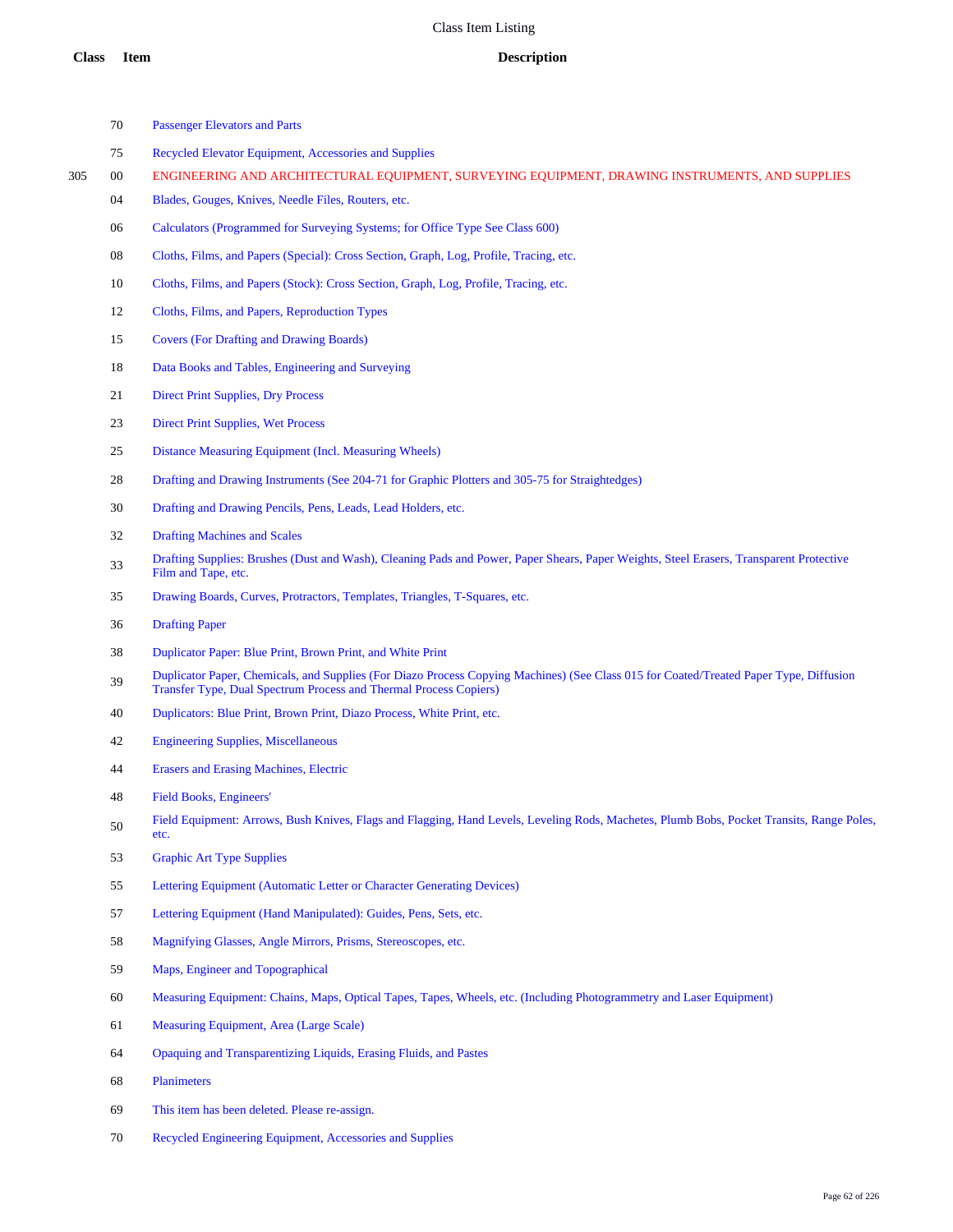| Class | Item | Description |
|---|---|---|
| | 70 | Passenger Elevators and Parts |
| | 75 | Recycled Elevator Equipment, Accessories and Supplies |
| 305 | 00 | ENGINEERING AND ARCHITECTURAL EQUIPMENT, SURVEYING EQUIPMENT, DRAWING INSTRUMENTS, AND SUPPLIES |
| | 04 | Blades, Gouges, Knives, Needle Files, Routers, etc. |
| | 06 | Calculators (Programmed for Surveying Systems; for Office Type See Class 600) |
| | 08 | Cloths, Films, and Papers (Special): Cross Section, Graph, Log, Profile, Tracing, etc. |
| | 10 | Cloths, Films, and Papers (Stock): Cross Section, Graph, Log, Profile, Tracing, etc. |
| | 12 | Cloths, Films, and Papers, Reproduction Types |
| | 15 | Covers (For Drafting and Drawing Boards) |
| | 18 | Data Books and Tables, Engineering and Surveying |
| | 21 | Direct Print Supplies, Dry Process |
| | 23 | Direct Print Supplies, Wet Process |
| | 25 | Distance Measuring Equipment (Incl. Measuring Wheels) |
| | 28 | Drafting and Drawing Instruments (See 204-71 for Graphic Plotters and 305-75 for Straightedges) |
| | 30 | Drafting and Drawing Pencils, Pens, Leads, Lead Holders, etc. |
| | 32 | Drafting Machines and Scales |
| | 33 | Drafting Supplies: Brushes (Dust and Wash), Cleaning Pads and Power, Paper Shears, Paper Weights, Steel Erasers, Transparent Protective Film and Tape, etc. |
| | 35 | Drawing Boards, Curves, Protractors, Templates, Triangles, T-Squares, etc. |
| | 36 | Drafting Paper |
| | 38 | Duplicator Paper: Blue Print, Brown Print, and White Print |
| | 39 | Duplicator Paper, Chemicals, and Supplies (For Diazo Process Copying Machines) (See Class 015 for Coated/Treated Paper Type, Diffusion Transfer Type, Dual Spectrum Process and Thermal Process Copiers) |
| | 40 | Duplicators: Blue Print, Brown Print, Diazo Process, White Print, etc. |
| | 42 | Engineering Supplies, Miscellaneous |
| | 44 | Erasers and Erasing Machines, Electric |
| | 48 | Field Books, Engineers' |
| | 50 | Field Equipment: Arrows, Bush Knives, Flags and Flagging, Hand Levels, Leveling Rods, Machetes, Plumb Bobs, Pocket Transits, Range Poles, etc. |
| | 53 | Graphic Art Type Supplies |
| | 55 | Lettering Equipment (Automatic Letter or Character Generating Devices) |
| | 57 | Lettering Equipment (Hand Manipulated): Guides, Pens, Sets, etc. |
| | 58 | Magnifying Glasses, Angle Mirrors, Prisms, Stereoscopes, etc. |
| | 59 | Maps, Engineer and Topographical |
| | 60 | Measuring Equipment: Chains, Maps, Optical Tapes, Tapes, Wheels, etc. (Including Photogrammetry and Laser Equipment) |
| | 61 | Measuring Equipment, Area (Large Scale) |
| | 64 | Opaquing and Transparentizing Liquids, Erasing Fluids, and Pastes |
| | 68 | Planimeters |
| | 69 | This item has been deleted. Please re-assign. |
| | 70 | Recycled Engineering Equipment, Accessories and Supplies |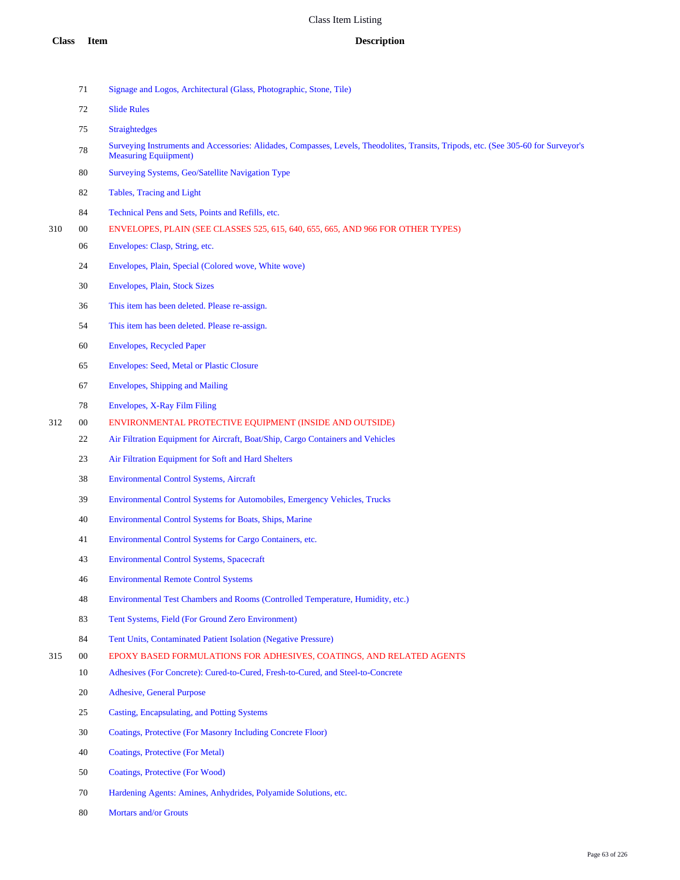# Class Item Listing

| Class | Item | Description |
|---|---|---|
| | 71 | Signage and Logos, Architectural (Glass, Photographic, Stone, Tile) |
| | 72 | Slide Rules |
| | 75 | Straightedges |
| | 78 | Surveying Instruments and Accessories: Alidades, Compasses, Levels, Theodolites, Transits, Tripods, etc. (See 305-60 for Surveyor's Measuring Equipment) |
| | 80 | Surveying Systems, Geo/Satellite Navigation Type |
| | 82 | Tables, Tracing and Light |
| | 84 | Technical Pens and Sets, Points and Refills, etc. |
| 310 | 00 | ENVELOPES, PLAIN (SEE CLASSES 525, 615, 640, 655, 665, AND 966 FOR OTHER TYPES) |
| | 06 | Envelopes: Clasp, String, etc. |
| | 24 | Envelopes, Plain, Special (Colored wove, White wove) |
| | 30 | Envelopes, Plain, Stock Sizes |
| | 36 | This item has been deleted. Please re-assign. |
| | 54 | This item has been deleted. Please re-assign. |
| | 60 | Envelopes, Recycled Paper |
| | 65 | Envelopes: Seed, Metal or Plastic Closure |
| | 67 | Envelopes, Shipping and Mailing |
| | 78 | Envelopes, X-Ray Film Filing |
| 312 | 00 | ENVIRONMENTAL PROTECTIVE EQUIPMENT (INSIDE AND OUTSIDE) |
| | 22 | Air Filtration Equipment for Aircraft, Boat/Ship, Cargo Containers and Vehicles |
| | 23 | Air Filtration Equipment for Soft and Hard Shelters |
| | 38 | Environmental Control Systems, Aircraft |
| | 39 | Environmental Control Systems for Automobiles, Emergency Vehicles, Trucks |
| | 40 | Environmental Control Systems for Boats, Ships, Marine |
| | 41 | Environmental Control Systems for Cargo Containers, etc. |
| | 43 | Environmental Control Systems, Spacecraft |
| | 46 | Environmental Remote Control Systems |
| | 48 | Environmental Test Chambers and Rooms (Controlled Temperature, Humidity, etc.) |
| | 83 | Tent Systems, Field (For Ground Zero Environment) |
| | 84 | Tent Units, Contaminated Patient Isolation (Negative Pressure) |
| 315 | 00 | EPOXY BASED FORMULATIONS FOR ADHESIVES, COATINGS, AND RELATED AGENTS |
| | 10 | Adhesives (For Concrete): Cured-to-Cured, Fresh-to-Cured, and Steel-to-Concrete |
| | 20 | Adhesive, General Purpose |
| | 25 | Casting, Encapsulating, and Potting Systems |
| | 30 | Coatings, Protective (For Masonry Including Concrete Floor) |
| | 40 | Coatings, Protective (For Metal) |
| | 50 | Coatings, Protective (For Wood) |
| | 70 | Hardening Agents: Amines, Anhydrides, Polyamide Solutions, etc. |
| | 80 | Mortars and/or Grouts |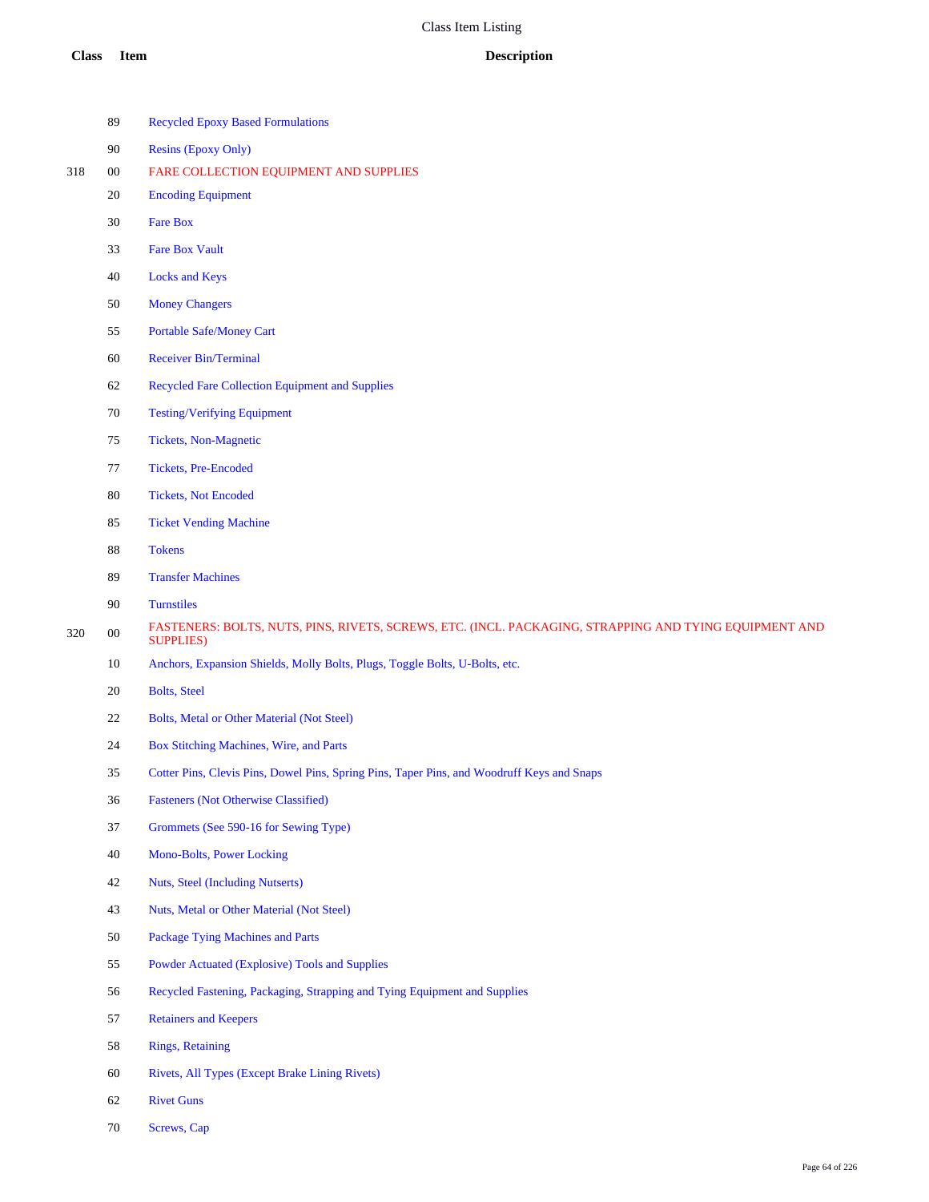| Class | Item | Description |
|---|---|---|
| | 89 | Recycled Epoxy Based Formulations |
| | 90 | Resins (Epoxy Only) |
| 318 | 00 | FARE COLLECTION EQUIPMENT AND SUPPLIES |
| | 20 | Encoding Equipment |
| | 30 | Fare Box |
| | 33 | Fare Box Vault |
| | 40 | Locks and Keys |
| | 50 | Money Changers |
| | 55 | Portable Safe/Money Cart |
| | 60 | Receiver Bin/Terminal |
| | 62 | Recycled Fare Collection Equipment and Supplies |
| | 70 | Testing/Verifying Equipment |
| | 75 | Tickets, Non-Magnetic |
| | 77 | Tickets, Pre-Encoded |
| | 80 | Tickets, Not Encoded |
| | 85 | Ticket Vending Machine |
| | 88 | Tokens |
| | 89 | Transfer Machines |
| | 90 | Turnstiles |
| 320 | 00 | FASTENERS: BOLTS, NUTS, PINS, RIVETS, SCREWS, ETC. (INCL. PACKAGING, STRAPPING AND TYING EQUIPMENT AND SUPPLIES) |
| | 10 | Anchors, Expansion Shields, Molly Bolts, Plugs, Toggle Bolts, U-Bolts, etc. |
| | 20 | Bolts, Steel |
| | 22 | Bolts, Metal or Other Material (Not Steel) |
| | 24 | Box Stitching Machines, Wire, and Parts |
| | 35 | Cotter Pins, Clevis Pins, Dowel Pins, Spring Pins, Taper Pins, and Woodruff Keys and Snaps |
| | 36 | Fasteners (Not Otherwise Classified) |
| | 37 | Grommets (See 590-16 for Sewing Type) |
| | 40 | Mono-Bolts, Power Locking |
| | 42 | Nuts, Steel (Including Nutserts) |
| | 43 | Nuts, Metal or Other Material (Not Steel) |
| | 50 | Package Tying Machines and Parts |
| | 55 | Powder Actuated (Explosive) Tools and Supplies |
| | 56 | Recycled Fastening, Packaging, Strapping and Tying Equipment and Supplies |
| | 57 | Retainers and Keepers |
| | 58 | Rings, Retaining |
| | 60 | Rivets, All Types (Except Brake Lining Rivets) |
| | 62 | Rivet Guns |
| | 70 | Screws, Cap |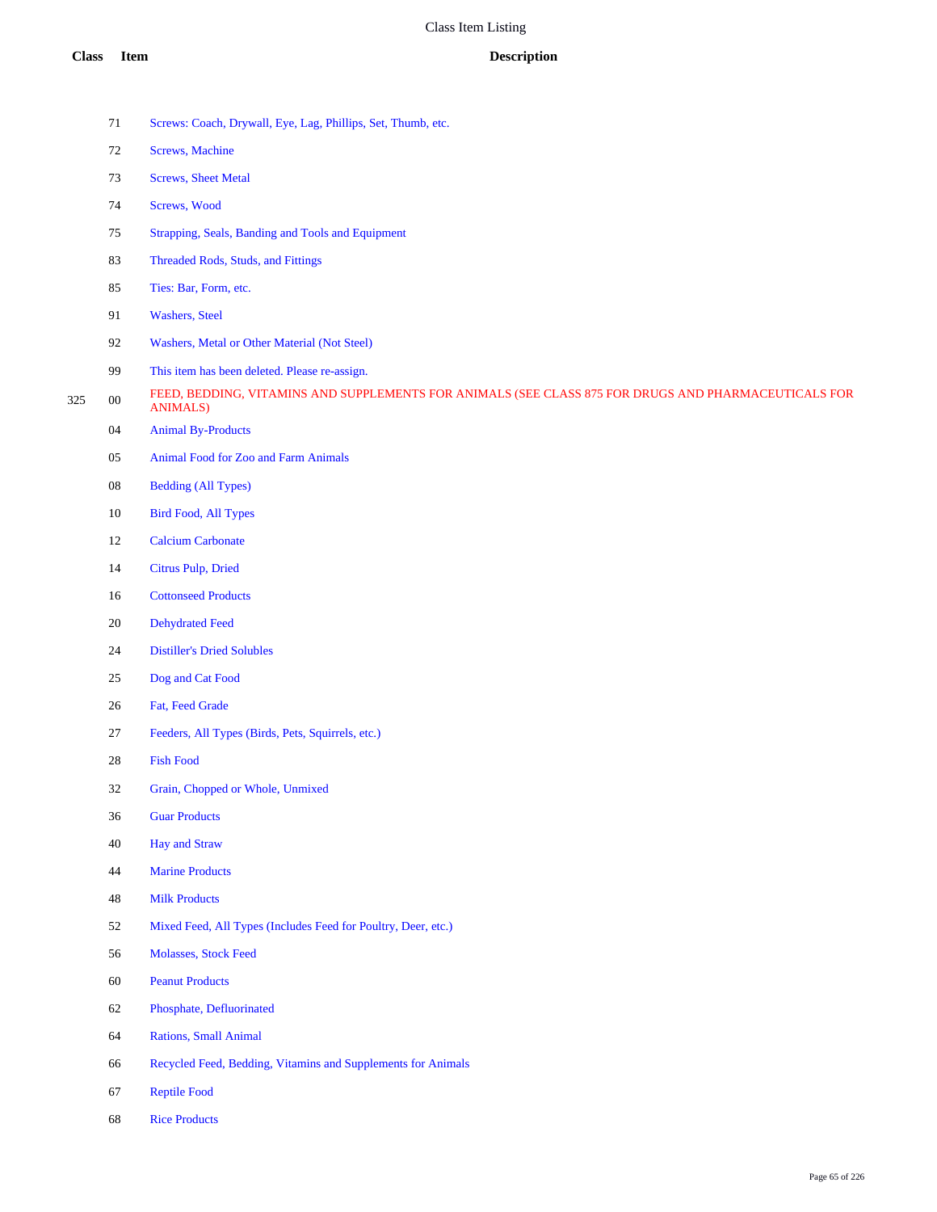# Class Item Listing

| Class | Item | Description |
|---|---|---|
| | 71 | Screws: Coach, Drywall, Eye, Lag, Phillips, Set, Thumb, etc. |
| | 72 | Screws, Machine |
| | 73 | Screws, Sheet Metal |
| | 74 | Screws, Wood |
| | 75 | Strapping, Seals, Banding and Tools and Equipment |
| | 83 | Threaded Rods, Studs, and Fittings |
| | 85 | Ties: Bar, Form, etc. |
| | 91 | Washers, Steel |
| | 92 | Washers, Metal or Other Material (Not Steel) |
| | 99 | This item has been deleted. Please re-assign. |
| 325 | 00 | FEED, BEDDING, VITAMINS AND SUPPLEMENTS FOR ANIMALS (SEE CLASS 875 FOR DRUGS AND PHARMACEUTICALS FOR ANIMALS) |
| | 04 | Animal By-Products |
| | 05 | Animal Food for Zoo and Farm Animals |
| | 08 | Bedding (All Types) |
| | 10 | Bird Food, All Types |
| | 12 | Calcium Carbonate |
| | 14 | Citrus Pulp, Dried |
| | 16 | Cottonseed Products |
| | 20 | Dehydrated Feed |
| | 24 | Distiller's Dried Solubles |
| | 25 | Dog and Cat Food |
| | 26 | Fat, Feed Grade |
| | 27 | Feeders, All Types (Birds, Pets, Squirrels, etc.) |
| | 28 | Fish Food |
| | 32 | Grain, Chopped or Whole, Unmixed |
| | 36 | Guar Products |
| | 40 | Hay and Straw |
| | 44 | Marine Products |
| | 48 | Milk Products |
| | 52 | Mixed Feed, All Types (Includes Feed for Poultry, Deer, etc.) |
| | 56 | Molasses, Stock Feed |
| | 60 | Peanut Products |
| | 62 | Phosphate, Defluorinated |
| | 64 | Rations, Small Animal |
| | 66 | Recycled Feed, Bedding, Vitamins and Supplements for Animals |
| | 67 | Reptile Food |
| | 68 | Rice Products |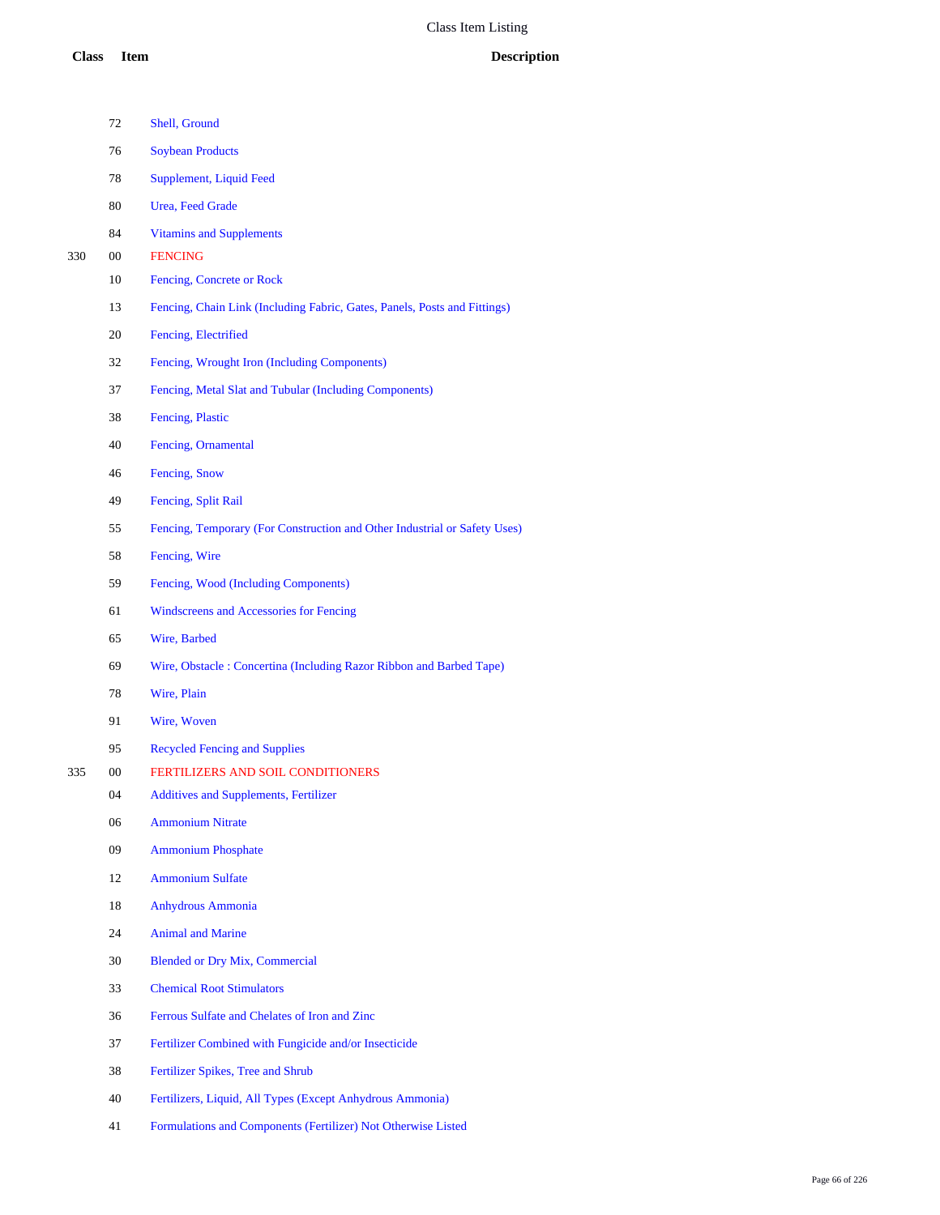| Class | Item | Description |
|---|---|---|
| | 72 | Shell, Ground |
| | 76 | Soybean Products |
| | 78 | Supplement, Liquid Feed |
| | 80 | Urea, Feed Grade |
| | 84 | Vitamins and Supplements |
| 330 | 00 | FENCING |
| | 10 | Fencing, Concrete or Rock |
| | 13 | Fencing, Chain Link (Including Fabric, Gates, Panels, Posts and Fittings) |
| | 20 | Fencing, Electrified |
| | 32 | Fencing, Wrought Iron (Including Components) |
| | 37 | Fencing, Metal Slat and Tubular (Including Components) |
| | 38 | Fencing, Plastic |
| | 40 | Fencing, Ornamental |
| | 46 | Fencing, Snow |
| | 49 | Fencing, Split Rail |
| | 55 | Fencing, Temporary (For Construction and Other Industrial or Safety Uses) |
| | 58 | Fencing, Wire |
| | 59 | Fencing, Wood (Including Components) |
| | 61 | Windscreens and Accessories for Fencing |
| | 65 | Wire, Barbed |
| | 69 | Wire, Obstacle : Concertina (Including Razor Ribbon and Barbed Tape) |
| | 78 | Wire, Plain |
| | 91 | Wire, Woven |
| | 95 | Recycled Fencing and Supplies |
| 335 | 00 | FERTILIZERS AND SOIL CONDITIONERS |
| | 04 | Additives and Supplements, Fertilizer |
| | 06 | Ammonium Nitrate |
| | 09 | Ammonium Phosphate |
| | 12 | Ammonium Sulfate |
| | 18 | Anhydrous Ammonia |
| | 24 | Animal and Marine |
| | 30 | Blended or Dry Mix, Commercial |
| | 33 | Chemical Root Stimulators |
| | 36 | Ferrous Sulfate and Chelates of Iron and Zinc |
| | 37 | Fertilizer Combined with Fungicide and/or Insecticide |
| | 38 | Fertilizer Spikes, Tree and Shrub |
| | 40 | Fertilizers, Liquid, All Types (Except Anhydrous Ammonia) |
| | 41 | Formulations and Components (Fertilizer) Not Otherwise Listed |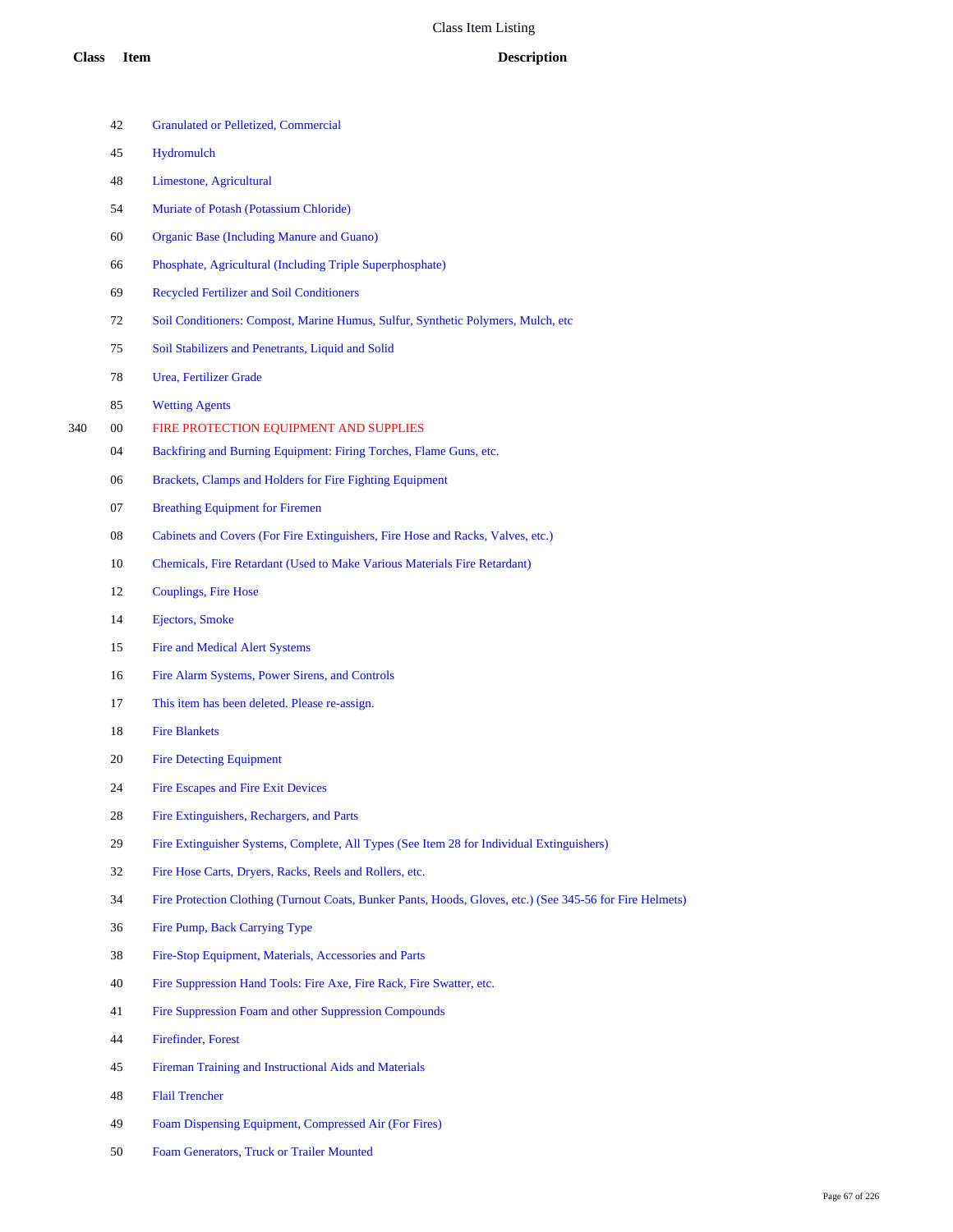# Class Item Listing

| Class | Item | Description |
|---|---|---|
| | 42 | Granulated or Pelletized, Commercial |
| | 45 | Hydromulch |
| | 48 | Limestone, Agricultural |
| | 54 | Muriate of Potash (Potassium Chloride) |
| | 60 | Organic Base (Including Manure and Guano) |
| | 66 | Phosphate, Agricultural (Including Triple Superphosphate) |
| | 69 | Recycled Fertilizer and Soil Conditioners |
| | 72 | Soil Conditioners: Compost, Marine Humus, Sulfur, Synthetic Polymers, Mulch, etc |
| | 75 | Soil Stabilizers and Penetrants, Liquid and Solid |
| | 78 | Urea, Fertilizer Grade |
| | 85 | Wetting Agents |
| 340 | 00 | FIRE PROTECTION EQUIPMENT AND SUPPLIES |
| | 04 | Backfiring and Burning Equipment: Firing Torches, Flame Guns, etc. |
| | 06 | Brackets, Clamps and Holders for Fire Fighting Equipment |
| | 07 | Breathing Equipment for Firemen |
| | 08 | Cabinets and Covers (For Fire Extinguishers, Fire Hose and Racks, Valves, etc.) |
| | 10 | Chemicals, Fire Retardant (Used to Make Various Materials Fire Retardant) |
| | 12 | Couplings, Fire Hose |
| | 14 | Ejectors, Smoke |
| | 15 | Fire and Medical Alert Systems |
| | 16 | Fire Alarm Systems, Power Sirens, and Controls |
| | 17 | This item has been deleted. Please re-assign. |
| | 18 | Fire Blankets |
| | 20 | Fire Detecting Equipment |
| | 24 | Fire Escapes and Fire Exit Devices |
| | 28 | Fire Extinguishers, Rechargers, and Parts |
| | 29 | Fire Extinguisher Systems, Complete, All Types (See Item 28 for Individual Extinguishers) |
| | 32 | Fire Hose Carts, Dryers, Racks, Reels and Rollers, etc. |
| | 34 | Fire Protection Clothing (Turnout Coats, Bunker Pants, Hoods, Gloves, etc.) (See 345-56 for Fire Helmets) |
| | 36 | Fire Pump, Back Carrying Type |
| | 38 | Fire-Stop Equipment, Materials, Accessories and Parts |
| | 40 | Fire Suppression Hand Tools: Fire Axe, Fire Rack, Fire Swatter, etc. |
| | 41 | Fire Suppression Foam and other Suppression Compounds |
| | 44 | Firefinder, Forest |
| | 45 | Fireman Training and Instructional Aids and Materials |
| | 48 | Flail Trencher |
| | 49 | Foam Dispensing Equipment, Compressed Air (For Fires) |
| | 50 | Foam Generators, Truck or Trailer Mounted |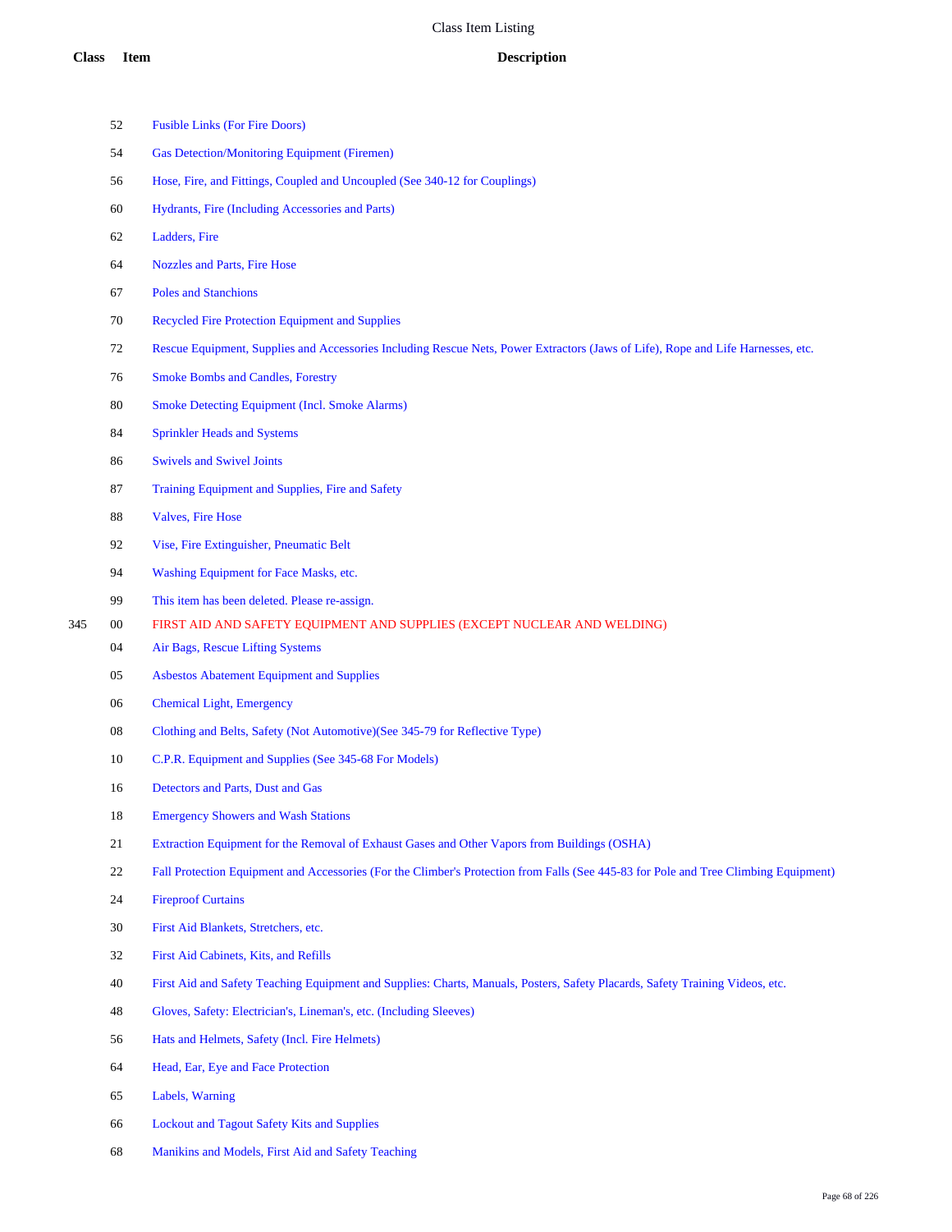# Class Item Listing

| Class | Item | Description |
|---|---|---|
| | 52 | Fusible Links (For Fire Doors) |
| | 54 | Gas Detection/Monitoring Equipment (Firemen) |
| | 56 | Hose, Fire, and Fittings, Coupled and Uncoupled (See 340-12 for Couplings) |
| | 60 | Hydrants, Fire (Including Accessories and Parts) |
| | 62 | Ladders, Fire |
| | 64 | Nozzles and Parts, Fire Hose |
| | 67 | Poles and Stanchions |
| | 70 | Recycled Fire Protection Equipment and Supplies |
| | 72 | Rescue Equipment, Supplies and Accessories Including Rescue Nets, Power Extractors (Jaws of Life), Rope and Life Harnesses, etc. |
| | 76 | Smoke Bombs and Candles, Forestry |
| | 80 | Smoke Detecting Equipment (Incl. Smoke Alarms) |
| | 84 | Sprinkler Heads and Systems |
| | 86 | Swivels and Swivel Joints |
| | 87 | Training Equipment and Supplies, Fire and Safety |
| | 88 | Valves, Fire Hose |
| | 92 | Vise, Fire Extinguisher, Pneumatic Belt |
| | 94 | Washing Equipment for Face Masks, etc. |
| | 99 | This item has been deleted. Please re-assign. |
| 345 | 00 | FIRST AID AND SAFETY EQUIPMENT AND SUPPLIES (EXCEPT NUCLEAR AND WELDING) |
| | 04 | Air Bags, Rescue Lifting Systems |
| | 05 | Asbestos Abatement Equipment and Supplies |
| | 06 | Chemical Light, Emergency |
| | 08 | Clothing and Belts, Safety (Not Automotive)(See 345-79 for Reflective Type) |
| | 10 | C.P.R. Equipment and Supplies (See 345-68 For Models) |
| | 16 | Detectors and Parts, Dust and Gas |
| | 18 | Emergency Showers and Wash Stations |
| | 21 | Extraction Equipment for the Removal of Exhaust Gases and Other Vapors from Buildings (OSHA) |
| | 22 | Fall Protection Equipment and Accessories (For the Climber's Protection from Falls (See 445-83 for Pole and Tree Climbing Equipment) |
| | 24 | Fireproof Curtains |
| | 30 | First Aid Blankets, Stretchers, etc. |
| | 32 | First Aid Cabinets, Kits, and Refills |
| | 40 | First Aid and Safety Teaching Equipment and Supplies: Charts, Manuals, Posters, Safety Placards, Safety Training Videos, etc. |
| | 48 | Gloves, Safety: Electrician's, Lineman's, etc. (Including Sleeves) |
| | 56 | Hats and Helmets, Safety (Incl. Fire Helmets) |
| | 64 | Head, Ear, Eye and Face Protection |
| | 65 | Labels, Warning |
| | 66 | Lockout and Tagout Safety Kits and Supplies |
| | 68 | Manikins and Models, First Aid and Safety Teaching |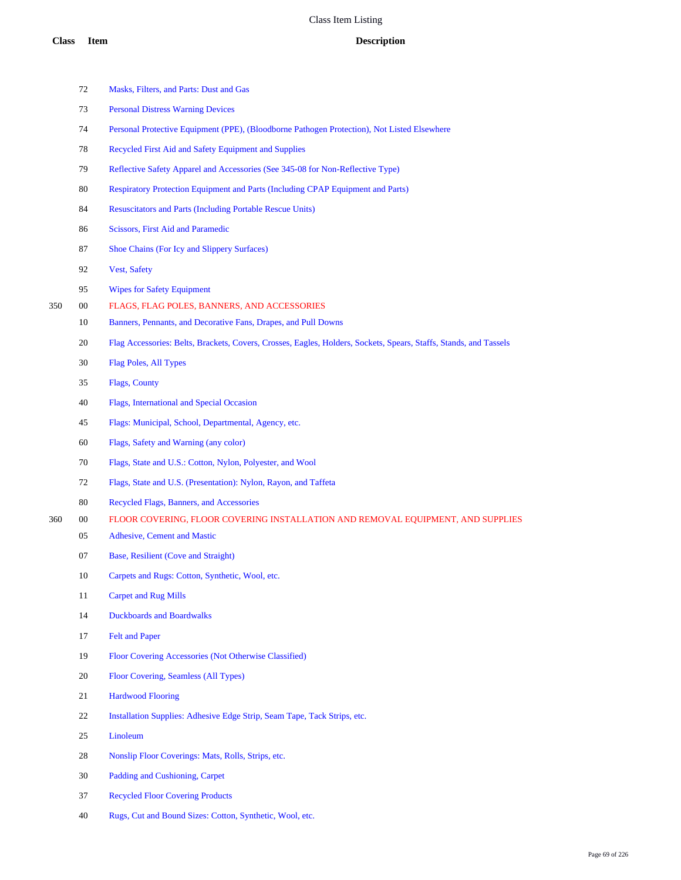| Class | Item | Description |
|---|---|---|
| | 72 | Masks, Filters, and Parts: Dust and Gas |
| | 73 | Personal Distress Warning Devices |
| | 74 | Personal Protective Equipment (PPE), (Bloodborne Pathogen Protection), Not Listed Elsewhere |
| | 78 | Recycled First Aid and Safety Equipment and Supplies |
| | 79 | Reflective Safety Apparel and Accessories (See 345-08 for Non-Reflective Type) |
| | 80 | Respiratory Protection Equipment and Parts (Including CPAP Equipment and Parts) |
| | 84 | Resuscitators and Parts (Including Portable Rescue Units) |
| | 86 | Scissors, First Aid and Paramedic |
| | 87 | Shoe Chains (For Icy and Slippery Surfaces) |
| | 92 | Vest, Safety |
| | 95 | Wipes for Safety Equipment |
| 350 | 00 | FLAGS, FLAG POLES, BANNERS, AND ACCESSORIES |
| | 10 | Banners, Pennants, and Decorative Fans, Drapes, and Pull Downs |
| | 20 | Flag Accessories: Belts, Brackets, Covers, Crosses, Eagles, Holders, Sockets, Spears, Staffs, Stands, and Tassels |
| | 30 | Flag Poles, All Types |
| | 35 | Flags, County |
| | 40 | Flags, International and Special Occasion |
| | 45 | Flags: Municipal, School, Departmental, Agency, etc. |
| | 60 | Flags, Safety and Warning (any color) |
| | 70 | Flags, State and U.S.: Cotton, Nylon, Polyester, and Wool |
| | 72 | Flags, State and U.S. (Presentation): Nylon, Rayon, and Taffeta |
| | 80 | Recycled Flags, Banners, and Accessories |
| 360 | 00 | FLOOR COVERING, FLOOR COVERING INSTALLATION AND REMOVAL EQUIPMENT, AND SUPPLIES |
| | 05 | Adhesive, Cement and Mastic |
| | 07 | Base, Resilient (Cove and Straight) |
| | 10 | Carpets and Rugs: Cotton, Synthetic, Wool, etc. |
| | 11 | Carpet and Rug Mills |
| | 14 | Duckboards and Boardwalks |
| | 17 | Felt and Paper |
| | 19 | Floor Covering Accessories (Not Otherwise Classified) |
| | 20 | Floor Covering, Seamless (All Types) |
| | 21 | Hardwood Flooring |
| | 22 | Installation Supplies: Adhesive Edge Strip, Seam Tape, Tack Strips, etc. |
| | 25 | Linoleum |
| | 28 | Nonslip Floor Coverings: Mats, Rolls, Strips, etc. |
| | 30 | Padding and Cushioning, Carpet |
| | 37 | Recycled Floor Covering Products |
| | 40 | Rugs, Cut and Bound Sizes: Cotton, Synthetic, Wool, etc. |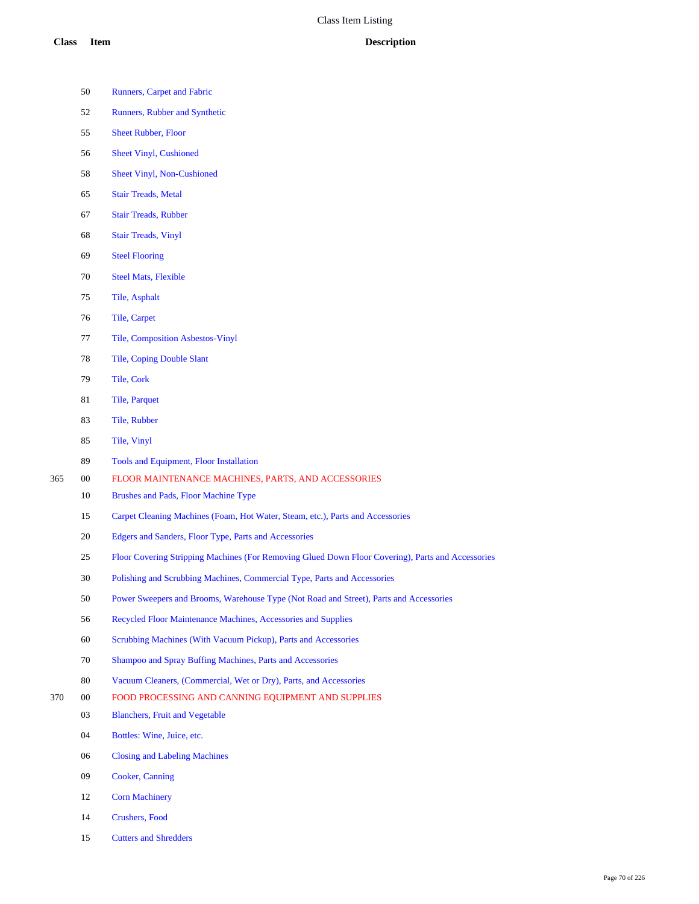# Class Item Listing

| Class | Item | Description |
|---|---|---|
| | 50 | Runners, Carpet and Fabric |
| | 52 | Runners, Rubber and Synthetic |
| | 55 | Sheet Rubber, Floor |
| | 56 | Sheet Vinyl, Cushioned |
| | 58 | Sheet Vinyl, Non-Cushioned |
| | 65 | Stair Treads, Metal |
| | 67 | Stair Treads, Rubber |
| | 68 | Stair Treads, Vinyl |
| | 69 | Steel Flooring |
| | 70 | Steel Mats, Flexible |
| | 75 | Tile, Asphalt |
| | 76 | Tile, Carpet |
| | 77 | Tile, Composition Asbestos-Vinyl |
| | 78 | Tile, Coping Double Slant |
| | 79 | Tile, Cork |
| | 81 | Tile, Parquet |
| | 83 | Tile, Rubber |
| | 85 | Tile, Vinyl |
| | 89 | Tools and Equipment, Floor Installation |
| 365 | 00 | FLOOR MAINTENANCE MACHINES, PARTS, AND ACCESSORIES |
| | 10 | Brushes and Pads, Floor Machine Type |
| | 15 | Carpet Cleaning Machines (Foam, Hot Water, Steam, etc.), Parts and Accessories |
| | 20 | Edgers and Sanders, Floor Type, Parts and Accessories |
| | 25 | Floor Covering Stripping Machines (For Removing Glued Down Floor Covering), Parts and Accessories |
| | 30 | Polishing and Scrubbing Machines, Commercial Type, Parts and Accessories |
| | 50 | Power Sweepers and Brooms, Warehouse Type (Not Road and Street), Parts and Accessories |
| | 56 | Recycled Floor Maintenance Machines, Accessories and Supplies |
| | 60 | Scrubbing Machines (With Vacuum Pickup), Parts and Accessories |
| | 70 | Shampoo and Spray Buffing Machines, Parts and Accessories |
| | 80 | Vacuum Cleaners, (Commercial, Wet or Dry), Parts, and Accessories |
| 370 | 00 | FOOD PROCESSING AND CANNING EQUIPMENT AND SUPPLIES |
| | 03 | Blanchers, Fruit and Vegetable |
| | 04 | Bottles: Wine, Juice, etc. |
| | 06 | Closing and Labeling Machines |
| | 09 | Cooker, Canning |
| | 12 | Corn Machinery |
| | 14 | Crushers, Food |
| | 15 | Cutters and Shredders |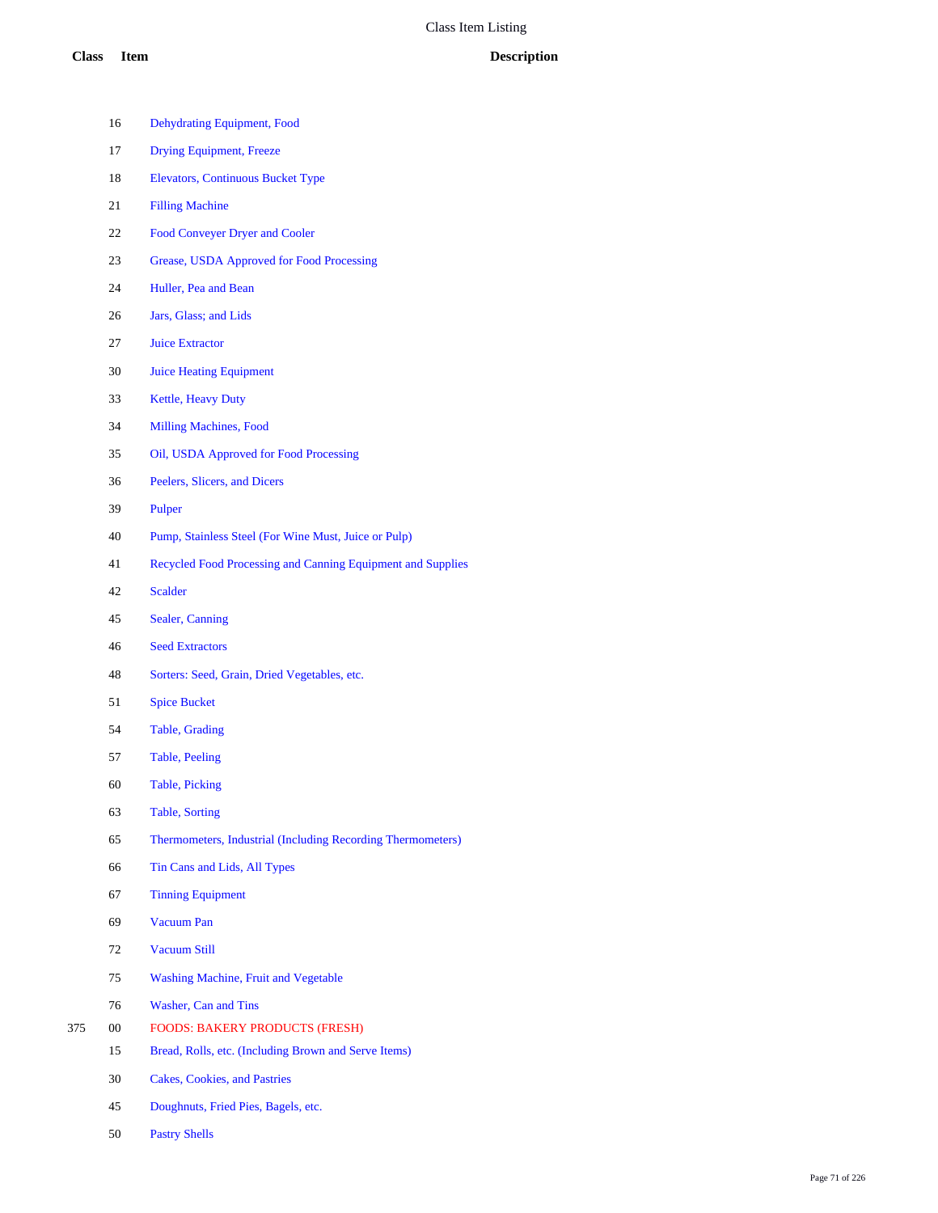| Class | Item | Description |
|---|---|---|
| | 16 | Dehydrating Equipment, Food |
| | 17 | Drying Equipment, Freeze |
| | 18 | Elevators, Continuous Bucket Type |
| | 21 | Filling Machine |
| | 22 | Food Conveyer Dryer and Cooler |
| | 23 | Grease, USDA Approved for Food Processing |
| | 24 | Huller, Pea and Bean |
| | 26 | Jars, Glass; and Lids |
| | 27 | Juice Extractor |
| | 30 | Juice Heating Equipment |
| | 33 | Kettle, Heavy Duty |
| | 34 | Milling Machines, Food |
| | 35 | Oil, USDA Approved for Food Processing |
| | 36 | Peelers, Slicers, and Dicers |
| | 39 | Pulper |
| | 40 | Pump, Stainless Steel (For Wine Must, Juice or Pulp) |
| | 41 | Recycled Food Processing and Canning Equipment and Supplies |
| | 42 | Scalder |
| | 45 | Sealer, Canning |
| | 46 | Seed Extractors |
| | 48 | Sorters: Seed, Grain, Dried Vegetables, etc. |
| | 51 | Spice Bucket |
| | 54 | Table, Grading |
| | 57 | Table, Peeling |
| | 60 | Table, Picking |
| | 63 | Table, Sorting |
| | 65 | Thermometers, Industrial (Including Recording Thermometers) |
| | 66 | Tin Cans and Lids, All Types |
| | 67 | Tinning Equipment |
| | 69 | Vacuum Pan |
| | 72 | Vacuum Still |
| | 75 | Washing Machine, Fruit and Vegetable |
| | 76 | Washer, Can and Tins |
| 375 | 00 | FOODS: BAKERY PRODUCTS (FRESH) |
| | 15 | Bread, Rolls, etc. (Including Brown and Serve Items) |
| | 30 | Cakes, Cookies, and Pastries |
| | 45 | Doughnuts, Fried Pies, Bagels, etc. |
| | 50 | Pastry Shells |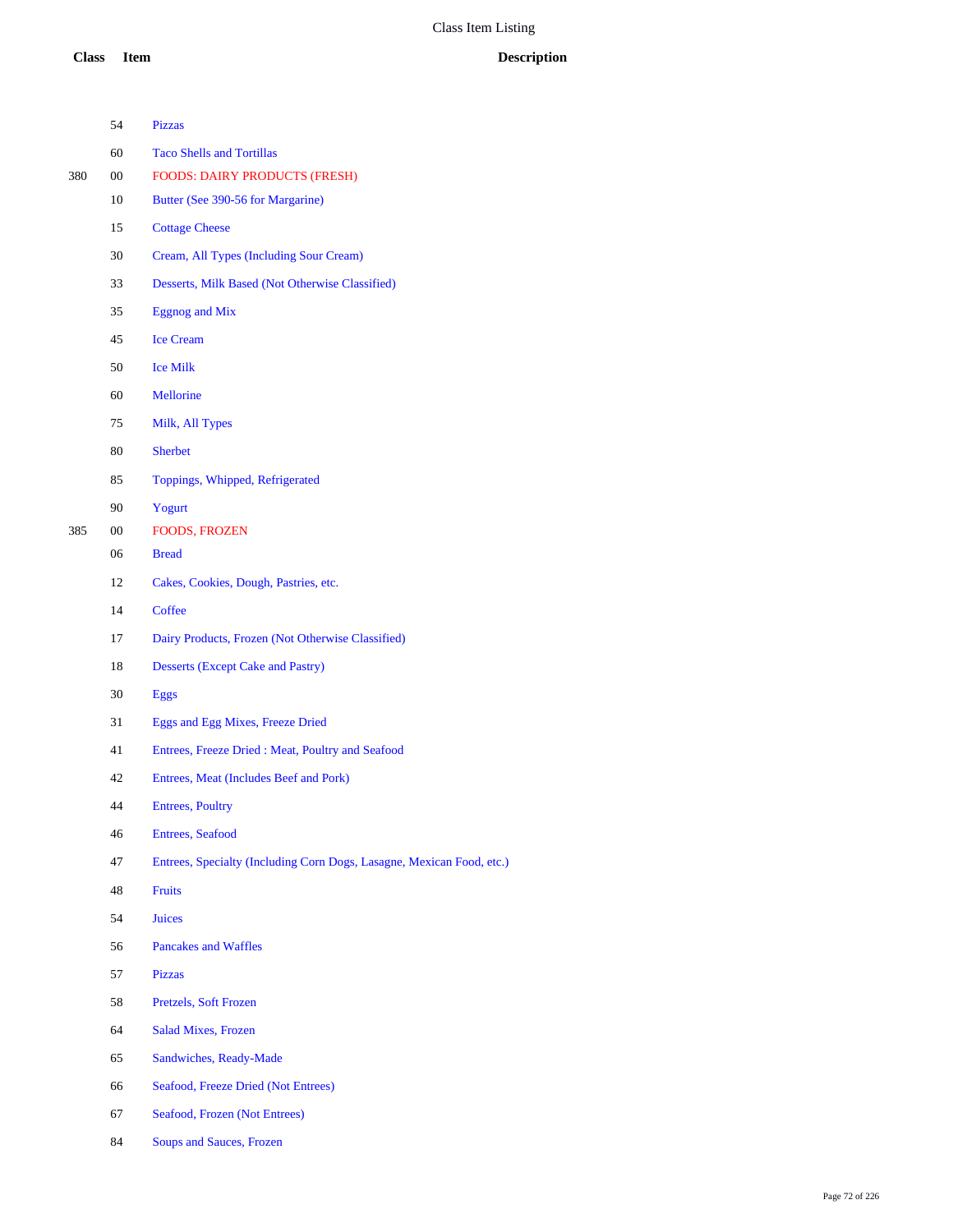| Class | Item | Description |
|---|---|---|
| | 54 | Pizzas |
| | 60 | Taco Shells and Tortillas |
| 380 | 00 | FOODS: DAIRY PRODUCTS (FRESH) |
| | 10 | Butter (See 390-56 for Margarine) |
| | 15 | Cottage Cheese |
| | 30 | Cream, All Types (Including Sour Cream) |
| | 33 | Desserts, Milk Based (Not Otherwise Classified) |
| | 35 | Eggnog and Mix |
| | 45 | Ice Cream |
| | 50 | Ice Milk |
| | 60 | Mellorine |
| | 75 | Milk, All Types |
| | 80 | Sherbet |
| | 85 | Toppings, Whipped, Refrigerated |
| | 90 | Yogurt |
| 385 | 00 | FOODS, FROZEN |
| | 06 | Bread |
| | 12 | Cakes, Cookies, Dough, Pastries, etc. |
| | 14 | Coffee |
| | 17 | Dairy Products, Frozen (Not Otherwise Classified) |
| | 18 | Desserts (Except Cake and Pastry) |
| | 30 | Eggs |
| | 31 | Eggs and Egg Mixes, Freeze Dried |
| | 41 | Entrees, Freeze Dried : Meat, Poultry and Seafood |
| | 42 | Entrees, Meat (Includes Beef and Pork) |
| | 44 | Entrees, Poultry |
| | 46 | Entrees, Seafood |
| | 47 | Entrees, Specialty (Including Corn Dogs, Lasagne, Mexican Food, etc.) |
| | 48 | Fruits |
| | 54 | Juices |
| | 56 | Pancakes and Waffles |
| | 57 | Pizzas |
| | 58 | Pretzels, Soft Frozen |
| | 64 | Salad Mixes, Frozen |
| | 65 | Sandwiches, Ready-Made |
| | 66 | Seafood, Freeze Dried (Not Entrees) |
| | 67 | Seafood, Frozen (Not Entrees) |
| | 84 | Soups and Sauces, Frozen |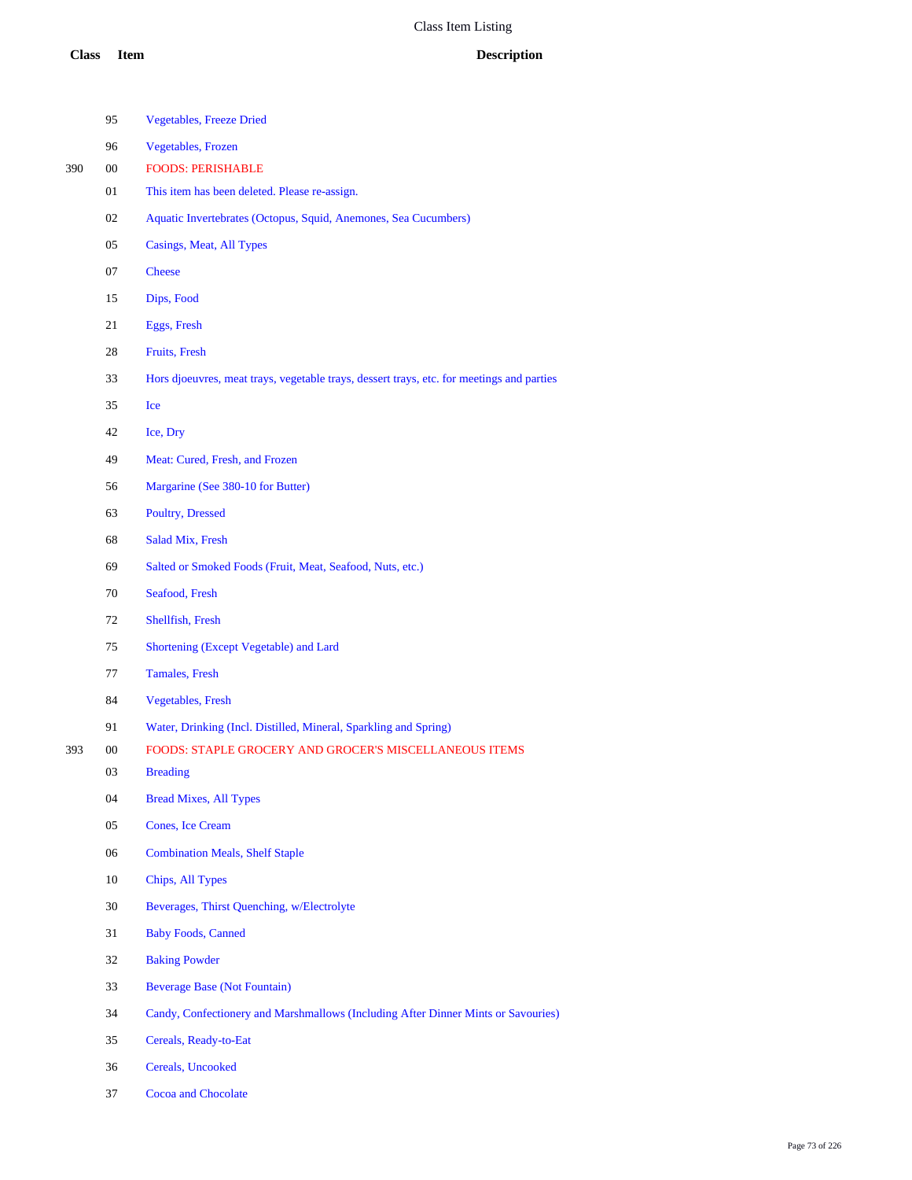# Class Item Listing

| Class | Item | Description |
| --- | --- | --- |
| | 95 | Vegetables, Freeze Dried |
| | 96 | Vegetables, Frozen |
| 390 | 00 | FOODS: PERISHABLE |
| | 01 | This item has been deleted. Please re-assign. |
| | 02 | Aquatic Invertebrates (Octopus, Squid, Anemones, Sea Cucumbers) |
| | 05 | Casings, Meat, All Types |
| | 07 | Cheese |
| | 15 | Dips, Food |
| | 21 | Eggs, Fresh |
| | 28 | Fruits, Fresh |
| | 33 | Hors djoeuvres, meat trays, vegetable trays, dessert trays, etc. for meetings and parties |
| | 35 | Ice |
| | 42 | Ice, Dry |
| | 49 | Meat: Cured, Fresh, and Frozen |
| | 56 | Margarine (See 380-10 for Butter) |
| | 63 | Poultry, Dressed |
| | 68 | Salad Mix, Fresh |
| | 69 | Salted or Smoked Foods (Fruit, Meat, Seafood, Nuts, etc.) |
| | 70 | Seafood, Fresh |
| | 72 | Shellfish, Fresh |
| | 75 | Shortening (Except Vegetable) and Lard |
| | 77 | Tamales, Fresh |
| | 84 | Vegetables, Fresh |
| | 91 | Water, Drinking (Incl. Distilled, Mineral, Sparkling and Spring) |
| 393 | 00 | FOODS: STAPLE GROCERY AND GROCER'S MISCELLANEOUS ITEMS |
| | 03 | Breading |
| | 04 | Bread Mixes, All Types |
| | 05 | Cones, Ice Cream |
| | 06 | Combination Meals, Shelf Staple |
| | 10 | Chips, All Types |
| | 30 | Beverages, Thirst Quenching, w/Electrolyte |
| | 31 | Baby Foods, Canned |
| | 32 | Baking Powder |
| | 33 | Beverage Base (Not Fountain) |
| | 34 | Candy, Confectionery and Marshmallows (Including After Dinner Mints or Savouries) |
| | 35 | Cereals, Ready-to-Eat |
| | 36 | Cereals, Uncooked |
| | 37 | Cocoa and Chocolate |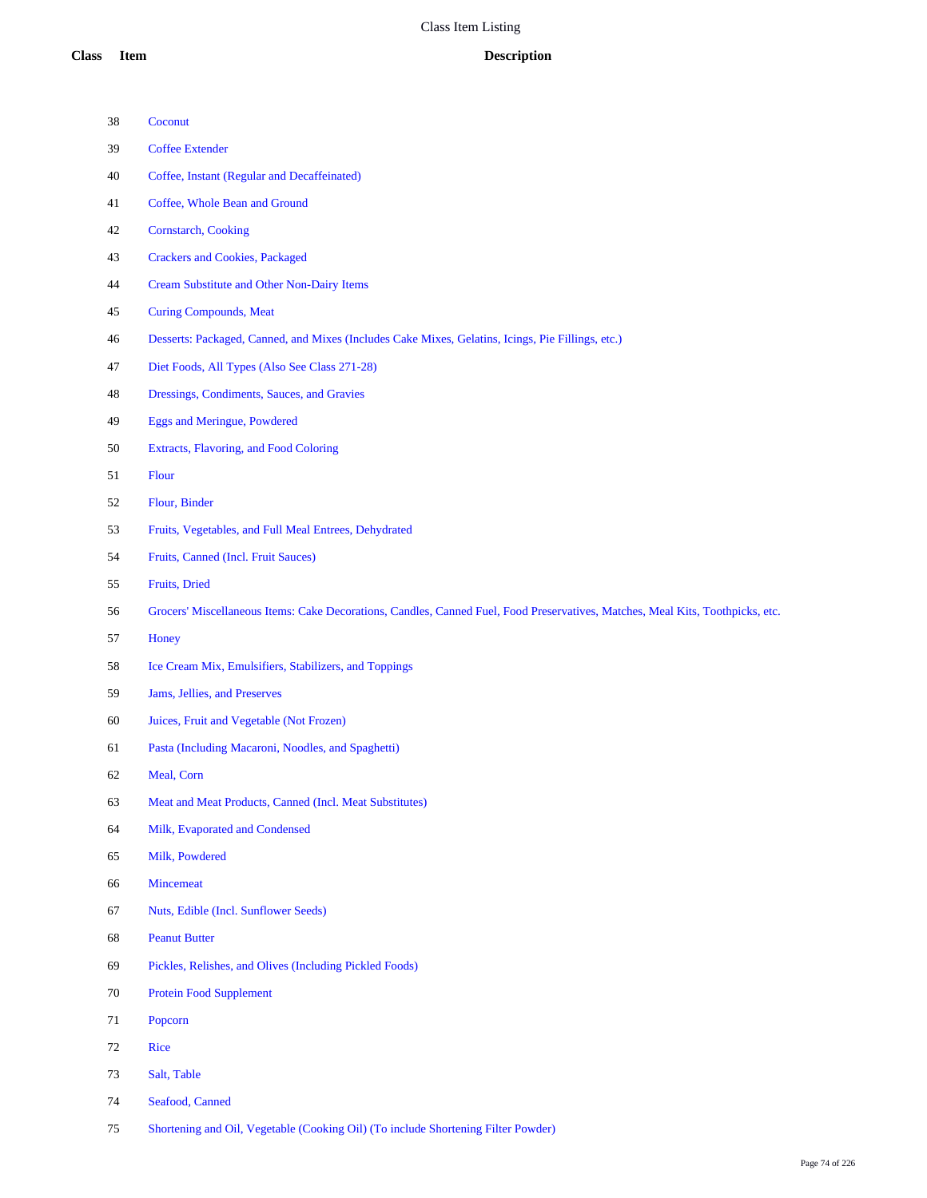# Class Item Listing

| Class | Item | Description |
|---|---|---|
| | 38 | Coconut |
| | 39 | Coffee Extender |
| | 40 | Coffee, Instant (Regular and Decaffeinated) |
| | 41 | Coffee, Whole Bean and Ground |
| | 42 | Cornstarch, Cooking |
| | 43 | Crackers and Cookies, Packaged |
| | 44 | Cream Substitute and Other Non-Dairy Items |
| | 45 | Curing Compounds, Meat |
| | 46 | Desserts: Packaged, Canned, and Mixes (Includes Cake Mixes, Gelatins, Icings, Pie Fillings, etc.) |
| | 47 | Diet Foods, All Types (Also See Class 271-28) |
| | 48 | Dressings, Condiments, Sauces, and Gravies |
| | 49 | Eggs and Meringue, Powdered |
| | 50 | Extracts, Flavoring, and Food Coloring |
| | 51 | Flour |
| | 52 | Flour, Binder |
| | 53 | Fruits, Vegetables, and Full Meal Entrees, Dehydrated |
| | 54 | Fruits, Canned (Incl. Fruit Sauces) |
| | 55 | Fruits, Dried |
| | 56 | Grocers' Miscellaneous Items: Cake Decorations, Candles, Canned Fuel, Food Preservatives, Matches, Meal Kits, Toothpicks, etc. |
| | 57 | Honey |
| | 58 | Ice Cream Mix, Emulsifiers, Stabilizers, and Toppings |
| | 59 | Jams, Jellies, and Preserves |
| | 60 | Juices, Fruit and Vegetable (Not Frozen) |
| | 61 | Pasta (Including Macaroni, Noodles, and Spaghetti) |
| | 62 | Meal, Corn |
| | 63 | Meat and Meat Products, Canned (Incl. Meat Substitutes) |
| | 64 | Milk, Evaporated and Condensed |
| | 65 | Milk, Powdered |
| | 66 | Mincemeat |
| | 67 | Nuts, Edible (Incl. Sunflower Seeds) |
| | 68 | Peanut Butter |
| | 69 | Pickles, Relishes, and Olives (Including Pickled Foods) |
| | 70 | Protein Food Supplement |
| | 71 | Popcorn |
| | 72 | Rice |
| | 73 | Salt, Table |
| | 74 | Seafood, Canned |
| | 75 | Shortening and Oil, Vegetable (Cooking Oil) (To include Shortening Filter Powder) |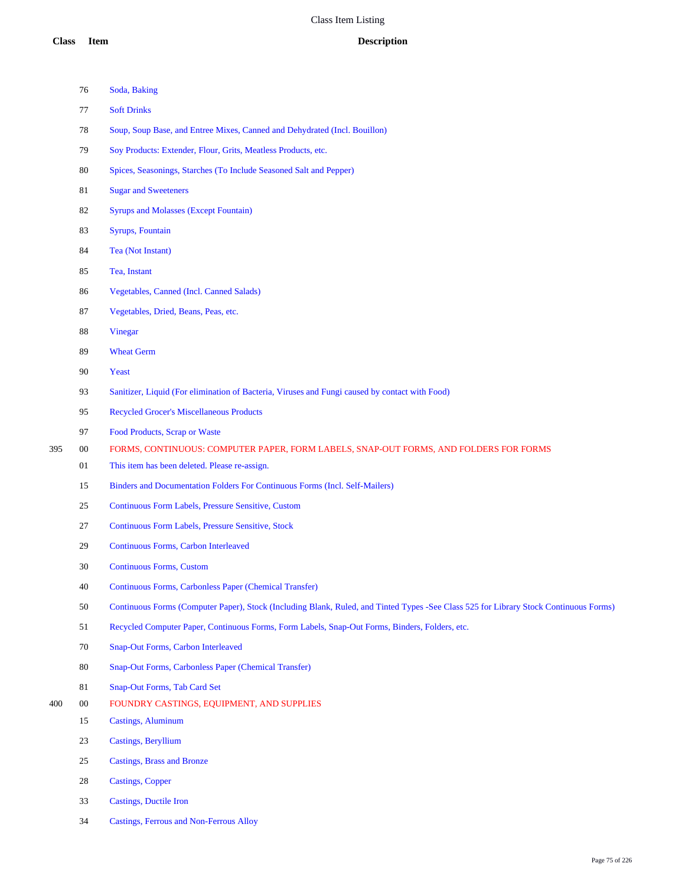| Class | Item | Description |
|---|---|---|
| | 76 | Soda, Baking |
| | 77 | Soft Drinks |
| | 78 | Soup, Soup Base, and Entree Mixes, Canned and Dehydrated (Incl. Bouillon) |
| | 79 | Soy Products: Extender, Flour, Grits, Meatless Products, etc. |
| | 80 | Spices, Seasonings, Starches (To Include Seasoned Salt and Pepper) |
| | 81 | Sugar and Sweeteners |
| | 82 | Syrups and Molasses (Except Fountain) |
| | 83 | Syrups, Fountain |
| | 84 | Tea (Not Instant) |
| | 85 | Tea, Instant |
| | 86 | Vegetables, Canned (Incl. Canned Salads) |
| | 87 | Vegetables, Dried, Beans, Peas, etc. |
| | 88 | Vinegar |
| | 89 | Wheat Germ |
| | 90 | Yeast |
| | 93 | Sanitizer, Liquid (For elimination of Bacteria, Viruses and Fungi caused by contact with Food) |
| | 95 | Recycled Grocer's Miscellaneous Products |
| | 97 | Food Products, Scrap or Waste |
| 395 | 00 | FORMS, CONTINUOUS: COMPUTER PAPER, FORM LABELS, SNAP-OUT FORMS, AND FOLDERS FOR FORMS |
| | 01 | This item has been deleted. Please re-assign. |
| | 15 | Binders and Documentation Folders For Continuous Forms (Incl. Self-Mailers) |
| | 25 | Continuous Form Labels, Pressure Sensitive, Custom |
| | 27 | Continuous Form Labels, Pressure Sensitive, Stock |
| | 29 | Continuous Forms, Carbon Interleaved |
| | 30 | Continuous Forms, Custom |
| | 40 | Continuous Forms, Carbonless Paper (Chemical Transfer) |
| | 50 | Continuous Forms (Computer Paper), Stock (Including Blank, Ruled, and Tinted Types -See Class 525 for Library Stock Continuous Forms) |
| | 51 | Recycled Computer Paper, Continuous Forms, Form Labels, Snap-Out Forms, Binders, Folders, etc. |
| | 70 | Snap-Out Forms, Carbon Interleaved |
| | 80 | Snap-Out Forms, Carbonless Paper (Chemical Transfer) |
| | 81 | Snap-Out Forms, Tab Card Set |
| 400 | 00 | FOUNDRY CASTINGS, EQUIPMENT, AND SUPPLIES |
| | 15 | Castings, Aluminum |
| | 23 | Castings, Beryllium |
| | 25 | Castings, Brass and Bronze |
| | 28 | Castings, Copper |
| | 33 | Castings, Ductile Iron |
| | 34 | Castings, Ferrous and Non-Ferrous Alloy |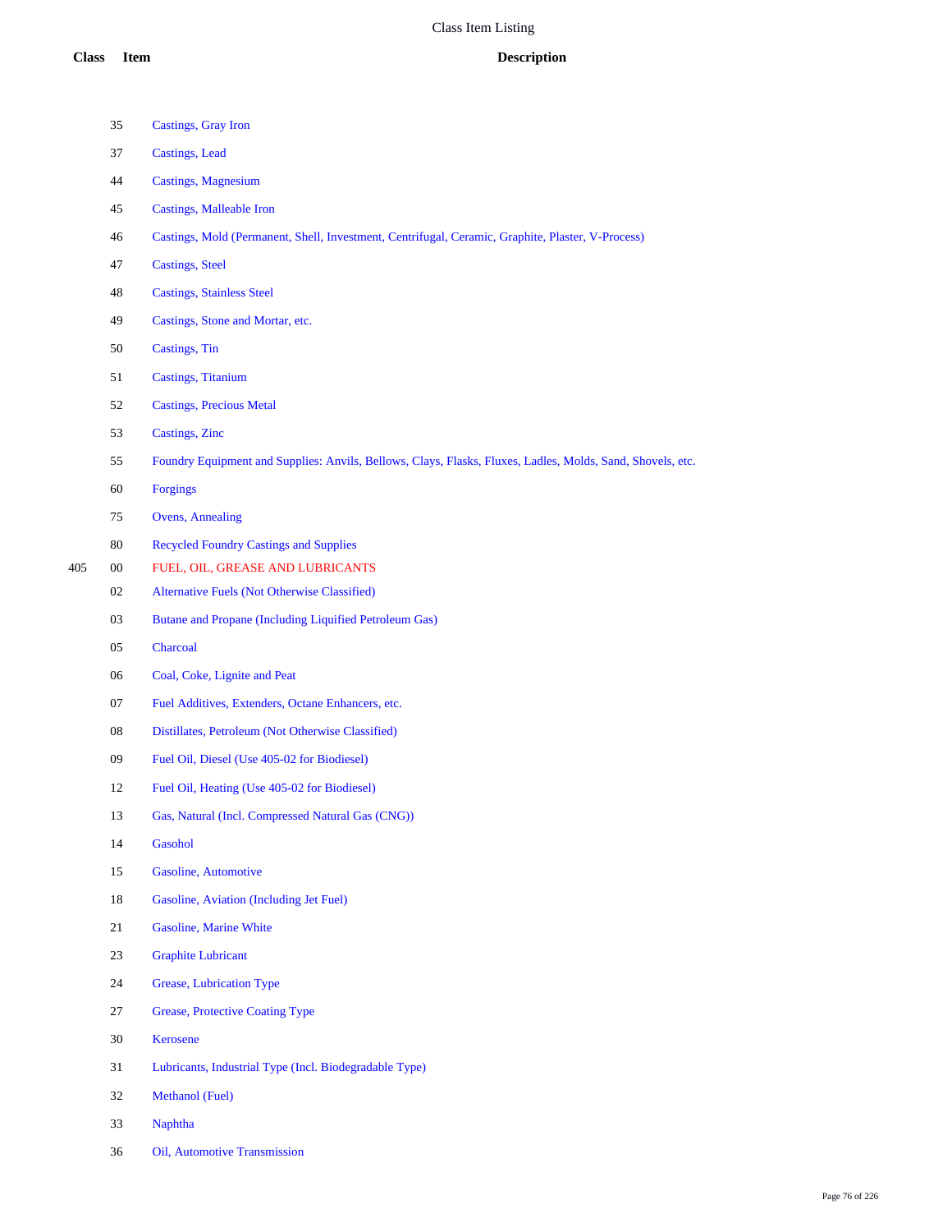# Class Item Listing

| Class | Item | Description |
|---|---|---|
| | 35 | Castings, Gray Iron |
| | 37 | Castings, Lead |
| | 44 | Castings, Magnesium |
| | 45 | Castings, Malleable Iron |
| | 46 | Castings, Mold (Permanent, Shell, Investment, Centrifugal, Ceramic, Graphite, Plaster, V-Process) |
| | 47 | Castings, Steel |
| | 48 | Castings, Stainless Steel |
| | 49 | Castings, Stone and Mortar, etc. |
| | 50 | Castings, Tin |
| | 51 | Castings, Titanium |
| | 52 | Castings, Precious Metal |
| | 53 | Castings, Zinc |
| | 55 | Foundry Equipment and Supplies: Anvils, Bellows, Clays, Flasks, Fluxes, Ladles, Molds, Sand, Shovels, etc. |
| | 60 | Forgings |
| | 75 | Ovens, Annealing |
| | 80 | Recycled Foundry Castings and Supplies |
| 405 | 00 | FUEL, OIL, GREASE AND LUBRICANTS |
| | 02 | Alternative Fuels (Not Otherwise Classified) |
| | 03 | Butane and Propane (Including Liquified Petroleum Gas) |
| | 05 | Charcoal |
| | 06 | Coal, Coke, Lignite and Peat |
| | 07 | Fuel Additives, Extenders, Octane Enhancers, etc. |
| | 08 | Distillates, Petroleum (Not Otherwise Classified) |
| | 09 | Fuel Oil, Diesel (Use 405-02 for Biodiesel) |
| | 12 | Fuel Oil, Heating (Use 405-02 for Biodiesel) |
| | 13 | Gas, Natural (Incl. Compressed Natural Gas (CNG)) |
| | 14 | Gasohol |
| | 15 | Gasoline, Automotive |
| | 18 | Gasoline, Aviation (Including Jet Fuel) |
| | 21 | Gasoline, Marine White |
| | 23 | Graphite Lubricant |
| | 24 | Grease, Lubrication Type |
| | 27 | Grease, Protective Coating Type |
| | 30 | Kerosene |
| | 31 | Lubricants, Industrial Type (Incl. Biodegradable Type) |
| | 32 | Methanol (Fuel) |
| | 33 | Naphtha |
| | 36 | Oil, Automotive Transmission |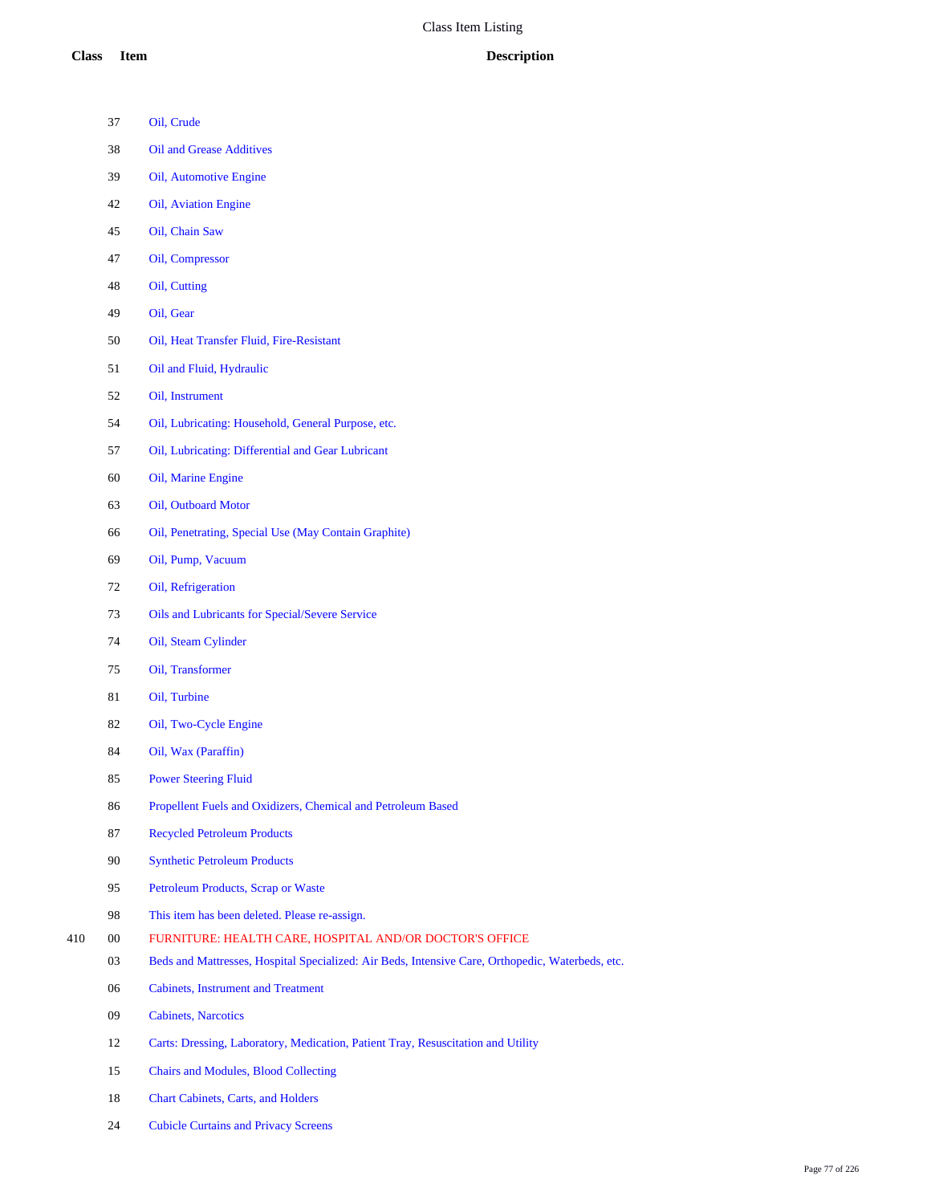| Class | Item | Description |
|---|---|---|
| | 37 | Oil, Crude |
| | 38 | Oil and Grease Additives |
| | 39 | Oil, Automotive Engine |
| | 42 | Oil, Aviation Engine |
| | 45 | Oil, Chain Saw |
| | 47 | Oil, Compressor |
| | 48 | Oil, Cutting |
| | 49 | Oil, Gear |
| | 50 | Oil, Heat Transfer Fluid, Fire-Resistant |
| | 51 | Oil and Fluid, Hydraulic |
| | 52 | Oil, Instrument |
| | 54 | Oil, Lubricating: Household, General Purpose, etc. |
| | 57 | Oil, Lubricating: Differential and Gear Lubricant |
| | 60 | Oil, Marine Engine |
| | 63 | Oil, Outboard Motor |
| | 66 | Oil, Penetrating, Special Use (May Contain Graphite) |
| | 69 | Oil, Pump, Vacuum |
| | 72 | Oil, Refrigeration |
| | 73 | Oils and Lubricants for Special/Severe Service |
| | 74 | Oil, Steam Cylinder |
| | 75 | Oil, Transformer |
| | 81 | Oil, Turbine |
| | 82 | Oil, Two-Cycle Engine |
| | 84 | Oil, Wax (Paraffin) |
| | 85 | Power Steering Fluid |
| | 86 | Propellent Fuels and Oxidizers, Chemical and Petroleum Based |
| | 87 | Recycled Petroleum Products |
| | 90 | Synthetic Petroleum Products |
| | 95 | Petroleum Products, Scrap or Waste |
| | 98 | This item has been deleted. Please re-assign. |
| 410 | 00 | FURNITURE: HEALTH CARE, HOSPITAL AND/OR DOCTOR'S OFFICE |
| | 03 | Beds and Mattresses, Hospital Specialized: Air Beds, Intensive Care, Orthopedic, Waterbeds, etc. |
| | 06 | Cabinets, Instrument and Treatment |
| | 09 | Cabinets, Narcotics |
| | 12 | Carts: Dressing, Laboratory, Medication, Patient Tray, Resuscitation and Utility |
| | 15 | Chairs and Modules, Blood Collecting |
| | 18 | Chart Cabinets, Carts, and Holders |
| | 24 | Cubicle Curtains and Privacy Screens |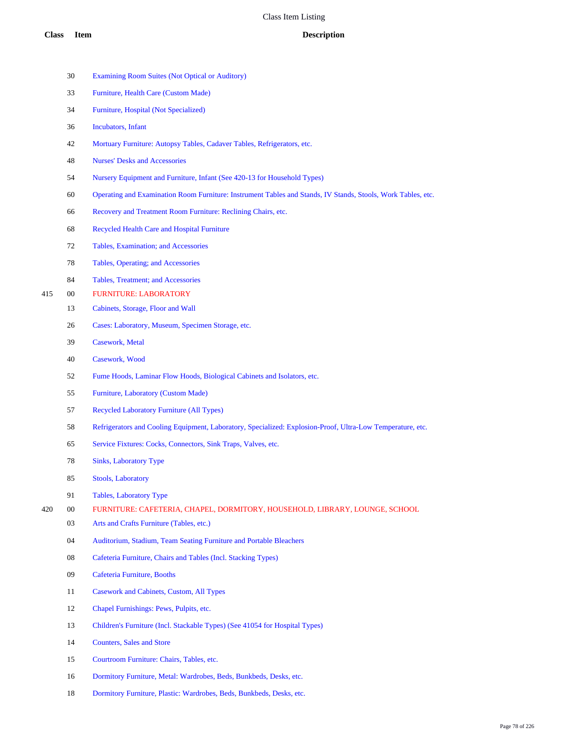# Class Item Listing

| Class | Item | Description |
|---|---|---|
| | 30 | Examining Room Suites (Not Optical or Auditory) |
| | 33 | Furniture, Health Care (Custom Made) |
| | 34 | Furniture, Hospital (Not Specialized) |
| | 36 | Incubators, Infant |
| | 42 | Mortuary Furniture: Autopsy Tables, Cadaver Tables, Refrigerators, etc. |
| | 48 | Nurses' Desks and Accessories |
| | 54 | Nursery Equipment and Furniture, Infant (See 420-13 for Household Types) |
| | 60 | Operating and Examination Room Furniture: Instrument Tables and Stands, IV Stands, Stools, Work Tables, etc. |
| | 66 | Recovery and Treatment Room Furniture: Reclining Chairs, etc. |
| | 68 | Recycled Health Care and Hospital Furniture |
| | 72 | Tables, Examination; and Accessories |
| | 78 | Tables, Operating; and Accessories |
| | 84 | Tables, Treatment; and Accessories |
| 415 | 00 | FURNITURE: LABORATORY |
| | 13 | Cabinets, Storage, Floor and Wall |
| | 26 | Cases: Laboratory, Museum, Specimen Storage, etc. |
| | 39 | Casework, Metal |
| | 40 | Casework, Wood |
| | 52 | Fume Hoods, Laminar Flow Hoods, Biological Cabinets and Isolators, etc. |
| | 55 | Furniture, Laboratory (Custom Made) |
| | 57 | Recycled Laboratory Furniture (All Types) |
| | 58 | Refrigerators and Cooling Equipment, Laboratory, Specialized: Explosion-Proof, Ultra-Low Temperature, etc. |
| | 65 | Service Fixtures: Cocks, Connectors, Sink Traps, Valves, etc. |
| | 78 | Sinks, Laboratory Type |
| | 85 | Stools, Laboratory |
| | 91 | Tables, Laboratory Type |
| 420 | 00 | FURNITURE: CAFETERIA, CHAPEL, DORMITORY, HOUSEHOLD, LIBRARY, LOUNGE, SCHOOL |
| | 03 | Arts and Crafts Furniture (Tables, etc.) |
| | 04 | Auditorium, Stadium, Team Seating Furniture and Portable Bleachers |
| | 08 | Cafeteria Furniture, Chairs and Tables (Incl. Stacking Types) |
| | 09 | Cafeteria Furniture, Booths |
| | 11 | Casework and Cabinets, Custom, All Types |
| | 12 | Chapel Furnishings: Pews, Pulpits, etc. |
| | 13 | Children's Furniture (Incl. Stackable Types) (See 41054 for Hospital Types) |
| | 14 | Counters, Sales and Store |
| | 15 | Courtroom Furniture: Chairs, Tables, etc. |
| | 16 | Dormitory Furniture, Metal: Wardrobes, Beds, Bunkbeds, Desks, etc. |
| | 18 | Dormitory Furniture, Plastic: Wardrobes, Beds, Bunkbeds, Desks, etc. |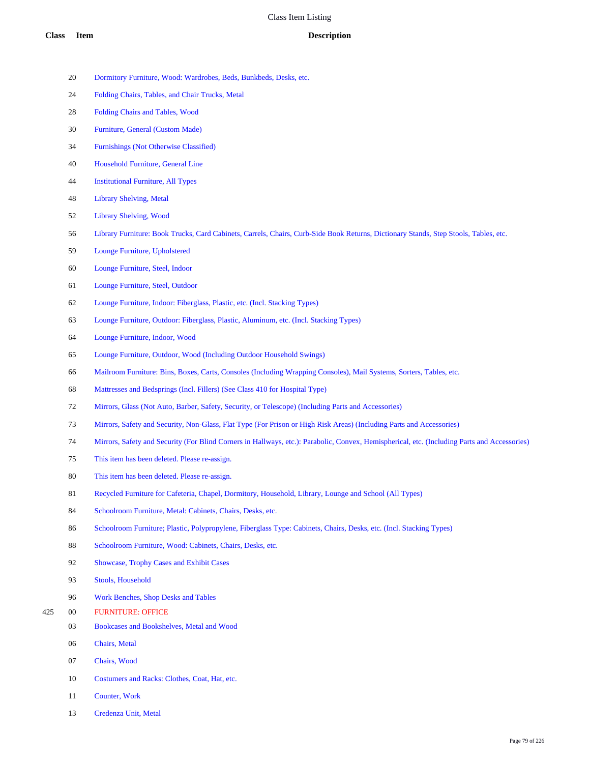Class Item Listing

| Class | Item | Description |
|---|---|---|
| | 20 | Dormitory Furniture, Wood: Wardrobes, Beds, Bunkbeds, Desks, etc. |
| | 24 | Folding Chairs, Tables, and Chair Trucks, Metal |
| | 28 | Folding Chairs and Tables, Wood |
| | 30 | Furniture, General (Custom Made) |
| | 34 | Furnishings (Not Otherwise Classified) |
| | 40 | Household Furniture, General Line |
| | 44 | Institutional Furniture, All Types |
| | 48 | Library Shelving, Metal |
| | 52 | Library Shelving, Wood |
| | 56 | Library Furniture: Book Trucks, Card Cabinets, Carrels, Chairs, Curb-Side Book Returns, Dictionary Stands, Step Stools, Tables, etc. |
| | 59 | Lounge Furniture, Upholstered |
| | 60 | Lounge Furniture, Steel, Indoor |
| | 61 | Lounge Furniture, Steel, Outdoor |
| | 62 | Lounge Furniture, Indoor: Fiberglass, Plastic, etc. (Incl. Stacking Types) |
| | 63 | Lounge Furniture, Outdoor: Fiberglass, Plastic, Aluminum, etc. (Incl. Stacking Types) |
| | 64 | Lounge Furniture, Indoor, Wood |
| | 65 | Lounge Furniture, Outdoor, Wood (Including Outdoor Household Swings) |
| | 66 | Mailroom Furniture: Bins, Boxes, Carts, Consoles (Including Wrapping Consoles), Mail Systems, Sorters, Tables, etc. |
| | 68 | Mattresses and Bedsprings (Incl. Fillers) (See Class 410 for Hospital Type) |
| | 72 | Mirrors, Glass (Not Auto, Barber, Safety, Security, or Telescope) (Including Parts and Accessories) |
| | 73 | Mirrors, Safety and Security, Non-Glass, Flat Type (For Prison or High Risk Areas) (Including Parts and Accessories) |
| | 74 | Mirrors, Safety and Security (For Blind Corners in Hallways, etc.): Parabolic, Convex, Hemispherical, etc. (Including Parts and Accessories) |
| | 75 | This item has been deleted. Please re-assign. |
| | 80 | This item has been deleted. Please re-assign. |
| | 81 | Recycled Furniture for Cafeteria, Chapel, Dormitory, Household, Library, Lounge and School (All Types) |
| | 84 | Schoolroom Furniture, Metal: Cabinets, Chairs, Desks, etc. |
| | 86 | Schoolroom Furniture; Plastic, Polypropylene, Fiberglass Type: Cabinets, Chairs, Desks, etc. (Incl. Stacking Types) |
| | 88 | Schoolroom Furniture, Wood: Cabinets, Chairs, Desks, etc. |
| | 92 | Showcase, Trophy Cases and Exhibit Cases |
| | 93 | Stools, Household |
| | 96 | Work Benches, Shop Desks and Tables |
| 425 | 00 | FURNITURE: OFFICE |
| | 03 | Bookcases and Bookshelves, Metal and Wood |
| | 06 | Chairs, Metal |
| | 07 | Chairs, Wood |
| | 10 | Costumers and Racks: Clothes, Coat, Hat, etc. |
| | 11 | Counter, Work |
| | 13 | Credenza Unit, Metal |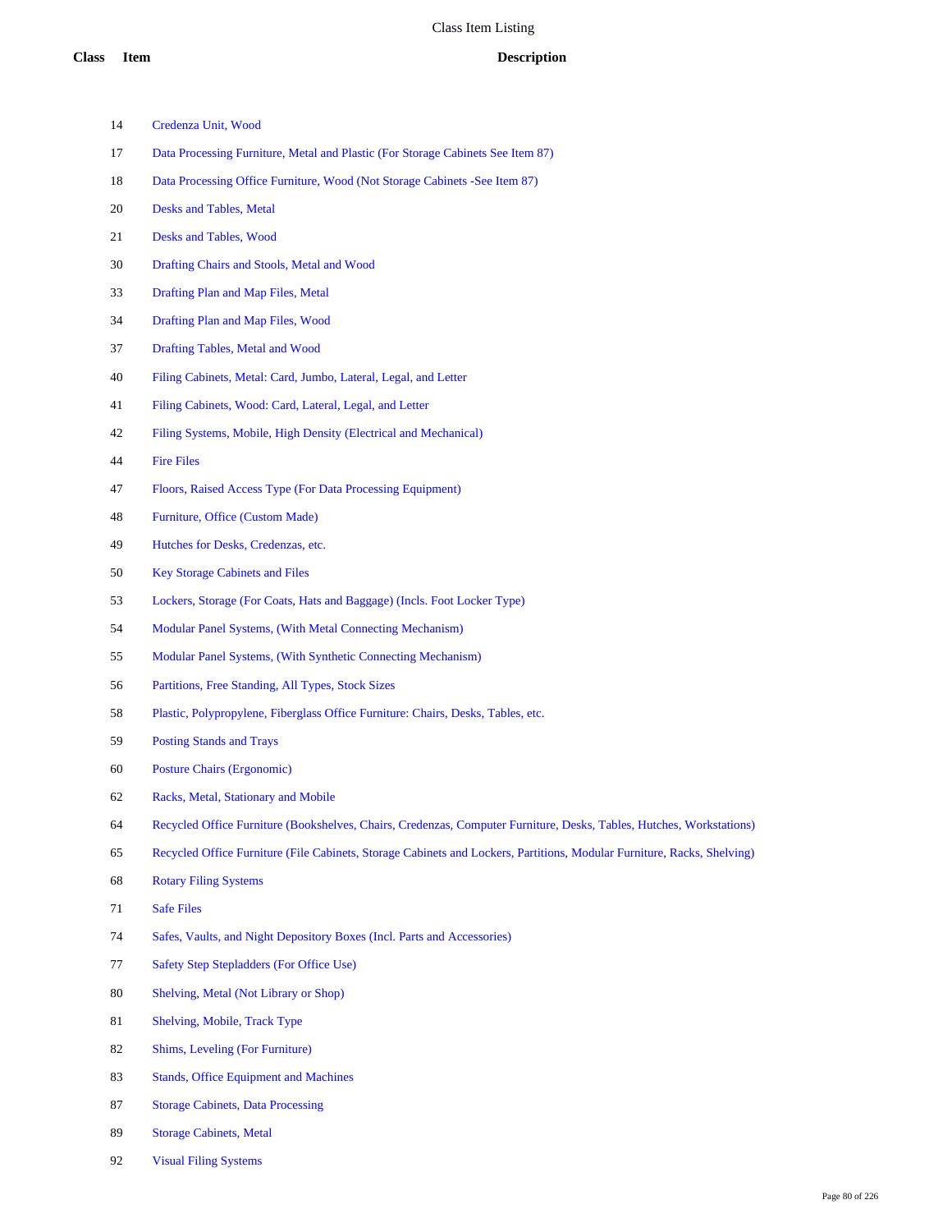# Class Item Listing

| Class | Item | Description |
|---|---|---|
| | 14 | Credenza Unit, Wood |
| | 17 | Data Processing Furniture, Metal and Plastic (For Storage Cabinets See Item 87) |
| | 18 | Data Processing Office Furniture, Wood (Not Storage Cabinets -See Item 87) |
| | 20 | Desks and Tables, Metal |
| | 21 | Desks and Tables, Wood |
| | 30 | Drafting Chairs and Stools, Metal and Wood |
| | 33 | Drafting Plan and Map Files, Metal |
| | 34 | Drafting Plan and Map Files, Wood |
| | 37 | Drafting Tables, Metal and Wood |
| | 40 | Filing Cabinets, Metal: Card, Jumbo, Lateral, Legal, and Letter |
| | 41 | Filing Cabinets, Wood: Card, Lateral, Legal, and Letter |
| | 42 | Filing Systems, Mobile, High Density (Electrical and Mechanical) |
| | 44 | Fire Files |
| | 47 | Floors, Raised Access Type (For Data Processing Equipment) |
| | 48 | Furniture, Office (Custom Made) |
| | 49 | Hutches for Desks, Credenzas, etc. |
| | 50 | Key Storage Cabinets and Files |
| | 53 | Lockers, Storage (For Coats, Hats and Baggage) (Incls. Foot Locker Type) |
| | 54 | Modular Panel Systems, (With Metal Connecting Mechanism) |
| | 55 | Modular Panel Systems, (With Synthetic Connecting Mechanism) |
| | 56 | Partitions, Free Standing, All Types, Stock Sizes |
| | 58 | Plastic, Polypropylene, Fiberglass Office Furniture: Chairs, Desks, Tables, etc. |
| | 59 | Posting Stands and Trays |
| | 60 | Posture Chairs (Ergonomic) |
| | 62 | Racks, Metal, Stationary and Mobile |
| | 64 | Recycled Office Furniture (Bookshelves, Chairs, Credenzas, Computer Furniture, Desks, Tables, Hutches, Workstations) |
| | 65 | Recycled Office Furniture (File Cabinets, Storage Cabinets and Lockers, Partitions, Modular Furniture, Racks, Shelving) |
| | 68 | Rotary Filing Systems |
| | 71 | Safe Files |
| | 74 | Safes, Vaults, and Night Depository Boxes (Incl. Parts and Accessories) |
| | 77 | Safety Step Stepladders (For Office Use) |
| | 80 | Shelving, Metal (Not Library or Shop) |
| | 81 | Shelving, Mobile, Track Type |
| | 82 | Shims, Leveling (For Furniture) |
| | 83 | Stands, Office Equipment and Machines |
| | 87 | Storage Cabinets, Data Processing |
| | 89 | Storage Cabinets, Metal |
| | 92 | Visual Filing Systems |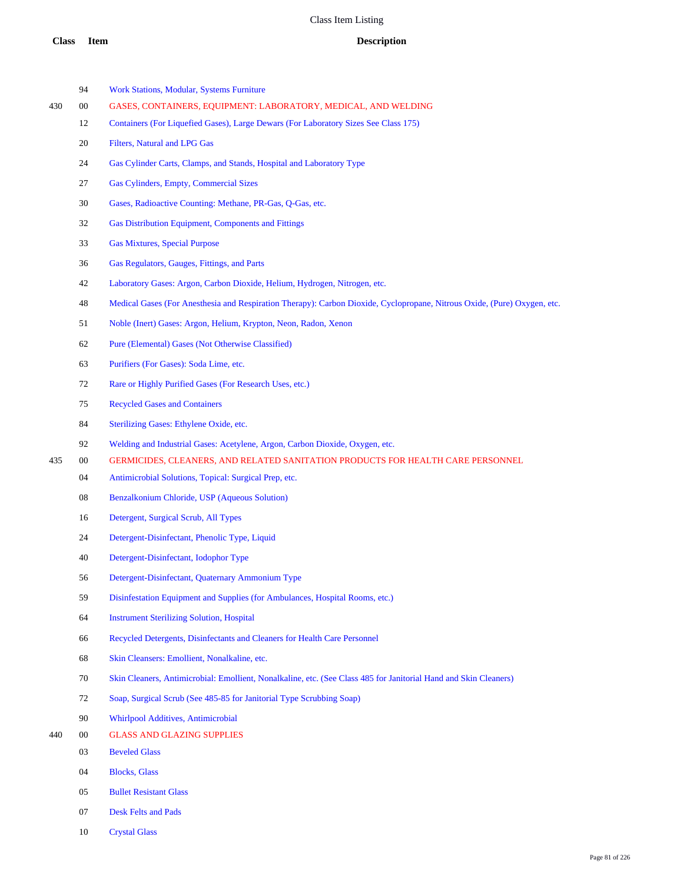| Class | Item | Description |
|---|---|---|
| | 94 | Work Stations, Modular, Systems Furniture |
| 430 | 00 | GASES, CONTAINERS, EQUIPMENT: LABORATORY, MEDICAL, AND WELDING |
| | 12 | Containers (For Liquefied Gases), Large Dewars (For Laboratory Sizes See Class 175) |
| | 20 | Filters, Natural and LPG Gas |
| | 24 | Gas Cylinder Carts, Clamps, and Stands, Hospital and Laboratory Type |
| | 27 | Gas Cylinders, Empty, Commercial Sizes |
| | 30 | Gases, Radioactive Counting: Methane, PR-Gas, Q-Gas, etc. |
| | 32 | Gas Distribution Equipment, Components and Fittings |
| | 33 | Gas Mixtures, Special Purpose |
| | 36 | Gas Regulators, Gauges, Fittings, and Parts |
| | 42 | Laboratory Gases: Argon, Carbon Dioxide, Helium, Hydrogen, Nitrogen, etc. |
| | 48 | Medical Gases (For Anesthesia and Respiration Therapy): Carbon Dioxide, Cyclopropane, Nitrous Oxide, (Pure) Oxygen, etc. |
| | 51 | Noble (Inert) Gases: Argon, Helium, Krypton, Neon, Radon, Xenon |
| | 62 | Pure (Elemental) Gases (Not Otherwise Classified) |
| | 63 | Purifiers (For Gases): Soda Lime, etc. |
| | 72 | Rare or Highly Purified Gases (For Research Uses, etc.) |
| | 75 | Recycled Gases and Containers |
| | 84 | Sterilizing Gases: Ethylene Oxide, etc. |
| | 92 | Welding and Industrial Gases: Acetylene, Argon, Carbon Dioxide, Oxygen, etc. |
| 435 | 00 | GERMICIDES, CLEANERS, AND RELATED SANITATION PRODUCTS FOR HEALTH CARE PERSONNEL |
| | 04 | Antimicrobial Solutions, Topical: Surgical Prep, etc. |
| | 08 | Benzalkonium Chloride, USP (Aqueous Solution) |
| | 16 | Detergent, Surgical Scrub, All Types |
| | 24 | Detergent-Disinfectant, Phenolic Type, Liquid |
| | 40 | Detergent-Disinfectant, Iodophor Type |
| | 56 | Detergent-Disinfectant, Quaternary Ammonium Type |
| | 59 | Disinfestation Equipment and Supplies (for Ambulances, Hospital Rooms, etc.) |
| | 64 | Instrument Sterilizing Solution, Hospital |
| | 66 | Recycled Detergents, Disinfectants and Cleaners for Health Care Personnel |
| | 68 | Skin Cleansers: Emollient, Nonalkaline, etc. |
| | 70 | Skin Cleaners, Antimicrobial: Emollient, Nonalkaline, etc. (See Class 485 for Janitorial Hand and Skin Cleaners) |
| | 72 | Soap, Surgical Scrub (See 485-85 for Janitorial Type Scrubbing Soap) |
| | 90 | Whirlpool Additives, Antimicrobial |
| 440 | 00 | GLASS AND GLAZING SUPPLIES |
| | 03 | Beveled Glass |
| | 04 | Blocks, Glass |
| | 05 | Bullet Resistant Glass |
| | 07 | Desk Felts and Pads |
| | 10 | Crystal Glass |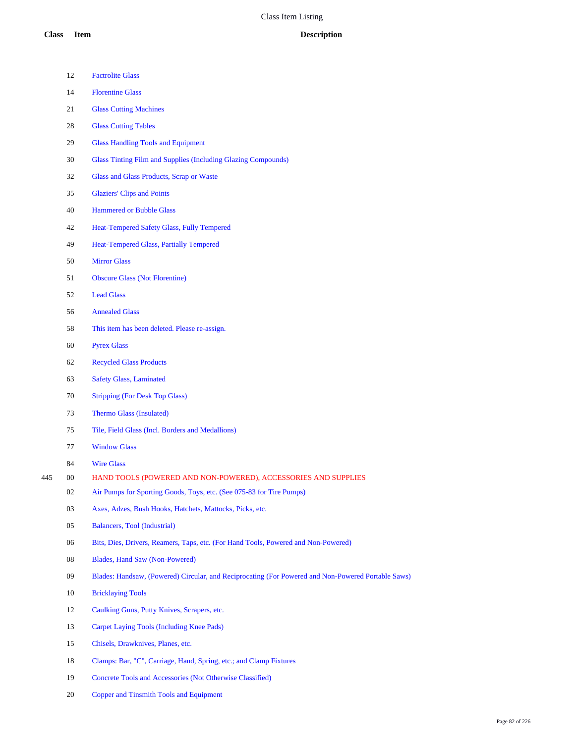# Class Item Listing

| Class | Item | Description |
|---|---|---|
| | 12 | Factrolite Glass |
| | 14 | Florentine Glass |
| | 21 | Glass Cutting Machines |
| | 28 | Glass Cutting Tables |
| | 29 | Glass Handling Tools and Equipment |
| | 30 | Glass Tinting Film and Supplies (Including Glazing Compounds) |
| | 32 | Glass and Glass Products, Scrap or Waste |
| | 35 | Glaziers' Clips and Points |
| | 40 | Hammered or Bubble Glass |
| | 42 | Heat-Tempered Safety Glass, Fully Tempered |
| | 49 | Heat-Tempered Glass, Partially Tempered |
| | 50 | Mirror Glass |
| | 51 | Obscure Glass (Not Florentine) |
| | 52 | Lead Glass |
| | 56 | Annealed Glass |
| | 58 | This item has been deleted. Please re-assign. |
| | 60 | Pyrex Glass |
| | 62 | Recycled Glass Products |
| | 63 | Safety Glass, Laminated |
| | 70 | Stripping (For Desk Top Glass) |
| | 73 | Thermo Glass (Insulated) |
| | 75 | Tile, Field Glass (Incl. Borders and Medallions) |
| | 77 | Window Glass |
| | 84 | Wire Glass |
| 445 | 00 | HAND TOOLS (POWERED AND NON-POWERED), ACCESSORIES AND SUPPLIES |
| | 02 | Air Pumps for Sporting Goods, Toys, etc. (See 075-83 for Tire Pumps) |
| | 03 | Axes, Adzes, Bush Hooks, Hatchets, Mattocks, Picks, etc. |
| | 05 | Balancers, Tool (Industrial) |
| | 06 | Bits, Dies, Drivers, Reamers, Taps, etc. (For Hand Tools, Powered and Non-Powered) |
| | 08 | Blades, Hand Saw (Non-Powered) |
| | 09 | Blades: Handsaw, (Powered) Circular, and Reciprocating (For Powered and Non-Powered Portable Saws) |
| | 10 | Bricklaying Tools |
| | 12 | Caulking Guns, Putty Knives, Scrapers, etc. |
| | 13 | Carpet Laying Tools (Including Knee Pads) |
| | 15 | Chisels, Drawknives, Planes, etc. |
| | 18 | Clamps: Bar, "C", Carriage, Hand, Spring, etc.; and Clamp Fixtures |
| | 19 | Concrete Tools and Accessories (Not Otherwise Classified) |
| | 20 | Copper and Tinsmith Tools and Equipment |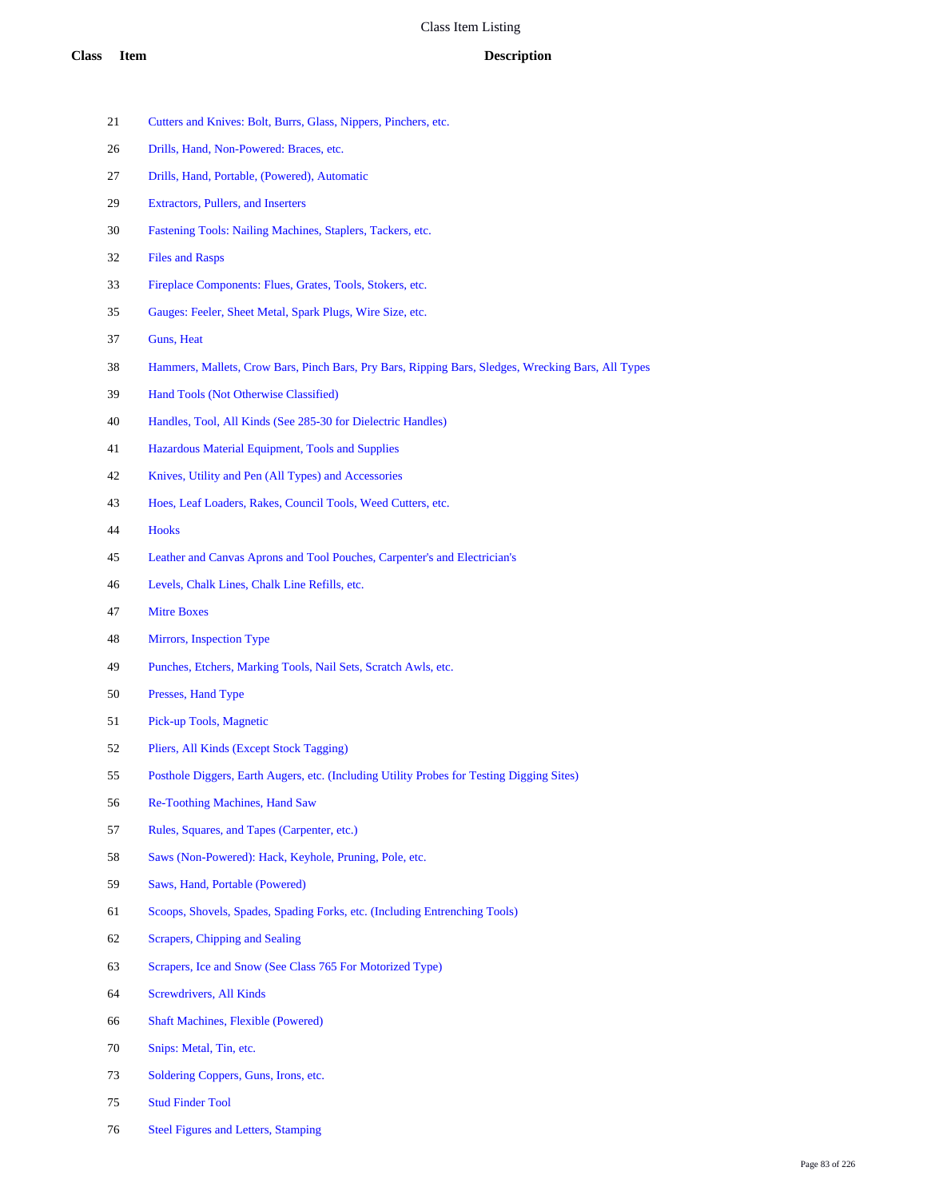# Class Item Listing

| Class | Item | Description |
|---|---|---|
| | 21 | Cutters and Knives: Bolt, Burrs, Glass, Nippers, Pinchers, etc. |
| | 26 | Drills, Hand, Non-Powered: Braces, etc. |
| | 27 | Drills, Hand, Portable, (Powered), Automatic |
| | 29 | Extractors, Pullers, and Inserters |
| | 30 | Fastening Tools: Nailing Machines, Staplers, Tackers, etc. |
| | 32 | Files and Rasps |
| | 33 | Fireplace Components: Flues, Grates, Tools, Stokers, etc. |
| | 35 | Gauges: Feeler, Sheet Metal, Spark Plugs, Wire Size, etc. |
| | 37 | Guns, Heat |
| | 38 | Hammers, Mallets, Crow Bars, Pinch Bars, Pry Bars, Ripping Bars, Sledges, Wrecking Bars, All Types |
| | 39 | Hand Tools (Not Otherwise Classified) |
| | 40 | Handles, Tool, All Kinds (See 285-30 for Dielectric Handles) |
| | 41 | Hazardous Material Equipment, Tools and Supplies |
| | 42 | Knives, Utility and Pen (All Types) and Accessories |
| | 43 | Hoes, Leaf Loaders, Rakes, Council Tools, Weed Cutters, etc. |
| | 44 | Hooks |
| | 45 | Leather and Canvas Aprons and Tool Pouches, Carpenter's and Electrician's |
| | 46 | Levels, Chalk Lines, Chalk Line Refills, etc. |
| | 47 | Mitre Boxes |
| | 48 | Mirrors, Inspection Type |
| | 49 | Punches, Etchers, Marking Tools, Nail Sets, Scratch Awls, etc. |
| | 50 | Presses, Hand Type |
| | 51 | Pick-up Tools, Magnetic |
| | 52 | Pliers, All Kinds (Except Stock Tagging) |
| | 55 | Posthole Diggers, Earth Augers, etc. (Including Utility Probes for Testing Digging Sites) |
| | 56 | Re-Toothing Machines, Hand Saw |
| | 57 | Rules, Squares, and Tapes (Carpenter, etc.) |
| | 58 | Saws (Non-Powered): Hack, Keyhole, Pruning, Pole, etc. |
| | 59 | Saws, Hand, Portable (Powered) |
| | 61 | Scoops, Shovels, Spades, Spading Forks, etc. (Including Entrenching Tools) |
| | 62 | Scrapers, Chipping and Sealing |
| | 63 | Scrapers, Ice and Snow (See Class 765 For Motorized Type) |
| | 64 | Screwdrivers, All Kinds |
| | 66 | Shaft Machines, Flexible (Powered) |
| | 70 | Snips: Metal, Tin, etc. |
| | 73 | Soldering Coppers, Guns, Irons, etc. |
| | 75 | Stud Finder Tool |
| | 76 | Steel Figures and Letters, Stamping |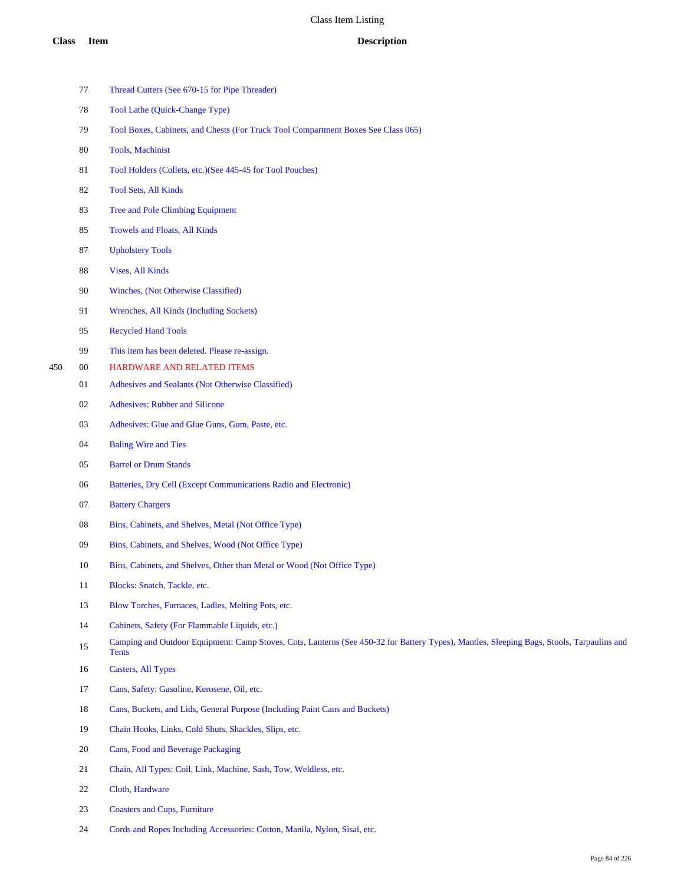# Class Item Listing

| Class | Item | Description |
|---|---|---|
| | 77 | Thread Cutters (See 670-15 for Pipe Threader) |
| | 78 | Tool Lathe (Quick-Change Type) |
| | 79 | Tool Boxes, Cabinets, and Chests (For Truck Tool Compartment Boxes See Class 065) |
| | 80 | Tools, Machinist |
| | 81 | Tool Holders (Collets, etc.)(See 445-45 for Tool Pouches) |
| | 82 | Tool Sets, All Kinds |
| | 83 | Tree and Pole Climbing Equipment |
| | 85 | Trowels and Floats, All Kinds |
| | 87 | Upholstery Tools |
| | 88 | Vises, All Kinds |
| | 90 | Winches, (Not Otherwise Classified) |
| | 91 | Wrenches, All Kinds (Including Sockets) |
| | 95 | Recycled Hand Tools |
| | 99 | This item has been deleted. Please re-assign. |
| 450 | 00 | HARDWARE AND RELATED ITEMS |
| | 01 | Adhesives and Sealants (Not Otherwise Classified) |
| | 02 | Adhesives: Rubber and Silicone |
| | 03 | Adhesives: Glue and Glue Guns, Gum, Paste, etc. |
| | 04 | Baling Wire and Ties |
| | 05 | Barrel or Drum Stands |
| | 06 | Batteries, Dry Cell (Except Communications Radio and Electronic) |
| | 07 | Battery Chargers |
| | 08 | Bins, Cabinets, and Shelves, Metal (Not Office Type) |
| | 09 | Bins, Cabinets, and Shelves, Wood (Not Office Type) |
| | 10 | Bins, Cabinets, and Shelves, Other than Metal or Wood (Not Office Type) |
| | 11 | Blocks: Snatch, Tackle, etc. |
| | 13 | Blow Torches, Furnaces, Ladles, Melting Pots, etc. |
| | 14 | Cabinets, Safety (For Flammable Liquids, etc.) |
| | 15 | Camping and Outdoor Equipment: Camp Stoves, Cots, Lanterns (See 450-32 for Battery Types), Mantles, Sleeping Bags, Stools, Tarpaulins and Tents |
| | 16 | Casters, All Types |
| | 17 | Cans, Safety: Gasoline, Kerosene, Oil, etc. |
| | 18 | Cans, Buckets, and Lids, General Purpose (Including Paint Cans and Buckets) |
| | 19 | Chain Hooks, Links, Cold Shuts, Shackles, Slips, etc. |
| | 20 | Cans, Food and Beverage Packaging |
| | 21 | Chain, All Types: Coil, Link, Machine, Sash, Tow, Weldless, etc. |
| | 22 | Cloth, Hardware |
| | 23 | Coasters and Cups, Furniture |
| | 24 | Cords and Ropes Including Accessories: Cotton, Manila, Nylon, Sisal, etc. |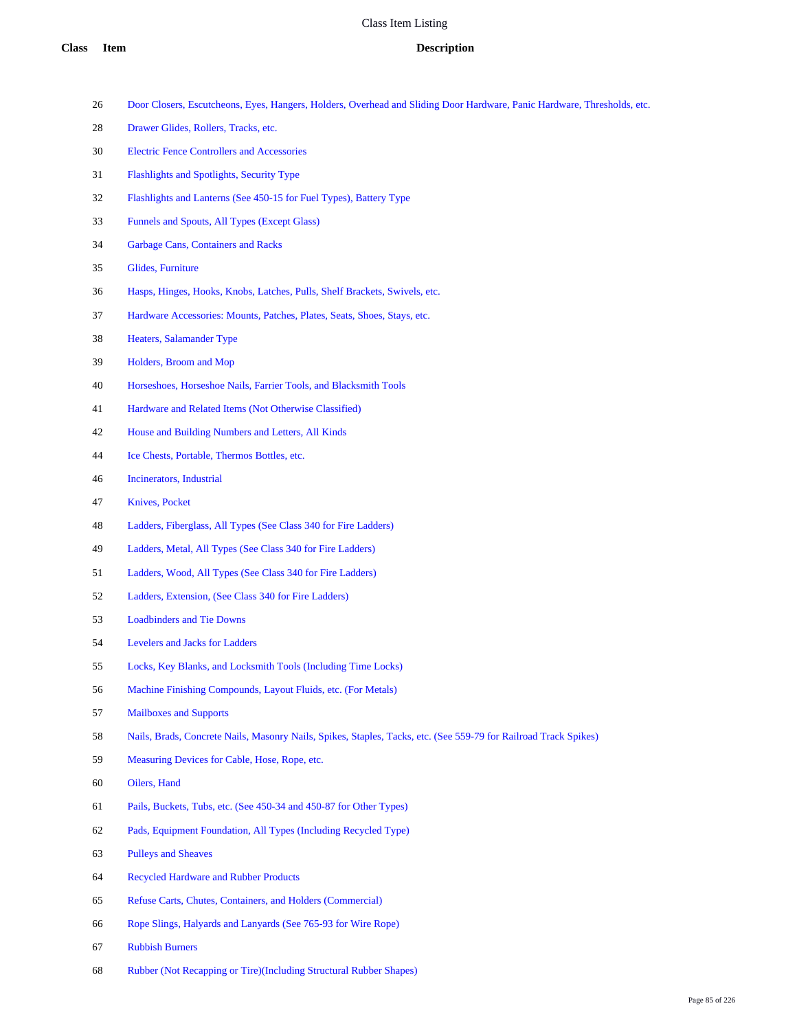# Class Item Listing

| Class | Item | Description |
|---|---|---|
| | 26 | Door Closers, Escutcheons, Eyes, Hangers, Holders, Overhead and Sliding Door Hardware, Panic Hardware, Thresholds, etc. |
| | 28 | Drawer Glides, Rollers, Tracks, etc. |
| | 30 | Electric Fence Controllers and Accessories |
| | 31 | Flashlights and Spotlights, Security Type |
| | 32 | Flashlights and Lanterns (See 450-15 for Fuel Types), Battery Type |
| | 33 | Funnels and Spouts, All Types (Except Glass) |
| | 34 | Garbage Cans, Containers and Racks |
| | 35 | Glides, Furniture |
| | 36 | Hasps, Hinges, Hooks, Knobs, Latches, Pulls, Shelf Brackets, Swivels, etc. |
| | 37 | Hardware Accessories: Mounts, Patches, Plates, Seats, Shoes, Stays, etc. |
| | 38 | Heaters, Salamander Type |
| | 39 | Holders, Broom and Mop |
| | 40 | Horseshoes, Horseshoe Nails, Farrier Tools, and Blacksmith Tools |
| | 41 | Hardware and Related Items (Not Otherwise Classified) |
| | 42 | House and Building Numbers and Letters, All Kinds |
| | 44 | Ice Chests, Portable, Thermos Bottles, etc. |
| | 46 | Incinerators, Industrial |
| | 47 | Knives, Pocket |
| | 48 | Ladders, Fiberglass, All Types (See Class 340 for Fire Ladders) |
| | 49 | Ladders, Metal, All Types (See Class 340 for Fire Ladders) |
| | 51 | Ladders, Wood, All Types (See Class 340 for Fire Ladders) |
| | 52 | Ladders, Extension, (See Class 340 for Fire Ladders) |
| | 53 | Loadbinders and Tie Downs |
| | 54 | Levelers and Jacks for Ladders |
| | 55 | Locks, Key Blanks, and Locksmith Tools (Including Time Locks) |
| | 56 | Machine Finishing Compounds, Layout Fluids, etc. (For Metals) |
| | 57 | Mailboxes and Supports |
| | 58 | Nails, Brads, Concrete Nails, Masonry Nails, Spikes, Staples, Tacks, etc. (See 559-79 for Railroad Track Spikes) |
| | 59 | Measuring Devices for Cable, Hose, Rope, etc. |
| | 60 | Oilers, Hand |
| | 61 | Pails, Buckets, Tubs, etc. (See 450-34 and 450-87 for Other Types) |
| | 62 | Pads, Equipment Foundation, All Types (Including Recycled Type) |
| | 63 | Pulleys and Sheaves |
| | 64 | Recycled Hardware and Rubber Products |
| | 65 | Refuse Carts, Chutes, Containers, and Holders (Commercial) |
| | 66 | Rope Slings, Halyards and Lanyards (See 765-93 for Wire Rope) |
| | 67 | Rubbish Burners |
| | 68 | Rubber (Not Recapping or Tire)(Including Structural Rubber Shapes) |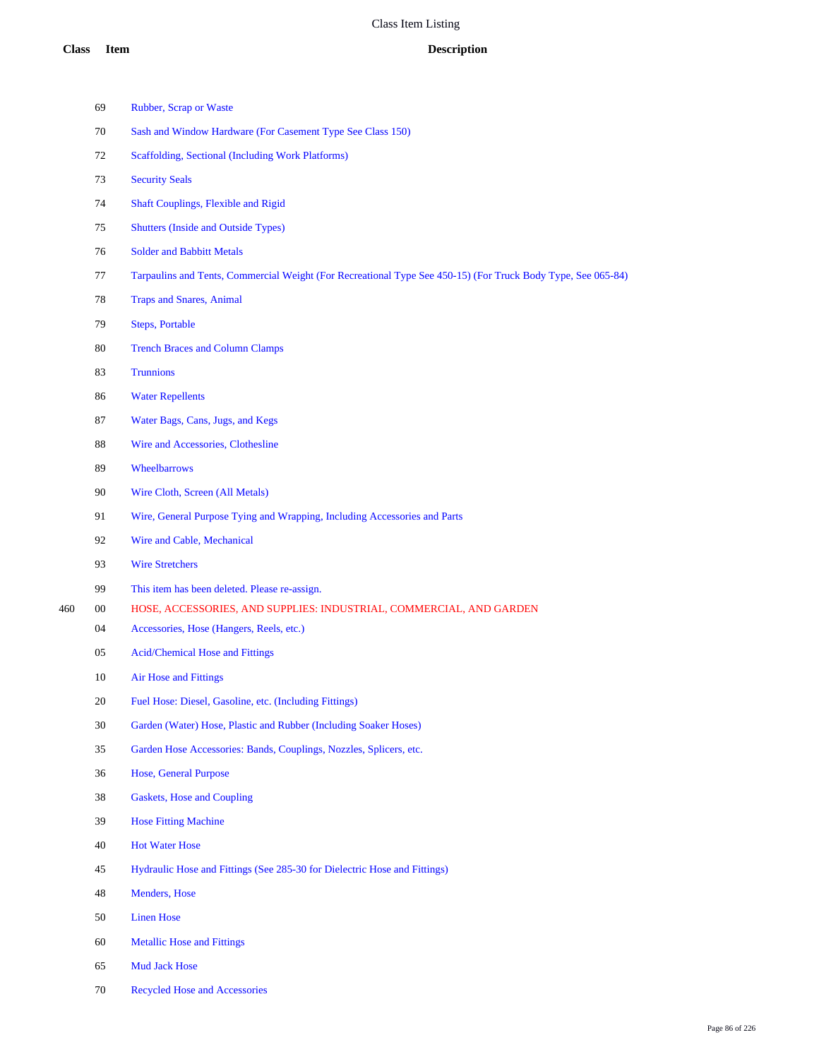# Class Item Listing

| Class | Item | Description |
|---|---|---|
| | 69 | Rubber, Scrap or Waste |
| | 70 | Sash and Window Hardware (For Casement Type See Class 150) |
| | 72 | Scaffolding, Sectional (Including Work Platforms) |
| | 73 | Security Seals |
| | 74 | Shaft Couplings, Flexible and Rigid |
| | 75 | Shutters (Inside and Outside Types) |
| | 76 | Solder and Babbitt Metals |
| | 77 | Tarpaulins and Tents, Commercial Weight (For Recreational Type See 450-15) (For Truck Body Type, See 065-84) |
| | 78 | Traps and Snares, Animal |
| | 79 | Steps, Portable |
| | 80 | Trench Braces and Column Clamps |
| | 83 | Trunnions |
| | 86 | Water Repellents |
| | 87 | Water Bags, Cans, Jugs, and Kegs |
| | 88 | Wire and Accessories, Clothesline |
| | 89 | Wheelbarrows |
| | 90 | Wire Cloth, Screen (All Metals) |
| | 91 | Wire, General Purpose Tying and Wrapping, Including Accessories and Parts |
| | 92 | Wire and Cable, Mechanical |
| | 93 | Wire Stretchers |
| | 99 | This item has been deleted. Please re-assign. |
| 460 | 00 | HOSE, ACCESSORIES, AND SUPPLIES: INDUSTRIAL, COMMERCIAL, AND GARDEN |
| | 04 | Accessories, Hose (Hangers, Reels, etc.) |
| | 05 | Acid/Chemical Hose and Fittings |
| | 10 | Air Hose and Fittings |
| | 20 | Fuel Hose: Diesel, Gasoline, etc. (Including Fittings) |
| | 30 | Garden (Water) Hose, Plastic and Rubber (Including Soaker Hoses) |
| | 35 | Garden Hose Accessories: Bands, Couplings, Nozzles, Splicers, etc. |
| | 36 | Hose, General Purpose |
| | 38 | Gaskets, Hose and Coupling |
| | 39 | Hose Fitting Machine |
| | 40 | Hot Water Hose |
| | 45 | Hydraulic Hose and Fittings (See 285-30 for Dielectric Hose and Fittings) |
| | 48 | Menders, Hose |
| | 50 | Linen Hose |
| | 60 | Metallic Hose and Fittings |
| | 65 | Mud Jack Hose |
| | 70 | Recycled Hose and Accessories |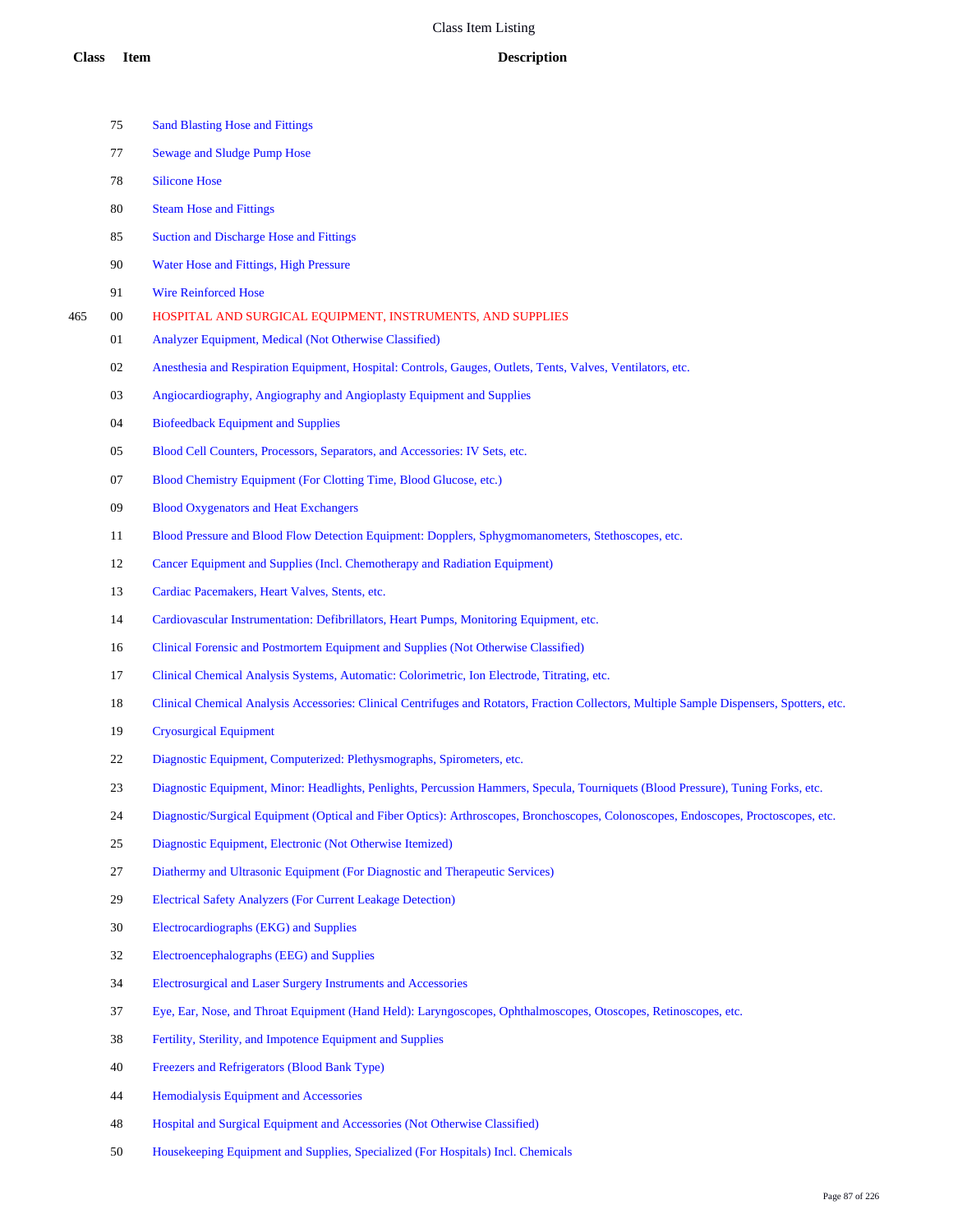# Class Item Listing

| Class | Item | Description |
|---|---|---|
| | 75 | Sand Blasting Hose and Fittings |
| | 77 | Sewage and Sludge Pump Hose |
| | 78 | Silicone Hose |
| | 80 | Steam Hose and Fittings |
| | 85 | Suction and Discharge Hose and Fittings |
| | 90 | Water Hose and Fittings, High Pressure |
| | 91 | Wire Reinforced Hose |
| 465 | 00 | HOSPITAL AND SURGICAL EQUIPMENT, INSTRUMENTS, AND SUPPLIES |
| | 01 | Analyzer Equipment, Medical (Not Otherwise Classified) |
| | 02 | Anesthesia and Respiration Equipment, Hospital: Controls, Gauges, Outlets, Tents, Valves, Ventilators, etc. |
| | 03 | Angiocardiography, Angiography and Angioplasty Equipment and Supplies |
| | 04 | Biofeedback Equipment and Supplies |
| | 05 | Blood Cell Counters, Processors, Separators, and Accessories: IV Sets, etc. |
| | 07 | Blood Chemistry Equipment (For Clotting Time, Blood Glucose, etc.) |
| | 09 | Blood Oxygenators and Heat Exchangers |
| | 11 | Blood Pressure and Blood Flow Detection Equipment: Dopplers, Sphygmomanometers, Stethoscopes, etc. |
| | 12 | Cancer Equipment and Supplies (Incl. Chemotherapy and Radiation Equipment) |
| | 13 | Cardiac Pacemakers, Heart Valves, Stents, etc. |
| | 14 | Cardiovascular Instrumentation: Defibrillators, Heart Pumps, Monitoring Equipment, etc. |
| | 16 | Clinical Forensic and Postmortem Equipment and Supplies (Not Otherwise Classified) |
| | 17 | Clinical Chemical Analysis Systems, Automatic: Colorimetric, Ion Electrode, Titrating, etc. |
| | 18 | Clinical Chemical Analysis Accessories: Clinical Centrifuges and Rotators, Fraction Collectors, Multiple Sample Dispensers, Spotters, etc. |
| | 19 | Cryosurgical Equipment |
| | 22 | Diagnostic Equipment, Computerized: Plethysmographs, Spirometers, etc. |
| | 23 | Diagnostic Equipment, Minor: Headlights, Penlights, Percussion Hammers, Specula, Tourniquets (Blood Pressure), Tuning Forks, etc. |
| | 24 | Diagnostic/Surgical Equipment (Optical and Fiber Optics): Arthroscopes, Bronchoscopes, Colonoscopes, Endoscopes, Proctoscopes, etc. |
| | 25 | Diagnostic Equipment, Electronic (Not Otherwise Itemized) |
| | 27 | Diathermy and Ultrasonic Equipment (For Diagnostic and Therapeutic Services) |
| | 29 | Electrical Safety Analyzers (For Current Leakage Detection) |
| | 30 | Electrocardiographs (EKG) and Supplies |
| | 32 | Electroencephalographs (EEG) and Supplies |
| | 34 | Electrosurgical and Laser Surgery Instruments and Accessories |
| | 37 | Eye, Ear, Nose, and Throat Equipment (Hand Held): Laryngoscopes, Ophthalmoscopes, Otoscopes, Retinoscopes, etc. |
| | 38 | Fertility, Sterility, and Impotence Equipment and Supplies |
| | 40 | Freezers and Refrigerators (Blood Bank Type) |
| | 44 | Hemodialysis Equipment and Accessories |
| | 48 | Hospital and Surgical Equipment and Accessories (Not Otherwise Classified) |
| | 50 | Housekeeping Equipment and Supplies, Specialized (For Hospitals) Incl. Chemicals |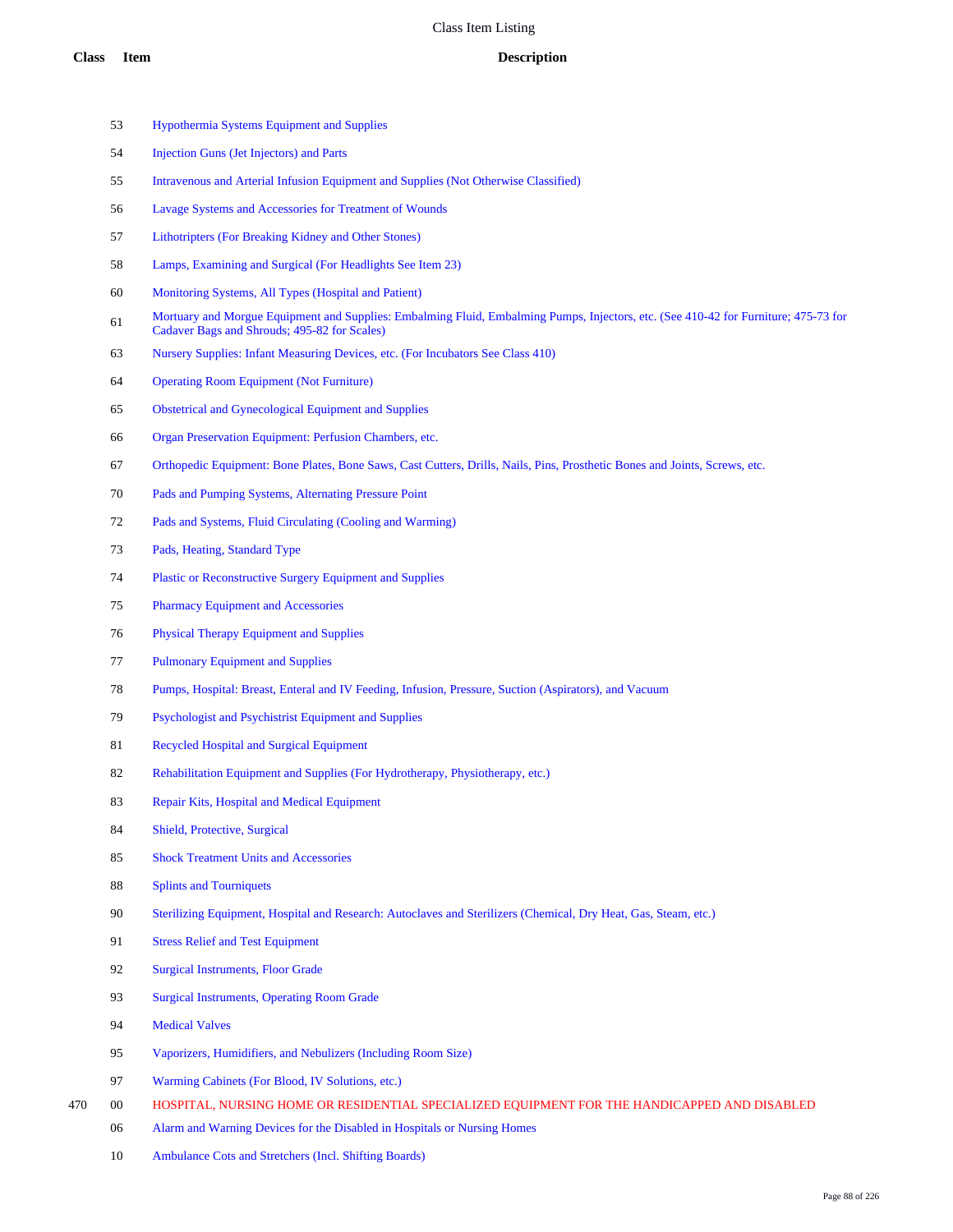| Class | Item | Description |
|---|---|---|
| | 53 | Hypothermia Systems Equipment and Supplies |
| | 54 | Injection Guns (Jet Injectors) and Parts |
| | 55 | Intravenous and Arterial Infusion Equipment and Supplies (Not Otherwise Classified) |
| | 56 | Lavage Systems and Accessories for Treatment of Wounds |
| | 57 | Lithotripters (For Breaking Kidney and Other Stones) |
| | 58 | Lamps, Examining and Surgical (For Headlights See Item 23) |
| | 60 | Monitoring Systems, All Types (Hospital and Patient) |
| | 61 | Mortuary and Morgue Equipment and Supplies: Embalming Fluid, Embalming Pumps, Injectors, etc. (See 410-42 for Furniture; 475-73 for Cadaver Bags and Shrouds; 495-82 for Scales) |
| | 63 | Nursery Supplies: Infant Measuring Devices, etc. (For Incubators See Class 410) |
| | 64 | Operating Room Equipment (Not Furniture) |
| | 65 | Obstetrical and Gynecological Equipment and Supplies |
| | 66 | Organ Preservation Equipment: Perfusion Chambers, etc. |
| | 67 | Orthopedic Equipment: Bone Plates, Bone Saws, Cast Cutters, Drills, Nails, Pins, Prosthetic Bones and Joints, Screws, etc. |
| | 70 | Pads and Pumping Systems, Alternating Pressure Point |
| | 72 | Pads and Systems, Fluid Circulating (Cooling and Warming) |
| | 73 | Pads, Heating, Standard Type |
| | 74 | Plastic or Reconstructive Surgery Equipment and Supplies |
| | 75 | Pharmacy Equipment and Accessories |
| | 76 | Physical Therapy Equipment and Supplies |
| | 77 | Pulmonary Equipment and Supplies |
| | 78 | Pumps, Hospital: Breast, Enteral and IV Feeding, Infusion, Pressure, Suction (Aspirators), and Vacuum |
| | 79 | Psychologist and Psychistrist Equipment and Supplies |
| | 81 | Recycled Hospital and Surgical Equipment |
| | 82 | Rehabilitation Equipment and Supplies (For Hydrotherapy, Physiotherapy, etc.) |
| | 83 | Repair Kits, Hospital and Medical Equipment |
| | 84 | Shield, Protective, Surgical |
| | 85 | Shock Treatment Units and Accessories |
| | 88 | Splints and Tourniquets |
| | 90 | Sterilizing Equipment, Hospital and Research: Autoclaves and Sterilizers (Chemical, Dry Heat, Gas, Steam, etc.) |
| | 91 | Stress Relief and Test Equipment |
| | 92 | Surgical Instruments, Floor Grade |
| | 93 | Surgical Instruments, Operating Room Grade |
| | 94 | Medical Valves |
| | 95 | Vaporizers, Humidifiers, and Nebulizers (Including Room Size) |
| | 97 | Warming Cabinets (For Blood, IV Solutions, etc.) |
| 470 | 00 | HOSPITAL, NURSING HOME OR RESIDENTIAL SPECIALIZED EQUIPMENT FOR THE HANDICAPPED AND DISABLED |
| | 06 | Alarm and Warning Devices for the Disabled in Hospitals or Nursing Homes |
| | 10 | Ambulance Cots and Stretchers (Incl. Shifting Boards) |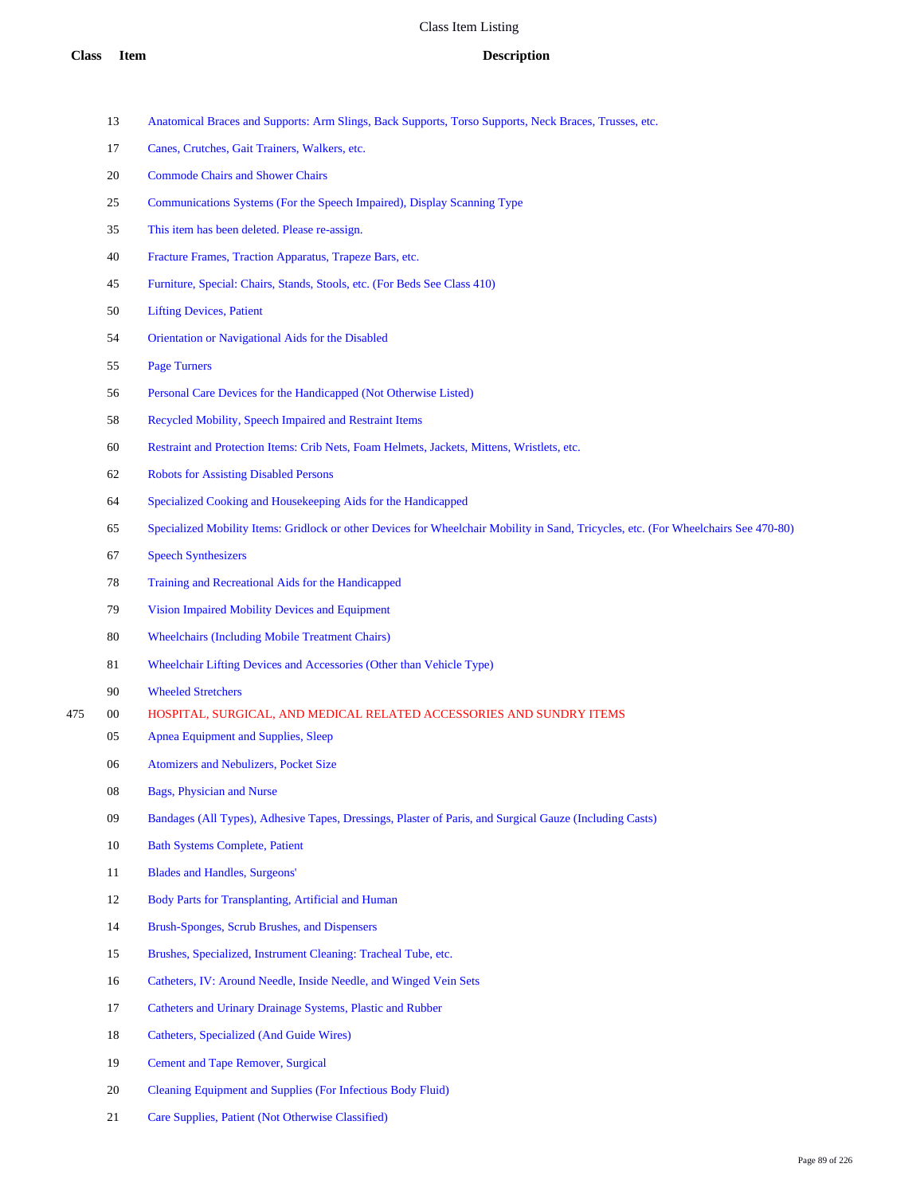# Class Item Listing

| Class | Item | Description |
|---|---|---|
| | 13 | Anatomical Braces and Supports: Arm Slings, Back Supports, Torso Supports, Neck Braces, Trusses, etc. |
| | 17 | Canes, Crutches, Gait Trainers, Walkers, etc. |
| | 20 | Commode Chairs and Shower Chairs |
| | 25 | Communications Systems (For the Speech Impaired), Display Scanning Type |
| | 35 | This item has been deleted. Please re-assign. |
| | 40 | Fracture Frames, Traction Apparatus, Trapeze Bars, etc. |
| | 45 | Furniture, Special: Chairs, Stands, Stools, etc. (For Beds See Class 410) |
| | 50 | Lifting Devices, Patient |
| | 54 | Orientation or Navigational Aids for the Disabled |
| | 55 | Page Turners |
| | 56 | Personal Care Devices for the Handicapped (Not Otherwise Listed) |
| | 58 | Recycled Mobility, Speech Impaired and Restraint Items |
| | 60 | Restraint and Protection Items: Crib Nets, Foam Helmets, Jackets, Mittens, Wristlets, etc. |
| | 62 | Robots for Assisting Disabled Persons |
| | 64 | Specialized Cooking and Housekeeping Aids for the Handicapped |
| | 65 | Specialized Mobility Items: Gridlock or other Devices for Wheelchair Mobility in Sand, Tricycles, etc. (For Wheelchairs See 470-80) |
| | 67 | Speech Synthesizers |
| | 78 | Training and Recreational Aids for the Handicapped |
| | 79 | Vision Impaired Mobility Devices and Equipment |
| | 80 | Wheelchairs (Including Mobile Treatment Chairs) |
| | 81 | Wheelchair Lifting Devices and Accessories (Other than Vehicle Type) |
| | 90 | Wheeled Stretchers |
| 475 | 00 | HOSPITAL, SURGICAL, AND MEDICAL RELATED ACCESSORIES AND SUNDRY ITEMS |
| | 05 | Apnea Equipment and Supplies, Sleep |
| | 06 | Atomizers and Nebulizers, Pocket Size |
| | 08 | Bags, Physician and Nurse |
| | 09 | Bandages (All Types), Adhesive Tapes, Dressings, Plaster of Paris, and Surgical Gauze (Including Casts) |
| | 10 | Bath Systems Complete, Patient |
| | 11 | Blades and Handles, Surgeons' |
| | 12 | Body Parts for Transplanting, Artificial and Human |
| | 14 | Brush-Sponges, Scrub Brushes, and Dispensers |
| | 15 | Brushes, Specialized, Instrument Cleaning: Tracheal Tube, etc. |
| | 16 | Catheters, IV: Around Needle, Inside Needle, and Winged Vein Sets |
| | 17 | Catheters and Urinary Drainage Systems, Plastic and Rubber |
| | 18 | Catheters, Specialized (And Guide Wires) |
| | 19 | Cement and Tape Remover, Surgical |
| | 20 | Cleaning Equipment and Supplies (For Infectious Body Fluid) |
| | 21 | Care Supplies, Patient (Not Otherwise Classified) |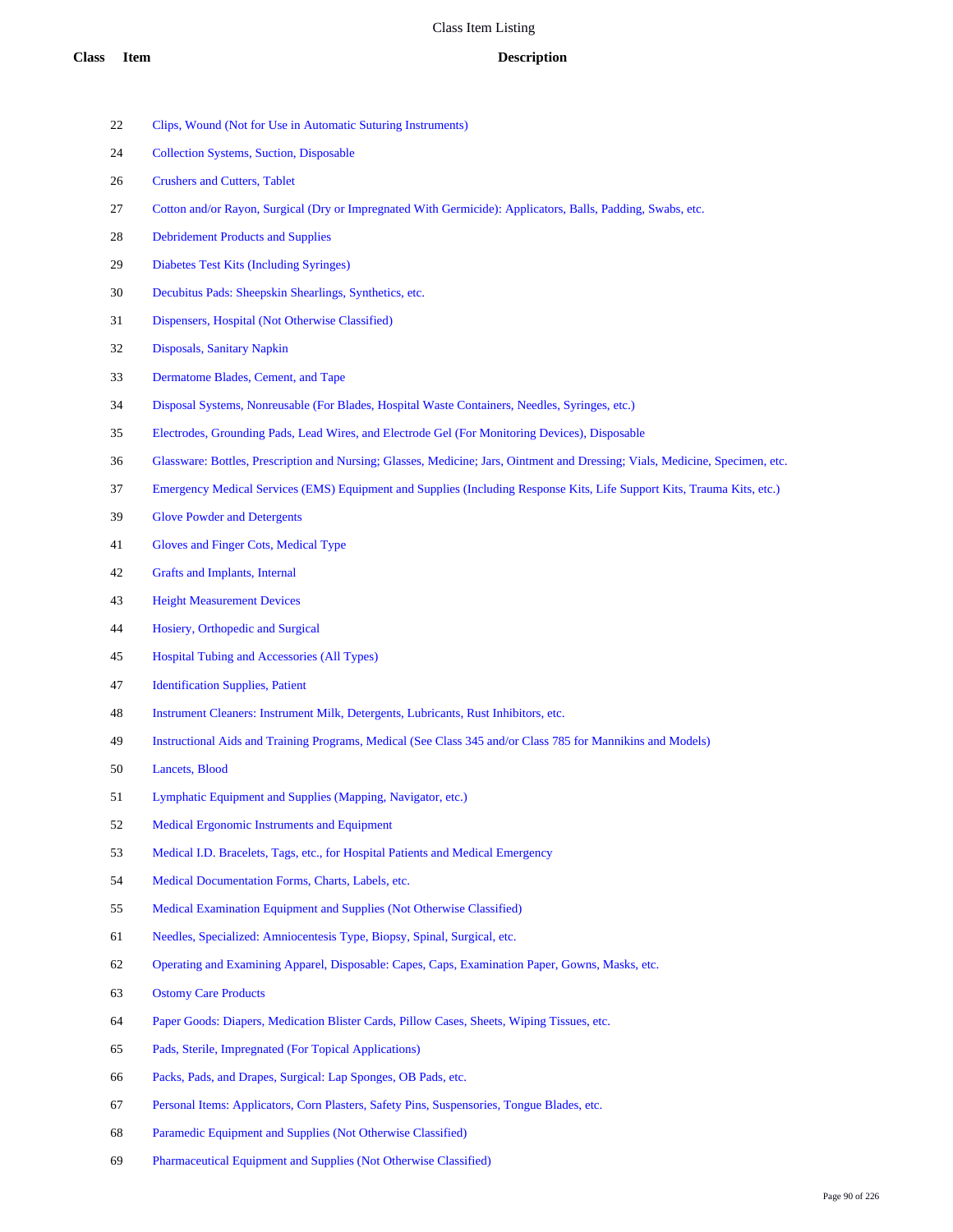# Class Item Listing

| Class | Item | Description |
|---|---|---|
| | 22 | Clips, Wound (Not for Use in Automatic Suturing Instruments) |
| | 24 | Collection Systems, Suction, Disposable |
| | 26 | Crushers and Cutters, Tablet |
| | 27 | Cotton and/or Rayon, Surgical (Dry or Impregnated With Germicide): Applicators, Balls, Padding, Swabs, etc. |
| | 28 | Debridement Products and Supplies |
| | 29 | Diabetes Test Kits (Including Syringes) |
| | 30 | Decubitus Pads: Sheepskin Shearlings, Synthetics, etc. |
| | 31 | Dispensers, Hospital (Not Otherwise Classified) |
| | 32 | Disposals, Sanitary Napkin |
| | 33 | Dermatome Blades, Cement, and Tape |
| | 34 | Disposal Systems, Nonreusable (For Blades, Hospital Waste Containers, Needles, Syringes, etc.) |
| | 35 | Electrodes, Grounding Pads, Lead Wires, and Electrode Gel (For Monitoring Devices), Disposable |
| | 36 | Glassware: Bottles, Prescription and Nursing; Glasses, Medicine; Jars, Ointment and Dressing; Vials, Medicine, Specimen, etc. |
| | 37 | Emergency Medical Services (EMS) Equipment and Supplies (Including Response Kits, Life Support Kits, Trauma Kits, etc.) |
| | 39 | Glove Powder and Detergents |
| | 41 | Gloves and Finger Cots, Medical Type |
| | 42 | Grafts and Implants, Internal |
| | 43 | Height Measurement Devices |
| | 44 | Hosiery, Orthopedic and Surgical |
| | 45 | Hospital Tubing and Accessories (All Types) |
| | 47 | Identification Supplies, Patient |
| | 48 | Instrument Cleaners: Instrument Milk, Detergents, Lubricants, Rust Inhibitors, etc. |
| | 49 | Instructional Aids and Training Programs, Medical (See Class 345 and/or Class 785 for Mannikins and Models) |
| | 50 | Lancets, Blood |
| | 51 | Lymphatic Equipment and Supplies (Mapping, Navigator, etc.) |
| | 52 | Medical Ergonomic Instruments and Equipment |
| | 53 | Medical I.D. Bracelets, Tags, etc., for Hospital Patients and Medical Emergency |
| | 54 | Medical Documentation Forms, Charts, Labels, etc. |
| | 55 | Medical Examination Equipment and Supplies (Not Otherwise Classified) |
| | 61 | Needles, Specialized: Amniocentesis Type, Biopsy, Spinal, Surgical, etc. |
| | 62 | Operating and Examining Apparel, Disposable: Capes, Caps, Examination Paper, Gowns, Masks, etc. |
| | 63 | Ostomy Care Products |
| | 64 | Paper Goods: Diapers, Medication Blister Cards, Pillow Cases, Sheets, Wiping Tissues, etc. |
| | 65 | Pads, Sterile, Impregnated (For Topical Applications) |
| | 66 | Packs, Pads, and Drapes, Surgical: Lap Sponges, OB Pads, etc. |
| | 67 | Personal Items: Applicators, Corn Plasters, Safety Pins, Suspensories, Tongue Blades, etc. |
| | 68 | Paramedic Equipment and Supplies (Not Otherwise Classified) |
| | 69 | Pharmaceutical Equipment and Supplies (Not Otherwise Classified) |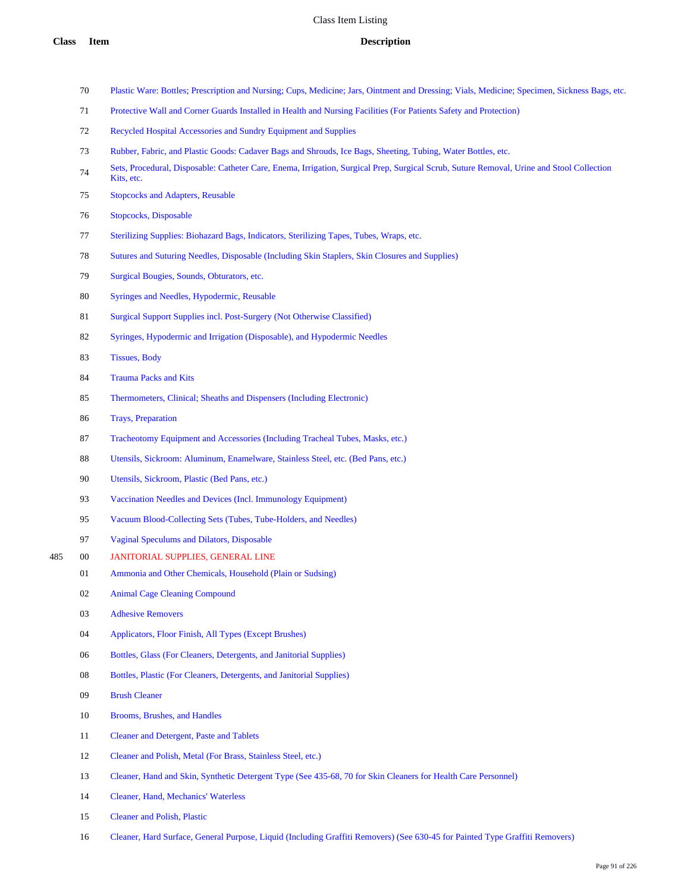| Class | Item | Description |
|---|---|---|
| | 70 | Plastic Ware: Bottles; Prescription and Nursing; Cups, Medicine; Jars, Ointment and Dressing; Vials, Medicine; Specimen, Sickness Bags, etc. |
| | 71 | Protective Wall and Corner Guards Installed in Health and Nursing Facilities (For Patients Safety and Protection) |
| | 72 | Recycled Hospital Accessories and Sundry Equipment and Supplies |
| | 73 | Rubber, Fabric, and Plastic Goods: Cadaver Bags and Shrouds, Ice Bags, Sheeting, Tubing, Water Bottles, etc. |
| | 74 | Sets, Procedural, Disposable: Catheter Care, Enema, Irrigation, Surgical Prep, Surgical Scrub, Suture Removal, Urine and Stool Collection Kits, etc. |
| | 75 | Stopcocks and Adapters, Reusable |
| | 76 | Stopcocks, Disposable |
| | 77 | Sterilizing Supplies: Biohazard Bags, Indicators, Sterilizing Tapes, Tubes, Wraps, etc. |
| | 78 | Sutures and Suturing Needles, Disposable (Including Skin Staplers, Skin Closures and Supplies) |
| | 79 | Surgical Bougies, Sounds, Obturators, etc. |
| | 80 | Syringes and Needles, Hypodermic, Reusable |
| | 81 | Surgical Support Supplies incl. Post-Surgery (Not Otherwise Classified) |
| | 82 | Syringes, Hypodermic and Irrigation (Disposable), and Hypodermic Needles |
| | 83 | Tissues, Body |
| | 84 | Trauma Packs and Kits |
| | 85 | Thermometers, Clinical; Sheaths and Dispensers (Including Electronic) |
| | 86 | Trays, Preparation |
| | 87 | Tracheotomy Equipment and Accessories (Including Tracheal Tubes, Masks, etc.) |
| | 88 | Utensils, Sickroom: Aluminum, Enamelware, Stainless Steel, etc. (Bed Pans, etc.) |
| | 90 | Utensils, Sickroom, Plastic (Bed Pans, etc.) |
| | 93 | Vaccination Needles and Devices (Incl. Immunology Equipment) |
| | 95 | Vacuum Blood-Collecting Sets (Tubes, Tube-Holders, and Needles) |
| | 97 | Vaginal Speculums and Dilators, Disposable |
| 485 | 00 | JANITORIAL SUPPLIES, GENERAL LINE |
| | 01 | Ammonia and Other Chemicals, Household (Plain or Sudsing) |
| | 02 | Animal Cage Cleaning Compound |
| | 03 | Adhesive Removers |
| | 04 | Applicators, Floor Finish, All Types (Except Brushes) |
| | 06 | Bottles, Glass (For Cleaners, Detergents, and Janitorial Supplies) |
| | 08 | Bottles, Plastic (For Cleaners, Detergents, and Janitorial Supplies) |
| | 09 | Brush Cleaner |
| | 10 | Brooms, Brushes, and Handles |
| | 11 | Cleaner and Detergent, Paste and Tablets |
| | 12 | Cleaner and Polish, Metal (For Brass, Stainless Steel, etc.) |
| | 13 | Cleaner, Hand and Skin, Synthetic Detergent Type (See 435-68, 70 for Skin Cleaners for Health Care Personnel) |
| | 14 | Cleaner, Hand, Mechanics' Waterless |
| | 15 | Cleaner and Polish, Plastic |
| | 16 | Cleaner, Hard Surface, General Purpose, Liquid (Including Graffiti Removers) (See 630-45 for Painted Type Graffiti Removers) |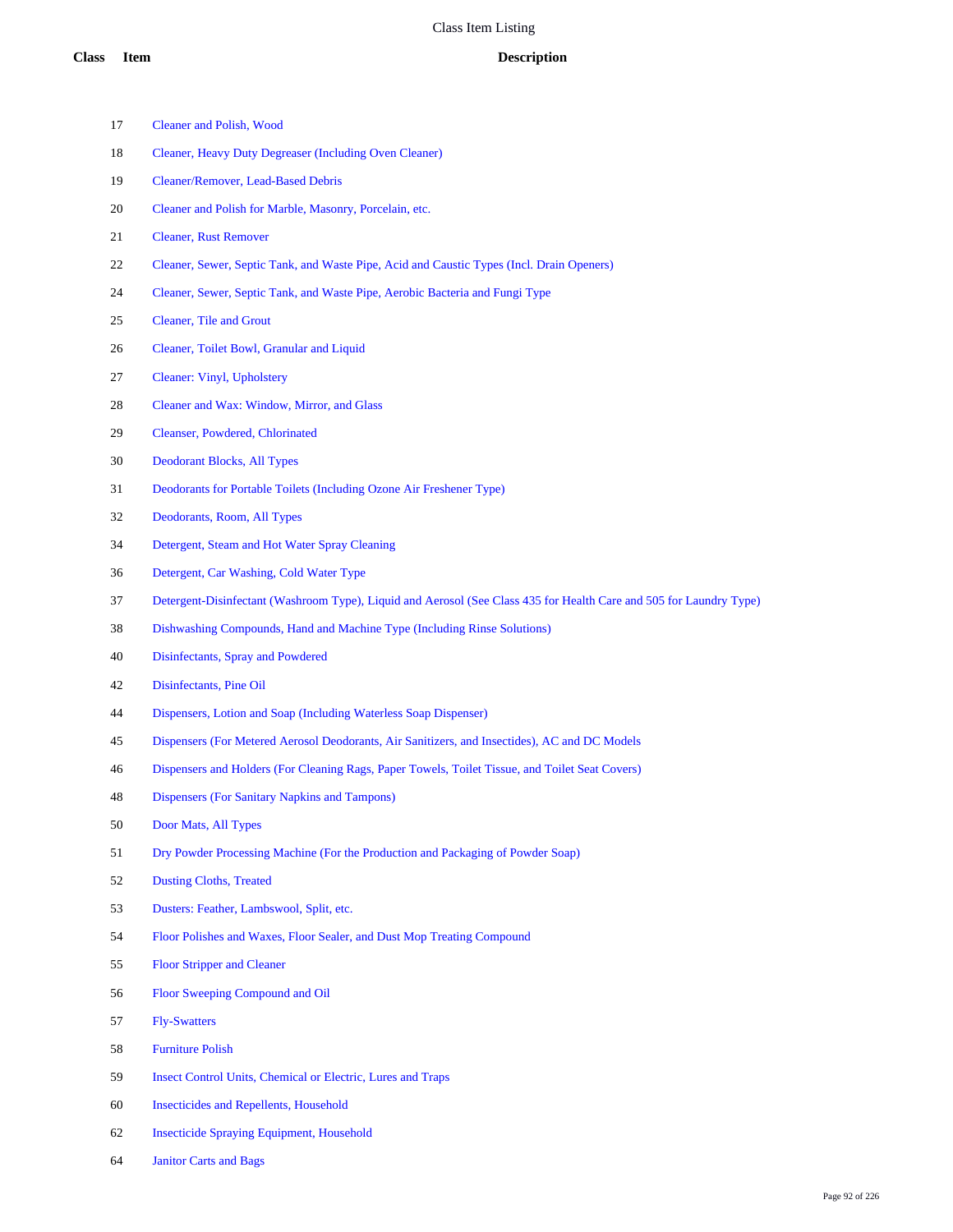# Class Item Listing

| Class | Item | Description |
|---|---|---|
| | 17 | Cleaner and Polish, Wood |
| | 18 | Cleaner, Heavy Duty Degreaser (Including Oven Cleaner) |
| | 19 | Cleaner/Remover, Lead-Based Debris |
| | 20 | Cleaner and Polish for Marble, Masonry, Porcelain, etc. |
| | 21 | Cleaner, Rust Remover |
| | 22 | Cleaner, Sewer, Septic Tank, and Waste Pipe, Acid and Caustic Types (Incl. Drain Openers) |
| | 24 | Cleaner, Sewer, Septic Tank, and Waste Pipe, Aerobic Bacteria and Fungi Type |
| | 25 | Cleaner, Tile and Grout |
| | 26 | Cleaner, Toilet Bowl, Granular and Liquid |
| | 27 | Cleaner: Vinyl, Upholstery |
| | 28 | Cleaner and Wax: Window, Mirror, and Glass |
| | 29 | Cleanser, Powdered, Chlorinated |
| | 30 | Deodorant Blocks, All Types |
| | 31 | Deodorants for Portable Toilets (Including Ozone Air Freshener Type) |
| | 32 | Deodorants, Room, All Types |
| | 34 | Detergent, Steam and Hot Water Spray Cleaning |
| | 36 | Detergent, Car Washing, Cold Water Type |
| | 37 | Detergent-Disinfectant (Washroom Type), Liquid and Aerosol (See Class 435 for Health Care and 505 for Laundry Type) |
| | 38 | Dishwashing Compounds, Hand and Machine Type (Including Rinse Solutions) |
| | 40 | Disinfectants, Spray and Powdered |
| | 42 | Disinfectants, Pine Oil |
| | 44 | Dispensers, Lotion and Soap (Including Waterless Soap Dispenser) |
| | 45 | Dispensers (For Metered Aerosol Deodorants, Air Sanitizers, and Insecticides), AC and DC Models |
| | 46 | Dispensers and Holders (For Cleaning Rags, Paper Towels, Toilet Tissue, and Toilet Seat Covers) |
| | 48 | Dispensers (For Sanitary Napkins and Tampons) |
| | 50 | Door Mats, All Types |
| | 51 | Dry Powder Processing Machine (For the Production and Packaging of Powder Soap) |
| | 52 | Dusting Cloths, Treated |
| | 53 | Dusters: Feather, Lambswool, Split, etc. |
| | 54 | Floor Polishes and Waxes, Floor Sealer, and Dust Mop Treating Compound |
| | 55 | Floor Stripper and Cleaner |
| | 56 | Floor Sweeping Compound and Oil |
| | 57 | Fly-Swatters |
| | 58 | Furniture Polish |
| | 59 | Insect Control Units, Chemical or Electric, Lures and Traps |
| | 60 | Insecticides and Repellents, Household |
| | 62 | Insecticide Spraying Equipment, Household |
| | 64 | Janitor Carts and Bags |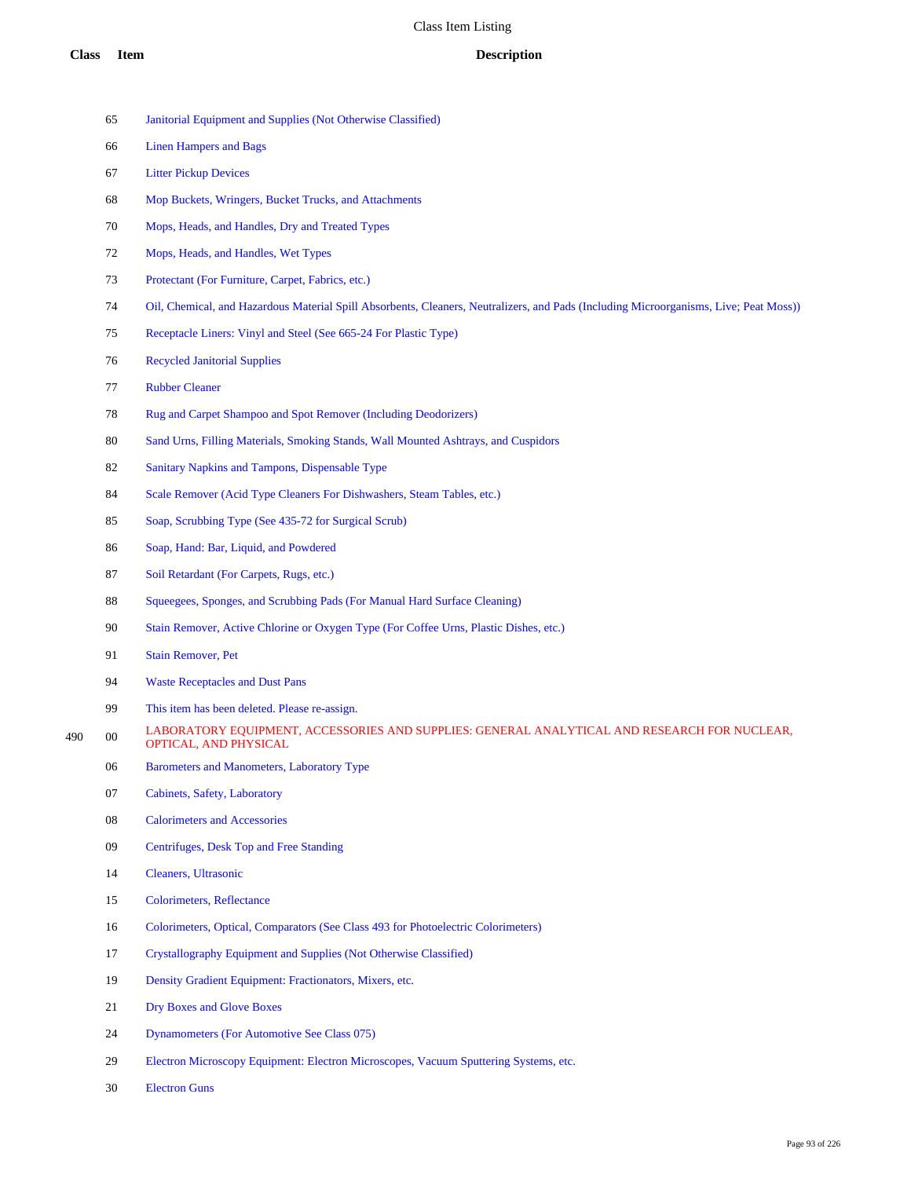# Class Item Listing

| Class | Item | Description |
|---|---|---|
| | 65 | Janitorial Equipment and Supplies (Not Otherwise Classified) |
| | 66 | Linen Hampers and Bags |
| | 67 | Litter Pickup Devices |
| | 68 | Mop Buckets, Wringers, Bucket Trucks, and Attachments |
| | 70 | Mops, Heads, and Handles, Dry and Treated Types |
| | 72 | Mops, Heads, and Handles, Wet Types |
| | 73 | Protectant (For Furniture, Carpet, Fabrics, etc.) |
| | 74 | Oil, Chemical, and Hazardous Material Spill Absorbents, Cleaners, Neutralizers, and Pads (Including Microorganisms, Live; Peat Moss)) |
| | 75 | Receptacle Liners: Vinyl and Steel (See 665-24 For Plastic Type) |
| | 76 | Recycled Janitorial Supplies |
| | 77 | Rubber Cleaner |
| | 78 | Rug and Carpet Shampoo and Spot Remover (Including Deodorizers) |
| | 80 | Sand Urns, Filling Materials, Smoking Stands, Wall Mounted Ashtrays, and Cuspidors |
| | 82 | Sanitary Napkins and Tampons, Dispensable Type |
| | 84 | Scale Remover (Acid Type Cleaners For Dishwashers, Steam Tables, etc.) |
| | 85 | Soap, Scrubbing Type (See 435-72 for Surgical Scrub) |
| | 86 | Soap, Hand: Bar, Liquid, and Powdered |
| | 87 | Soil Retardant (For Carpets, Rugs, etc.) |
| | 88 | Squeegees, Sponges, and Scrubbing Pads (For Manual Hard Surface Cleaning) |
| | 90 | Stain Remover, Active Chlorine or Oxygen Type (For Coffee Urns, Plastic Dishes, etc.) |
| | 91 | Stain Remover, Pet |
| | 94 | Waste Receptacles and Dust Pans |
| | 99 | This item has been deleted. Please re-assign. |
| 490 | 00 | LABORATORY EQUIPMENT, ACCESSORIES AND SUPPLIES: GENERAL ANALYTICAL AND RESEARCH FOR NUCLEAR, OPTICAL, AND PHYSICAL |
| | 06 | Barometers and Manometers, Laboratory Type |
| | 07 | Cabinets, Safety, Laboratory |
| | 08 | Calorimeters and Accessories |
| | 09 | Centrifuges, Desk Top and Free Standing |
| | 14 | Cleaners, Ultrasonic |
| | 15 | Colorimeters, Reflectance |
| | 16 | Colorimeters, Optical, Comparators (See Class 493 for Photoelectric Colorimeters) |
| | 17 | Crystallography Equipment and Supplies (Not Otherwise Classified) |
| | 19 | Density Gradient Equipment: Fractionators, Mixers, etc. |
| | 21 | Dry Boxes and Glove Boxes |
| | 24 | Dynamometers (For Automotive See Class 075) |
| | 29 | Electron Microscopy Equipment: Electron Microscopes, Vacuum Sputtering Systems, etc. |
| | 30 | Electron Guns |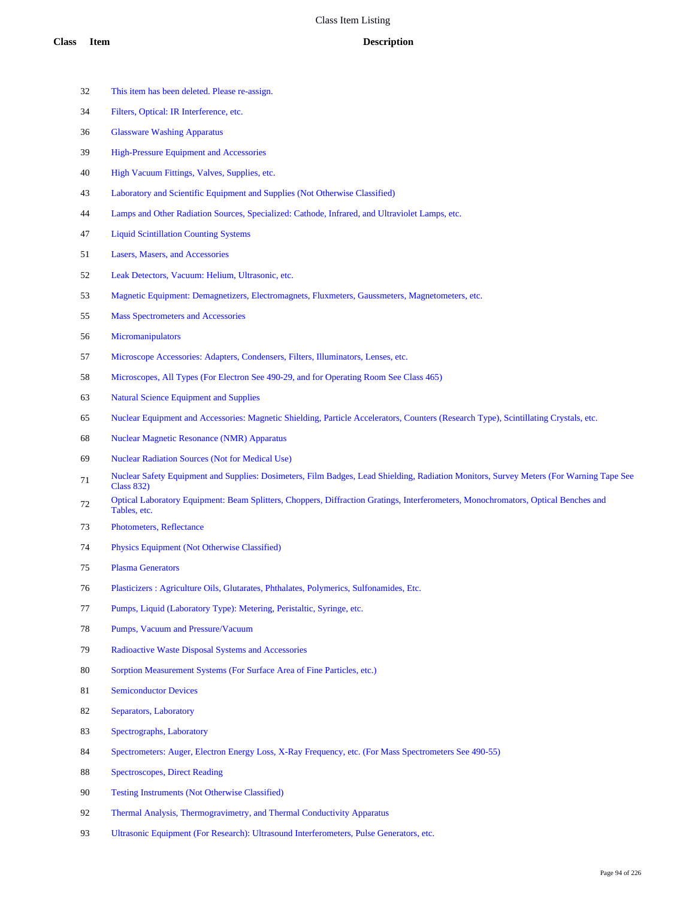# Class Item Listing

| Class | Item | Description |
|---|---|---|
| | 32 | This item has been deleted. Please re-assign. |
| | 34 | Filters, Optical: IR Interference, etc. |
| | 36 | Glassware Washing Apparatus |
| | 39 | High-Pressure Equipment and Accessories |
| | 40 | High Vacuum Fittings, Valves, Supplies, etc. |
| | 43 | Laboratory and Scientific Equipment and Supplies (Not Otherwise Classified) |
| | 44 | Lamps and Other Radiation Sources, Specialized: Cathode, Infrared, and Ultraviolet Lamps, etc. |
| | 47 | Liquid Scintillation Counting Systems |
| | 51 | Lasers, Masers, and Accessories |
| | 52 | Leak Detectors, Vacuum: Helium, Ultrasonic, etc. |
| | 53 | Magnetic Equipment: Demagnetizers, Electromagnets, Fluxmeters, Gaussmeters, Magnetometers, etc. |
| | 55 | Mass Spectrometers and Accessories |
| | 56 | Micromanipulators |
| | 57 | Microscope Accessories: Adapters, Condensers, Filters, Illuminators, Lenses, etc. |
| | 58 | Microscopes, All Types (For Electron See 490-29, and for Operating Room See Class 465) |
| | 63 | Natural Science Equipment and Supplies |
| | 65 | Nuclear Equipment and Accessories: Magnetic Shielding, Particle Accelerators, Counters (Research Type), Scintillating Crystals, etc. |
| | 68 | Nuclear Magnetic Resonance (NMR) Apparatus |
| | 69 | Nuclear Radiation Sources (Not for Medical Use) |
| | 71 | Nuclear Safety Equipment and Supplies: Dosimeters, Film Badges, Lead Shielding, Radiation Monitors, Survey Meters (For Warning Tape See Class 832) |
| | 72 | Optical Laboratory Equipment: Beam Splitters, Choppers, Diffraction Gratings, Interferometers, Monochromators, Optical Benches and Tables, etc. |
| | 73 | Photometers, Reflectance |
| | 74 | Physics Equipment (Not Otherwise Classified) |
| | 75 | Plasma Generators |
| | 76 | Plasticizers : Agriculture Oils, Glutarates, Phthalates, Polymerics, Sulfonamides, Etc. |
| | 77 | Pumps, Liquid (Laboratory Type): Metering, Peristaltic, Syringe, etc. |
| | 78 | Pumps, Vacuum and Pressure/Vacuum |
| | 79 | Radioactive Waste Disposal Systems and Accessories |
| | 80 | Sorption Measurement Systems (For Surface Area of Fine Particles, etc.) |
| | 81 | Semiconductor Devices |
| | 82 | Separators, Laboratory |
| | 83 | Spectrographs, Laboratory |
| | 84 | Spectrometers: Auger, Electron Energy Loss, X-Ray Frequency, etc. (For Mass Spectrometers See 490-55) |
| | 88 | Spectroscopes, Direct Reading |
| | 90 | Testing Instruments (Not Otherwise Classified) |
| | 92 | Thermal Analysis, Thermogravimetry, and Thermal Conductivity Apparatus |
| | 93 | Ultrasonic Equipment (For Research): Ultrasound Interferometers, Pulse Generators, etc. |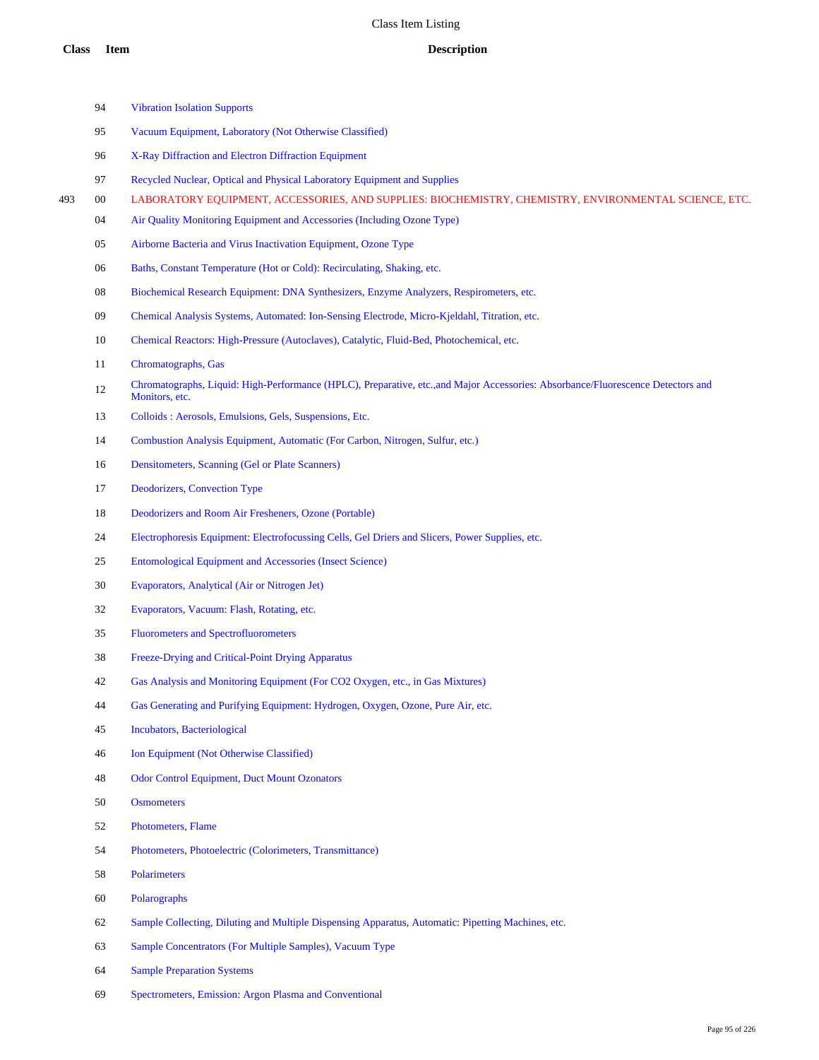# Class Item Listing

| Class | Item | Description |
|---|---|---|
| | 94 | Vibration Isolation Supports |
| | 95 | Vacuum Equipment, Laboratory (Not Otherwise Classified) |
| | 96 | X-Ray Diffraction and Electron Diffraction Equipment |
| | 97 | Recycled Nuclear, Optical and Physical Laboratory Equipment and Supplies |
| 493 | 00 | LABORATORY EQUIPMENT, ACCESSORIES, AND SUPPLIES: BIOCHEMISTRY, CHEMISTRY, ENVIRONMENTAL SCIENCE, ETC. |
| | 04 | Air Quality Monitoring Equipment and Accessories (Including Ozone Type) |
| | 05 | Airborne Bacteria and Virus Inactivation Equipment, Ozone Type |
| | 06 | Baths, Constant Temperature (Hot or Cold): Recirculating, Shaking, etc. |
| | 08 | Biochemical Research Equipment: DNA Synthesizers, Enzyme Analyzers, Respirometers, etc. |
| | 09 | Chemical Analysis Systems, Automated: Ion-Sensing Electrode, Micro-Kjeldahl, Titration, etc. |
| | 10 | Chemical Reactors: High-Pressure (Autoclaves), Catalytic, Fluid-Bed, Photochemical, etc. |
| | 11 | Chromatographs, Gas |
| | 12 | Chromatographs, Liquid: High-Performance (HPLC), Preparative, etc.,and Major Accessories: Absorbance/Fluorescence Detectors and Monitors, etc. |
| | 13 | Colloids : Aerosols, Emulsions, Gels, Suspensions, Etc. |
| | 14 | Combustion Analysis Equipment, Automatic (For Carbon, Nitrogen, Sulfur, etc.) |
| | 16 | Densitometers, Scanning (Gel or Plate Scanners) |
| | 17 | Deodorizers, Convection Type |
| | 18 | Deodorizers and Room Air Fresheners, Ozone (Portable) |
| | 24 | Electrophoresis Equipment: Electrofocussing Cells, Gel Driers and Slicers, Power Supplies, etc. |
| | 25 | Entomological Equipment and Accessories (Insect Science) |
| | 30 | Evaporators, Analytical (Air or Nitrogen Jet) |
| | 32 | Evaporators, Vacuum: Flash, Rotating, etc. |
| | 35 | Fluorometers and Spectrofluorometers |
| | 38 | Freeze-Drying and Critical-Point Drying Apparatus |
| | 42 | Gas Analysis and Monitoring Equipment (For CO2 Oxygen, etc., in Gas Mixtures) |
| | 44 | Gas Generating and Purifying Equipment: Hydrogen, Oxygen, Ozone, Pure Air, etc. |
| | 45 | Incubators, Bacteriological |
| | 46 | Ion Equipment (Not Otherwise Classified) |
| | 48 | Odor Control Equipment, Duct Mount Ozonators |
| | 50 | Osmometers |
| | 52 | Photometers, Flame |
| | 54 | Photometers, Photoelectric (Colorimeters, Transmittance) |
| | 58 | Polarimeters |
| | 60 | Polarographs |
| | 62 | Sample Collecting, Diluting and Multiple Dispensing Apparatus, Automatic: Pipetting Machines, etc. |
| | 63 | Sample Concentrators (For Multiple Samples), Vacuum Type |
| | 64 | Sample Preparation Systems |
| | 69 | Spectrometers, Emission: Argon Plasma and Conventional |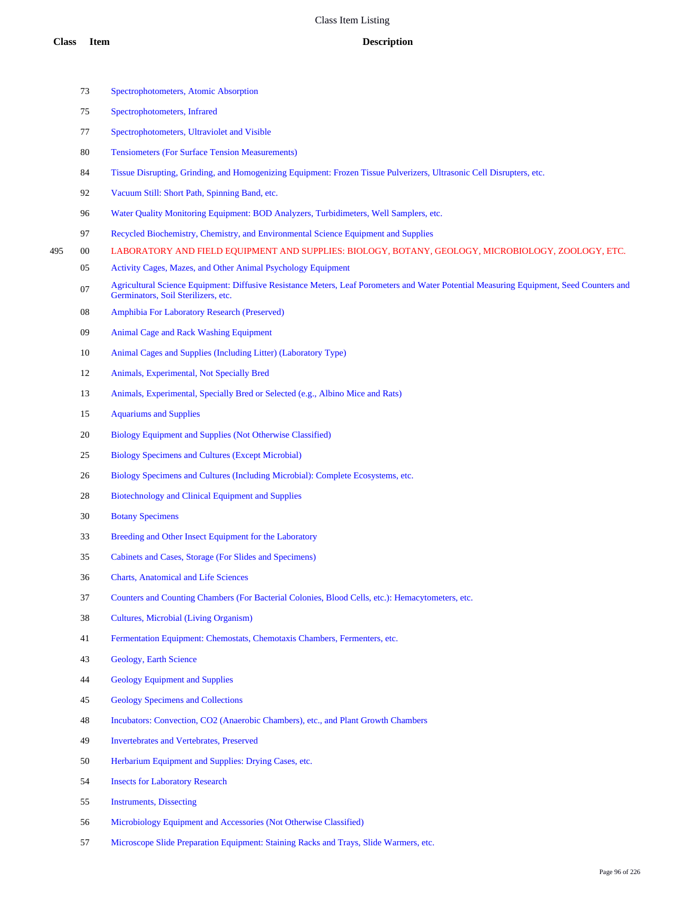| Class | Item | Description |
|---|---|---|
| | 73 | Spectrophotometers, Atomic Absorption |
| | 75 | Spectrophotometers, Infrared |
| | 77 | Spectrophotometers, Ultraviolet and Visible |
| | 80 | Tensiometers (For Surface Tension Measurements) |
| | 84 | Tissue Disrupting, Grinding, and Homogenizing Equipment: Frozen Tissue Pulverizers, Ultrasonic Cell Disrupters, etc. |
| | 92 | Vacuum Still: Short Path, Spinning Band, etc. |
| | 96 | Water Quality Monitoring Equipment: BOD Analyzers, Turbidimeters, Well Samplers, etc. |
| | 97 | Recycled Biochemistry, Chemistry, and Environmental Science Equipment and Supplies |
| 495 | 00 | LABORATORY AND FIELD EQUIPMENT AND SUPPLIES: BIOLOGY, BOTANY, GEOLOGY, MICROBIOLOGY, ZOOLOGY, ETC. |
| | 05 | Activity Cages, Mazes, and Other Animal Psychology Equipment |
| | 07 | Agricultural Science Equipment: Diffusive Resistance Meters, Leaf Porometers and Water Potential Measuring Equipment, Seed Counters and Germinators, Soil Sterilizers, etc. |
| | 08 | Amphibia For Laboratory Research (Preserved) |
| | 09 | Animal Cage and Rack Washing Equipment |
| | 10 | Animal Cages and Supplies (Including Litter) (Laboratory Type) |
| | 12 | Animals, Experimental, Not Specially Bred |
| | 13 | Animals, Experimental, Specially Bred or Selected (e.g., Albino Mice and Rats) |
| | 15 | Aquariums and Supplies |
| | 20 | Biology Equipment and Supplies (Not Otherwise Classified) |
| | 25 | Biology Specimens and Cultures (Except Microbial) |
| | 26 | Biology Specimens and Cultures (Including Microbial): Complete Ecosystems, etc. |
| | 28 | Biotechnology and Clinical Equipment and Supplies |
| | 30 | Botany Specimens |
| | 33 | Breeding and Other Insect Equipment for the Laboratory |
| | 35 | Cabinets and Cases, Storage (For Slides and Specimens) |
| | 36 | Charts, Anatomical and Life Sciences |
| | 37 | Counters and Counting Chambers (For Bacterial Colonies, Blood Cells, etc.): Hemacytometers, etc. |
| | 38 | Cultures, Microbial (Living Organism) |
| | 41 | Fermentation Equipment: Chemostats, Chemotaxis Chambers, Fermenters, etc. |
| | 43 | Geology, Earth Science |
| | 44 | Geology Equipment and Supplies |
| | 45 | Geology Specimens and Collections |
| | 48 | Incubators: Convection, CO2 (Anaerobic Chambers), etc., and Plant Growth Chambers |
| | 49 | Invertebrates and Vertebrates, Preserved |
| | 50 | Herbarium Equipment and Supplies: Drying Cases, etc. |
| | 54 | Insects for Laboratory Research |
| | 55 | Instruments, Dissecting |
| | 56 | Microbiology Equipment and Accessories (Not Otherwise Classified) |
| | 57 | Microscope Slide Preparation Equipment: Staining Racks and Trays, Slide Warmers, etc. |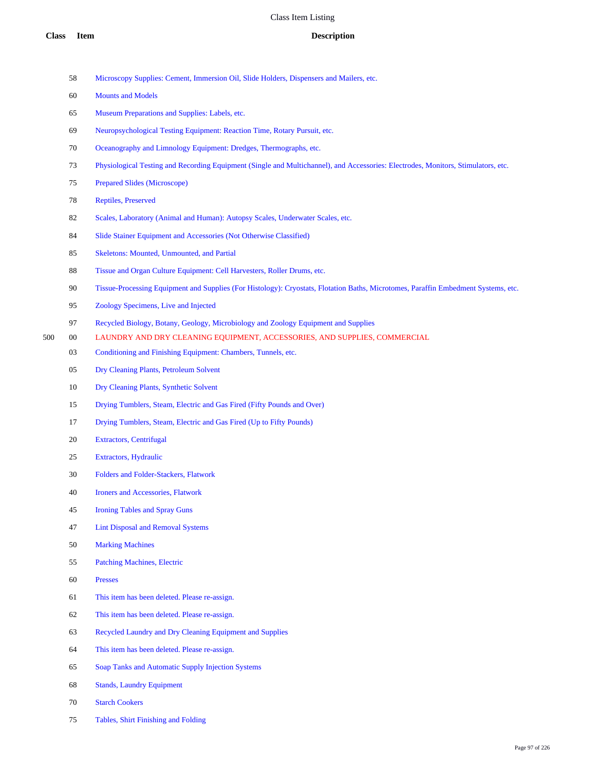# Class Item Listing

| Class | Item | Description |
|---|---|---|
| | 58 | Microscopy Supplies: Cement, Immersion Oil, Slide Holders, Dispensers and Mailers, etc. |
| | 60 | Mounts and Models |
| | 65 | Museum Preparations and Supplies: Labels, etc. |
| | 69 | Neuropsychological Testing Equipment: Reaction Time, Rotary Pursuit, etc. |
| | 70 | Oceanography and Limnology Equipment: Dredges, Thermographs, etc. |
| | 73 | Physiological Testing and Recording Equipment (Single and Multichannel), and Accessories: Electrodes, Monitors, Stimulators, etc. |
| | 75 | Prepared Slides (Microscope) |
| | 78 | Reptiles, Preserved |
| | 82 | Scales, Laboratory (Animal and Human): Autopsy Scales, Underwater Scales, etc. |
| | 84 | Slide Stainer Equipment and Accessories (Not Otherwise Classified) |
| | 85 | Skeletons: Mounted, Unmounted, and Partial |
| | 88 | Tissue and Organ Culture Equipment: Cell Harvesters, Roller Drums, etc. |
| | 90 | Tissue-Processing Equipment and Supplies (For Histology): Cryostats, Flotation Baths, Microtomes, Paraffin Embedment Systems, etc. |
| | 95 | Zoology Specimens, Live and Injected |
| | 97 | Recycled Biology, Botany, Geology, Microbiology and Zoology Equipment and Supplies |
| 500 | 00 | LAUNDRY AND DRY CLEANING EQUIPMENT, ACCESSORIES, AND SUPPLIES, COMMERCIAL |
| | 03 | Conditioning and Finishing Equipment: Chambers, Tunnels, etc. |
| | 05 | Dry Cleaning Plants, Petroleum Solvent |
| | 10 | Dry Cleaning Plants, Synthetic Solvent |
| | 15 | Drying Tumblers, Steam, Electric and Gas Fired (Fifty Pounds and Over) |
| | 17 | Drying Tumblers, Steam, Electric and Gas Fired (Up to Fifty Pounds) |
| | 20 | Extractors, Centrifugal |
| | 25 | Extractors, Hydraulic |
| | 30 | Folders and Folder-Stackers, Flatwork |
| | 40 | Ironers and Accessories, Flatwork |
| | 45 | Ironing Tables and Spray Guns |
| | 47 | Lint Disposal and Removal Systems |
| | 50 | Marking Machines |
| | 55 | Patching Machines, Electric |
| | 60 | Presses |
| | 61 | This item has been deleted. Please re-assign. |
| | 62 | This item has been deleted. Please re-assign. |
| | 63 | Recycled Laundry and Dry Cleaning Equipment and Supplies |
| | 64 | This item has been deleted. Please re-assign. |
| | 65 | Soap Tanks and Automatic Supply Injection Systems |
| | 68 | Stands, Laundry Equipment |
| | 70 | Starch Cookers |
| | 75 | Tables, Shirt Finishing and Folding |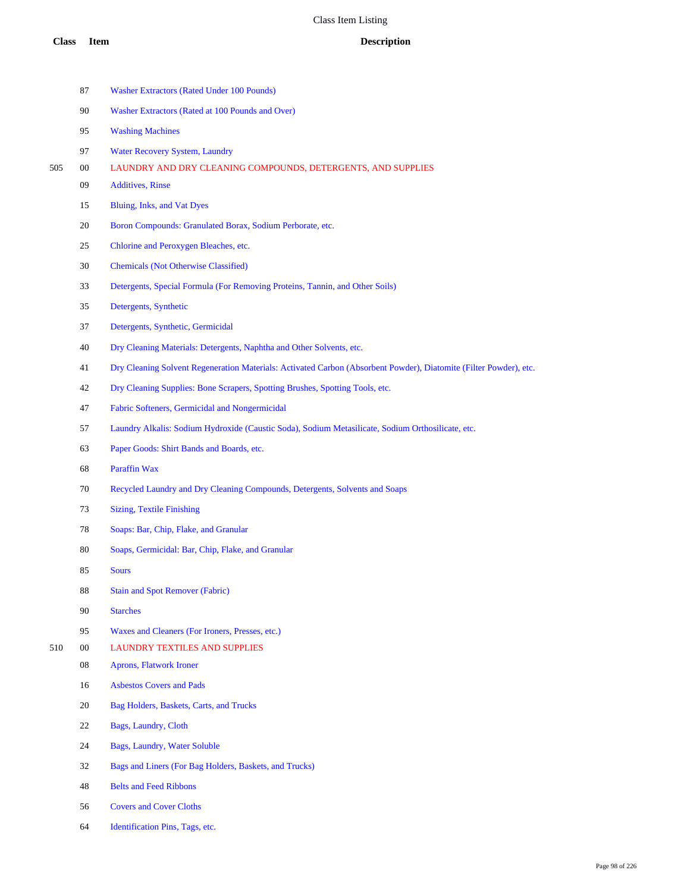# Class Item Listing

| Class | Item | Description |
|---|---|---|
| | 87 | Washer Extractors (Rated Under 100 Pounds) |
| | 90 | Washer Extractors (Rated at 100 Pounds and Over) |
| | 95 | Washing Machines |
| | 97 | Water Recovery System, Laundry |
| 505 | 00 | LAUNDRY AND DRY CLEANING COMPOUNDS, DETERGENTS, AND SUPPLIES |
| | 09 | Additives, Rinse |
| | 15 | Bluing, Inks, and Vat Dyes |
| | 20 | Boron Compounds: Granulated Borax, Sodium Perborate, etc. |
| | 25 | Chlorine and Peroxygen Bleaches, etc. |
| | 30 | Chemicals (Not Otherwise Classified) |
| | 33 | Detergents, Special Formula (For Removing Proteins, Tannin, and Other Soils) |
| | 35 | Detergents, Synthetic |
| | 37 | Detergents, Synthetic, Germicidal |
| | 40 | Dry Cleaning Materials: Detergents, Naphtha and Other Solvents, etc. |
| | 41 | Dry Cleaning Solvent Regeneration Materials: Activated Carbon (Absorbent Powder), Diatomite (Filter Powder), etc. |
| | 42 | Dry Cleaning Supplies: Bone Scrapers, Spotting Brushes, Spotting Tools, etc. |
| | 47 | Fabric Softeners, Germicidal and Nongermicidal |
| | 57 | Laundry Alkalis: Sodium Hydroxide (Caustic Soda), Sodium Metasilicate, Sodium Orthosilicate, etc. |
| | 63 | Paper Goods: Shirt Bands and Boards, etc. |
| | 68 | Paraffin Wax |
| | 70 | Recycled Laundry and Dry Cleaning Compounds, Detergents, Solvents and Soaps |
| | 73 | Sizing, Textile Finishing |
| | 78 | Soaps: Bar, Chip, Flake, and Granular |
| | 80 | Soaps, Germicidal: Bar, Chip, Flake, and Granular |
| | 85 | Sours |
| | 88 | Stain and Spot Remover (Fabric) |
| | 90 | Starches |
| | 95 | Waxes and Cleaners (For Ironers, Presses, etc.) |
| 510 | 00 | LAUNDRY TEXTILES AND SUPPLIES |
| | 08 | Aprons, Flatwork Ironer |
| | 16 | Asbestos Covers and Pads |
| | 20 | Bag Holders, Baskets, Carts, and Trucks |
| | 22 | Bags, Laundry, Cloth |
| | 24 | Bags, Laundry, Water Soluble |
| | 32 | Bags and Liners (For Bag Holders, Baskets, and Trucks) |
| | 48 | Belts and Feed Ribbons |
| | 56 | Covers and Cover Cloths |
| | 64 | Identification Pins, Tags, etc. |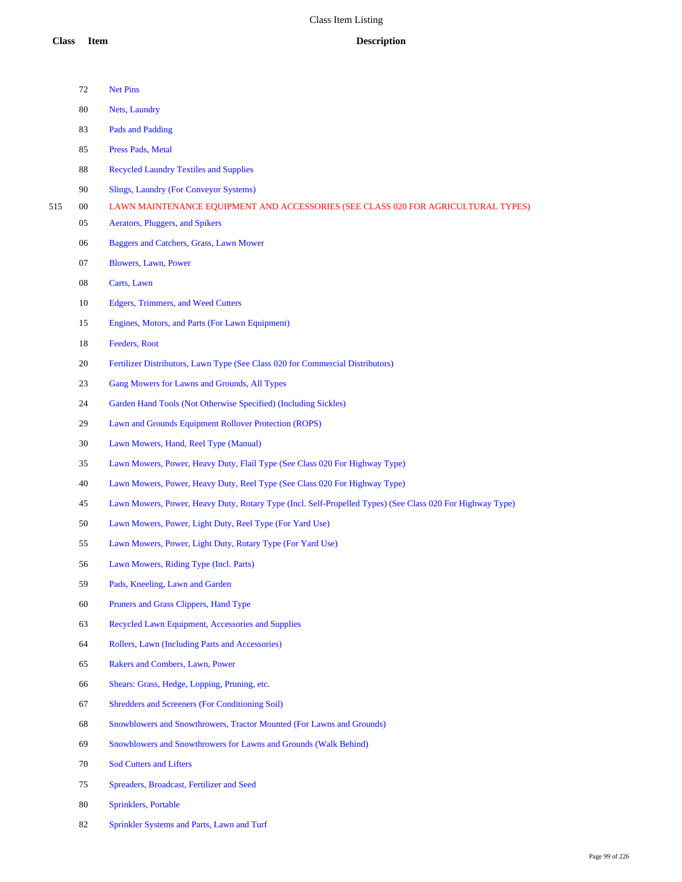# Class Item Listing

| Class | Item | Description |
|---|---|---|
| | 72 | Net Pins |
| | 80 | Nets, Laundry |
| | 83 | Pads and Padding |
| | 85 | Press Pads, Metal |
| | 88 | Recycled Laundry Textiles and Supplies |
| | 90 | Slings, Laundry (For Conveyor Systems) |
| 515 | 00 | LAWN MAINTENANCE EQUIPMENT AND ACCESSORIES (SEE CLASS 020 FOR AGRICULTURAL TYPES) |
| | 05 | Aerators, Pluggers, and Spikers |
| | 06 | Baggers and Catchers, Grass, Lawn Mower |
| | 07 | Blowers, Lawn, Power |
| | 08 | Carts, Lawn |
| | 10 | Edgers, Trimmers, and Weed Cutters |
| | 15 | Engines, Motors, and Parts (For Lawn Equipment) |
| | 18 | Feeders, Root |
| | 20 | Fertilizer Distributors, Lawn Type (See Class 020 for Commercial Distributors) |
| | 23 | Gang Mowers for Lawns and Grounds, All Types |
| | 24 | Garden Hand Tools (Not Otherwise Specified) (Including Sickles) |
| | 29 | Lawn and Grounds Equipment Rollover Protection (ROPS) |
| | 30 | Lawn Mowers, Hand, Reel Type (Manual) |
| | 35 | Lawn Mowers, Power, Heavy Duty, Flail Type (See Class 020 For Highway Type) |
| | 40 | Lawn Mowers, Power, Heavy Duty, Reel Type (See Class 020 For Highway Type) |
| | 45 | Lawn Mowers, Power, Heavy Duty, Rotary Type (Incl. Self-Propelled Types) (See Class 020 For Highway Type) |
| | 50 | Lawn Mowers, Power, Light Duty, Reel Type (For Yard Use) |
| | 55 | Lawn Mowers, Power, Light Duty, Rotary Type (For Yard Use) |
| | 56 | Lawn Mowers, Riding Type (Incl. Parts) |
| | 59 | Pads, Kneeling, Lawn and Garden |
| | 60 | Pruners and Grass Clippers, Hand Type |
| | 63 | Recycled Lawn Equipment, Accessories and Supplies |
| | 64 | Rollers, Lawn (Including Parts and Accessories) |
| | 65 | Rakers and Combers, Lawn, Power |
| | 66 | Shears: Grass, Hedge, Lopping, Pruning, etc. |
| | 67 | Shredders and Screeners (For Conditioning Soil) |
| | 68 | Snowblowers and Snowthrowers, Tractor Mounted (For Lawns and Grounds) |
| | 69 | Snowblowers and Snowthrowers for Lawns and Grounds (Walk Behind) |
| | 70 | Sod Cutters and Lifters |
| | 75 | Spreaders, Broadcast, Fertilizer and Seed |
| | 80 | Sprinklers, Portable |
| | 82 | Sprinkler Systems and Parts, Lawn and Turf |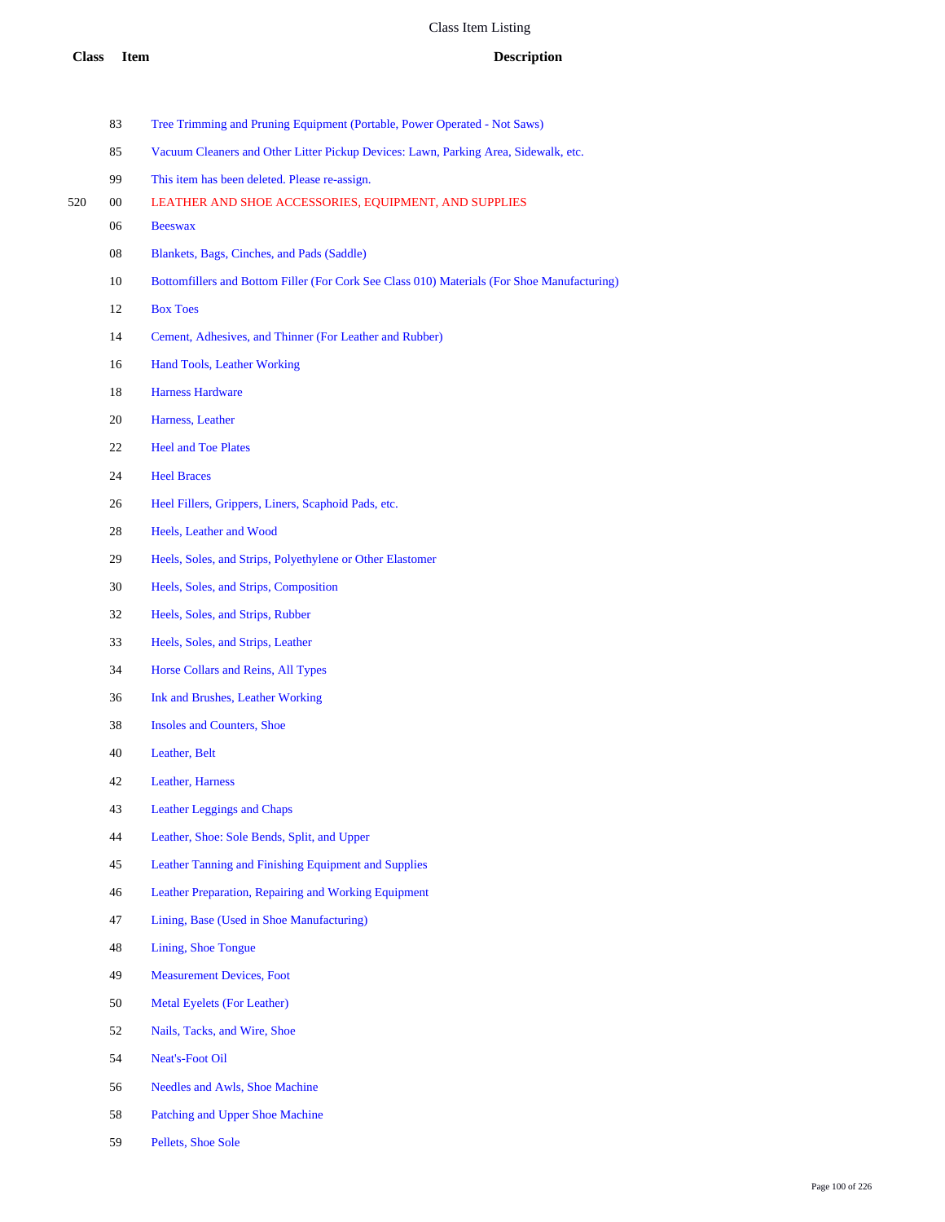| Class | Item | Description |
|---|---|---|
| | 83 | Tree Trimming and Pruning Equipment (Portable, Power Operated - Not Saws) |
| | 85 | Vacuum Cleaners and Other Litter Pickup Devices: Lawn, Parking Area, Sidewalk, etc. |
| | 99 | This item has been deleted. Please re-assign. |
| 520 | 00 | LEATHER AND SHOE ACCESSORIES, EQUIPMENT, AND SUPPLIES |
| | 06 | Beeswax |
| | 08 | Blankets, Bags, Cinches, and Pads (Saddle) |
| | 10 | Bottomfillers and Bottom Filler (For Cork See Class 010) Materials (For Shoe Manufacturing) |
| | 12 | Box Toes |
| | 14 | Cement, Adhesives, and Thinner (For Leather and Rubber) |
| | 16 | Hand Tools, Leather Working |
| | 18 | Harness Hardware |
| | 20 | Harness, Leather |
| | 22 | Heel and Toe Plates |
| | 24 | Heel Braces |
| | 26 | Heel Fillers, Grippers, Liners, Scaphoid Pads, etc. |
| | 28 | Heels, Leather and Wood |
| | 29 | Heels, Soles, and Strips, Polyethylene or Other Elastomer |
| | 30 | Heels, Soles, and Strips, Composition |
| | 32 | Heels, Soles, and Strips, Rubber |
| | 33 | Heels, Soles, and Strips, Leather |
| | 34 | Horse Collars and Reins, All Types |
| | 36 | Ink and Brushes, Leather Working |
| | 38 | Insoles and Counters, Shoe |
| | 40 | Leather, Belt |
| | 42 | Leather, Harness |
| | 43 | Leather Leggings and Chaps |
| | 44 | Leather, Shoe: Sole Bends, Split, and Upper |
| | 45 | Leather Tanning and Finishing Equipment and Supplies |
| | 46 | Leather Preparation, Repairing and Working Equipment |
| | 47 | Lining, Base (Used in Shoe Manufacturing) |
| | 48 | Lining, Shoe Tongue |
| | 49 | Measurement Devices, Foot |
| | 50 | Metal Eyelets (For Leather) |
| | 52 | Nails, Tacks, and Wire, Shoe |
| | 54 | Neat's-Foot Oil |
| | 56 | Needles and Awls, Shoe Machine |
| | 58 | Patching and Upper Shoe Machine |
| | 59 | Pellets, Shoe Sole |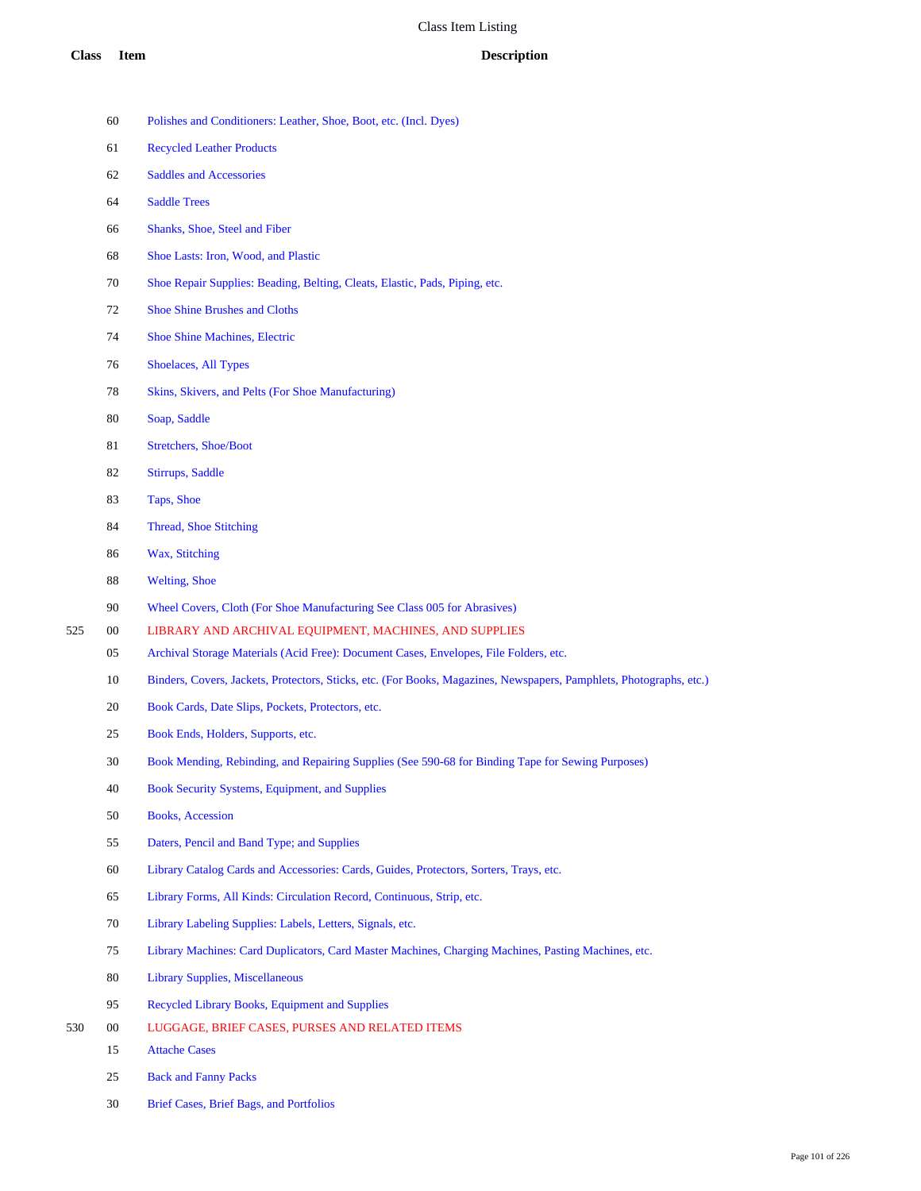| Class | Item | Description |
|---|---|---|
| | 60 | Polishes and Conditioners: Leather, Shoe, Boot, etc. (Incl. Dyes) |
| | 61 | Recycled Leather Products |
| | 62 | Saddles and Accessories |
| | 64 | Saddle Trees |
| | 66 | Shanks, Shoe, Steel and Fiber |
| | 68 | Shoe Lasts: Iron, Wood, and Plastic |
| | 70 | Shoe Repair Supplies: Beading, Belting, Cleats, Elastic, Pads, Piping, etc. |
| | 72 | Shoe Shine Brushes and Cloths |
| | 74 | Shoe Shine Machines, Electric |
| | 76 | Shoelaces, All Types |
| | 78 | Skins, Skivers, and Pelts (For Shoe Manufacturing) |
| | 80 | Soap, Saddle |
| | 81 | Stretchers, Shoe/Boot |
| | 82 | Stirrups, Saddle |
| | 83 | Taps, Shoe |
| | 84 | Thread, Shoe Stitching |
| | 86 | Wax, Stitching |
| | 88 | Welting, Shoe |
| | 90 | Wheel Covers, Cloth (For Shoe Manufacturing See Class 005 for Abrasives) |
| 525 | 00 | LIBRARY AND ARCHIVAL EQUIPMENT, MACHINES, AND SUPPLIES |
| | 05 | Archival Storage Materials (Acid Free): Document Cases, Envelopes, File Folders, etc. |
| | 10 | Binders, Covers, Jackets, Protectors, Sticks, etc. (For Books, Magazines, Newspapers, Pamphlets, Photographs, etc.) |
| | 20 | Book Cards, Date Slips, Pockets, Protectors, etc. |
| | 25 | Book Ends, Holders, Supports, etc. |
| | 30 | Book Mending, Rebinding, and Repairing Supplies (See 590-68 for Binding Tape for Sewing Purposes) |
| | 40 | Book Security Systems, Equipment, and Supplies |
| | 50 | Books, Accession |
| | 55 | Daters, Pencil and Band Type; and Supplies |
| | 60 | Library Catalog Cards and Accessories: Cards, Guides, Protectors, Sorters, Trays, etc. |
| | 65 | Library Forms, All Kinds: Circulation Record, Continuous, Strip, etc. |
| | 70 | Library Labeling Supplies: Labels, Letters, Signals, etc. |
| | 75 | Library Machines: Card Duplicators, Card Master Machines, Charging Machines, Pasting Machines, etc. |
| | 80 | Library Supplies, Miscellaneous |
| | 95 | Recycled Library Books, Equipment and Supplies |
| 530 | 00 | LUGGAGE, BRIEF CASES, PURSES AND RELATED ITEMS |
| | 15 | Attache Cases |
| | 25 | Back and Fanny Packs |
| | 30 | Brief Cases, Brief Bags, and Portfolios |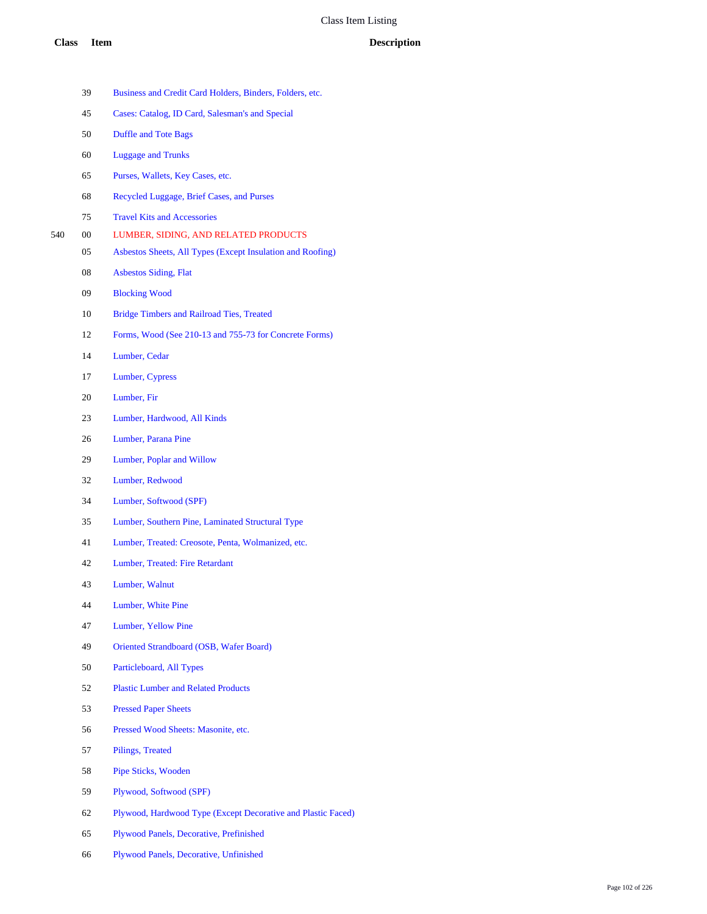# Class Item Listing

| Class | Item | Description |
| --- | --- | --- |
| | 39 | Business and Credit Card Holders, Binders, Folders, etc. |
| | 45 | Cases: Catalog, ID Card, Salesman's and Special |
| | 50 | Duffle and Tote Bags |
| | 60 | Luggage and Trunks |
| | 65 | Purses, Wallets, Key Cases, etc. |
| | 68 | Recycled Luggage, Brief Cases, and Purses |
| | 75 | Travel Kits and Accessories |
| 540 | 00 | LUMBER, SIDING, AND RELATED PRODUCTS |
| | 05 | Asbestos Sheets, All Types (Except Insulation and Roofing) |
| | 08 | Asbestos Siding, Flat |
| | 09 | Blocking Wood |
| | 10 | Bridge Timbers and Railroad Ties, Treated |
| | 12 | Forms, Wood (See 210-13 and 755-73 for Concrete Forms) |
| | 14 | Lumber, Cedar |
| | 17 | Lumber, Cypress |
| | 20 | Lumber, Fir |
| | 23 | Lumber, Hardwood, All Kinds |
| | 26 | Lumber, Parana Pine |
| | 29 | Lumber, Poplar and Willow |
| | 32 | Lumber, Redwood |
| | 34 | Lumber, Softwood (SPF) |
| | 35 | Lumber, Southern Pine, Laminated Structural Type |
| | 41 | Lumber, Treated: Creosote, Penta, Wolmanized, etc. |
| | 42 | Lumber, Treated: Fire Retardant |
| | 43 | Lumber, Walnut |
| | 44 | Lumber, White Pine |
| | 47 | Lumber, Yellow Pine |
| | 49 | Oriented Strandboard (OSB, Wafer Board) |
| | 50 | Particleboard, All Types |
| | 52 | Plastic Lumber and Related Products |
| | 53 | Pressed Paper Sheets |
| | 56 | Pressed Wood Sheets: Masonite, etc. |
| | 57 | Pilings, Treated |
| | 58 | Pipe Sticks, Wooden |
| | 59 | Plywood, Softwood (SPF) |
| | 62 | Plywood, Hardwood Type (Except Decorative and Plastic Faced) |
| | 65 | Plywood Panels, Decorative, Prefinished |
| | 66 | Plywood Panels, Decorative, Unfinished |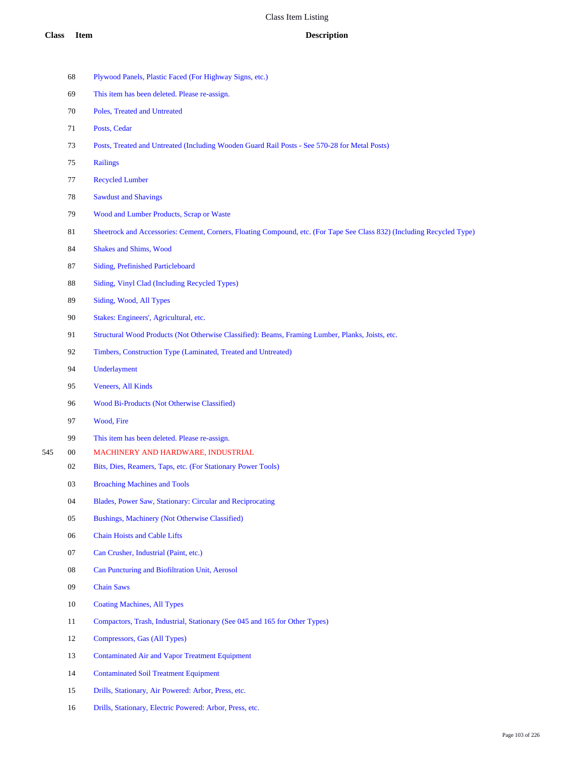| Class | Item | Description |
|---|---|---|
| | 68 | Plywood Panels, Plastic Faced (For Highway Signs, etc.) |
| | 69 | This item has been deleted. Please re-assign. |
| | 70 | Poles, Treated and Untreated |
| | 71 | Posts, Cedar |
| | 73 | Posts, Treated and Untreated (Including Wooden Guard Rail Posts - See 570-28 for Metal Posts) |
| | 75 | Railings |
| | 77 | Recycled Lumber |
| | 78 | Sawdust and Shavings |
| | 79 | Wood and Lumber Products, Scrap or Waste |
| | 81 | Sheetrock and Accessories: Cement, Corners, Floating Compound, etc. (For Tape See Class 832) (Including Recycled Type) |
| | 84 | Shakes and Shims, Wood |
| | 87 | Siding, Prefinished Particleboard |
| | 88 | Siding, Vinyl Clad (Including Recycled Types) |
| | 89 | Siding, Wood, All Types |
| | 90 | Stakes: Engineers', Agricultural, etc. |
| | 91 | Structural Wood Products (Not Otherwise Classified): Beams, Framing Lumber, Planks, Joists, etc. |
| | 92 | Timbers, Construction Type (Laminated, Treated and Untreated) |
| | 94 | Underlayment |
| | 95 | Veneers, All Kinds |
| | 96 | Wood Bi-Products (Not Otherwise Classified) |
| | 97 | Wood, Fire |
| | 99 | This item has been deleted. Please re-assign. |
| 545 | 00 | MACHINERY AND HARDWARE, INDUSTRIAL |
| | 02 | Bits, Dies, Reamers, Taps, etc. (For Stationary Power Tools) |
| | 03 | Broaching Machines and Tools |
| | 04 | Blades, Power Saw, Stationary: Circular and Reciprocating |
| | 05 | Bushings, Machinery (Not Otherwise Classified) |
| | 06 | Chain Hoists and Cable Lifts |
| | 07 | Can Crusher, Industrial (Paint, etc.) |
| | 08 | Can Puncturing and Biofiltration Unit, Aerosol |
| | 09 | Chain Saws |
| | 10 | Coating Machines, All Types |
| | 11 | Compactors, Trash, Industrial, Stationary (See 045 and 165 for Other Types) |
| | 12 | Compressors, Gas (All Types) |
| | 13 | Contaminated Air and Vapor Treatment Equipment |
| | 14 | Contaminated Soil Treatment Equipment |
| | 15 | Drills, Stationary, Air Powered: Arbor, Press, etc. |
| | 16 | Drills, Stationary, Electric Powered: Arbor, Press, etc. |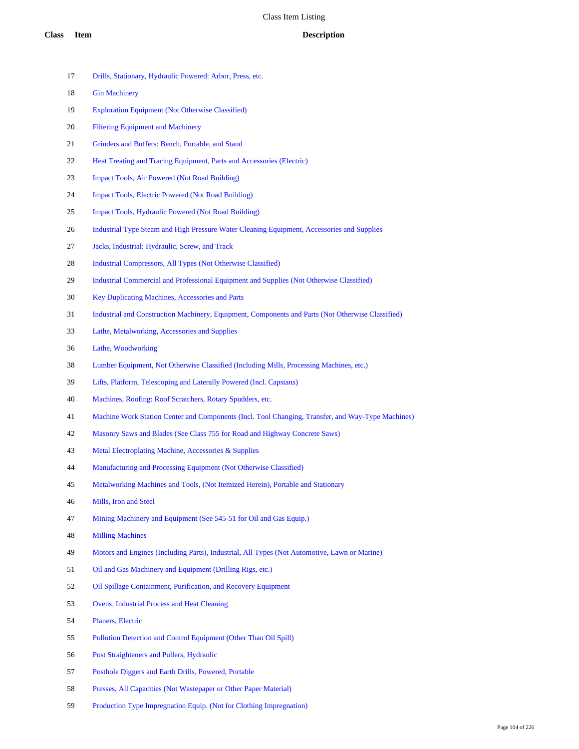# Class Item Listing

| Class | Item | Description |
|---|---|---|
| | 17 | Drills, Stationary, Hydraulic Powered: Arbor, Press, etc. |
| | 18 | Gin Machinery |
| | 19 | Exploration Equipment (Not Otherwise Classified) |
| | 20 | Filtering Equipment and Machinery |
| | 21 | Grinders and Buffers: Bench, Portable, and Stand |
| | 22 | Heat Treating and Tracing Equipment, Parts and Accessories (Electric) |
| | 23 | Impact Tools, Air Powered (Not Road Building) |
| | 24 | Impact Tools, Electric Powered (Not Road Building) |
| | 25 | Impact Tools, Hydraulic Powered (Not Road Building) |
| | 26 | Industrial Type Steam and High Pressure Water Cleaning Equipment, Accessories and Supplies |
| | 27 | Jacks, Industrial: Hydraulic, Screw, and Track |
| | 28 | Industrial Compressors, All Types (Not Otherwise Classified) |
| | 29 | Industrial Commercial and Professional Equipment and Supplies (Not Otherwise Classified) |
| | 30 | Key Duplicating Machines, Accessories and Parts |
| | 31 | Industrial and Construction Machinery, Equipment, Components and Parts (Not Otherwise Classified) |
| | 33 | Lathe, Metalworking, Accessories and Supplies |
| | 36 | Lathe, Woodworking |
| | 38 | Lumber Equipment, Not Otherwise Classified (Including Mills, Processing Machines, etc.) |
| | 39 | Lifts, Platform, Telescoping and Laterally Powered (Incl. Capstans) |
| | 40 | Machines, Roofing: Roof Scratchers, Rotary Spudders, etc. |
| | 41 | Machine Work Station Center and Components (Incl. Tool Changing, Transfer, and Way-Type Machines) |
| | 42 | Masonry Saws and Blades (See Class 755 for Road and Highway Concrete Saws) |
| | 43 | Metal Electroplating Machine, Accessories & Supplies |
| | 44 | Manufacturing and Processing Equipment (Not Otherwise Classified) |
| | 45 | Metalworking Machines and Tools, (Not Itemized Herein), Portable and Stationary |
| | 46 | Mills, Iron and Steel |
| | 47 | Mining Machinery and Equipment (See 545-51 for Oil and Gas Equip.) |
| | 48 | Milling Machines |
| | 49 | Motors and Engines (Including Parts), Industrial, All Types (Not Automotive, Lawn or Marine) |
| | 51 | Oil and Gas Machinery and Equipment (Drilling Rigs, etc.) |
| | 52 | Oil Spillage Containment, Purification, and Recovery Equipment |
| | 53 | Ovens, Industrial Process and Heat Cleaning |
| | 54 | Planers, Electric |
| | 55 | Pollution Detection and Control Equipment (Other Than Oil Spill) |
| | 56 | Post Straighteners and Pullers, Hydraulic |
| | 57 | Posthole Diggers and Earth Drills, Powered, Portable |
| | 58 | Presses, All Capacities (Not Wastepaper or Other Paper Material) |
| | 59 | Production Type Impregnation Equip. (Not for Clothing Impregnation) |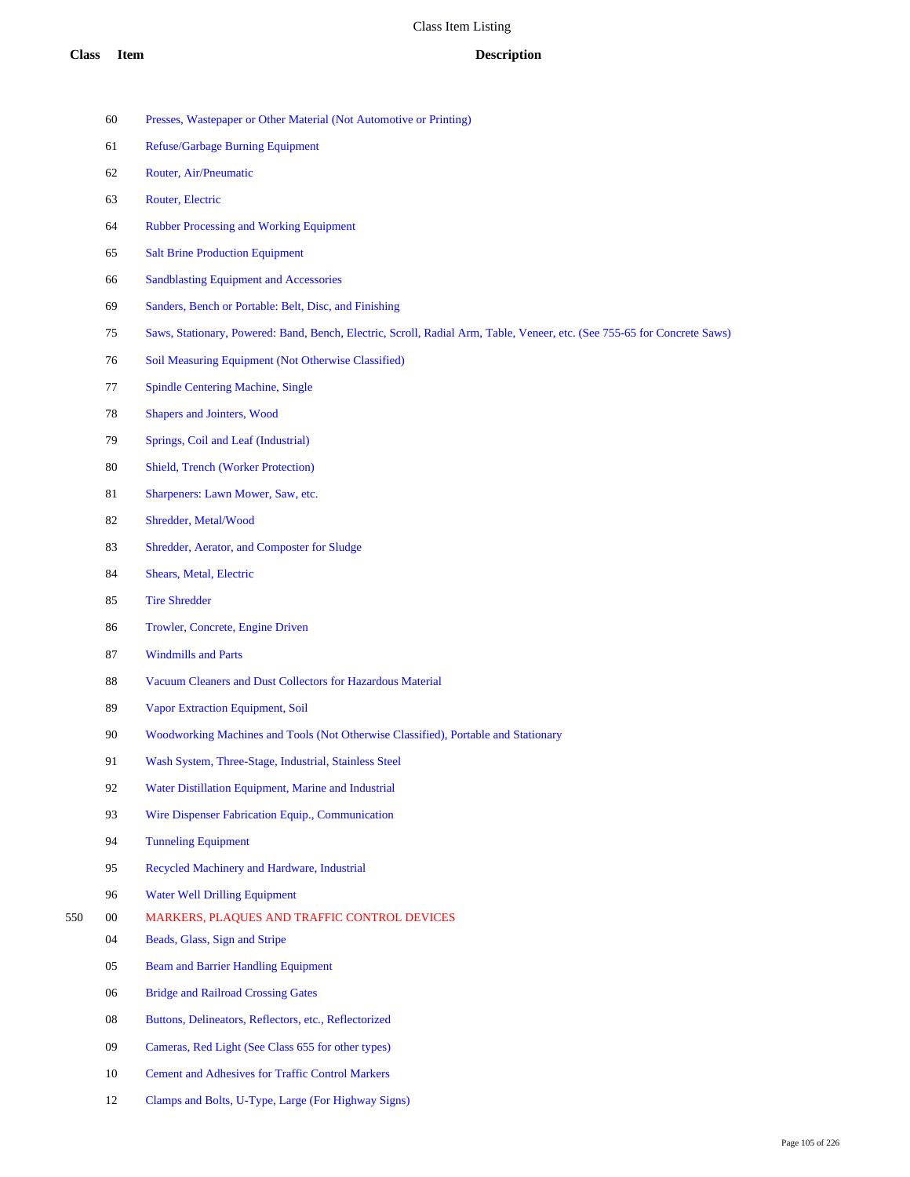# Class Item Listing

| Class | Item | Description |
|---|---|---|
| | 60 | Presses, Wastepaper or Other Material (Not Automotive or Printing) |
| | 61 | Refuse/Garbage Burning Equipment |
| | 62 | Router, Air/Pneumatic |
| | 63 | Router, Electric |
| | 64 | Rubber Processing and Working Equipment |
| | 65 | Salt Brine Production Equipment |
| | 66 | Sandblasting Equipment and Accessories |
| | 69 | Sanders, Bench or Portable: Belt, Disc, and Finishing |
| | 75 | Saws, Stationary, Powered: Band, Bench, Electric, Scroll, Radial Arm, Table, Veneer, etc. (See 755-65 for Concrete Saws) |
| | 76 | Soil Measuring Equipment (Not Otherwise Classified) |
| | 77 | Spindle Centering Machine, Single |
| | 78 | Shapers and Jointers, Wood |
| | 79 | Springs, Coil and Leaf (Industrial) |
| | 80 | Shield, Trench (Worker Protection) |
| | 81 | Sharpeners: Lawn Mower, Saw, etc. |
| | 82 | Shredder, Metal/Wood |
| | 83 | Shredder, Aerator, and Composter for Sludge |
| | 84 | Shears, Metal, Electric |
| | 85 | Tire Shredder |
| | 86 | Trowler, Concrete, Engine Driven |
| | 87 | Windmills and Parts |
| | 88 | Vacuum Cleaners and Dust Collectors for Hazardous Material |
| | 89 | Vapor Extraction Equipment, Soil |
| | 90 | Woodworking Machines and Tools (Not Otherwise Classified), Portable and Stationary |
| | 91 | Wash System, Three-Stage, Industrial, Stainless Steel |
| | 92 | Water Distillation Equipment, Marine and Industrial |
| | 93 | Wire Dispenser Fabrication Equip., Communication |
| | 94 | Tunneling Equipment |
| | 95 | Recycled Machinery and Hardware, Industrial |
| | 96 | Water Well Drilling Equipment |
| 550 | 00 | MARKERS, PLAQUES AND TRAFFIC CONTROL DEVICES |
| | 04 | Beads, Glass, Sign and Stripe |
| | 05 | Beam and Barrier Handling Equipment |
| | 06 | Bridge and Railroad Crossing Gates |
| | 08 | Buttons, Delineators, Reflectors, etc., Reflectorized |
| | 09 | Cameras, Red Light (See Class 655 for other types) |
| | 10 | Cement and Adhesives for Traffic Control Markers |
| | 12 | Clamps and Bolts, U-Type, Large (For Highway Signs) |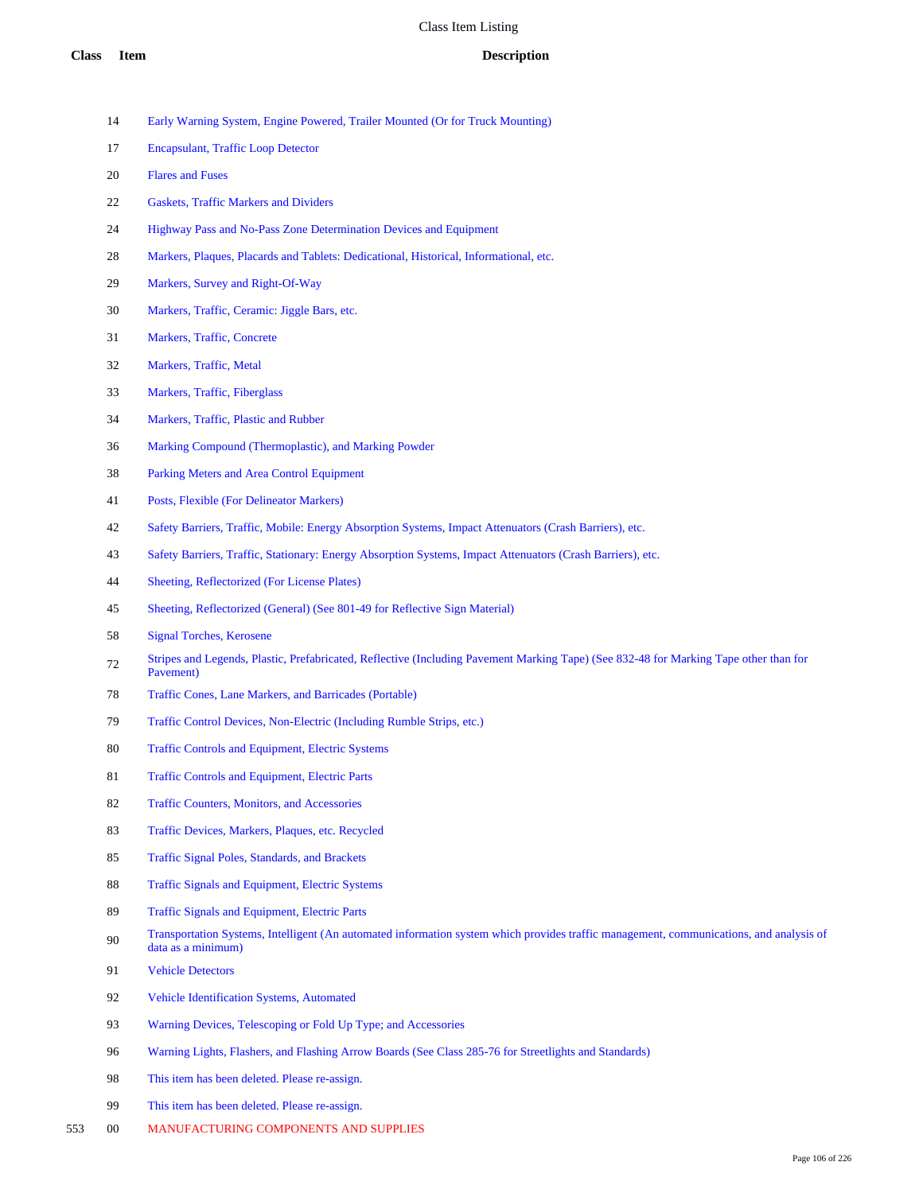# Class Item Listing

| Class | Item | Description |
|---|---|---|
| | 14 | Early Warning System, Engine Powered, Trailer Mounted (Or for Truck Mounting) |
| | 17 | Encapsulant, Traffic Loop Detector |
| | 20 | Flares and Fuses |
| | 22 | Gaskets, Traffic Markers and Dividers |
| | 24 | Highway Pass and No-Pass Zone Determination Devices and Equipment |
| | 28 | Markers, Plaques, Placards and Tablets: Dedicational, Historical, Informational, etc. |
| | 29 | Markers, Survey and Right-Of-Way |
| | 30 | Markers, Traffic, Ceramic: Jiggle Bars, etc. |
| | 31 | Markers, Traffic, Concrete |
| | 32 | Markers, Traffic, Metal |
| | 33 | Markers, Traffic, Fiberglass |
| | 34 | Markers, Traffic, Plastic and Rubber |
| | 36 | Marking Compound (Thermoplastic), and Marking Powder |
| | 38 | Parking Meters and Area Control Equipment |
| | 41 | Posts, Flexible (For Delineator Markers) |
| | 42 | Safety Barriers, Traffic, Mobile: Energy Absorption Systems, Impact Attenuators (Crash Barriers), etc. |
| | 43 | Safety Barriers, Traffic, Stationary: Energy Absorption Systems, Impact Attenuators (Crash Barriers), etc. |
| | 44 | Sheeting, Reflectorized (For License Plates) |
| | 45 | Sheeting, Reflectorized (General) (See 801-49 for Reflective Sign Material) |
| | 58 | Signal Torches, Kerosene |
| | 72 | Stripes and Legends, Plastic, Prefabricated, Reflective (Including Pavement Marking Tape) (See 832-48 for Marking Tape other than for Pavement) |
| | 78 | Traffic Cones, Lane Markers, and Barricades (Portable) |
| | 79 | Traffic Control Devices, Non-Electric (Including Rumble Strips, etc.) |
| | 80 | Traffic Controls and Equipment, Electric Systems |
| | 81 | Traffic Controls and Equipment, Electric Parts |
| | 82 | Traffic Counters, Monitors, and Accessories |
| | 83 | Traffic Devices, Markers, Plaques, etc. Recycled |
| | 85 | Traffic Signal Poles, Standards, and Brackets |
| | 88 | Traffic Signals and Equipment, Electric Systems |
| | 89 | Traffic Signals and Equipment, Electric Parts |
| | 90 | Transportation Systems, Intelligent (An automated information system which provides traffic management, communications, and analysis of data as a minimum) |
| | 91 | Vehicle Detectors |
| | 92 | Vehicle Identification Systems, Automated |
| | 93 | Warning Devices, Telescoping or Fold Up Type; and Accessories |
| | 96 | Warning Lights, Flashers, and Flashing Arrow Boards (See Class 285-76 for Streetlights and Standards) |
| | 98 | This item has been deleted. Please re-assign. |
| | 99 | This item has been deleted. Please re-assign. |
| 553 | 00 | MANUFACTURING COMPONENTS AND SUPPLIES |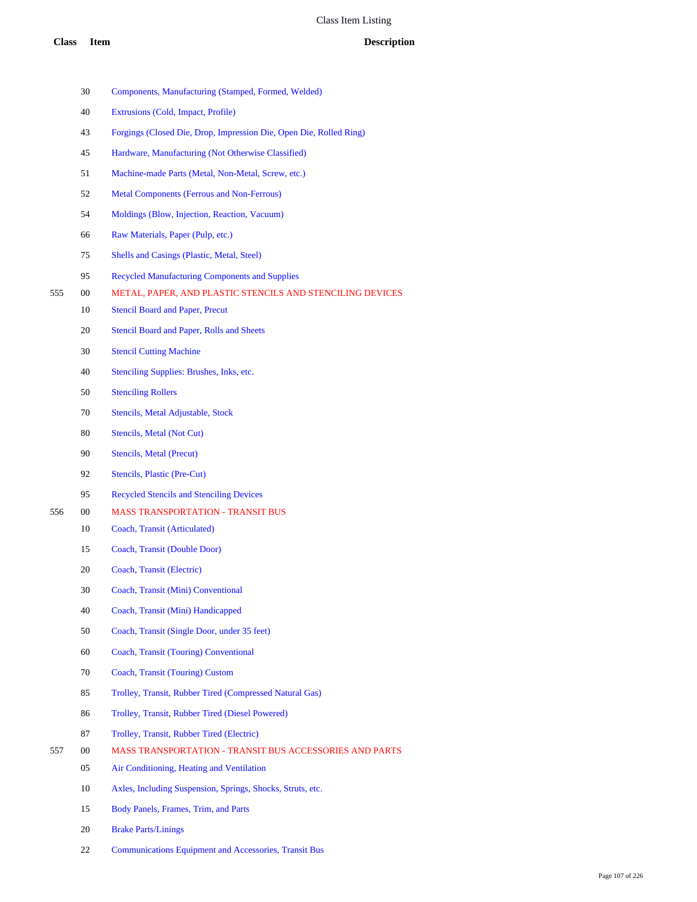# Class Item Listing

| Class | Item | Description |
|---|---|---|
| | 30 | Components, Manufacturing (Stamped, Formed, Welded) |
| | 40 | Extrusions (Cold, Impact, Profile) |
| | 43 | Forgings (Closed Die, Drop, Impression Die, Open Die, Rolled Ring) |
| | 45 | Hardware, Manufacturing (Not Otherwise Classified) |
| | 51 | Machine-made Parts (Metal, Non-Metal, Screw, etc.) |
| | 52 | Metal Components (Ferrous and Non-Ferrous) |
| | 54 | Moldings (Blow, Injection, Reaction, Vacuum) |
| | 66 | Raw Materials, Paper (Pulp, etc.) |
| | 75 | Shells and Casings (Plastic, Metal, Steel) |
| | 95 | Recycled Manufacturing Components and Supplies |
| 555 | 00 | METAL, PAPER, AND PLASTIC STENCILS AND STENCILING DEVICES |
| | 10 | Stencil Board and Paper, Precut |
| | 20 | Stencil Board and Paper, Rolls and Sheets |
| | 30 | Stencil Cutting Machine |
| | 40 | Stenciling Supplies: Brushes, Inks, etc. |
| | 50 | Stenciling Rollers |
| | 70 | Stencils, Metal Adjustable, Stock |
| | 80 | Stencils, Metal (Not Cut) |
| | 90 | Stencils, Metal (Precut) |
| | 92 | Stencils, Plastic (Pre-Cut) |
| | 95 | Recycled Stencils and Stenciling Devices |
| 556 | 00 | MASS TRANSPORTATION - TRANSIT BUS |
| | 10 | Coach, Transit (Articulated) |
| | 15 | Coach, Transit (Double Door) |
| | 20 | Coach, Transit (Electric) |
| | 30 | Coach, Transit (Mini) Conventional |
| | 40 | Coach, Transit (Mini) Handicapped |
| | 50 | Coach, Transit (Single Door, under 35 feet) |
| | 60 | Coach, Transit (Touring) Conventional |
| | 70 | Coach, Transit (Touring) Custom |
| | 85 | Trolley, Transit, Rubber Tired (Compressed Natural Gas) |
| | 86 | Trolley, Transit, Rubber Tired (Diesel Powered) |
| | 87 | Trolley, Transit, Rubber Tired (Electric) |
| 557 | 00 | MASS TRANSPORTATION - TRANSIT BUS ACCESSORIES AND PARTS |
| | 05 | Air Conditioning, Heating and Ventilation |
| | 10 | Axles, Including Suspension, Springs, Shocks, Struts, etc. |
| | 15 | Body Panels, Frames, Trim, and Parts |
| | 20 | Brake Parts/Linings |
| | 22 | Communications Equipment and Accessories, Transit Bus |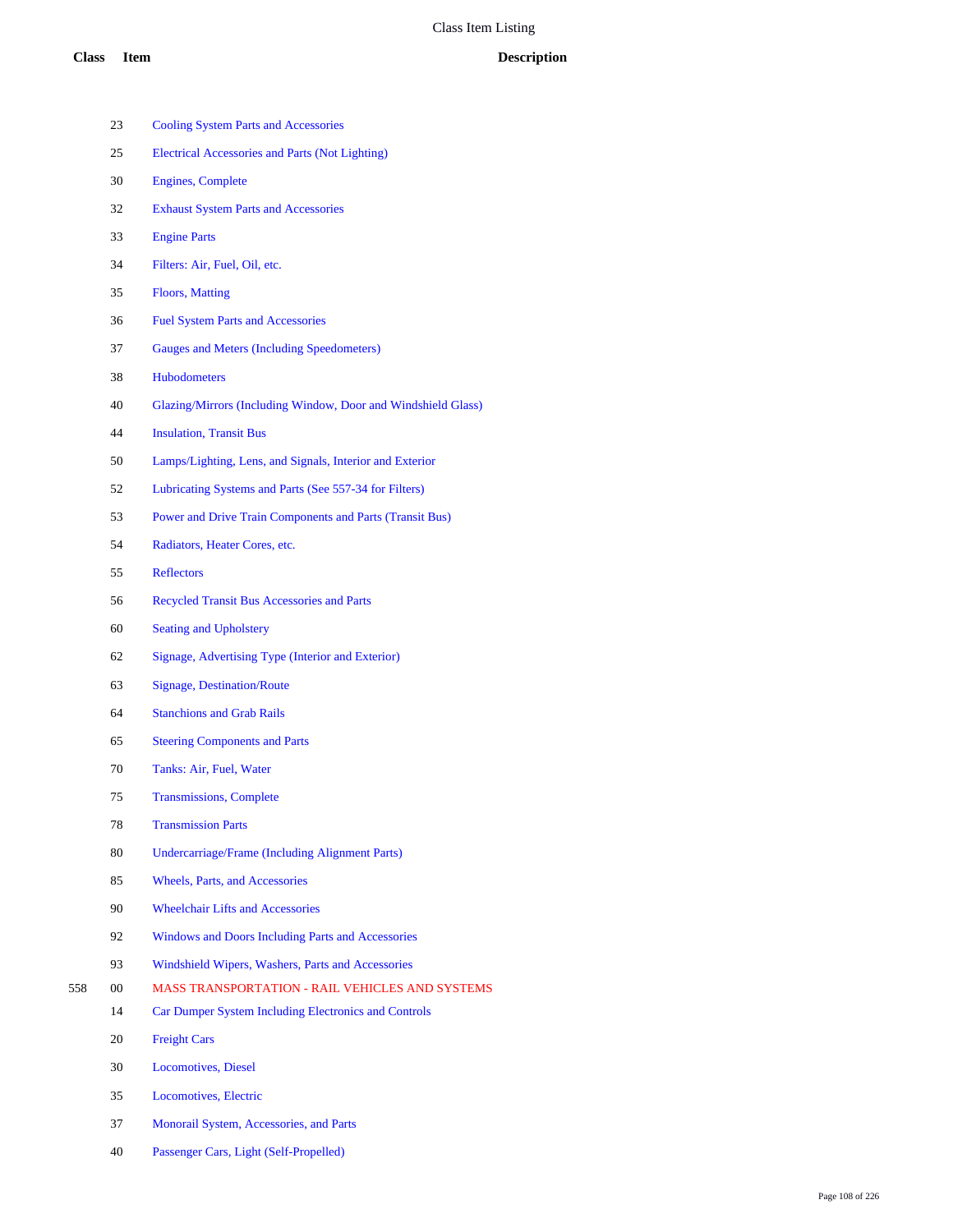Class Item Listing

| Class | Item | Description |
| --- | --- | --- |
| | 23 | Cooling System Parts and Accessories |
| | 25 | Electrical Accessories and Parts (Not Lighting) |
| | 30 | Engines, Complete |
| | 32 | Exhaust System Parts and Accessories |
| | 33 | Engine Parts |
| | 34 | Filters: Air, Fuel, Oil, etc. |
| | 35 | Floors, Matting |
| | 36 | Fuel System Parts and Accessories |
| | 37 | Gauges and Meters (Including Speedometers) |
| | 38 | Hubodometers |
| | 40 | Glazing/Mirrors (Including Window, Door and Windshield Glass) |
| | 44 | Insulation, Transit Bus |
| | 50 | Lamps/Lighting, Lens, and Signals, Interior and Exterior |
| | 52 | Lubricating Systems and Parts (See 557-34 for Filters) |
| | 53 | Power and Drive Train Components and Parts (Transit Bus) |
| | 54 | Radiators, Heater Cores, etc. |
| | 55 | Reflectors |
| | 56 | Recycled Transit Bus Accessories and Parts |
| | 60 | Seating and Upholstery |
| | 62 | Signage, Advertising Type (Interior and Exterior) |
| | 63 | Signage, Destination/Route |
| | 64 | Stanchions and Grab Rails |
| | 65 | Steering Components and Parts |
| | 70 | Tanks: Air, Fuel, Water |
| | 75 | Transmissions, Complete |
| | 78 | Transmission Parts |
| | 80 | Undercarriage/Frame (Including Alignment Parts) |
| | 85 | Wheels, Parts, and Accessories |
| | 90 | Wheelchair Lifts and Accessories |
| | 92 | Windows and Doors Including Parts and Accessories |
| | 93 | Windshield Wipers, Washers, Parts and Accessories |
| 558 | 00 | MASS TRANSPORTATION - RAIL VEHICLES AND SYSTEMS |
| | 14 | Car Dumper System Including Electronics and Controls |
| | 20 | Freight Cars |
| | 30 | Locomotives, Diesel |
| | 35 | Locomotives, Electric |
| | 37 | Monorail System, Accessories, and Parts |
| | 40 | Passenger Cars, Light (Self-Propelled) |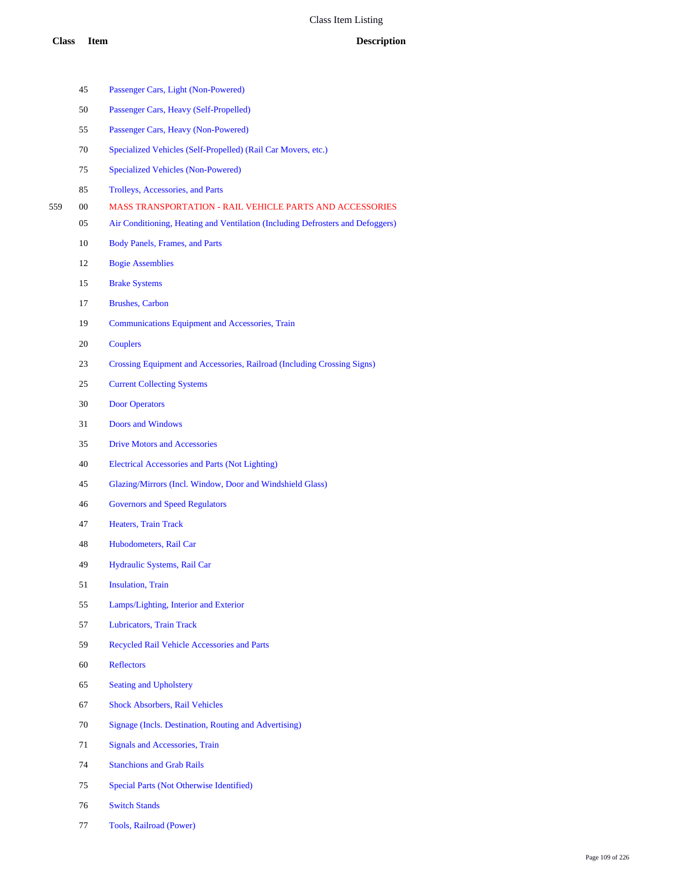# Class Item Listing

| Class | Item | Description |
|---|---|---|
| | 45 | Passenger Cars, Light (Non-Powered) |
| | 50 | Passenger Cars, Heavy (Self-Propelled) |
| | 55 | Passenger Cars, Heavy (Non-Powered) |
| | 70 | Specialized Vehicles (Self-Propelled) (Rail Car Movers, etc.) |
| | 75 | Specialized Vehicles (Non-Powered) |
| | 85 | Trolleys, Accessories, and Parts |
| 559 | 00 | MASS TRANSPORTATION - RAIL VEHICLE PARTS AND ACCESSORIES |
| | 05 | Air Conditioning, Heating and Ventilation (Including Defrosters and Defoggers) |
| | 10 | Body Panels, Frames, and Parts |
| | 12 | Bogie Assemblies |
| | 15 | Brake Systems |
| | 17 | Brushes, Carbon |
| | 19 | Communications Equipment and Accessories, Train |
| | 20 | Couplers |
| | 23 | Crossing Equipment and Accessories, Railroad (Including Crossing Signs) |
| | 25 | Current Collecting Systems |
| | 30 | Door Operators |
| | 31 | Doors and Windows |
| | 35 | Drive Motors and Accessories |
| | 40 | Electrical Accessories and Parts (Not Lighting) |
| | 45 | Glazing/Mirrors (Incl. Window, Door and Windshield Glass) |
| | 46 | Governors and Speed Regulators |
| | 47 | Heaters, Train Track |
| | 48 | Hubodometers, Rail Car |
| | 49 | Hydraulic Systems, Rail Car |
| | 51 | Insulation, Train |
| | 55 | Lamps/Lighting, Interior and Exterior |
| | 57 | Lubricators, Train Track |
| | 59 | Recycled Rail Vehicle Accessories and Parts |
| | 60 | Reflectors |
| | 65 | Seating and Upholstery |
| | 67 | Shock Absorbers, Rail Vehicles |
| | 70 | Signage (Incls. Destination, Routing and Advertising) |
| | 71 | Signals and Accessories, Train |
| | 74 | Stanchions and Grab Rails |
| | 75 | Special Parts (Not Otherwise Identified) |
| | 76 | Switch Stands |
| | 77 | Tools, Railroad (Power) |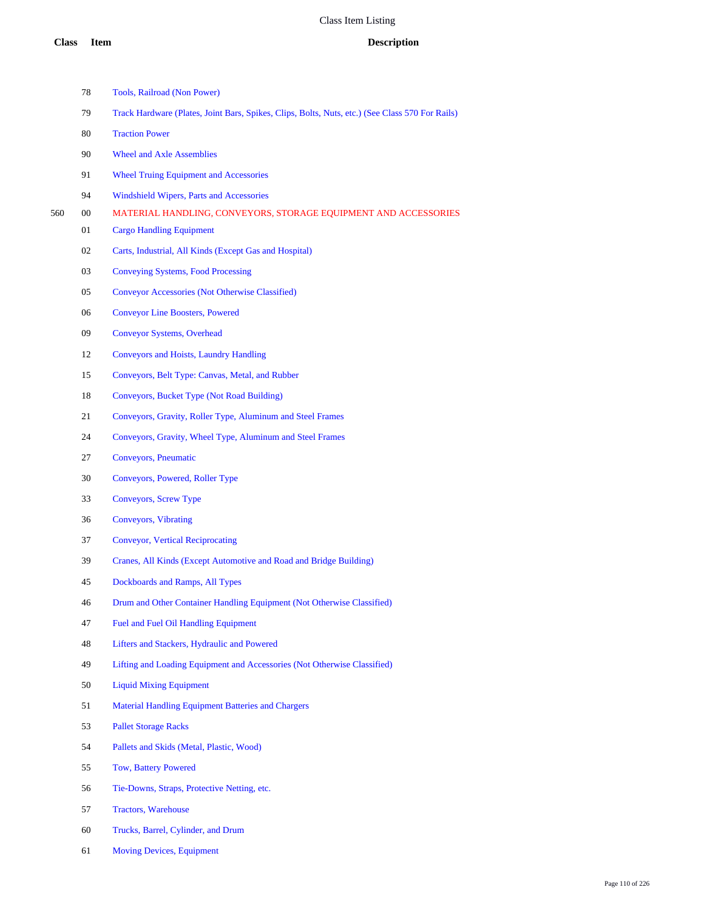# Class Item Listing

| Class | Item | Description |
| --- | --- | --- |
| | 78 | Tools, Railroad (Non Power) |
| | 79 | Track Hardware (Plates, Joint Bars, Spikes, Clips, Bolts, Nuts, etc.) (See Class 570 For Rails) |
| | 80 | Traction Power |
| | 90 | Wheel and Axle Assemblies |
| | 91 | Wheel Truing Equipment and Accessories |
| | 94 | Windshield Wipers, Parts and Accessories |
| 560 | 00 | MATERIAL HANDLING, CONVEYORS, STORAGE EQUIPMENT AND ACCESSORIES |
| | 01 | Cargo Handling Equipment |
| | 02 | Carts, Industrial, All Kinds (Except Gas and Hospital) |
| | 03 | Conveying Systems, Food Processing |
| | 05 | Conveyor Accessories (Not Otherwise Classified) |
| | 06 | Conveyor Line Boosters, Powered |
| | 09 | Conveyor Systems, Overhead |
| | 12 | Conveyors and Hoists, Laundry Handling |
| | 15 | Conveyors, Belt Type: Canvas, Metal, and Rubber |
| | 18 | Conveyors, Bucket Type (Not Road Building) |
| | 21 | Conveyors, Gravity, Roller Type, Aluminum and Steel Frames |
| | 24 | Conveyors, Gravity, Wheel Type, Aluminum and Steel Frames |
| | 27 | Conveyors, Pneumatic |
| | 30 | Conveyors, Powered, Roller Type |
| | 33 | Conveyors, Screw Type |
| | 36 | Conveyors, Vibrating |
| | 37 | Conveyor, Vertical Reciprocating |
| | 39 | Cranes, All Kinds (Except Automotive and Road and Bridge Building) |
| | 45 | Dockboards and Ramps, All Types |
| | 46 | Drum and Other Container Handling Equipment (Not Otherwise Classified) |
| | 47 | Fuel and Fuel Oil Handling Equipment |
| | 48 | Lifters and Stackers, Hydraulic and Powered |
| | 49 | Lifting and Loading Equipment and Accessories (Not Otherwise Classified) |
| | 50 | Liquid Mixing Equipment |
| | 51 | Material Handling Equipment Batteries and Chargers |
| | 53 | Pallet Storage Racks |
| | 54 | Pallets and Skids (Metal, Plastic, Wood) |
| | 55 | Tow, Battery Powered |
| | 56 | Tie-Downs, Straps, Protective Netting, etc. |
| | 57 | Tractors, Warehouse |
| | 60 | Trucks, Barrel, Cylinder, and Drum |
| | 61 | Moving Devices, Equipment |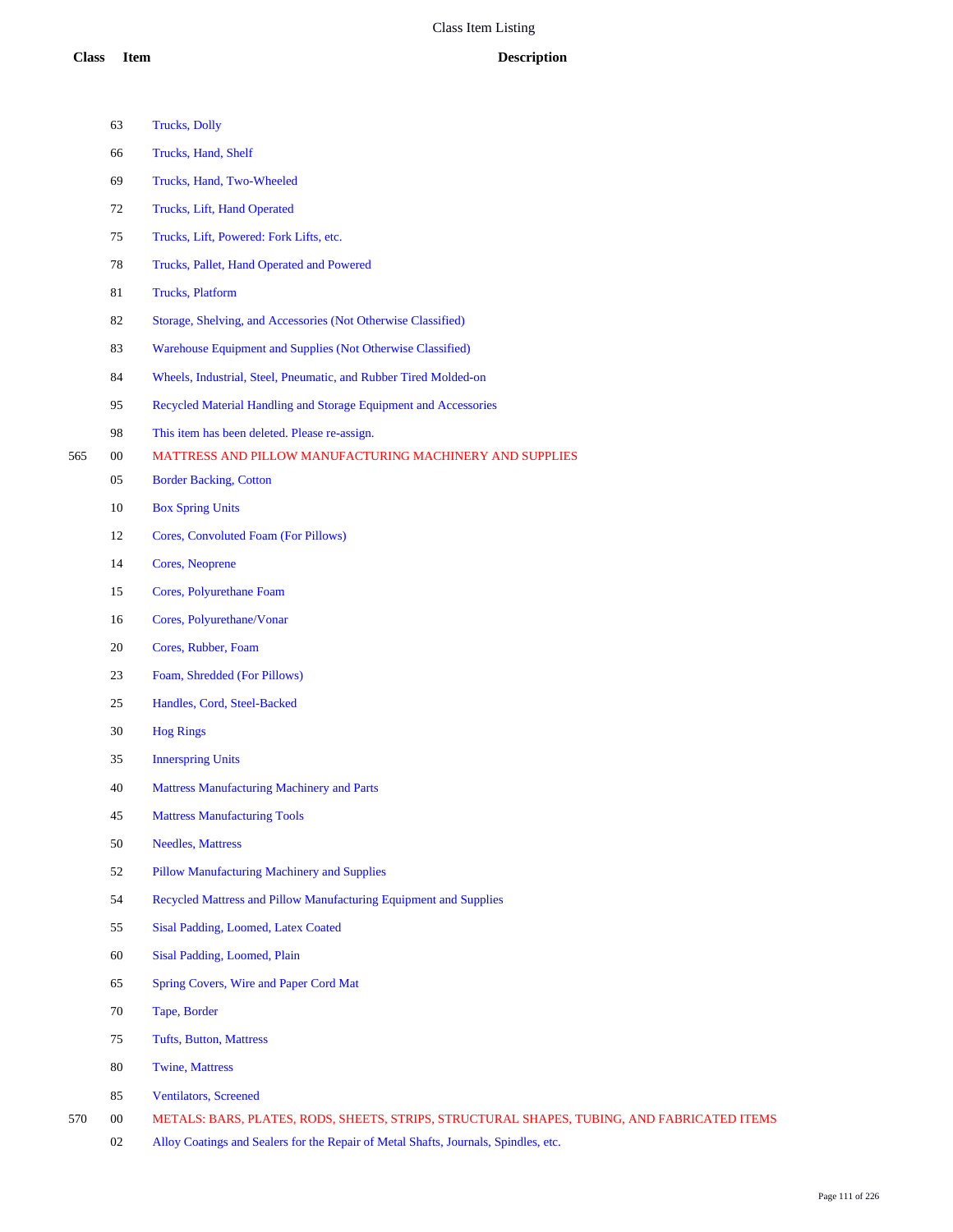# Class Item Listing

| Class | Item | Description |
|---|---|---|
| | 63 | Trucks, Dolly |
| | 66 | Trucks, Hand, Shelf |
| | 69 | Trucks, Hand, Two-Wheeled |
| | 72 | Trucks, Lift, Hand Operated |
| | 75 | Trucks, Lift, Powered: Fork Lifts, etc. |
| | 78 | Trucks, Pallet, Hand Operated and Powered |
| | 81 | Trucks, Platform |
| | 82 | Storage, Shelving, and Accessories (Not Otherwise Classified) |
| | 83 | Warehouse Equipment and Supplies (Not Otherwise Classified) |
| | 84 | Wheels, Industrial, Steel, Pneumatic, and Rubber Tired Molded-on |
| | 95 | Recycled Material Handling and Storage Equipment and Accessories |
| | 98 | This item has been deleted. Please re-assign. |
| 565 | 00 | MATTRESS AND PILLOW MANUFACTURING MACHINERY AND SUPPLIES |
| | 05 | Border Backing, Cotton |
| | 10 | Box Spring Units |
| | 12 | Cores, Convoluted Foam (For Pillows) |
| | 14 | Cores, Neoprene |
| | 15 | Cores, Polyurethane Foam |
| | 16 | Cores, Polyurethane/Vonar |
| | 20 | Cores, Rubber, Foam |
| | 23 | Foam, Shredded (For Pillows) |
| | 25 | Handles, Cord, Steel-Backed |
| | 30 | Hog Rings |
| | 35 | Innerspring Units |
| | 40 | Mattress Manufacturing Machinery and Parts |
| | 45 | Mattress Manufacturing Tools |
| | 50 | Needles, Mattress |
| | 52 | Pillow Manufacturing Machinery and Supplies |
| | 54 | Recycled Mattress and Pillow Manufacturing Equipment and Supplies |
| | 55 | Sisal Padding, Loomed, Latex Coated |
| | 60 | Sisal Padding, Loomed, Plain |
| | 65 | Spring Covers, Wire and Paper Cord Mat |
| | 70 | Tape, Border |
| | 75 | Tufts, Button, Mattress |
| | 80 | Twine, Mattress |
| | 85 | Ventilators, Screened |
| 570 | 00 | METALS: BARS, PLATES, RODS, SHEETS, STRIPS, STRUCTURAL SHAPES, TUBING, AND FABRICATED ITEMS |
| | 02 | Alloy Coatings and Sealers for the Repair of Metal Shafts, Journals, Spindles, etc. |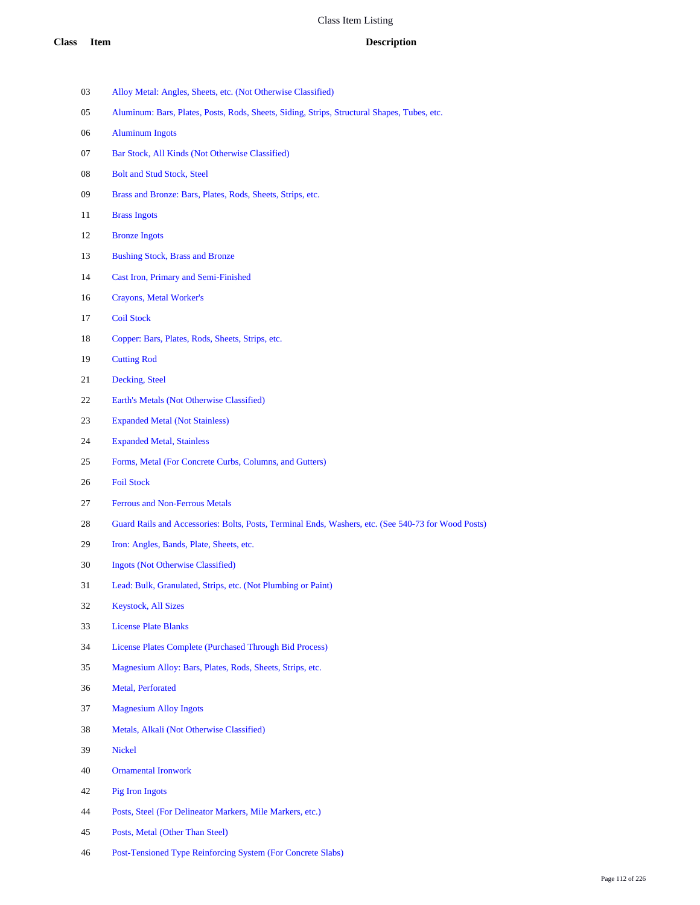# Class Item Listing

| Class | Item | Description |
|---|---|---|
| | 03 | Alloy Metal: Angles, Sheets, etc. (Not Otherwise Classified) |
| | 05 | Aluminum: Bars, Plates, Posts, Rods, Sheets, Siding, Strips, Structural Shapes, Tubes, etc. |
| | 06 | Aluminum Ingots |
| | 07 | Bar Stock, All Kinds (Not Otherwise Classified) |
| | 08 | Bolt and Stud Stock, Steel |
| | 09 | Brass and Bronze: Bars, Plates, Rods, Sheets, Strips, etc. |
| | 11 | Brass Ingots |
| | 12 | Bronze Ingots |
| | 13 | Bushing Stock, Brass and Bronze |
| | 14 | Cast Iron, Primary and Semi-Finished |
| | 16 | Crayons, Metal Worker's |
| | 17 | Coil Stock |
| | 18 | Copper: Bars, Plates, Rods, Sheets, Strips, etc. |
| | 19 | Cutting Rod |
| | 21 | Decking, Steel |
| | 22 | Earth's Metals (Not Otherwise Classified) |
| | 23 | Expanded Metal (Not Stainless) |
| | 24 | Expanded Metal, Stainless |
| | 25 | Forms, Metal (For Concrete Curbs, Columns, and Gutters) |
| | 26 | Foil Stock |
| | 27 | Ferrous and Non-Ferrous Metals |
| | 28 | Guard Rails and Accessories: Bolts, Posts, Terminal Ends, Washers, etc. (See 540-73 for Wood Posts) |
| | 29 | Iron: Angles, Bands, Plate, Sheets, etc. |
| | 30 | Ingots (Not Otherwise Classified) |
| | 31 | Lead: Bulk, Granulated, Strips, etc. (Not Plumbing or Paint) |
| | 32 | Keystock, All Sizes |
| | 33 | License Plate Blanks |
| | 34 | License Plates Complete (Purchased Through Bid Process) |
| | 35 | Magnesium Alloy: Bars, Plates, Rods, Sheets, Strips, etc. |
| | 36 | Metal, Perforated |
| | 37 | Magnesium Alloy Ingots |
| | 38 | Metals, Alkali (Not Otherwise Classified) |
| | 39 | Nickel |
| | 40 | Ornamental Ironwork |
| | 42 | Pig Iron Ingots |
| | 44 | Posts, Steel (For Delineator Markers, Mile Markers, etc.) |
| | 45 | Posts, Metal (Other Than Steel) |
| | 46 | Post-Tensioned Type Reinforcing System (For Concrete Slabs) |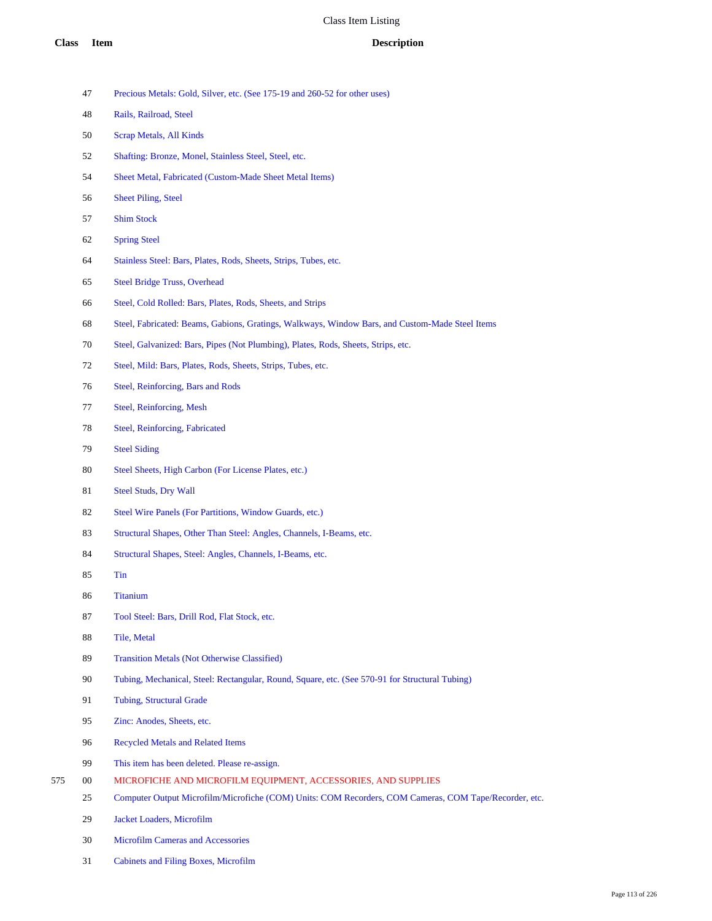# Class Item Listing

| Class | Item | Description |
|---|---|---|
| | 47 | Precious Metals: Gold, Silver, etc. (See 175-19 and 260-52 for other uses) |
| | 48 | Rails, Railroad, Steel |
| | 50 | Scrap Metals, All Kinds |
| | 52 | Shafting: Bronze, Monel, Stainless Steel, Steel, etc. |
| | 54 | Sheet Metal, Fabricated (Custom-Made Sheet Metal Items) |
| | 56 | Sheet Piling, Steel |
| | 57 | Shim Stock |
| | 62 | Spring Steel |
| | 64 | Stainless Steel: Bars, Plates, Rods, Sheets, Strips, Tubes, etc. |
| | 65 | Steel Bridge Truss, Overhead |
| | 66 | Steel, Cold Rolled: Bars, Plates, Rods, Sheets, and Strips |
| | 68 | Steel, Fabricated: Beams, Gabions, Gratings, Walkways, Window Bars, and Custom-Made Steel Items |
| | 70 | Steel, Galvanized: Bars, Pipes (Not Plumbing), Plates, Rods, Sheets, Strips, etc. |
| | 72 | Steel, Mild: Bars, Plates, Rods, Sheets, Strips, Tubes, etc. |
| | 76 | Steel, Reinforcing, Bars and Rods |
| | 77 | Steel, Reinforcing, Mesh |
| | 78 | Steel, Reinforcing, Fabricated |
| | 79 | Steel Siding |
| | 80 | Steel Sheets, High Carbon (For License Plates, etc.) |
| | 81 | Steel Studs, Dry Wall |
| | 82 | Steel Wire Panels (For Partitions, Window Guards, etc.) |
| | 83 | Structural Shapes, Other Than Steel: Angles, Channels, I-Beams, etc. |
| | 84 | Structural Shapes, Steel: Angles, Channels, I-Beams, etc. |
| | 85 | Tin |
| | 86 | Titanium |
| | 87 | Tool Steel: Bars, Drill Rod, Flat Stock, etc. |
| | 88 | Tile, Metal |
| | 89 | Transition Metals (Not Otherwise Classified) |
| | 90 | Tubing, Mechanical, Steel: Rectangular, Round, Square, etc. (See 570-91 for Structural Tubing) |
| | 91 | Tubing, Structural Grade |
| | 95 | Zinc: Anodes, Sheets, etc. |
| | 96 | Recycled Metals and Related Items |
| | 99 | This item has been deleted. Please re-assign. |
| 575 | 00 | MICROFICHE AND MICROFILM EQUIPMENT, ACCESSORIES, AND SUPPLIES |
| | 25 | Computer Output Microfilm/Microfiche (COM) Units: COM Recorders, COM Cameras, COM Tape/Recorder, etc. |
| | 29 | Jacket Loaders, Microfilm |
| | 30 | Microfilm Cameras and Accessories |
| | 31 | Cabinets and Filing Boxes, Microfilm |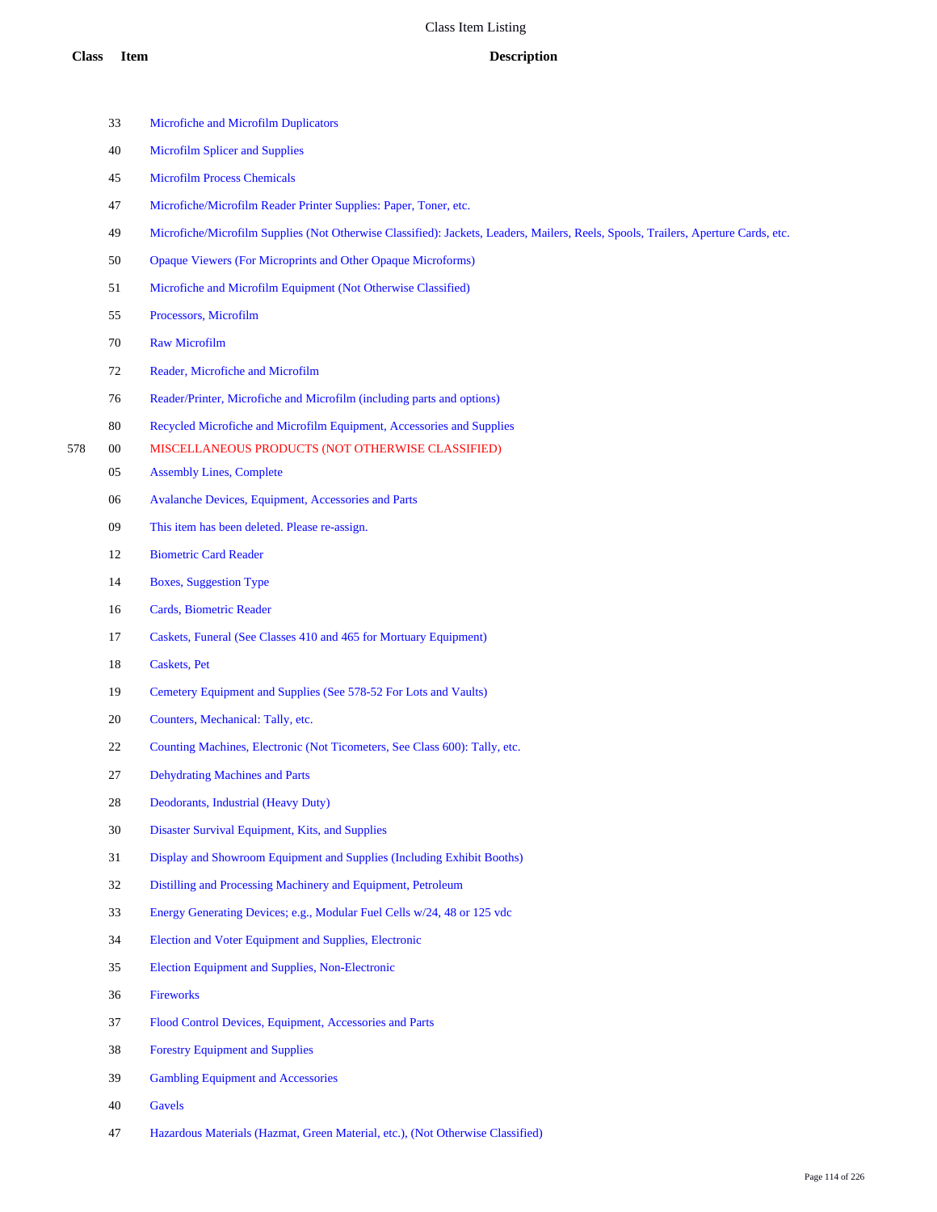| Class | Item | Description |
|---|---|---|
| | 33 | Microfiche and Microfilm Duplicators |
| | 40 | Microfilm Splicer and Supplies |
| | 45 | Microfilm Process Chemicals |
| | 47 | Microfiche/Microfilm Reader Printer Supplies: Paper, Toner, etc. |
| | 49 | Microfiche/Microfilm Supplies (Not Otherwise Classified): Jackets, Leaders, Mailers, Reels, Spools, Trailers, Aperture Cards, etc. |
| | 50 | Opaque Viewers (For Microprints and Other Opaque Microforms) |
| | 51 | Microfiche and Microfilm Equipment (Not Otherwise Classified) |
| | 55 | Processors, Microfilm |
| | 70 | Raw Microfilm |
| | 72 | Reader, Microfiche and Microfilm |
| | 76 | Reader/Printer, Microfiche and Microfilm (including parts and options) |
| | 80 | Recycled Microfiche and Microfilm Equipment, Accessories and Supplies |
| 578 | 00 | MISCELLANEOUS PRODUCTS (NOT OTHERWISE CLASSIFIED) |
| | 05 | Assembly Lines, Complete |
| | 06 | Avalanche Devices, Equipment, Accessories and Parts |
| | 09 | This item has been deleted. Please re-assign. |
| | 12 | Biometric Card Reader |
| | 14 | Boxes, Suggestion Type |
| | 16 | Cards, Biometric Reader |
| | 17 | Caskets, Funeral (See Classes 410 and 465 for Mortuary Equipment) |
| | 18 | Caskets, Pet |
| | 19 | Cemetery Equipment and Supplies (See 578-52 For Lots and Vaults) |
| | 20 | Counters, Mechanical: Tally, etc. |
| | 22 | Counting Machines, Electronic (Not Ticometers, See Class 600): Tally, etc. |
| | 27 | Dehydrating Machines and Parts |
| | 28 | Deodorants, Industrial (Heavy Duty) |
| | 30 | Disaster Survival Equipment, Kits, and Supplies |
| | 31 | Display and Showroom Equipment and Supplies (Including Exhibit Booths) |
| | 32 | Distilling and Processing Machinery and Equipment, Petroleum |
| | 33 | Energy Generating Devices; e.g., Modular Fuel Cells w/24, 48 or 125 vdc |
| | 34 | Election and Voter Equipment and Supplies, Electronic |
| | 35 | Election Equipment and Supplies, Non-Electronic |
| | 36 | Fireworks |
| | 37 | Flood Control Devices, Equipment, Accessories and Parts |
| | 38 | Forestry Equipment and Supplies |
| | 39 | Gambling Equipment and Accessories |
| | 40 | Gavels |
| | 47 | Hazardous Materials (Hazmat, Green Material, etc.), (Not Otherwise Classified) |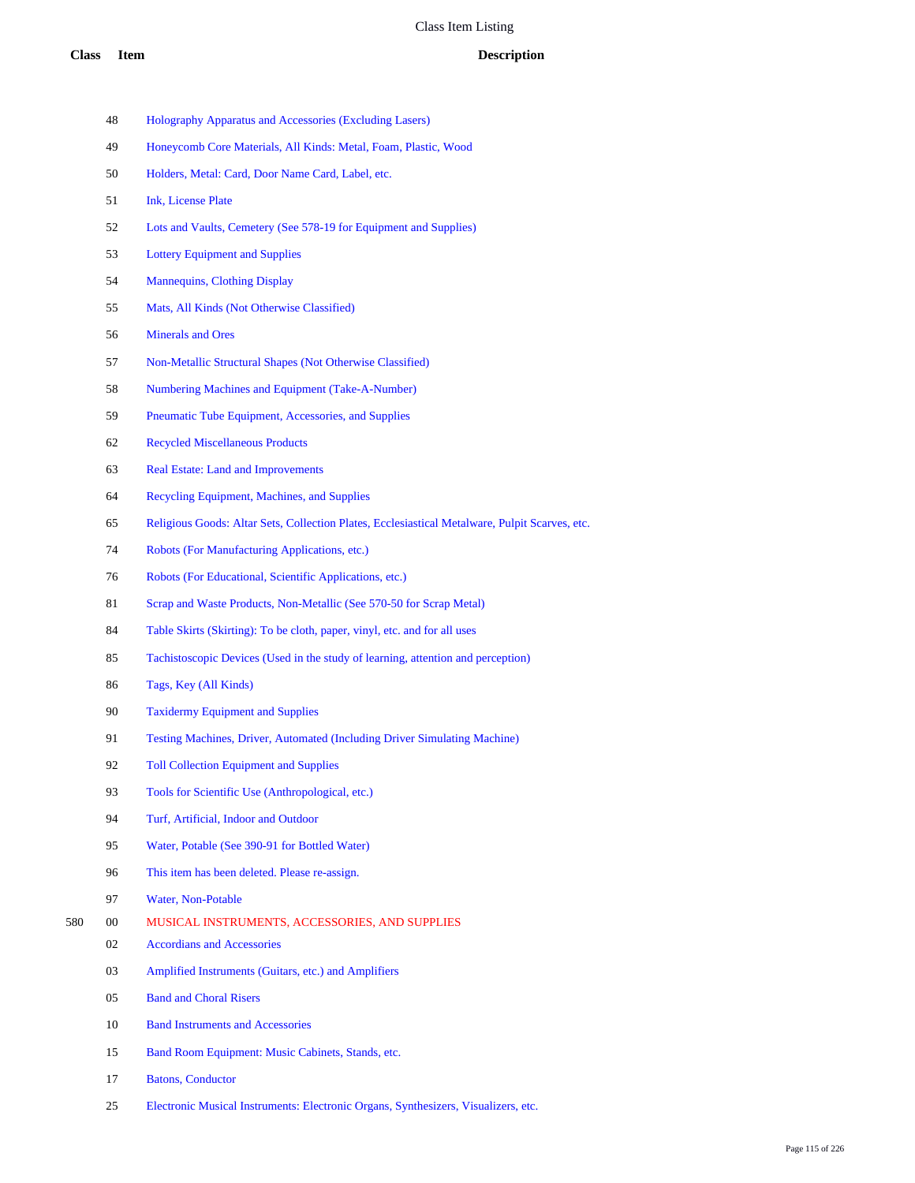# Class Item Listing

| Class | Item | Description |
|---|---|---|
| | 48 | Holography Apparatus and Accessories (Excluding Lasers) |
| | 49 | Honeycomb Core Materials, All Kinds: Metal, Foam, Plastic, Wood |
| | 50 | Holders, Metal: Card, Door Name Card, Label, etc. |
| | 51 | Ink, License Plate |
| | 52 | Lots and Vaults, Cemetery (See 578-19 for Equipment and Supplies) |
| | 53 | Lottery Equipment and Supplies |
| | 54 | Mannequins, Clothing Display |
| | 55 | Mats, All Kinds (Not Otherwise Classified) |
| | 56 | Minerals and Ores |
| | 57 | Non-Metallic Structural Shapes (Not Otherwise Classified) |
| | 58 | Numbering Machines and Equipment (Take-A-Number) |
| | 59 | Pneumatic Tube Equipment, Accessories, and Supplies |
| | 62 | Recycled Miscellaneous Products |
| | 63 | Real Estate: Land and Improvements |
| | 64 | Recycling Equipment, Machines, and Supplies |
| | 65 | Religious Goods: Altar Sets, Collection Plates, Ecclesiastical Metalware, Pulpit Scarves, etc. |
| | 74 | Robots (For Manufacturing Applications, etc.) |
| | 76 | Robots (For Educational, Scientific Applications, etc.) |
| | 81 | Scrap and Waste Products, Non-Metallic (See 570-50 for Scrap Metal) |
| | 84 | Table Skirts (Skirting): To be cloth, paper, vinyl, etc. and for all uses |
| | 85 | Tachistoscopic Devices (Used in the study of learning, attention and perception) |
| | 86 | Tags, Key (All Kinds) |
| | 90 | Taxidermy Equipment and Supplies |
| | 91 | Testing Machines, Driver, Automated (Including Driver Simulating Machine) |
| | 92 | Toll Collection Equipment and Supplies |
| | 93 | Tools for Scientific Use (Anthropological, etc.) |
| | 94 | Turf, Artificial, Indoor and Outdoor |
| | 95 | Water, Potable (See 390-91 for Bottled Water) |
| | 96 | This item has been deleted. Please re-assign. |
| | 97 | Water, Non-Potable |
| 580 | 00 | MUSICAL INSTRUMENTS, ACCESSORIES, AND SUPPLIES |
| | 02 | Accordians and Accessories |
| | 03 | Amplified Instruments (Guitars, etc.) and Amplifiers |
| | 05 | Band and Choral Risers |
| | 10 | Band Instruments and Accessories |
| | 15 | Band Room Equipment: Music Cabinets, Stands, etc. |
| | 17 | Batons, Conductor |
| | 25 | Electronic Musical Instruments: Electronic Organs, Synthesizers, Visualizers, etc. |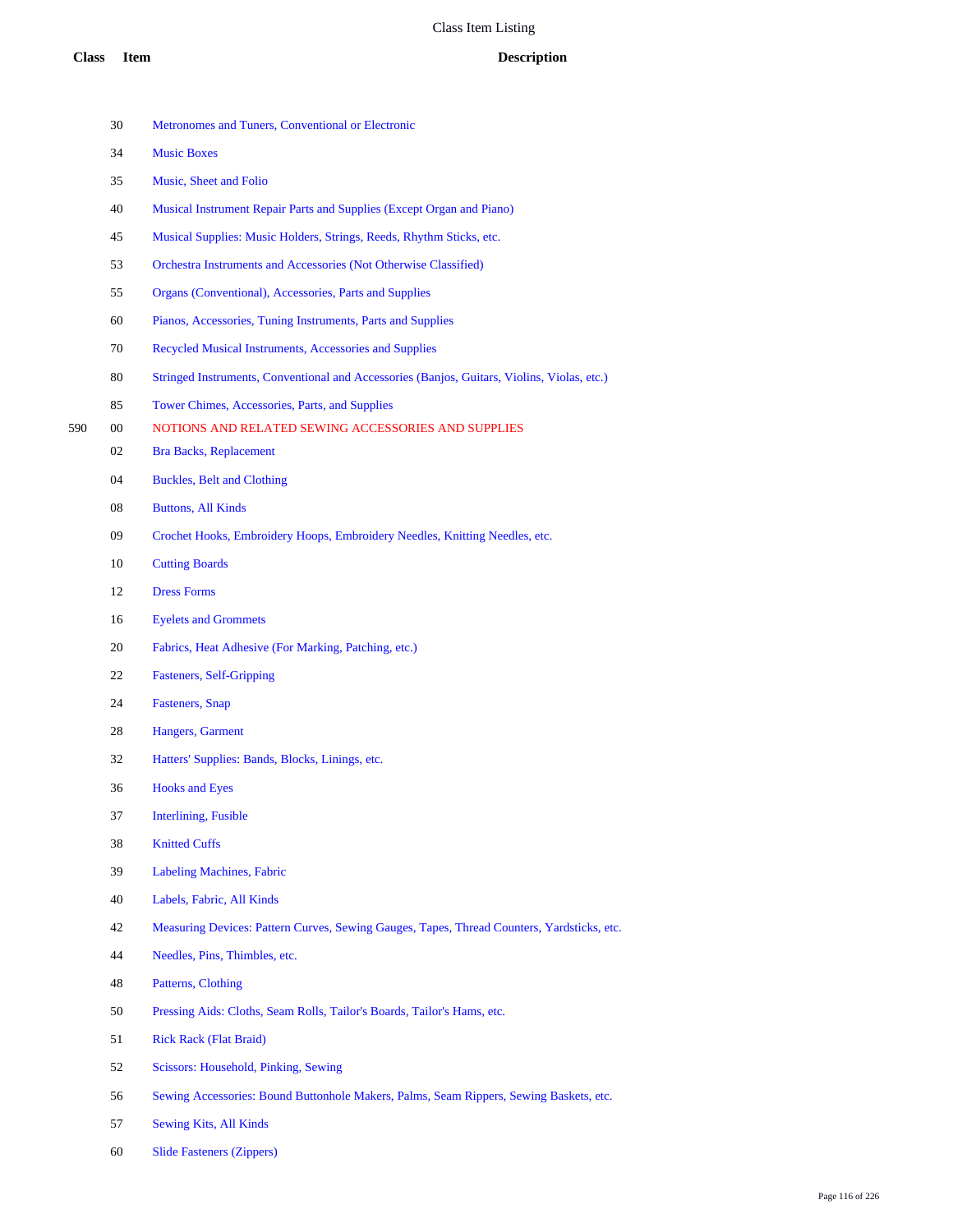# Class Item Listing

| Class | Item | Description |
|---|---|---|
| | 30 | Metronomes and Tuners, Conventional or Electronic |
| | 34 | Music Boxes |
| | 35 | Music, Sheet and Folio |
| | 40 | Musical Instrument Repair Parts and Supplies (Except Organ and Piano) |
| | 45 | Musical Supplies: Music Holders, Strings, Reeds, Rhythm Sticks, etc. |
| | 53 | Orchestra Instruments and Accessories (Not Otherwise Classified) |
| | 55 | Organs (Conventional), Accessories, Parts and Supplies |
| | 60 | Pianos, Accessories, Tuning Instruments, Parts and Supplies |
| | 70 | Recycled Musical Instruments, Accessories and Supplies |
| | 80 | Stringed Instruments, Conventional and Accessories (Banjos, Guitars, Violins, Violas, etc.) |
| | 85 | Tower Chimes, Accessories, Parts, and Supplies |
| 590 | 00 | NOTIONS AND RELATED SEWING ACCESSORIES AND SUPPLIES |
| | 02 | Bra Backs, Replacement |
| | 04 | Buckles, Belt and Clothing |
| | 08 | Buttons, All Kinds |
| | 09 | Crochet Hooks, Embroidery Hoops, Embroidery Needles, Knitting Needles, etc. |
| | 10 | Cutting Boards |
| | 12 | Dress Forms |
| | 16 | Eyelets and Grommets |
| | 20 | Fabrics, Heat Adhesive (For Marking, Patching, etc.) |
| | 22 | Fasteners, Self-Gripping |
| | 24 | Fasteners, Snap |
| | 28 | Hangers, Garment |
| | 32 | Hatters' Supplies: Bands, Blocks, Linings, etc. |
| | 36 | Hooks and Eyes |
| | 37 | Interlining, Fusible |
| | 38 | Knitted Cuffs |
| | 39 | Labeling Machines, Fabric |
| | 40 | Labels, Fabric, All Kinds |
| | 42 | Measuring Devices: Pattern Curves, Sewing Gauges, Tapes, Thread Counters, Yardsticks, etc. |
| | 44 | Needles, Pins, Thimbles, etc. |
| | 48 | Patterns, Clothing |
| | 50 | Pressing Aids: Cloths, Seam Rolls, Tailor's Boards, Tailor's Hams, etc. |
| | 51 | Rick Rack (Flat Braid) |
| | 52 | Scissors: Household, Pinking, Sewing |
| | 56 | Sewing Accessories: Bound Buttonhole Makers, Palms, Seam Rippers, Sewing Baskets, etc. |
| | 57 | Sewing Kits, All Kinds |
| | 60 | Slide Fasteners (Zippers) |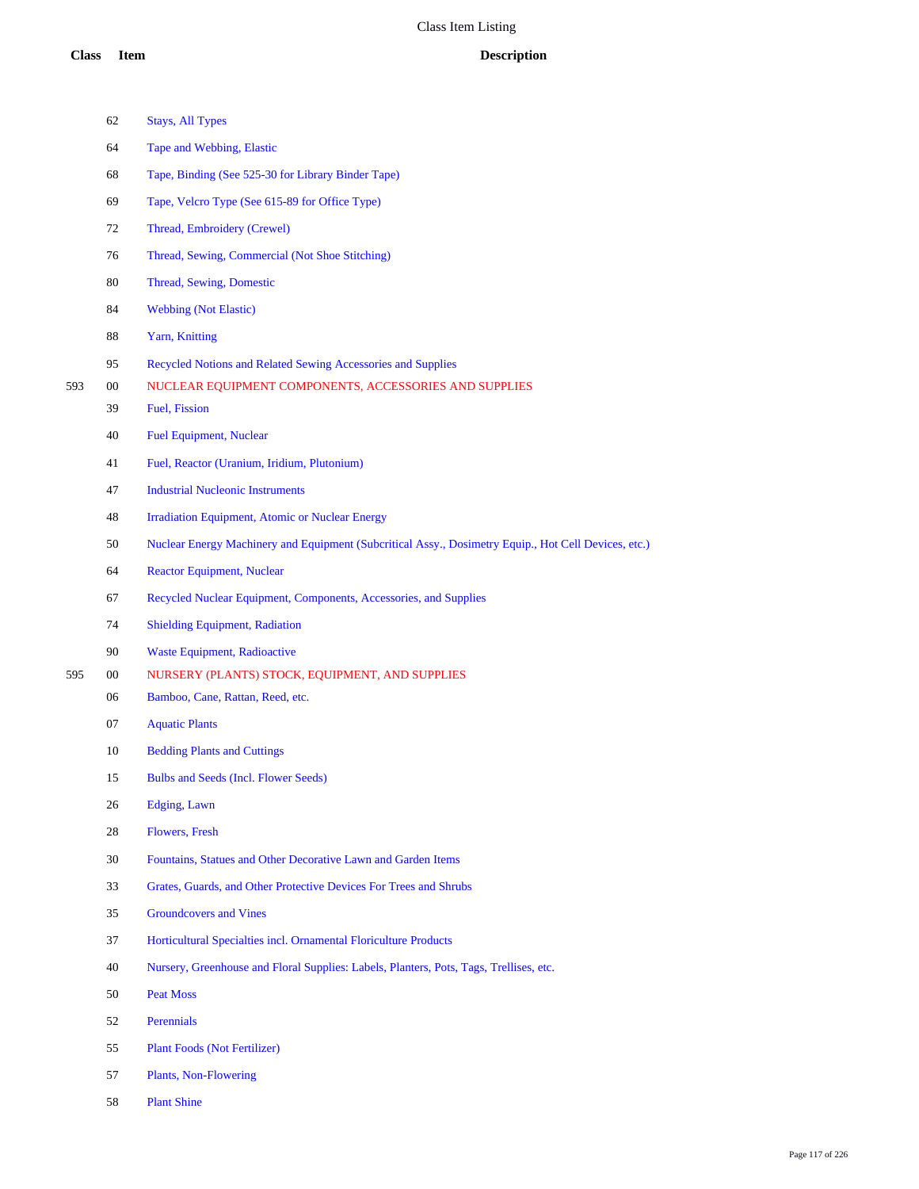# Class Item Listing

| Class | Item | Description |
|---|---|---|
| | 62 | Stays, All Types |
| | 64 | Tape and Webbing, Elastic |
| | 68 | Tape, Binding (See 525-30 for Library Binder Tape) |
| | 69 | Tape, Velcro Type (See 615-89 for Office Type) |
| | 72 | Thread, Embroidery (Crewel) |
| | 76 | Thread, Sewing, Commercial (Not Shoe Stitching) |
| | 80 | Thread, Sewing, Domestic |
| | 84 | Webbing (Not Elastic) |
| | 88 | Yarn, Knitting |
| | 95 | Recycled Notions and Related Sewing Accessories and Supplies |
| 593 | 00 | NUCLEAR EQUIPMENT COMPONENTS, ACCESSORIES AND SUPPLIES |
| | 39 | Fuel, Fission |
| | 40 | Fuel Equipment, Nuclear |
| | 41 | Fuel, Reactor (Uranium, Iridium, Plutonium) |
| | 47 | Industrial Nucleonic Instruments |
| | 48 | Irradiation Equipment, Atomic or Nuclear Energy |
| | 50 | Nuclear Energy Machinery and Equipment (Subcritical Assy., Dosimetry Equip., Hot Cell Devices, etc.) |
| | 64 | Reactor Equipment, Nuclear |
| | 67 | Recycled Nuclear Equipment, Components, Accessories, and Supplies |
| | 74 | Shielding Equipment, Radiation |
| | 90 | Waste Equipment, Radioactive |
| 595 | 00 | NURSERY (PLANTS) STOCK, EQUIPMENT, AND SUPPLIES |
| | 06 | Bamboo, Cane, Rattan, Reed, etc. |
| | 07 | Aquatic Plants |
| | 10 | Bedding Plants and Cuttings |
| | 15 | Bulbs and Seeds (Incl. Flower Seeds) |
| | 26 | Edging, Lawn |
| | 28 | Flowers, Fresh |
| | 30 | Fountains, Statues and Other Decorative Lawn and Garden Items |
| | 33 | Grates, Guards, and Other Protective Devices For Trees and Shrubs |
| | 35 | Groundcovers and Vines |
| | 37 | Horticultural Specialties incl. Ornamental Floriculture Products |
| | 40 | Nursery, Greenhouse and Floral Supplies: Labels, Planters, Pots, Tags, Trellises, etc. |
| | 50 | Peat Moss |
| | 52 | Perennials |
| | 55 | Plant Foods (Not Fertilizer) |
| | 57 | Plants, Non-Flowering |
| | 58 | Plant Shine |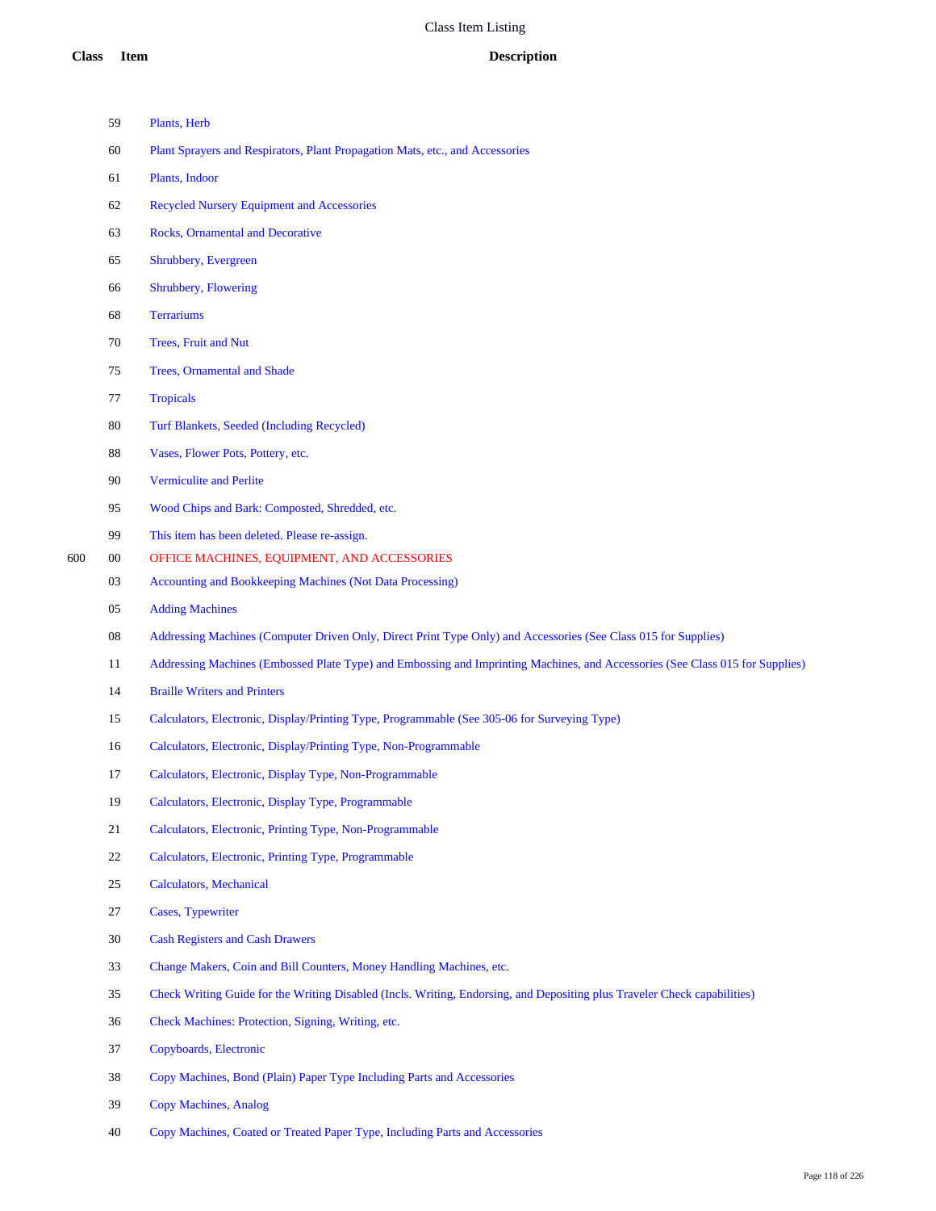| Class | Item | Description |
|---|---|---|
| | 59 | Plants, Herb |
| | 60 | Plant Sprayers and Respirators, Plant Propagation Mats, etc., and Accessories |
| | 61 | Plants, Indoor |
| | 62 | Recycled Nursery Equipment and Accessories |
| | 63 | Rocks, Ornamental and Decorative |
| | 65 | Shrubbery, Evergreen |
| | 66 | Shrubbery, Flowering |
| | 68 | Terrariums |
| | 70 | Trees, Fruit and Nut |
| | 75 | Trees, Ornamental and Shade |
| | 77 | Tropicals |
| | 80 | Turf Blankets, Seeded (Including Recycled) |
| | 88 | Vases, Flower Pots, Pottery, etc. |
| | 90 | Vermiculite and Perlite |
| | 95 | Wood Chips and Bark: Composted, Shredded, etc. |
| | 99 | This item has been deleted. Please re-assign. |
| 600 | 00 | OFFICE MACHINES, EQUIPMENT, AND ACCESSORIES |
| | 03 | Accounting and Bookkeeping Machines (Not Data Processing) |
| | 05 | Adding Machines |
| | 08 | Addressing Machines (Computer Driven Only, Direct Print Type Only) and Accessories (See Class 015 for Supplies) |
| | 11 | Addressing Machines (Embossed Plate Type) and Embossing and Imprinting Machines, and Accessories (See Class 015 for Supplies) |
| | 14 | Braille Writers and Printers |
| | 15 | Calculators, Electronic, Display/Printing Type, Programmable (See 305-06 for Surveying Type) |
| | 16 | Calculators, Electronic, Display/Printing Type, Non-Programmable |
| | 17 | Calculators, Electronic, Display Type, Non-Programmable |
| | 19 | Calculators, Electronic, Display Type, Programmable |
| | 21 | Calculators, Electronic, Printing Type, Non-Programmable |
| | 22 | Calculators, Electronic, Printing Type, Programmable |
| | 25 | Calculators, Mechanical |
| | 27 | Cases, Typewriter |
| | 30 | Cash Registers and Cash Drawers |
| | 33 | Change Makers, Coin and Bill Counters, Money Handling Machines, etc. |
| | 35 | Check Writing Guide for the Writing Disabled (Incls. Writing, Endorsing, and Depositing plus Traveler Check capabilities) |
| | 36 | Check Machines: Protection, Signing, Writing, etc. |
| | 37 | Copyboards, Electronic |
| | 38 | Copy Machines, Bond (Plain) Paper Type Including Parts and Accessories |
| | 39 | Copy Machines, Analog |
| | 40 | Copy Machines, Coated or Treated Paper Type, Including Parts and Accessories |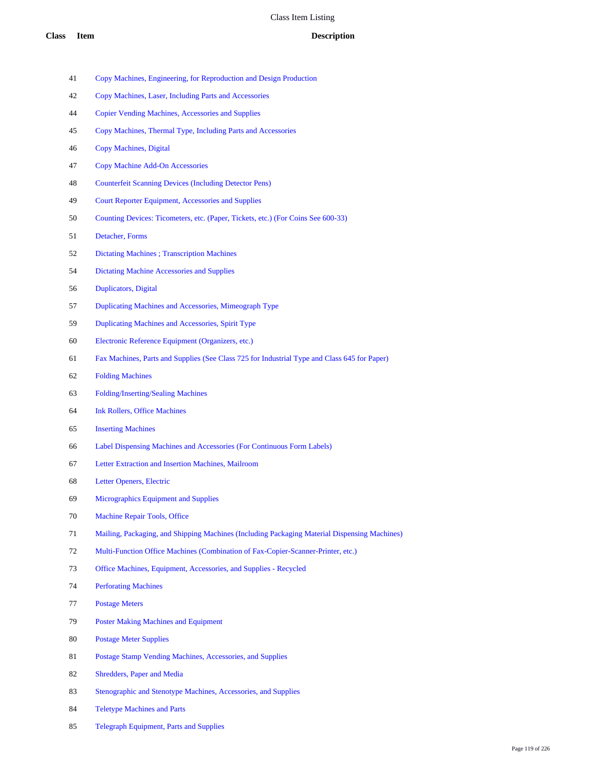| Class | Item | Description |
|---|---|---|
| | 41 | Copy Machines, Engineering, for Reproduction and Design Production |
| | 42 | Copy Machines, Laser, Including Parts and Accessories |
| | 44 | Copier Vending Machines, Accessories and Supplies |
| | 45 | Copy Machines, Thermal Type, Including Parts and Accessories |
| | 46 | Copy Machines, Digital |
| | 47 | Copy Machine Add-On Accessories |
| | 48 | Counterfeit Scanning Devices (Including Detector Pens) |
| | 49 | Court Reporter Equipment, Accessories and Supplies |
| | 50 | Counting Devices: Ticometers, etc. (Paper, Tickets, etc.) (For Coins See 600-33) |
| | 51 | Detacher, Forms |
| | 52 | Dictating Machines ; Transcription Machines |
| | 54 | Dictating Machine Accessories and Supplies |
| | 56 | Duplicators, Digital |
| | 57 | Duplicating Machines and Accessories, Mimeograph Type |
| | 59 | Duplicating Machines and Accessories, Spirit Type |
| | 60 | Electronic Reference Equipment (Organizers, etc.) |
| | 61 | Fax Machines, Parts and Supplies (See Class 725 for Industrial Type and Class 645 for Paper) |
| | 62 | Folding Machines |
| | 63 | Folding/Inserting/Sealing Machines |
| | 64 | Ink Rollers, Office Machines |
| | 65 | Inserting Machines |
| | 66 | Label Dispensing Machines and Accessories (For Continuous Form Labels) |
| | 67 | Letter Extraction and Insertion Machines, Mailroom |
| | 68 | Letter Openers, Electric |
| | 69 | Micrographics Equipment and Supplies |
| | 70 | Machine Repair Tools, Office |
| | 71 | Mailing, Packaging, and Shipping Machines (Including Packaging Material Dispensing Machines) |
| | 72 | Multi-Function Office Machines (Combination of Fax-Copier-Scanner-Printer, etc.) |
| | 73 | Office Machines, Equipment, Accessories, and Supplies - Recycled |
| | 74 | Perforating Machines |
| | 77 | Postage Meters |
| | 79 | Poster Making Machines and Equipment |
| | 80 | Postage Meter Supplies |
| | 81 | Postage Stamp Vending Machines, Accessories, and Supplies |
| | 82 | Shredders, Paper and Media |
| | 83 | Stenographic and Stenotype Machines, Accessories, and Supplies |
| | 84 | Teletype Machines and Parts |
| | 85 | Telegraph Equipment, Parts and Supplies |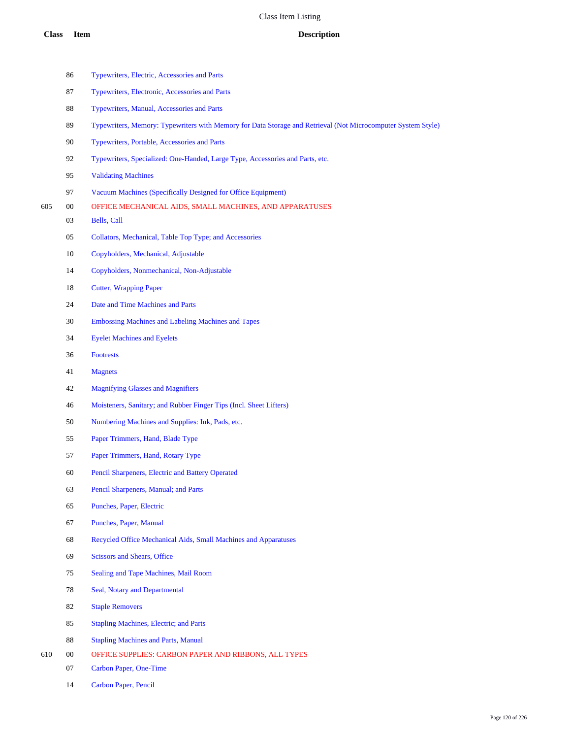| Class | Item | Description |
|---|---|---|
| | 86 | Typewriters, Electric, Accessories and Parts |
| | 87 | Typewriters, Electronic, Accessories and Parts |
| | 88 | Typewriters, Manual, Accessories and Parts |
| | 89 | Typewriters, Memory: Typewriters with Memory for Data Storage and Retrieval (Not Microcomputer System Style) |
| | 90 | Typewriters, Portable, Accessories and Parts |
| | 92 | Typewriters, Specialized: One-Handed, Large Type, Accessories and Parts, etc. |
| | 95 | Validating Machines |
| | 97 | Vacuum Machines (Specifically Designed for Office Equipment) |
| 605 | 00 | OFFICE MECHANICAL AIDS, SMALL MACHINES, AND APPARATUSES |
| | 03 | Bells, Call |
| | 05 | Collators, Mechanical, Table Top Type; and Accessories |
| | 10 | Copyholders, Mechanical, Adjustable |
| | 14 | Copyholders, Nonmechanical, Non-Adjustable |
| | 18 | Cutter, Wrapping Paper |
| | 24 | Date and Time Machines and Parts |
| | 30 | Embossing Machines and Labeling Machines and Tapes |
| | 34 | Eyelet Machines and Eyelets |
| | 36 | Footrests |
| | 41 | Magnets |
| | 42 | Magnifying Glasses and Magnifiers |
| | 46 | Moisteners, Sanitary; and Rubber Finger Tips (Incl. Sheet Lifters) |
| | 50 | Numbering Machines and Supplies: Ink, Pads, etc. |
| | 55 | Paper Trimmers, Hand, Blade Type |
| | 57 | Paper Trimmers, Hand, Rotary Type |
| | 60 | Pencil Sharpeners, Electric and Battery Operated |
| | 63 | Pencil Sharpeners, Manual; and Parts |
| | 65 | Punches, Paper, Electric |
| | 67 | Punches, Paper, Manual |
| | 68 | Recycled Office Mechanical Aids, Small Machines and Apparatuses |
| | 69 | Scissors and Shears, Office |
| | 75 | Sealing and Tape Machines, Mail Room |
| | 78 | Seal, Notary and Departmental |
| | 82 | Staple Removers |
| | 85 | Stapling Machines, Electric; and Parts |
| | 88 | Stapling Machines and Parts, Manual |
| 610 | 00 | OFFICE SUPPLIES: CARBON PAPER AND RIBBONS, ALL TYPES |
| | 07 | Carbon Paper, One-Time |
| | 14 | Carbon Paper, Pencil |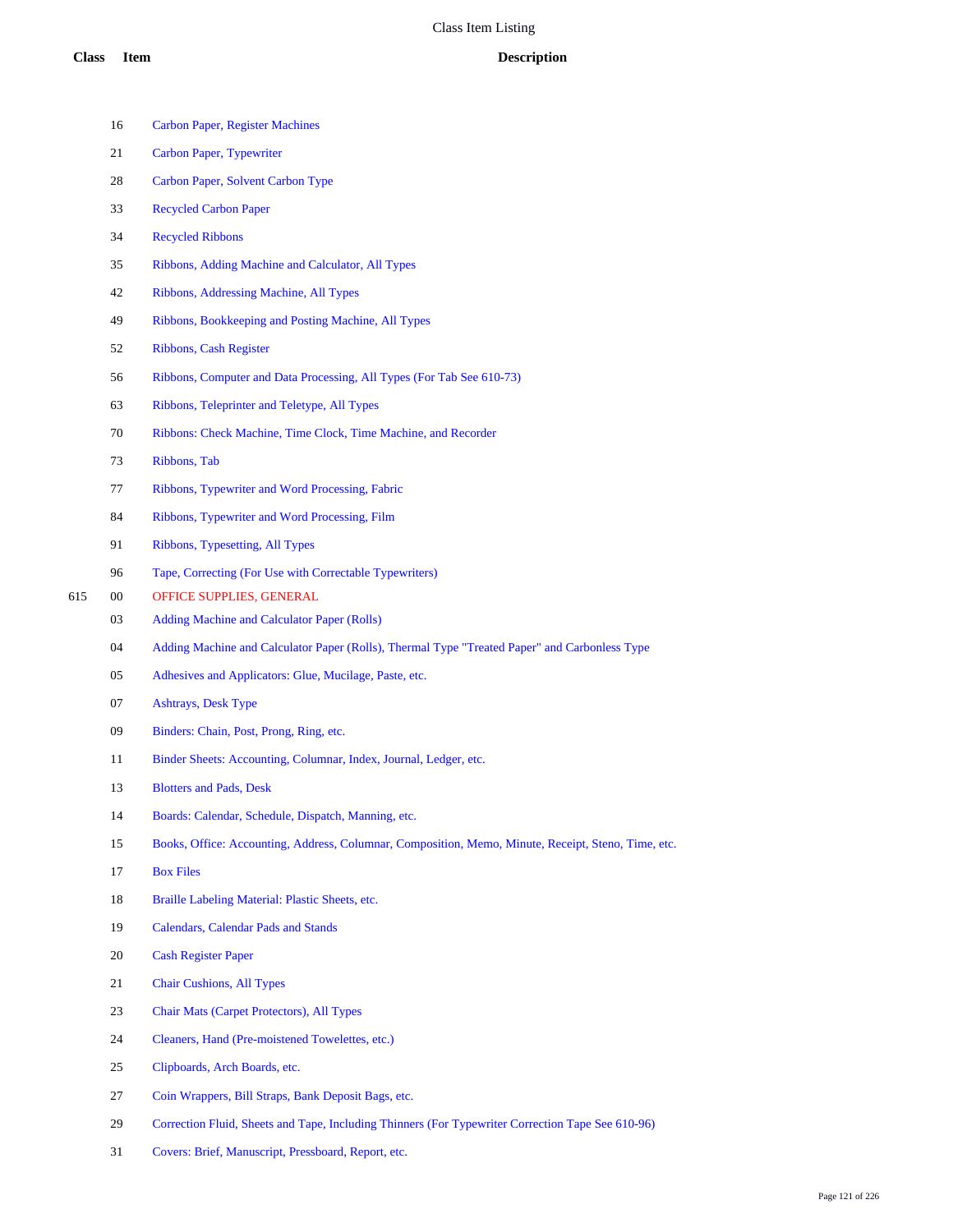| Class | Item | Description |
|---|---|---|
| | 16 | Carbon Paper, Register Machines |
| | 21 | Carbon Paper, Typewriter |
| | 28 | Carbon Paper, Solvent Carbon Type |
| | 33 | Recycled Carbon Paper |
| | 34 | Recycled Ribbons |
| | 35 | Ribbons, Adding Machine and Calculator, All Types |
| | 42 | Ribbons, Addressing Machine, All Types |
| | 49 | Ribbons, Bookkeeping and Posting Machine, All Types |
| | 52 | Ribbons, Cash Register |
| | 56 | Ribbons, Computer and Data Processing, All Types (For Tab See 610-73) |
| | 63 | Ribbons, Teleprinter and Teletype, All Types |
| | 70 | Ribbons: Check Machine, Time Clock, Time Machine, and Recorder |
| | 73 | Ribbons, Tab |
| | 77 | Ribbons, Typewriter and Word Processing, Fabric |
| | 84 | Ribbons, Typewriter and Word Processing, Film |
| | 91 | Ribbons, Typesetting, All Types |
| | 96 | Tape, Correcting (For Use with Correctable Typewriters) |
| 615 | 00 | OFFICE SUPPLIES, GENERAL |
| | 03 | Adding Machine and Calculator Paper (Rolls) |
| | 04 | Adding Machine and Calculator Paper (Rolls), Thermal Type "Treated Paper" and Carbonless Type |
| | 05 | Adhesives and Applicators: Glue, Mucilage, Paste, etc. |
| | 07 | Ashtrays, Desk Type |
| | 09 | Binders: Chain, Post, Prong, Ring, etc. |
| | 11 | Binder Sheets: Accounting, Columnar, Index, Journal, Ledger, etc. |
| | 13 | Blotters and Pads, Desk |
| | 14 | Boards: Calendar, Schedule, Dispatch, Manning, etc. |
| | 15 | Books, Office: Accounting, Address, Columnar, Composition, Memo, Minute, Receipt, Steno, Time, etc. |
| | 17 | Box Files |
| | 18 | Braille Labeling Material: Plastic Sheets, etc. |
| | 19 | Calendars, Calendar Pads and Stands |
| | 20 | Cash Register Paper |
| | 21 | Chair Cushions, All Types |
| | 23 | Chair Mats (Carpet Protectors), All Types |
| | 24 | Cleaners, Hand (Pre-moistened Towelettes, etc.) |
| | 25 | Clipboards, Arch Boards, etc. |
| | 27 | Coin Wrappers, Bill Straps, Bank Deposit Bags, etc. |
| | 29 | Correction Fluid, Sheets and Tape, Including Thinners (For Typewriter Correction Tape See 610-96) |
| | 31 | Covers: Brief, Manuscript, Pressboard, Report, etc. |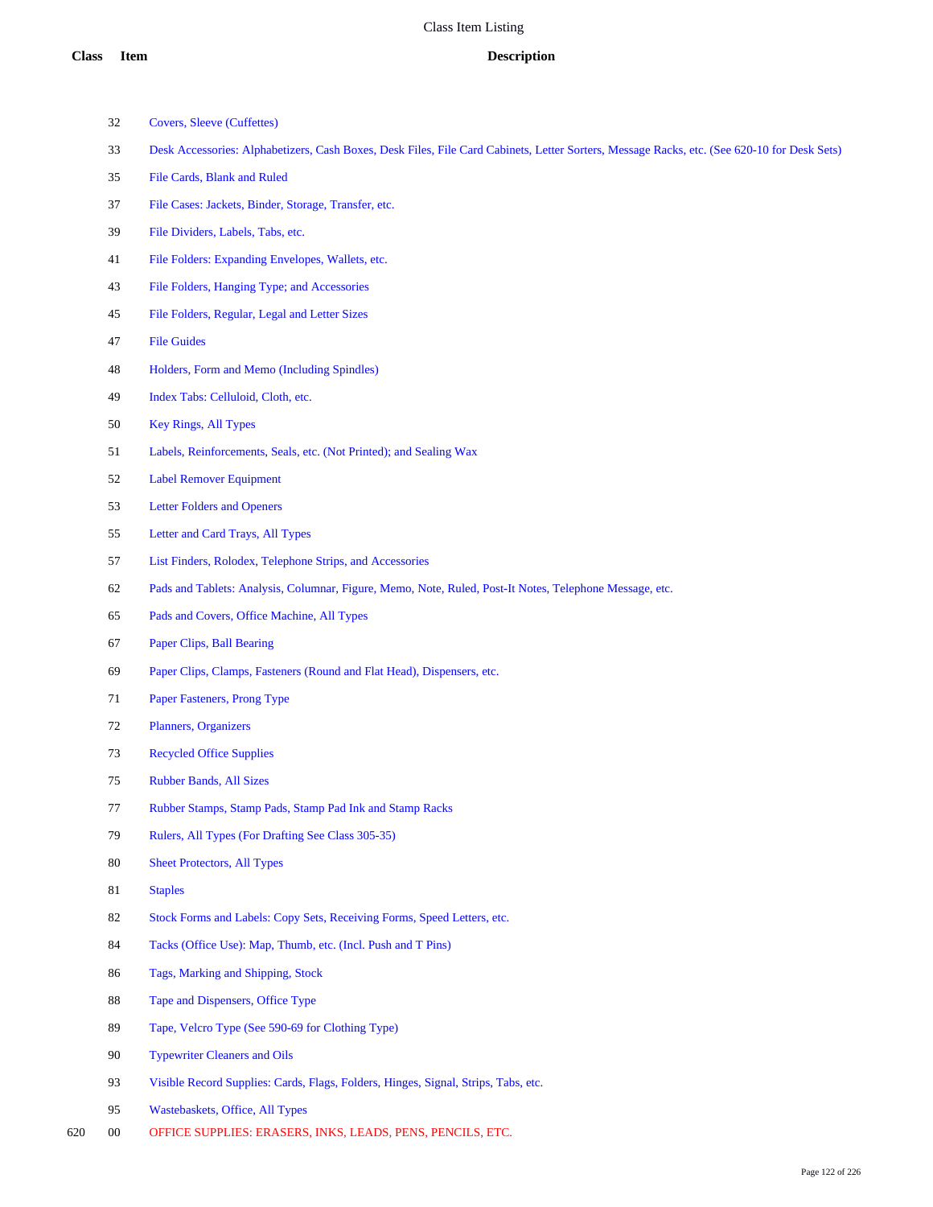| Class | Item | Description |
|---|---|---|
| | 32 | Covers, Sleeve (Cuffettes) |
| | 33 | Desk Accessories: Alphabetizers, Cash Boxes, Desk Files, File Card Cabinets, Letter Sorters, Message Racks, etc. (See 620-10 for Desk Sets) |
| | 35 | File Cards, Blank and Ruled |
| | 37 | File Cases: Jackets, Binder, Storage, Transfer, etc. |
| | 39 | File Dividers, Labels, Tabs, etc. |
| | 41 | File Folders: Expanding Envelopes, Wallets, etc. |
| | 43 | File Folders, Hanging Type; and Accessories |
| | 45 | File Folders, Regular, Legal and Letter Sizes |
| | 47 | File Guides |
| | 48 | Holders, Form and Memo (Including Spindles) |
| | 49 | Index Tabs: Celluloid, Cloth, etc. |
| | 50 | Key Rings, All Types |
| | 51 | Labels, Reinforcements, Seals, etc. (Not Printed); and Sealing Wax |
| | 52 | Label Remover Equipment |
| | 53 | Letter Folders and Openers |
| | 55 | Letter and Card Trays, All Types |
| | 57 | List Finders, Rolodex, Telephone Strips, and Accessories |
| | 62 | Pads and Tablets: Analysis, Columnar, Figure, Memo, Note, Ruled, Post-It Notes, Telephone Message, etc. |
| | 65 | Pads and Covers, Office Machine, All Types |
| | 67 | Paper Clips, Ball Bearing |
| | 69 | Paper Clips, Clamps, Fasteners (Round and Flat Head), Dispensers, etc. |
| | 71 | Paper Fasteners, Prong Type |
| | 72 | Planners, Organizers |
| | 73 | Recycled Office Supplies |
| | 75 | Rubber Bands, All Sizes |
| | 77 | Rubber Stamps, Stamp Pads, Stamp Pad Ink and Stamp Racks |
| | 79 | Rulers, All Types (For Drafting See Class 305-35) |
| | 80 | Sheet Protectors, All Types |
| | 81 | Staples |
| | 82 | Stock Forms and Labels: Copy Sets, Receiving Forms, Speed Letters, etc. |
| | 84 | Tacks (Office Use): Map, Thumb, etc. (Incl. Push and T Pins) |
| | 86 | Tags, Marking and Shipping, Stock |
| | 88 | Tape and Dispensers, Office Type |
| | 89 | Tape, Velcro Type (See 590-69 for Clothing Type) |
| | 90 | Typewriter Cleaners and Oils |
| | 93 | Visible Record Supplies: Cards, Flags, Folders, Hinges, Signal, Strips, Tabs, etc. |
| | 95 | Wastebaskets, Office, All Types |
| 620 | 00 | OFFICE SUPPLIES: ERASERS, INKS, LEADS, PENS, PENCILS, ETC. |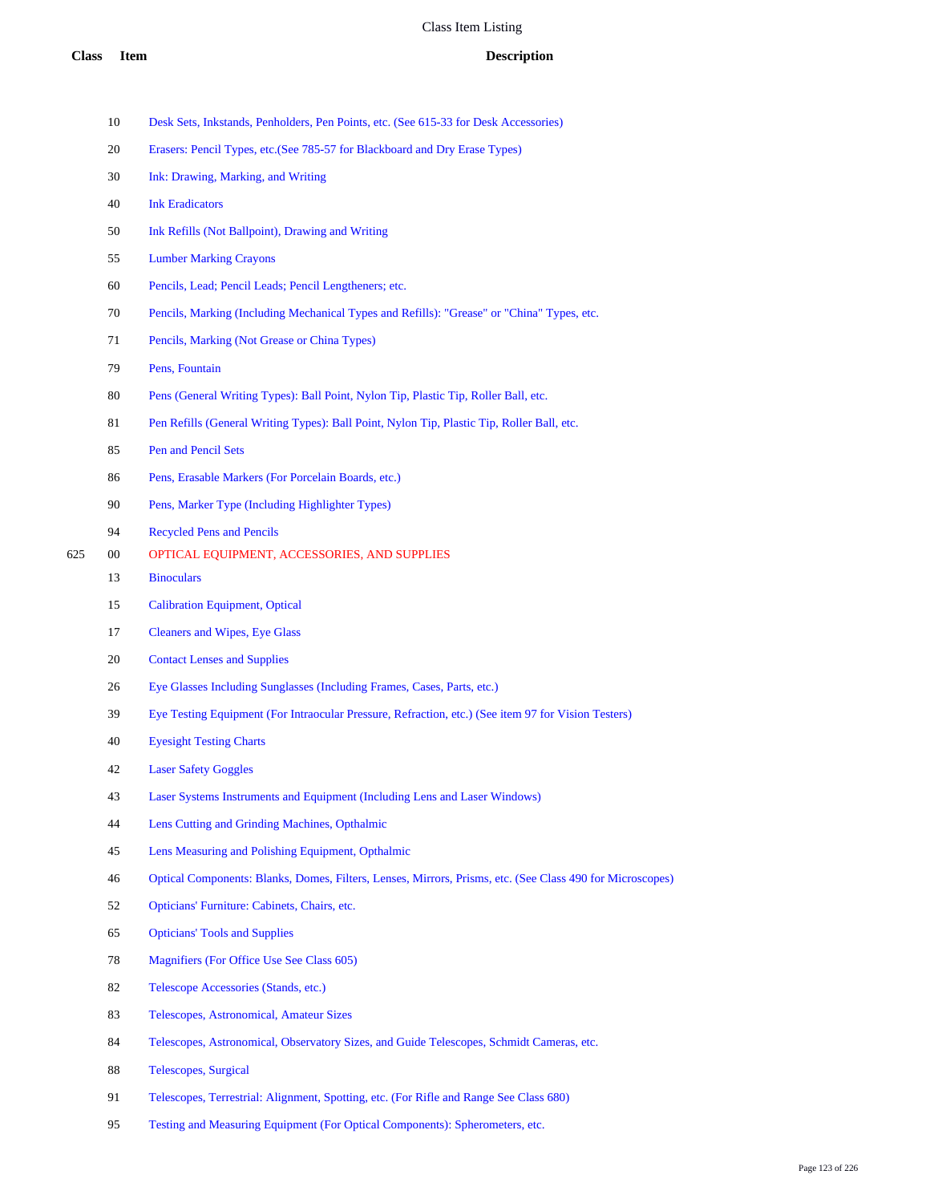# Class Item Listing

| Class | Item | Description |
|---|---|---|
| | 10 | Desk Sets, Inkstands, Penholders, Pen Points, etc. (See 615-33 for Desk Accessories) |
| | 20 | Erasers: Pencil Types, etc.(See 785-57 for Blackboard and Dry Erase Types) |
| | 30 | Ink: Drawing, Marking, and Writing |
| | 40 | Ink Eradicators |
| | 50 | Ink Refills (Not Ballpoint), Drawing and Writing |
| | 55 | Lumber Marking Crayons |
| | 60 | Pencils, Lead; Pencil Leads; Pencil Lengtheners; etc. |
| | 70 | Pencils, Marking (Including Mechanical Types and Refills): "Grease" or "China" Types, etc. |
| | 71 | Pencils, Marking (Not Grease or China Types) |
| | 79 | Pens, Fountain |
| | 80 | Pens (General Writing Types): Ball Point, Nylon Tip, Plastic Tip, Roller Ball, etc. |
| | 81 | Pen Refills (General Writing Types): Ball Point, Nylon Tip, Plastic Tip, Roller Ball, etc. |
| | 85 | Pen and Pencil Sets |
| | 86 | Pens, Erasable Markers (For Porcelain Boards, etc.) |
| | 90 | Pens, Marker Type (Including Highlighter Types) |
| | 94 | Recycled Pens and Pencils |
| 625 | 00 | OPTICAL EQUIPMENT, ACCESSORIES, AND SUPPLIES |
| | 13 | Binoculars |
| | 15 | Calibration Equipment, Optical |
| | 17 | Cleaners and Wipes, Eye Glass |
| | 20 | Contact Lenses and Supplies |
| | 26 | Eye Glasses Including Sunglasses (Including Frames, Cases, Parts, etc.) |
| | 39 | Eye Testing Equipment (For Intraocular Pressure, Refraction, etc.) (See item 97 for Vision Testers) |
| | 40 | Eyesight Testing Charts |
| | 42 | Laser Safety Goggles |
| | 43 | Laser Systems Instruments and Equipment (Including Lens and Laser Windows) |
| | 44 | Lens Cutting and Grinding Machines, Opthalmic |
| | 45 | Lens Measuring and Polishing Equipment, Opthalmic |
| | 46 | Optical Components: Blanks, Domes, Filters, Lenses, Mirrors, Prisms, etc. (See Class 490 for Microscopes) |
| | 52 | Opticians' Furniture: Cabinets, Chairs, etc. |
| | 65 | Opticians' Tools and Supplies |
| | 78 | Magnifiers (For Office Use See Class 605) |
| | 82 | Telescope Accessories (Stands, etc.) |
| | 83 | Telescopes, Astronomical, Amateur Sizes |
| | 84 | Telescopes, Astronomical, Observatory Sizes, and Guide Telescopes, Schmidt Cameras, etc. |
| | 88 | Telescopes, Surgical |
| | 91 | Telescopes, Terrestrial: Alignment, Spotting, etc. (For Rifle and Range See Class 680) |
| | 95 | Testing and Measuring Equipment (For Optical Components): Spherometers, etc. |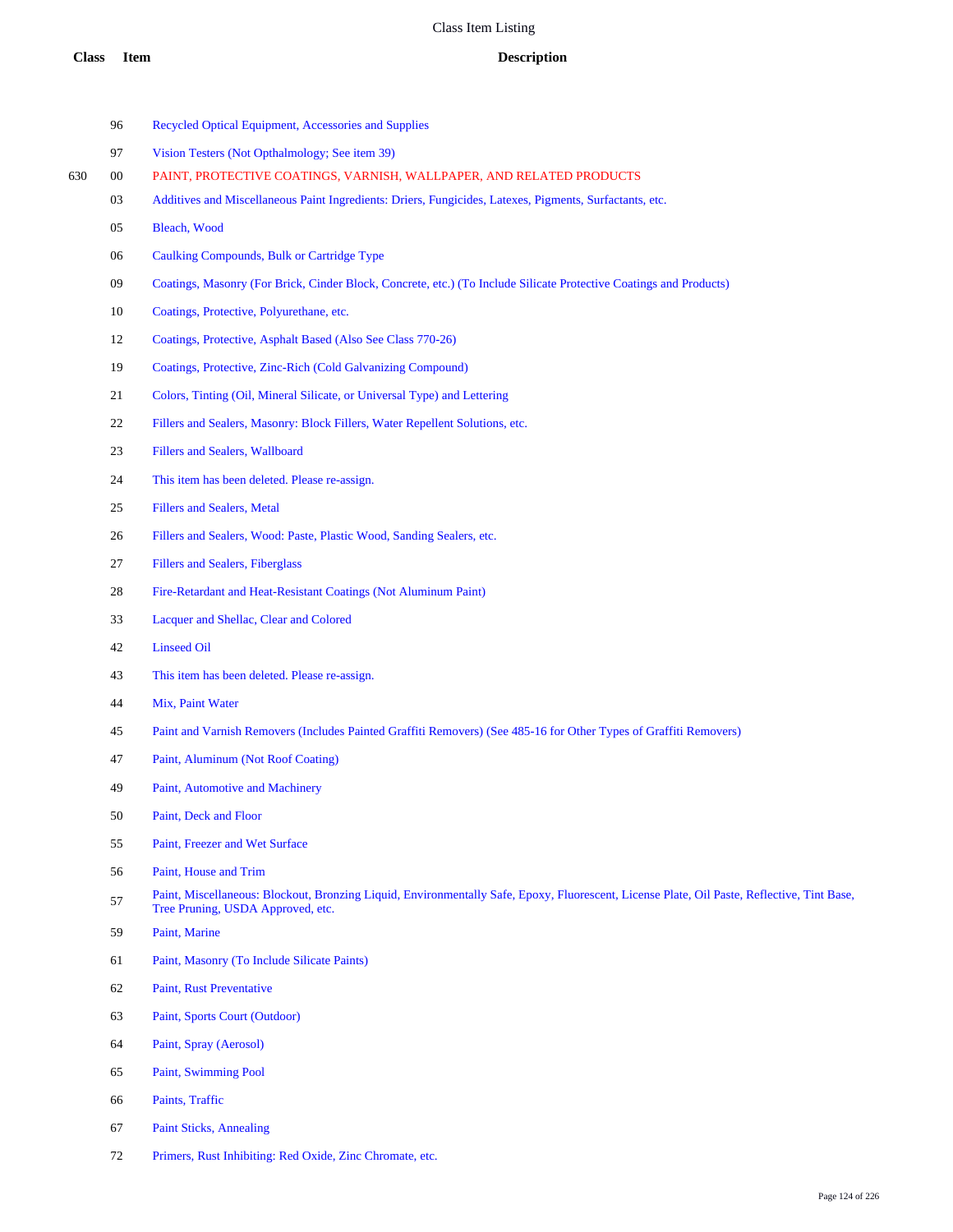# Class Item Listing

| Class | Item | Description |
|---|---|---|
| | 96 | Recycled Optical Equipment, Accessories and Supplies |
| | 97 | Vision Testers (Not Opthalmology; See item 39) |
| 630 | 00 | PAINT, PROTECTIVE COATINGS, VARNISH, WALLPAPER, AND RELATED PRODUCTS |
| | 03 | Additives and Miscellaneous Paint Ingredients: Driers, Fungicides, Latexes, Pigments, Surfactants, etc. |
| | 05 | Bleach, Wood |
| | 06 | Caulking Compounds, Bulk or Cartridge Type |
| | 09 | Coatings, Masonry (For Brick, Cinder Block, Concrete, etc.) (To Include Silicate Protective Coatings and Products) |
| | 10 | Coatings, Protective, Polyurethane, etc. |
| | 12 | Coatings, Protective, Asphalt Based (Also See Class 770-26) |
| | 19 | Coatings, Protective, Zinc-Rich (Cold Galvanizing Compound) |
| | 21 | Colors, Tinting (Oil, Mineral Silicate, or Universal Type) and Lettering |
| | 22 | Fillers and Sealers, Masonry: Block Fillers, Water Repellent Solutions, etc. |
| | 23 | Fillers and Sealers, Wallboard |
| | 24 | This item has been deleted. Please re-assign. |
| | 25 | Fillers and Sealers, Metal |
| | 26 | Fillers and Sealers, Wood: Paste, Plastic Wood, Sanding Sealers, etc. |
| | 27 | Fillers and Sealers, Fiberglass |
| | 28 | Fire-Retardant and Heat-Resistant Coatings (Not Aluminum Paint) |
| | 33 | Lacquer and Shellac, Clear and Colored |
| | 42 | Linseed Oil |
| | 43 | This item has been deleted. Please re-assign. |
| | 44 | Mix, Paint Water |
| | 45 | Paint and Varnish Removers (Includes Painted Graffiti Removers) (See 485-16 for Other Types of Graffiti Removers) |
| | 47 | Paint, Aluminum (Not Roof Coating) |
| | 49 | Paint, Automotive and Machinery |
| | 50 | Paint, Deck and Floor |
| | 55 | Paint, Freezer and Wet Surface |
| | 56 | Paint, House and Trim |
| | 57 | Paint, Miscellaneous: Blockout, Bronzing Liquid, Environmentally Safe, Epoxy, Fluorescent, License Plate, Oil Paste, Reflective, Tint Base, Tree Pruning, USDA Approved, etc. |
| | 59 | Paint, Marine |
| | 61 | Paint, Masonry (To Include Silicate Paints) |
| | 62 | Paint, Rust Preventative |
| | 63 | Paint, Sports Court (Outdoor) |
| | 64 | Paint, Spray (Aerosol) |
| | 65 | Paint, Swimming Pool |
| | 66 | Paints, Traffic |
| | 67 | Paint Sticks, Annealing |
| | 72 | Primers, Rust Inhibiting: Red Oxide, Zinc Chromate, etc. |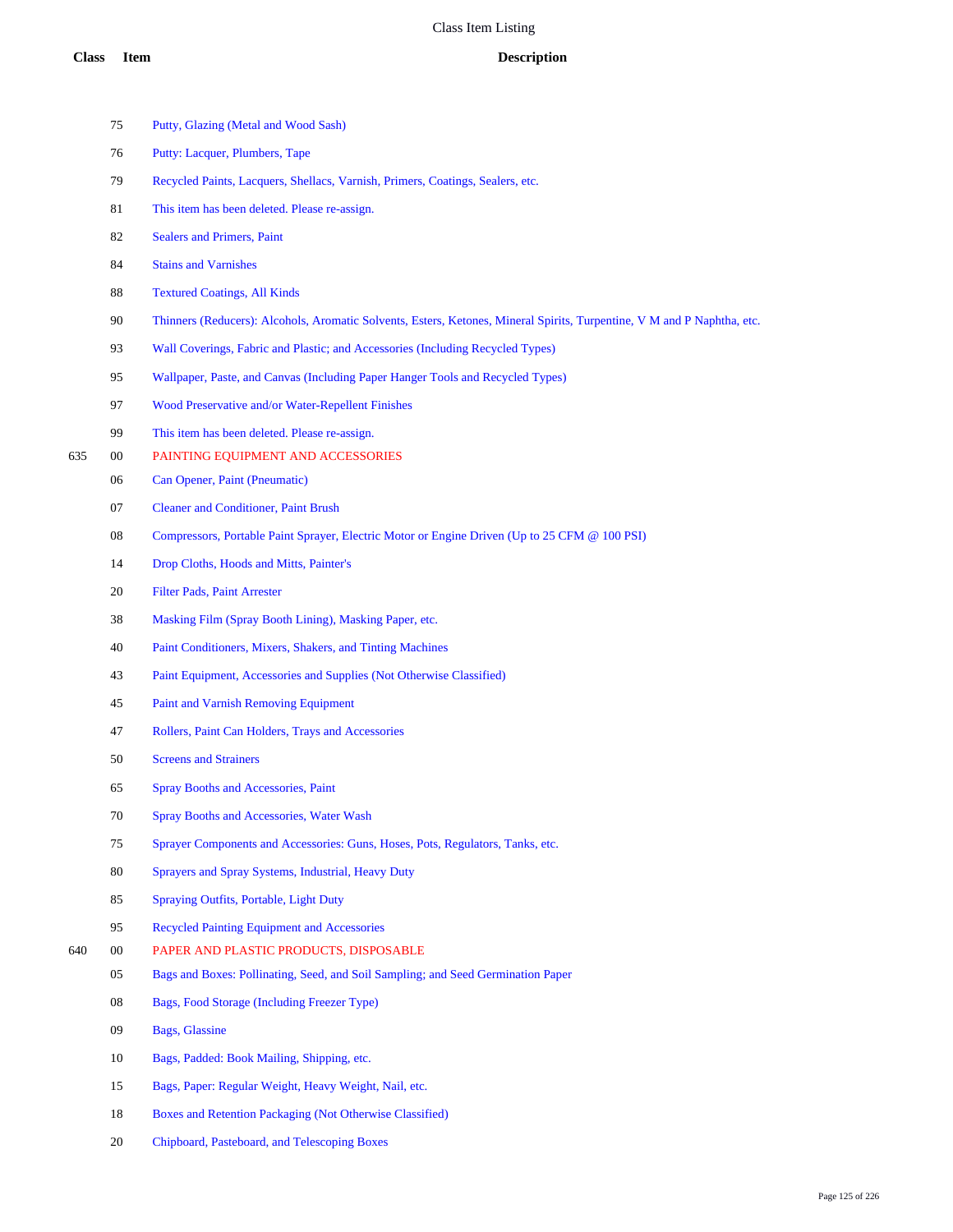# Class Item Listing

| Class | Item | Description |
| --- | --- | --- |
| | 75 | Putty, Glazing (Metal and Wood Sash) |
| | 76 | Putty: Lacquer, Plumbers, Tape |
| | 79 | Recycled Paints, Lacquers, Shellacs, Varnish, Primers, Coatings, Sealers, etc. |
| | 81 | This item has been deleted. Please re-assign. |
| | 82 | Sealers and Primers, Paint |
| | 84 | Stains and Varnishes |
| | 88 | Textured Coatings, All Kinds |
| | 90 | Thinners (Reducers): Alcohols, Aromatic Solvents, Esters, Ketones, Mineral Spirits, Turpentine, V M and P Naphtha, etc. |
| | 93 | Wall Coverings, Fabric and Plastic; and Accessories (Including Recycled Types) |
| | 95 | Wallpaper, Paste, and Canvas (Including Paper Hanger Tools and Recycled Types) |
| | 97 | Wood Preservative and/or Water-Repellent Finishes |
| | 99 | This item has been deleted. Please re-assign. |
| 635 | 00 | PAINTING EQUIPMENT AND ACCESSORIES |
| | 06 | Can Opener, Paint (Pneumatic) |
| | 07 | Cleaner and Conditioner, Paint Brush |
| | 08 | Compressors, Portable Paint Sprayer, Electric Motor or Engine Driven (Up to 25 CFM @ 100 PSI) |
| | 14 | Drop Cloths, Hoods and Mitts, Painter's |
| | 20 | Filter Pads, Paint Arrester |
| | 38 | Masking Film (Spray Booth Lining), Masking Paper, etc. |
| | 40 | Paint Conditioners, Mixers, Shakers, and Tinting Machines |
| | 43 | Paint Equipment, Accessories and Supplies (Not Otherwise Classified) |
| | 45 | Paint and Varnish Removing Equipment |
| | 47 | Rollers, Paint Can Holders, Trays and Accessories |
| | 50 | Screens and Strainers |
| | 65 | Spray Booths and Accessories, Paint |
| | 70 | Spray Booths and Accessories, Water Wash |
| | 75 | Sprayer Components and Accessories: Guns, Hoses, Pots, Regulators, Tanks, etc. |
| | 80 | Sprayers and Spray Systems, Industrial, Heavy Duty |
| | 85 | Spraying Outfits, Portable, Light Duty |
| | 95 | Recycled Painting Equipment and Accessories |
| 640 | 00 | PAPER AND PLASTIC PRODUCTS, DISPOSABLE |
| | 05 | Bags and Boxes: Pollinating, Seed, and Soil Sampling; and Seed Germination Paper |
| | 08 | Bags, Food Storage (Including Freezer Type) |
| | 09 | Bags, Glassine |
| | 10 | Bags, Padded: Book Mailing, Shipping, etc. |
| | 15 | Bags, Paper: Regular Weight, Heavy Weight, Nail, etc. |
| | 18 | Boxes and Retention Packaging (Not Otherwise Classified) |
| | 20 | Chipboard, Pasteboard, and Telescoping Boxes |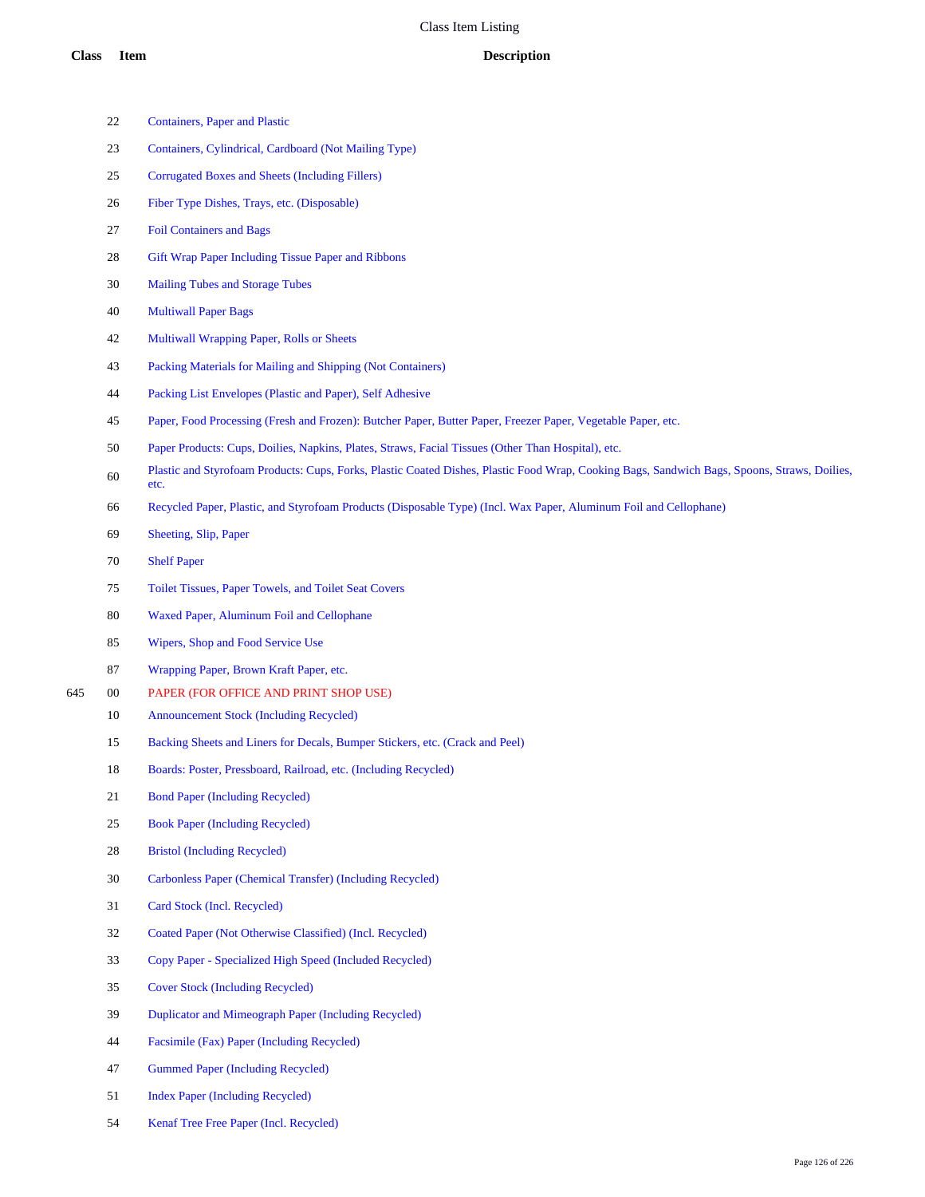# Class Item Listing

| Class | Item | Description |
|---|---|---|
| | 22 | Containers, Paper and Plastic |
| | 23 | Containers, Cylindrical, Cardboard (Not Mailing Type) |
| | 25 | Corrugated Boxes and Sheets (Including Fillers) |
| | 26 | Fiber Type Dishes, Trays, etc. (Disposable) |
| | 27 | Foil Containers and Bags |
| | 28 | Gift Wrap Paper Including Tissue Paper and Ribbons |
| | 30 | Mailing Tubes and Storage Tubes |
| | 40 | Multiwall Paper Bags |
| | 42 | Multiwall Wrapping Paper, Rolls or Sheets |
| | 43 | Packing Materials for Mailing and Shipping (Not Containers) |
| | 44 | Packing List Envelopes (Plastic and Paper), Self Adhesive |
| | 45 | Paper, Food Processing (Fresh and Frozen): Butcher Paper, Butter Paper, Freezer Paper, Vegetable Paper, etc. |
| | 50 | Paper Products: Cups, Doilies, Napkins, Plates, Straws, Facial Tissues (Other Than Hospital), etc. |
| | 60 | Plastic and Styrofoam Products: Cups, Forks, Plastic Coated Dishes, Plastic Food Wrap, Cooking Bags, Sandwich Bags, Spoons, Straws, Doilies, etc. |
| | 66 | Recycled Paper, Plastic, and Styrofoam Products (Disposable Type) (Incl. Wax Paper, Aluminum Foil and Cellophane) |
| | 69 | Sheeting, Slip, Paper |
| | 70 | Shelf Paper |
| | 75 | Toilet Tissues, Paper Towels, and Toilet Seat Covers |
| | 80 | Waxed Paper, Aluminum Foil and Cellophane |
| | 85 | Wipers, Shop and Food Service Use |
| | 87 | Wrapping Paper, Brown Kraft Paper, etc. |
| 645 | 00 | PAPER (FOR OFFICE AND PRINT SHOP USE) |
| | 10 | Announcement Stock (Including Recycled) |
| | 15 | Backing Sheets and Liners for Decals, Bumper Stickers, etc. (Crack and Peel) |
| | 18 | Boards: Poster, Pressboard, Railroad, etc. (Including Recycled) |
| | 21 | Bond Paper (Including Recycled) |
| | 25 | Book Paper (Including Recycled) |
| | 28 | Bristol (Including Recycled) |
| | 30 | Carbonless Paper (Chemical Transfer) (Including Recycled) |
| | 31 | Card Stock (Incl. Recycled) |
| | 32 | Coated Paper (Not Otherwise Classified) (Incl. Recycled) |
| | 33 | Copy Paper - Specialized High Speed (Included Recycled) |
| | 35 | Cover Stock (Including Recycled) |
| | 39 | Duplicator and Mimeograph Paper (Including Recycled) |
| | 44 | Facsimile (Fax) Paper (Including Recycled) |
| | 47 | Gummed Paper (Including Recycled) |
| | 51 | Index Paper (Including Recycled) |
| | 54 | Kenaf Tree Free Paper (Incl. Recycled) |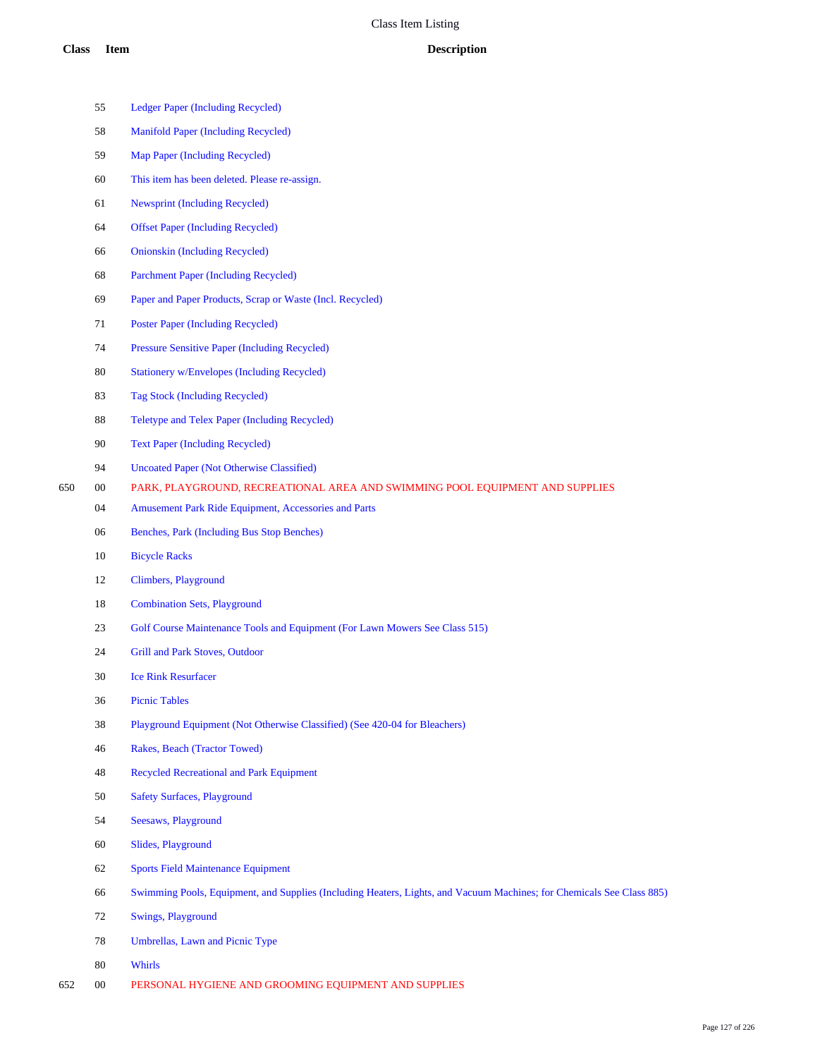# Class Item Listing

| Class | Item | Description |
|---|---|---|
| | 55 | Ledger Paper (Including Recycled) |
| | 58 | Manifold Paper (Including Recycled) |
| | 59 | Map Paper (Including Recycled) |
| | 60 | This item has been deleted. Please re-assign. |
| | 61 | Newsprint (Including Recycled) |
| | 64 | Offset Paper (Including Recycled) |
| | 66 | Onionskin (Including Recycled) |
| | 68 | Parchment Paper (Including Recycled) |
| | 69 | Paper and Paper Products, Scrap or Waste (Incl. Recycled) |
| | 71 | Poster Paper (Including Recycled) |
| | 74 | Pressure Sensitive Paper (Including Recycled) |
| | 80 | Stationery w/Envelopes (Including Recycled) |
| | 83 | Tag Stock (Including Recycled) |
| | 88 | Teletype and Telex Paper (Including Recycled) |
| | 90 | Text Paper (Including Recycled) |
| | 94 | Uncoated Paper (Not Otherwise Classified) |
| 650 | 00 | PARK, PLAYGROUND, RECREATIONAL AREA AND SWIMMING POOL EQUIPMENT AND SUPPLIES |
| | 04 | Amusement Park Ride Equipment, Accessories and Parts |
| | 06 | Benches, Park (Including Bus Stop Benches) |
| | 10 | Bicycle Racks |
| | 12 | Climbers, Playground |
| | 18 | Combination Sets, Playground |
| | 23 | Golf Course Maintenance Tools and Equipment (For Lawn Mowers See Class 515) |
| | 24 | Grill and Park Stoves, Outdoor |
| | 30 | Ice Rink Resurfacer |
| | 36 | Picnic Tables |
| | 38 | Playground Equipment (Not Otherwise Classified) (See 420-04 for Bleachers) |
| | 46 | Rakes, Beach (Tractor Towed) |
| | 48 | Recycled Recreational and Park Equipment |
| | 50 | Safety Surfaces, Playground |
| | 54 | Seesaws, Playground |
| | 60 | Slides, Playground |
| | 62 | Sports Field Maintenance Equipment |
| | 66 | Swimming Pools, Equipment, and Supplies (Including Heaters, Lights, and Vacuum Machines; for Chemicals See Class 885) |
| | 72 | Swings, Playground |
| | 78 | Umbrellas, Lawn and Picnic Type |
| | 80 | Whirls |
| 652 | 00 | PERSONAL HYGIENE AND GROOMING EQUIPMENT AND SUPPLIES |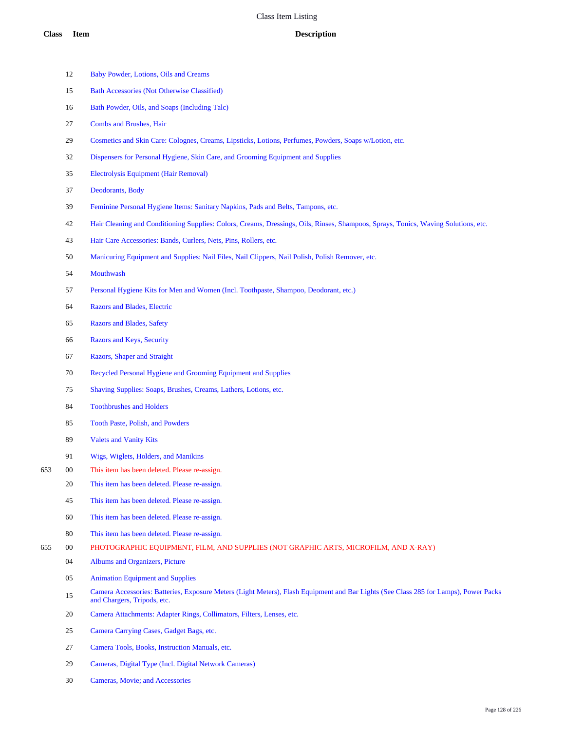# Class Item Listing

| Class | Item | Description |
| --- | --- | --- |
| | 12 | Baby Powder, Lotions, Oils and Creams |
| | 15 | Bath Accessories (Not Otherwise Classified) |
| | 16 | Bath Powder, Oils, and Soaps (Including Talc) |
| | 27 | Combs and Brushes, Hair |
| | 29 | Cosmetics and Skin Care: Colognes, Creams, Lipsticks, Lotions, Perfumes, Powders, Soaps w/Lotion, etc. |
| | 32 | Dispensers for Personal Hygiene, Skin Care, and Grooming Equipment and Supplies |
| | 35 | Electrolysis Equipment (Hair Removal) |
| | 37 | Deodorants, Body |
| | 39 | Feminine Personal Hygiene Items: Sanitary Napkins, Pads and Belts, Tampons, etc. |
| | 42 | Hair Cleaning and Conditioning Supplies: Colors, Creams, Dressings, Oils, Rinses, Shampoos, Sprays, Tonics, Waving Solutions, etc. |
| | 43 | Hair Care Accessories: Bands, Curlers, Nets, Pins, Rollers, etc. |
| | 50 | Manicuring Equipment and Supplies: Nail Files, Nail Clippers, Nail Polish, Polish Remover, etc. |
| | 54 | Mouthwash |
| | 57 | Personal Hygiene Kits for Men and Women (Incl. Toothpaste, Shampoo, Deodorant, etc.) |
| | 64 | Razors and Blades, Electric |
| | 65 | Razors and Blades, Safety |
| | 66 | Razors and Keys, Security |
| | 67 | Razors, Shaper and Straight |
| | 70 | Recycled Personal Hygiene and Grooming Equipment and Supplies |
| | 75 | Shaving Supplies: Soaps, Brushes, Creams, Lathers, Lotions, etc. |
| | 84 | Toothbrushes and Holders |
| | 85 | Tooth Paste, Polish, and Powders |
| | 89 | Valets and Vanity Kits |
| | 91 | Wigs, Wiglets, Holders, and Manikins |
| 653 | 00 | This item has been deleted. Please re-assign. |
| | 20 | This item has been deleted. Please re-assign. |
| | 45 | This item has been deleted. Please re-assign. |
| | 60 | This item has been deleted. Please re-assign. |
| | 80 | This item has been deleted. Please re-assign. |
| 655 | 00 | PHOTOGRAPHIC EQUIPMENT, FILM, AND SUPPLIES (NOT GRAPHIC ARTS, MICROFILM, AND X-RAY) |
| | 04 | Albums and Organizers, Picture |
| | 05 | Animation Equipment and Supplies |
| | 15 | Camera Accessories: Batteries, Exposure Meters (Light Meters), Flash Equipment and Bar Lights (See Class 285 for Lamps), Power Packs and Chargers, Tripods, etc. |
| | 20 | Camera Attachments: Adapter Rings, Collimators, Filters, Lenses, etc. |
| | 25 | Camera Carrying Cases, Gadget Bags, etc. |
| | 27 | Camera Tools, Books, Instruction Manuals, etc. |
| | 29 | Cameras, Digital Type (Incl. Digital Network Cameras) |
| | 30 | Cameras, Movie; and Accessories |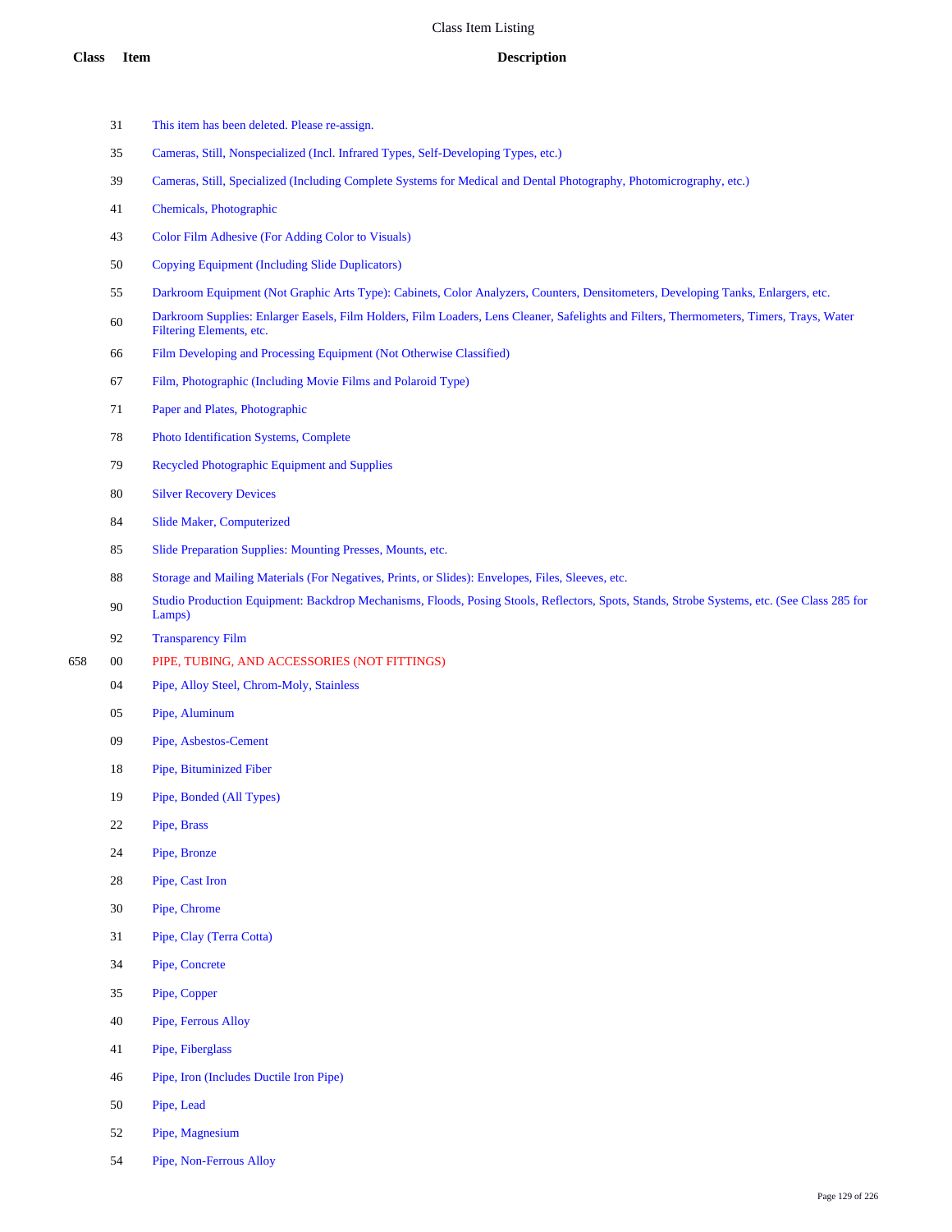# Class Item Listing

| Class | Item | Description |
|---|---|---|
| | 31 | This item has been deleted. Please re-assign. |
| | 35 | Cameras, Still, Nonspecialized (Incl. Infrared Types, Self-Developing Types, etc.) |
| | 39 | Cameras, Still, Specialized (Including Complete Systems for Medical and Dental Photography, Photomicrography, etc.) |
| | 41 | Chemicals, Photographic |
| | 43 | Color Film Adhesive (For Adding Color to Visuals) |
| | 50 | Copying Equipment (Including Slide Duplicators) |
| | 55 | Darkroom Equipment (Not Graphic Arts Type): Cabinets, Color Analyzers, Counters, Densitometers, Developing Tanks, Enlargers, etc. |
| | 60 | Darkroom Supplies: Enlarger Easels, Film Holders, Film Loaders, Lens Cleaner, Safelights and Filters, Thermometers, Timers, Trays, Water Filtering Elements, etc. |
| | 66 | Film Developing and Processing Equipment (Not Otherwise Classified) |
| | 67 | Film, Photographic (Including Movie Films and Polaroid Type) |
| | 71 | Paper and Plates, Photographic |
| | 78 | Photo Identification Systems, Complete |
| | 79 | Recycled Photographic Equipment and Supplies |
| | 80 | Silver Recovery Devices |
| | 84 | Slide Maker, Computerized |
| | 85 | Slide Preparation Supplies: Mounting Presses, Mounts, etc. |
| | 88 | Storage and Mailing Materials (For Negatives, Prints, or Slides): Envelopes, Files, Sleeves, etc. |
| | 90 | Studio Production Equipment: Backdrop Mechanisms, Floods, Posing Stools, Reflectors, Spots, Stands, Strobe Systems, etc. (See Class 285 for Lamps) |
| | 92 | Transparency Film |
| 658 | 00 | PIPE, TUBING, AND ACCESSORIES (NOT FITTINGS) |
| | 04 | Pipe, Alloy Steel, Chrom-Moly, Stainless |
| | 05 | Pipe, Aluminum |
| | 09 | Pipe, Asbestos-Cement |
| | 18 | Pipe, Bituminized Fiber |
| | 19 | Pipe, Bonded (All Types) |
| | 22 | Pipe, Brass |
| | 24 | Pipe, Bronze |
| | 28 | Pipe, Cast Iron |
| | 30 | Pipe, Chrome |
| | 31 | Pipe, Clay (Terra Cotta) |
| | 34 | Pipe, Concrete |
| | 35 | Pipe, Copper |
| | 40 | Pipe, Ferrous Alloy |
| | 41 | Pipe, Fiberglass |
| | 46 | Pipe, Iron (Includes Ductile Iron Pipe) |
| | 50 | Pipe, Lead |
| | 52 | Pipe, Magnesium |
| | 54 | Pipe, Non-Ferrous Alloy |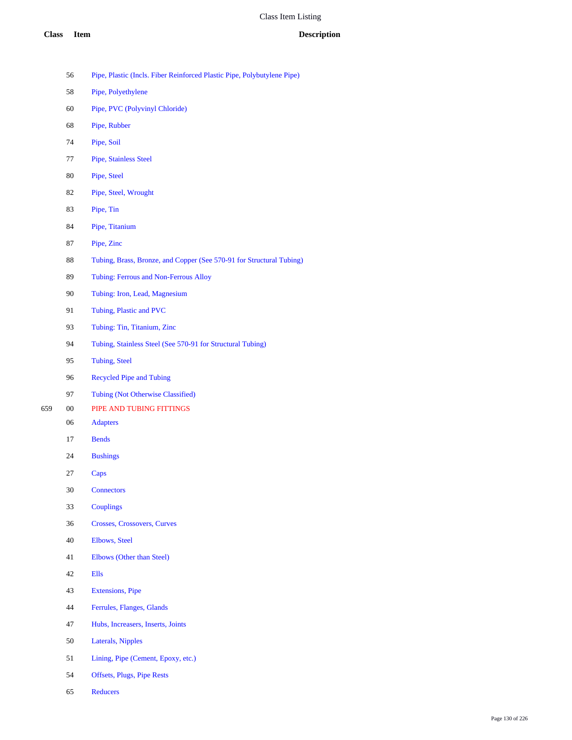| Class | Item | Description |
|---|---|---|
| | 56 | Pipe, Plastic (Incls. Fiber Reinforced Plastic Pipe, Polybutylene Pipe) |
| | 58 | Pipe, Polyethylene |
| | 60 | Pipe, PVC (Polyvinyl Chloride) |
| | 68 | Pipe, Rubber |
| | 74 | Pipe, Soil |
| | 77 | Pipe, Stainless Steel |
| | 80 | Pipe, Steel |
| | 82 | Pipe, Steel, Wrought |
| | 83 | Pipe, Tin |
| | 84 | Pipe, Titanium |
| | 87 | Pipe, Zinc |
| | 88 | Tubing, Brass, Bronze, and Copper (See 570-91 for Structural Tubing) |
| | 89 | Tubing: Ferrous and Non-Ferrous Alloy |
| | 90 | Tubing: Iron, Lead, Magnesium |
| | 91 | Tubing, Plastic and PVC |
| | 93 | Tubing: Tin, Titanium, Zinc |
| | 94 | Tubing, Stainless Steel (See 570-91 for Structural Tubing) |
| | 95 | Tubing, Steel |
| | 96 | Recycled Pipe and Tubing |
| | 97 | Tubing (Not Otherwise Classified) |
| 659 | 00 | PIPE AND TUBING FITTINGS |
| | 06 | Adapters |
| | 17 | Bends |
| | 24 | Bushings |
| | 27 | Caps |
| | 30 | Connectors |
| | 33 | Couplings |
| | 36 | Crosses, Crossovers, Curves |
| | 40 | Elbows, Steel |
| | 41 | Elbows (Other than Steel) |
| | 42 | Ells |
| | 43 | Extensions, Pipe |
| | 44 | Ferrules, Flanges, Glands |
| | 47 | Hubs, Increasers, Inserts, Joints |
| | 50 | Laterals, Nipples |
| | 51 | Lining, Pipe (Cement, Epoxy, etc.) |
| | 54 | Offsets, Plugs, Pipe Rests |
| | 65 | Reducers |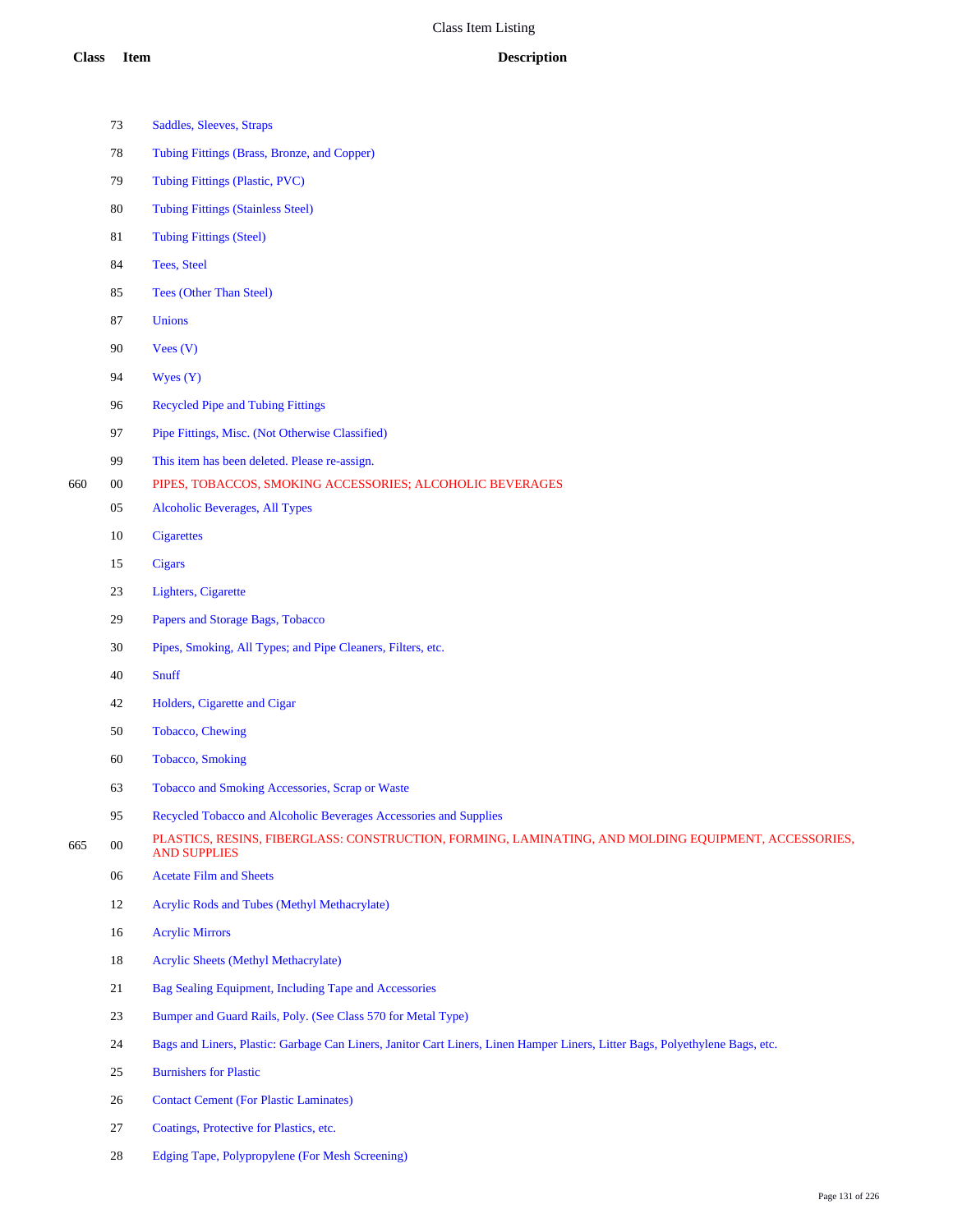# Class Item Listing

| Class | Item | Description |
|---|---|---|
| | 73 | Saddles, Sleeves, Straps |
| | 78 | Tubing Fittings (Brass, Bronze, and Copper) |
| | 79 | Tubing Fittings (Plastic, PVC) |
| | 80 | Tubing Fittings (Stainless Steel) |
| | 81 | Tubing Fittings (Steel) |
| | 84 | Tees, Steel |
| | 85 | Tees (Other Than Steel) |
| | 87 | Unions |
| | 90 | Vees (V) |
| | 94 | Wyes (Y) |
| | 96 | Recycled Pipe and Tubing Fittings |
| | 97 | Pipe Fittings, Misc. (Not Otherwise Classified) |
| | 99 | This item has been deleted. Please re-assign. |
| 660 | 00 | PIPES, TOBACCOS, SMOKING ACCESSORIES; ALCOHOLIC BEVERAGES |
| | 05 | Alcoholic Beverages, All Types |
| | 10 | Cigarettes |
| | 15 | Cigars |
| | 23 | Lighters, Cigarette |
| | 29 | Papers and Storage Bags, Tobacco |
| | 30 | Pipes, Smoking, All Types; and Pipe Cleaners, Filters, etc. |
| | 40 | Snuff |
| | 42 | Holders, Cigarette and Cigar |
| | 50 | Tobacco, Chewing |
| | 60 | Tobacco, Smoking |
| | 63 | Tobacco and Smoking Accessories, Scrap or Waste |
| | 95 | Recycled Tobacco and Alcoholic Beverages Accessories and Supplies |
| 665 | 00 | PLASTICS, RESINS, FIBERGLASS: CONSTRUCTION, FORMING, LAMINATING, AND MOLDING EQUIPMENT, ACCESSORIES, AND SUPPLIES |
| | 06 | Acetate Film and Sheets |
| | 12 | Acrylic Rods and Tubes (Methyl Methacrylate) |
| | 16 | Acrylic Mirrors |
| | 18 | Acrylic Sheets (Methyl Methacrylate) |
| | 21 | Bag Sealing Equipment, Including Tape and Accessories |
| | 23 | Bumper and Guard Rails, Poly. (See Class 570 for Metal Type) |
| | 24 | Bags and Liners, Plastic: Garbage Can Liners, Janitor Cart Liners, Linen Hamper Liners, Litter Bags, Polyethylene Bags, etc. |
| | 25 | Burnishers for Plastic |
| | 26 | Contact Cement (For Plastic Laminates) |
| | 27 | Coatings, Protective for Plastics, etc. |
| | 28 | Edging Tape, Polypropylene (For Mesh Screening) |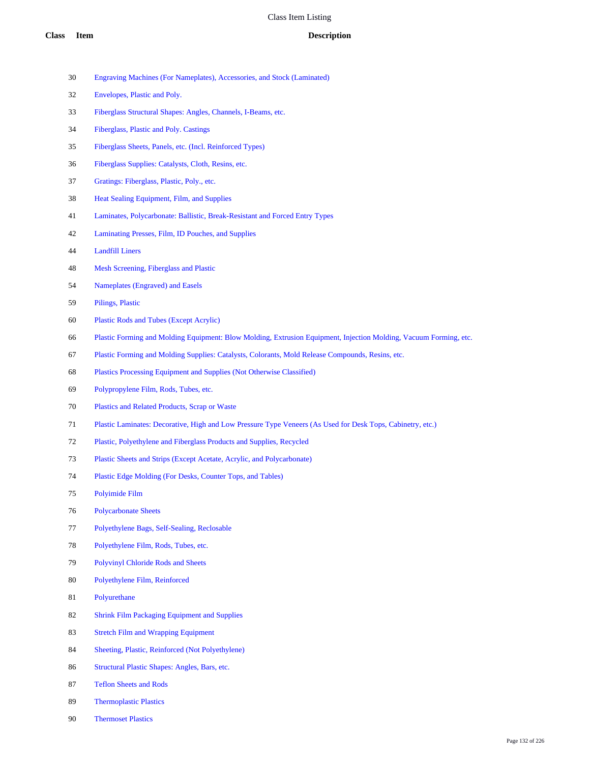# Class Item Listing

| Class | Item | Description |
|---|---|---|
| | 30 | Engraving Machines (For Nameplates), Accessories, and Stock (Laminated) |
| | 32 | Envelopes, Plastic and Poly. |
| | 33 | Fiberglass Structural Shapes: Angles, Channels, I-Beams, etc. |
| | 34 | Fiberglass, Plastic and Poly. Castings |
| | 35 | Fiberglass Sheets, Panels, etc. (Incl. Reinforced Types) |
| | 36 | Fiberglass Supplies: Catalysts, Cloth, Resins, etc. |
| | 37 | Gratings: Fiberglass, Plastic, Poly., etc. |
| | 38 | Heat Sealing Equipment, Film, and Supplies |
| | 41 | Laminates, Polycarbonate: Ballistic, Break-Resistant and Forced Entry Types |
| | 42 | Laminating Presses, Film, ID Pouches, and Supplies |
| | 44 | Landfill Liners |
| | 48 | Mesh Screening, Fiberglass and Plastic |
| | 54 | Nameplates (Engraved) and Easels |
| | 59 | Pilings, Plastic |
| | 60 | Plastic Rods and Tubes (Except Acrylic) |
| | 66 | Plastic Forming and Molding Equipment: Blow Molding, Extrusion Equipment, Injection Molding, Vacuum Forming, etc. |
| | 67 | Plastic Forming and Molding Supplies: Catalysts, Colorants, Mold Release Compounds, Resins, etc. |
| | 68 | Plastics Processing Equipment and Supplies (Not Otherwise Classified) |
| | 69 | Polypropylene Film, Rods, Tubes, etc. |
| | 70 | Plastics and Related Products, Scrap or Waste |
| | 71 | Plastic Laminates: Decorative, High and Low Pressure Type Veneers (As Used for Desk Tops, Cabinetry, etc.) |
| | 72 | Plastic, Polyethylene and Fiberglass Products and Supplies, Recycled |
| | 73 | Plastic Sheets and Strips (Except Acetate, Acrylic, and Polycarbonate) |
| | 74 | Plastic Edge Molding (For Desks, Counter Tops, and Tables) |
| | 75 | Polyimide Film |
| | 76 | Polycarbonate Sheets |
| | 77 | Polyethylene Bags, Self-Sealing, Reclosable |
| | 78 | Polyethylene Film, Rods, Tubes, etc. |
| | 79 | Polyvinyl Chloride Rods and Sheets |
| | 80 | Polyethylene Film, Reinforced |
| | 81 | Polyurethane |
| | 82 | Shrink Film Packaging Equipment and Supplies |
| | 83 | Stretch Film and Wrapping Equipment |
| | 84 | Sheeting, Plastic, Reinforced (Not Polyethylene) |
| | 86 | Structural Plastic Shapes: Angles, Bars, etc. |
| | 87 | Teflon Sheets and Rods |
| | 89 | Thermoplastic Plastics |
| | 90 | Thermoset Plastics |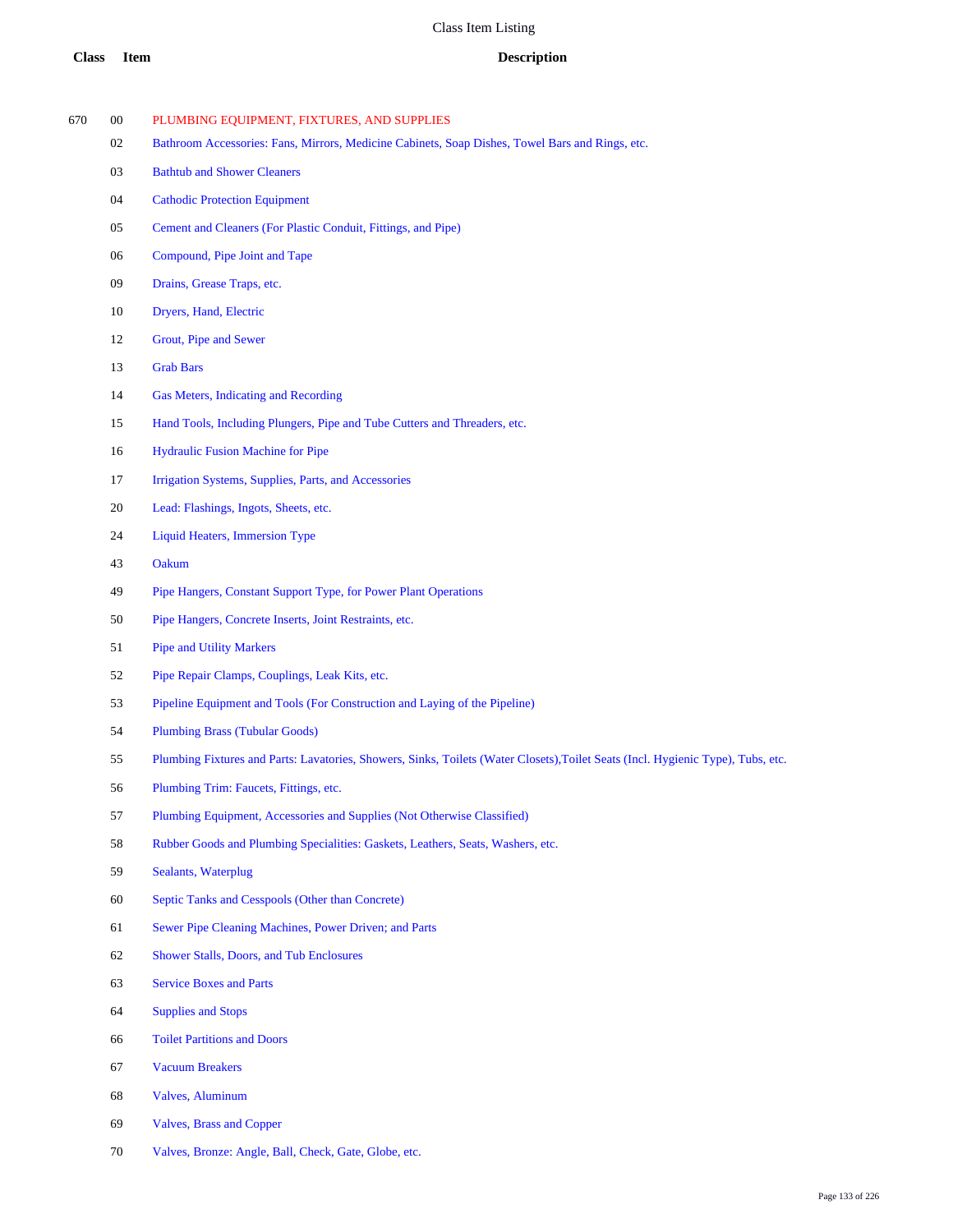# Class Item Listing

| Class | Item | Description |
|---|---|---|
| 670 | 00 | PLUMBING EQUIPMENT, FIXTURES, AND SUPPLIES |
| | 02 | Bathroom Accessories: Fans, Mirrors, Medicine Cabinets, Soap Dishes, Towel Bars and Rings, etc. |
| | 03 | Bathtub and Shower Cleaners |
| | 04 | Cathodic Protection Equipment |
| | 05 | Cement and Cleaners (For Plastic Conduit, Fittings, and Pipe) |
| | 06 | Compound, Pipe Joint and Tape |
| | 09 | Drains, Grease Traps, etc. |
| | 10 | Dryers, Hand, Electric |
| | 12 | Grout, Pipe and Sewer |
| | 13 | Grab Bars |
| | 14 | Gas Meters, Indicating and Recording |
| | 15 | Hand Tools, Including Plungers, Pipe and Tube Cutters and Threaders, etc. |
| | 16 | Hydraulic Fusion Machine for Pipe |
| | 17 | Irrigation Systems, Supplies, Parts, and Accessories |
| | 20 | Lead: Flashings, Ingots, Sheets, etc. |
| | 24 | Liquid Heaters, Immersion Type |
| | 43 | Oakum |
| | 49 | Pipe Hangers, Constant Support Type, for Power Plant Operations |
| | 50 | Pipe Hangers, Concrete Inserts, Joint Restraints, etc. |
| | 51 | Pipe and Utility Markers |
| | 52 | Pipe Repair Clamps, Couplings, Leak Kits, etc. |
| | 53 | Pipeline Equipment and Tools (For Construction and Laying of the Pipeline) |
| | 54 | Plumbing Brass (Tubular Goods) |
| | 55 | Plumbing Fixtures and Parts: Lavatories, Showers, Sinks, Toilets (Water Closets),Toilet Seats (Incl. Hygienic Type), Tubs, etc. |
| | 56 | Plumbing Trim: Faucets, Fittings, etc. |
| | 57 | Plumbing Equipment, Accessories and Supplies (Not Otherwise Classified) |
| | 58 | Rubber Goods and Plumbing Specialities: Gaskets, Leathers, Seats, Washers, etc. |
| | 59 | Sealants, Waterplug |
| | 60 | Septic Tanks and Cesspools (Other than Concrete) |
| | 61 | Sewer Pipe Cleaning Machines, Power Driven; and Parts |
| | 62 | Shower Stalls, Doors, and Tub Enclosures |
| | 63 | Service Boxes and Parts |
| | 64 | Supplies and Stops |
| | 66 | Toilet Partitions and Doors |
| | 67 | Vacuum Breakers |
| | 68 | Valves, Aluminum |
| | 69 | Valves, Brass and Copper |
| | 70 | Valves, Bronze: Angle, Ball, Check, Gate, Globe, etc. |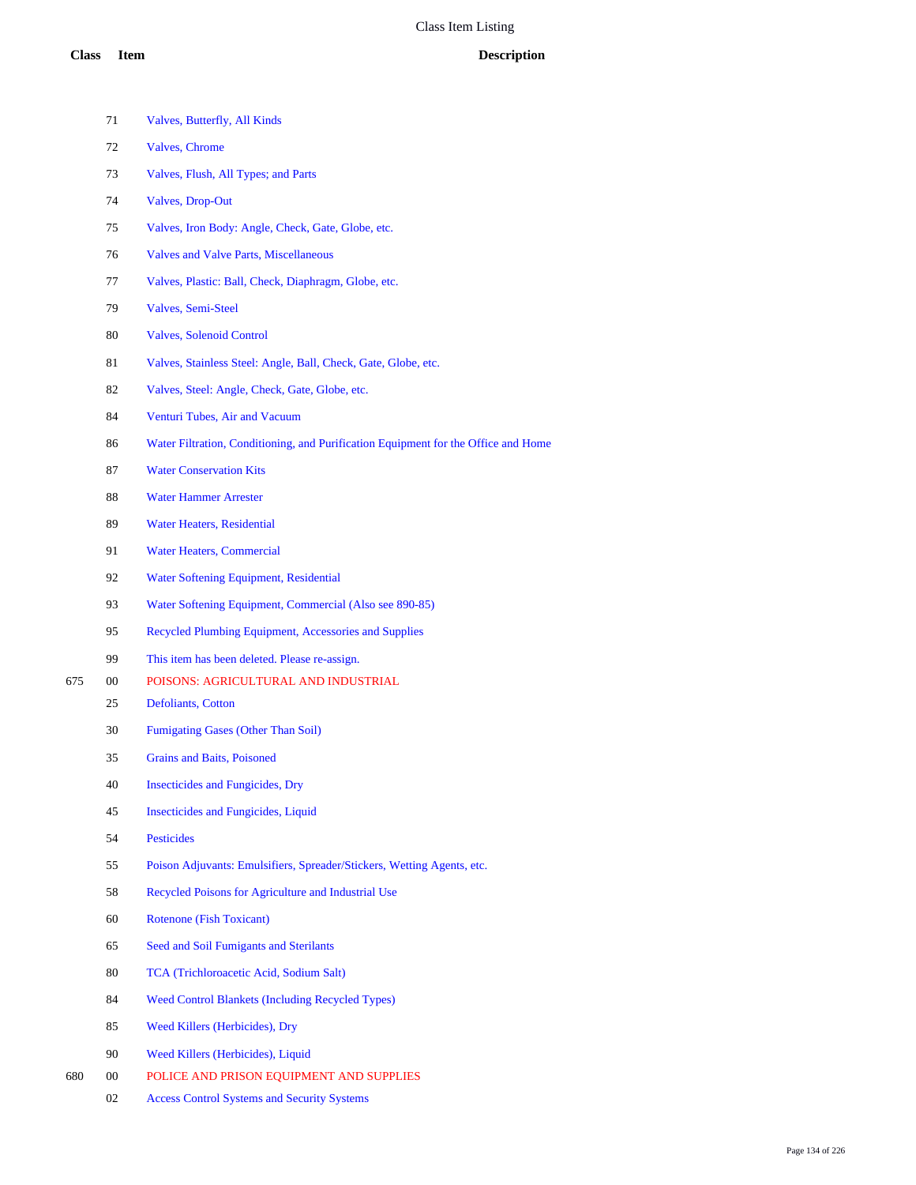# Class Item Listing

| Class | Item | Description |
|---|---|---|
| | 71 | Valves, Butterfly, All Kinds |
| | 72 | Valves, Chrome |
| | 73 | Valves, Flush, All Types; and Parts |
| | 74 | Valves, Drop-Out |
| | 75 | Valves, Iron Body: Angle, Check, Gate, Globe, etc. |
| | 76 | Valves and Valve Parts, Miscellaneous |
| | 77 | Valves, Plastic: Ball, Check, Diaphragm, Globe, etc. |
| | 79 | Valves, Semi-Steel |
| | 80 | Valves, Solenoid Control |
| | 81 | Valves, Stainless Steel: Angle, Ball, Check, Gate, Globe, etc. |
| | 82 | Valves, Steel: Angle, Check, Gate, Globe, etc. |
| | 84 | Venturi Tubes, Air and Vacuum |
| | 86 | Water Filtration, Conditioning, and Purification Equipment for the Office and Home |
| | 87 | Water Conservation Kits |
| | 88 | Water Hammer Arrester |
| | 89 | Water Heaters, Residential |
| | 91 | Water Heaters, Commercial |
| | 92 | Water Softening Equipment, Residential |
| | 93 | Water Softening Equipment, Commercial (Also see 890-85) |
| | 95 | Recycled Plumbing Equipment, Accessories and Supplies |
| | 99 | This item has been deleted. Please re-assign. |
| 675 | 00 | POISONS: AGRICULTURAL AND INDUSTRIAL |
| | 25 | Defoliants, Cotton |
| | 30 | Fumigating Gases (Other Than Soil) |
| | 35 | Grains and Baits, Poisoned |
| | 40 | Insecticides and Fungicides, Dry |
| | 45 | Insecticides and Fungicides, Liquid |
| | 54 | Pesticides |
| | 55 | Poison Adjuvants: Emulsifiers, Spreader/Stickers, Wetting Agents, etc. |
| | 58 | Recycled Poisons for Agriculture and Industrial Use |
| | 60 | Rotenone (Fish Toxicant) |
| | 65 | Seed and Soil Fumigants and Sterilants |
| | 80 | TCA (Trichloroacetic Acid, Sodium Salt) |
| | 84 | Weed Control Blankets (Including Recycled Types) |
| | 85 | Weed Killers (Herbicides), Dry |
| | 90 | Weed Killers (Herbicides), Liquid |
| 680 | 00 | POLICE AND PRISON EQUIPMENT AND SUPPLIES |
| | 02 | Access Control Systems and Security Systems |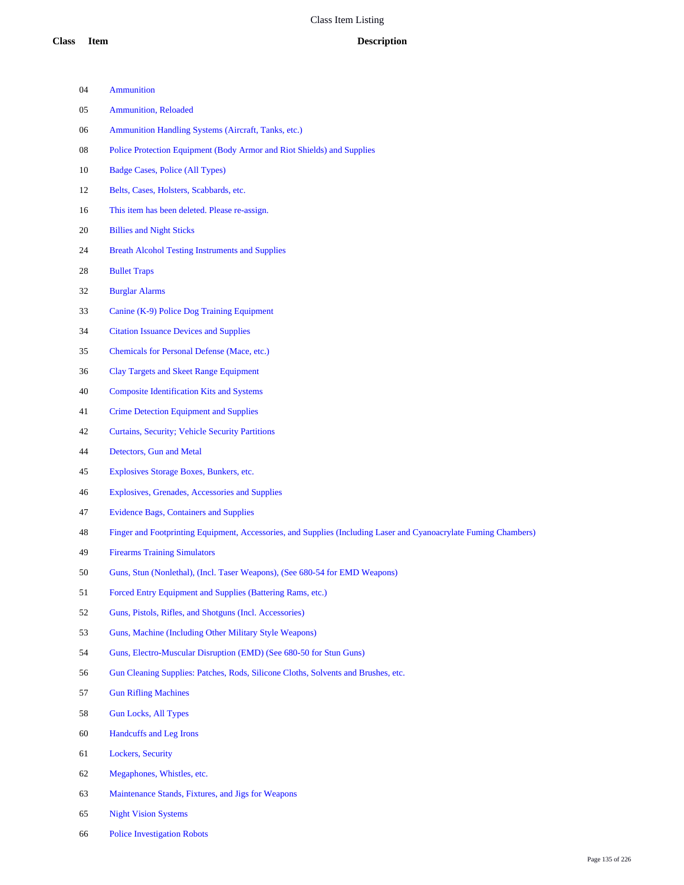# Class Item Listing

| Class | Item | Description |
|---|---|---|
| | 04 | Ammunition |
| | 05 | Ammunition, Reloaded |
| | 06 | Ammunition Handling Systems (Aircraft, Tanks, etc.) |
| | 08 | Police Protection Equipment (Body Armor and Riot Shields) and Supplies |
| | 10 | Badge Cases, Police (All Types) |
| | 12 | Belts, Cases, Holsters, Scabbards, etc. |
| | 16 | This item has been deleted. Please re-assign. |
| | 20 | Billies and Night Sticks |
| | 24 | Breath Alcohol Testing Instruments and Supplies |
| | 28 | Bullet Traps |
| | 32 | Burglar Alarms |
| | 33 | Canine (K-9) Police Dog Training Equipment |
| | 34 | Citation Issuance Devices and Supplies |
| | 35 | Chemicals for Personal Defense (Mace, etc.) |
| | 36 | Clay Targets and Skeet Range Equipment |
| | 40 | Composite Identification Kits and Systems |
| | 41 | Crime Detection Equipment and Supplies |
| | 42 | Curtains, Security; Vehicle Security Partitions |
| | 44 | Detectors, Gun and Metal |
| | 45 | Explosives Storage Boxes, Bunkers, etc. |
| | 46 | Explosives, Grenades, Accessories and Supplies |
| | 47 | Evidence Bags, Containers and Supplies |
| | 48 | Finger and Footprinting Equipment, Accessories, and Supplies (Including Laser and Cyanoacrylate Fuming Chambers) |
| | 49 | Firearms Training Simulators |
| | 50 | Guns, Stun (Nonlethal), (Incl. Taser Weapons), (See 680-54 for EMD Weapons) |
| | 51 | Forced Entry Equipment and Supplies (Battering Rams, etc.) |
| | 52 | Guns, Pistols, Rifles, and Shotguns (Incl. Accessories) |
| | 53 | Guns, Machine (Including Other Military Style Weapons) |
| | 54 | Guns, Electro-Muscular Disruption (EMD) (See 680-50 for Stun Guns) |
| | 56 | Gun Cleaning Supplies: Patches, Rods, Silicone Cloths, Solvents and Brushes, etc. |
| | 57 | Gun Rifling Machines |
| | 58 | Gun Locks, All Types |
| | 60 | Handcuffs and Leg Irons |
| | 61 | Lockers, Security |
| | 62 | Megaphones, Whistles, etc. |
| | 63 | Maintenance Stands, Fixtures, and Jigs for Weapons |
| | 65 | Night Vision Systems |
| | 66 | Police Investigation Robots |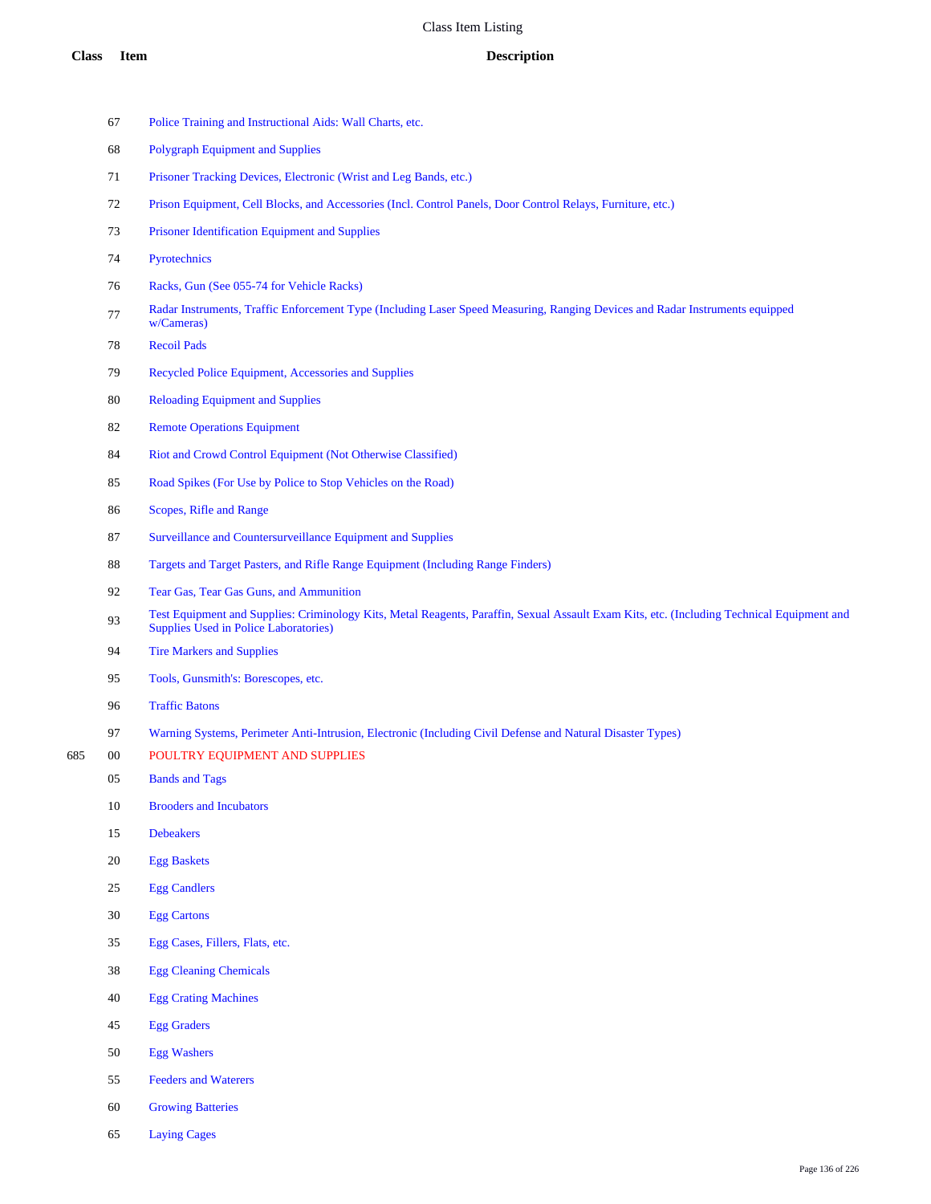# Class Item Listing

| Class | Item | Description |
|---|---|---|
| | 67 | Police Training and Instructional Aids: Wall Charts, etc. |
| | 68 | Polygraph Equipment and Supplies |
| | 71 | Prisoner Tracking Devices, Electronic (Wrist and Leg Bands, etc.) |
| | 72 | Prison Equipment, Cell Blocks, and Accessories (Incl. Control Panels, Door Control Relays, Furniture, etc.) |
| | 73 | Prisoner Identification Equipment and Supplies |
| | 74 | Pyrotechnics |
| | 76 | Racks, Gun (See 055-74 for Vehicle Racks) |
| | 77 | Radar Instruments, Traffic Enforcement Type (Including Laser Speed Measuring, Ranging Devices and Radar Instruments equipped w/Cameras) |
| | 78 | Recoil Pads |
| | 79 | Recycled Police Equipment, Accessories and Supplies |
| | 80 | Reloading Equipment and Supplies |
| | 82 | Remote Operations Equipment |
| | 84 | Riot and Crowd Control Equipment (Not Otherwise Classified) |
| | 85 | Road Spikes (For Use by Police to Stop Vehicles on the Road) |
| | 86 | Scopes, Rifle and Range |
| | 87 | Surveillance and Countersurveillance Equipment and Supplies |
| | 88 | Targets and Target Pasters, and Rifle Range Equipment (Including Range Finders) |
| | 92 | Tear Gas, Tear Gas Guns, and Ammunition |
| | 93 | Test Equipment and Supplies: Criminology Kits, Metal Reagents, Paraffin, Sexual Assault Exam Kits, etc. (Including Technical Equipment and Supplies Used in Police Laboratories) |
| | 94 | Tire Markers and Supplies |
| | 95 | Tools, Gunsmith's: Borescopes, etc. |
| | 96 | Traffic Batons |
| | 97 | Warning Systems, Perimeter Anti-Intrusion, Electronic (Including Civil Defense and Natural Disaster Types) |
| 685 | 00 | POULTRY EQUIPMENT AND SUPPLIES |
| | 05 | Bands and Tags |
| | 10 | Brooders and Incubators |
| | 15 | Debeakers |
| | 20 | Egg Baskets |
| | 25 | Egg Candlers |
| | 30 | Egg Cartons |
| | 35 | Egg Cases, Fillers, Flats, etc. |
| | 38 | Egg Cleaning Chemicals |
| | 40 | Egg Crating Machines |
| | 45 | Egg Graders |
| | 50 | Egg Washers |
| | 55 | Feeders and Waterers |
| | 60 | Growing Batteries |
| | 65 | Laying Cages |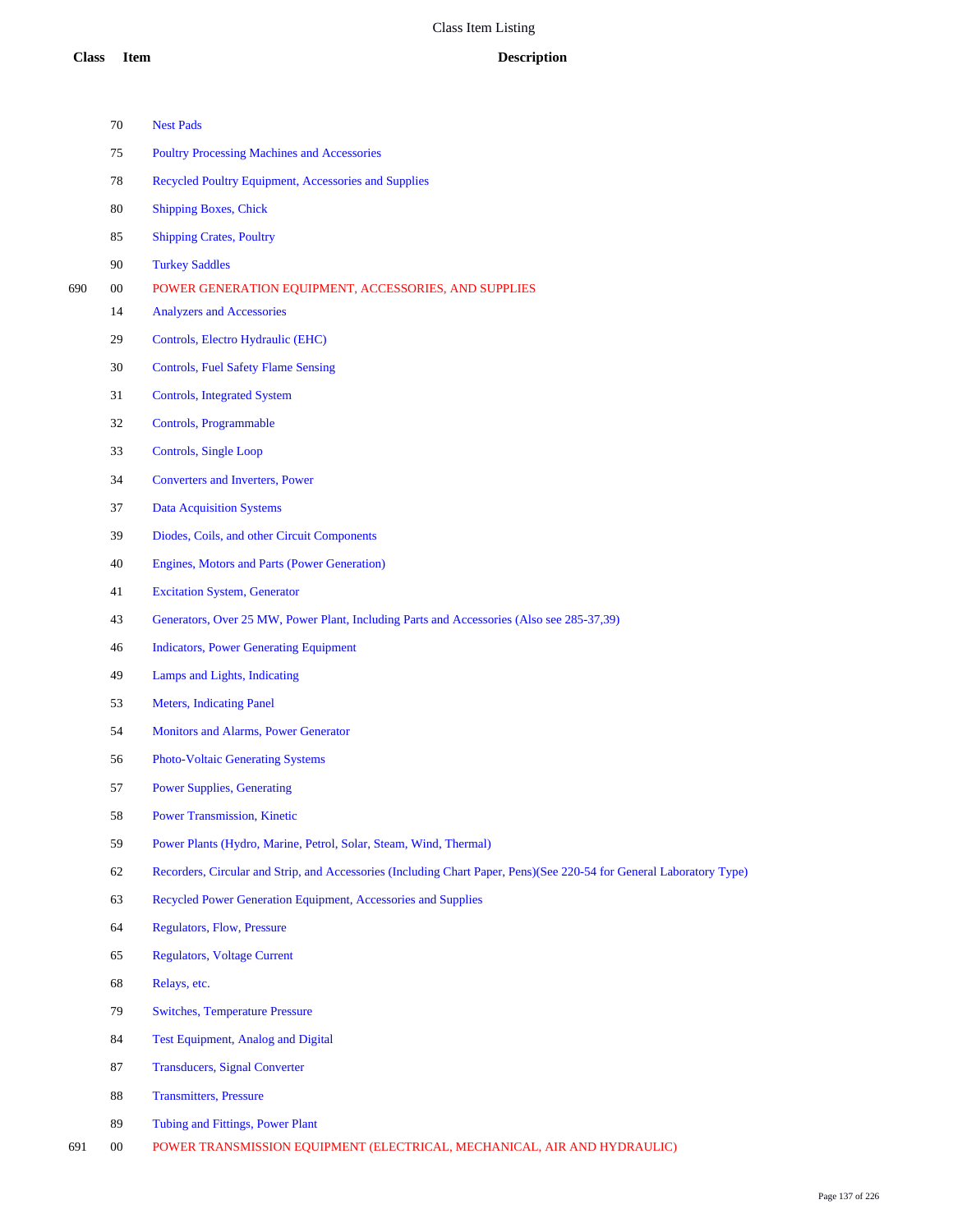# Class Item Listing

| Class | Item | Description |
|---|---|---|
| | 70 | Nest Pads |
| | 75 | Poultry Processing Machines and Accessories |
| | 78 | Recycled Poultry Equipment, Accessories and Supplies |
| | 80 | Shipping Boxes, Chick |
| | 85 | Shipping Crates, Poultry |
| | 90 | Turkey Saddles |
| 690 | 00 | POWER GENERATION EQUIPMENT, ACCESSORIES, AND SUPPLIES |
| | 14 | Analyzers and Accessories |
| | 29 | Controls, Electro Hydraulic (EHC) |
| | 30 | Controls, Fuel Safety Flame Sensing |
| | 31 | Controls, Integrated System |
| | 32 | Controls, Programmable |
| | 33 | Controls, Single Loop |
| | 34 | Converters and Inverters, Power |
| | 37 | Data Acquisition Systems |
| | 39 | Diodes, Coils, and other Circuit Components |
| | 40 | Engines, Motors and Parts (Power Generation) |
| | 41 | Excitation System, Generator |
| | 43 | Generators, Over 25 MW, Power Plant, Including Parts and Accessories (Also see 285-37,39) |
| | 46 | Indicators, Power Generating Equipment |
| | 49 | Lamps and Lights, Indicating |
| | 53 | Meters, Indicating Panel |
| | 54 | Monitors and Alarms, Power Generator |
| | 56 | Photo-Voltaic Generating Systems |
| | 57 | Power Supplies, Generating |
| | 58 | Power Transmission, Kinetic |
| | 59 | Power Plants (Hydro, Marine, Petrol, Solar, Steam, Wind, Thermal) |
| | 62 | Recorders, Circular and Strip, and Accessories (Including Chart Paper, Pens)(See 220-54 for General Laboratory Type) |
| | 63 | Recycled Power Generation Equipment, Accessories and Supplies |
| | 64 | Regulators, Flow, Pressure |
| | 65 | Regulators, Voltage Current |
| | 68 | Relays, etc. |
| | 79 | Switches, Temperature Pressure |
| | 84 | Test Equipment, Analog and Digital |
| | 87 | Transducers, Signal Converter |
| | 88 | Transmitters, Pressure |
| | 89 | Tubing and Fittings, Power Plant |
| 691 | 00 | POWER TRANSMISSION EQUIPMENT (ELECTRICAL, MECHANICAL, AIR AND HYDRAULIC) |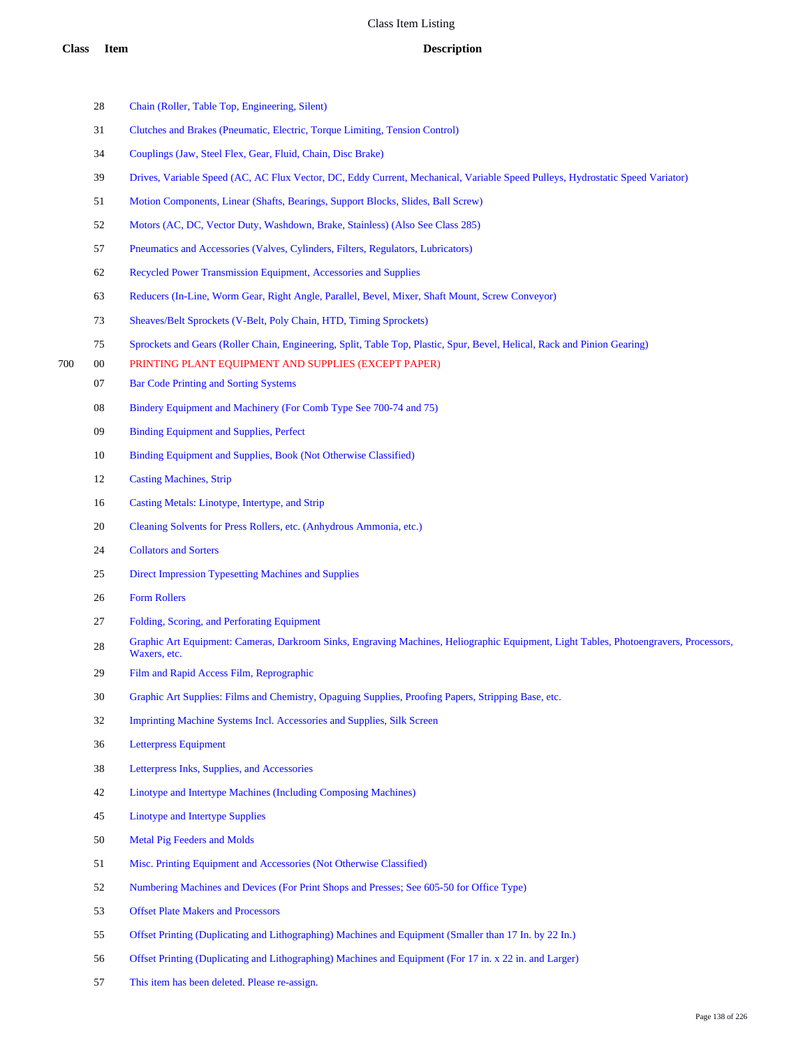# Class Item Listing

| Class | Item | Description |
|---|---|---|
| | 28 | Chain (Roller, Table Top, Engineering, Silent) |
| | 31 | Clutches and Brakes (Pneumatic, Electric, Torque Limiting, Tension Control) |
| | 34 | Couplings (Jaw, Steel Flex, Gear, Fluid, Chain, Disc Brake) |
| | 39 | Drives, Variable Speed (AC, AC Flux Vector, DC, Eddy Current, Mechanical, Variable Speed Pulleys, Hydrostatic Speed Variator) |
| | 51 | Motion Components, Linear (Shafts, Bearings, Support Blocks, Slides, Ball Screw) |
| | 52 | Motors (AC, DC, Vector Duty, Washdown, Brake, Stainless) (Also See Class 285) |
| | 57 | Pneumatics and Accessories (Valves, Cylinders, Filters, Regulators, Lubricators) |
| | 62 | Recycled Power Transmission Equipment, Accessories and Supplies |
| | 63 | Reducers (In-Line, Worm Gear, Right Angle, Parallel, Bevel, Mixer, Shaft Mount, Screw Conveyor) |
| | 73 | Sheaves/Belt Sprockets (V-Belt, Poly Chain, HTD, Timing Sprockets) |
| | 75 | Sprockets and Gears (Roller Chain, Engineering, Split, Table Top, Plastic, Spur, Bevel, Helical, Rack and Pinion Gearing) |
| 700 | 00 | PRINTING PLANT EQUIPMENT AND SUPPLIES (EXCEPT PAPER) |
| | 07 | Bar Code Printing and Sorting Systems |
| | 08 | Bindery Equipment and Machinery (For Comb Type See 700-74 and 75) |
| | 09 | Binding Equipment and Supplies, Perfect |
| | 10 | Binding Equipment and Supplies, Book (Not Otherwise Classified) |
| | 12 | Casting Machines, Strip |
| | 16 | Casting Metals: Linotype, Intertype, and Strip |
| | 20 | Cleaning Solvents for Press Rollers, etc. (Anhydrous Ammonia, etc.) |
| | 24 | Collators and Sorters |
| | 25 | Direct Impression Typesetting Machines and Supplies |
| | 26 | Form Rollers |
| | 27 | Folding, Scoring, and Perforating Equipment |
| | 28 | Graphic Art Equipment: Cameras, Darkroom Sinks, Engraving Machines, Heliographic Equipment, Light Tables, Photoengravers, Processors, Waxers, etc. |
| | 29 | Film and Rapid Access Film, Reprographic |
| | 30 | Graphic Art Supplies: Films and Chemistry, Opaguing Supplies, Proofing Papers, Stripping Base, etc. |
| | 32 | Imprinting Machine Systems Incl. Accessories and Supplies, Silk Screen |
| | 36 | Letterpress Equipment |
| | 38 | Letterpress Inks, Supplies, and Accessories |
| | 42 | Linotype and Intertype Machines (Including Composing Machines) |
| | 45 | Linotype and Intertype Supplies |
| | 50 | Metal Pig Feeders and Molds |
| | 51 | Misc. Printing Equipment and Accessories (Not Otherwise Classified) |
| | 52 | Numbering Machines and Devices (For Print Shops and Presses; See 605-50 for Office Type) |
| | 53 | Offset Plate Makers and Processors |
| | 55 | Offset Printing (Duplicating and Lithographing) Machines and Equipment (Smaller than 17 In. by 22 In.) |
| | 56 | Offset Printing (Duplicating and Lithographing) Machines and Equipment (For 17 in. x 22 in. and Larger) |
| | 57 | This item has been deleted. Please re-assign. |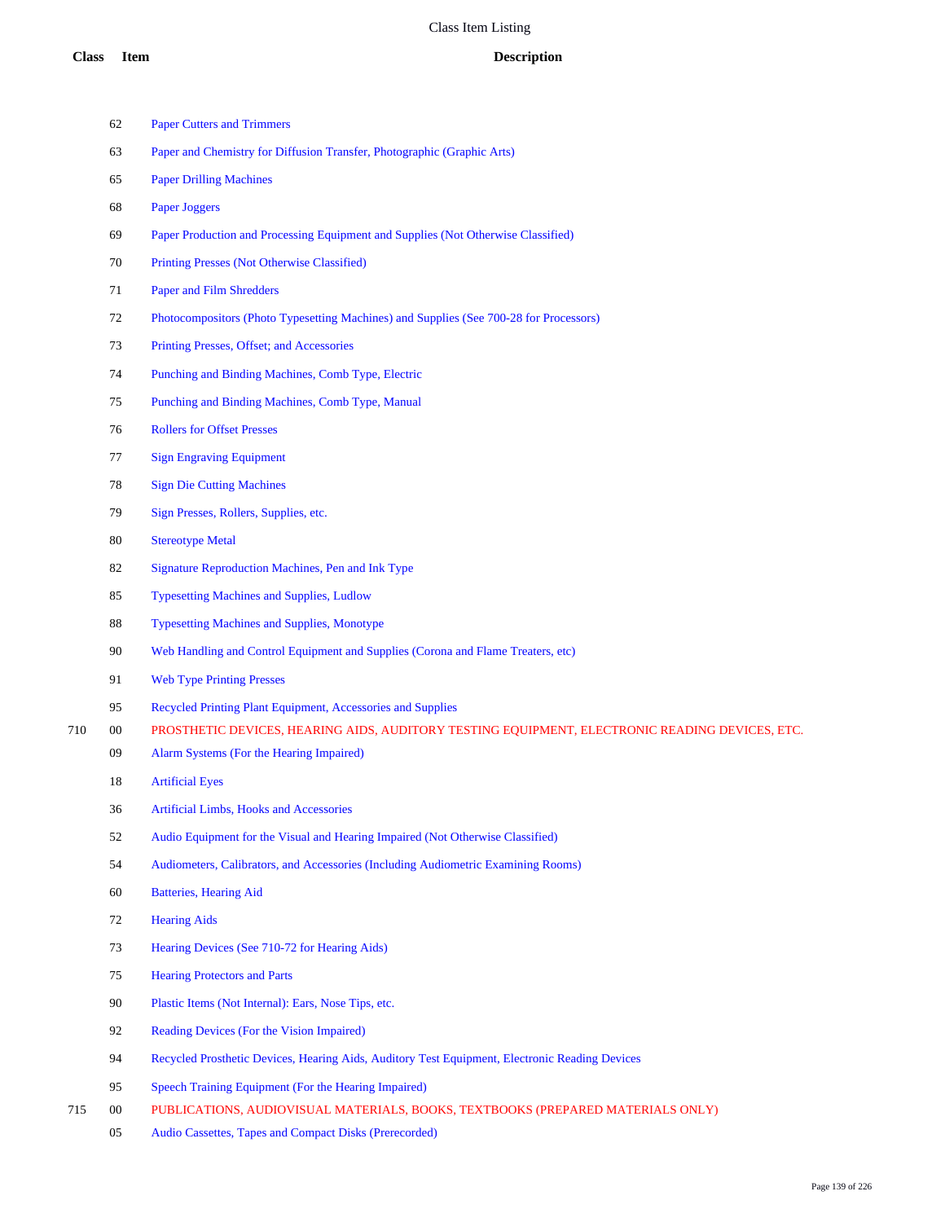# Class Item Listing

| Class | Item | Description |
|---|---|---|
| | 62 | Paper Cutters and Trimmers |
| | 63 | Paper and Chemistry for Diffusion Transfer, Photographic (Graphic Arts) |
| | 65 | Paper Drilling Machines |
| | 68 | Paper Joggers |
| | 69 | Paper Production and Processing Equipment and Supplies (Not Otherwise Classified) |
| | 70 | Printing Presses (Not Otherwise Classified) |
| | 71 | Paper and Film Shredders |
| | 72 | Photocompositors (Photo Typesetting Machines) and Supplies (See 700-28 for Processors) |
| | 73 | Printing Presses, Offset; and Accessories |
| | 74 | Punching and Binding Machines, Comb Type, Electric |
| | 75 | Punching and Binding Machines, Comb Type, Manual |
| | 76 | Rollers for Offset Presses |
| | 77 | Sign Engraving Equipment |
| | 78 | Sign Die Cutting Machines |
| | 79 | Sign Presses, Rollers, Supplies, etc. |
| | 80 | Stereotype Metal |
| | 82 | Signature Reproduction Machines, Pen and Ink Type |
| | 85 | Typesetting Machines and Supplies, Ludlow |
| | 88 | Typesetting Machines and Supplies, Monotype |
| | 90 | Web Handling and Control Equipment and Supplies (Corona and Flame Treaters, etc) |
| | 91 | Web Type Printing Presses |
| | 95 | Recycled Printing Plant Equipment, Accessories and Supplies |
| 710 | 00 | PROSTHETIC DEVICES, HEARING AIDS, AUDITORY TESTING EQUIPMENT, ELECTRONIC READING DEVICES, ETC. |
| | 09 | Alarm Systems (For the Hearing Impaired) |
| | 18 | Artificial Eyes |
| | 36 | Artificial Limbs, Hooks and Accessories |
| | 52 | Audio Equipment for the Visual and Hearing Impaired (Not Otherwise Classified) |
| | 54 | Audiometers, Calibrators, and Accessories (Including Audiometric Examining Rooms) |
| | 60 | Batteries, Hearing Aid |
| | 72 | Hearing Aids |
| | 73 | Hearing Devices (See 710-72 for Hearing Aids) |
| | 75 | Hearing Protectors and Parts |
| | 90 | Plastic Items (Not Internal): Ears, Nose Tips, etc. |
| | 92 | Reading Devices (For the Vision Impaired) |
| | 94 | Recycled Prosthetic Devices, Hearing Aids, Auditory Test Equipment, Electronic Reading Devices |
| | 95 | Speech Training Equipment (For the Hearing Impaired) |
| 715 | 00 | PUBLICATIONS, AUDIOVISUAL MATERIALS, BOOKS, TEXTBOOKS (PREPARED MATERIALS ONLY) |
| | 05 | Audio Cassettes, Tapes and Compact Disks (Prerecorded) |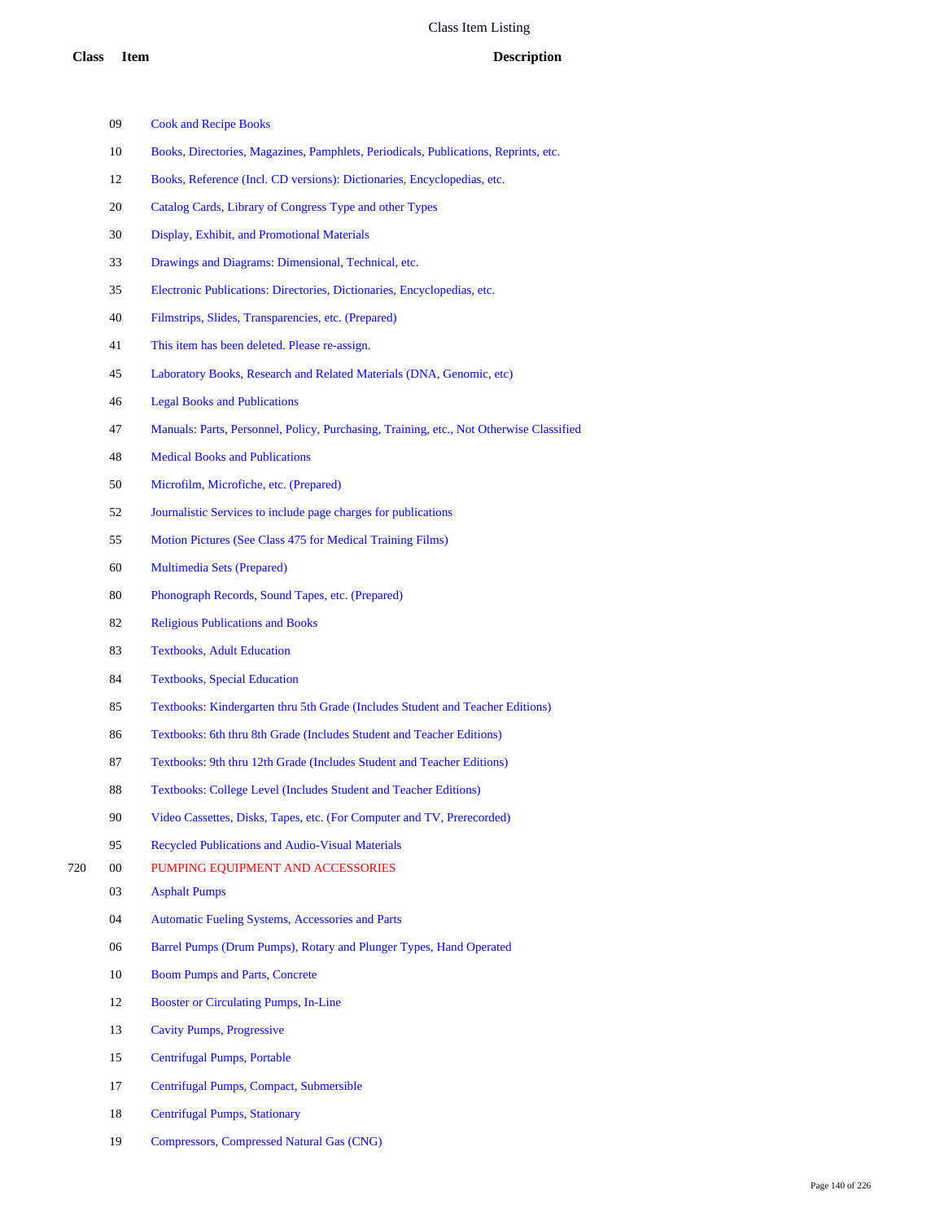# Class Item Listing

| Class | Item | Description |
|---|---|---|
| | 09 | Cook and Recipe Books |
| | 10 | Books, Directories, Magazines, Pamphlets, Periodicals, Publications, Reprints, etc. |
| | 12 | Books, Reference (Incl. CD versions): Dictionaries, Encyclopedias, etc. |
| | 20 | Catalog Cards, Library of Congress Type and other Types |
| | 30 | Display, Exhibit, and Promotional Materials |
| | 33 | Drawings and Diagrams: Dimensional, Technical, etc. |
| | 35 | Electronic Publications: Directories, Dictionaries, Encyclopedias, etc. |
| | 40 | Filmstrips, Slides, Transparencies, etc. (Prepared) |
| | 41 | This item has been deleted. Please re-assign. |
| | 45 | Laboratory Books, Research and Related Materials (DNA, Genomic, etc) |
| | 46 | Legal Books and Publications |
| | 47 | Manuals: Parts, Personnel, Policy, Purchasing, Training, etc., Not Otherwise Classified |
| | 48 | Medical Books and Publications |
| | 50 | Microfilm, Microfiche, etc. (Prepared) |
| | 52 | Journalistic Services to include page charges for publications |
| | 55 | Motion Pictures (See Class 475 for Medical Training Films) |
| | 60 | Multimedia Sets (Prepared) |
| | 80 | Phonograph Records, Sound Tapes, etc. (Prepared) |
| | 82 | Religious Publications and Books |
| | 83 | Textbooks, Adult Education |
| | 84 | Textbooks, Special Education |
| | 85 | Textbooks: Kindergarten thru 5th Grade (Includes Student and Teacher Editions) |
| | 86 | Textbooks: 6th thru 8th Grade (Includes Student and Teacher Editions) |
| | 87 | Textbooks: 9th thru 12th Grade (Includes Student and Teacher Editions) |
| | 88 | Textbooks: College Level (Includes Student and Teacher Editions) |
| | 90 | Video Cassettes, Disks, Tapes, etc. (For Computer and TV, Prerecorded) |
| | 95 | Recycled Publications and Audio-Visual Materials |
| 720 | 00 | PUMPING EQUIPMENT AND ACCESSORIES |
| | 03 | Asphalt Pumps |
| | 04 | Automatic Fueling Systems, Accessories and Parts |
| | 06 | Barrel Pumps (Drum Pumps), Rotary and Plunger Types, Hand Operated |
| | 10 | Boom Pumps and Parts, Concrete |
| | 12 | Booster or Circulating Pumps, In-Line |
| | 13 | Cavity Pumps, Progressive |
| | 15 | Centrifugal Pumps, Portable |
| | 17 | Centrifugal Pumps, Compact, Submersible |
| | 18 | Centrifugal Pumps, Stationary |
| | 19 | Compressors, Compressed Natural Gas (CNG) |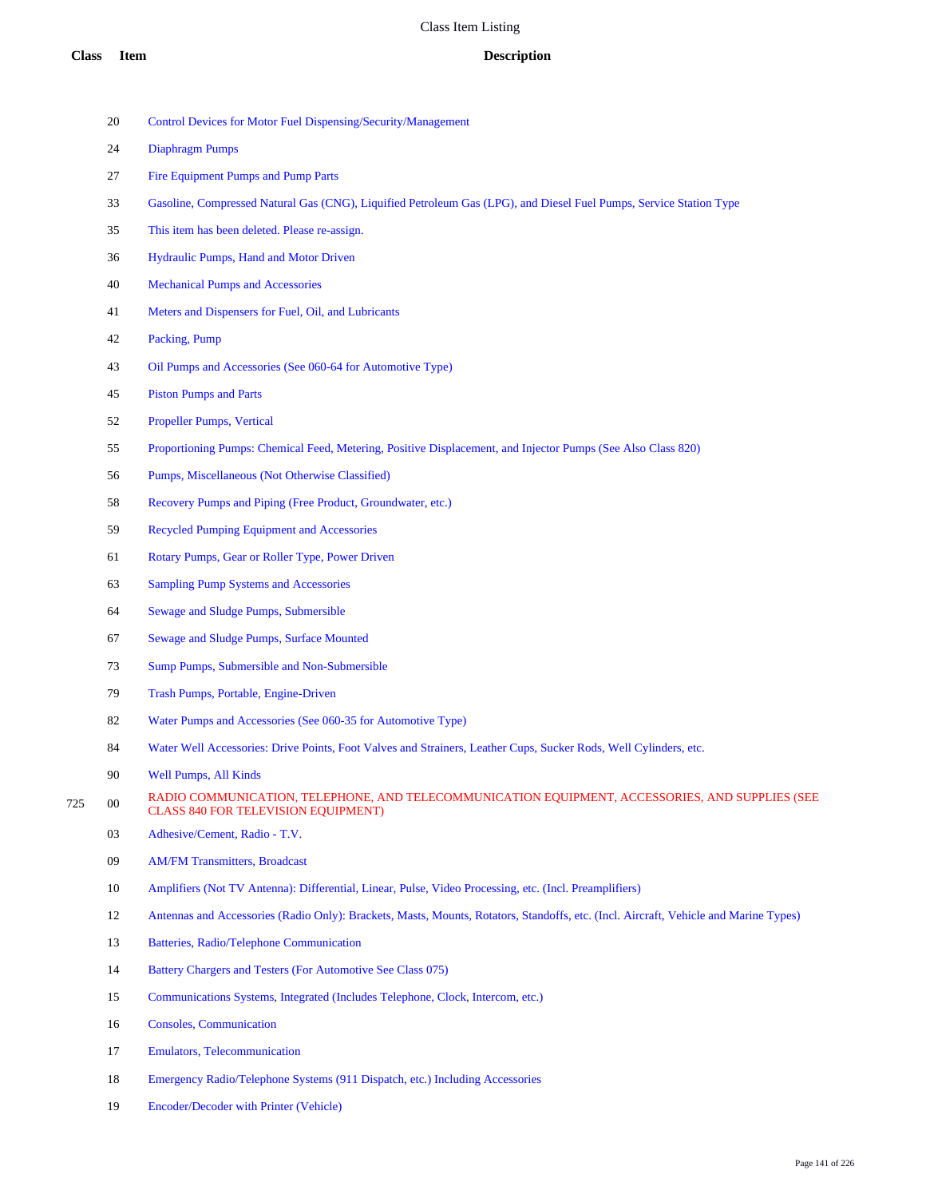# Class Item Listing

| Class | Item | Description |
| --- | --- | --- |
| | 20 | Control Devices for Motor Fuel Dispensing/Security/Management |
| | 24 | Diaphragm Pumps |
| | 27 | Fire Equipment Pumps and Pump Parts |
| | 33 | Gasoline, Compressed Natural Gas (CNG), Liquified Petroleum Gas (LPG), and Diesel Fuel Pumps, Service Station Type |
| | 35 | This item has been deleted. Please re-assign. |
| | 36 | Hydraulic Pumps, Hand and Motor Driven |
| | 40 | Mechanical Pumps and Accessories |
| | 41 | Meters and Dispensers for Fuel, Oil, and Lubricants |
| | 42 | Packing, Pump |
| | 43 | Oil Pumps and Accessories (See 060-64 for Automotive Type) |
| | 45 | Piston Pumps and Parts |
| | 52 | Propeller Pumps, Vertical |
| | 55 | Proportioning Pumps: Chemical Feed, Metering, Positive Displacement, and Injector Pumps (See Also Class 820) |
| | 56 | Pumps, Miscellaneous (Not Otherwise Classified) |
| | 58 | Recovery Pumps and Piping (Free Product, Groundwater, etc.) |
| | 59 | Recycled Pumping Equipment and Accessories |
| | 61 | Rotary Pumps, Gear or Roller Type, Power Driven |
| | 63 | Sampling Pump Systems and Accessories |
| | 64 | Sewage and Sludge Pumps, Submersible |
| | 67 | Sewage and Sludge Pumps, Surface Mounted |
| | 73 | Sump Pumps, Submersible and Non-Submersible |
| | 79 | Trash Pumps, Portable, Engine-Driven |
| | 82 | Water Pumps and Accessories (See 060-35 for Automotive Type) |
| | 84 | Water Well Accessories: Drive Points, Foot Valves and Strainers, Leather Cups, Sucker Rods, Well Cylinders, etc. |
| | 90 | Well Pumps, All Kinds |
| 725 | 00 | RADIO COMMUNICATION, TELEPHONE, AND TELECOMMUNICATION EQUIPMENT, ACCESSORIES, AND SUPPLIES (SEE CLASS 840 FOR TELEVISION EQUIPMENT) |
| | 03 | Adhesive/Cement, Radio - T.V. |
| | 09 | AM/FM Transmitters, Broadcast |
| | 10 | Amplifiers (Not TV Antenna): Differential, Linear, Pulse, Video Processing, etc. (Incl. Preamplifiers) |
| | 12 | Antennas and Accessories (Radio Only): Brackets, Masts, Mounts, Rotators, Standoffs, etc. (Incl. Aircraft, Vehicle and Marine Types) |
| | 13 | Batteries, Radio/Telephone Communication |
| | 14 | Battery Chargers and Testers (For Automotive See Class 075) |
| | 15 | Communications Systems, Integrated (Includes Telephone, Clock, Intercom, etc.) |
| | 16 | Consoles, Communication |
| | 17 | Emulators, Telecommunication |
| | 18 | Emergency Radio/Telephone Systems (911 Dispatch, etc.) Including Accessories |
| | 19 | Encoder/Decoder with Printer (Vehicle) |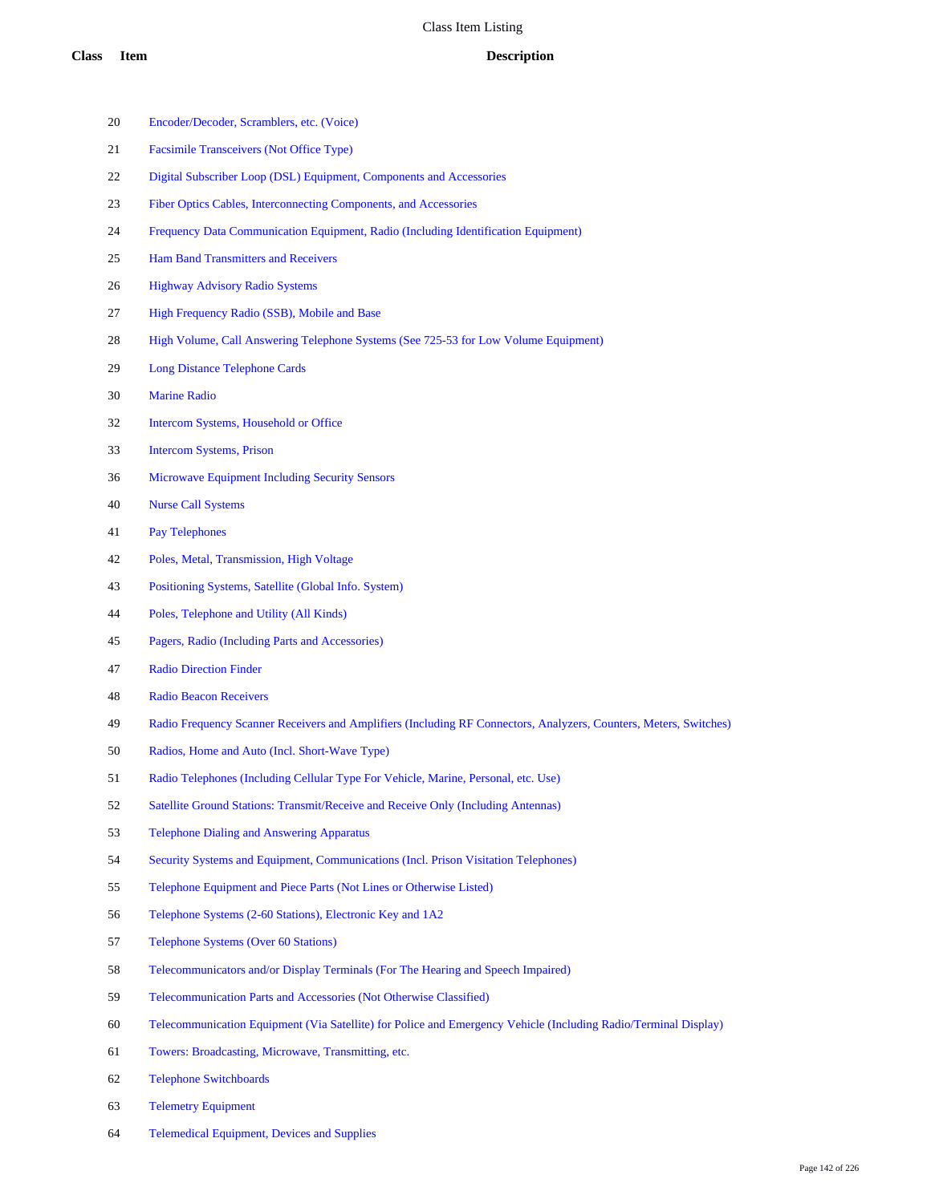# Class Item Listing

| Class | Item | Description |
|---|---|---|
| | 20 | Encoder/Decoder, Scramblers, etc. (Voice) |
| | 21 | Facsimile Transceivers (Not Office Type) |
| | 22 | Digital Subscriber Loop (DSL) Equipment, Components and Accessories |
| | 23 | Fiber Optics Cables, Interconnecting Components, and Accessories |
| | 24 | Frequency Data Communication Equipment, Radio (Including Identification Equipment) |
| | 25 | Ham Band Transmitters and Receivers |
| | 26 | Highway Advisory Radio Systems |
| | 27 | High Frequency Radio (SSB), Mobile and Base |
| | 28 | High Volume, Call Answering Telephone Systems (See 725-53 for Low Volume Equipment) |
| | 29 | Long Distance Telephone Cards |
| | 30 | Marine Radio |
| | 32 | Intercom Systems, Household or Office |
| | 33 | Intercom Systems, Prison |
| | 36 | Microwave Equipment Including Security Sensors |
| | 40 | Nurse Call Systems |
| | 41 | Pay Telephones |
| | 42 | Poles, Metal, Transmission, High Voltage |
| | 43 | Positioning Systems, Satellite (Global Info. System) |
| | 44 | Poles, Telephone and Utility (All Kinds) |
| | 45 | Pagers, Radio (Including Parts and Accessories) |
| | 47 | Radio Direction Finder |
| | 48 | Radio Beacon Receivers |
| | 49 | Radio Frequency Scanner Receivers and Amplifiers (Including RF Connectors, Analyzers, Counters, Meters, Switches) |
| | 50 | Radios, Home and Auto (Incl. Short-Wave Type) |
| | 51 | Radio Telephones (Including Cellular Type For Vehicle, Marine, Personal, etc. Use) |
| | 52 | Satellite Ground Stations: Transmit/Receive and Receive Only (Including Antennas) |
| | 53 | Telephone Dialing and Answering Apparatus |
| | 54 | Security Systems and Equipment, Communications (Incl. Prison Visitation Telephones) |
| | 55 | Telephone Equipment and Piece Parts (Not Lines or Otherwise Listed) |
| | 56 | Telephone Systems (2-60 Stations), Electronic Key and 1A2 |
| | 57 | Telephone Systems (Over 60 Stations) |
| | 58 | Telecommunicators and/or Display Terminals (For The Hearing and Speech Impaired) |
| | 59 | Telecommunication Parts and Accessories (Not Otherwise Classified) |
| | 60 | Telecommunication Equipment (Via Satellite) for Police and Emergency Vehicle (Including Radio/Terminal Display) |
| | 61 | Towers: Broadcasting, Microwave, Transmitting, etc. |
| | 62 | Telephone Switchboards |
| | 63 | Telemetry Equipment |
| | 64 | Telemedical Equipment, Devices and Supplies |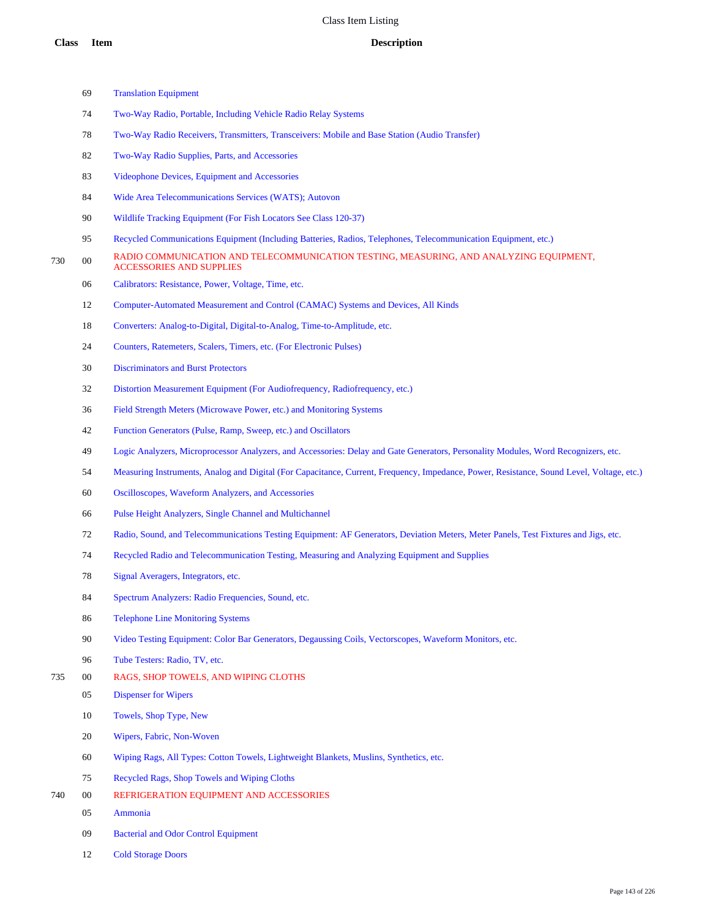# Class Item Listing

| Class | Item | Description |
|---|---|---|
| | 69 | Translation Equipment |
| | 74 | Two-Way Radio, Portable, Including Vehicle Radio Relay Systems |
| | 78 | Two-Way Radio Receivers, Transmitters, Transceivers: Mobile and Base Station (Audio Transfer) |
| | 82 | Two-Way Radio Supplies, Parts, and Accessories |
| | 83 | Videophone Devices, Equipment and Accessories |
| | 84 | Wide Area Telecommunications Services (WATS); Autovon |
| | 90 | Wildlife Tracking Equipment (For Fish Locators See Class 120-37) |
| | 95 | Recycled Communications Equipment (Including Batteries, Radios, Telephones, Telecommunication Equipment, etc.) |
| 730 | 00 | RADIO COMMUNICATION AND TELECOMMUNICATION TESTING, MEASURING, AND ANALYZING EQUIPMENT, ACCESSORIES AND SUPPLIES |
| | 06 | Calibrators: Resistance, Power, Voltage, Time, etc. |
| | 12 | Computer-Automated Measurement and Control (CAMAC) Systems and Devices, All Kinds |
| | 18 | Converters: Analog-to-Digital, Digital-to-Analog, Time-to-Amplitude, etc. |
| | 24 | Counters, Ratemeters, Scalers, Timers, etc. (For Electronic Pulses) |
| | 30 | Discriminators and Burst Protectors |
| | 32 | Distortion Measurement Equipment (For Audiofrequency, Radiofrequency, etc.) |
| | 36 | Field Strength Meters (Microwave Power, etc.) and Monitoring Systems |
| | 42 | Function Generators (Pulse, Ramp, Sweep, etc.) and Oscillators |
| | 49 | Logic Analyzers, Microprocessor Analyzers, and Accessories: Delay and Gate Generators, Personality Modules, Word Recognizers, etc. |
| | 54 | Measuring Instruments, Analog and Digital (For Capacitance, Current, Frequency, Impedance, Power, Resistance, Sound Level, Voltage, etc.) |
| | 60 | Oscilloscopes, Waveform Analyzers, and Accessories |
| | 66 | Pulse Height Analyzers, Single Channel and Multichannel |
| | 72 | Radio, Sound, and Telecommunications Testing Equipment: AF Generators, Deviation Meters, Meter Panels, Test Fixtures and Jigs, etc. |
| | 74 | Recycled Radio and Telecommunication Testing, Measuring and Analyzing Equipment and Supplies |
| | 78 | Signal Averagers, Integrators, etc. |
| | 84 | Spectrum Analyzers: Radio Frequencies, Sound, etc. |
| | 86 | Telephone Line Monitoring Systems |
| | 90 | Video Testing Equipment: Color Bar Generators, Degaussing Coils, Vectorscopes, Waveform Monitors, etc. |
| | 96 | Tube Testers: Radio, TV, etc. |
| 735 | 00 | RAGS, SHOP TOWELS, AND WIPING CLOTHS |
| | 05 | Dispenser for Wipers |
| | 10 | Towels, Shop Type, New |
| | 20 | Wipers, Fabric, Non-Woven |
| | 60 | Wiping Rags, All Types: Cotton Towels, Lightweight Blankets, Muslins, Synthetics, etc. |
| | 75 | Recycled Rags, Shop Towels and Wiping Cloths |
| 740 | 00 | REFRIGERATION EQUIPMENT AND ACCESSORIES |
| | 05 | Ammonia |
| | 09 | Bacterial and Odor Control Equipment |
| | 12 | Cold Storage Doors |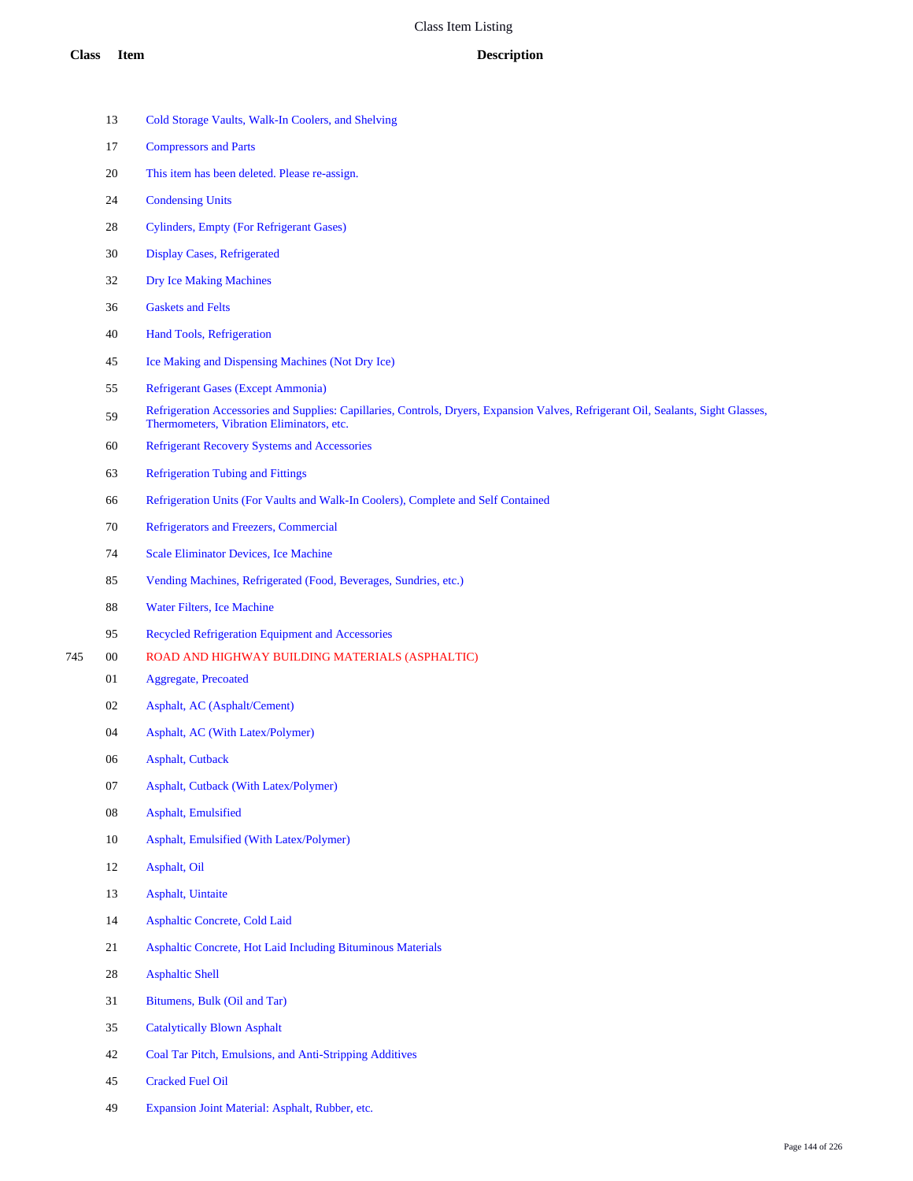# Class Item Listing

| Class | Item | Description |
|---|---|---|
| | 13 | Cold Storage Vaults, Walk-In Coolers, and Shelving |
| | 17 | Compressors and Parts |
| | 20 | This item has been deleted. Please re-assign. |
| | 24 | Condensing Units |
| | 28 | Cylinders, Empty (For Refrigerant Gases) |
| | 30 | Display Cases, Refrigerated |
| | 32 | Dry Ice Making Machines |
| | 36 | Gaskets and Felts |
| | 40 | Hand Tools, Refrigeration |
| | 45 | Ice Making and Dispensing Machines (Not Dry Ice) |
| | 55 | Refrigerant Gases (Except Ammonia) |
| | 59 | Refrigeration Accessories and Supplies: Capillaries, Controls, Dryers, Expansion Valves, Refrigerant Oil, Sealants, Sight Glasses, Thermometers, Vibration Eliminators, etc. |
| | 60 | Refrigerant Recovery Systems and Accessories |
| | 63 | Refrigeration Tubing and Fittings |
| | 66 | Refrigeration Units (For Vaults and Walk-In Coolers), Complete and Self Contained |
| | 70 | Refrigerators and Freezers, Commercial |
| | 74 | Scale Eliminator Devices, Ice Machine |
| | 85 | Vending Machines, Refrigerated (Food, Beverages, Sundries, etc.) |
| | 88 | Water Filters, Ice Machine |
| | 95 | Recycled Refrigeration Equipment and Accessories |
| 745 | 00 | ROAD AND HIGHWAY BUILDING MATERIALS (ASPHALTIC) |
| | 01 | Aggregate, Precoated |
| | 02 | Asphalt, AC (Asphalt/Cement) |
| | 04 | Asphalt, AC (With Latex/Polymer) |
| | 06 | Asphalt, Cutback |
| | 07 | Asphalt, Cutback (With Latex/Polymer) |
| | 08 | Asphalt, Emulsified |
| | 10 | Asphalt, Emulsified (With Latex/Polymer) |
| | 12 | Asphalt, Oil |
| | 13 | Asphalt, Uintaite |
| | 14 | Asphaltic Concrete, Cold Laid |
| | 21 | Asphaltic Concrete, Hot Laid Including Bituminous Materials |
| | 28 | Asphaltic Shell |
| | 31 | Bitumens, Bulk (Oil and Tar) |
| | 35 | Catalytically Blown Asphalt |
| | 42 | Coal Tar Pitch, Emulsions, and Anti-Stripping Additives |
| | 45 | Cracked Fuel Oil |
| | 49 | Expansion Joint Material: Asphalt, Rubber, etc. |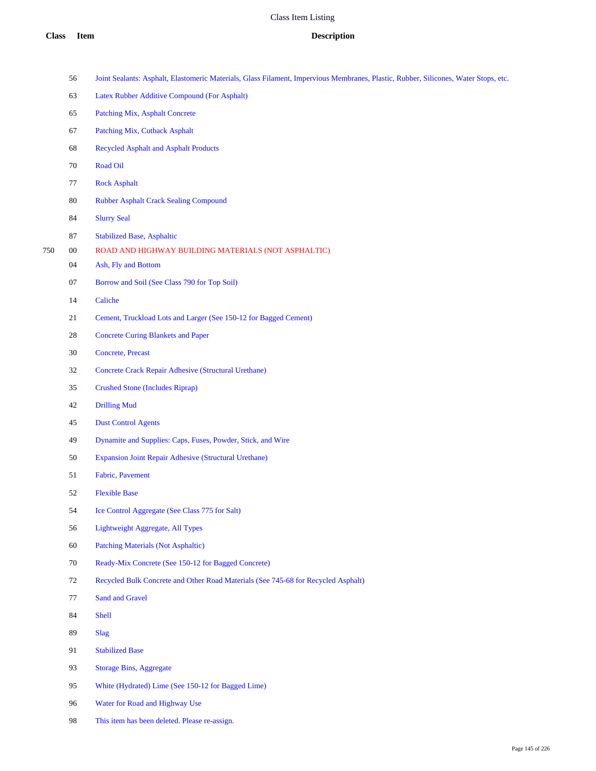# Class Item Listing

| Class | Item | Description |
|---|---|---|
| | 56 | Joint Sealants: Asphalt, Elastomeric Materials, Glass Filament, Impervious Membranes, Plastic, Rubber, Silicones, Water Stops, etc. |
| | 63 | Latex Rubber Additive Compound (For Asphalt) |
| | 65 | Patching Mix, Asphalt Concrete |
| | 67 | Patching Mix, Cutback Asphalt |
| | 68 | Recycled Asphalt and Asphalt Products |
| | 70 | Road Oil |
| | 77 | Rock Asphalt |
| | 80 | Rubber Asphalt Crack Sealing Compound |
| | 84 | Slurry Seal |
| | 87 | Stabilized Base, Asphaltic |
| 750 | 00 | ROAD AND HIGHWAY BUILDING MATERIALS (NOT ASPHALTIC) |
| | 04 | Ash, Fly and Bottom |
| | 07 | Borrow and Soil (See Class 790 for Top Soil) |
| | 14 | Caliche |
| | 21 | Cement, Truckload Lots and Larger (See 150-12 for Bagged Cement) |
| | 28 | Concrete Curing Blankets and Paper |
| | 30 | Concrete, Precast |
| | 32 | Concrete Crack Repair Adhesive (Structural Urethane) |
| | 35 | Crushed Stone (Includes Riprap) |
| | 42 | Drilling Mud |
| | 45 | Dust Control Agents |
| | 49 | Dynamite and Supplies: Caps, Fuses, Powder, Stick, and Wire |
| | 50 | Expansion Joint Repair Adhesive (Structural Urethane) |
| | 51 | Fabric, Pavement |
| | 52 | Flexible Base |
| | 54 | Ice Control Aggregate (See Class 775 for Salt) |
| | 56 | Lightweight Aggregate, All Types |
| | 60 | Patching Materials (Not Asphaltic) |
| | 70 | Ready-Mix Concrete (See 150-12 for Bagged Concrete) |
| | 72 | Recycled Bulk Concrete and Other Road Materials (See 745-68 for Recycled Asphalt) |
| | 77 | Sand and Gravel |
| | 84 | Shell |
| | 89 | Slag |
| | 91 | Stabilized Base |
| | 93 | Storage Bins, Aggregate |
| | 95 | White (Hydrated) Lime (See 150-12 for Bagged Lime) |
| | 96 | Water for Road and Highway Use |
| | 98 | This item has been deleted. Please re-assign. |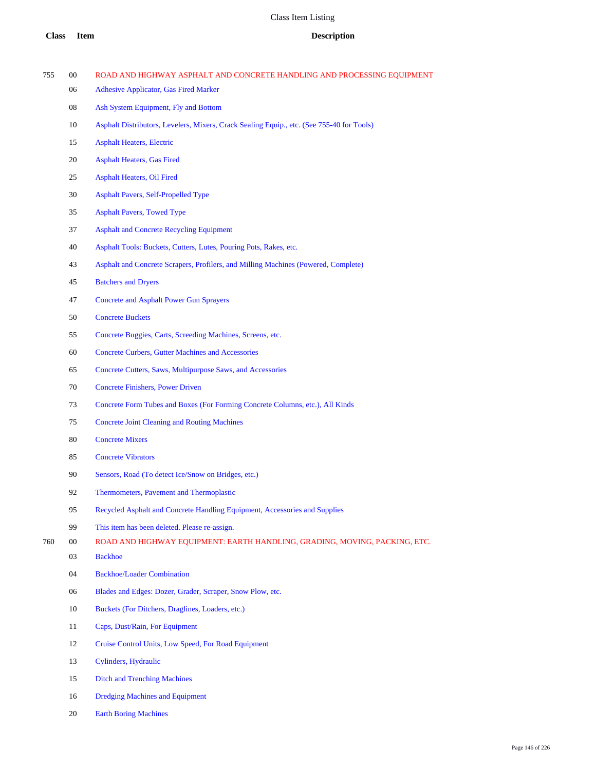# Class Item Listing

| Class | Item | Description |
|---|---|---|
| 755 | 00 | ROAD AND HIGHWAY ASPHALT AND CONCRETE HANDLING AND PROCESSING EQUIPMENT |
| | 06 | Adhesive Applicator, Gas Fired Marker |
| | 08 | Ash System Equipment, Fly and Bottom |
| | 10 | Asphalt Distributors, Levelers, Mixers, Crack Sealing Equip., etc. (See 755-40 for Tools) |
| | 15 | Asphalt Heaters, Electric |
| | 20 | Asphalt Heaters, Gas Fired |
| | 25 | Asphalt Heaters, Oil Fired |
| | 30 | Asphalt Pavers, Self-Propelled Type |
| | 35 | Asphalt Pavers, Towed Type |
| | 37 | Asphalt and Concrete Recycling Equipment |
| | 40 | Asphalt Tools: Buckets, Cutters, Lutes, Pouring Pots, Rakes, etc. |
| | 43 | Asphalt and Concrete Scrapers, Profilers, and Milling Machines (Powered, Complete) |
| | 45 | Batchers and Dryers |
| | 47 | Concrete and Asphalt Power Gun Sprayers |
| | 50 | Concrete Buckets |
| | 55 | Concrete Buggies, Carts, Screeding Machines, Screens, etc. |
| | 60 | Concrete Curbers, Gutter Machines and Accessories |
| | 65 | Concrete Cutters, Saws, Multipurpose Saws, and Accessories |
| | 70 | Concrete Finishers, Power Driven |
| | 73 | Concrete Form Tubes and Boxes (For Forming Concrete Columns, etc.), All Kinds |
| | 75 | Concrete Joint Cleaning and Routing Machines |
| | 80 | Concrete Mixers |
| | 85 | Concrete Vibrators |
| | 90 | Sensors, Road (To detect Ice/Snow on Bridges, etc.) |
| | 92 | Thermometers, Pavement and Thermoplastic |
| | 95 | Recycled Asphalt and Concrete Handling Equipment, Accessories and Supplies |
| | 99 | This item has been deleted. Please re-assign. |
| 760 | 00 | ROAD AND HIGHWAY EQUIPMENT: EARTH HANDLING, GRADING, MOVING, PACKING, ETC. |
| | 03 | Backhoe |
| | 04 | Backhoe/Loader Combination |
| | 06 | Blades and Edges: Dozer, Grader, Scraper, Snow Plow, etc. |
| | 10 | Buckets (For Ditchers, Draglines, Loaders, etc.) |
| | 11 | Caps, Dust/Rain, For Equipment |
| | 12 | Cruise Control Units, Low Speed, For Road Equipment |
| | 13 | Cylinders, Hydraulic |
| | 15 | Ditch and Trenching Machines |
| | 16 | Dredging Machines and Equipment |
| | 20 | Earth Boring Machines |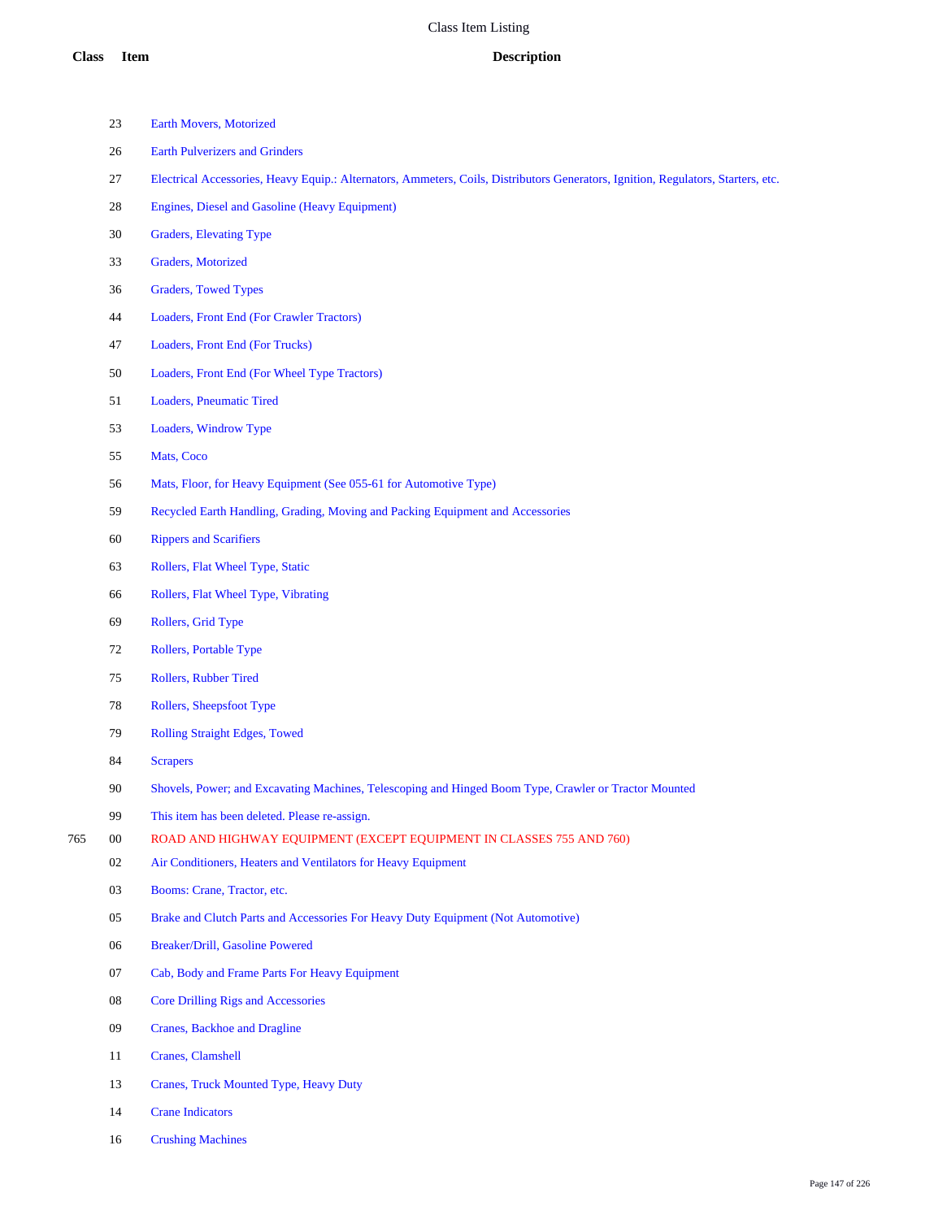| Class | Item | Description |
|---|---|---|
| | 23 | Earth Movers, Motorized |
| | 26 | Earth Pulverizers and Grinders |
| | 27 | Electrical Accessories, Heavy Equip.: Alternators, Ammeters, Coils, Distributors Generators, Ignition, Regulators, Starters, etc. |
| | 28 | Engines, Diesel and Gasoline (Heavy Equipment) |
| | 30 | Graders, Elevating Type |
| | 33 | Graders, Motorized |
| | 36 | Graders, Towed Types |
| | 44 | Loaders, Front End (For Crawler Tractors) |
| | 47 | Loaders, Front End (For Trucks) |
| | 50 | Loaders, Front End (For Wheel Type Tractors) |
| | 51 | Loaders, Pneumatic Tired |
| | 53 | Loaders, Windrow Type |
| | 55 | Mats, Coco |
| | 56 | Mats, Floor, for Heavy Equipment (See 055-61 for Automotive Type) |
| | 59 | Recycled Earth Handling, Grading, Moving and Packing Equipment and Accessories |
| | 60 | Rippers and Scarifiers |
| | 63 | Rollers, Flat Wheel Type, Static |
| | 66 | Rollers, Flat Wheel Type, Vibrating |
| | 69 | Rollers, Grid Type |
| | 72 | Rollers, Portable Type |
| | 75 | Rollers, Rubber Tired |
| | 78 | Rollers, Sheepsfoot Type |
| | 79 | Rolling Straight Edges, Towed |
| | 84 | Scrapers |
| | 90 | Shovels, Power; and Excavating Machines, Telescoping and Hinged Boom Type, Crawler or Tractor Mounted |
| | 99 | This item has been deleted. Please re-assign. |
| 765 | 00 | ROAD AND HIGHWAY EQUIPMENT (EXCEPT EQUIPMENT IN CLASSES 755 AND 760) |
| | 02 | Air Conditioners, Heaters and Ventilators for Heavy Equipment |
| | 03 | Booms: Crane, Tractor, etc. |
| | 05 | Brake and Clutch Parts and Accessories For Heavy Duty Equipment (Not Automotive) |
| | 06 | Breaker/Drill, Gasoline Powered |
| | 07 | Cab, Body and Frame Parts For Heavy Equipment |
| | 08 | Core Drilling Rigs and Accessories |
| | 09 | Cranes, Backhoe and Dragline |
| | 11 | Cranes, Clamshell |
| | 13 | Cranes, Truck Mounted Type, Heavy Duty |
| | 14 | Crane Indicators |
| | 16 | Crushing Machines |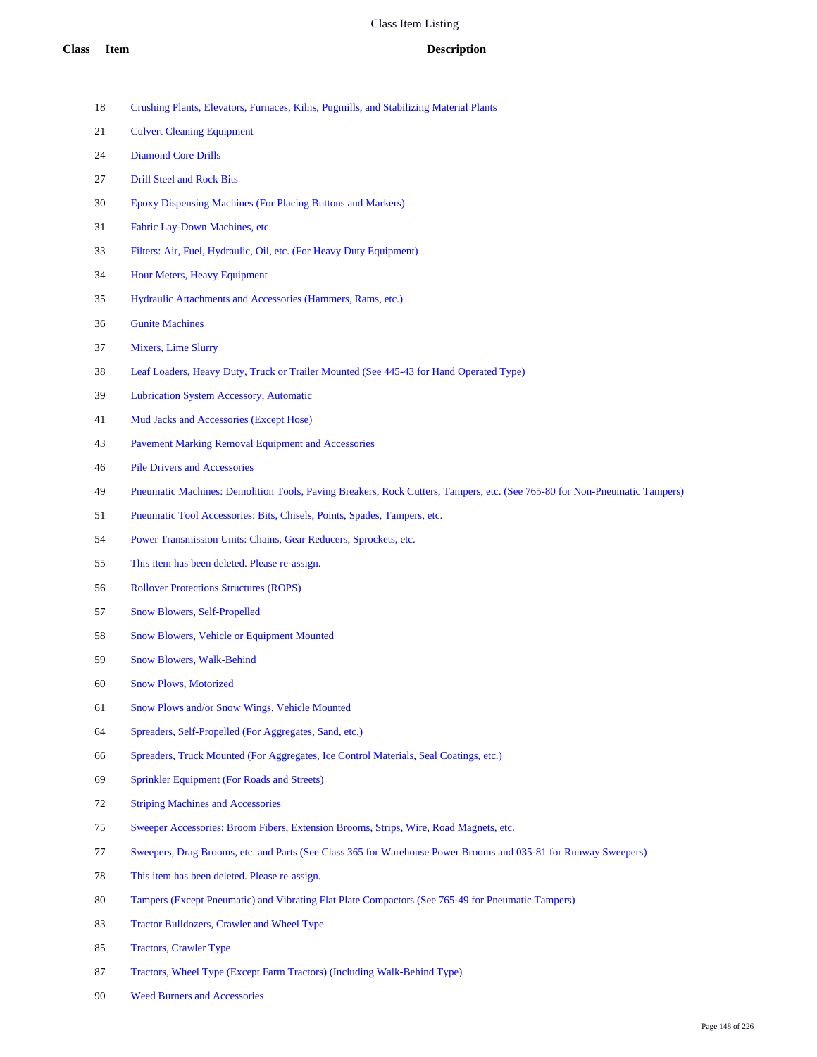# Class Item Listing

| Class | Item | Description |
|---|---|---|
| | 18 | Crushing Plants, Elevators, Furnaces, Kilns, Pugmills, and Stabilizing Material Plants |
| | 21 | Culvert Cleaning Equipment |
| | 24 | Diamond Core Drills |
| | 27 | Drill Steel and Rock Bits |
| | 30 | Epoxy Dispensing Machines (For Placing Buttons and Markers) |
| | 31 | Fabric Lay-Down Machines, etc. |
| | 33 | Filters: Air, Fuel, Hydraulic, Oil, etc. (For Heavy Duty Equipment) |
| | 34 | Hour Meters, Heavy Equipment |
| | 35 | Hydraulic Attachments and Accessories (Hammers, Rams, etc.) |
| | 36 | Gunite Machines |
| | 37 | Mixers, Lime Slurry |
| | 38 | Leaf Loaders, Heavy Duty, Truck or Trailer Mounted (See 445-43 for Hand Operated Type) |
| | 39 | Lubrication System Accessory, Automatic |
| | 41 | Mud Jacks and Accessories (Except Hose) |
| | 43 | Pavement Marking Removal Equipment and Accessories |
| | 46 | Pile Drivers and Accessories |
| | 49 | Pneumatic Machines: Demolition Tools, Paving Breakers, Rock Cutters, Tampers, etc. (See 765-80 for Non-Pneumatic Tampers) |
| | 51 | Pneumatic Tool Accessories: Bits, Chisels, Points, Spades, Tampers, etc. |
| | 54 | Power Transmission Units: Chains, Gear Reducers, Sprockets, etc. |
| | 55 | This item has been deleted. Please re-assign. |
| | 56 | Rollover Protections Structures (ROPS) |
| | 57 | Snow Blowers, Self-Propelled |
| | 58 | Snow Blowers, Vehicle or Equipment Mounted |
| | 59 | Snow Blowers, Walk-Behind |
| | 60 | Snow Plows, Motorized |
| | 61 | Snow Plows and/or Snow Wings, Vehicle Mounted |
| | 64 | Spreaders, Self-Propelled (For Aggregates, Sand, etc.) |
| | 66 | Spreaders, Truck Mounted (For Aggregates, Ice Control Materials, Seal Coatings, etc.) |
| | 69 | Sprinkler Equipment (For Roads and Streets) |
| | 72 | Striping Machines and Accessories |
| | 75 | Sweeper Accessories: Broom Fibers, Extension Brooms, Strips, Wire, Road Magnets, etc. |
| | 77 | Sweepers, Drag Brooms, etc. and Parts (See Class 365 for Warehouse Power Brooms and 035-81 for Runway Sweepers) |
| | 78 | This item has been deleted. Please re-assign. |
| | 80 | Tampers (Except Pneumatic) and Vibrating Flat Plate Compactors (See 765-49 for Pneumatic Tampers) |
| | 83 | Tractor Bulldozers, Crawler and Wheel Type |
| | 85 | Tractors, Crawler Type |
| | 87 | Tractors, Wheel Type (Except Farm Tractors) (Including Walk-Behind Type) |
| | 90 | Weed Burners and Accessories |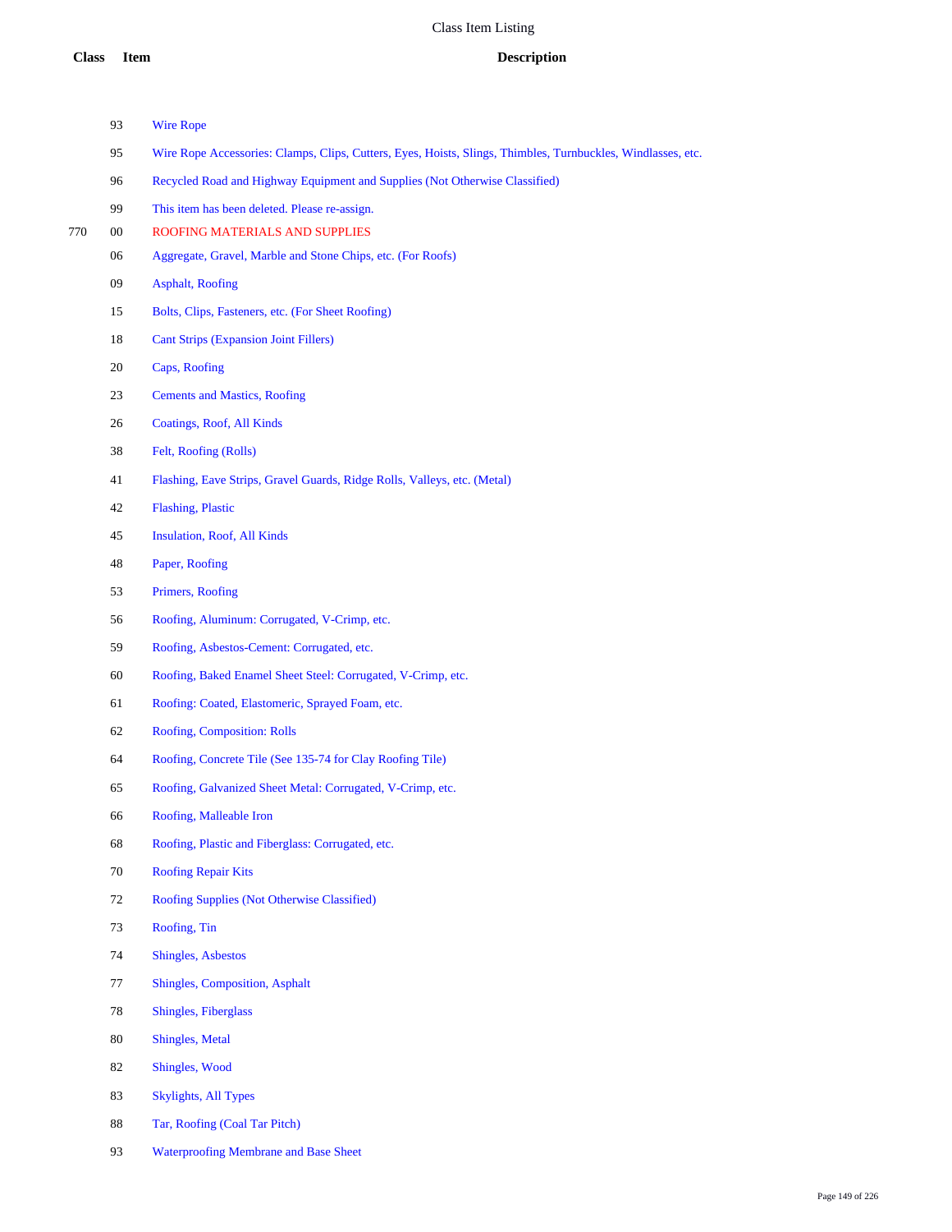| Class | Item | Description |
|---|---|---|
| | 93 | Wire Rope |
| | 95 | Wire Rope Accessories: Clamps, Clips, Cutters, Eyes, Hoists, Slings, Thimbles, Turnbuckles, Windlasses, etc. |
| | 96 | Recycled Road and Highway Equipment and Supplies (Not Otherwise Classified) |
| | 99 | This item has been deleted. Please re-assign. |
| 770 | 00 | ROOFING MATERIALS AND SUPPLIES |
| | 06 | Aggregate, Gravel, Marble and Stone Chips, etc. (For Roofs) |
| | 09 | Asphalt, Roofing |
| | 15 | Bolts, Clips, Fasteners, etc. (For Sheet Roofing) |
| | 18 | Cant Strips (Expansion Joint Fillers) |
| | 20 | Caps, Roofing |
| | 23 | Cements and Mastics, Roofing |
| | 26 | Coatings, Roof, All Kinds |
| | 38 | Felt, Roofing (Rolls) |
| | 41 | Flashing, Eave Strips, Gravel Guards, Ridge Rolls, Valleys, etc. (Metal) |
| | 42 | Flashing, Plastic |
| | 45 | Insulation, Roof, All Kinds |
| | 48 | Paper, Roofing |
| | 53 | Primers, Roofing |
| | 56 | Roofing, Aluminum: Corrugated, V-Crimp, etc. |
| | 59 | Roofing, Asbestos-Cement: Corrugated, etc. |
| | 60 | Roofing, Baked Enamel Sheet Steel: Corrugated, V-Crimp, etc. |
| | 61 | Roofing: Coated, Elastomeric, Sprayed Foam, etc. |
| | 62 | Roofing, Composition: Rolls |
| | 64 | Roofing, Concrete Tile (See 135-74 for Clay Roofing Tile) |
| | 65 | Roofing, Galvanized Sheet Metal: Corrugated, V-Crimp, etc. |
| | 66 | Roofing, Malleable Iron |
| | 68 | Roofing, Plastic and Fiberglass: Corrugated, etc. |
| | 70 | Roofing Repair Kits |
| | 72 | Roofing Supplies (Not Otherwise Classified) |
| | 73 | Roofing, Tin |
| | 74 | Shingles, Asbestos |
| | 77 | Shingles, Composition, Asphalt |
| | 78 | Shingles, Fiberglass |
| | 80 | Shingles, Metal |
| | 82 | Shingles, Wood |
| | 83 | Skylights, All Types |
| | 88 | Tar, Roofing (Coal Tar Pitch) |
| | 93 | Waterproofing Membrane and Base Sheet |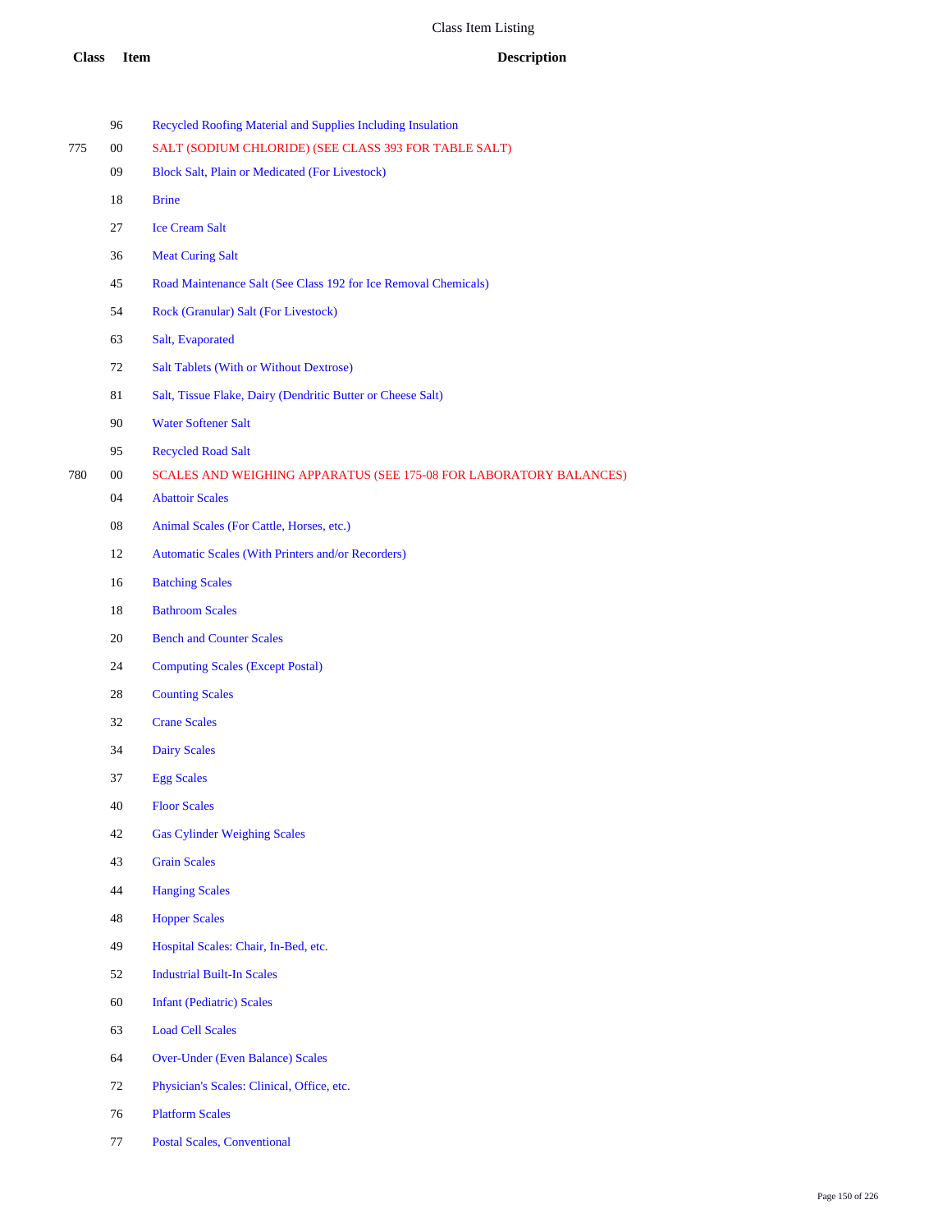# Class Item Listing

| Class | Item | Description |
|---|---|---|
| | 96 | Recycled Roofing Material and Supplies Including Insulation |
| 775 | 00 | SALT (SODIUM CHLORIDE) (SEE CLASS 393 FOR TABLE SALT) |
| | 09 | Block Salt, Plain or Medicated (For Livestock) |
| | 18 | Brine |
| | 27 | Ice Cream Salt |
| | 36 | Meat Curing Salt |
| | 45 | Road Maintenance Salt (See Class 192 for Ice Removal Chemicals) |
| | 54 | Rock (Granular) Salt (For Livestock) |
| | 63 | Salt, Evaporated |
| | 72 | Salt Tablets (With or Without Dextrose) |
| | 81 | Salt, Tissue Flake, Dairy (Dendritic Butter or Cheese Salt) |
| | 90 | Water Softener Salt |
| | 95 | Recycled Road Salt |
| 780 | 00 | SCALES AND WEIGHING APPARATUS (SEE 175-08 FOR LABORATORY BALANCES) |
| | 04 | Abattoir Scales |
| | 08 | Animal Scales (For Cattle, Horses, etc.) |
| | 12 | Automatic Scales (With Printers and/or Recorders) |
| | 16 | Batching Scales |
| | 18 | Bathroom Scales |
| | 20 | Bench and Counter Scales |
| | 24 | Computing Scales (Except Postal) |
| | 28 | Counting Scales |
| | 32 | Crane Scales |
| | 34 | Dairy Scales |
| | 37 | Egg Scales |
| | 40 | Floor Scales |
| | 42 | Gas Cylinder Weighing Scales |
| | 43 | Grain Scales |
| | 44 | Hanging Scales |
| | 48 | Hopper Scales |
| | 49 | Hospital Scales: Chair, In-Bed, etc. |
| | 52 | Industrial Built-In Scales |
| | 60 | Infant (Pediatric) Scales |
| | 63 | Load Cell Scales |
| | 64 | Over-Under (Even Balance) Scales |
| | 72 | Physician's Scales: Clinical, Office, etc. |
| | 76 | Platform Scales |
| | 77 | Postal Scales, Conventional |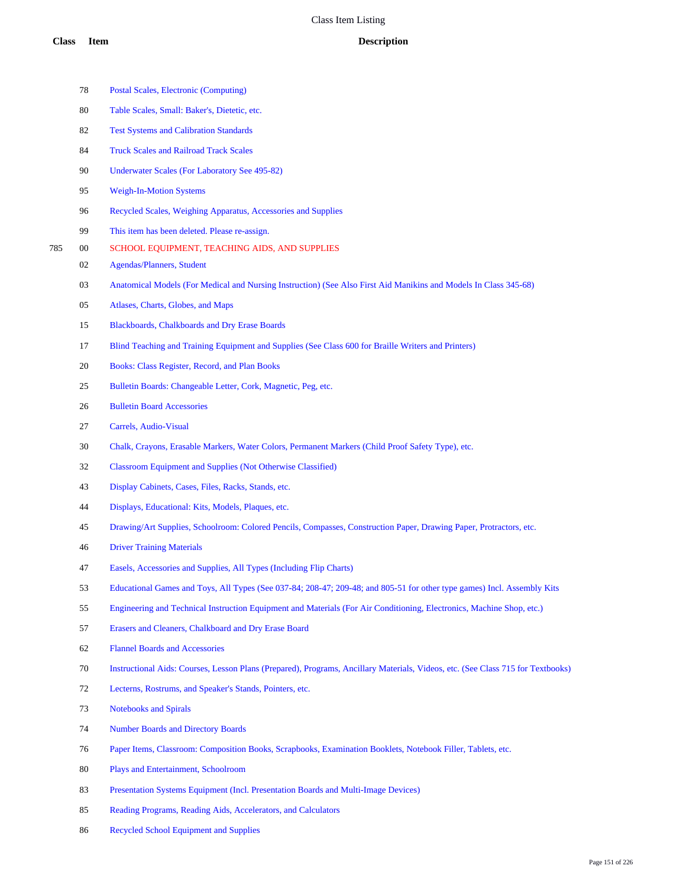| Class | Item | Description |
|---|---|---|
| | 78 | Postal Scales, Electronic (Computing) |
| | 80 | Table Scales, Small: Baker's, Dietetic, etc. |
| | 82 | Test Systems and Calibration Standards |
| | 84 | Truck Scales and Railroad Track Scales |
| | 90 | Underwater Scales (For Laboratory See 495-82) |
| | 95 | Weigh-In-Motion Systems |
| | 96 | Recycled Scales, Weighing Apparatus, Accessories and Supplies |
| | 99 | This item has been deleted. Please re-assign. |
| 785 | 00 | SCHOOL EQUIPMENT, TEACHING AIDS, AND SUPPLIES |
| | 02 | Agendas/Planners, Student |
| | 03 | Anatomical Models (For Medical and Nursing Instruction) (See Also First Aid Manikins and Models In Class 345-68) |
| | 05 | Atlases, Charts, Globes, and Maps |
| | 15 | Blackboards, Chalkboards and Dry Erase Boards |
| | 17 | Blind Teaching and Training Equipment and Supplies (See Class 600 for Braille Writers and Printers) |
| | 20 | Books: Class Register, Record, and Plan Books |
| | 25 | Bulletin Boards: Changeable Letter, Cork, Magnetic, Peg, etc. |
| | 26 | Bulletin Board Accessories |
| | 27 | Carrels, Audio-Visual |
| | 30 | Chalk, Crayons, Erasable Markers, Water Colors, Permanent Markers (Child Proof Safety Type), etc. |
| | 32 | Classroom Equipment and Supplies (Not Otherwise Classified) |
| | 43 | Display Cabinets, Cases, Files, Racks, Stands, etc. |
| | 44 | Displays, Educational: Kits, Models, Plaques, etc. |
| | 45 | Drawing/Art Supplies, Schoolroom: Colored Pencils, Compasses, Construction Paper, Drawing Paper, Protractors, etc. |
| | 46 | Driver Training Materials |
| | 47 | Easels, Accessories and Supplies, All Types (Including Flip Charts) |
| | 53 | Educational Games and Toys, All Types (See 037-84; 208-47; 209-48; and 805-51 for other type games) Incl. Assembly Kits |
| | 55 | Engineering and Technical Instruction Equipment and Materials (For Air Conditioning, Electronics, Machine Shop, etc.) |
| | 57 | Erasers and Cleaners, Chalkboard and Dry Erase Board |
| | 62 | Flannel Boards and Accessories |
| | 70 | Instructional Aids: Courses, Lesson Plans (Prepared), Programs, Ancillary Materials, Videos, etc. (See Class 715 for Textbooks) |
| | 72 | Lecterns, Rostrums, and Speaker's Stands, Pointers, etc. |
| | 73 | Notebooks and Spirals |
| | 74 | Number Boards and Directory Boards |
| | 76 | Paper Items, Classroom: Composition Books, Scrapbooks, Examination Booklets, Notebook Filler, Tablets, etc. |
| | 80 | Plays and Entertainment, Schoolroom |
| | 83 | Presentation Systems Equipment (Incl. Presentation Boards and Multi-Image Devices) |
| | 85 | Reading Programs, Reading Aids, Accelerators, and Calculators |
| | 86 | Recycled School Equipment and Supplies |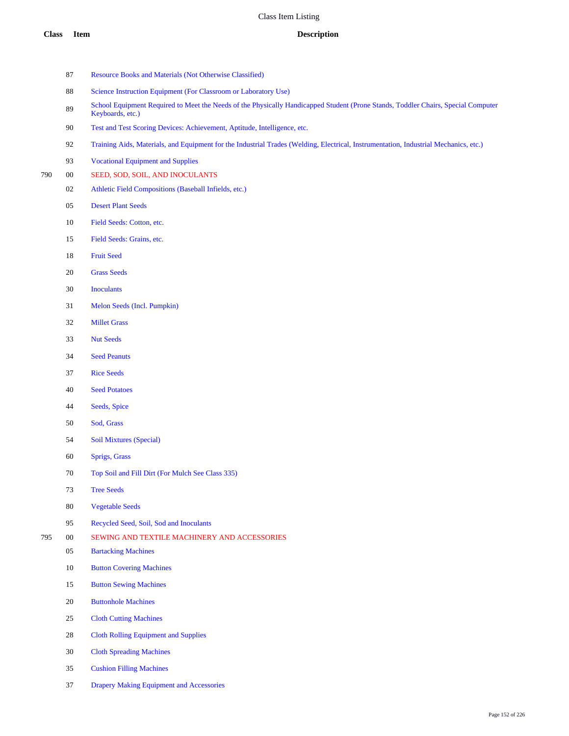| Class | Item | Description |
|---|---|---|
| | 87 | Resource Books and Materials (Not Otherwise Classified) |
| | 88 | Science Instruction Equipment (For Classroom or Laboratory Use) |
| | 89 | School Equipment Required to Meet the Needs of the Physically Handicapped Student (Prone Stands, Toddler Chairs, Special Computer Keyboards, etc.) |
| | 90 | Test and Test Scoring Devices: Achievement, Aptitude, Intelligence, etc. |
| | 92 | Training Aids, Materials, and Equipment for the Industrial Trades (Welding, Electrical, Instrumentation, Industrial Mechanics, etc.) |
| | 93 | Vocational Equipment and Supplies |
| 790 | 00 | SEED, SOD, SOIL, AND INOCULANTS |
| | 02 | Athletic Field Compositions (Baseball Infields, etc.) |
| | 05 | Desert Plant Seeds |
| | 10 | Field Seeds: Cotton, etc. |
| | 15 | Field Seeds: Grains, etc. |
| | 18 | Fruit Seed |
| | 20 | Grass Seeds |
| | 30 | Inoculants |
| | 31 | Melon Seeds (Incl. Pumpkin) |
| | 32 | Millet Grass |
| | 33 | Nut Seeds |
| | 34 | Seed Peanuts |
| | 37 | Rice Seeds |
| | 40 | Seed Potatoes |
| | 44 | Seeds, Spice |
| | 50 | Sod, Grass |
| | 54 | Soil Mixtures (Special) |
| | 60 | Sprigs, Grass |
| | 70 | Top Soil and Fill Dirt (For Mulch See Class 335) |
| | 73 | Tree Seeds |
| | 80 | Vegetable Seeds |
| | 95 | Recycled Seed, Soil, Sod and Inoculants |
| 795 | 00 | SEWING AND TEXTILE MACHINERY AND ACCESSORIES |
| | 05 | Bartacking Machines |
| | 10 | Button Covering Machines |
| | 15 | Button Sewing Machines |
| | 20 | Buttonhole Machines |
| | 25 | Cloth Cutting Machines |
| | 28 | Cloth Rolling Equipment and Supplies |
| | 30 | Cloth Spreading Machines |
| | 35 | Cushion Filling Machines |
| | 37 | Drapery Making Equipment and Accessories |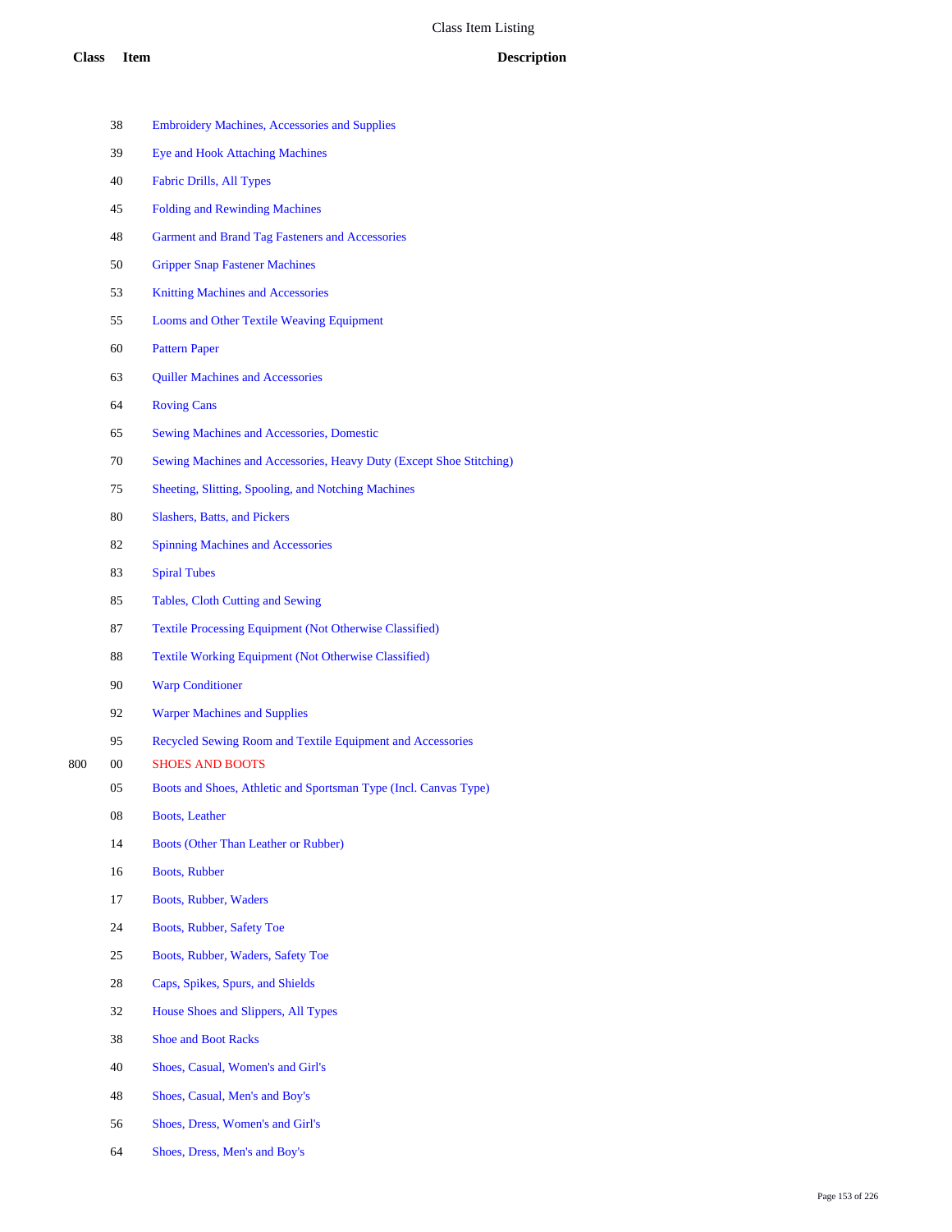# Class Item Listing

| Class | Item | Description |
|---|---|---|
| | 38 | Embroidery Machines, Accessories and Supplies |
| | 39 | Eye and Hook Attaching Machines |
| | 40 | Fabric Drills, All Types |
| | 45 | Folding and Rewinding Machines |
| | 48 | Garment and Brand Tag Fasteners and Accessories |
| | 50 | Gripper Snap Fastener Machines |
| | 53 | Knitting Machines and Accessories |
| | 55 | Looms and Other Textile Weaving Equipment |
| | 60 | Pattern Paper |
| | 63 | Quiller Machines and Accessories |
| | 64 | Roving Cans |
| | 65 | Sewing Machines and Accessories, Domestic |
| | 70 | Sewing Machines and Accessories, Heavy Duty (Except Shoe Stitching) |
| | 75 | Sheeting, Slitting, Spooling, and Notching Machines |
| | 80 | Slashers, Batts, and Pickers |
| | 82 | Spinning Machines and Accessories |
| | 83 | Spiral Tubes |
| | 85 | Tables, Cloth Cutting and Sewing |
| | 87 | Textile Processing Equipment (Not Otherwise Classified) |
| | 88 | Textile Working Equipment (Not Otherwise Classified) |
| | 90 | Warp Conditioner |
| | 92 | Warper Machines and Supplies |
| | 95 | Recycled Sewing Room and Textile Equipment and Accessories |
| 800 | 00 | SHOES AND BOOTS |
| | 05 | Boots and Shoes, Athletic and Sportsman Type (Incl. Canvas Type) |
| | 08 | Boots, Leather |
| | 14 | Boots (Other Than Leather or Rubber) |
| | 16 | Boots, Rubber |
| | 17 | Boots, Rubber, Waders |
| | 24 | Boots, Rubber, Safety Toe |
| | 25 | Boots, Rubber, Waders, Safety Toe |
| | 28 | Caps, Spikes, Spurs, and Shields |
| | 32 | House Shoes and Slippers, All Types |
| | 38 | Shoe and Boot Racks |
| | 40 | Shoes, Casual, Women's and Girl's |
| | 48 | Shoes, Casual, Men's and Boy's |
| | 56 | Shoes, Dress, Women's and Girl's |
| | 64 | Shoes, Dress, Men's and Boy's |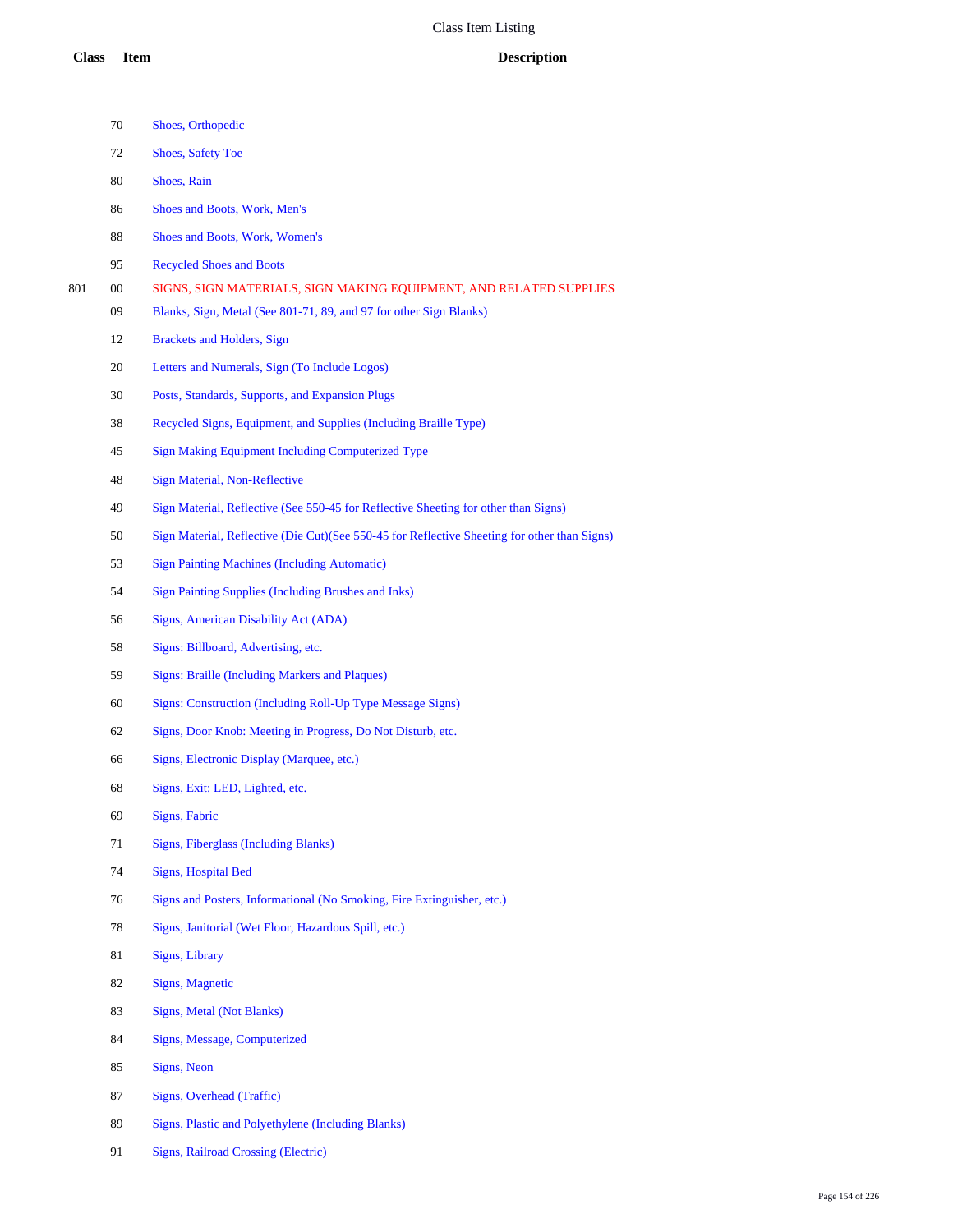# Class Item Listing

| Class | Item | Description |
|---|---|---|
| | 70 | Shoes, Orthopedic |
| | 72 | Shoes, Safety Toe |
| | 80 | Shoes, Rain |
| | 86 | Shoes and Boots, Work, Men's |
| | 88 | Shoes and Boots, Work, Women's |
| | 95 | Recycled Shoes and Boots |
| 801 | 00 | SIGNS, SIGN MATERIALS, SIGN MAKING EQUIPMENT, AND RELATED SUPPLIES |
| | 09 | Blanks, Sign, Metal (See 801-71, 89, and 97 for other Sign Blanks) |
| | 12 | Brackets and Holders, Sign |
| | 20 | Letters and Numerals, Sign (To Include Logos) |
| | 30 | Posts, Standards, Supports, and Expansion Plugs |
| | 38 | Recycled Signs, Equipment, and Supplies (Including Braille Type) |
| | 45 | Sign Making Equipment Including Computerized Type |
| | 48 | Sign Material, Non-Reflective |
| | 49 | Sign Material, Reflective (See 550-45 for Reflective Sheeting for other than Signs) |
| | 50 | Sign Material, Reflective (Die Cut)(See 550-45 for Reflective Sheeting for other than Signs) |
| | 53 | Sign Painting Machines (Including Automatic) |
| | 54 | Sign Painting Supplies (Including Brushes and Inks) |
| | 56 | Signs, American Disability Act (ADA) |
| | 58 | Signs: Billboard, Advertising, etc. |
| | 59 | Signs: Braille (Including Markers and Plaques) |
| | 60 | Signs: Construction (Including Roll-Up Type Message Signs) |
| | 62 | Signs, Door Knob: Meeting in Progress, Do Not Disturb, etc. |
| | 66 | Signs, Electronic Display (Marquee, etc.) |
| | 68 | Signs, Exit: LED, Lighted, etc. |
| | 69 | Signs, Fabric |
| | 71 | Signs, Fiberglass (Including Blanks) |
| | 74 | Signs, Hospital Bed |
| | 76 | Signs and Posters, Informational (No Smoking, Fire Extinguisher, etc.) |
| | 78 | Signs, Janitorial (Wet Floor, Hazardous Spill, etc.) |
| | 81 | Signs, Library |
| | 82 | Signs, Magnetic |
| | 83 | Signs, Metal (Not Blanks) |
| | 84 | Signs, Message, Computerized |
| | 85 | Signs, Neon |
| | 87 | Signs, Overhead (Traffic) |
| | 89 | Signs, Plastic and Polyethylene (Including Blanks) |
| | 91 | Signs, Railroad Crossing (Electric) |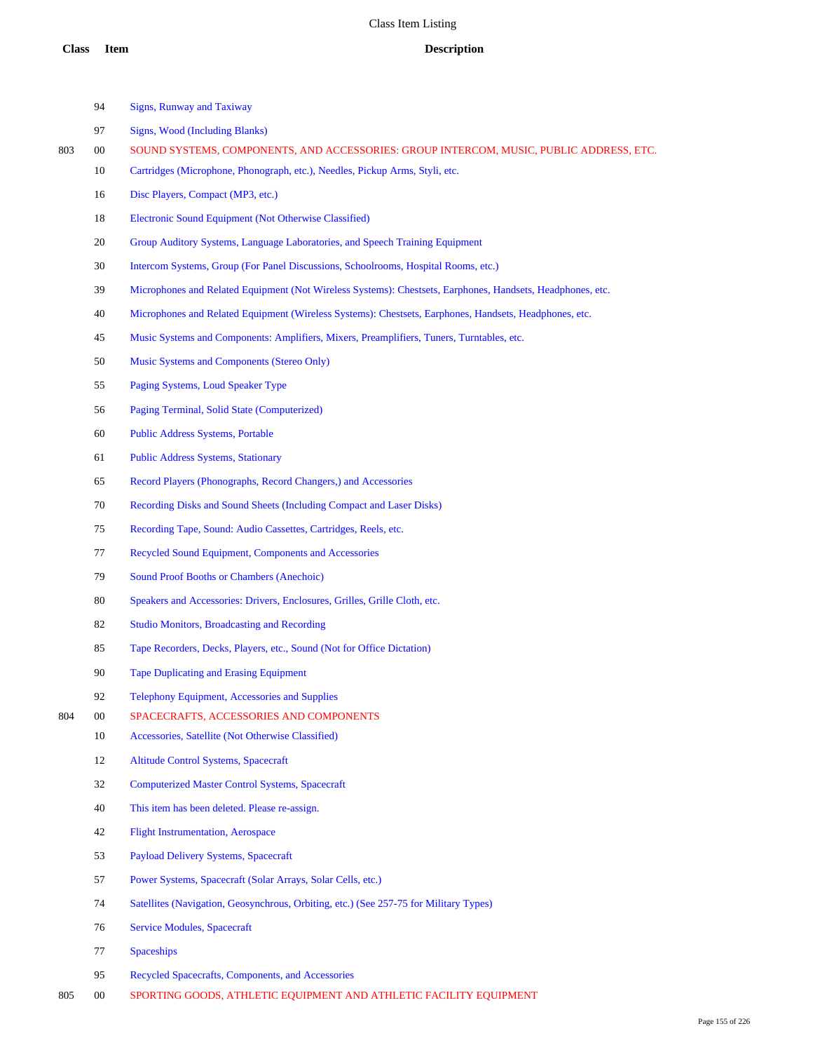| Class | Item | Description |
|---|---|---|
| | 94 | Signs, Runway and Taxiway |
| | 97 | Signs, Wood (Including Blanks) |
| 803 | 00 | SOUND SYSTEMS, COMPONENTS, AND ACCESSORIES: GROUP INTERCOM, MUSIC, PUBLIC ADDRESS, ETC. |
| | 10 | Cartridges (Microphone, Phonograph, etc.), Needles, Pickup Arms, Styli, etc. |
| | 16 | Disc Players, Compact (MP3, etc.) |
| | 18 | Electronic Sound Equipment (Not Otherwise Classified) |
| | 20 | Group Auditory Systems, Language Laboratories, and Speech Training Equipment |
| | 30 | Intercom Systems, Group (For Panel Discussions, Schoolrooms, Hospital Rooms, etc.) |
| | 39 | Microphones and Related Equipment (Not Wireless Systems): Chestsets, Earphones, Handsets, Headphones, etc. |
| | 40 | Microphones and Related Equipment (Wireless Systems): Chestsets, Earphones, Handsets, Headphones, etc. |
| | 45 | Music Systems and Components: Amplifiers, Mixers, Preamplifiers, Tuners, Turntables, etc. |
| | 50 | Music Systems and Components (Stereo Only) |
| | 55 | Paging Systems, Loud Speaker Type |
| | 56 | Paging Terminal, Solid State (Computerized) |
| | 60 | Public Address Systems, Portable |
| | 61 | Public Address Systems, Stationary |
| | 65 | Record Players (Phonographs, Record Changers,) and Accessories |
| | 70 | Recording Disks and Sound Sheets (Including Compact and Laser Disks) |
| | 75 | Recording Tape, Sound: Audio Cassettes, Cartridges, Reels, etc. |
| | 77 | Recycled Sound Equipment, Components and Accessories |
| | 79 | Sound Proof Booths or Chambers (Anechoic) |
| | 80 | Speakers and Accessories: Drivers, Enclosures, Grilles, Grille Cloth, etc. |
| | 82 | Studio Monitors, Broadcasting and Recording |
| | 85 | Tape Recorders, Decks, Players, etc., Sound (Not for Office Dictation) |
| | 90 | Tape Duplicating and Erasing Equipment |
| | 92 | Telephony Equipment, Accessories and Supplies |
| 804 | 00 | SPACECRAFTS, ACCESSORIES AND COMPONENTS |
| | 10 | Accessories, Satellite (Not Otherwise Classified) |
| | 12 | Altitude Control Systems, Spacecraft |
| | 32 | Computerized Master Control Systems, Spacecraft |
| | 40 | This item has been deleted. Please re-assign. |
| | 42 | Flight Instrumentation, Aerospace |
| | 53 | Payload Delivery Systems, Spacecraft |
| | 57 | Power Systems, Spacecraft (Solar Arrays, Solar Cells, etc.) |
| | 74 | Satellites (Navigation, Geosynchrous, Orbiting, etc.) (See 257-75 for Military Types) |
| | 76 | Service Modules, Spacecraft |
| | 77 | Spaceships |
| | 95 | Recycled Spacecrafts, Components, and Accessories |
| 805 | 00 | SPORTING GOODS, ATHLETIC EQUIPMENT AND ATHLETIC FACILITY EQUIPMENT |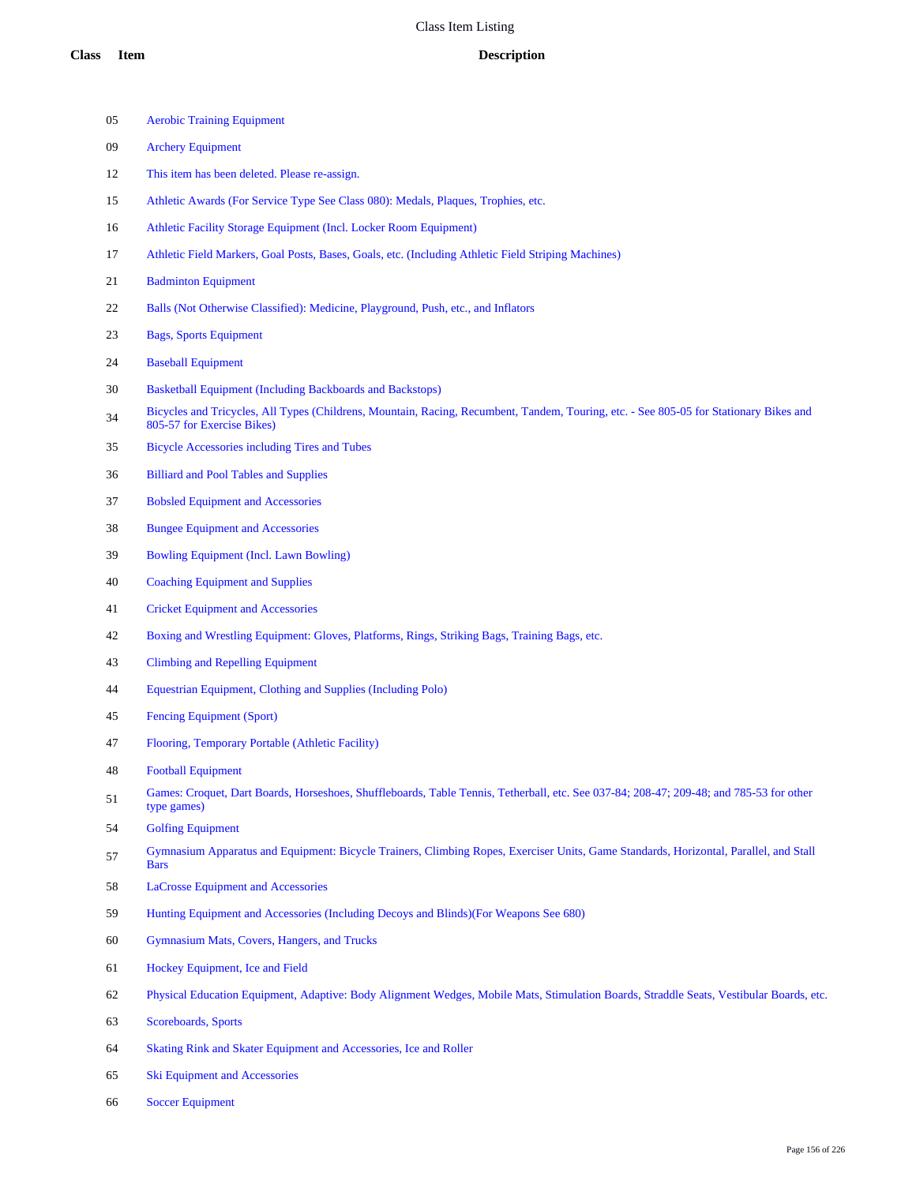# Class Item Listing

| Class | Item | Description |
|---|---|---|
| | 05 | Aerobic Training Equipment |
| | 09 | Archery Equipment |
| | 12 | This item has been deleted. Please re-assign. |
| | 15 | Athletic Awards (For Service Type See Class 080): Medals, Plaques, Trophies, etc. |
| | 16 | Athletic Facility Storage Equipment (Incl. Locker Room Equipment) |
| | 17 | Athletic Field Markers, Goal Posts, Bases, Goals, etc. (Including Athletic Field Striping Machines) |
| | 21 | Badminton Equipment |
| | 22 | Balls (Not Otherwise Classified): Medicine, Playground, Push, etc., and Inflators |
| | 23 | Bags, Sports Equipment |
| | 24 | Baseball Equipment |
| | 30 | Basketball Equipment (Including Backboards and Backstops) |
| | 34 | Bicycles and Tricycles, All Types (Childrens, Mountain, Racing, Recumbent, Tandem, Touring, etc. - See 805-05 for Stationary Bikes and 805-57 for Exercise Bikes) |
| | 35 | Bicycle Accessories including Tires and Tubes |
| | 36 | Billiard and Pool Tables and Supplies |
| | 37 | Bobsled Equipment and Accessories |
| | 38 | Bungee Equipment and Accessories |
| | 39 | Bowling Equipment (Incl. Lawn Bowling) |
| | 40 | Coaching Equipment and Supplies |
| | 41 | Cricket Equipment and Accessories |
| | 42 | Boxing and Wrestling Equipment: Gloves, Platforms, Rings, Striking Bags, Training Bags, etc. |
| | 43 | Climbing and Repelling Equipment |
| | 44 | Equestrian Equipment, Clothing and Supplies (Including Polo) |
| | 45 | Fencing Equipment (Sport) |
| | 47 | Flooring, Temporary Portable (Athletic Facility) |
| | 48 | Football Equipment |
| | 51 | Games: Croquet, Dart Boards, Horseshoes, Shuffleboards, Table Tennis, Tetherball, etc. See 037-84; 208-47; 209-48; and 785-53 for other type games) |
| | 54 | Golfing Equipment |
| | 57 | Gymnasium Apparatus and Equipment: Bicycle Trainers, Climbing Ropes, Exerciser Units, Game Standards, Horizontal, Parallel, and Stall Bars |
| | 58 | LaCrosse Equipment and Accessories |
| | 59 | Hunting Equipment and Accessories (Including Decoys and Blinds)(For Weapons See 680) |
| | 60 | Gymnasium Mats, Covers, Hangers, and Trucks |
| | 61 | Hockey Equipment, Ice and Field |
| | 62 | Physical Education Equipment, Adaptive: Body Alignment Wedges, Mobile Mats, Stimulation Boards, Straddle Seats, Vestibular Boards, etc. |
| | 63 | Scoreboards, Sports |
| | 64 | Skating Rink and Skater Equipment and Accessories, Ice and Roller |
| | 65 | Ski Equipment and Accessories |
| | 66 | Soccer Equipment |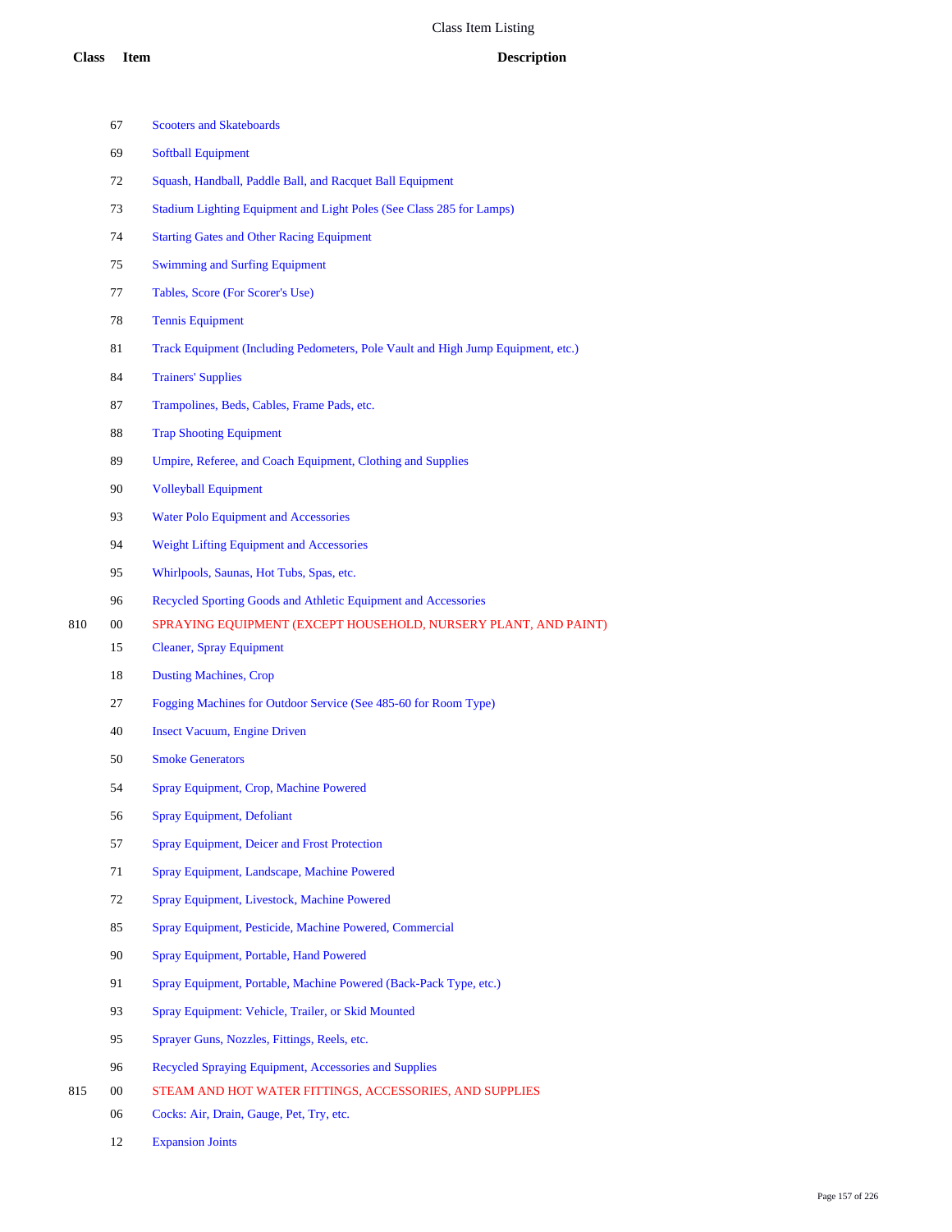| Class | Item | Description |
|---|---|---|
| | 67 | Scooters and Skateboards |
| | 69 | Softball Equipment |
| | 72 | Squash, Handball, Paddle Ball, and Racquet Ball Equipment |
| | 73 | Stadium Lighting Equipment and Light Poles (See Class 285 for Lamps) |
| | 74 | Starting Gates and Other Racing Equipment |
| | 75 | Swimming and Surfing Equipment |
| | 77 | Tables, Score (For Scorer's Use) |
| | 78 | Tennis Equipment |
| | 81 | Track Equipment (Including Pedometers, Pole Vault and High Jump Equipment, etc.) |
| | 84 | Trainers' Supplies |
| | 87 | Trampolines, Beds, Cables, Frame Pads, etc. |
| | 88 | Trap Shooting Equipment |
| | 89 | Umpire, Referee, and Coach Equipment, Clothing and Supplies |
| | 90 | Volleyball Equipment |
| | 93 | Water Polo Equipment and Accessories |
| | 94 | Weight Lifting Equipment and Accessories |
| | 95 | Whirlpools, Saunas, Hot Tubs, Spas, etc. |
| | 96 | Recycled Sporting Goods and Athletic Equipment and Accessories |
| 810 | 00 | SPRAYING EQUIPMENT (EXCEPT HOUSEHOLD, NURSERY PLANT, AND PAINT) |
| | 15 | Cleaner, Spray Equipment |
| | 18 | Dusting Machines, Crop |
| | 27 | Fogging Machines for Outdoor Service (See 485-60 for Room Type) |
| | 40 | Insect Vacuum, Engine Driven |
| | 50 | Smoke Generators |
| | 54 | Spray Equipment, Crop, Machine Powered |
| | 56 | Spray Equipment, Defoliant |
| | 57 | Spray Equipment, Deicer and Frost Protection |
| | 71 | Spray Equipment, Landscape, Machine Powered |
| | 72 | Spray Equipment, Livestock, Machine Powered |
| | 85 | Spray Equipment, Pesticide, Machine Powered, Commercial |
| | 90 | Spray Equipment, Portable, Hand Powered |
| | 91 | Spray Equipment, Portable, Machine Powered (Back-Pack Type, etc.) |
| | 93 | Spray Equipment: Vehicle, Trailer, or Skid Mounted |
| | 95 | Sprayer Guns, Nozzles, Fittings, Reels, etc. |
| | 96 | Recycled Spraying Equipment, Accessories and Supplies |
| 815 | 00 | STEAM AND HOT WATER FITTINGS, ACCESSORIES, AND SUPPLIES |
| | 06 | Cocks: Air, Drain, Gauge, Pet, Try, etc. |
| | 12 | Expansion Joints |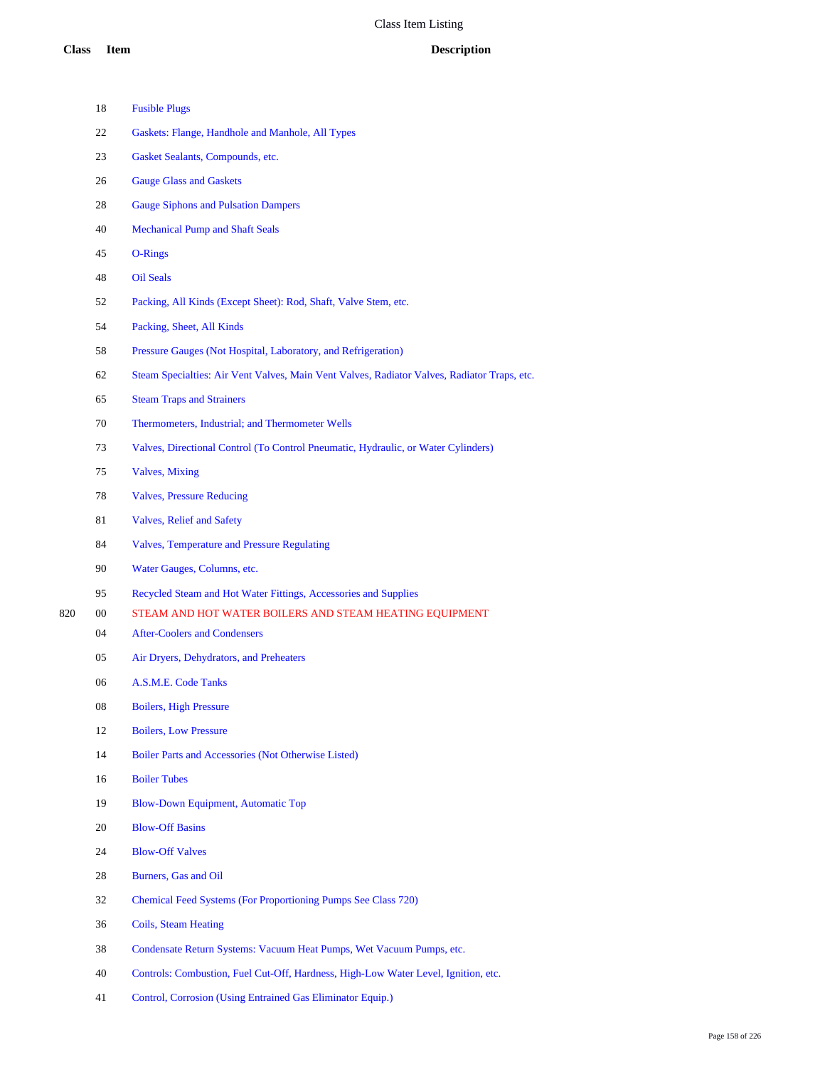# Class Item Listing

| Class | Item | Description |
|---|---|---|
| | 18 | Fusible Plugs |
| | 22 | Gaskets: Flange, Handhole and Manhole, All Types |
| | 23 | Gasket Sealants, Compounds, etc. |
| | 26 | Gauge Glass and Gaskets |
| | 28 | Gauge Siphons and Pulsation Dampers |
| | 40 | Mechanical Pump and Shaft Seals |
| | 45 | O-Rings |
| | 48 | Oil Seals |
| | 52 | Packing, All Kinds (Except Sheet): Rod, Shaft, Valve Stem, etc. |
| | 54 | Packing, Sheet, All Kinds |
| | 58 | Pressure Gauges (Not Hospital, Laboratory, and Refrigeration) |
| | 62 | Steam Specialties: Air Vent Valves, Main Vent Valves, Radiator Valves, Radiator Traps, etc. |
| | 65 | Steam Traps and Strainers |
| | 70 | Thermometers, Industrial; and Thermometer Wells |
| | 73 | Valves, Directional Control (To Control Pneumatic, Hydraulic, or Water Cylinders) |
| | 75 | Valves, Mixing |
| | 78 | Valves, Pressure Reducing |
| | 81 | Valves, Relief and Safety |
| | 84 | Valves, Temperature and Pressure Regulating |
| | 90 | Water Gauges, Columns, etc. |
| | 95 | Recycled Steam and Hot Water Fittings, Accessories and Supplies |
| 820 | 00 | STEAM AND HOT WATER BOILERS AND STEAM HEATING EQUIPMENT |
| | 04 | After-Coolers and Condensers |
| | 05 | Air Dryers, Dehydrators, and Preheaters |
| | 06 | A.S.M.E. Code Tanks |
| | 08 | Boilers, High Pressure |
| | 12 | Boilers, Low Pressure |
| | 14 | Boiler Parts and Accessories (Not Otherwise Listed) |
| | 16 | Boiler Tubes |
| | 19 | Blow-Down Equipment, Automatic Top |
| | 20 | Blow-Off Basins |
| | 24 | Blow-Off Valves |
| | 28 | Burners, Gas and Oil |
| | 32 | Chemical Feed Systems (For Proportioning Pumps See Class 720) |
| | 36 | Coils, Steam Heating |
| | 38 | Condensate Return Systems: Vacuum Heat Pumps, Wet Vacuum Pumps, etc. |
| | 40 | Controls: Combustion, Fuel Cut-Off, Hardness, High-Low Water Level, Ignition, etc. |
| | 41 | Control, Corrosion (Using Entrained Gas Eliminator Equip.) |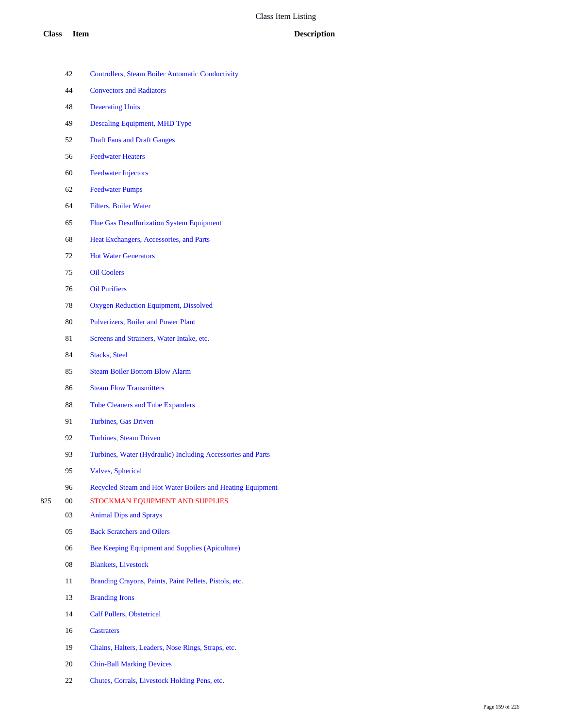# Class Item Listing

| Class | Item | Description |
|---|---|---|
| | 42 | Controllers, Steam Boiler Automatic Conductivity |
| | 44 | Convectors and Radiators |
| | 48 | Deaerating Units |
| | 49 | Descaling Equipment, MHD Type |
| | 52 | Draft Fans and Draft Gauges |
| | 56 | Feedwater Heaters |
| | 60 | Feedwater Injectors |
| | 62 | Feedwater Pumps |
| | 64 | Filters, Boiler Water |
| | 65 | Flue Gas Desulfurization System Equipment |
| | 68 | Heat Exchangers, Accessories, and Parts |
| | 72 | Hot Water Generators |
| | 75 | Oil Coolers |
| | 76 | Oil Purifiers |
| | 78 | Oxygen Reduction Equipment, Dissolved |
| | 80 | Pulverizers, Boiler and Power Plant |
| | 81 | Screens and Strainers, Water Intake, etc. |
| | 84 | Stacks, Steel |
| | 85 | Steam Boiler Bottom Blow Alarm |
| | 86 | Steam Flow Transmitters |
| | 88 | Tube Cleaners and Tube Expanders |
| | 91 | Turbines, Gas Driven |
| | 92 | Turbines, Steam Driven |
| | 93 | Turbines, Water (Hydraulic) Including Accessories and Parts |
| | 95 | Valves, Spherical |
| | 96 | Recycled Steam and Hot Water Boilers and Heating Equipment |
| 825 | 00 | STOCKMAN EQUIPMENT AND SUPPLIES |
| | 03 | Animal Dips and Sprays |
| | 05 | Back Scratchers and Oilers |
| | 06 | Bee Keeping Equipment and Supplies (Apiculture) |
| | 08 | Blankets, Livestock |
| | 11 | Branding Crayons, Paints, Paint Pellets, Pistols, etc. |
| | 13 | Branding Irons |
| | 14 | Calf Pullers, Obstetrical |
| | 16 | Castraters |
| | 19 | Chains, Halters, Leaders, Nose Rings, Straps, etc. |
| | 20 | Chin-Ball Marking Devices |
| | 22 | Chutes, Corrals, Livestock Holding Pens, etc. |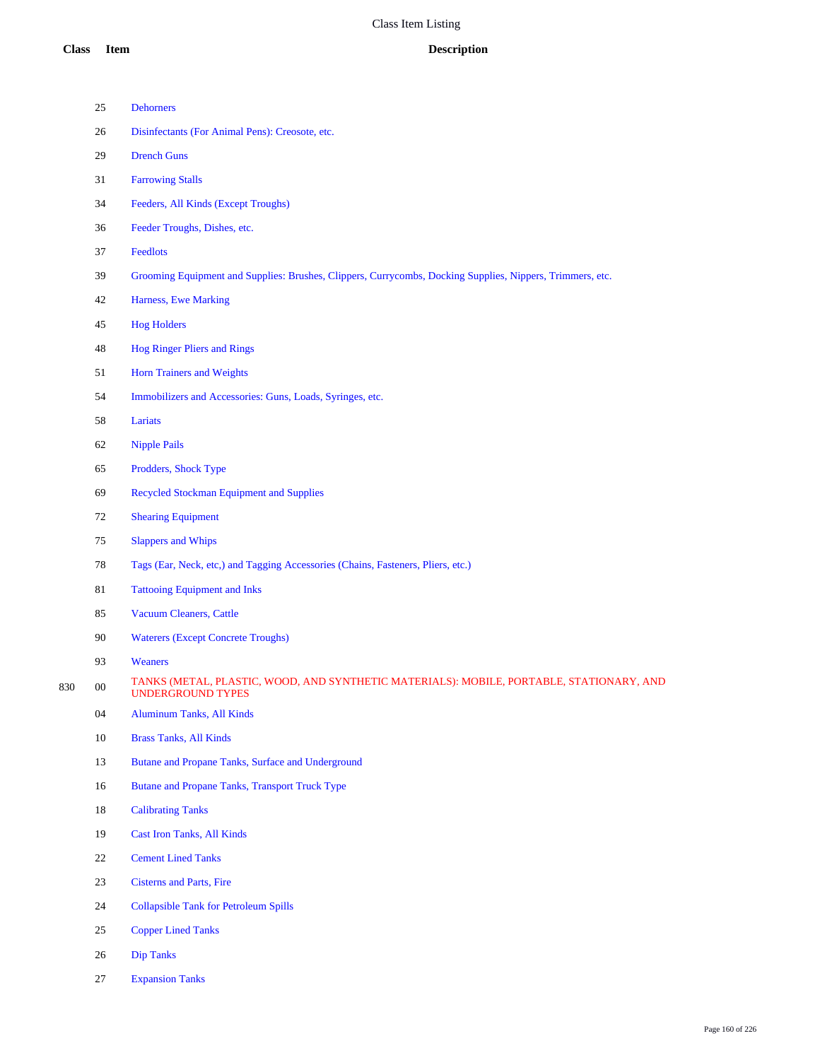Class Item Listing

| Class | Item | Description |
|---|---|---|
| | 25 | Dehorners |
| | 26 | Disinfectants (For Animal Pens): Creosote, etc. |
| | 29 | Drench Guns |
| | 31 | Farrowing Stalls |
| | 34 | Feeders, All Kinds (Except Troughs) |
| | 36 | Feeder Troughs, Dishes, etc. |
| | 37 | Feedlots |
| | 39 | Grooming Equipment and Supplies: Brushes, Clippers, Currycombs, Docking Supplies, Nippers, Trimmers, etc. |
| | 42 | Harness, Ewe Marking |
| | 45 | Hog Holders |
| | 48 | Hog Ringer Pliers and Rings |
| | 51 | Horn Trainers and Weights |
| | 54 | Immobilizers and Accessories: Guns, Loads, Syringes, etc. |
| | 58 | Lariats |
| | 62 | Nipple Pails |
| | 65 | Prodders, Shock Type |
| | 69 | Recycled Stockman Equipment and Supplies |
| | 72 | Shearing Equipment |
| | 75 | Slappers and Whips |
| | 78 | Tags (Ear, Neck, etc,) and Tagging Accessories (Chains, Fasteners, Pliers, etc.) |
| | 81 | Tattooing Equipment and Inks |
| | 85 | Vacuum Cleaners, Cattle |
| | 90 | Waterers (Except Concrete Troughs) |
| | 93 | Weaners |
| 830 | 00 | TANKS (METAL, PLASTIC, WOOD, AND SYNTHETIC MATERIALS): MOBILE, PORTABLE, STATIONARY, AND UNDERGROUND TYPES |
| | 04 | Aluminum Tanks, All Kinds |
| | 10 | Brass Tanks, All Kinds |
| | 13 | Butane and Propane Tanks, Surface and Underground |
| | 16 | Butane and Propane Tanks, Transport Truck Type |
| | 18 | Calibrating Tanks |
| | 19 | Cast Iron Tanks, All Kinds |
| | 22 | Cement Lined Tanks |
| | 23 | Cisterns and Parts, Fire |
| | 24 | Collapsible Tank for Petroleum Spills |
| | 25 | Copper Lined Tanks |
| | 26 | Dip Tanks |
| | 27 | Expansion Tanks |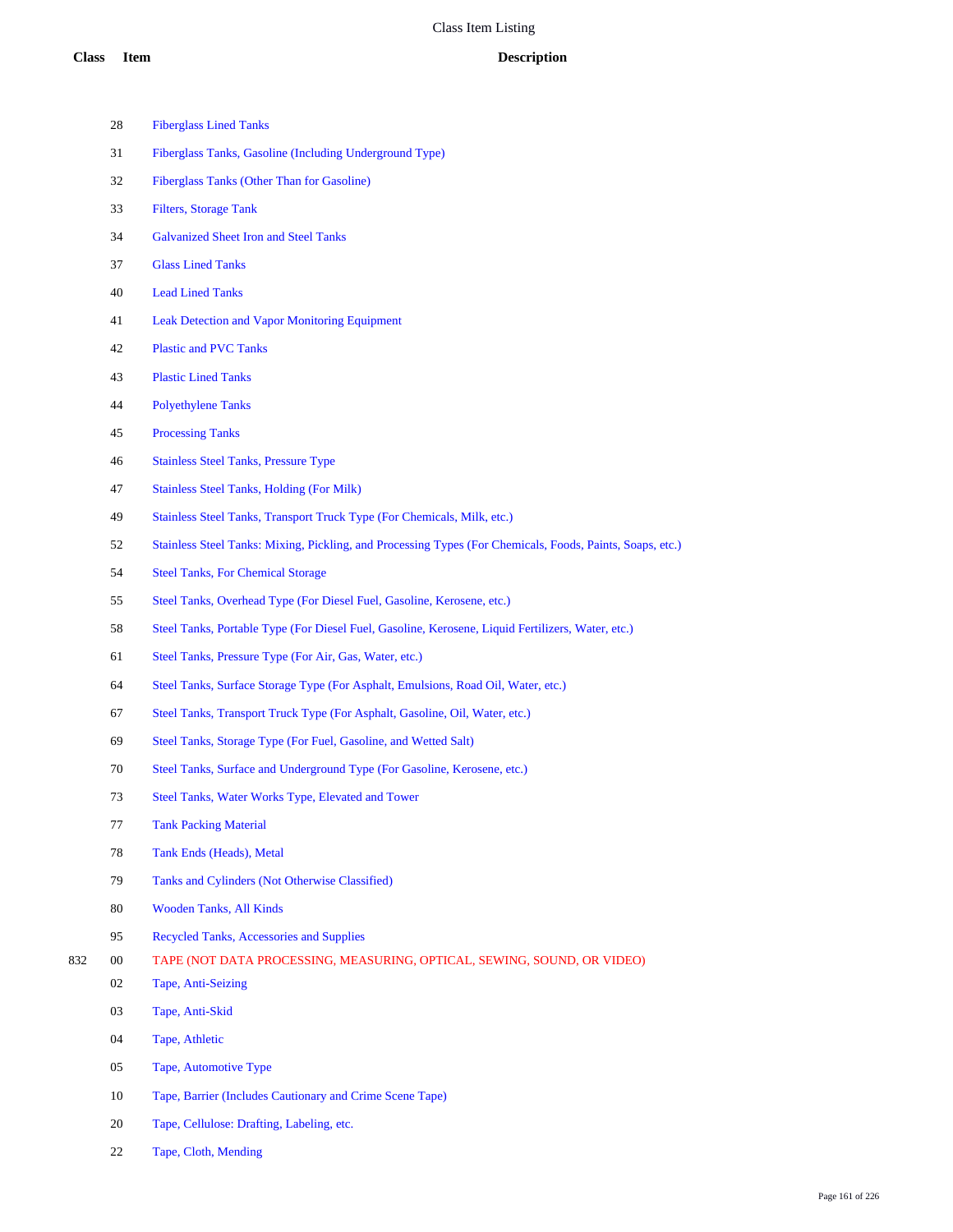| Class | Item | Description |
|---|---|---|
| | 28 | Fiberglass Lined Tanks |
| | 31 | Fiberglass Tanks, Gasoline (Including Underground Type) |
| | 32 | Fiberglass Tanks (Other Than for Gasoline) |
| | 33 | Filters, Storage Tank |
| | 34 | Galvanized Sheet Iron and Steel Tanks |
| | 37 | Glass Lined Tanks |
| | 40 | Lead Lined Tanks |
| | 41 | Leak Detection and Vapor Monitoring Equipment |
| | 42 | Plastic and PVC Tanks |
| | 43 | Plastic Lined Tanks |
| | 44 | Polyethylene Tanks |
| | 45 | Processing Tanks |
| | 46 | Stainless Steel Tanks, Pressure Type |
| | 47 | Stainless Steel Tanks, Holding (For Milk) |
| | 49 | Stainless Steel Tanks, Transport Truck Type (For Chemicals, Milk, etc.) |
| | 52 | Stainless Steel Tanks: Mixing, Pickling, and Processing Types (For Chemicals, Foods, Paints, Soaps, etc.) |
| | 54 | Steel Tanks, For Chemical Storage |
| | 55 | Steel Tanks, Overhead Type (For Diesel Fuel, Gasoline, Kerosene, etc.) |
| | 58 | Steel Tanks, Portable Type (For Diesel Fuel, Gasoline, Kerosene, Liquid Fertilizers, Water, etc.) |
| | 61 | Steel Tanks, Pressure Type (For Air, Gas, Water, etc.) |
| | 64 | Steel Tanks, Surface Storage Type (For Asphalt, Emulsions, Road Oil, Water, etc.) |
| | 67 | Steel Tanks, Transport Truck Type (For Asphalt, Gasoline, Oil, Water, etc.) |
| | 69 | Steel Tanks, Storage Type (For Fuel, Gasoline, and Wetted Salt) |
| | 70 | Steel Tanks, Surface and Underground Type (For Gasoline, Kerosene, etc.) |
| | 73 | Steel Tanks, Water Works Type, Elevated and Tower |
| | 77 | Tank Packing Material |
| | 78 | Tank Ends (Heads), Metal |
| | 79 | Tanks and Cylinders (Not Otherwise Classified) |
| | 80 | Wooden Tanks, All Kinds |
| | 95 | Recycled Tanks, Accessories and Supplies |
| 832 | 00 | TAPE (NOT DATA PROCESSING, MEASURING, OPTICAL, SEWING, SOUND, OR VIDEO) |
| | 02 | Tape, Anti-Seizing |
| | 03 | Tape, Anti-Skid |
| | 04 | Tape, Athletic |
| | 05 | Tape, Automotive Type |
| | 10 | Tape, Barrier (Includes Cautionary and Crime Scene Tape) |
| | 20 | Tape, Cellulose: Drafting, Labeling, etc. |
| | 22 | Tape, Cloth, Mending |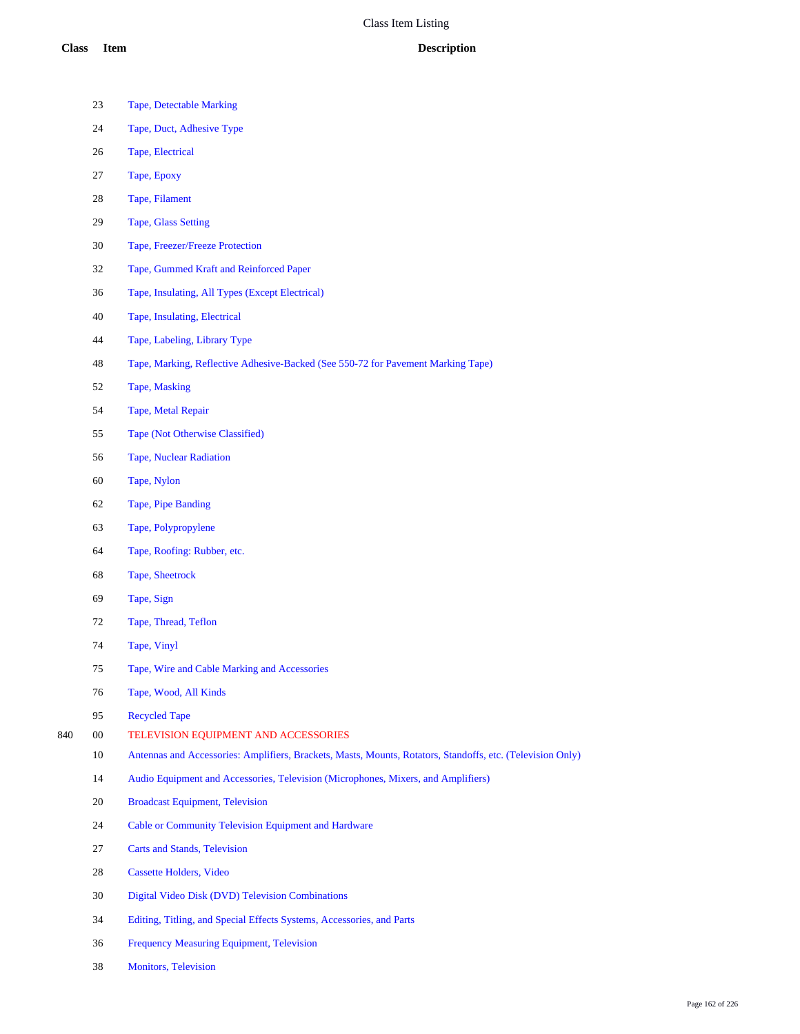| Class | Item | Description |
|---|---|---|
| | 23 | Tape, Detectable Marking |
| | 24 | Tape, Duct, Adhesive Type |
| | 26 | Tape, Electrical |
| | 27 | Tape, Epoxy |
| | 28 | Tape, Filament |
| | 29 | Tape, Glass Setting |
| | 30 | Tape, Freezer/Freeze Protection |
| | 32 | Tape, Gummed Kraft and Reinforced Paper |
| | 36 | Tape, Insulating, All Types (Except Electrical) |
| | 40 | Tape, Insulating, Electrical |
| | 44 | Tape, Labeling, Library Type |
| | 48 | Tape, Marking, Reflective Adhesive-Backed (See 550-72 for Pavement Marking Tape) |
| | 52 | Tape, Masking |
| | 54 | Tape, Metal Repair |
| | 55 | Tape (Not Otherwise Classified) |
| | 56 | Tape, Nuclear Radiation |
| | 60 | Tape, Nylon |
| | 62 | Tape, Pipe Banding |
| | 63 | Tape, Polypropylene |
| | 64 | Tape, Roofing: Rubber, etc. |
| | 68 | Tape, Sheetrock |
| | 69 | Tape, Sign |
| | 72 | Tape, Thread, Teflon |
| | 74 | Tape, Vinyl |
| | 75 | Tape, Wire and Cable Marking and Accessories |
| | 76 | Tape, Wood, All Kinds |
| | 95 | Recycled Tape |
| 840 | 00 | TELEVISION EQUIPMENT AND ACCESSORIES |
| | 10 | Antennas and Accessories: Amplifiers, Brackets, Masts, Mounts, Rotators, Standoffs, etc. (Television Only) |
| | 14 | Audio Equipment and Accessories, Television (Microphones, Mixers, and Amplifiers) |
| | 20 | Broadcast Equipment, Television |
| | 24 | Cable or Community Television Equipment and Hardware |
| | 27 | Carts and Stands, Television |
| | 28 | Cassette Holders, Video |
| | 30 | Digital Video Disk (DVD) Television Combinations |
| | 34 | Editing, Titling, and Special Effects Systems, Accessories, and Parts |
| | 36 | Frequency Measuring Equipment, Television |
| | 38 | Monitors, Television |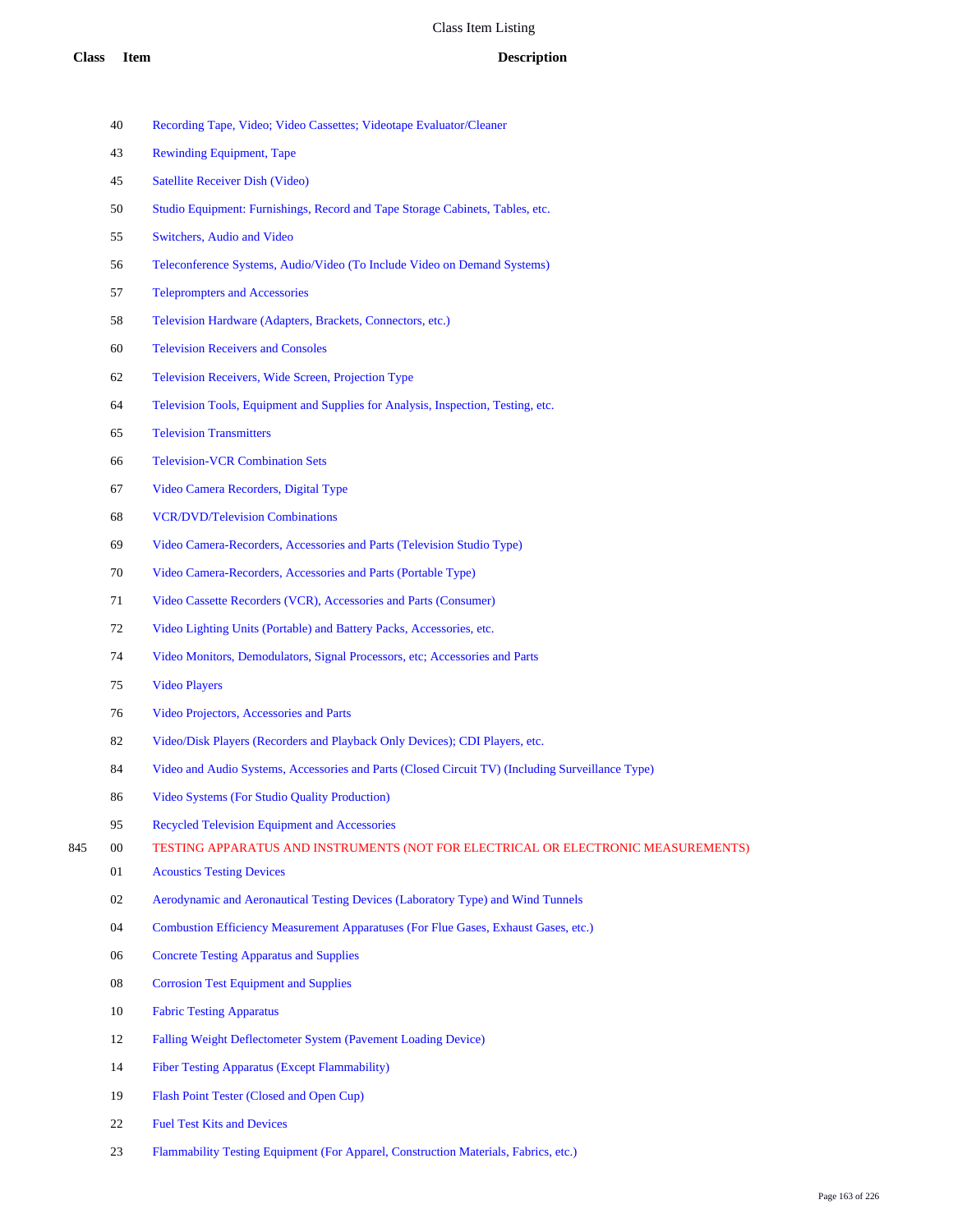# Class Item Listing

| Class | Item | Description |
|---|---|---|
| | 40 | Recording Tape, Video; Video Cassettes; Videotape Evaluator/Cleaner |
| | 43 | Rewinding Equipment, Tape |
| | 45 | Satellite Receiver Dish (Video) |
| | 50 | Studio Equipment: Furnishings, Record and Tape Storage Cabinets, Tables, etc. |
| | 55 | Switchers, Audio and Video |
| | 56 | Teleconference Systems, Audio/Video (To Include Video on Demand Systems) |
| | 57 | Teleprompters and Accessories |
| | 58 | Television Hardware (Adapters, Brackets, Connectors, etc.) |
| | 60 | Television Receivers and Consoles |
| | 62 | Television Receivers, Wide Screen, Projection Type |
| | 64 | Television Tools, Equipment and Supplies for Analysis, Inspection, Testing, etc. |
| | 65 | Television Transmitters |
| | 66 | Television-VCR Combination Sets |
| | 67 | Video Camera Recorders, Digital Type |
| | 68 | VCR/DVD/Television Combinations |
| | 69 | Video Camera-Recorders, Accessories and Parts (Television Studio Type) |
| | 70 | Video Camera-Recorders, Accessories and Parts (Portable Type) |
| | 71 | Video Cassette Recorders (VCR), Accessories and Parts (Consumer) |
| | 72 | Video Lighting Units (Portable) and Battery Packs, Accessories, etc. |
| | 74 | Video Monitors, Demodulators, Signal Processors, etc; Accessories and Parts |
| | 75 | Video Players |
| | 76 | Video Projectors, Accessories and Parts |
| | 82 | Video/Disk Players (Recorders and Playback Only Devices); CDI Players, etc. |
| | 84 | Video and Audio Systems, Accessories and Parts (Closed Circuit TV) (Including Surveillance Type) |
| | 86 | Video Systems (For Studio Quality Production) |
| | 95 | Recycled Television Equipment and Accessories |
| 845 | 00 | TESTING APPARATUS AND INSTRUMENTS (NOT FOR ELECTRICAL OR ELECTRONIC MEASUREMENTS) |
| | 01 | Acoustics Testing Devices |
| | 02 | Aerodynamic and Aeronautical Testing Devices (Laboratory Type) and Wind Tunnels |
| | 04 | Combustion Efficiency Measurement Apparatuses (For Flue Gases, Exhaust Gases, etc.) |
| | 06 | Concrete Testing Apparatus and Supplies |
| | 08 | Corrosion Test Equipment and Supplies |
| | 10 | Fabric Testing Apparatus |
| | 12 | Falling Weight Deflectometer System (Pavement Loading Device) |
| | 14 | Fiber Testing Apparatus (Except Flammability) |
| | 19 | Flash Point Tester (Closed and Open Cup) |
| | 22 | Fuel Test Kits and Devices |
| | 23 | Flammability Testing Equipment (For Apparel, Construction Materials, Fabrics, etc.) |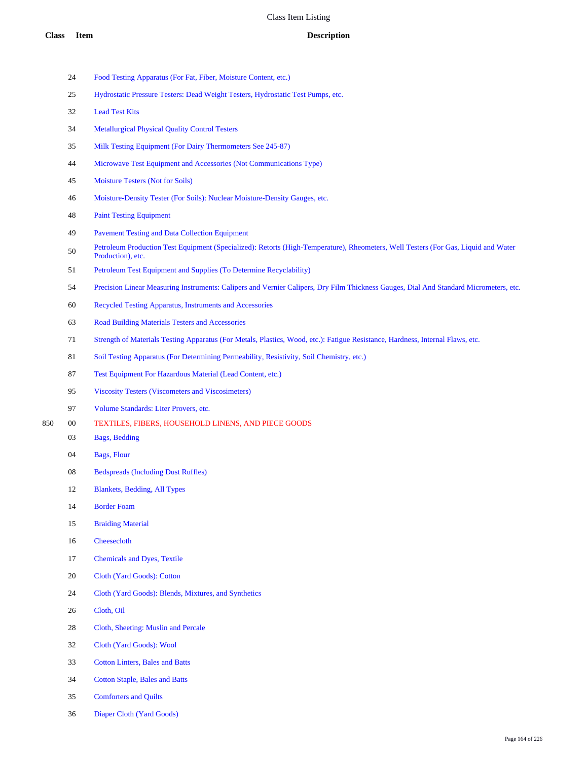# Class Item Listing

| Class | Item | Description |
|---|---|---|
| | 24 | Food Testing Apparatus (For Fat, Fiber, Moisture Content, etc.) |
| | 25 | Hydrostatic Pressure Testers: Dead Weight Testers, Hydrostatic Test Pumps, etc. |
| | 32 | Lead Test Kits |
| | 34 | Metallurgical Physical Quality Control Testers |
| | 35 | Milk Testing Equipment (For Dairy Thermometers See 245-87) |
| | 44 | Microwave Test Equipment and Accessories (Not Communications Type) |
| | 45 | Moisture Testers (Not for Soils) |
| | 46 | Moisture-Density Tester (For Soils): Nuclear Moisture-Density Gauges, etc. |
| | 48 | Paint Testing Equipment |
| | 49 | Pavement Testing and Data Collection Equipment |
| | 50 | Petroleum Production Test Equipment (Specialized): Retorts (High-Temperature), Rheometers, Well Testers (For Gas, Liquid and Water Production), etc. |
| | 51 | Petroleum Test Equipment and Supplies (To Determine Recyclability) |
| | 54 | Precision Linear Measuring Instruments: Calipers and Vernier Calipers, Dry Film Thickness Gauges, Dial And Standard Micrometers, etc. |
| | 60 | Recycled Testing Apparatus, Instruments and Accessories |
| | 63 | Road Building Materials Testers and Accessories |
| | 71 | Strength of Materials Testing Apparatus (For Metals, Plastics, Wood, etc.): Fatigue Resistance, Hardness, Internal Flaws, etc. |
| | 81 | Soil Testing Apparatus (For Determining Permeability, Resistivity, Soil Chemistry, etc.) |
| | 87 | Test Equipment For Hazardous Material (Lead Content, etc.) |
| | 95 | Viscosity Testers (Viscometers and Viscosimeters) |
| | 97 | Volume Standards: Liter Provers, etc. |
| 850 | 00 | TEXTILES, FIBERS, HOUSEHOLD LINENS, AND PIECE GOODS |
| | 03 | Bags, Bedding |
| | 04 | Bags, Flour |
| | 08 | Bedspreads (Including Dust Ruffles) |
| | 12 | Blankets, Bedding, All Types |
| | 14 | Border Foam |
| | 15 | Braiding Material |
| | 16 | Cheesecloth |
| | 17 | Chemicals and Dyes, Textile |
| | 20 | Cloth (Yard Goods): Cotton |
| | 24 | Cloth (Yard Goods): Blends, Mixtures, and Synthetics |
| | 26 | Cloth, Oil |
| | 28 | Cloth, Sheeting: Muslin and Percale |
| | 32 | Cloth (Yard Goods): Wool |
| | 33 | Cotton Linters, Bales and Batts |
| | 34 | Cotton Staple, Bales and Batts |
| | 35 | Comforters and Quilts |
| | 36 | Diaper Cloth (Yard Goods) |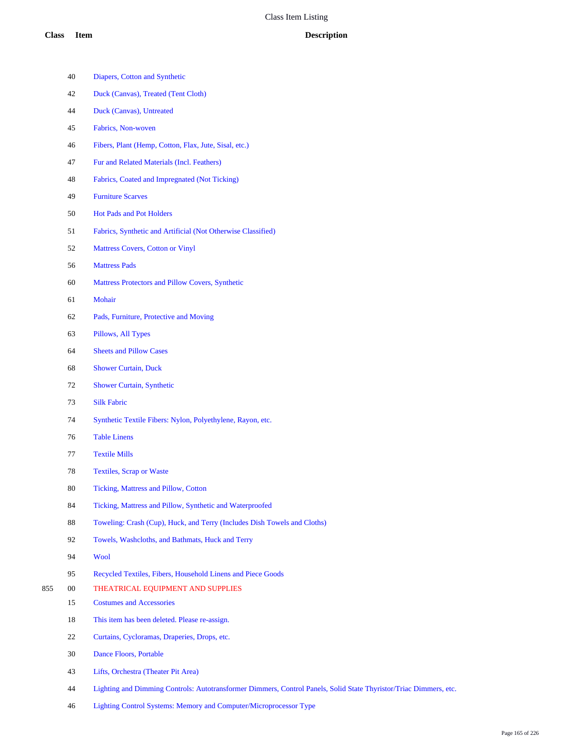| Class | Item | Description |
|---|---|---|
| | 40 | Diapers, Cotton and Synthetic |
| | 42 | Duck (Canvas), Treated (Tent Cloth) |
| | 44 | Duck (Canvas), Untreated |
| | 45 | Fabrics, Non-woven |
| | 46 | Fibers, Plant (Hemp, Cotton, Flax, Jute, Sisal, etc.) |
| | 47 | Fur and Related Materials (Incl. Feathers) |
| | 48 | Fabrics, Coated and Impregnated (Not Ticking) |
| | 49 | Furniture Scarves |
| | 50 | Hot Pads and Pot Holders |
| | 51 | Fabrics, Synthetic and Artificial (Not Otherwise Classified) |
| | 52 | Mattress Covers, Cotton or Vinyl |
| | 56 | Mattress Pads |
| | 60 | Mattress Protectors and Pillow Covers, Synthetic |
| | 61 | Mohair |
| | 62 | Pads, Furniture, Protective and Moving |
| | 63 | Pillows, All Types |
| | 64 | Sheets and Pillow Cases |
| | 68 | Shower Curtain, Duck |
| | 72 | Shower Curtain, Synthetic |
| | 73 | Silk Fabric |
| | 74 | Synthetic Textile Fibers: Nylon, Polyethylene, Rayon, etc. |
| | 76 | Table Linens |
| | 77 | Textile Mills |
| | 78 | Textiles, Scrap or Waste |
| | 80 | Ticking, Mattress and Pillow, Cotton |
| | 84 | Ticking, Mattress and Pillow, Synthetic and Waterproofed |
| | 88 | Toweling: Crash (Cup), Huck, and Terry (Includes Dish Towels and Cloths) |
| | 92 | Towels, Washcloths, and Bathmats, Huck and Terry |
| | 94 | Wool |
| | 95 | Recycled Textiles, Fibers, Household Linens and Piece Goods |
| 855 | 00 | THEATRICAL EQUIPMENT AND SUPPLIES |
| | 15 | Costumes and Accessories |
| | 18 | This item has been deleted. Please re-assign. |
| | 22 | Curtains, Cycloramas, Draperies, Drops, etc. |
| | 30 | Dance Floors, Portable |
| | 43 | Lifts, Orchestra (Theater Pit Area) |
| | 44 | Lighting and Dimming Controls: Autotransformer Dimmers, Control Panels, Solid State Thyristor/Triac Dimmers, etc. |
| | 46 | Lighting Control Systems: Memory and Computer/Microprocessor Type |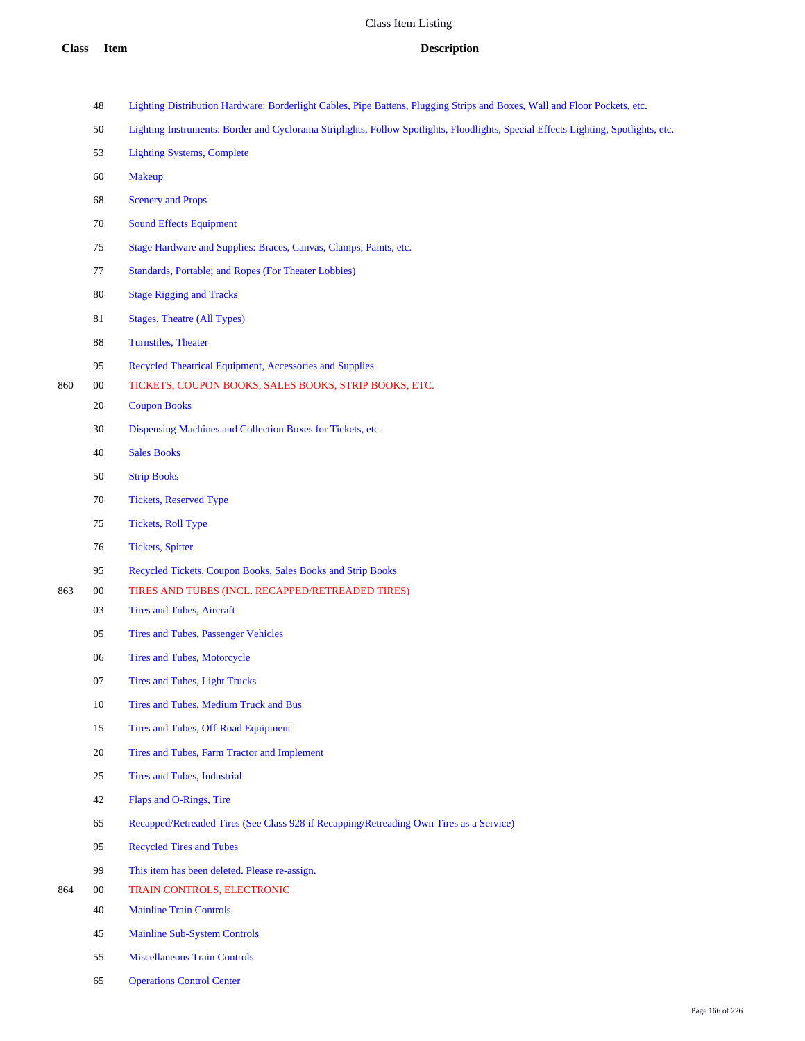# Class Item Listing

| Class | Item | Description |
|---|---|---|
| | 48 | Lighting Distribution Hardware: Borderlight Cables, Pipe Battens, Plugging Strips and Boxes, Wall and Floor Pockets, etc. |
| | 50 | Lighting Instruments: Border and Cyclorama Striplights, Follow Spotlights, Floodlights, Special Effects Lighting, Spotlights, etc. |
| | 53 | Lighting Systems, Complete |
| | 60 | Makeup |
| | 68 | Scenery and Props |
| | 70 | Sound Effects Equipment |
| | 75 | Stage Hardware and Supplies: Braces, Canvas, Clamps, Paints, etc. |
| | 77 | Standards, Portable; and Ropes (For Theater Lobbies) |
| | 80 | Stage Rigging and Tracks |
| | 81 | Stages, Theatre (All Types) |
| | 88 | Turnstiles, Theater |
| | 95 | Recycled Theatrical Equipment, Accessories and Supplies |
| 860 | 00 | TICKETS, COUPON BOOKS, SALES BOOKS, STRIP BOOKS, ETC. |
| | 20 | Coupon Books |
| | 30 | Dispensing Machines and Collection Boxes for Tickets, etc. |
| | 40 | Sales Books |
| | 50 | Strip Books |
| | 70 | Tickets, Reserved Type |
| | 75 | Tickets, Roll Type |
| | 76 | Tickets, Spitter |
| | 95 | Recycled Tickets, Coupon Books, Sales Books and Strip Books |
| 863 | 00 | TIRES AND TUBES (INCL. RECAPPED/RETREADED TIRES) |
| | 03 | Tires and Tubes, Aircraft |
| | 05 | Tires and Tubes, Passenger Vehicles |
| | 06 | Tires and Tubes, Motorcycle |
| | 07 | Tires and Tubes, Light Trucks |
| | 10 | Tires and Tubes, Medium Truck and Bus |
| | 15 | Tires and Tubes, Off-Road Equipment |
| | 20 | Tires and Tubes, Farm Tractor and Implement |
| | 25 | Tires and Tubes, Industrial |
| | 42 | Flaps and O-Rings, Tire |
| | 65 | Recapped/Retreaded Tires (See Class 928 if Recapping/Retreading Own Tires as a Service) |
| | 95 | Recycled Tires and Tubes |
| | 99 | This item has been deleted. Please re-assign. |
| 864 | 00 | TRAIN CONTROLS, ELECTRONIC |
| | 40 | Mainline Train Controls |
| | 45 | Mainline Sub-System Controls |
| | 55 | Miscellaneous Train Controls |
| | 65 | Operations Control Center |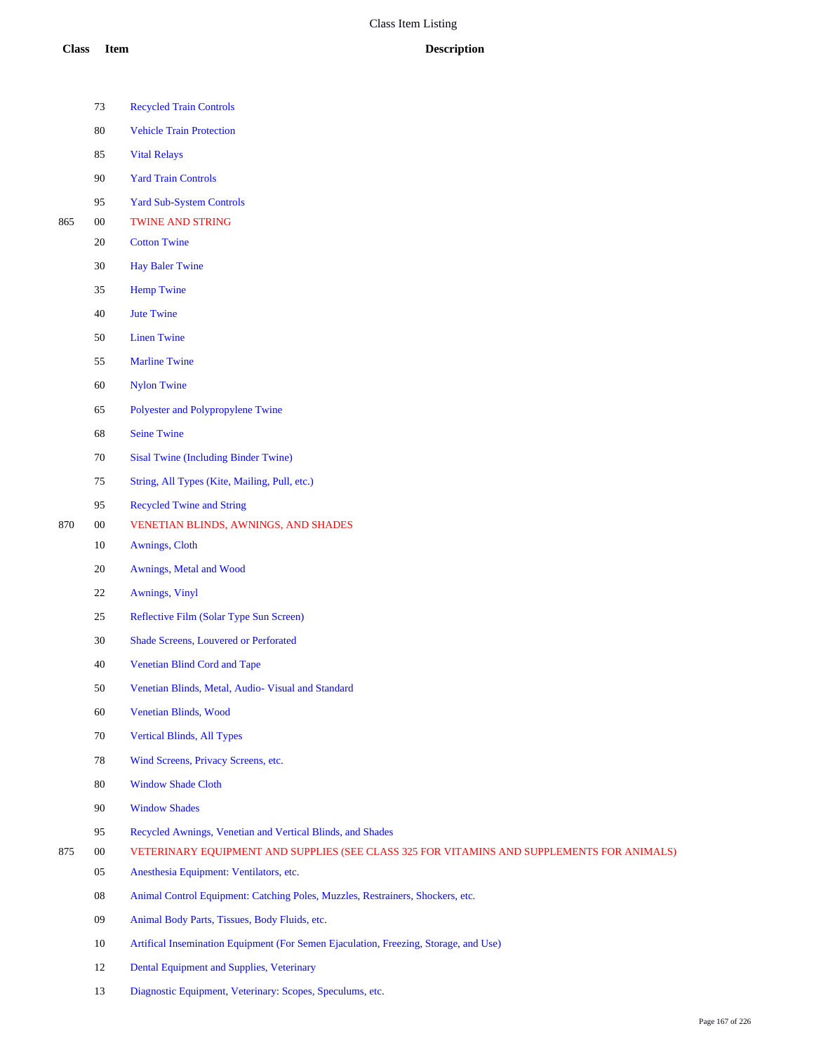| Class | Item | Description |
|---|---|---|
| | 73 | Recycled Train Controls |
| | 80 | Vehicle Train Protection |
| | 85 | Vital Relays |
| | 90 | Yard Train Controls |
| | 95 | Yard Sub-System Controls |
| 865 | 00 | TWINE AND STRING |
| | 20 | Cotton Twine |
| | 30 | Hay Baler Twine |
| | 35 | Hemp Twine |
| | 40 | Jute Twine |
| | 50 | Linen Twine |
| | 55 | Marline Twine |
| | 60 | Nylon Twine |
| | 65 | Polyester and Polypropylene Twine |
| | 68 | Seine Twine |
| | 70 | Sisal Twine (Including Binder Twine) |
| | 75 | String, All Types (Kite, Mailing, Pull, etc.) |
| | 95 | Recycled Twine and String |
| 870 | 00 | VENETIAN BLINDS, AWNINGS, AND SHADES |
| | 10 | Awnings, Cloth |
| | 20 | Awnings, Metal and Wood |
| | 22 | Awnings, Vinyl |
| | 25 | Reflective Film (Solar Type Sun Screen) |
| | 30 | Shade Screens, Louvered or Perforated |
| | 40 | Venetian Blind Cord and Tape |
| | 50 | Venetian Blinds, Metal, Audio- Visual and Standard |
| | 60 | Venetian Blinds, Wood |
| | 70 | Vertical Blinds, All Types |
| | 78 | Wind Screens, Privacy Screens, etc. |
| | 80 | Window Shade Cloth |
| | 90 | Window Shades |
| | 95 | Recycled Awnings, Venetian and Vertical Blinds, and Shades |
| 875 | 00 | VETERINARY EQUIPMENT AND SUPPLIES (SEE CLASS 325 FOR VITAMINS AND SUPPLEMENTS FOR ANIMALS) |
| | 05 | Anesthesia Equipment: Ventilators, etc. |
| | 08 | Animal Control Equipment: Catching Poles, Muzzles, Restrainers, Shockers, etc. |
| | 09 | Animal Body Parts, Tissues, Body Fluids, etc. |
| | 10 | Artifical Insemination Equipment (For Semen Ejaculation, Freezing, Storage, and Use) |
| | 12 | Dental Equipment and Supplies, Veterinary |
| | 13 | Diagnostic Equipment, Veterinary: Scopes, Speculums, etc. |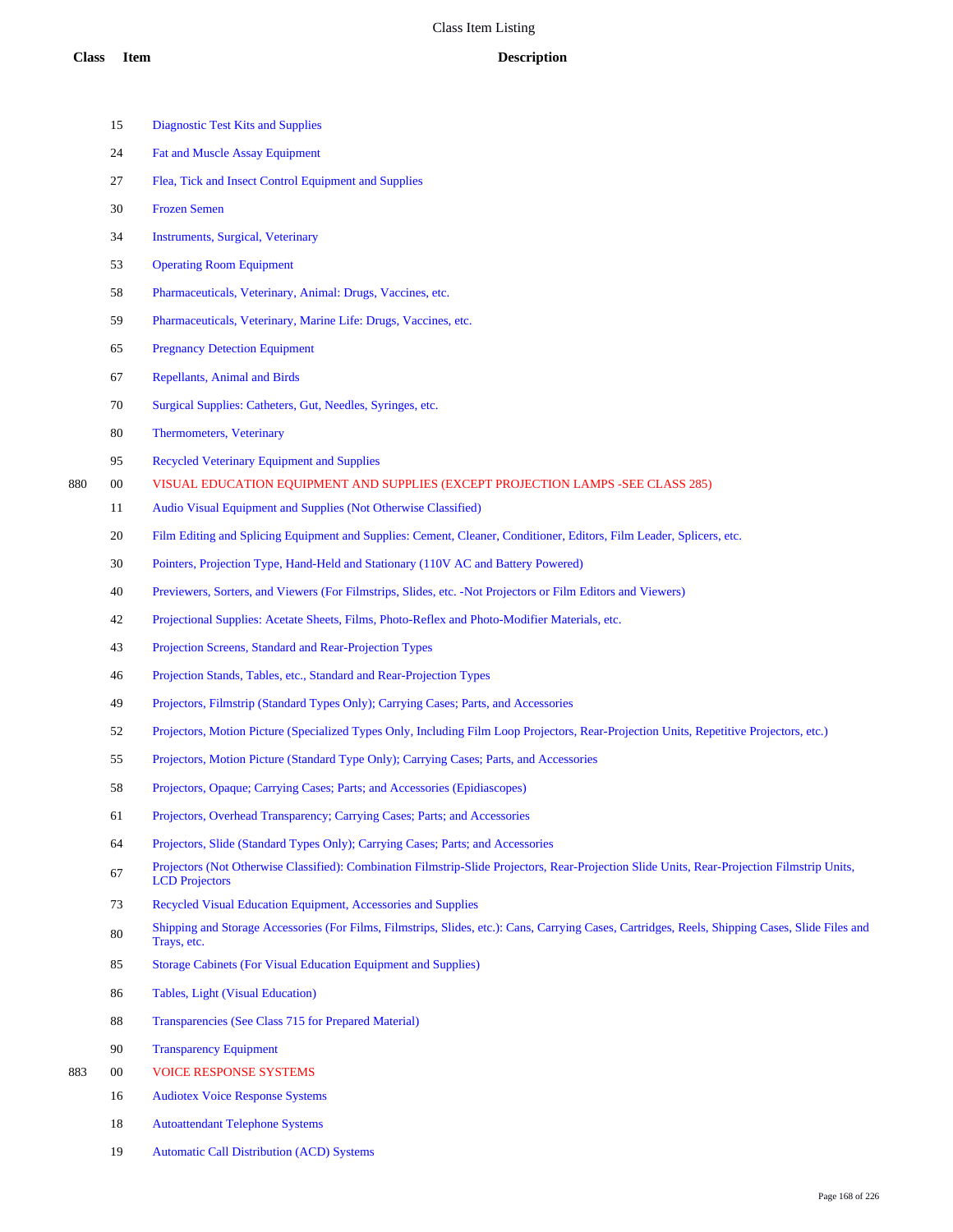# Class Item Listing

| Class | Item | Description |
|---|---|---|
| | 15 | Diagnostic Test Kits and Supplies |
| | 24 | Fat and Muscle Assay Equipment |
| | 27 | Flea, Tick and Insect Control Equipment and Supplies |
| | 30 | Frozen Semen |
| | 34 | Instruments, Surgical, Veterinary |
| | 53 | Operating Room Equipment |
| | 58 | Pharmaceuticals, Veterinary, Animal: Drugs, Vaccines, etc. |
| | 59 | Pharmaceuticals, Veterinary, Marine Life: Drugs, Vaccines, etc. |
| | 65 | Pregnancy Detection Equipment |
| | 67 | Repellants, Animal and Birds |
| | 70 | Surgical Supplies: Catheters, Gut, Needles, Syringes, etc. |
| | 80 | Thermometers, Veterinary |
| | 95 | Recycled Veterinary Equipment and Supplies |
| 880 | 00 | VISUAL EDUCATION EQUIPMENT AND SUPPLIES (EXCEPT PROJECTION LAMPS -SEE CLASS 285) |
| | 11 | Audio Visual Equipment and Supplies (Not Otherwise Classified) |
| | 20 | Film Editing and Splicing Equipment and Supplies: Cement, Cleaner, Conditioner, Editors, Film Leader, Splicers, etc. |
| | 30 | Pointers, Projection Type, Hand-Held and Stationary (110V AC and Battery Powered) |
| | 40 | Previewers, Sorters, and Viewers (For Filmstrips, Slides, etc. -Not Projectors or Film Editors and Viewers) |
| | 42 | Projectional Supplies: Acetate Sheets, Films, Photo-Reflex and Photo-Modifier Materials, etc. |
| | 43 | Projection Screens, Standard and Rear-Projection Types |
| | 46 | Projection Stands, Tables, etc., Standard and Rear-Projection Types |
| | 49 | Projectors, Filmstrip (Standard Types Only); Carrying Cases; Parts, and Accessories |
| | 52 | Projectors, Motion Picture (Specialized Types Only, Including Film Loop Projectors, Rear-Projection Units, Repetitive Projectors, etc.) |
| | 55 | Projectors, Motion Picture (Standard Type Only); Carrying Cases; Parts, and Accessories |
| | 58 | Projectors, Opaque; Carrying Cases; Parts; and Accessories (Epidiascopes) |
| | 61 | Projectors, Overhead Transparency; Carrying Cases; Parts; and Accessories |
| | 64 | Projectors, Slide (Standard Types Only); Carrying Cases; Parts; and Accessories |
| | 67 | Projectors (Not Otherwise Classified): Combination Filmstrip-Slide Projectors, Rear-Projection Slide Units, Rear-Projection Filmstrip Units, LCD Projectors |
| | 73 | Recycled Visual Education Equipment, Accessories and Supplies |
| | 80 | Shipping and Storage Accessories (For Films, Filmstrips, Slides, etc.): Cans, Carrying Cases, Cartridges, Reels, Shipping Cases, Slide Files and Trays, etc. |
| | 85 | Storage Cabinets (For Visual Education Equipment and Supplies) |
| | 86 | Tables, Light (Visual Education) |
| | 88 | Transparencies (See Class 715 for Prepared Material) |
| | 90 | Transparency Equipment |
| 883 | 00 | VOICE RESPONSE SYSTEMS |
| | 16 | Audiotex Voice Response Systems |
| | 18 | Autoattendant Telephone Systems |
| | 19 | Automatic Call Distribution (ACD) Systems |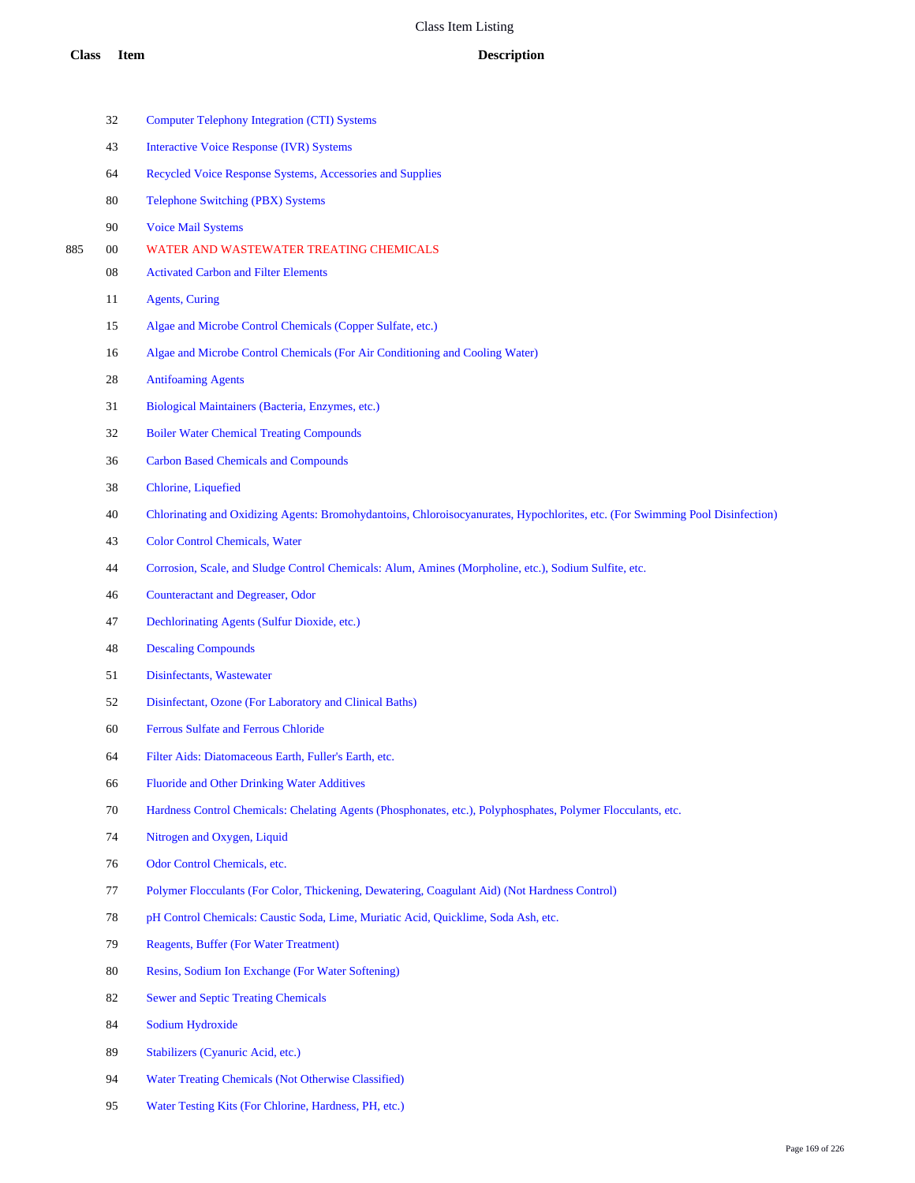| Class | Item | Description |
|---|---|---|
| | 32 | Computer Telephony Integration (CTI) Systems |
| | 43 | Interactive Voice Response (IVR) Systems |
| | 64 | Recycled Voice Response Systems, Accessories and Supplies |
| | 80 | Telephone Switching (PBX) Systems |
| | 90 | Voice Mail Systems |
| 885 | 00 | WATER AND WASTEWATER TREATING CHEMICALS |
| | 08 | Activated Carbon and Filter Elements |
| | 11 | Agents, Curing |
| | 15 | Algae and Microbe Control Chemicals (Copper Sulfate, etc.) |
| | 16 | Algae and Microbe Control Chemicals (For Air Conditioning and Cooling Water) |
| | 28 | Antifoaming Agents |
| | 31 | Biological Maintainers (Bacteria, Enzymes, etc.) |
| | 32 | Boiler Water Chemical Treating Compounds |
| | 36 | Carbon Based Chemicals and Compounds |
| | 38 | Chlorine, Liquefied |
| | 40 | Chlorinating and Oxidizing Agents: Bromohydantoins, Chloroisocyanurates, Hypochlorites, etc. (For Swimming Pool Disinfection) |
| | 43 | Color Control Chemicals, Water |
| | 44 | Corrosion, Scale, and Sludge Control Chemicals: Alum, Amines (Morpholine, etc.), Sodium Sulfite, etc. |
| | 46 | Counteractant and Degreaser, Odor |
| | 47 | Dechlorinating Agents (Sulfur Dioxide, etc.) |
| | 48 | Descaling Compounds |
| | 51 | Disinfectants, Wastewater |
| | 52 | Disinfectant, Ozone (For Laboratory and Clinical Baths) |
| | 60 | Ferrous Sulfate and Ferrous Chloride |
| | 64 | Filter Aids: Diatomaceous Earth, Fuller's Earth, etc. |
| | 66 | Fluoride and Other Drinking Water Additives |
| | 70 | Hardness Control Chemicals: Chelating Agents (Phosphonates, etc.), Polyphosphates, Polymer Flocculants, etc. |
| | 74 | Nitrogen and Oxygen, Liquid |
| | 76 | Odor Control Chemicals, etc. |
| | 77 | Polymer Flocculants (For Color, Thickening, Dewatering, Coagulant Aid) (Not Hardness Control) |
| | 78 | pH Control Chemicals: Caustic Soda, Lime, Muriatic Acid, Quicklime, Soda Ash, etc. |
| | 79 | Reagents, Buffer (For Water Treatment) |
| | 80 | Resins, Sodium Ion Exchange (For Water Softening) |
| | 82 | Sewer and Septic Treating Chemicals |
| | 84 | Sodium Hydroxide |
| | 89 | Stabilizers (Cyanuric Acid, etc.) |
| | 94 | Water Treating Chemicals (Not Otherwise Classified) |
| | 95 | Water Testing Kits (For Chlorine, Hardness, PH, etc.) |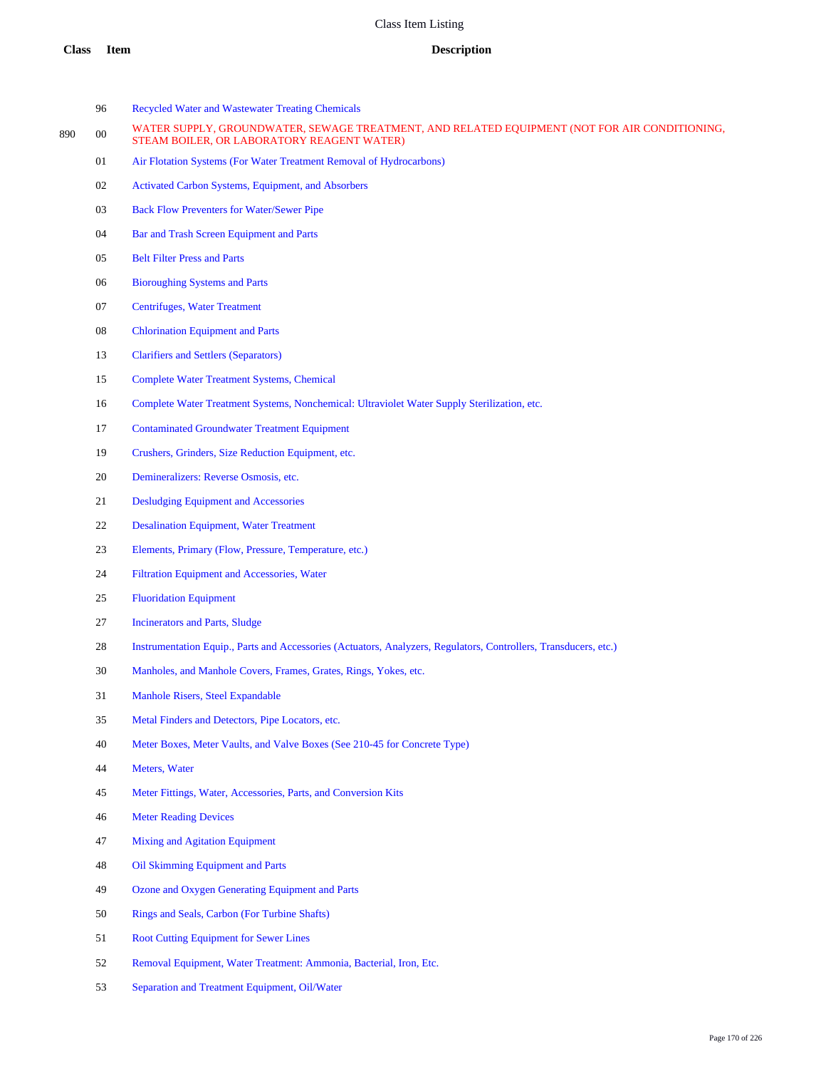| Class | Item | Description |
|---|---|---|
| | 96 | Recycled Water and Wastewater Treating Chemicals |
| 890 | 00 | WATER SUPPLY, GROUNDWATER, SEWAGE TREATMENT, AND RELATED EQUIPMENT (NOT FOR AIR CONDITIONING, STEAM BOILER, OR LABORATORY REAGENT WATER) |
| | 01 | Air Flotation Systems (For Water Treatment Removal of Hydrocarbons) |
| | 02 | Activated Carbon Systems, Equipment, and Absorbers |
| | 03 | Back Flow Preventers for Water/Sewer Pipe |
| | 04 | Bar and Trash Screen Equipment and Parts |
| | 05 | Belt Filter Press and Parts |
| | 06 | Bioroughing Systems and Parts |
| | 07 | Centrifuges, Water Treatment |
| | 08 | Chlorination Equipment and Parts |
| | 13 | Clarifiers and Settlers (Separators) |
| | 15 | Complete Water Treatment Systems, Chemical |
| | 16 | Complete Water Treatment Systems, Nonchemical: Ultraviolet Water Supply Sterilization, etc. |
| | 17 | Contaminated Groundwater Treatment Equipment |
| | 19 | Crushers, Grinders, Size Reduction Equipment, etc. |
| | 20 | Demineralizers: Reverse Osmosis, etc. |
| | 21 | Desludging Equipment and Accessories |
| | 22 | Desalination Equipment, Water Treatment |
| | 23 | Elements, Primary (Flow, Pressure, Temperature, etc.) |
| | 24 | Filtration Equipment and Accessories, Water |
| | 25 | Fluoridation Equipment |
| | 27 | Incinerators and Parts, Sludge |
| | 28 | Instrumentation Equip., Parts and Accessories (Actuators, Analyzers, Regulators, Controllers, Transducers, etc.) |
| | 30 | Manholes, and Manhole Covers, Frames, Grates, Rings, Yokes, etc. |
| | 31 | Manhole Risers, Steel Expandable |
| | 35 | Metal Finders and Detectors, Pipe Locators, etc. |
| | 40 | Meter Boxes, Meter Vaults, and Valve Boxes (See 210-45 for Concrete Type) |
| | 44 | Meters, Water |
| | 45 | Meter Fittings, Water, Accessories, Parts, and Conversion Kits |
| | 46 | Meter Reading Devices |
| | 47 | Mixing and Agitation Equipment |
| | 48 | Oil Skimming Equipment and Parts |
| | 49 | Ozone and Oxygen Generating Equipment and Parts |
| | 50 | Rings and Seals, Carbon (For Turbine Shafts) |
| | 51 | Root Cutting Equipment for Sewer Lines |
| | 52 | Removal Equipment, Water Treatment: Ammonia, Bacterial, Iron, Etc. |
| | 53 | Separation and Treatment Equipment, Oil/Water |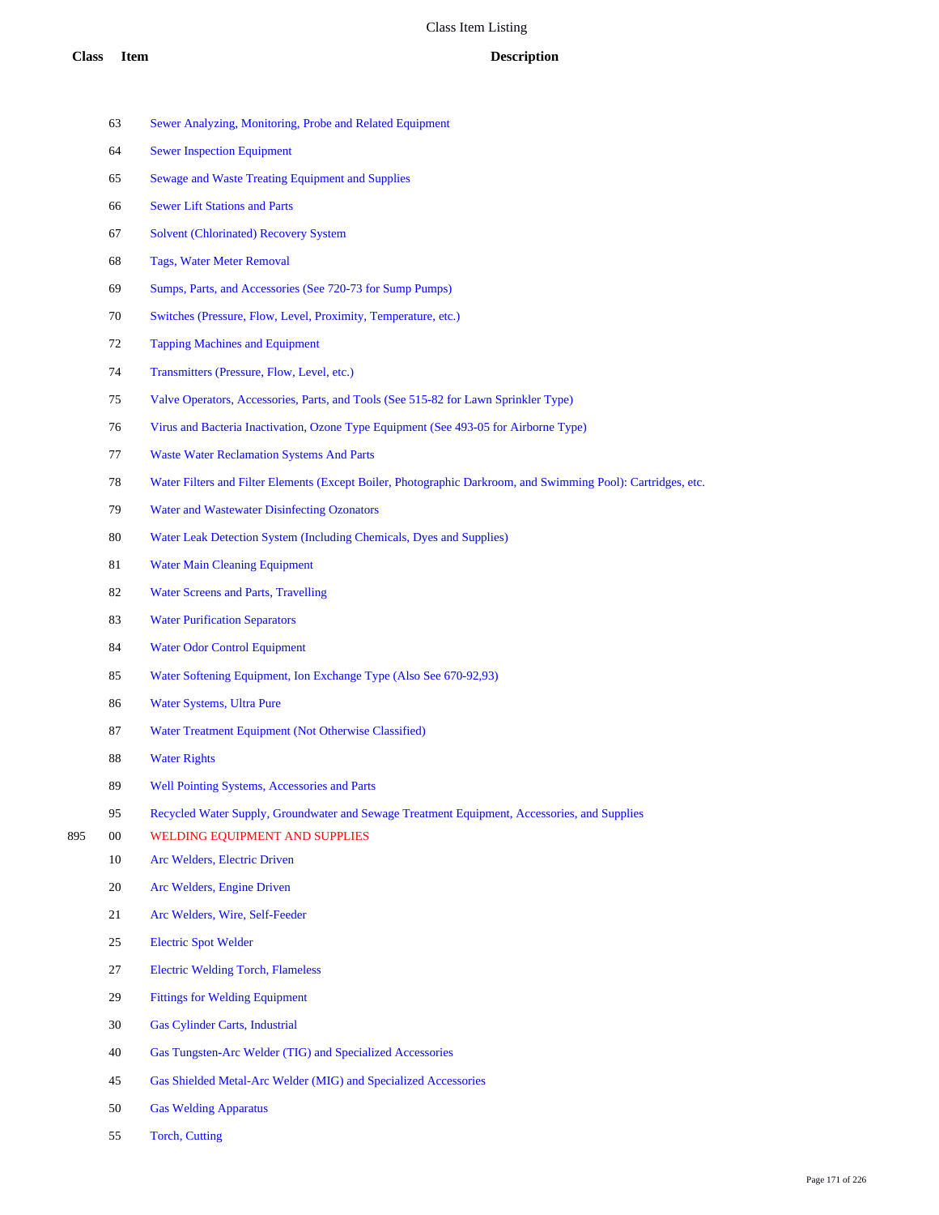| Class | Item | Description |
|---|---|---|
| | 63 | Sewer Analyzing, Monitoring, Probe and Related Equipment |
| | 64 | Sewer Inspection Equipment |
| | 65 | Sewage and Waste Treating Equipment and Supplies |
| | 66 | Sewer Lift Stations and Parts |
| | 67 | Solvent (Chlorinated) Recovery System |
| | 68 | Tags, Water Meter Removal |
| | 69 | Sumps, Parts, and Accessories (See 720-73 for Sump Pumps) |
| | 70 | Switches (Pressure, Flow, Level, Proximity, Temperature, etc.) |
| | 72 | Tapping Machines and Equipment |
| | 74 | Transmitters (Pressure, Flow, Level, etc.) |
| | 75 | Valve Operators, Accessories, Parts, and Tools (See 515-82 for Lawn Sprinkler Type) |
| | 76 | Virus and Bacteria Inactivation, Ozone Type Equipment (See 493-05 for Airborne Type) |
| | 77 | Waste Water Reclamation Systems And Parts |
| | 78 | Water Filters and Filter Elements (Except Boiler, Photographic Darkroom, and Swimming Pool): Cartridges, etc. |
| | 79 | Water and Wastewater Disinfecting Ozonators |
| | 80 | Water Leak Detection System (Including Chemicals, Dyes and Supplies) |
| | 81 | Water Main Cleaning Equipment |
| | 82 | Water Screens and Parts, Travelling |
| | 83 | Water Purification Separators |
| | 84 | Water Odor Control Equipment |
| | 85 | Water Softening Equipment, Ion Exchange Type (Also See 670-92,93) |
| | 86 | Water Systems, Ultra Pure |
| | 87 | Water Treatment Equipment (Not Otherwise Classified) |
| | 88 | Water Rights |
| | 89 | Well Pointing Systems, Accessories and Parts |
| | 95 | Recycled Water Supply, Groundwater and Sewage Treatment Equipment, Accessories, and Supplies |
| 895 | 00 | WELDING EQUIPMENT AND SUPPLIES |
| | 10 | Arc Welders, Electric Driven |
| | 20 | Arc Welders, Engine Driven |
| | 21 | Arc Welders, Wire, Self-Feeder |
| | 25 | Electric Spot Welder |
| | 27 | Electric Welding Torch, Flameless |
| | 29 | Fittings for Welding Equipment |
| | 30 | Gas Cylinder Carts, Industrial |
| | 40 | Gas Tungsten-Arc Welder (TIG) and Specialized Accessories |
| | 45 | Gas Shielded Metal-Arc Welder (MIG) and Specialized Accessories |
| | 50 | Gas Welding Apparatus |
| | 55 | Torch, Cutting |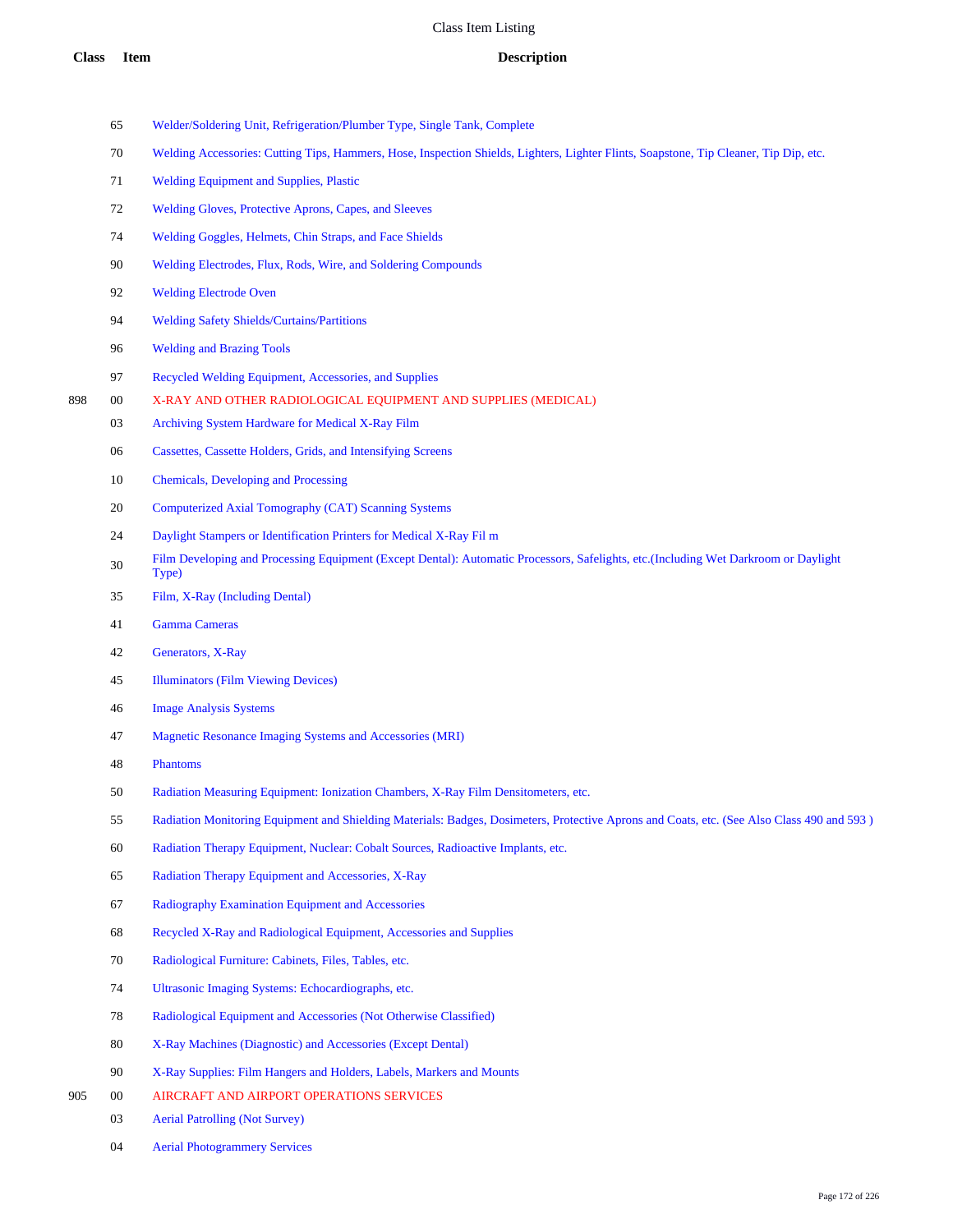# Class Item Listing

| Class | Item | Description |
|---|---|---|
| | 65 | Welder/Soldering Unit, Refrigeration/Plumber Type, Single Tank, Complete |
| | 70 | Welding Accessories: Cutting Tips, Hammers, Hose, Inspection Shields, Lighters, Lighter Flints, Soapstone, Tip Cleaner, Tip Dip, etc. |
| | 71 | Welding Equipment and Supplies, Plastic |
| | 72 | Welding Gloves, Protective Aprons, Capes, and Sleeves |
| | 74 | Welding Goggles, Helmets, Chin Straps, and Face Shields |
| | 90 | Welding Electrodes, Flux, Rods, Wire, and Soldering Compounds |
| | 92 | Welding Electrode Oven |
| | 94 | Welding Safety Shields/Curtains/Partitions |
| | 96 | Welding and Brazing Tools |
| | 97 | Recycled Welding Equipment, Accessories, and Supplies |
| 898 | 00 | X-RAY AND OTHER RADIOLOGICAL EQUIPMENT AND SUPPLIES (MEDICAL) |
| | 03 | Archiving System Hardware for Medical X-Ray Film |
| | 06 | Cassettes, Cassette Holders, Grids, and Intensifying Screens |
| | 10 | Chemicals, Developing and Processing |
| | 20 | Computerized Axial Tomography (CAT) Scanning Systems |
| | 24 | Daylight Stampers or Identification Printers for Medical X-Ray Fil m |
| | 30 | Film Developing and Processing Equipment (Except Dental): Automatic Processors, Safelights, etc.(Including Wet Darkroom or Daylight Type) |
| | 35 | Film, X-Ray (Including Dental) |
| | 41 | Gamma Cameras |
| | 42 | Generators, X-Ray |
| | 45 | Illuminators (Film Viewing Devices) |
| | 46 | Image Analysis Systems |
| | 47 | Magnetic Resonance Imaging Systems and Accessories (MRI) |
| | 48 | Phantoms |
| | 50 | Radiation Measuring Equipment: Ionization Chambers, X-Ray Film Densitometers, etc. |
| | 55 | Radiation Monitoring Equipment and Shielding Materials: Badges, Dosimeters, Protective Aprons and Coats, etc. (See Also Class 490 and 593 ) |
| | 60 | Radiation Therapy Equipment, Nuclear: Cobalt Sources, Radioactive Implants, etc. |
| | 65 | Radiation Therapy Equipment and Accessories, X-Ray |
| | 67 | Radiography Examination Equipment and Accessories |
| | 68 | Recycled X-Ray and Radiological Equipment, Accessories and Supplies |
| | 70 | Radiological Furniture: Cabinets, Files, Tables, etc. |
| | 74 | Ultrasonic Imaging Systems: Echocardiographs, etc. |
| | 78 | Radiological Equipment and Accessories (Not Otherwise Classified) |
| | 80 | X-Ray Machines (Diagnostic) and Accessories (Except Dental) |
| | 90 | X-Ray Supplies: Film Hangers and Holders, Labels, Markers and Mounts |
| 905 | 00 | AIRCRAFT AND AIRPORT OPERATIONS SERVICES |
| | 03 | Aerial Patrolling (Not Survey) |
| | 04 | Aerial Photogrammery Services |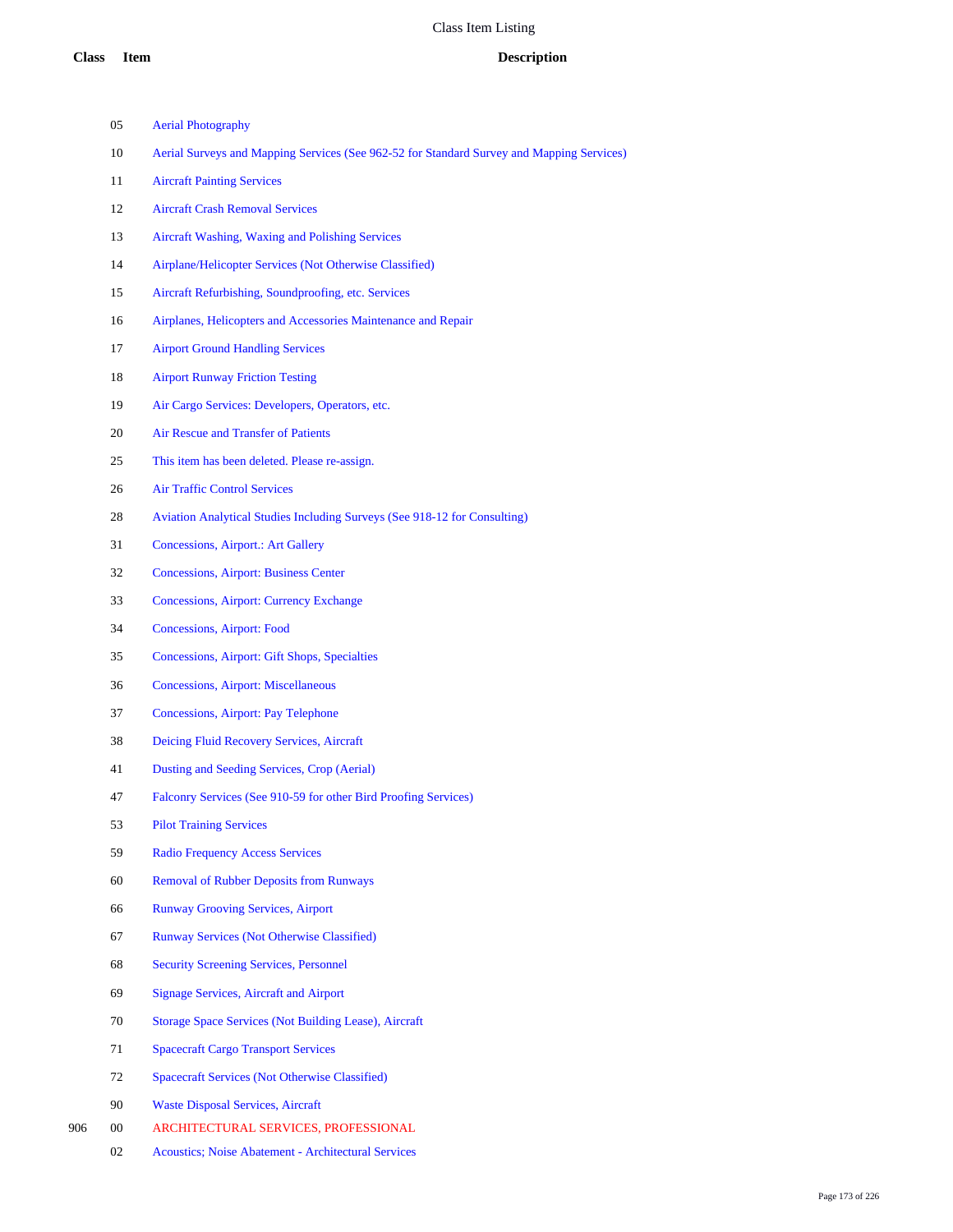# Class Item Listing

| Class | Item | Description |
|---|---|---|
| | 05 | Aerial Photography |
| | 10 | Aerial Surveys and Mapping Services (See 962-52 for Standard Survey and Mapping Services) |
| | 11 | Aircraft Painting Services |
| | 12 | Aircraft Crash Removal Services |
| | 13 | Aircraft Washing, Waxing and Polishing Services |
| | 14 | Airplane/Helicopter Services (Not Otherwise Classified) |
| | 15 | Aircraft Refurbishing, Soundproofing, etc. Services |
| | 16 | Airplanes, Helicopters and Accessories Maintenance and Repair |
| | 17 | Airport Ground Handling Services |
| | 18 | Airport Runway Friction Testing |
| | 19 | Air Cargo Services: Developers, Operators, etc. |
| | 20 | Air Rescue and Transfer of Patients |
| | 25 | This item has been deleted. Please re-assign. |
| | 26 | Air Traffic Control Services |
| | 28 | Aviation Analytical Studies Including Surveys (See 918-12 for Consulting) |
| | 31 | Concessions, Airport.: Art Gallery |
| | 32 | Concessions, Airport: Business Center |
| | 33 | Concessions, Airport: Currency Exchange |
| | 34 | Concessions, Airport: Food |
| | 35 | Concessions, Airport: Gift Shops, Specialties |
| | 36 | Concessions, Airport: Miscellaneous |
| | 37 | Concessions, Airport: Pay Telephone |
| | 38 | Deicing Fluid Recovery Services, Aircraft |
| | 41 | Dusting and Seeding Services, Crop (Aerial) |
| | 47 | Falconry Services (See 910-59 for other Bird Proofing Services) |
| | 53 | Pilot Training Services |
| | 59 | Radio Frequency Access Services |
| | 60 | Removal of Rubber Deposits from Runways |
| | 66 | Runway Grooving Services, Airport |
| | 67 | Runway Services (Not Otherwise Classified) |
| | 68 | Security Screening Services, Personnel |
| | 69 | Signage Services, Aircraft and Airport |
| | 70 | Storage Space Services (Not Building Lease), Aircraft |
| | 71 | Spacecraft Cargo Transport Services |
| | 72 | Spacecraft Services (Not Otherwise Classified) |
| | 90 | Waste Disposal Services, Aircraft |
| 906 | 00 | ARCHITECTURAL SERVICES, PROFESSIONAL |
| | 02 | Acoustics; Noise Abatement - Architectural Services |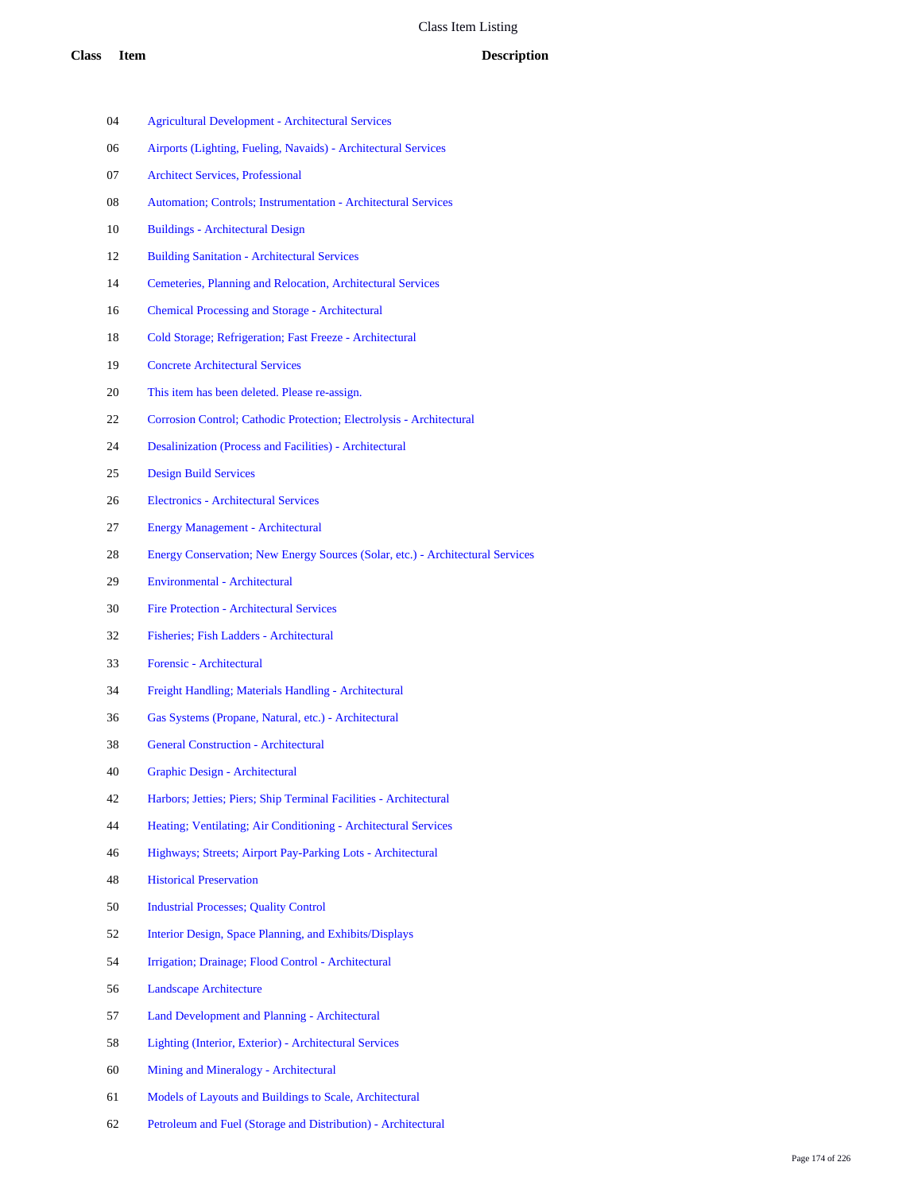# Class Item Listing

| Class | Item | Description |
|---|---|---|
| | 04 | Agricultural Development - Architectural Services |
| | 06 | Airports (Lighting, Fueling, Navaids) - Architectural Services |
| | 07 | Architect Services, Professional |
| | 08 | Automation; Controls; Instrumentation - Architectural Services |
| | 10 | Buildings - Architectural Design |
| | 12 | Building Sanitation - Architectural Services |
| | 14 | Cemeteries, Planning and Relocation, Architectural Services |
| | 16 | Chemical Processing and Storage - Architectural |
| | 18 | Cold Storage; Refrigeration; Fast Freeze - Architectural |
| | 19 | Concrete Architectural Services |
| | 20 | This item has been deleted. Please re-assign. |
| | 22 | Corrosion Control; Cathodic Protection; Electrolysis - Architectural |
| | 24 | Desalinization (Process and Facilities) - Architectural |
| | 25 | Design Build Services |
| | 26 | Electronics - Architectural Services |
| | 27 | Energy Management - Architectural |
| | 28 | Energy Conservation; New Energy Sources (Solar, etc.) - Architectural Services |
| | 29 | Environmental - Architectural |
| | 30 | Fire Protection - Architectural Services |
| | 32 | Fisheries; Fish Ladders - Architectural |
| | 33 | Forensic - Architectural |
| | 34 | Freight Handling; Materials Handling - Architectural |
| | 36 | Gas Systems (Propane, Natural, etc.) - Architectural |
| | 38 | General Construction - Architectural |
| | 40 | Graphic Design - Architectural |
| | 42 | Harbors; Jetties; Piers; Ship Terminal Facilities - Architectural |
| | 44 | Heating; Ventilating; Air Conditioning - Architectural Services |
| | 46 | Highways; Streets; Airport Pay-Parking Lots - Architectural |
| | 48 | Historical Preservation |
| | 50 | Industrial Processes; Quality Control |
| | 52 | Interior Design, Space Planning, and Exhibits/Displays |
| | 54 | Irrigation; Drainage; Flood Control - Architectural |
| | 56 | Landscape Architecture |
| | 57 | Land Development and Planning - Architectural |
| | 58 | Lighting (Interior, Exterior) - Architectural Services |
| | 60 | Mining and Mineralogy - Architectural |
| | 61 | Models of Layouts and Buildings to Scale, Architectural |
| | 62 | Petroleum and Fuel (Storage and Distribution) - Architectural |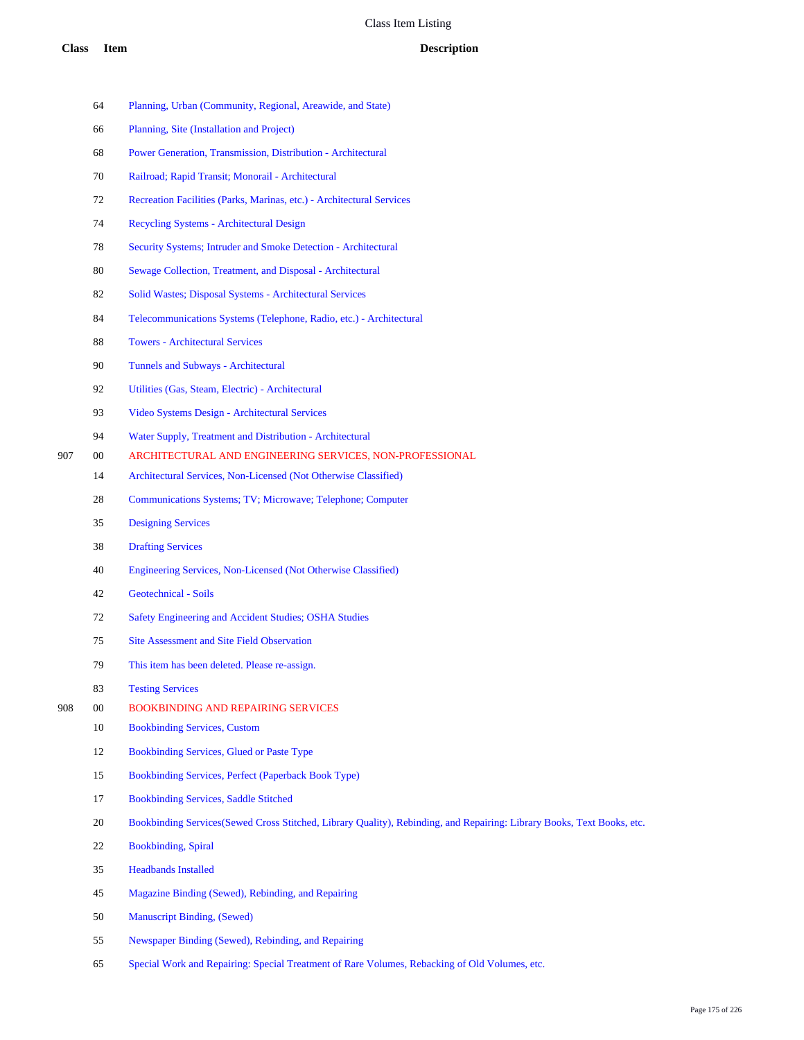# Class Item Listing

| Class | Item | Description |
|---|---|---|
| | 64 | Planning, Urban (Community, Regional, Areawide, and State) |
| | 66 | Planning, Site (Installation and Project) |
| | 68 | Power Generation, Transmission, Distribution - Architectural |
| | 70 | Railroad; Rapid Transit; Monorail - Architectural |
| | 72 | Recreation Facilities (Parks, Marinas, etc.) - Architectural Services |
| | 74 | Recycling Systems - Architectural Design |
| | 78 | Security Systems; Intruder and Smoke Detection - Architectural |
| | 80 | Sewage Collection, Treatment, and Disposal - Architectural |
| | 82 | Solid Wastes; Disposal Systems - Architectural Services |
| | 84 | Telecommunications Systems (Telephone, Radio, etc.) - Architectural |
| | 88 | Towers - Architectural Services |
| | 90 | Tunnels and Subways - Architectural |
| | 92 | Utilities (Gas, Steam, Electric) - Architectural |
| | 93 | Video Systems Design - Architectural Services |
| | 94 | Water Supply, Treatment and Distribution - Architectural |
| 907 | 00 | ARCHITECTURAL AND ENGINEERING SERVICES, NON-PROFESSIONAL |
| | 14 | Architectural Services, Non-Licensed (Not Otherwise Classified) |
| | 28 | Communications Systems; TV; Microwave; Telephone; Computer |
| | 35 | Designing Services |
| | 38 | Drafting Services |
| | 40 | Engineering Services, Non-Licensed (Not Otherwise Classified) |
| | 42 | Geotechnical - Soils |
| | 72 | Safety Engineering and Accident Studies; OSHA Studies |
| | 75 | Site Assessment and Site Field Observation |
| | 79 | This item has been deleted. Please re-assign. |
| | 83 | Testing Services |
| 908 | 00 | BOOKBINDING AND REPAIRING SERVICES |
| | 10 | Bookbinding Services, Custom |
| | 12 | Bookbinding Services, Glued or Paste Type |
| | 15 | Bookbinding Services, Perfect (Paperback Book Type) |
| | 17 | Bookbinding Services, Saddle Stitched |
| | 20 | Bookbinding Services(Sewed Cross Stitched, Library Quality), Rebinding, and Repairing: Library Books, Text Books, etc. |
| | 22 | Bookbinding, Spiral |
| | 35 | Headbands Installed |
| | 45 | Magazine Binding (Sewed), Rebinding, and Repairing |
| | 50 | Manuscript Binding, (Sewed) |
| | 55 | Newspaper Binding (Sewed), Rebinding, and Repairing |
| | 65 | Special Work and Repairing: Special Treatment of Rare Volumes, Rebacking of Old Volumes, etc. |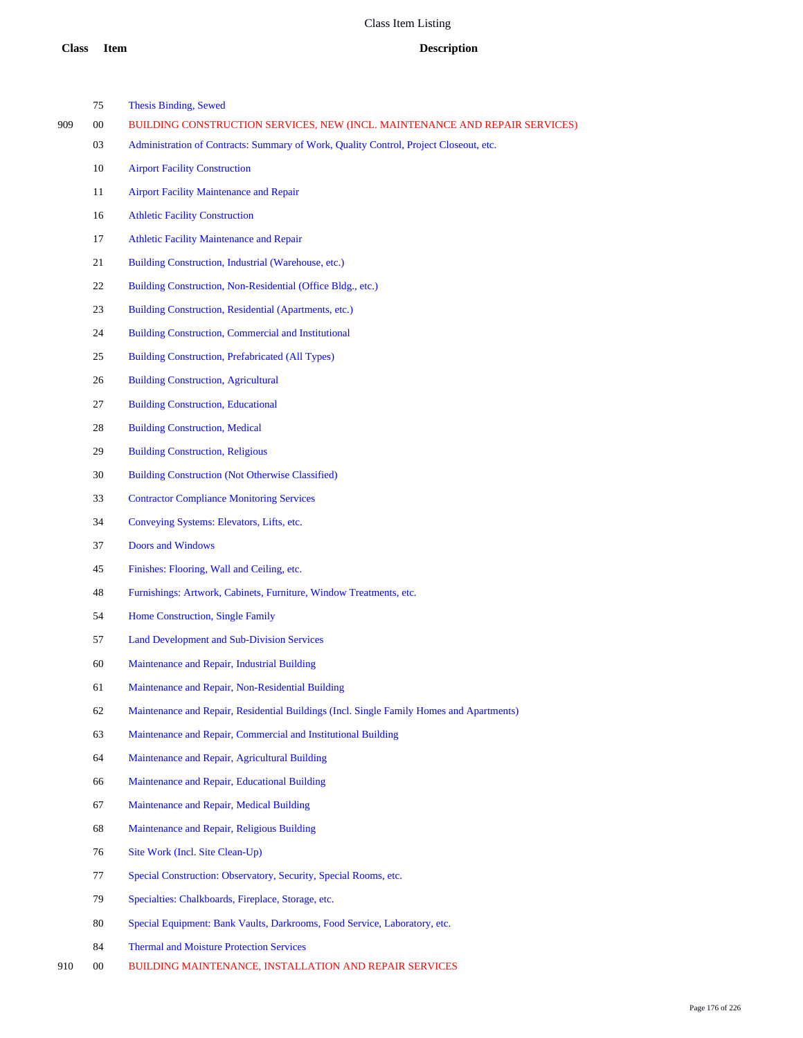# Class Item Listing

| Class | Item | Description |
|---|---|---|
| | 75 | Thesis Binding, Sewed |
| 909 | 00 | BUILDING CONSTRUCTION SERVICES, NEW (INCL. MAINTENANCE AND REPAIR SERVICES) |
| | 03 | Administration of Contracts: Summary of Work, Quality Control, Project Closeout, etc. |
| | 10 | Airport Facility Construction |
| | 11 | Airport Facility Maintenance and Repair |
| | 16 | Athletic Facility Construction |
| | 17 | Athletic Facility Maintenance and Repair |
| | 21 | Building Construction, Industrial (Warehouse, etc.) |
| | 22 | Building Construction, Non-Residential (Office Bldg., etc.) |
| | 23 | Building Construction, Residential (Apartments, etc.) |
| | 24 | Building Construction, Commercial and Institutional |
| | 25 | Building Construction, Prefabricated (All Types) |
| | 26 | Building Construction, Agricultural |
| | 27 | Building Construction, Educational |
| | 28 | Building Construction, Medical |
| | 29 | Building Construction, Religious |
| | 30 | Building Construction (Not Otherwise Classified) |
| | 33 | Contractor Compliance Monitoring Services |
| | 34 | Conveying Systems: Elevators, Lifts, etc. |
| | 37 | Doors and Windows |
| | 45 | Finishes: Flooring, Wall and Ceiling, etc. |
| | 48 | Furnishings: Artwork, Cabinets, Furniture, Window Treatments, etc. |
| | 54 | Home Construction, Single Family |
| | 57 | Land Development and Sub-Division Services |
| | 60 | Maintenance and Repair, Industrial Building |
| | 61 | Maintenance and Repair, Non-Residential Building |
| | 62 | Maintenance and Repair, Residential Buildings (Incl. Single Family Homes and Apartments) |
| | 63 | Maintenance and Repair, Commercial and Institutional Building |
| | 64 | Maintenance and Repair, Agricultural Building |
| | 66 | Maintenance and Repair, Educational Building |
| | 67 | Maintenance and Repair, Medical Building |
| | 68 | Maintenance and Repair, Religious Building |
| | 76 | Site Work (Incl. Site Clean-Up) |
| | 77 | Special Construction: Observatory, Security, Special Rooms, etc. |
| | 79 | Specialties: Chalkboards, Fireplace, Storage, etc. |
| | 80 | Special Equipment: Bank Vaults, Darkrooms, Food Service, Laboratory, etc. |
| | 84 | Thermal and Moisture Protection Services |
| 910 | 00 | BUILDING MAINTENANCE, INSTALLATION AND REPAIR SERVICES |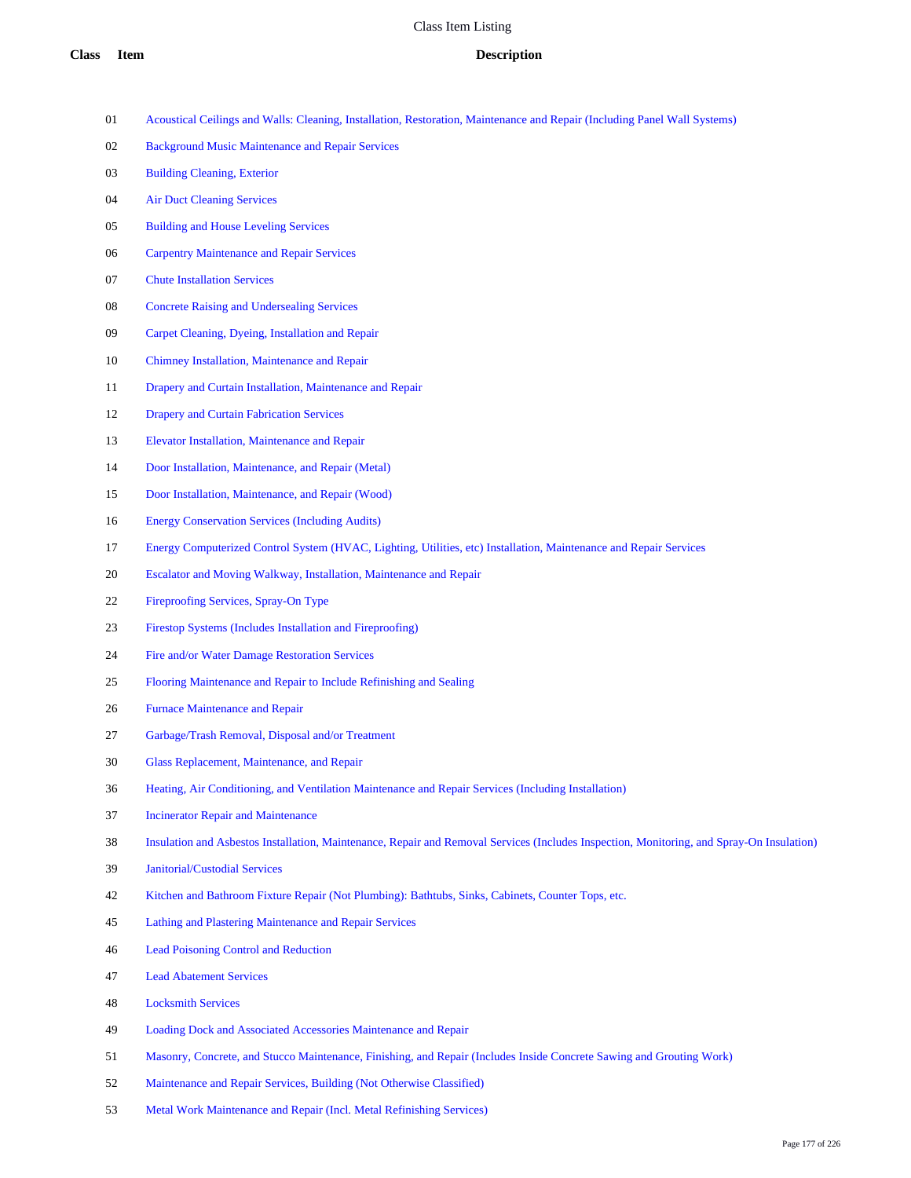# Class Item Listing

| Class | Item | Description |
|---|---|---|
| | 01 | Acoustical Ceilings and Walls: Cleaning, Installation, Restoration, Maintenance and Repair (Including Panel Wall Systems) |
| | 02 | Background Music Maintenance and Repair Services |
| | 03 | Building Cleaning, Exterior |
| | 04 | Air Duct Cleaning Services |
| | 05 | Building and House Leveling Services |
| | 06 | Carpentry Maintenance and Repair Services |
| | 07 | Chute Installation Services |
| | 08 | Concrete Raising and Undersealing Services |
| | 09 | Carpet Cleaning, Dyeing, Installation and Repair |
| | 10 | Chimney Installation, Maintenance and Repair |
| | 11 | Drapery and Curtain Installation, Maintenance and Repair |
| | 12 | Drapery and Curtain Fabrication Services |
| | 13 | Elevator Installation, Maintenance and Repair |
| | 14 | Door Installation, Maintenance, and Repair (Metal) |
| | 15 | Door Installation, Maintenance, and Repair (Wood) |
| | 16 | Energy Conservation Services (Including Audits) |
| | 17 | Energy Computerized Control System (HVAC, Lighting, Utilities, etc) Installation, Maintenance and Repair Services |
| | 20 | Escalator and Moving Walkway, Installation, Maintenance and Repair |
| | 22 | Fireproofing Services, Spray-On Type |
| | 23 | Firestop Systems (Includes Installation and Fireproofing) |
| | 24 | Fire and/or Water Damage Restoration Services |
| | 25 | Flooring Maintenance and Repair to Include Refinishing and Sealing |
| | 26 | Furnace Maintenance and Repair |
| | 27 | Garbage/Trash Removal, Disposal and/or Treatment |
| | 30 | Glass Replacement, Maintenance, and Repair |
| | 36 | Heating, Air Conditioning, and Ventilation Maintenance and Repair Services (Including Installation) |
| | 37 | Incinerator Repair and Maintenance |
| | 38 | Insulation and Asbestos Installation, Maintenance, Repair and Removal Services (Includes Inspection, Monitoring, and Spray-On Insulation) |
| | 39 | Janitorial/Custodial Services |
| | 42 | Kitchen and Bathroom Fixture Repair (Not Plumbing): Bathtubs, Sinks, Cabinets, Counter Tops, etc. |
| | 45 | Lathing and Plastering Maintenance and Repair Services |
| | 46 | Lead Poisoning Control and Reduction |
| | 47 | Lead Abatement Services |
| | 48 | Locksmith Services |
| | 49 | Loading Dock and Associated Accessories Maintenance and Repair |
| | 51 | Masonry, Concrete, and Stucco Maintenance, Finishing, and Repair (Includes Inside Concrete Sawing and Grouting Work) |
| | 52 | Maintenance and Repair Services, Building (Not Otherwise Classified) |
| | 53 | Metal Work Maintenance and Repair (Incl. Metal Refinishing Services) |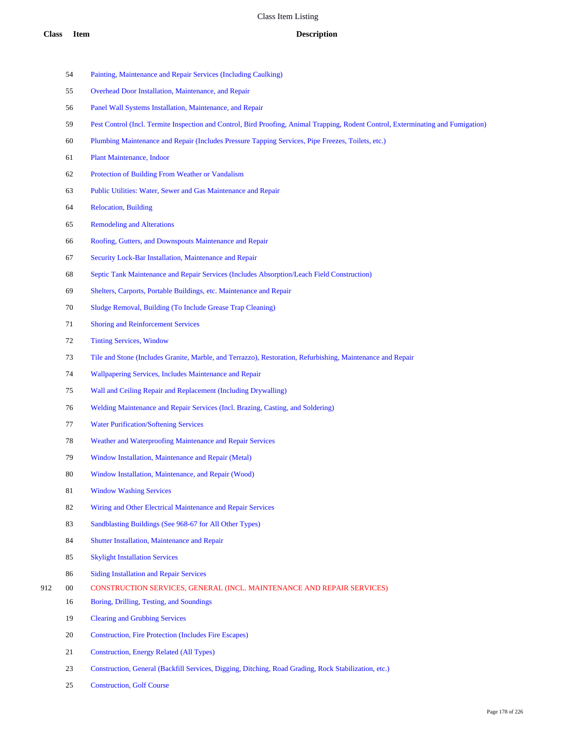# Class Item Listing

| Class | Item | Description |
|---|---|---|
| | 54 | Painting, Maintenance and Repair Services (Including Caulking) |
| | 55 | Overhead Door Installation, Maintenance, and Repair |
| | 56 | Panel Wall Systems Installation, Maintenance, and Repair |
| | 59 | Pest Control (Incl. Termite Inspection and Control, Bird Proofing, Animal Trapping, Rodent Control, Exterminating and Fumigation) |
| | 60 | Plumbing Maintenance and Repair (Includes Pressure Tapping Services, Pipe Freezes, Toilets, etc.) |
| | 61 | Plant Maintenance, Indoor |
| | 62 | Protection of Building From Weather or Vandalism |
| | 63 | Public Utilities: Water, Sewer and Gas Maintenance and Repair |
| | 64 | Relocation, Building |
| | 65 | Remodeling and Alterations |
| | 66 | Roofing, Gutters, and Downspouts Maintenance and Repair |
| | 67 | Security Lock-Bar Installation, Maintenance and Repair |
| | 68 | Septic Tank Maintenance and Repair Services (Includes Absorption/Leach Field Construction) |
| | 69 | Shelters, Carports, Portable Buildings, etc. Maintenance and Repair |
| | 70 | Sludge Removal, Building (To Include Grease Trap Cleaning) |
| | 71 | Shoring and Reinforcement Services |
| | 72 | Tinting Services, Window |
| | 73 | Tile and Stone (Includes Granite, Marble, and Terrazzo), Restoration, Refurbishing, Maintenance and Repair |
| | 74 | Wallpapering Services, Includes Maintenance and Repair |
| | 75 | Wall and Ceiling Repair and Replacement (Including Drywalling) |
| | 76 | Welding Maintenance and Repair Services (Incl. Brazing, Casting, and Soldering) |
| | 77 | Water Purification/Softening Services |
| | 78 | Weather and Waterproofing Maintenance and Repair Services |
| | 79 | Window Installation, Maintenance and Repair (Metal) |
| | 80 | Window Installation, Maintenance, and Repair (Wood) |
| | 81 | Window Washing Services |
| | 82 | Wiring and Other Electrical Maintenance and Repair Services |
| | 83 | Sandblasting Buildings (See 968-67 for All Other Types) |
| | 84 | Shutter Installation, Maintenance and Repair |
| | 85 | Skylight Installation Services |
| | 86 | Siding Installation and Repair Services |
| 912 | 00 | CONSTRUCTION SERVICES, GENERAL (INCL. MAINTENANCE AND REPAIR SERVICES) |
| | 16 | Boring, Drilling, Testing, and Soundings |
| | 19 | Clearing and Grubbing Services |
| | 20 | Construction, Fire Protection (Includes Fire Escapes) |
| | 21 | Construction, Energy Related (All Types) |
| | 23 | Construction, General (Backfill Services, Digging, Ditching, Road Grading, Rock Stabilization, etc.) |
| | 25 | Construction, Golf Course |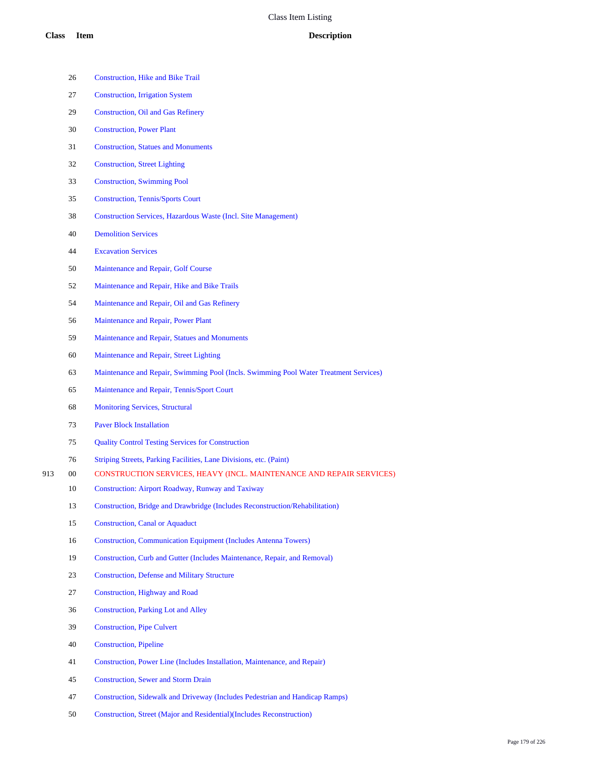# Class Item Listing

| Class | Item | Description |
|---|---|---|
| | 26 | Construction, Hike and Bike Trail |
| | 27 | Construction, Irrigation System |
| | 29 | Construction, Oil and Gas Refinery |
| | 30 | Construction, Power Plant |
| | 31 | Construction, Statues and Monuments |
| | 32 | Construction, Street Lighting |
| | 33 | Construction, Swimming Pool |
| | 35 | Construction, Tennis/Sports Court |
| | 38 | Construction Services, Hazardous Waste (Incl. Site Management) |
| | 40 | Demolition Services |
| | 44 | Excavation Services |
| | 50 | Maintenance and Repair, Golf Course |
| | 52 | Maintenance and Repair, Hike and Bike Trails |
| | 54 | Maintenance and Repair, Oil and Gas Refinery |
| | 56 | Maintenance and Repair, Power Plant |
| | 59 | Maintenance and Repair, Statues and Monuments |
| | 60 | Maintenance and Repair, Street Lighting |
| | 63 | Maintenance and Repair, Swimming Pool (Incls. Swimming Pool Water Treatment Services) |
| | 65 | Maintenance and Repair, Tennis/Sport Court |
| | 68 | Monitoring Services, Structural |
| | 73 | Paver Block Installation |
| | 75 | Quality Control Testing Services for Construction |
| | 76 | Striping Streets, Parking Facilities, Lane Divisions, etc. (Paint) |
| 913 | 00 | CONSTRUCTION SERVICES, HEAVY (INCL. MAINTENANCE AND REPAIR SERVICES) |
| | 10 | Construction: Airport Roadway, Runway and Taxiway |
| | 13 | Construction, Bridge and Drawbridge (Includes Reconstruction/Rehabilitation) |
| | 15 | Construction, Canal or Aquaduct |
| | 16 | Construction, Communication Equipment (Includes Antenna Towers) |
| | 19 | Construction, Curb and Gutter (Includes Maintenance, Repair, and Removal) |
| | 23 | Construction, Defense and Military Structure |
| | 27 | Construction, Highway and Road |
| | 36 | Construction, Parking Lot and Alley |
| | 39 | Construction, Pipe Culvert |
| | 40 | Construction, Pipeline |
| | 41 | Construction, Power Line (Includes Installation, Maintenance, and Repair) |
| | 45 | Construction, Sewer and Storm Drain |
| | 47 | Construction, Sidewalk and Driveway (Includes Pedestrian and Handicap Ramps) |
| | 50 | Construction, Street (Major and Residential)(Includes Reconstruction) |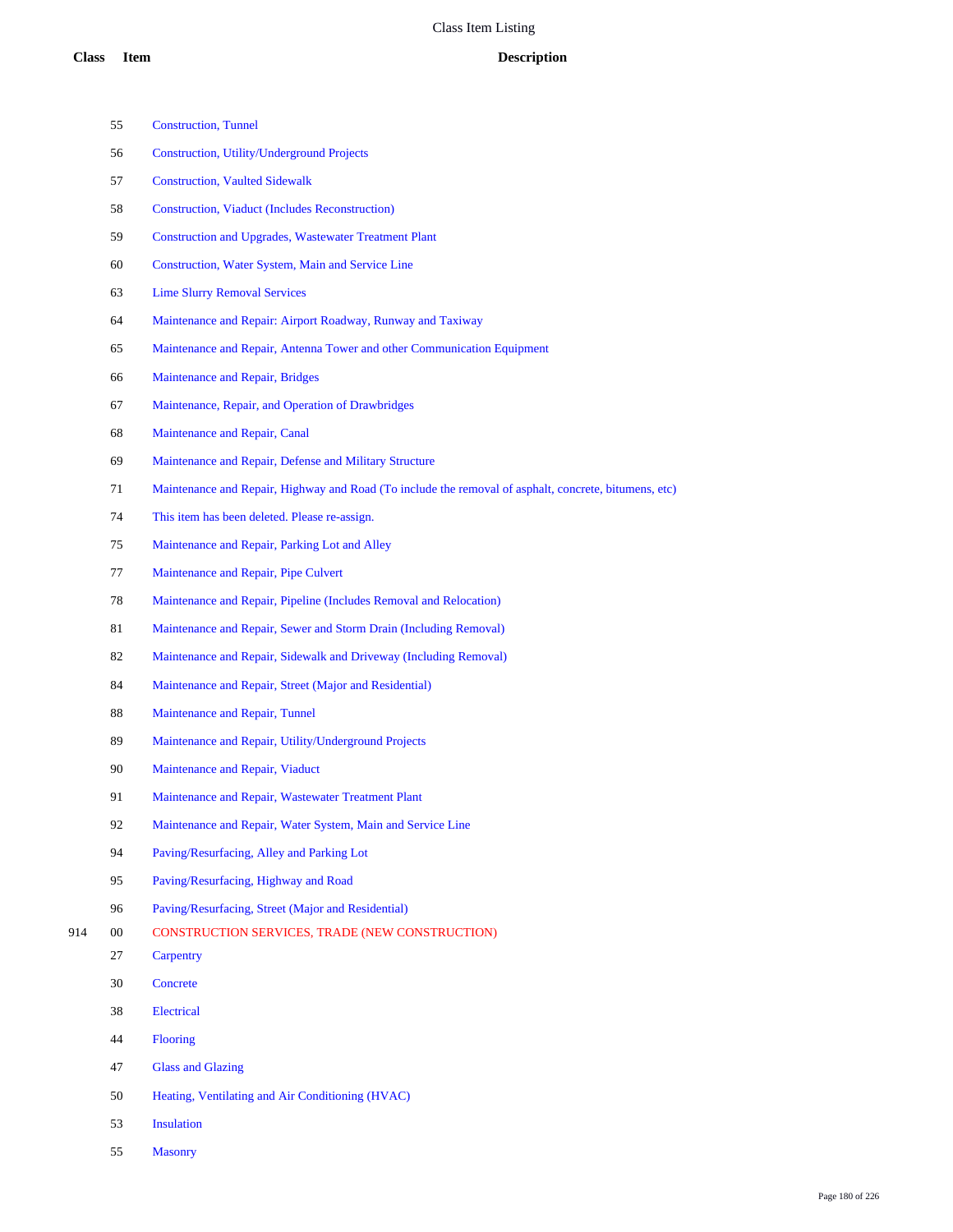# Class Item Listing

| Class | Item | Description |
|---|---|---|
| | 55 | Construction, Tunnel |
| | 56 | Construction, Utility/Underground Projects |
| | 57 | Construction, Vaulted Sidewalk |
| | 58 | Construction, Viaduct (Includes Reconstruction) |
| | 59 | Construction and Upgrades, Wastewater Treatment Plant |
| | 60 | Construction, Water System, Main and Service Line |
| | 63 | Lime Slurry Removal Services |
| | 64 | Maintenance and Repair: Airport Roadway, Runway and Taxiway |
| | 65 | Maintenance and Repair, Antenna Tower and other Communication Equipment |
| | 66 | Maintenance and Repair, Bridges |
| | 67 | Maintenance, Repair, and Operation of Drawbridges |
| | 68 | Maintenance and Repair, Canal |
| | 69 | Maintenance and Repair, Defense and Military Structure |
| | 71 | Maintenance and Repair, Highway and Road (To include the removal of asphalt, concrete, bitumens, etc) |
| | 74 | This item has been deleted. Please re-assign. |
| | 75 | Maintenance and Repair, Parking Lot and Alley |
| | 77 | Maintenance and Repair, Pipe Culvert |
| | 78 | Maintenance and Repair, Pipeline (Includes Removal and Relocation) |
| | 81 | Maintenance and Repair, Sewer and Storm Drain (Including Removal) |
| | 82 | Maintenance and Repair, Sidewalk and Driveway (Including Removal) |
| | 84 | Maintenance and Repair, Street (Major and Residential) |
| | 88 | Maintenance and Repair, Tunnel |
| | 89 | Maintenance and Repair, Utility/Underground Projects |
| | 90 | Maintenance and Repair, Viaduct |
| | 91 | Maintenance and Repair, Wastewater Treatment Plant |
| | 92 | Maintenance and Repair, Water System, Main and Service Line |
| | 94 | Paving/Resurfacing, Alley and Parking Lot |
| | 95 | Paving/Resurfacing, Highway and Road |
| | 96 | Paving/Resurfacing, Street (Major and Residential) |
| 914 | 00 | CONSTRUCTION SERVICES, TRADE (NEW CONSTRUCTION) |
| | 27 | Carpentry |
| | 30 | Concrete |
| | 38 | Electrical |
| | 44 | Flooring |
| | 47 | Glass and Glazing |
| | 50 | Heating, Ventilating and Air Conditioning (HVAC) |
| | 53 | Insulation |
| | 55 | Masonry |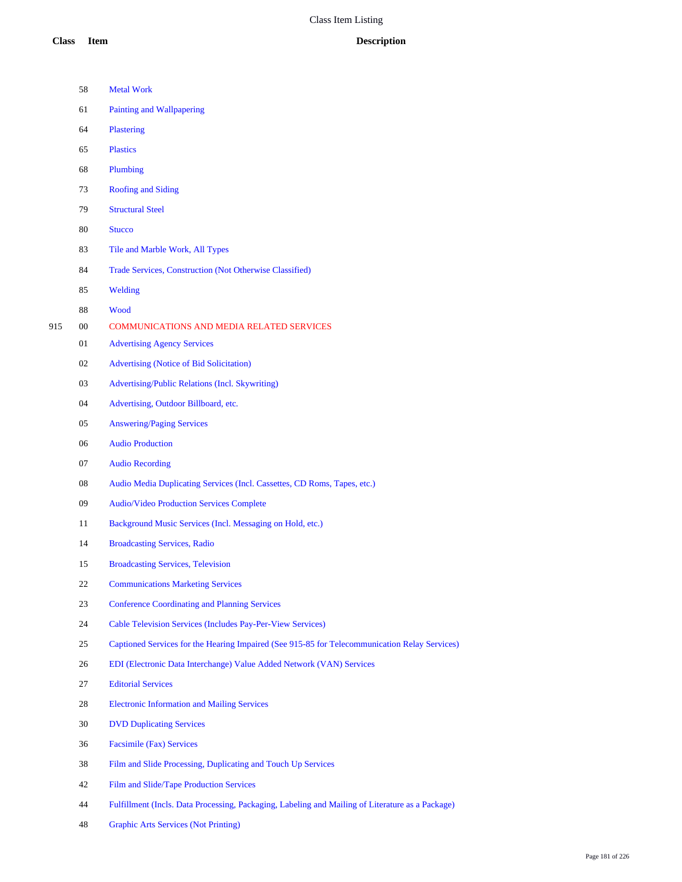# Class Item Listing

| Class | Item | Description |
|---|---|---|
| | 58 | Metal Work |
| | 61 | Painting and Wallpapering |
| | 64 | Plastering |
| | 65 | Plastics |
| | 68 | Plumbing |
| | 73 | Roofing and Siding |
| | 79 | Structural Steel |
| | 80 | Stucco |
| | 83 | Tile and Marble Work, All Types |
| | 84 | Trade Services, Construction (Not Otherwise Classified) |
| | 85 | Welding |
| | 88 | Wood |
| 915 | 00 | COMMUNICATIONS AND MEDIA RELATED SERVICES |
| | 01 | Advertising Agency Services |
| | 02 | Advertising (Notice of Bid Solicitation) |
| | 03 | Advertising/Public Relations (Incl. Skywriting) |
| | 04 | Advertising, Outdoor Billboard, etc. |
| | 05 | Answering/Paging Services |
| | 06 | Audio Production |
| | 07 | Audio Recording |
| | 08 | Audio Media Duplicating Services (Incl. Cassettes, CD Roms, Tapes, etc.) |
| | 09 | Audio/Video Production Services Complete |
| | 11 | Background Music Services (Incl. Messaging on Hold, etc.) |
| | 14 | Broadcasting Services, Radio |
| | 15 | Broadcasting Services, Television |
| | 22 | Communications Marketing Services |
| | 23 | Conference Coordinating and Planning Services |
| | 24 | Cable Television Services (Includes Pay-Per-View Services) |
| | 25 | Captioned Services for the Hearing Impaired (See 915-85 for Telecommunication Relay Services) |
| | 26 | EDI (Electronic Data Interchange) Value Added Network (VAN) Services |
| | 27 | Editorial Services |
| | 28 | Electronic Information and Mailing Services |
| | 30 | DVD Duplicating Services |
| | 36 | Facsimile (Fax) Services |
| | 38 | Film and Slide Processing, Duplicating and Touch Up Services |
| | 42 | Film and Slide/Tape Production Services |
| | 44 | Fulfillment (Incls. Data Processing, Packaging, Labeling and Mailing of Literature as a Package) |
| | 48 | Graphic Arts Services (Not Printing) |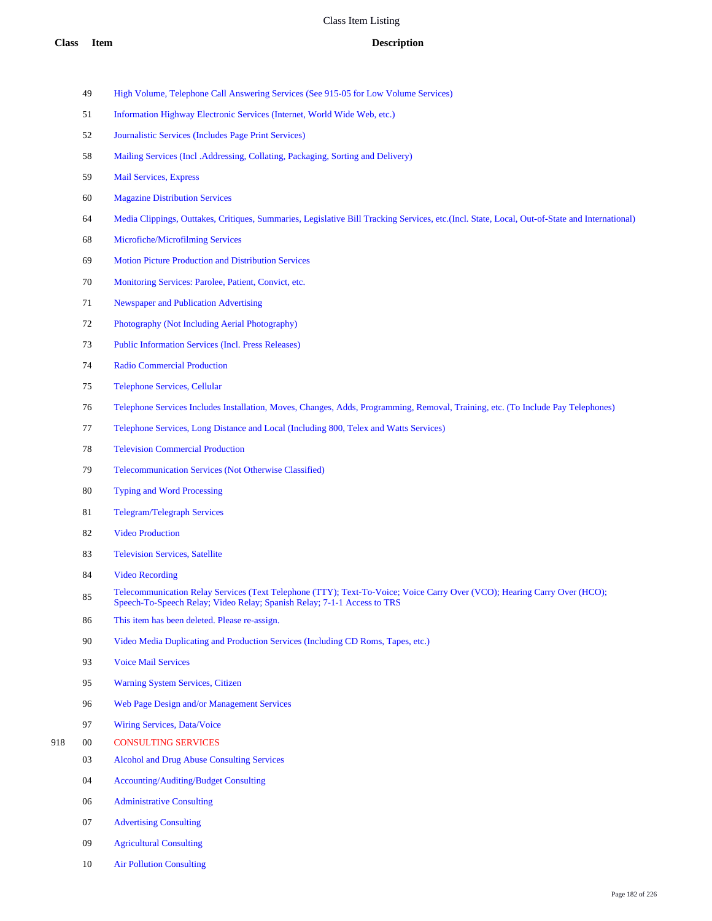# Class Item Listing

| Class | Item | Description |
|---|---|---|
| | 49 | High Volume, Telephone Call Answering Services (See 915-05 for Low Volume Services) |
| | 51 | Information Highway Electronic Services (Internet, World Wide Web, etc.) |
| | 52 | Journalistic Services (Includes Page Print Services) |
| | 58 | Mailing Services (Incl .Addressing, Collating, Packaging, Sorting and Delivery) |
| | 59 | Mail Services, Express |
| | 60 | Magazine Distribution Services |
| | 64 | Media Clippings, Outtakes, Critiques, Summaries, Legislative Bill Tracking Services, etc.(Incl. State, Local, Out-of-State and International) |
| | 68 | Microfiche/Microfilming Services |
| | 69 | Motion Picture Production and Distribution Services |
| | 70 | Monitoring Services: Parolee, Patient, Convict, etc. |
| | 71 | Newspaper and Publication Advertising |
| | 72 | Photography (Not Including Aerial Photography) |
| | 73 | Public Information Services (Incl. Press Releases) |
| | 74 | Radio Commercial Production |
| | 75 | Telephone Services, Cellular |
| | 76 | Telephone Services Includes Installation, Moves, Changes, Adds, Programming, Removal, Training, etc. (To Include Pay Telephones) |
| | 77 | Telephone Services, Long Distance and Local (Including 800, Telex and Watts Services) |
| | 78 | Television Commercial Production |
| | 79 | Telecommunication Services (Not Otherwise Classified) |
| | 80 | Typing and Word Processing |
| | 81 | Telegram/Telegraph Services |
| | 82 | Video Production |
| | 83 | Television Services, Satellite |
| | 84 | Video Recording |
| | 85 | Telecommunication Relay Services (Text Telephone (TTY); Text-To-Voice; Voice Carry Over (VCO); Hearing Carry Over (HCO); Speech-To-Speech Relay; Video Relay; Spanish Relay; 7-1-1 Access to TRS |
| | 86 | This item has been deleted. Please re-assign. |
| | 90 | Video Media Duplicating and Production Services (Including CD Roms, Tapes, etc.) |
| | 93 | Voice Mail Services |
| | 95 | Warning System Services, Citizen |
| | 96 | Web Page Design and/or Management Services |
| | 97 | Wiring Services, Data/Voice |
| 918 | 00 | CONSULTING SERVICES |
| | 03 | Alcohol and Drug Abuse Consulting Services |
| | 04 | Accounting/Auditing/Budget Consulting |
| | 06 | Administrative Consulting |
| | 07 | Advertising Consulting |
| | 09 | Agricultural Consulting |
| | 10 | Air Pollution Consulting |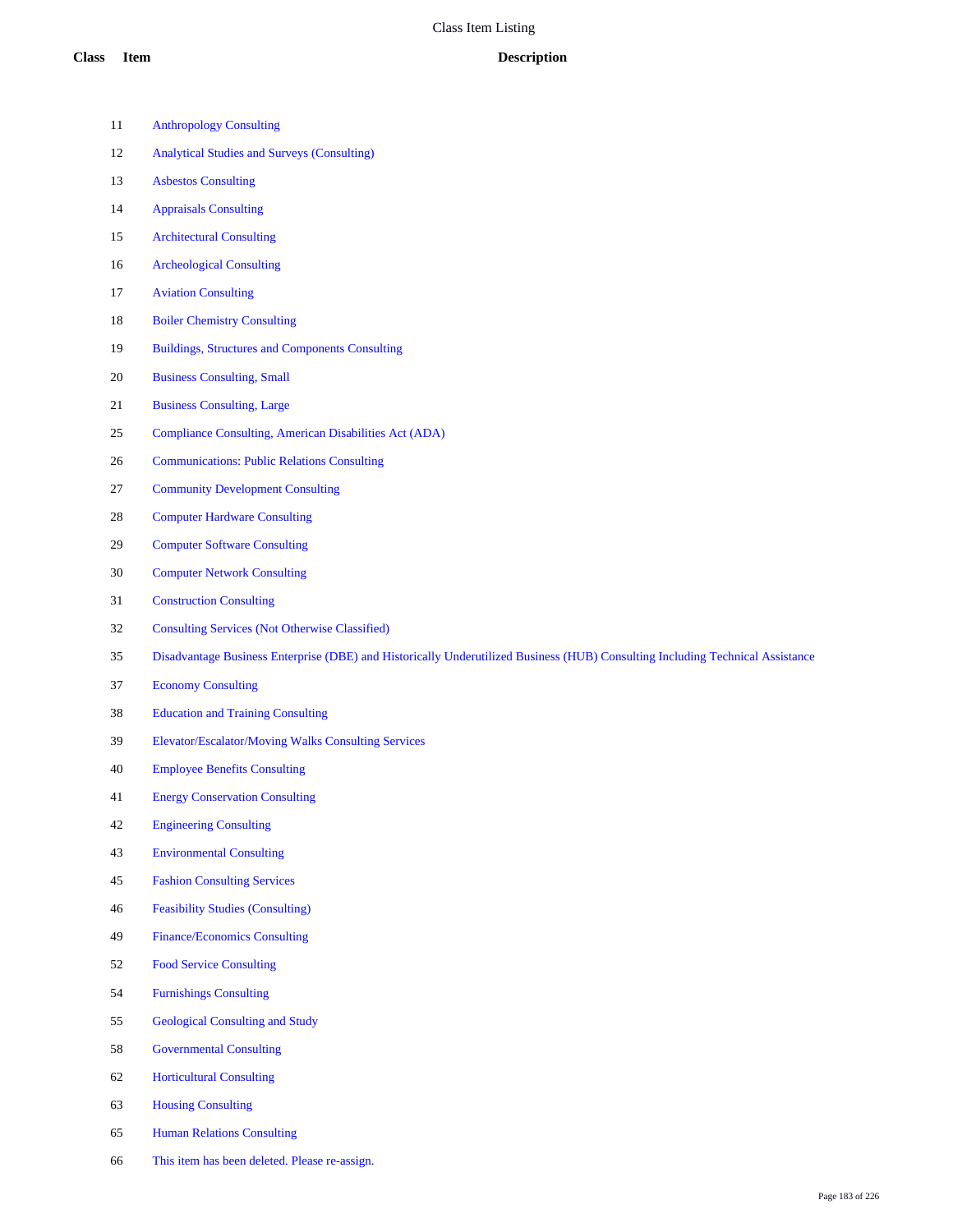Class Item Listing

| Class | Item | Description |
|---|---|---|
| | 11 | Anthropology Consulting |
| | 12 | Analytical Studies and Surveys (Consulting) |
| | 13 | Asbestos Consulting |
| | 14 | Appraisals Consulting |
| | 15 | Architectural Consulting |
| | 16 | Archeological Consulting |
| | 17 | Aviation Consulting |
| | 18 | Boiler Chemistry Consulting |
| | 19 | Buildings, Structures and Components Consulting |
| | 20 | Business Consulting, Small |
| | 21 | Business Consulting, Large |
| | 25 | Compliance Consulting, American Disabilities Act (ADA) |
| | 26 | Communications: Public Relations Consulting |
| | 27 | Community Development Consulting |
| | 28 | Computer Hardware Consulting |
| | 29 | Computer Software Consulting |
| | 30 | Computer Network Consulting |
| | 31 | Construction Consulting |
| | 32 | Consulting Services (Not Otherwise Classified) |
| | 35 | Disadvantage Business Enterprise (DBE) and Historically Underutilized Business (HUB) Consulting Including Technical Assistance |
| | 37 | Economy Consulting |
| | 38 | Education and Training Consulting |
| | 39 | Elevator/Escalator/Moving Walks Consulting Services |
| | 40 | Employee Benefits Consulting |
| | 41 | Energy Conservation Consulting |
| | 42 | Engineering Consulting |
| | 43 | Environmental Consulting |
| | 45 | Fashion Consulting Services |
| | 46 | Feasibility Studies (Consulting) |
| | 49 | Finance/Economics Consulting |
| | 52 | Food Service Consulting |
| | 54 | Furnishings Consulting |
| | 55 | Geological Consulting and Study |
| | 58 | Governmental Consulting |
| | 62 | Horticultural Consulting |
| | 63 | Housing Consulting |
| | 65 | Human Relations Consulting |
| | 66 | This item has been deleted. Please re-assign. |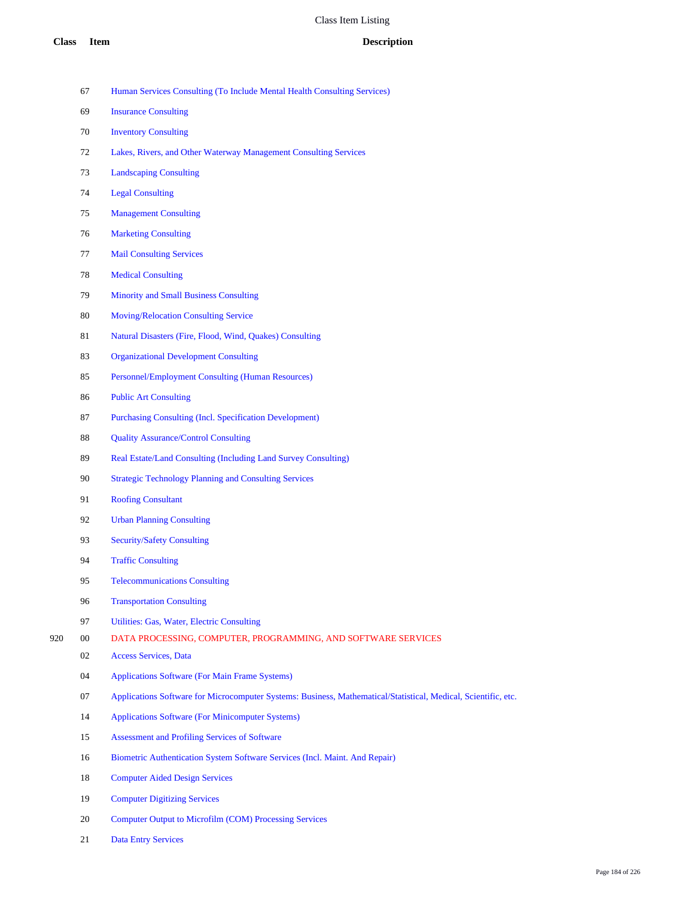| Class | Item | Description |
|---|---|---|
| | 67 | Human Services Consulting (To Include Mental Health Consulting Services) |
| | 69 | Insurance Consulting |
| | 70 | Inventory Consulting |
| | 72 | Lakes, Rivers, and Other Waterway Management Consulting Services |
| | 73 | Landscaping Consulting |
| | 74 | Legal Consulting |
| | 75 | Management Consulting |
| | 76 | Marketing Consulting |
| | 77 | Mail Consulting Services |
| | 78 | Medical Consulting |
| | 79 | Minority and Small Business Consulting |
| | 80 | Moving/Relocation Consulting Service |
| | 81 | Natural Disasters (Fire, Flood, Wind, Quakes) Consulting |
| | 83 | Organizational Development Consulting |
| | 85 | Personnel/Employment Consulting (Human Resources) |
| | 86 | Public Art Consulting |
| | 87 | Purchasing Consulting (Incl. Specification Development) |
| | 88 | Quality Assurance/Control Consulting |
| | 89 | Real Estate/Land Consulting (Including Land Survey Consulting) |
| | 90 | Strategic Technology Planning and Consulting Services |
| | 91 | Roofing Consultant |
| | 92 | Urban Planning Consulting |
| | 93 | Security/Safety Consulting |
| | 94 | Traffic Consulting |
| | 95 | Telecommunications Consulting |
| | 96 | Transportation Consulting |
| | 97 | Utilities: Gas, Water, Electric Consulting |
| 920 | 00 | DATA PROCESSING, COMPUTER, PROGRAMMING, AND SOFTWARE SERVICES |
| | 02 | Access Services, Data |
| | 04 | Applications Software (For Main Frame Systems) |
| | 07 | Applications Software for Microcomputer Systems: Business, Mathematical/Statistical, Medical, Scientific, etc. |
| | 14 | Applications Software (For Minicomputer Systems) |
| | 15 | Assessment and Profiling Services of Software |
| | 16 | Biometric Authentication System Software Services (Incl. Maint. And Repair) |
| | 18 | Computer Aided Design Services |
| | 19 | Computer Digitizing Services |
| | 20 | Computer Output to Microfilm (COM) Processing Services |
| | 21 | Data Entry Services |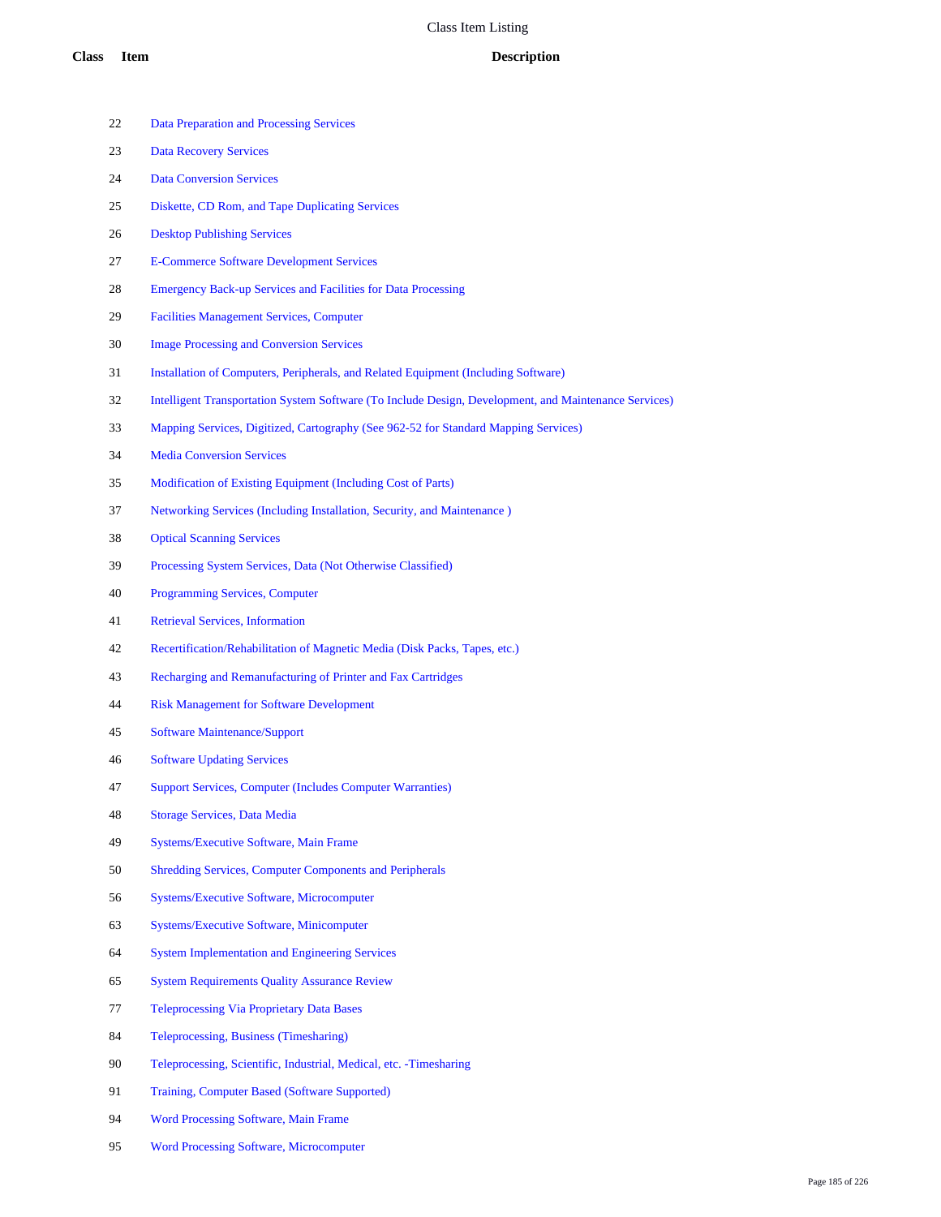Class Item Listing

| Class | Item | Description |
| --- | --- | --- |
| | 22 | Data Preparation and Processing Services |
| | 23 | Data Recovery Services |
| | 24 | Data Conversion Services |
| | 25 | Diskette, CD Rom, and Tape Duplicating Services |
| | 26 | Desktop Publishing Services |
| | 27 | E-Commerce Software Development Services |
| | 28 | Emergency Back-up Services and Facilities for Data Processing |
| | 29 | Facilities Management Services, Computer |
| | 30 | Image Processing and Conversion Services |
| | 31 | Installation of Computers, Peripherals, and Related Equipment (Including Software) |
| | 32 | Intelligent Transportation System Software (To Include Design, Development, and Maintenance Services) |
| | 33 | Mapping Services, Digitized, Cartography (See 962-52 for Standard Mapping Services) |
| | 34 | Media Conversion Services |
| | 35 | Modification of Existing Equipment (Including Cost of Parts) |
| | 37 | Networking Services (Including Installation, Security, and Maintenance ) |
| | 38 | Optical Scanning Services |
| | 39 | Processing System Services, Data (Not Otherwise Classified) |
| | 40 | Programming Services, Computer |
| | 41 | Retrieval Services, Information |
| | 42 | Recertification/Rehabilitation of Magnetic Media (Disk Packs, Tapes, etc.) |
| | 43 | Recharging and Remanufacturing of Printer and Fax Cartridges |
| | 44 | Risk Management for Software Development |
| | 45 | Software Maintenance/Support |
| | 46 | Software Updating Services |
| | 47 | Support Services, Computer (Includes Computer Warranties) |
| | 48 | Storage Services, Data Media |
| | 49 | Systems/Executive Software, Main Frame |
| | 50 | Shredding Services, Computer Components and Peripherals |
| | 56 | Systems/Executive Software, Microcomputer |
| | 63 | Systems/Executive Software, Minicomputer |
| | 64 | System Implementation and Engineering Services |
| | 65 | System Requirements Quality Assurance Review |
| | 77 | Teleprocessing Via Proprietary Data Bases |
| | 84 | Teleprocessing, Business (Timesharing) |
| | 90 | Teleprocessing, Scientific, Industrial, Medical, etc. -Timesharing |
| | 91 | Training, Computer Based (Software Supported) |
| | 94 | Word Processing Software, Main Frame |
| | 95 | Word Processing Software, Microcomputer |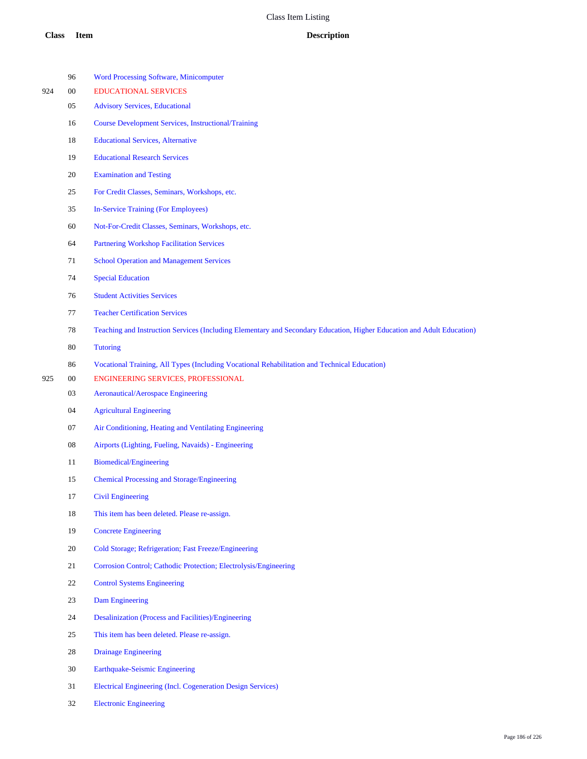| Class | Item | Description |
|---|---|---|
| | 96 | Word Processing Software, Minicomputer |
| 924 | 00 | EDUCATIONAL SERVICES |
| | 05 | Advisory Services, Educational |
| | 16 | Course Development Services, Instructional/Training |
| | 18 | Educational Services, Alternative |
| | 19 | Educational Research Services |
| | 20 | Examination and Testing |
| | 25 | For Credit Classes, Seminars, Workshops, etc. |
| | 35 | In-Service Training (For Employees) |
| | 60 | Not-For-Credit Classes, Seminars, Workshops, etc. |
| | 64 | Partnering Workshop Facilitation Services |
| | 71 | School Operation and Management Services |
| | 74 | Special Education |
| | 76 | Student Activities Services |
| | 77 | Teacher Certification Services |
| | 78 | Teaching and Instruction Services (Including Elementary and Secondary Education, Higher Education and Adult Education) |
| | 80 | Tutoring |
| | 86 | Vocational Training, All Types (Including Vocational Rehabilitation and Technical Education) |
| 925 | 00 | ENGINEERING SERVICES, PROFESSIONAL |
| | 03 | Aeronautical/Aerospace Engineering |
| | 04 | Agricultural Engineering |
| | 07 | Air Conditioning, Heating and Ventilating Engineering |
| | 08 | Airports (Lighting, Fueling, Navaids) - Engineering |
| | 11 | Biomedical/Engineering |
| | 15 | Chemical Processing and Storage/Engineering |
| | 17 | Civil Engineering |
| | 18 | This item has been deleted. Please re-assign. |
| | 19 | Concrete Engineering |
| | 20 | Cold Storage; Refrigeration; Fast Freeze/Engineering |
| | 21 | Corrosion Control; Cathodic Protection; Electrolysis/Engineering |
| | 22 | Control Systems Engineering |
| | 23 | Dam Engineering |
| | 24 | Desalinization (Process and Facilities)/Engineering |
| | 25 | This item has been deleted. Please re-assign. |
| | 28 | Drainage Engineering |
| | 30 | Earthquake-Seismic Engineering |
| | 31 | Electrical Engineering (Incl. Cogeneration Design Services) |
| | 32 | Electronic Engineering |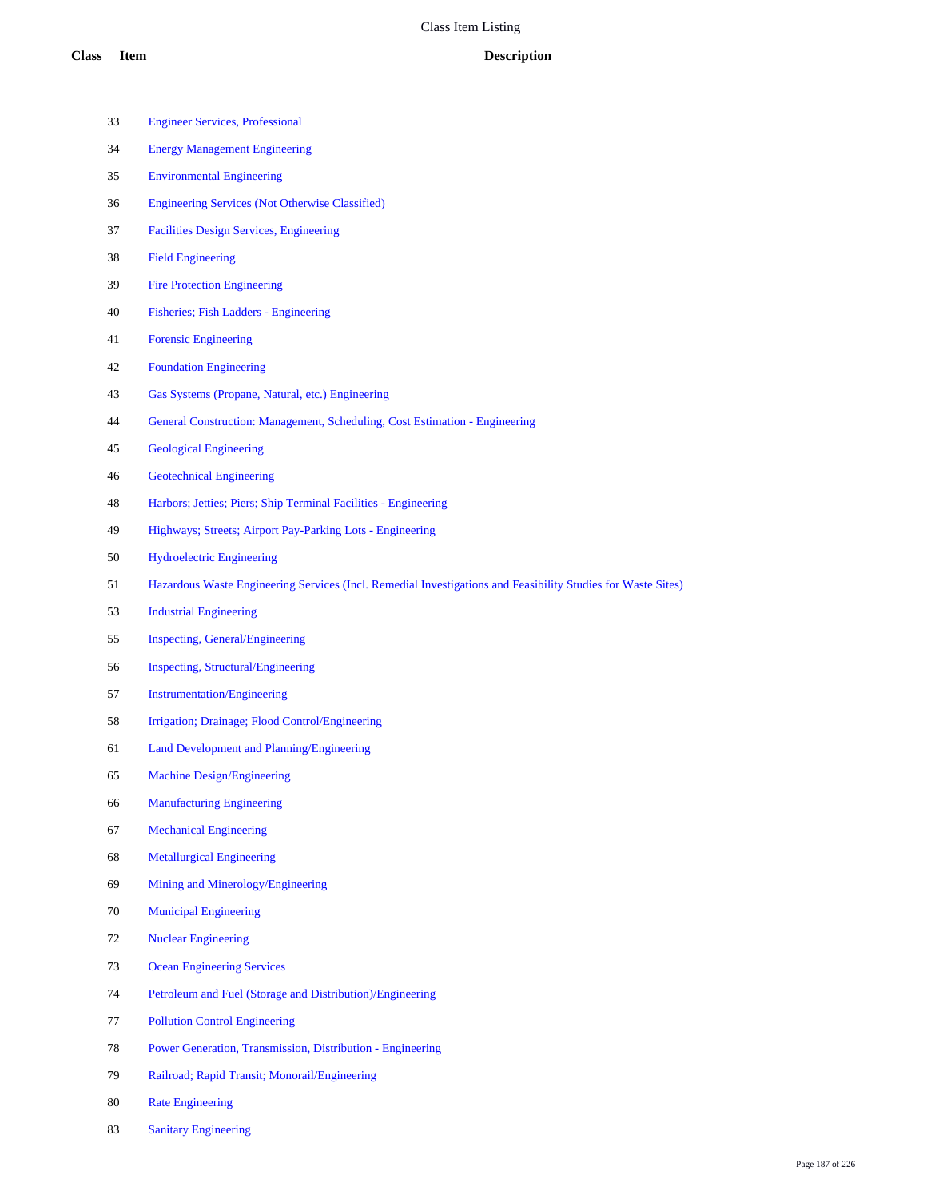# Class Item Listing

| Class | Item | Description |
|---|---|---|
| | 33 | Engineer Services, Professional |
| | 34 | Energy Management Engineering |
| | 35 | Environmental Engineering |
| | 36 | Engineering Services (Not Otherwise Classified) |
| | 37 | Facilities Design Services, Engineering |
| | 38 | Field Engineering |
| | 39 | Fire Protection Engineering |
| | 40 | Fisheries; Fish Ladders - Engineering |
| | 41 | Forensic Engineering |
| | 42 | Foundation Engineering |
| | 43 | Gas Systems (Propane, Natural, etc.) Engineering |
| | 44 | General Construction: Management, Scheduling, Cost Estimation - Engineering |
| | 45 | Geological Engineering |
| | 46 | Geotechnical Engineering |
| | 48 | Harbors; Jetties; Piers; Ship Terminal Facilities - Engineering |
| | 49 | Highways; Streets; Airport Pay-Parking Lots - Engineering |
| | 50 | Hydroelectric Engineering |
| | 51 | Hazardous Waste Engineering Services (Incl. Remedial Investigations and Feasibility Studies for Waste Sites) |
| | 53 | Industrial Engineering |
| | 55 | Inspecting, General/Engineering |
| | 56 | Inspecting, Structural/Engineering |
| | 57 | Instrumentation/Engineering |
| | 58 | Irrigation; Drainage; Flood Control/Engineering |
| | 61 | Land Development and Planning/Engineering |
| | 65 | Machine Design/Engineering |
| | 66 | Manufacturing Engineering |
| | 67 | Mechanical Engineering |
| | 68 | Metallurgical Engineering |
| | 69 | Mining and Minerology/Engineering |
| | 70 | Municipal Engineering |
| | 72 | Nuclear Engineering |
| | 73 | Ocean Engineering Services |
| | 74 | Petroleum and Fuel (Storage and Distribution)/Engineering |
| | 77 | Pollution Control Engineering |
| | 78 | Power Generation, Transmission, Distribution - Engineering |
| | 79 | Railroad; Rapid Transit; Monorail/Engineering |
| | 80 | Rate Engineering |
| | 83 | Sanitary Engineering |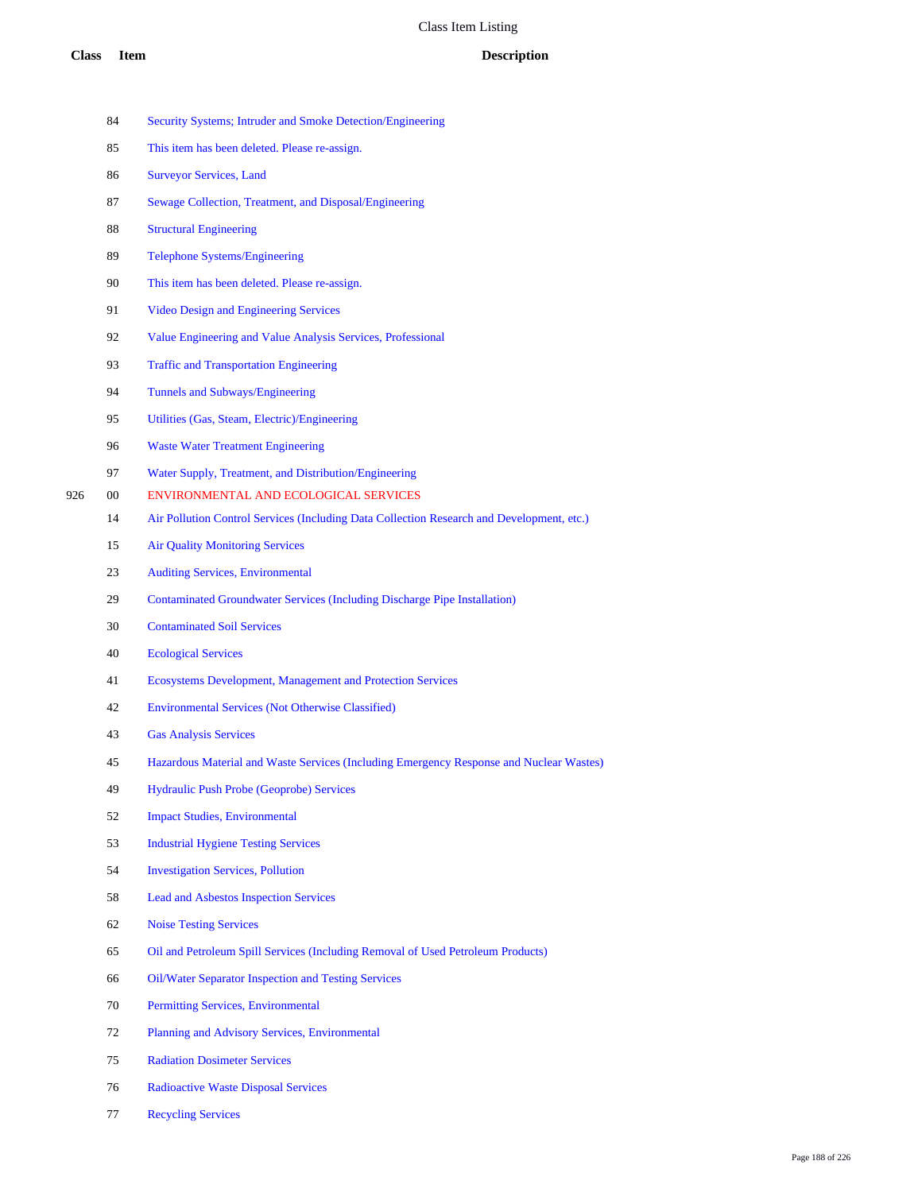# Class Item Listing

| Class | Item | Description |
|---|---|---|
| | 84 | Security Systems; Intruder and Smoke Detection/Engineering |
| | 85 | This item has been deleted. Please re-assign. |
| | 86 | Surveyor Services, Land |
| | 87 | Sewage Collection, Treatment, and Disposal/Engineering |
| | 88 | Structural Engineering |
| | 89 | Telephone Systems/Engineering |
| | 90 | This item has been deleted. Please re-assign. |
| | 91 | Video Design and Engineering Services |
| | 92 | Value Engineering and Value Analysis Services, Professional |
| | 93 | Traffic and Transportation Engineering |
| | 94 | Tunnels and Subways/Engineering |
| | 95 | Utilities (Gas, Steam, Electric)/Engineering |
| | 96 | Waste Water Treatment Engineering |
| | 97 | Water Supply, Treatment, and Distribution/Engineering |
| 926 | 00 | ENVIRONMENTAL AND ECOLOGICAL SERVICES |
| | 14 | Air Pollution Control Services (Including Data Collection Research and Development, etc.) |
| | 15 | Air Quality Monitoring Services |
| | 23 | Auditing Services, Environmental |
| | 29 | Contaminated Groundwater Services (Including Discharge Pipe Installation) |
| | 30 | Contaminated Soil Services |
| | 40 | Ecological Services |
| | 41 | Ecosystems Development, Management and Protection Services |
| | 42 | Environmental Services (Not Otherwise Classified) |
| | 43 | Gas Analysis Services |
| | 45 | Hazardous Material and Waste Services (Including Emergency Response and Nuclear Wastes) |
| | 49 | Hydraulic Push Probe (Geoprobe) Services |
| | 52 | Impact Studies, Environmental |
| | 53 | Industrial Hygiene Testing Services |
| | 54 | Investigation Services, Pollution |
| | 58 | Lead and Asbestos Inspection Services |
| | 62 | Noise Testing Services |
| | 65 | Oil and Petroleum Spill Services (Including Removal of Used Petroleum Products) |
| | 66 | Oil/Water Separator Inspection and Testing Services |
| | 70 | Permitting Services, Environmental |
| | 72 | Planning and Advisory Services, Environmental |
| | 75 | Radiation Dosimeter Services |
| | 76 | Radioactive Waste Disposal Services |
| | 77 | Recycling Services |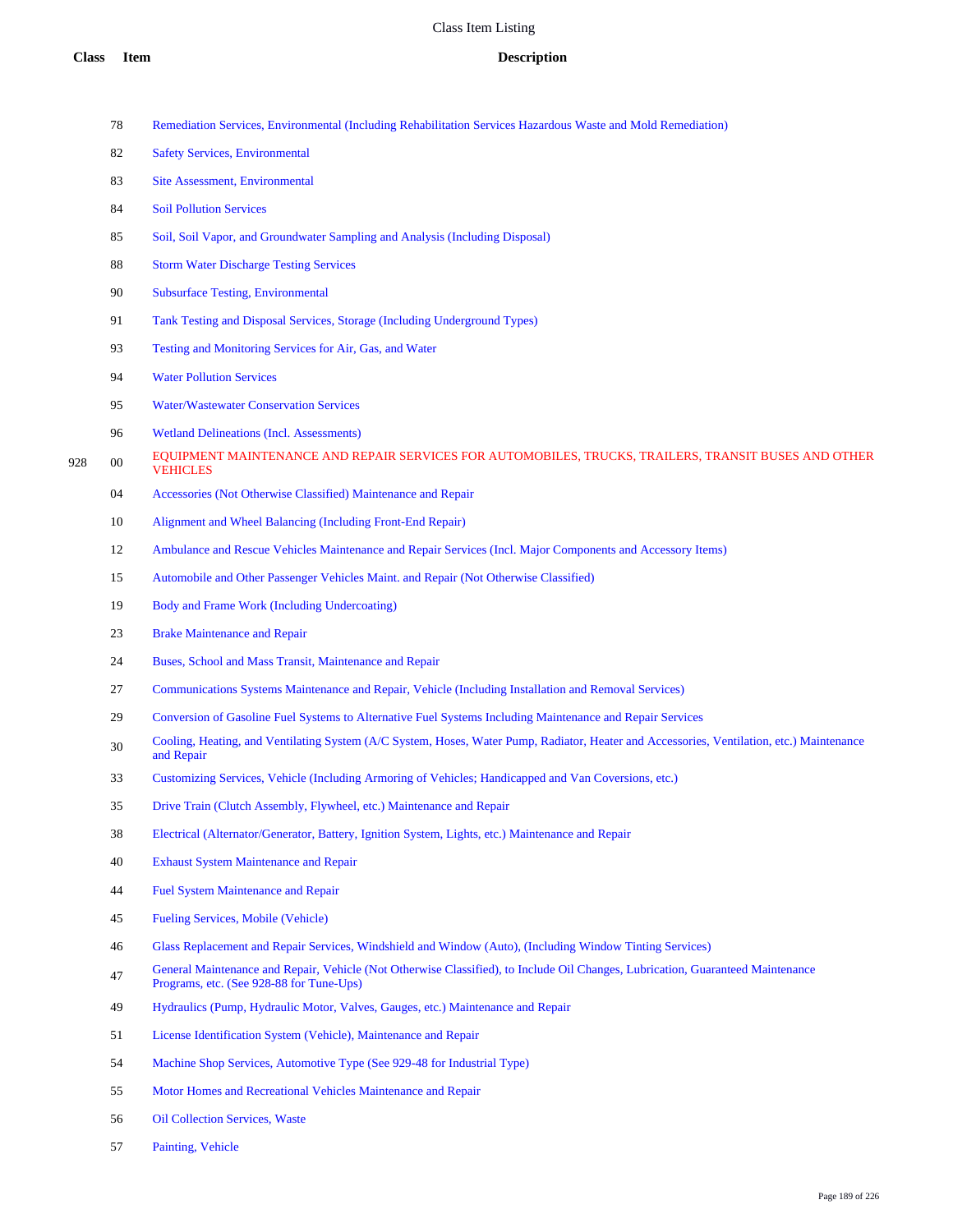| Class | Item | Description |
|---|---|---|
| | 78 | Remediation Services, Environmental (Including Rehabilitation Services Hazardous Waste and Mold Remediation) |
| | 82 | Safety Services, Environmental |
| | 83 | Site Assessment, Environmental |
| | 84 | Soil Pollution Services |
| | 85 | Soil, Soil Vapor, and Groundwater Sampling and Analysis (Including Disposal) |
| | 88 | Storm Water Discharge Testing Services |
| | 90 | Subsurface Testing, Environmental |
| | 91 | Tank Testing and Disposal Services, Storage (Including Underground Types) |
| | 93 | Testing and Monitoring Services for Air, Gas, and Water |
| | 94 | Water Pollution Services |
| | 95 | Water/Wastewater Conservation Services |
| | 96 | Wetland Delineations (Incl. Assessments) |
| 928 | 00 | EQUIPMENT MAINTENANCE AND REPAIR SERVICES FOR AUTOMOBILES, TRUCKS, TRAILERS, TRANSIT BUSES AND OTHER VEHICLES |
| | 04 | Accessories (Not Otherwise Classified) Maintenance and Repair |
| | 10 | Alignment and Wheel Balancing (Including Front-End Repair) |
| | 12 | Ambulance and Rescue Vehicles Maintenance and Repair Services (Incl. Major Components and Accessory Items) |
| | 15 | Automobile and Other Passenger Vehicles Maint. and Repair (Not Otherwise Classified) |
| | 19 | Body and Frame Work (Including Undercoating) |
| | 23 | Brake Maintenance and Repair |
| | 24 | Buses, School and Mass Transit, Maintenance and Repair |
| | 27 | Communications Systems Maintenance and Repair, Vehicle (Including Installation and Removal Services) |
| | 29 | Conversion of Gasoline Fuel Systems to Alternative Fuel Systems Including Maintenance and Repair Services |
| | 30 | Cooling, Heating, and Ventilating System (A/C System, Hoses, Water Pump, Radiator, Heater and Accessories, Ventilation, etc.) Maintenance and Repair |
| | 33 | Customizing Services, Vehicle (Including Armoring of Vehicles; Handicapped and Van Coversions, etc.) |
| | 35 | Drive Train (Clutch Assembly, Flywheel, etc.) Maintenance and Repair |
| | 38 | Electrical (Alternator/Generator, Battery, Ignition System, Lights, etc.) Maintenance and Repair |
| | 40 | Exhaust System Maintenance and Repair |
| | 44 | Fuel System Maintenance and Repair |
| | 45 | Fueling Services, Mobile (Vehicle) |
| | 46 | Glass Replacement and Repair Services, Windshield and Window (Auto), (Including Window Tinting Services) |
| | 47 | General Maintenance and Repair, Vehicle (Not Otherwise Classified), to Include Oil Changes, Lubrication, Guaranteed Maintenance Programs, etc. (See 928-88 for Tune-Ups) |
| | 49 | Hydraulics (Pump, Hydraulic Motor, Valves, Gauges, etc.) Maintenance and Repair |
| | 51 | License Identification System (Vehicle), Maintenance and Repair |
| | 54 | Machine Shop Services, Automotive Type (See 929-48 for Industrial Type) |
| | 55 | Motor Homes and Recreational Vehicles Maintenance and Repair |
| | 56 | Oil Collection Services, Waste |
| | 57 | Painting, Vehicle |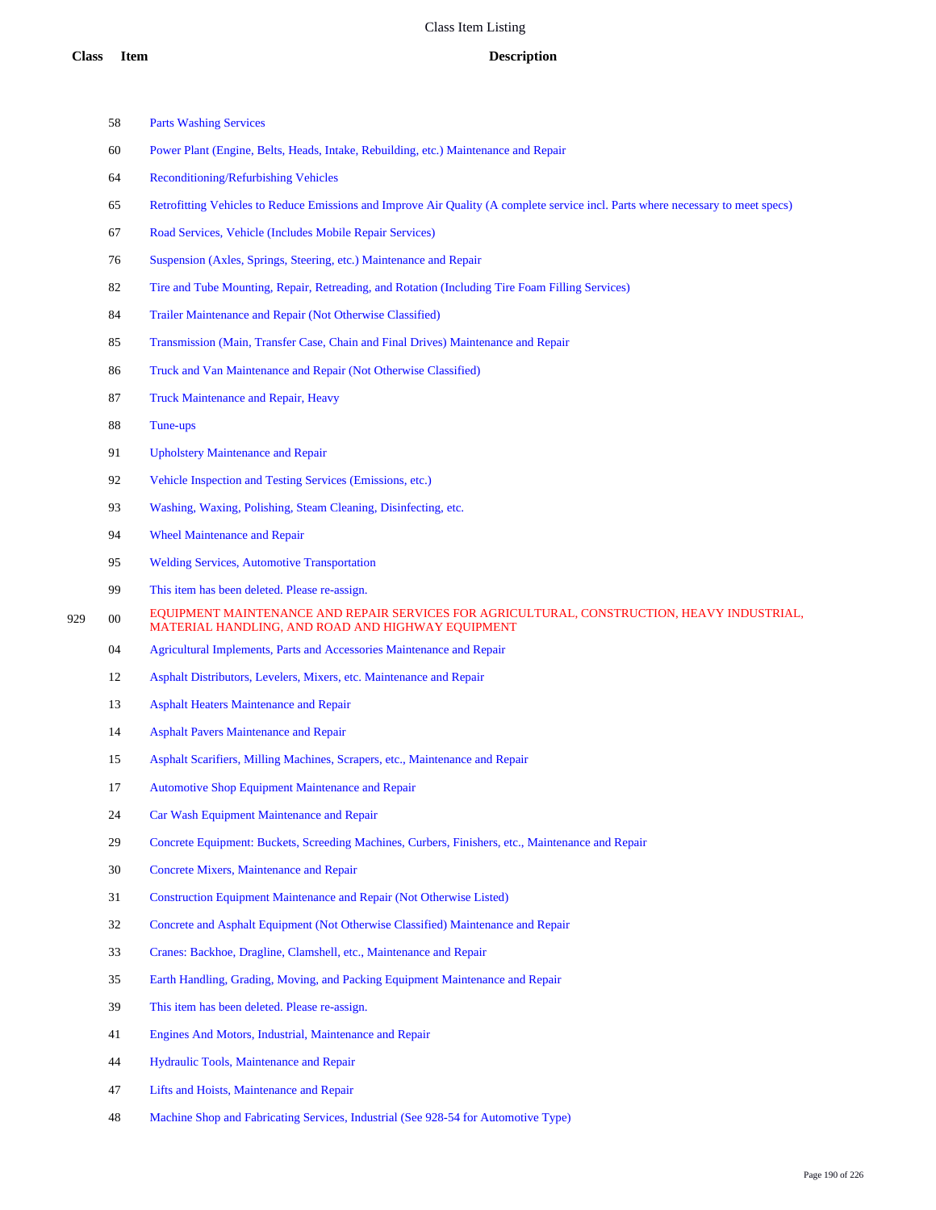# Class Item Listing

| Class | Item | Description |
|---|---|---|
| | 58 | Parts Washing Services |
| | 60 | Power Plant (Engine, Belts, Heads, Intake, Rebuilding, etc.) Maintenance and Repair |
| | 64 | Reconditioning/Refurbishing Vehicles |
| | 65 | Retrofitting Vehicles to Reduce Emissions and Improve Air Quality (A complete service incl. Parts where necessary to meet specs) |
| | 67 | Road Services, Vehicle (Includes Mobile Repair Services) |
| | 76 | Suspension (Axles, Springs, Steering, etc.) Maintenance and Repair |
| | 82 | Tire and Tube Mounting, Repair, Retreading, and Rotation (Including Tire Foam Filling Services) |
| | 84 | Trailer Maintenance and Repair (Not Otherwise Classified) |
| | 85 | Transmission (Main, Transfer Case, Chain and Final Drives) Maintenance and Repair |
| | 86 | Truck and Van Maintenance and Repair (Not Otherwise Classified) |
| | 87 | Truck Maintenance and Repair, Heavy |
| | 88 | Tune-ups |
| | 91 | Upholstery Maintenance and Repair |
| | 92 | Vehicle Inspection and Testing Services (Emissions, etc.) |
| | 93 | Washing, Waxing, Polishing, Steam Cleaning, Disinfecting, etc. |
| | 94 | Wheel Maintenance and Repair |
| | 95 | Welding Services, Automotive Transportation |
| | 99 | This item has been deleted. Please re-assign. |
| 929 | 00 | EQUIPMENT MAINTENANCE AND REPAIR SERVICES FOR AGRICULTURAL, CONSTRUCTION, HEAVY INDUSTRIAL, MATERIAL HANDLING, AND ROAD AND HIGHWAY EQUIPMENT |
| | 04 | Agricultural Implements, Parts and Accessories Maintenance and Repair |
| | 12 | Asphalt Distributors, Levelers, Mixers, etc. Maintenance and Repair |
| | 13 | Asphalt Heaters Maintenance and Repair |
| | 14 | Asphalt Pavers Maintenance and Repair |
| | 15 | Asphalt Scarifiers, Milling Machines, Scrapers, etc., Maintenance and Repair |
| | 17 | Automotive Shop Equipment Maintenance and Repair |
| | 24 | Car Wash Equipment Maintenance and Repair |
| | 29 | Concrete Equipment: Buckets, Screeding Machines, Curbers, Finishers, etc., Maintenance and Repair |
| | 30 | Concrete Mixers, Maintenance and Repair |
| | 31 | Construction Equipment Maintenance and Repair (Not Otherwise Listed) |
| | 32 | Concrete and Asphalt Equipment (Not Otherwise Classified) Maintenance and Repair |
| | 33 | Cranes: Backhoe, Dragline, Clamshell, etc., Maintenance and Repair |
| | 35 | Earth Handling, Grading, Moving, and Packing Equipment Maintenance and Repair |
| | 39 | This item has been deleted. Please re-assign. |
| | 41 | Engines And Motors, Industrial, Maintenance and Repair |
| | 44 | Hydraulic Tools, Maintenance and Repair |
| | 47 | Lifts and Hoists, Maintenance and Repair |
| | 48 | Machine Shop and Fabricating Services, Industrial (See 928-54 for Automotive Type) |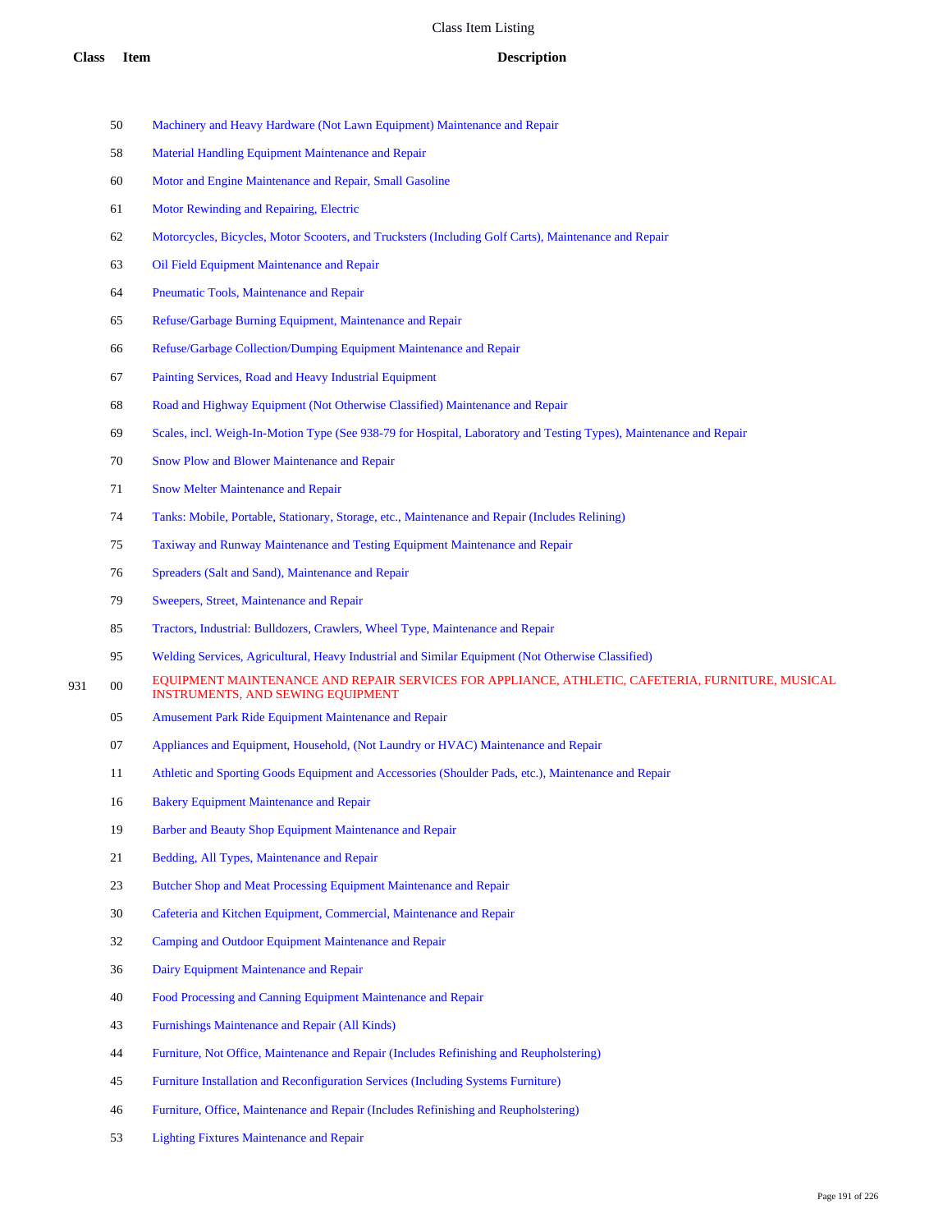# Class Item Listing

| Class | Item | Description |
|---|---|---|
| | 50 | Machinery and Heavy Hardware (Not Lawn Equipment) Maintenance and Repair |
| | 58 | Material Handling Equipment Maintenance and Repair |
| | 60 | Motor and Engine Maintenance and Repair, Small Gasoline |
| | 61 | Motor Rewinding and Repairing, Electric |
| | 62 | Motorcycles, Bicycles, Motor Scooters, and Trucksters (Including Golf Carts), Maintenance and Repair |
| | 63 | Oil Field Equipment Maintenance and Repair |
| | 64 | Pneumatic Tools, Maintenance and Repair |
| | 65 | Refuse/Garbage Burning Equipment, Maintenance and Repair |
| | 66 | Refuse/Garbage Collection/Dumping Equipment Maintenance and Repair |
| | 67 | Painting Services, Road and Heavy Industrial Equipment |
| | 68 | Road and Highway Equipment (Not Otherwise Classified) Maintenance and Repair |
| | 69 | Scales, incl. Weigh-In-Motion Type (See 938-79 for Hospital, Laboratory and Testing Types), Maintenance and Repair |
| | 70 | Snow Plow and Blower Maintenance and Repair |
| | 71 | Snow Melter Maintenance and Repair |
| | 74 | Tanks: Mobile, Portable, Stationary, Storage, etc., Maintenance and Repair (Includes Relining) |
| | 75 | Taxiway and Runway Maintenance and Testing Equipment Maintenance and Repair |
| | 76 | Spreaders (Salt and Sand), Maintenance and Repair |
| | 79 | Sweepers, Street, Maintenance and Repair |
| | 85 | Tractors, Industrial: Bulldozers, Crawlers, Wheel Type, Maintenance and Repair |
| | 95 | Welding Services, Agricultural, Heavy Industrial and Similar Equipment (Not Otherwise Classified) |
| 931 | 00 | EQUIPMENT MAINTENANCE AND REPAIR SERVICES FOR APPLIANCE, ATHLETIC, CAFETERIA, FURNITURE, MUSICAL INSTRUMENTS, AND SEWING EQUIPMENT |
| | 05 | Amusement Park Ride Equipment Maintenance and Repair |
| | 07 | Appliances and Equipment, Household, (Not Laundry or HVAC) Maintenance and Repair |
| | 11 | Athletic and Sporting Goods Equipment and Accessories (Shoulder Pads, etc.), Maintenance and Repair |
| | 16 | Bakery Equipment Maintenance and Repair |
| | 19 | Barber and Beauty Shop Equipment Maintenance and Repair |
| | 21 | Bedding, All Types, Maintenance and Repair |
| | 23 | Butcher Shop and Meat Processing Equipment Maintenance and Repair |
| | 30 | Cafeteria and Kitchen Equipment, Commercial, Maintenance and Repair |
| | 32 | Camping and Outdoor Equipment Maintenance and Repair |
| | 36 | Dairy Equipment Maintenance and Repair |
| | 40 | Food Processing and Canning Equipment Maintenance and Repair |
| | 43 | Furnishings Maintenance and Repair (All Kinds) |
| | 44 | Furniture, Not Office, Maintenance and Repair (Includes Refinishing and Reupholstering) |
| | 45 | Furniture Installation and Reconfiguration Services (Including Systems Furniture) |
| | 46 | Furniture, Office, Maintenance and Repair (Includes Refinishing and Reupholstering) |
| | 53 | Lighting Fixtures Maintenance and Repair |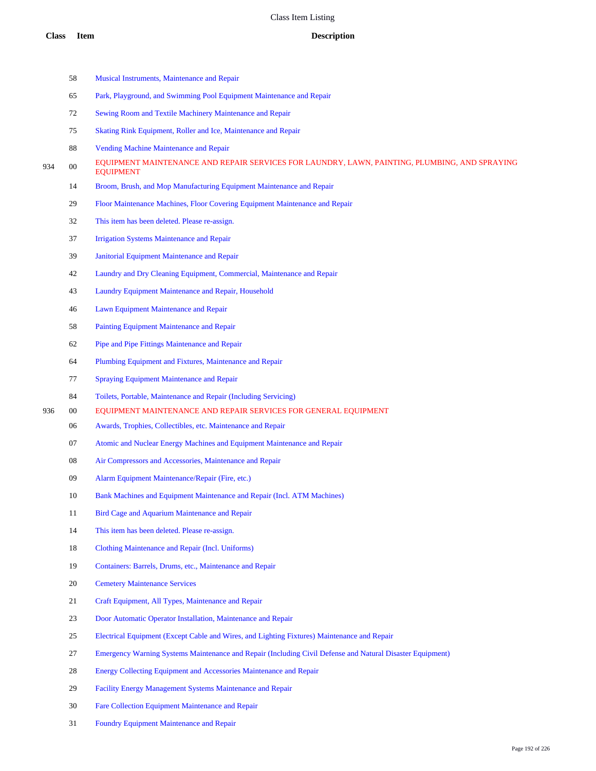Class Item Listing

| Class | Item | Description |
|---|---|---|
| | 58 | Musical Instruments, Maintenance and Repair |
| | 65 | Park, Playground, and Swimming Pool Equipment Maintenance and Repair |
| | 72 | Sewing Room and Textile Machinery Maintenance and Repair |
| | 75 | Skating Rink Equipment, Roller and Ice, Maintenance and Repair |
| | 88 | Vending Machine Maintenance and Repair |
| 934 | 00 | EQUIPMENT MAINTENANCE AND REPAIR SERVICES FOR LAUNDRY, LAWN, PAINTING, PLUMBING, AND SPRAYING EQUIPMENT |
| | 14 | Broom, Brush, and Mop Manufacturing Equipment Maintenance and Repair |
| | 29 | Floor Maintenance Machines, Floor Covering Equipment Maintenance and Repair |
| | 32 | This item has been deleted. Please re-assign. |
| | 37 | Irrigation Systems Maintenance and Repair |
| | 39 | Janitorial Equipment Maintenance and Repair |
| | 42 | Laundry and Dry Cleaning Equipment, Commercial, Maintenance and Repair |
| | 43 | Laundry Equipment Maintenance and Repair, Household |
| | 46 | Lawn Equipment Maintenance and Repair |
| | 58 | Painting Equipment Maintenance and Repair |
| | 62 | Pipe and Pipe Fittings Maintenance and Repair |
| | 64 | Plumbing Equipment and Fixtures, Maintenance and Repair |
| | 77 | Spraying Equipment Maintenance and Repair |
| | 84 | Toilets, Portable, Maintenance and Repair (Including Servicing) |
| 936 | 00 | EQUIPMENT MAINTENANCE AND REPAIR SERVICES FOR GENERAL EQUIPMENT |
| | 06 | Awards, Trophies, Collectibles, etc. Maintenance and Repair |
| | 07 | Atomic and Nuclear Energy Machines and Equipment Maintenance and Repair |
| | 08 | Air Compressors and Accessories, Maintenance and Repair |
| | 09 | Alarm Equipment Maintenance/Repair (Fire, etc.) |
| | 10 | Bank Machines and Equipment Maintenance and Repair (Incl. ATM Machines) |
| | 11 | Bird Cage and Aquarium Maintenance and Repair |
| | 14 | This item has been deleted. Please re-assign. |
| | 18 | Clothing Maintenance and Repair (Incl. Uniforms) |
| | 19 | Containers: Barrels, Drums, etc., Maintenance and Repair |
| | 20 | Cemetery Maintenance Services |
| | 21 | Craft Equipment, All Types, Maintenance and Repair |
| | 23 | Door Automatic Operator Installation, Maintenance and Repair |
| | 25 | Electrical Equipment (Except Cable and Wires, and Lighting Fixtures) Maintenance and Repair |
| | 27 | Emergency Warning Systems Maintenance and Repair (Including Civil Defense and Natural Disaster Equipment) |
| | 28 | Energy Collecting Equipment and Accessories Maintenance and Repair |
| | 29 | Facility Energy Management Systems Maintenance and Repair |
| | 30 | Fare Collection Equipment Maintenance and Repair |
| | 31 | Foundry Equipment Maintenance and Repair |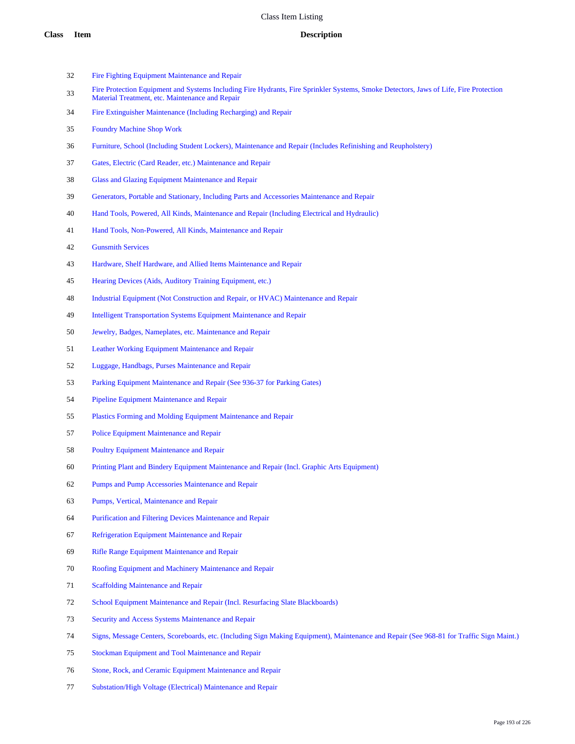# Class Item Listing

| Class | Item | Description |
|---|---|---|
| | 32 | Fire Fighting Equipment Maintenance and Repair |
| | 33 | Fire Protection Equipment and Systems Including Fire Hydrants, Fire Sprinkler Systems, Smoke Detectors, Jaws of Life, Fire Protection Material Treatment, etc. Maintenance and Repair |
| | 34 | Fire Extinguisher Maintenance (Including Recharging) and Repair |
| | 35 | Foundry Machine Shop Work |
| | 36 | Furniture, School (Including Student Lockers), Maintenance and Repair (Includes Refinishing and Reupholstery) |
| | 37 | Gates, Electric (Card Reader, etc.) Maintenance and Repair |
| | 38 | Glass and Glazing Equipment Maintenance and Repair |
| | 39 | Generators, Portable and Stationary, Including Parts and Accessories Maintenance and Repair |
| | 40 | Hand Tools, Powered, All Kinds, Maintenance and Repair (Including Electrical and Hydraulic) |
| | 41 | Hand Tools, Non-Powered, All Kinds, Maintenance and Repair |
| | 42 | Gunsmith Services |
| | 43 | Hardware, Shelf Hardware, and Allied Items Maintenance and Repair |
| | 45 | Hearing Devices (Aids, Auditory Training Equipment, etc.) |
| | 48 | Industrial Equipment (Not Construction and Repair, or HVAC) Maintenance and Repair |
| | 49 | Intelligent Transportation Systems Equipment Maintenance and Repair |
| | 50 | Jewelry, Badges, Nameplates, etc. Maintenance and Repair |
| | 51 | Leather Working Equipment Maintenance and Repair |
| | 52 | Luggage, Handbags, Purses Maintenance and Repair |
| | 53 | Parking Equipment Maintenance and Repair (See 936-37 for Parking Gates) |
| | 54 | Pipeline Equipment Maintenance and Repair |
| | 55 | Plastics Forming and Molding Equipment Maintenance and Repair |
| | 57 | Police Equipment Maintenance and Repair |
| | 58 | Poultry Equipment Maintenance and Repair |
| | 60 | Printing Plant and Bindery Equipment Maintenance and Repair (Incl. Graphic Arts Equipment) |
| | 62 | Pumps and Pump Accessories Maintenance and Repair |
| | 63 | Pumps, Vertical, Maintenance and Repair |
| | 64 | Purification and Filtering Devices Maintenance and Repair |
| | 67 | Refrigeration Equipment Maintenance and Repair |
| | 69 | Rifle Range Equipment Maintenance and Repair |
| | 70 | Roofing Equipment and Machinery Maintenance and Repair |
| | 71 | Scaffolding Maintenance and Repair |
| | 72 | School Equipment Maintenance and Repair (Incl. Resurfacing Slate Blackboards) |
| | 73 | Security and Access Systems Maintenance and Repair |
| | 74 | Signs, Message Centers, Scoreboards, etc. (Including Sign Making Equipment), Maintenance and Repair (See 968-81 for Traffic Sign Maint.) |
| | 75 | Stockman Equipment and Tool Maintenance and Repair |
| | 76 | Stone, Rock, and Ceramic Equipment Maintenance and Repair |
| | 77 | Substation/High Voltage (Electrical) Maintenance and Repair |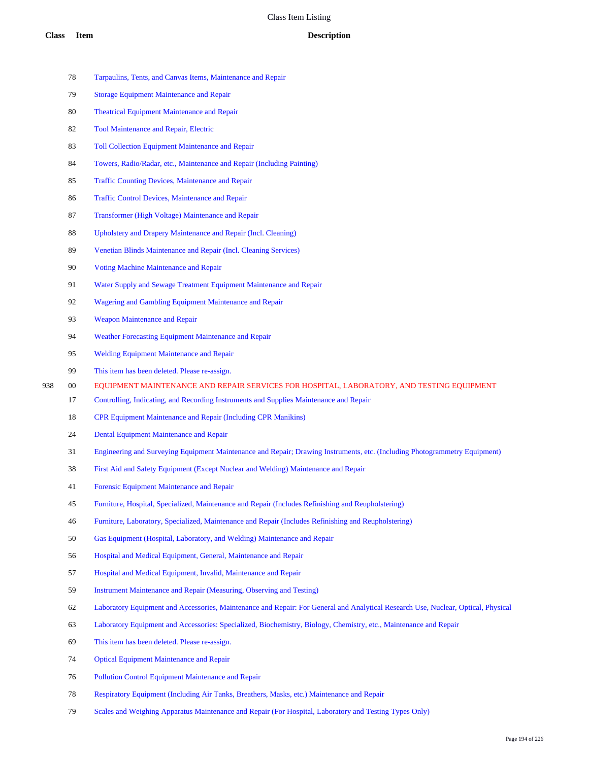| Class | Item | Description |
|---|---|---|
| | 78 | Tarpaulins, Tents, and Canvas Items, Maintenance and Repair |
| | 79 | Storage Equipment Maintenance and Repair |
| | 80 | Theatrical Equipment Maintenance and Repair |
| | 82 | Tool Maintenance and Repair, Electric |
| | 83 | Toll Collection Equipment Maintenance and Repair |
| | 84 | Towers, Radio/Radar, etc., Maintenance and Repair (Including Painting) |
| | 85 | Traffic Counting Devices, Maintenance and Repair |
| | 86 | Traffic Control Devices, Maintenance and Repair |
| | 87 | Transformer (High Voltage) Maintenance and Repair |
| | 88 | Upholstery and Drapery Maintenance and Repair (Incl. Cleaning) |
| | 89 | Venetian Blinds Maintenance and Repair (Incl. Cleaning Services) |
| | 90 | Voting Machine Maintenance and Repair |
| | 91 | Water Supply and Sewage Treatment Equipment Maintenance and Repair |
| | 92 | Wagering and Gambling Equipment Maintenance and Repair |
| | 93 | Weapon Maintenance and Repair |
| | 94 | Weather Forecasting Equipment Maintenance and Repair |
| | 95 | Welding Equipment Maintenance and Repair |
| | 99 | This item has been deleted. Please re-assign. |
| 938 | 00 | EQUIPMENT MAINTENANCE AND REPAIR SERVICES FOR HOSPITAL, LABORATORY, AND TESTING EQUIPMENT |
| | 17 | Controlling, Indicating, and Recording Instruments and Supplies Maintenance and Repair |
| | 18 | CPR Equipment Maintenance and Repair (Including CPR Manikins) |
| | 24 | Dental Equipment Maintenance and Repair |
| | 31 | Engineering and Surveying Equipment Maintenance and Repair; Drawing Instruments, etc. (Including Photogrammetry Equipment) |
| | 38 | First Aid and Safety Equipment (Except Nuclear and Welding) Maintenance and Repair |
| | 41 | Forensic Equipment Maintenance and Repair |
| | 45 | Furniture, Hospital, Specialized, Maintenance and Repair (Includes Refinishing and Reupholstering) |
| | 46 | Furniture, Laboratory, Specialized, Maintenance and Repair (Includes Refinishing and Reupholstering) |
| | 50 | Gas Equipment (Hospital, Laboratory, and Welding) Maintenance and Repair |
| | 56 | Hospital and Medical Equipment, General, Maintenance and Repair |
| | 57 | Hospital and Medical Equipment, Invalid, Maintenance and Repair |
| | 59 | Instrument Maintenance and Repair (Measuring, Observing and Testing) |
| | 62 | Laboratory Equipment and Accessories, Maintenance and Repair: For General and Analytical Research Use, Nuclear, Optical, Physical |
| | 63 | Laboratory Equipment and Accessories: Specialized, Biochemistry, Biology, Chemistry, etc., Maintenance and Repair |
| | 69 | This item has been deleted. Please re-assign. |
| | 74 | Optical Equipment Maintenance and Repair |
| | 76 | Pollution Control Equipment Maintenance and Repair |
| | 78 | Respiratory Equipment (Including Air Tanks, Breathers, Masks, etc.) Maintenance and Repair |
| | 79 | Scales and Weighing Apparatus Maintenance and Repair (For Hospital, Laboratory and Testing Types Only) |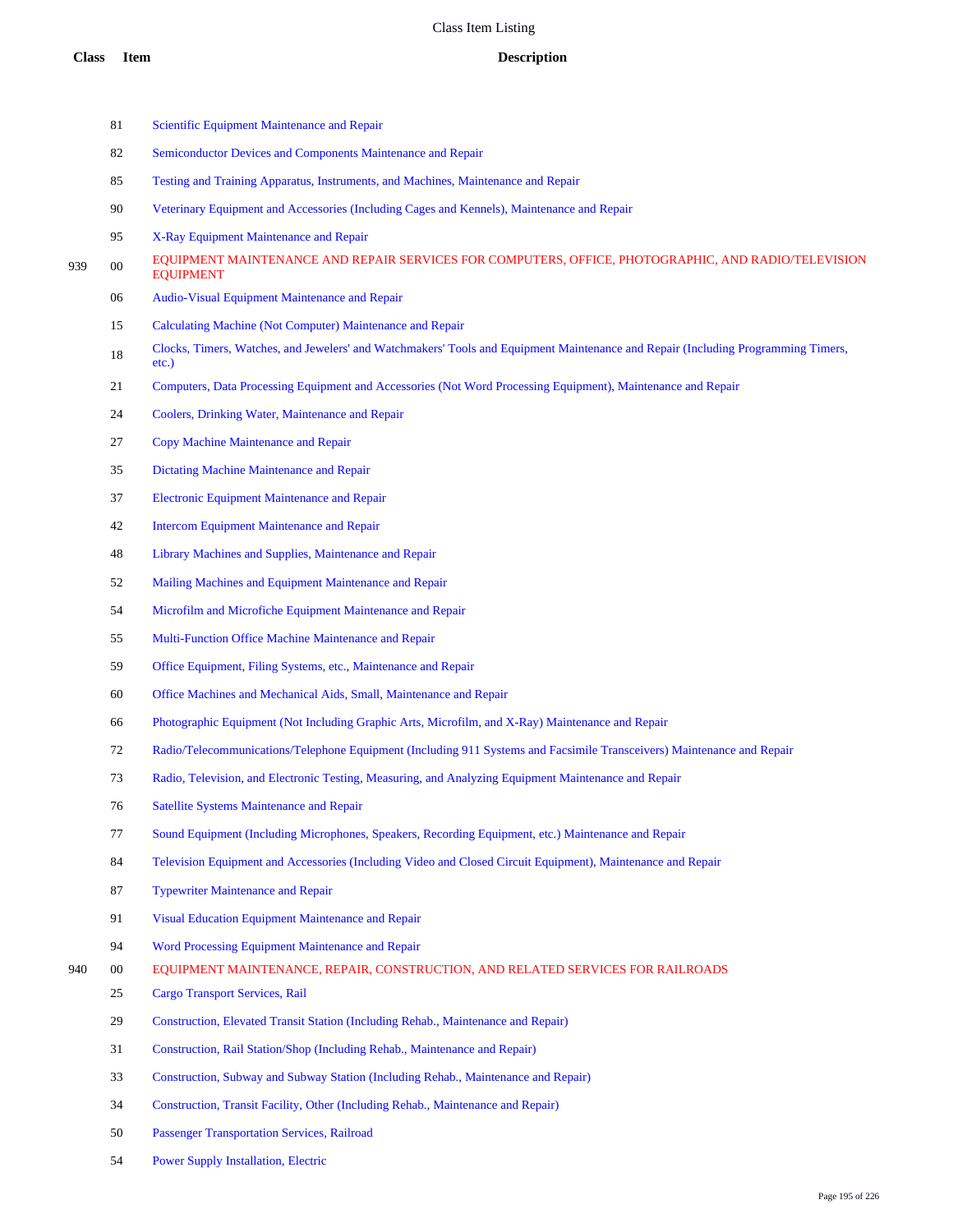Class Item Listing

| Class | Item | Description |
|---|---|---|
| | 81 | Scientific Equipment Maintenance and Repair |
| | 82 | Semiconductor Devices and Components Maintenance and Repair |
| | 85 | Testing and Training Apparatus, Instruments, and Machines, Maintenance and Repair |
| | 90 | Veterinary Equipment and Accessories (Including Cages and Kennels), Maintenance and Repair |
| | 95 | X-Ray Equipment Maintenance and Repair |
| 939 | 00 | EQUIPMENT MAINTENANCE AND REPAIR SERVICES FOR COMPUTERS, OFFICE, PHOTOGRAPHIC, AND RADIO/TELEVISION EQUIPMENT |
| | 06 | Audio-Visual Equipment Maintenance and Repair |
| | 15 | Calculating Machine (Not Computer) Maintenance and Repair |
| | 18 | Clocks, Timers, Watches, and Jewelers' and Watchmakers' Tools and Equipment Maintenance and Repair (Including Programming Timers, etc.) |
| | 21 | Computers, Data Processing Equipment and Accessories (Not Word Processing Equipment), Maintenance and Repair |
| | 24 | Coolers, Drinking Water, Maintenance and Repair |
| | 27 | Copy Machine Maintenance and Repair |
| | 35 | Dictating Machine Maintenance and Repair |
| | 37 | Electronic Equipment Maintenance and Repair |
| | 42 | Intercom Equipment Maintenance and Repair |
| | 48 | Library Machines and Supplies, Maintenance and Repair |
| | 52 | Mailing Machines and Equipment Maintenance and Repair |
| | 54 | Microfilm and Microfiche Equipment Maintenance and Repair |
| | 55 | Multi-Function Office Machine Maintenance and Repair |
| | 59 | Office Equipment, Filing Systems, etc., Maintenance and Repair |
| | 60 | Office Machines and Mechanical Aids, Small, Maintenance and Repair |
| | 66 | Photographic Equipment (Not Including Graphic Arts, Microfilm, and X-Ray) Maintenance and Repair |
| | 72 | Radio/Telecommunications/Telephone Equipment (Including 911 Systems and Facsimile Transceivers) Maintenance and Repair |
| | 73 | Radio, Television, and Electronic Testing, Measuring, and Analyzing Equipment Maintenance and Repair |
| | 76 | Satellite Systems Maintenance and Repair |
| | 77 | Sound Equipment (Including Microphones, Speakers, Recording Equipment, etc.) Maintenance and Repair |
| | 84 | Television Equipment and Accessories (Including Video and Closed Circuit Equipment), Maintenance and Repair |
| | 87 | Typewriter Maintenance and Repair |
| | 91 | Visual Education Equipment Maintenance and Repair |
| | 94 | Word Processing Equipment Maintenance and Repair |
| 940 | 00 | EQUIPMENT MAINTENANCE, REPAIR, CONSTRUCTION, AND RELATED SERVICES FOR RAILROADS |
| | 25 | Cargo Transport Services, Rail |
| | 29 | Construction, Elevated Transit Station (Including Rehab., Maintenance and Repair) |
| | 31 | Construction, Rail Station/Shop (Including Rehab., Maintenance and Repair) |
| | 33 | Construction, Subway and Subway Station (Including Rehab., Maintenance and Repair) |
| | 34 | Construction, Transit Facility, Other (Including Rehab., Maintenance and Repair) |
| | 50 | Passenger Transportation Services, Railroad |
| | 54 | Power Supply Installation, Electric |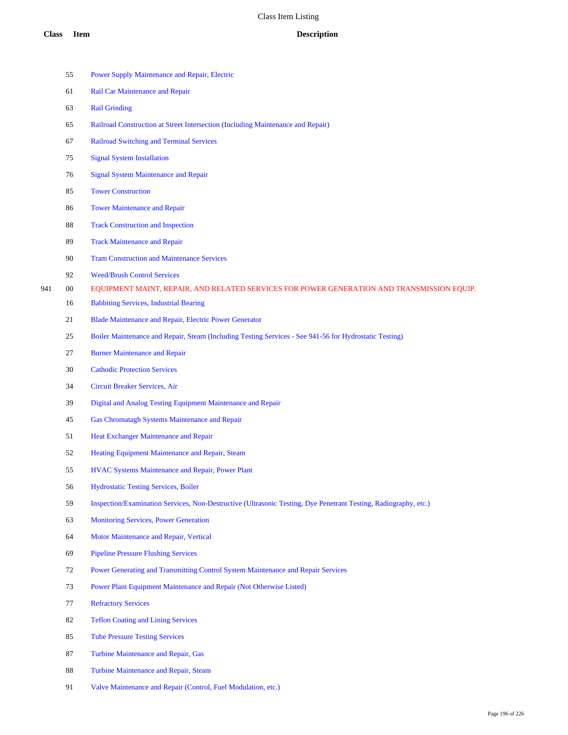| Class | Item | Description |
|---|---|---|
| | 55 | Power Supply Maintenance and Repair, Electric |
| | 61 | Rail Car Maintenance and Repair |
| | 63 | Rail Grinding |
| | 65 | Railroad Construction at Street Intersection (Including Maintenance and Repair) |
| | 67 | Railroad Switching and Terminal Services |
| | 75 | Signal System Installation |
| | 76 | Signal System Maintenance and Repair |
| | 85 | Tower Construction |
| | 86 | Tower Maintenance and Repair |
| | 88 | Track Construction and Inspection |
| | 89 | Track Maintenance and Repair |
| | 90 | Tram Construction and Maintenance Services |
| | 92 | Weed/Brush Control Services |
| 941 | 00 | EQUIPMENT MAINT, REPAIR, AND RELATED SERVICES FOR POWER GENERATION AND TRANSMISSION EQUIP. |
| | 16 | Babbiting Services, Industrial Bearing |
| | 21 | Blade Maintenance and Repair, Electric Power Generator |
| | 25 | Boiler Maintenance and Repair, Steam (Including Testing Services - See 941-56 for Hydrostatic Testing) |
| | 27 | Burner Maintenance and Repair |
| | 30 | Cathodic Protection Services |
| | 34 | Circuit Breaker Services, Air |
| | 39 | Digital and Analog Testing Equipment Maintenance and Repair |
| | 45 | Gas Chromatagh Systems Maintenance and Repair |
| | 51 | Heat Exchanger Maintenance and Repair |
| | 52 | Heating Equipment Maintenance and Repair, Steam |
| | 55 | HVAC Systems Maintenance and Repair, Power Plant |
| | 56 | Hydrostatic Testing Services, Boiler |
| | 59 | Inspection/Examination Services, Non-Destructive (Ultrasonic Testing, Dye Penetrant Testing, Radiography, etc.) |
| | 63 | Monitoring Services, Power Generation |
| | 64 | Motor Maintenance and Repair, Vertical |
| | 69 | Pipeline Pressure Flushing Services |
| | 72 | Power Generating and Transmitting Control System Maintenance and Repair Services |
| | 73 | Power Plant Equipment Maintenance and Repair (Not Otherwise Listed) |
| | 77 | Refractory Services |
| | 82 | Teflon Coating and Lining Services |
| | 85 | Tube Pressure Testing Services |
| | 87 | Turbine Maintenance and Repair, Gas |
| | 88 | Turbine Maintenance and Repair, Steam |
| | 91 | Valve Maintenance and Repair (Control, Fuel Modulation, etc.) |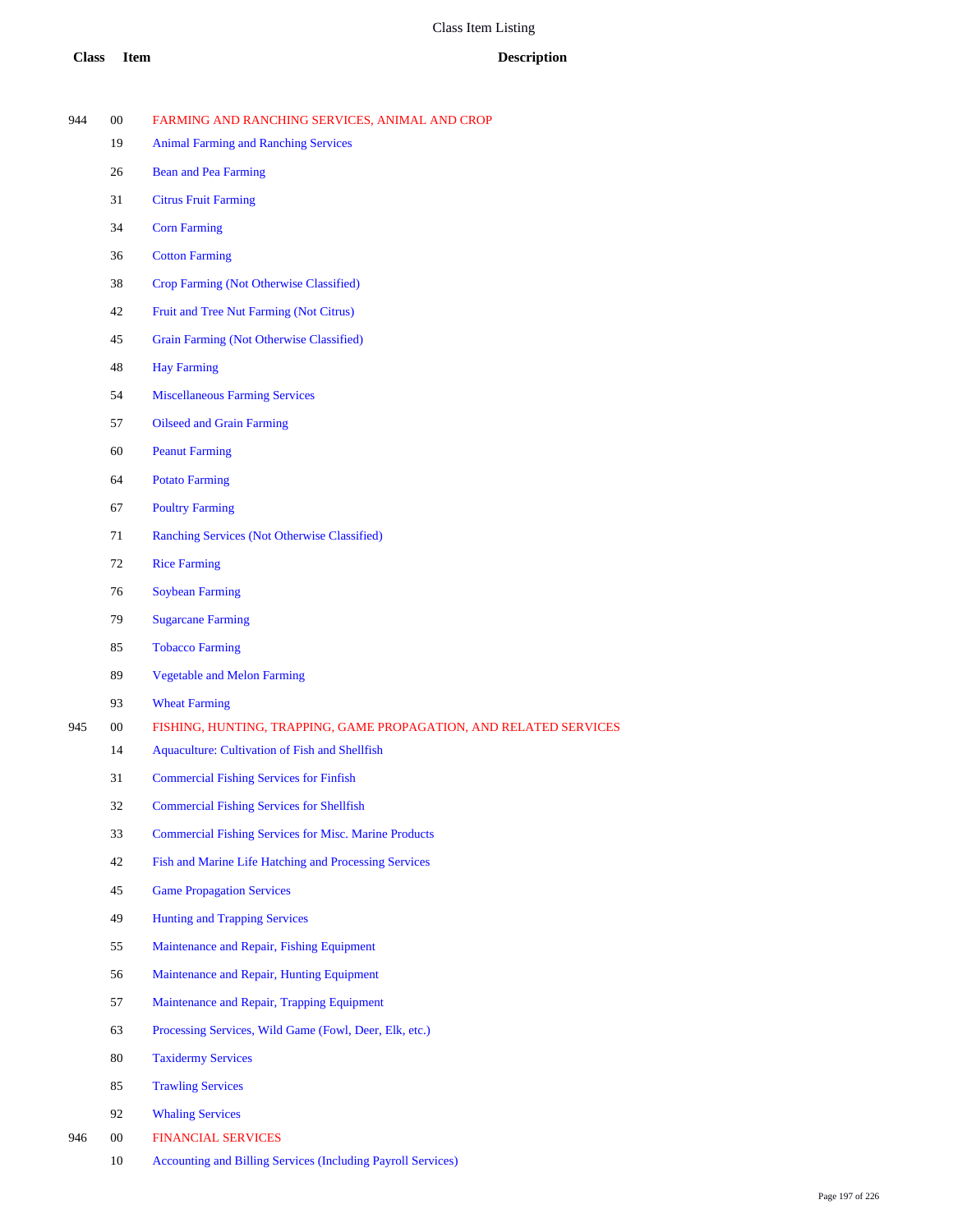# Class Item Listing

| Class | Item | Description |
|---|---|---|
| 944 | 00 | FARMING AND RANCHING SERVICES, ANIMAL AND CROP |
| | 19 | Animal Farming and Ranching Services |
| | 26 | Bean and Pea Farming |
| | 31 | Citrus Fruit Farming |
| | 34 | Corn Farming |
| | 36 | Cotton Farming |
| | 38 | Crop Farming (Not Otherwise Classified) |
| | 42 | Fruit and Tree Nut Farming (Not Citrus) |
| | 45 | Grain Farming (Not Otherwise Classified) |
| | 48 | Hay Farming |
| | 54 | Miscellaneous Farming Services |
| | 57 | Oilseed and Grain Farming |
| | 60 | Peanut Farming |
| | 64 | Potato Farming |
| | 67 | Poultry Farming |
| | 71 | Ranching Services (Not Otherwise Classified) |
| | 72 | Rice Farming |
| | 76 | Soybean Farming |
| | 79 | Sugarcane Farming |
| | 85 | Tobacco Farming |
| | 89 | Vegetable and Melon Farming |
| | 93 | Wheat Farming |
| 945 | 00 | FISHING, HUNTING, TRAPPING, GAME PROPAGATION, AND RELATED SERVICES |
| | 14 | Aquaculture: Cultivation of Fish and Shellfish |
| | 31 | Commercial Fishing Services for Finfish |
| | 32 | Commercial Fishing Services for Shellfish |
| | 33 | Commercial Fishing Services for Misc. Marine Products |
| | 42 | Fish and Marine Life Hatching and Processing Services |
| | 45 | Game Propagation Services |
| | 49 | Hunting and Trapping Services |
| | 55 | Maintenance and Repair, Fishing Equipment |
| | 56 | Maintenance and Repair, Hunting Equipment |
| | 57 | Maintenance and Repair, Trapping Equipment |
| | 63 | Processing Services, Wild Game (Fowl, Deer, Elk, etc.) |
| | 80 | Taxidermy Services |
| | 85 | Trawling Services |
| | 92 | Whaling Services |
| 946 | 00 | FINANCIAL SERVICES |
| | 10 | Accounting and Billing Services (Including Payroll Services) |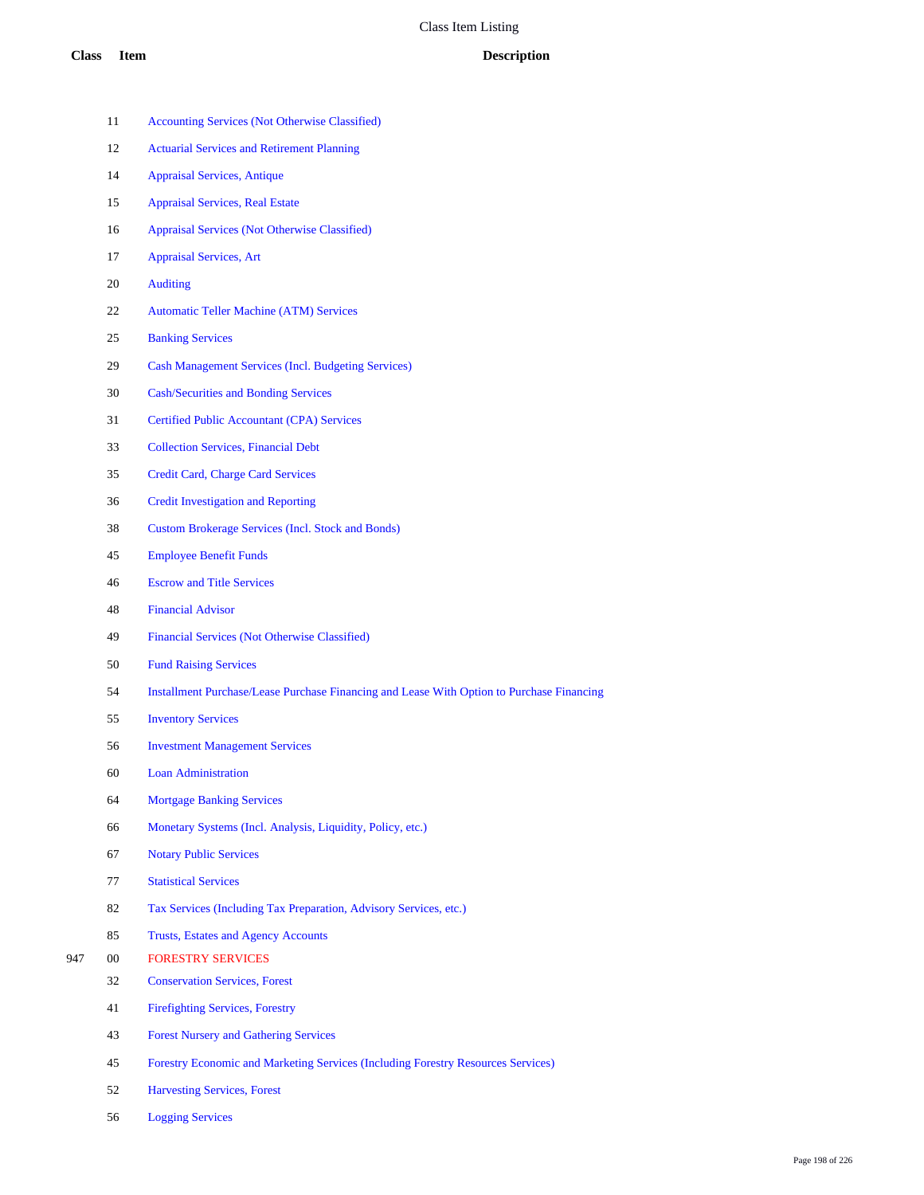# Class Item Listing

| Class | Item | Description |
| --- | --- | --- |
| | 11 | Accounting Services (Not Otherwise Classified) |
| | 12 | Actuarial Services and Retirement Planning |
| | 14 | Appraisal Services, Antique |
| | 15 | Appraisal Services, Real Estate |
| | 16 | Appraisal Services (Not Otherwise Classified) |
| | 17 | Appraisal Services, Art |
| | 20 | Auditing |
| | 22 | Automatic Teller Machine (ATM) Services |
| | 25 | Banking Services |
| | 29 | Cash Management Services (Incl. Budgeting Services) |
| | 30 | Cash/Securities and Bonding Services |
| | 31 | Certified Public Accountant (CPA) Services |
| | 33 | Collection Services, Financial Debt |
| | 35 | Credit Card, Charge Card Services |
| | 36 | Credit Investigation and Reporting |
| | 38 | Custom Brokerage Services (Incl. Stock and Bonds) |
| | 45 | Employee Benefit Funds |
| | 46 | Escrow and Title Services |
| | 48 | Financial Advisor |
| | 49 | Financial Services (Not Otherwise Classified) |
| | 50 | Fund Raising Services |
| | 54 | Installment Purchase/Lease Purchase Financing and Lease With Option to Purchase Financing |
| | 55 | Inventory Services |
| | 56 | Investment Management Services |
| | 60 | Loan Administration |
| | 64 | Mortgage Banking Services |
| | 66 | Monetary Systems (Incl. Analysis, Liquidity, Policy, etc.) |
| | 67 | Notary Public Services |
| | 77 | Statistical Services |
| | 82 | Tax Services (Including Tax Preparation, Advisory Services, etc.) |
| | 85 | Trusts, Estates and Agency Accounts |
| 947 | 00 | FORESTRY SERVICES |
| | 32 | Conservation Services, Forest |
| | 41 | Firefighting Services, Forestry |
| | 43 | Forest Nursery and Gathering Services |
| | 45 | Forestry Economic and Marketing Services (Including Forestry Resources Services) |
| | 52 | Harvesting Services, Forest |
| | 56 | Logging Services |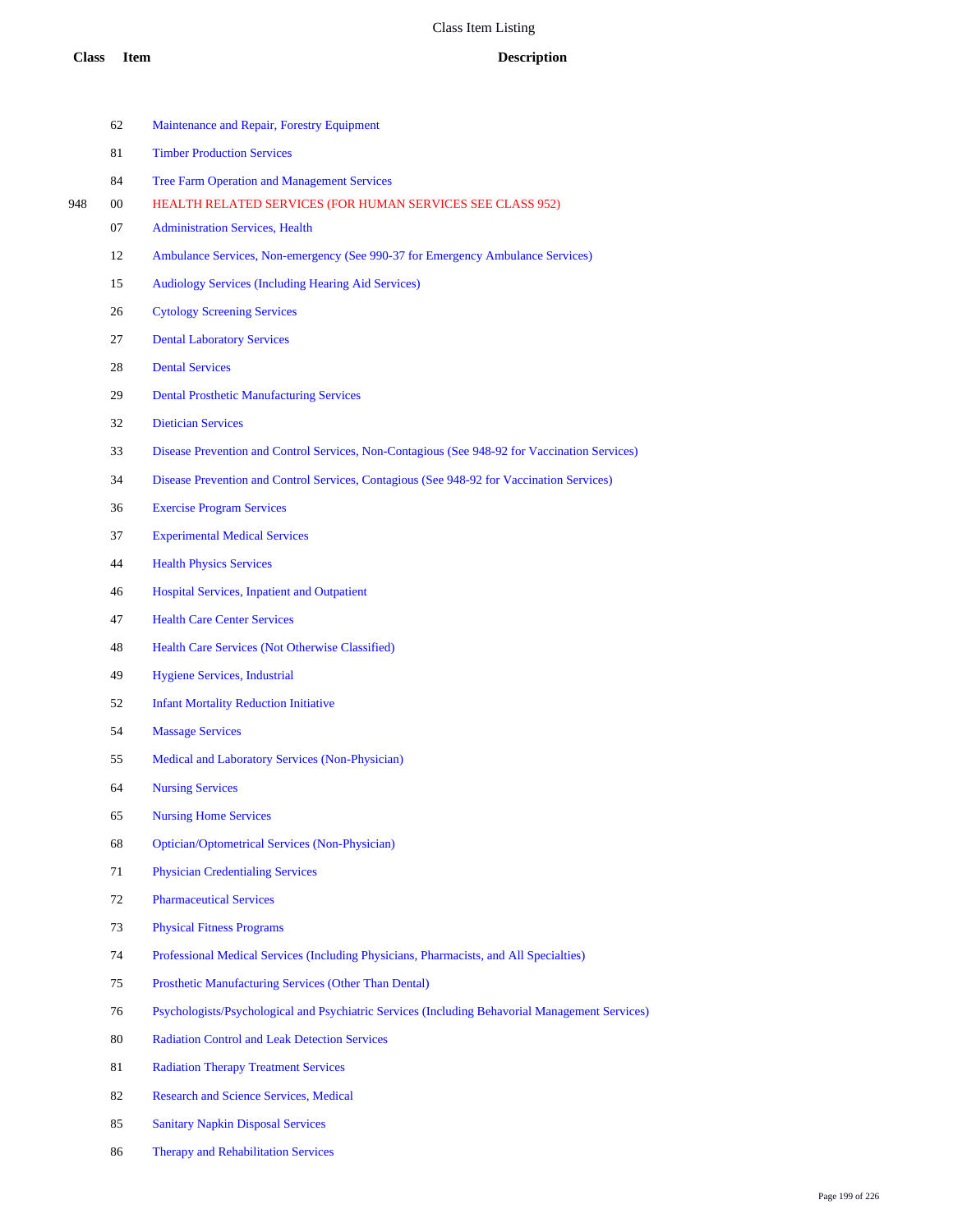# Class Item Listing

| Class | Item | Description |
|---|---|---|
| | 62 | Maintenance and Repair, Forestry Equipment |
| | 81 | Timber Production Services |
| | 84 | Tree Farm Operation and Management Services |
| 948 | 00 | HEALTH RELATED SERVICES (FOR HUMAN SERVICES SEE CLASS 952) |
| | 07 | Administration Services, Health |
| | 12 | Ambulance Services, Non-emergency (See 990-37 for Emergency Ambulance Services) |
| | 15 | Audiology Services (Including Hearing Aid Services) |
| | 26 | Cytology Screening Services |
| | 27 | Dental Laboratory Services |
| | 28 | Dental Services |
| | 29 | Dental Prosthetic Manufacturing Services |
| | 32 | Dietician Services |
| | 33 | Disease Prevention and Control Services, Non-Contagious (See 948-92 for Vaccination Services) |
| | 34 | Disease Prevention and Control Services, Contagious (See 948-92 for Vaccination Services) |
| | 36 | Exercise Program Services |
| | 37 | Experimental Medical Services |
| | 44 | Health Physics Services |
| | 46 | Hospital Services, Inpatient and Outpatient |
| | 47 | Health Care Center Services |
| | 48 | Health Care Services (Not Otherwise Classified) |
| | 49 | Hygiene Services, Industrial |
| | 52 | Infant Mortality Reduction Initiative |
| | 54 | Massage Services |
| | 55 | Medical and Laboratory Services (Non-Physician) |
| | 64 | Nursing Services |
| | 65 | Nursing Home Services |
| | 68 | Optician/Optometrical Services (Non-Physician) |
| | 71 | Physician Credentialing Services |
| | 72 | Pharmaceutical Services |
| | 73 | Physical Fitness Programs |
| | 74 | Professional Medical Services (Including Physicians, Pharmacists, and All Specialties) |
| | 75 | Prosthetic Manufacturing Services (Other Than Dental) |
| | 76 | Psychologists/Psychological and Psychiatric Services (Including Behavorial Management Services) |
| | 80 | Radiation Control and Leak Detection Services |
| | 81 | Radiation Therapy Treatment Services |
| | 82 | Research and Science Services, Medical |
| | 85 | Sanitary Napkin Disposal Services |
| | 86 | Therapy and Rehabilitation Services |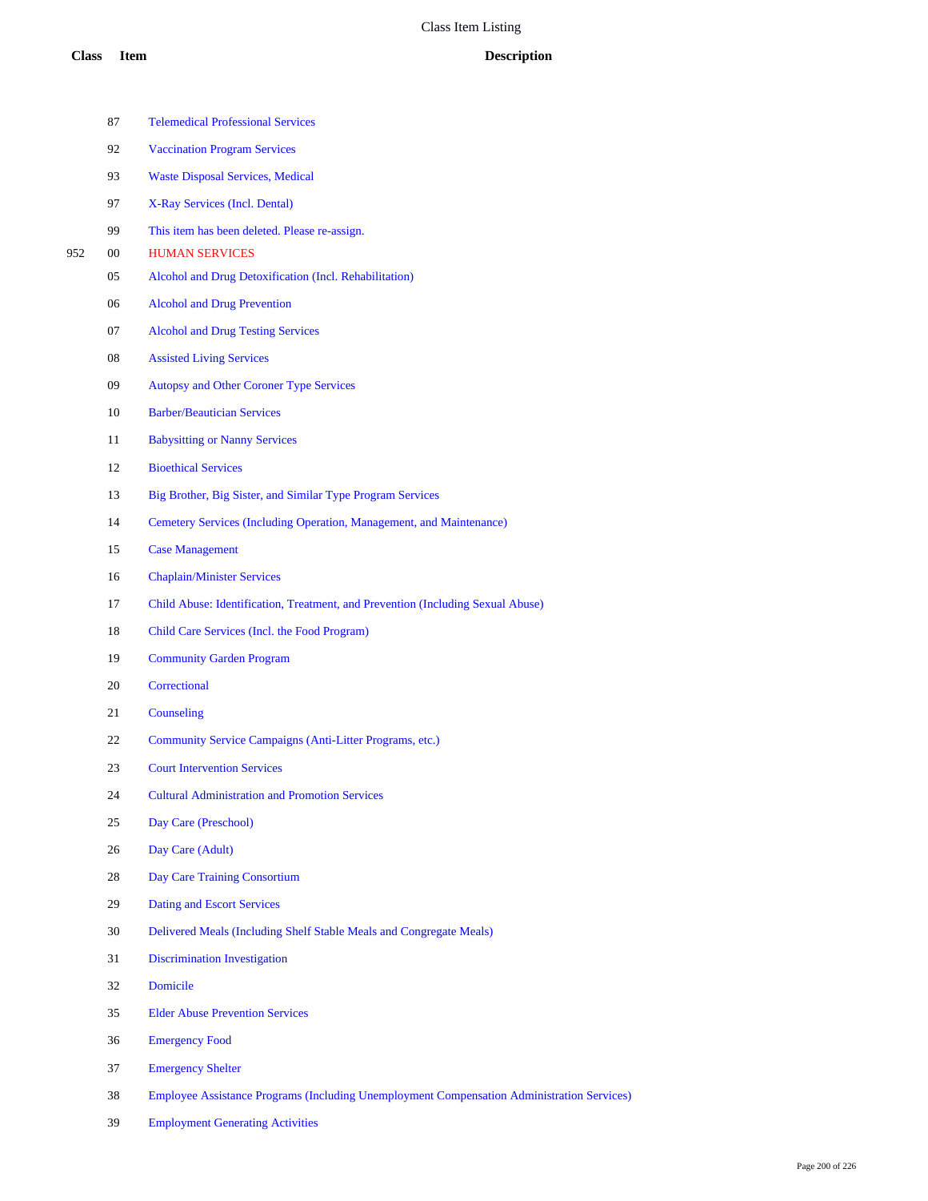# Class Item Listing

| Class | Item | Description |
|---|---|---|
| | 87 | Telemedical Professional Services |
| | 92 | Vaccination Program Services |
| | 93 | Waste Disposal Services, Medical |
| | 97 | X-Ray Services (Incl. Dental) |
| | 99 | This item has been deleted. Please re-assign. |
| 952 | 00 | HUMAN SERVICES |
| | 05 | Alcohol and Drug Detoxification (Incl. Rehabilitation) |
| | 06 | Alcohol and Drug Prevention |
| | 07 | Alcohol and Drug Testing Services |
| | 08 | Assisted Living Services |
| | 09 | Autopsy and Other Coroner Type Services |
| | 10 | Barber/Beautician Services |
| | 11 | Babysitting or Nanny Services |
| | 12 | Bioethical Services |
| | 13 | Big Brother, Big Sister, and Similar Type Program Services |
| | 14 | Cemetery Services (Including Operation, Management, and Maintenance) |
| | 15 | Case Management |
| | 16 | Chaplain/Minister Services |
| | 17 | Child Abuse: Identification, Treatment, and Prevention (Including Sexual Abuse) |
| | 18 | Child Care Services (Incl. the Food Program) |
| | 19 | Community Garden Program |
| | 20 | Correctional |
| | 21 | Counseling |
| | 22 | Community Service Campaigns (Anti-Litter Programs, etc.) |
| | 23 | Court Intervention Services |
| | 24 | Cultural Administration and Promotion Services |
| | 25 | Day Care (Preschool) |
| | 26 | Day Care (Adult) |
| | 28 | Day Care Training Consortium |
| | 29 | Dating and Escort Services |
| | 30 | Delivered Meals (Including Shelf Stable Meals and Congregate Meals) |
| | 31 | Discrimination Investigation |
| | 32 | Domicile |
| | 35 | Elder Abuse Prevention Services |
| | 36 | Emergency Food |
| | 37 | Emergency Shelter |
| | 38 | Employee Assistance Programs (Including Unemployment Compensation Administration Services) |
| | 39 | Employment Generating Activities |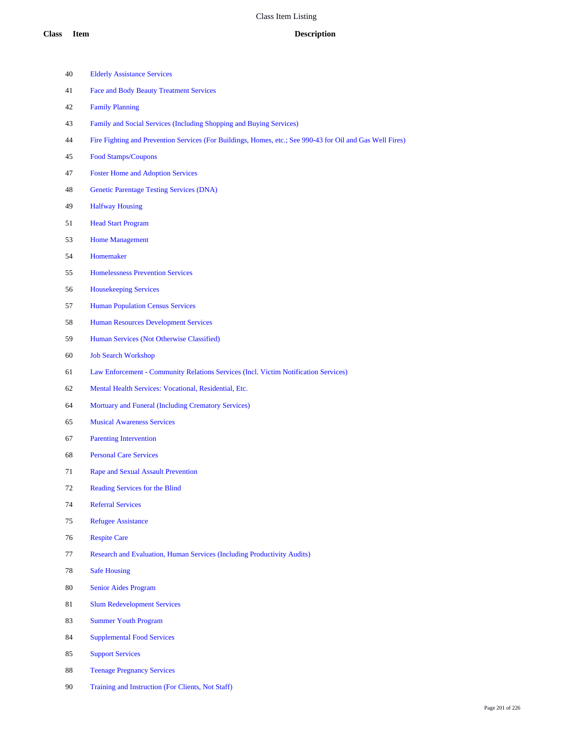# Class Item Listing

| Class | Item | Description |
|---|---|---|
| | 40 | Elderly Assistance Services |
| | 41 | Face and Body Beauty Treatment Services |
| | 42 | Family Planning |
| | 43 | Family and Social Services (Including Shopping and Buying Services) |
| | 44 | Fire Fighting and Prevention Services (For Buildings, Homes, etc.; See 990-43 for Oil and Gas Well Fires) |
| | 45 | Food Stamps/Coupons |
| | 47 | Foster Home and Adoption Services |
| | 48 | Genetic Parentage Testing Services (DNA) |
| | 49 | Halfway Housing |
| | 51 | Head Start Program |
| | 53 | Home Management |
| | 54 | Homemaker |
| | 55 | Homelessness Prevention Services |
| | 56 | Housekeeping Services |
| | 57 | Human Population Census Services |
| | 58 | Human Resources Development Services |
| | 59 | Human Services (Not Otherwise Classified) |
| | 60 | Job Search Workshop |
| | 61 | Law Enforcement - Community Relations Services (Incl. Victim Notification Services) |
| | 62 | Mental Health Services: Vocational, Residential, Etc. |
| | 64 | Mortuary and Funeral (Including Crematory Services) |
| | 65 | Musical Awareness Services |
| | 67 | Parenting Intervention |
| | 68 | Personal Care Services |
| | 71 | Rape and Sexual Assault Prevention |
| | 72 | Reading Services for the Blind |
| | 74 | Referral Services |
| | 75 | Refugee Assistance |
| | 76 | Respite Care |
| | 77 | Research and Evaluation, Human Services (Including Productivity Audits) |
| | 78 | Safe Housing |
| | 80 | Senior Aides Program |
| | 81 | Slum Redevelopment Services |
| | 83 | Summer Youth Program |
| | 84 | Supplemental Food Services |
| | 85 | Support Services |
| | 88 | Teenage Pregnancy Services |
| | 90 | Training and Instruction (For Clients, Not Staff) |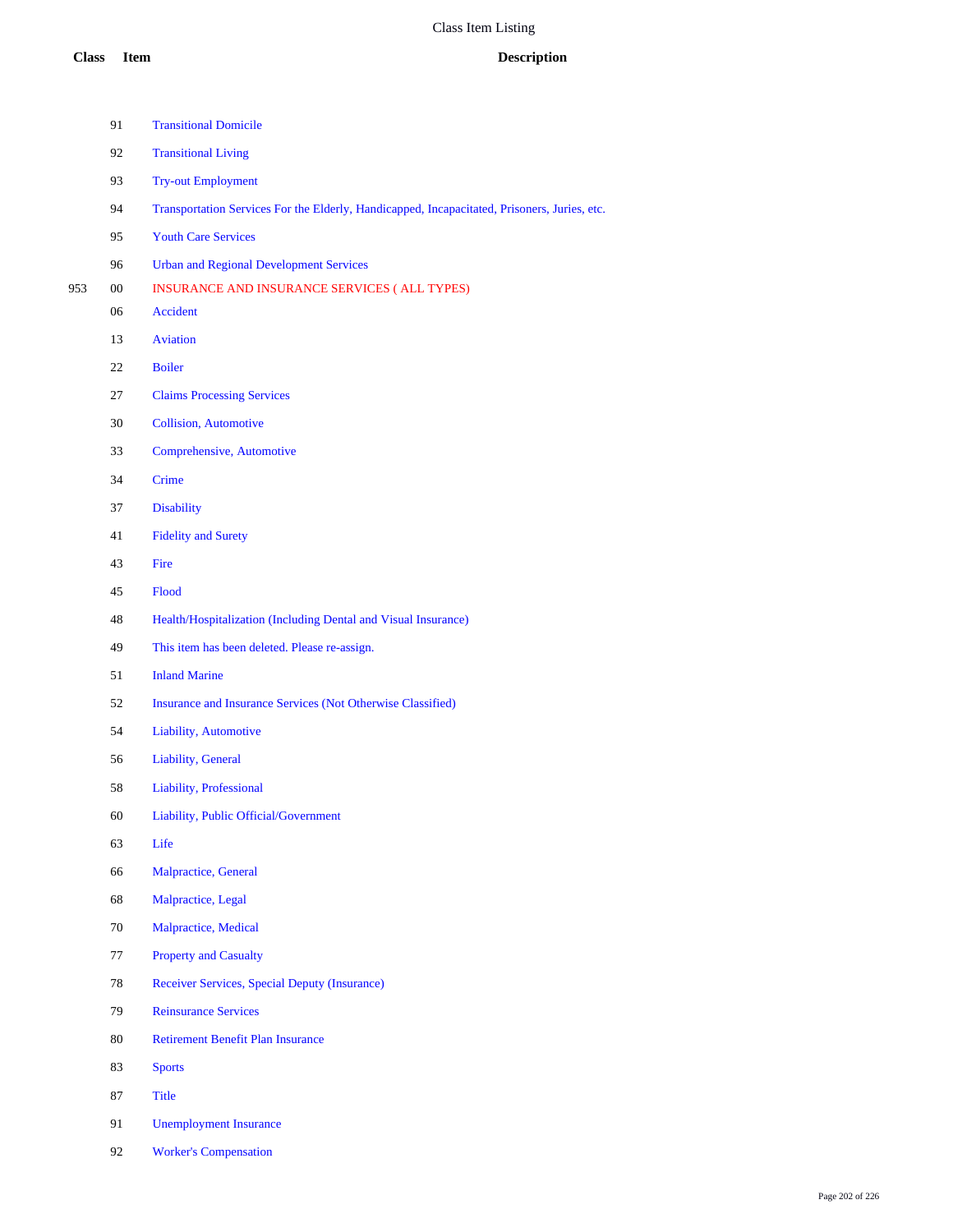Class Item Listing

| Class | Item | Description |
|---|---|---|
| | 91 | Transitional Domicile |
| | 92 | Transitional Living |
| | 93 | Try-out Employment |
| | 94 | Transportation Services For the Elderly, Handicapped, Incapacitated, Prisoners, Juries, etc. |
| | 95 | Youth Care Services |
| | 96 | Urban and Regional Development Services |
| 953 | 00 | INSURANCE AND INSURANCE SERVICES ( ALL TYPES) |
| | 06 | Accident |
| | 13 | Aviation |
| | 22 | Boiler |
| | 27 | Claims Processing Services |
| | 30 | Collision, Automotive |
| | 33 | Comprehensive, Automotive |
| | 34 | Crime |
| | 37 | Disability |
| | 41 | Fidelity and Surety |
| | 43 | Fire |
| | 45 | Flood |
| | 48 | Health/Hospitalization (Including Dental and Visual Insurance) |
| | 49 | This item has been deleted. Please re-assign. |
| | 51 | Inland Marine |
| | 52 | Insurance and Insurance Services (Not Otherwise Classified) |
| | 54 | Liability, Automotive |
| | 56 | Liability, General |
| | 58 | Liability, Professional |
| | 60 | Liability, Public Official/Government |
| | 63 | Life |
| | 66 | Malpractice, General |
| | 68 | Malpractice, Legal |
| | 70 | Malpractice, Medical |
| | 77 | Property and Casualty |
| | 78 | Receiver Services, Special Deputy (Insurance) |
| | 79 | Reinsurance Services |
| | 80 | Retirement Benefit Plan Insurance |
| | 83 | Sports |
| | 87 | Title |
| | 91 | Unemployment Insurance |
| | 92 | Worker's Compensation |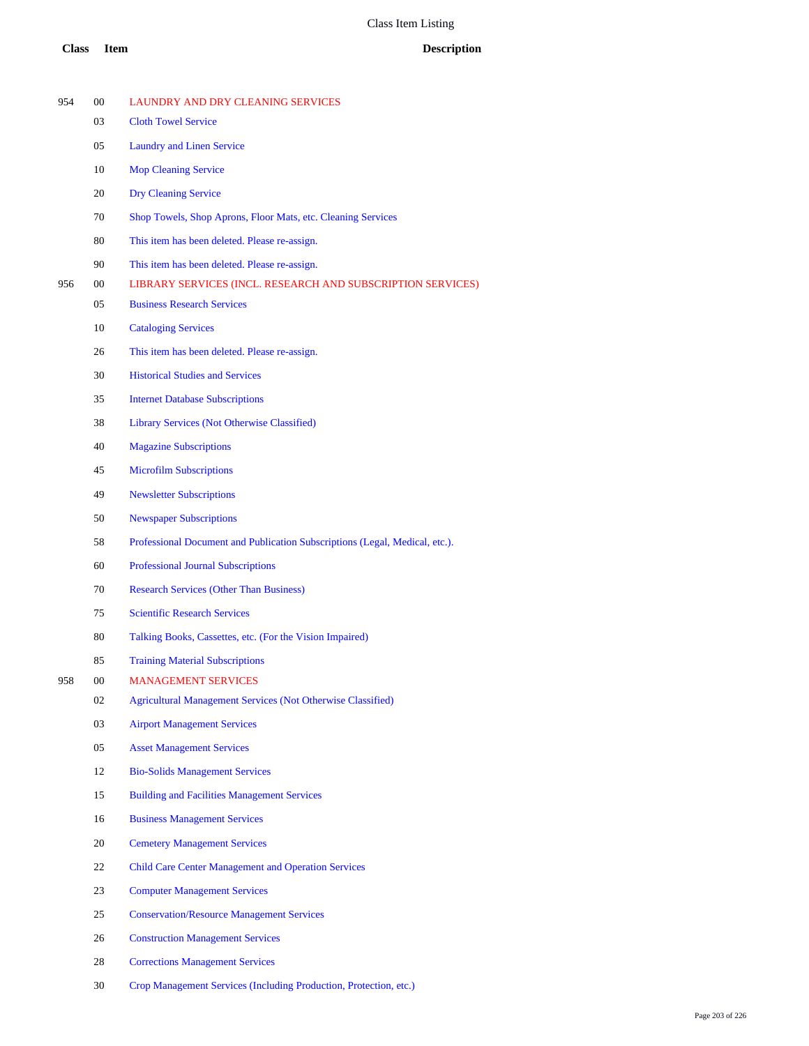# Class Item Listing

| Class | Item | Description |
|---|---|---|
| 954 | 00 | LAUNDRY AND DRY CLEANING SERVICES |
| | 03 | Cloth Towel Service |
| | 05 | Laundry and Linen Service |
| | 10 | Mop Cleaning Service |
| | 20 | Dry Cleaning Service |
| | 70 | Shop Towels, Shop Aprons, Floor Mats, etc. Cleaning Services |
| | 80 | This item has been deleted. Please re-assign. |
| | 90 | This item has been deleted. Please re-assign. |
| 956 | 00 | LIBRARY SERVICES (INCL. RESEARCH AND SUBSCRIPTION SERVICES) |
| | 05 | Business Research Services |
| | 10 | Cataloging Services |
| | 26 | This item has been deleted. Please re-assign. |
| | 30 | Historical Studies and Services |
| | 35 | Internet Database Subscriptions |
| | 38 | Library Services (Not Otherwise Classified) |
| | 40 | Magazine Subscriptions |
| | 45 | Microfilm Subscriptions |
| | 49 | Newsletter Subscriptions |
| | 50 | Newspaper Subscriptions |
| | 58 | Professional Document and Publication Subscriptions (Legal, Medical, etc.). |
| | 60 | Professional Journal Subscriptions |
| | 70 | Research Services (Other Than Business) |
| | 75 | Scientific Research Services |
| | 80 | Talking Books, Cassettes, etc. (For the Vision Impaired) |
| | 85 | Training Material Subscriptions |
| 958 | 00 | MANAGEMENT SERVICES |
| | 02 | Agricultural Management Services (Not Otherwise Classified) |
| | 03 | Airport Management Services |
| | 05 | Asset Management Services |
| | 12 | Bio-Solids Management Services |
| | 15 | Building and Facilities Management Services |
| | 16 | Business Management Services |
| | 20 | Cemetery Management Services |
| | 22 | Child Care Center Management and Operation Services |
| | 23 | Computer Management Services |
| | 25 | Conservation/Resource Management Services |
| | 26 | Construction Management Services |
| | 28 | Corrections Management Services |
| | 30 | Crop Management Services (Including Production, Protection, etc.) |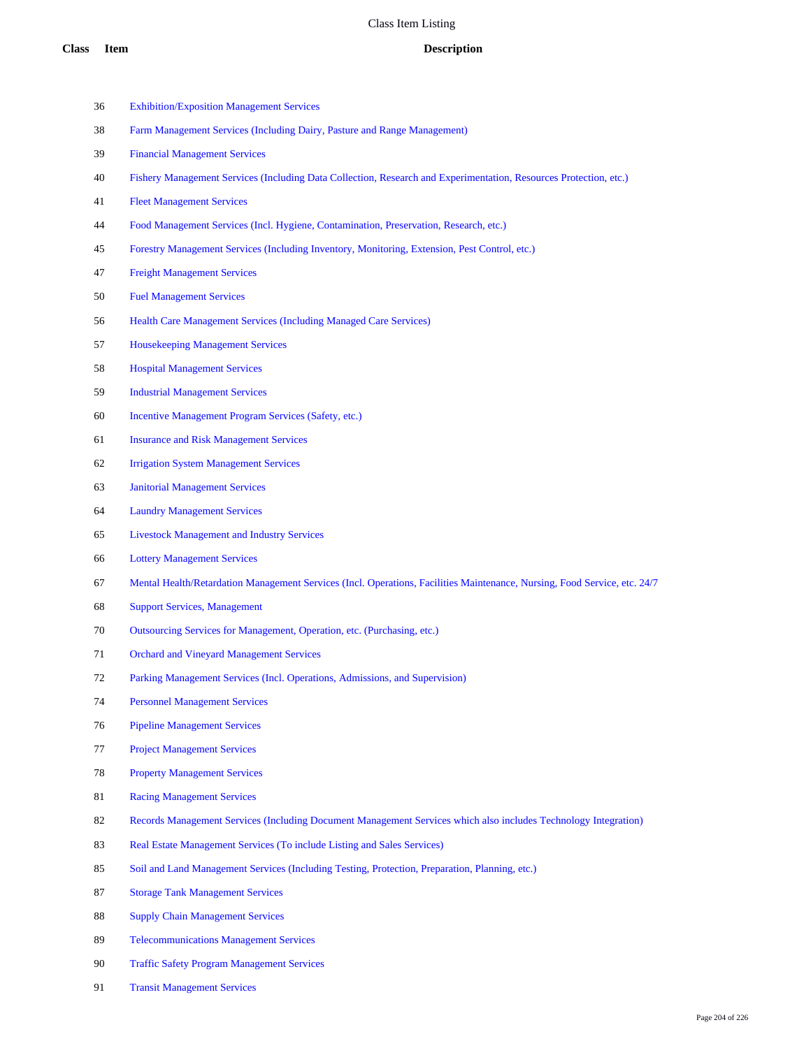# Class Item Listing

| Class | Item | Description |
|---|---|---|
| | 36 | Exhibition/Exposition Management Services |
| | 38 | Farm Management Services (Including Dairy, Pasture and Range Management) |
| | 39 | Financial Management Services |
| | 40 | Fishery Management Services (Including Data Collection, Research and Experimentation, Resources Protection, etc.) |
| | 41 | Fleet Management Services |
| | 44 | Food Management Services (Incl. Hygiene, Contamination, Preservation, Research, etc.) |
| | 45 | Forestry Management Services (Including Inventory, Monitoring, Extension, Pest Control, etc.) |
| | 47 | Freight Management Services |
| | 50 | Fuel Management Services |
| | 56 | Health Care Management Services (Including Managed Care Services) |
| | 57 | Housekeeping Management Services |
| | 58 | Hospital Management Services |
| | 59 | Industrial Management Services |
| | 60 | Incentive Management Program Services (Safety, etc.) |
| | 61 | Insurance and Risk Management Services |
| | 62 | Irrigation System Management Services |
| | 63 | Janitorial Management Services |
| | 64 | Laundry Management Services |
| | 65 | Livestock Management and Industry Services |
| | 66 | Lottery Management Services |
| | 67 | Mental Health/Retardation Management Services (Incl. Operations, Facilities Maintenance, Nursing, Food Service, etc. 24/7 |
| | 68 | Support Services, Management |
| | 70 | Outsourcing Services for Management, Operation, etc. (Purchasing, etc.) |
| | 71 | Orchard and Vineyard Management Services |
| | 72 | Parking Management Services (Incl. Operations, Admissions, and Supervision) |
| | 74 | Personnel Management Services |
| | 76 | Pipeline Management Services |
| | 77 | Project Management Services |
| | 78 | Property Management Services |
| | 81 | Racing Management Services |
| | 82 | Records Management Services (Including Document Management Services which also includes Technology Integration) |
| | 83 | Real Estate Management Services (To include Listing and Sales Services) |
| | 85 | Soil and Land Management Services (Including Testing, Protection, Preparation, Planning, etc.) |
| | 87 | Storage Tank Management Services |
| | 88 | Supply Chain Management Services |
| | 89 | Telecommunications Management Services |
| | 90 | Traffic Safety Program Management Services |
| | 91 | Transit Management Services |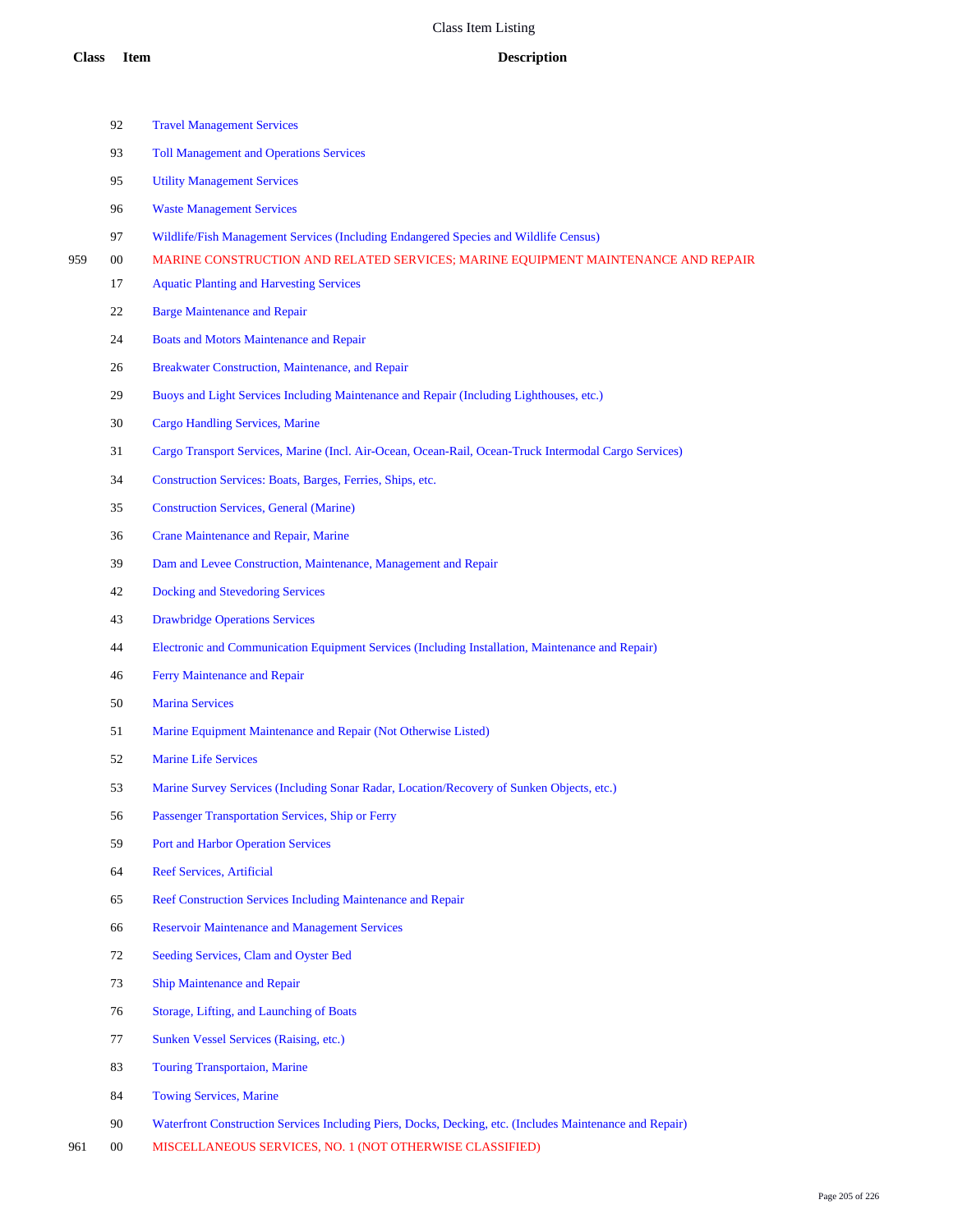# Class Item Listing

| Class | Item | Description |
|---|---|---|
| | 92 | Travel Management Services |
| | 93 | Toll Management and Operations Services |
| | 95 | Utility Management Services |
| | 96 | Waste Management Services |
| | 97 | Wildlife/Fish Management Services (Including Endangered Species and Wildlife Census) |
| 959 | 00 | MARINE CONSTRUCTION AND RELATED SERVICES; MARINE EQUIPMENT MAINTENANCE AND REPAIR |
| | 17 | Aquatic Planting and Harvesting Services |
| | 22 | Barge Maintenance and Repair |
| | 24 | Boats and Motors Maintenance and Repair |
| | 26 | Breakwater Construction, Maintenance, and Repair |
| | 29 | Buoys and Light Services Including Maintenance and Repair (Including Lighthouses, etc.) |
| | 30 | Cargo Handling Services, Marine |
| | 31 | Cargo Transport Services, Marine (Incl. Air-Ocean, Ocean-Rail, Ocean-Truck Intermodal Cargo Services) |
| | 34 | Construction Services: Boats, Barges, Ferries, Ships, etc. |
| | 35 | Construction Services, General (Marine) |
| | 36 | Crane Maintenance and Repair, Marine |
| | 39 | Dam and Levee Construction, Maintenance, Management and Repair |
| | 42 | Docking and Stevedoring Services |
| | 43 | Drawbridge Operations Services |
| | 44 | Electronic and Communication Equipment Services (Including Installation, Maintenance and Repair) |
| | 46 | Ferry Maintenance and Repair |
| | 50 | Marina Services |
| | 51 | Marine Equipment Maintenance and Repair (Not Otherwise Listed) |
| | 52 | Marine Life Services |
| | 53 | Marine Survey Services (Including Sonar Radar, Location/Recovery of Sunken Objects, etc.) |
| | 56 | Passenger Transportation Services, Ship or Ferry |
| | 59 | Port and Harbor Operation Services |
| | 64 | Reef Services, Artificial |
| | 65 | Reef Construction Services Including Maintenance and Repair |
| | 66 | Reservoir Maintenance and Management Services |
| | 72 | Seeding Services, Clam and Oyster Bed |
| | 73 | Ship Maintenance and Repair |
| | 76 | Storage, Lifting, and Launching of Boats |
| | 77 | Sunken Vessel Services (Raising, etc.) |
| | 83 | Touring Transportaion, Marine |
| | 84 | Towing Services, Marine |
| | 90 | Waterfront Construction Services Including Piers, Docks, Decking, etc. (Includes Maintenance and Repair) |
| 961 | 00 | MISCELLANEOUS SERVICES, NO. 1 (NOT OTHERWISE CLASSIFIED) |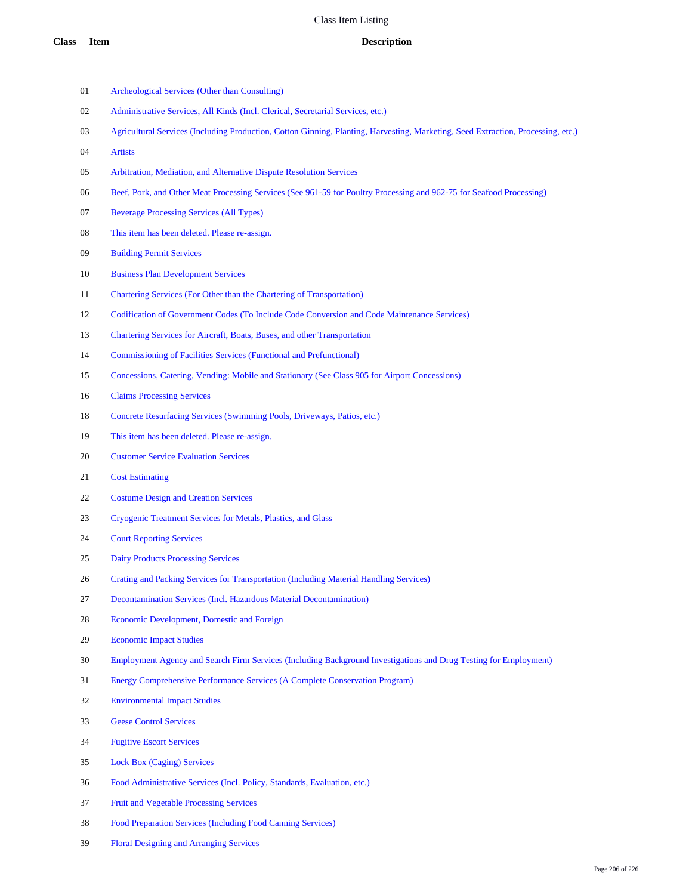# Class Item Listing

| Class | Item | Description |
|---|---|---|
| | 01 | Archeological Services (Other than Consulting) |
| | 02 | Administrative Services, All Kinds (Incl. Clerical, Secretarial Services, etc.) |
| | 03 | Agricultural Services (Including Production, Cotton Ginning, Planting, Harvesting, Marketing, Seed Extraction, Processing, etc.) |
| | 04 | Artists |
| | 05 | Arbitration, Mediation, and Alternative Dispute Resolution Services |
| | 06 | Beef, Pork, and Other Meat Processing Services (See 961-59 for Poultry Processing and 962-75 for Seafood Processing) |
| | 07 | Beverage Processing Services (All Types) |
| | 08 | This item has been deleted. Please re-assign. |
| | 09 | Building Permit Services |
| | 10 | Business Plan Development Services |
| | 11 | Chartering Services (For Other than the Chartering of Transportation) |
| | 12 | Codification of Government Codes (To Include Code Conversion and Code Maintenance Services) |
| | 13 | Chartering Services for Aircraft, Boats, Buses, and other Transportation |
| | 14 | Commissioning of Facilities Services (Functional and Prefunctional) |
| | 15 | Concessions, Catering, Vending: Mobile and Stationary (See Class 905 for Airport Concessions) |
| | 16 | Claims Processing Services |
| | 18 | Concrete Resurfacing Services (Swimming Pools, Driveways, Patios, etc.) |
| | 19 | This item has been deleted. Please re-assign. |
| | 20 | Customer Service Evaluation Services |
| | 21 | Cost Estimating |
| | 22 | Costume Design and Creation Services |
| | 23 | Cryogenic Treatment Services for Metals, Plastics, and Glass |
| | 24 | Court Reporting Services |
| | 25 | Dairy Products Processing Services |
| | 26 | Crating and Packing Services for Transportation (Including Material Handling Services) |
| | 27 | Decontamination Services (Incl. Hazardous Material Decontamination) |
| | 28 | Economic Development, Domestic and Foreign |
| | 29 | Economic Impact Studies |
| | 30 | Employment Agency and Search Firm Services (Including Background Investigations and Drug Testing for Employment) |
| | 31 | Energy Comprehensive Performance Services (A Complete Conservation Program) |
| | 32 | Environmental Impact Studies |
| | 33 | Geese Control Services |
| | 34 | Fugitive Escort Services |
| | 35 | Lock Box (Caging) Services |
| | 36 | Food Administrative Services (Incl. Policy, Standards, Evaluation, etc.) |
| | 37 | Fruit and Vegetable Processing Services |
| | 38 | Food Preparation Services (Including Food Canning Services) |
| | 39 | Floral Designing and Arranging Services |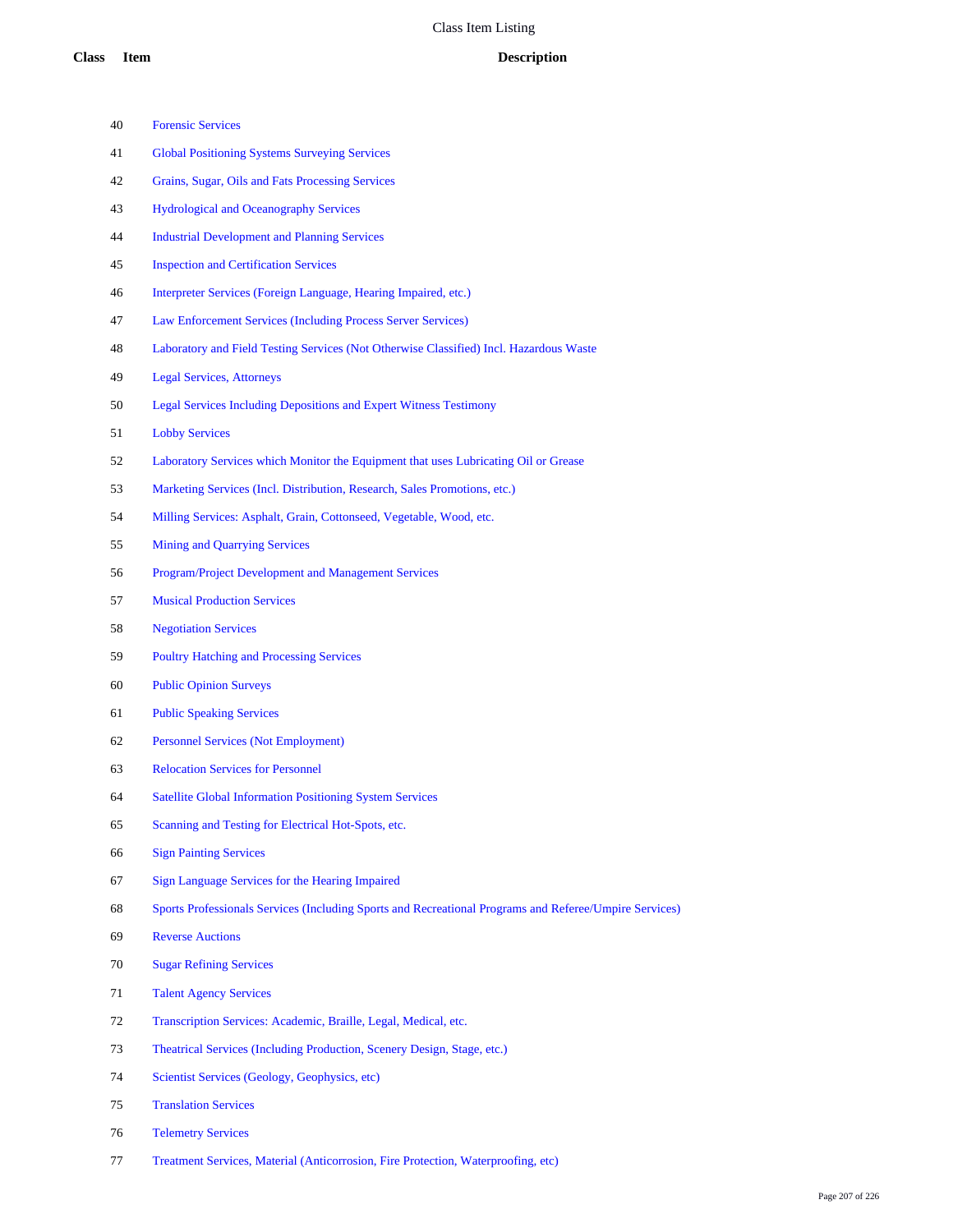| Class | Item | Description |
|---|---|---|
| | 40 | Forensic Services |
| | 41 | Global Positioning Systems Surveying Services |
| | 42 | Grains, Sugar, Oils and Fats Processing Services |
| | 43 | Hydrological and Oceanography Services |
| | 44 | Industrial Development and Planning Services |
| | 45 | Inspection and Certification Services |
| | 46 | Interpreter Services (Foreign Language, Hearing Impaired, etc.) |
| | 47 | Law Enforcement Services (Including Process Server Services) |
| | 48 | Laboratory and Field Testing Services (Not Otherwise Classified) Incl. Hazardous Waste |
| | 49 | Legal Services, Attorneys |
| | 50 | Legal Services Including Depositions and Expert Witness Testimony |
| | 51 | Lobby Services |
| | 52 | Laboratory Services which Monitor the Equipment that uses Lubricating Oil or Grease |
| | 53 | Marketing Services (Incl. Distribution, Research, Sales Promotions, etc.) |
| | 54 | Milling Services: Asphalt, Grain, Cottonseed, Vegetable, Wood, etc. |
| | 55 | Mining and Quarrying Services |
| | 56 | Program/Project Development and Management Services |
| | 57 | Musical Production Services |
| | 58 | Negotiation Services |
| | 59 | Poultry Hatching and Processing Services |
| | 60 | Public Opinion Surveys |
| | 61 | Public Speaking Services |
| | 62 | Personnel Services (Not Employment) |
| | 63 | Relocation Services for Personnel |
| | 64 | Satellite Global Information Positioning System Services |
| | 65 | Scanning and Testing for Electrical Hot-Spots, etc. |
| | 66 | Sign Painting Services |
| | 67 | Sign Language Services for the Hearing Impaired |
| | 68 | Sports Professionals Services (Including Sports and Recreational Programs and Referee/Umpire Services) |
| | 69 | Reverse Auctions |
| | 70 | Sugar Refining Services |
| | 71 | Talent Agency Services |
| | 72 | Transcription Services: Academic, Braille, Legal, Medical, etc. |
| | 73 | Theatrical Services (Including Production, Scenery Design, Stage, etc.) |
| | 74 | Scientist Services (Geology, Geophysics, etc) |
| | 75 | Translation Services |
| | 76 | Telemetry Services |
| | 77 | Treatment Services, Material (Anticorrosion, Fire Protection, Waterproofing, etc) |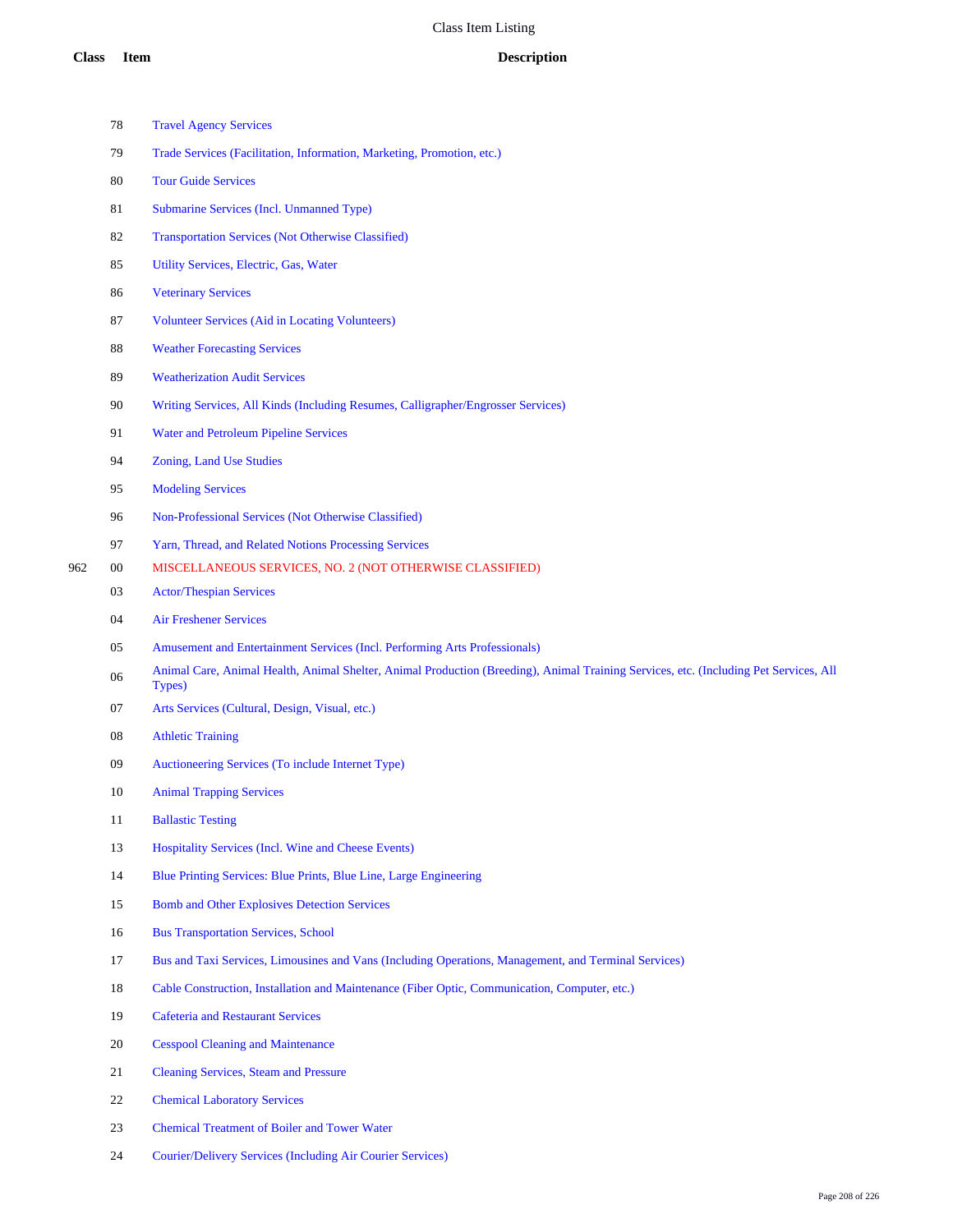| Class | Item | Description |
|---|---|---|
| | 78 | Travel Agency Services |
| | 79 | Trade Services (Facilitation, Information, Marketing, Promotion, etc.) |
| | 80 | Tour Guide Services |
| | 81 | Submarine Services (Incl. Unmanned Type) |
| | 82 | Transportation Services (Not Otherwise Classified) |
| | 85 | Utility Services, Electric, Gas, Water |
| | 86 | Veterinary Services |
| | 87 | Volunteer Services (Aid in Locating Volunteers) |
| | 88 | Weather Forecasting Services |
| | 89 | Weatherization Audit Services |
| | 90 | Writing Services, All Kinds (Including Resumes, Calligrapher/Engrosser Services) |
| | 91 | Water and Petroleum Pipeline Services |
| | 94 | Zoning, Land Use Studies |
| | 95 | Modeling Services |
| | 96 | Non-Professional Services (Not Otherwise Classified) |
| | 97 | Yarn, Thread, and Related Notions Processing Services |
| 962 | 00 | MISCELLANEOUS SERVICES, NO. 2 (NOT OTHERWISE CLASSIFIED) |
| | 03 | Actor/Thespian Services |
| | 04 | Air Freshener Services |
| | 05 | Amusement and Entertainment Services (Incl. Performing Arts Professionals) |
| | 06 | Animal Care, Animal Health, Animal Shelter, Animal Production (Breeding), Animal Training Services, etc. (Including Pet Services, All Types) |
| | 07 | Arts Services (Cultural, Design, Visual, etc.) |
| | 08 | Athletic Training |
| | 09 | Auctioneering Services (To include Internet Type) |
| | 10 | Animal Trapping Services |
| | 11 | Ballastic Testing |
| | 13 | Hospitality Services (Incl. Wine and Cheese Events) |
| | 14 | Blue Printing Services: Blue Prints, Blue Line, Large Engineering |
| | 15 | Bomb and Other Explosives Detection Services |
| | 16 | Bus Transportation Services, School |
| | 17 | Bus and Taxi Services, Limousines and Vans (Including Operations, Management, and Terminal Services) |
| | 18 | Cable Construction, Installation and Maintenance (Fiber Optic, Communication, Computer, etc.) |
| | 19 | Cafeteria and Restaurant Services |
| | 20 | Cesspool Cleaning and Maintenance |
| | 21 | Cleaning Services, Steam and Pressure |
| | 22 | Chemical Laboratory Services |
| | 23 | Chemical Treatment of Boiler and Tower Water |
| | 24 | Courier/Delivery Services (Including Air Courier Services) |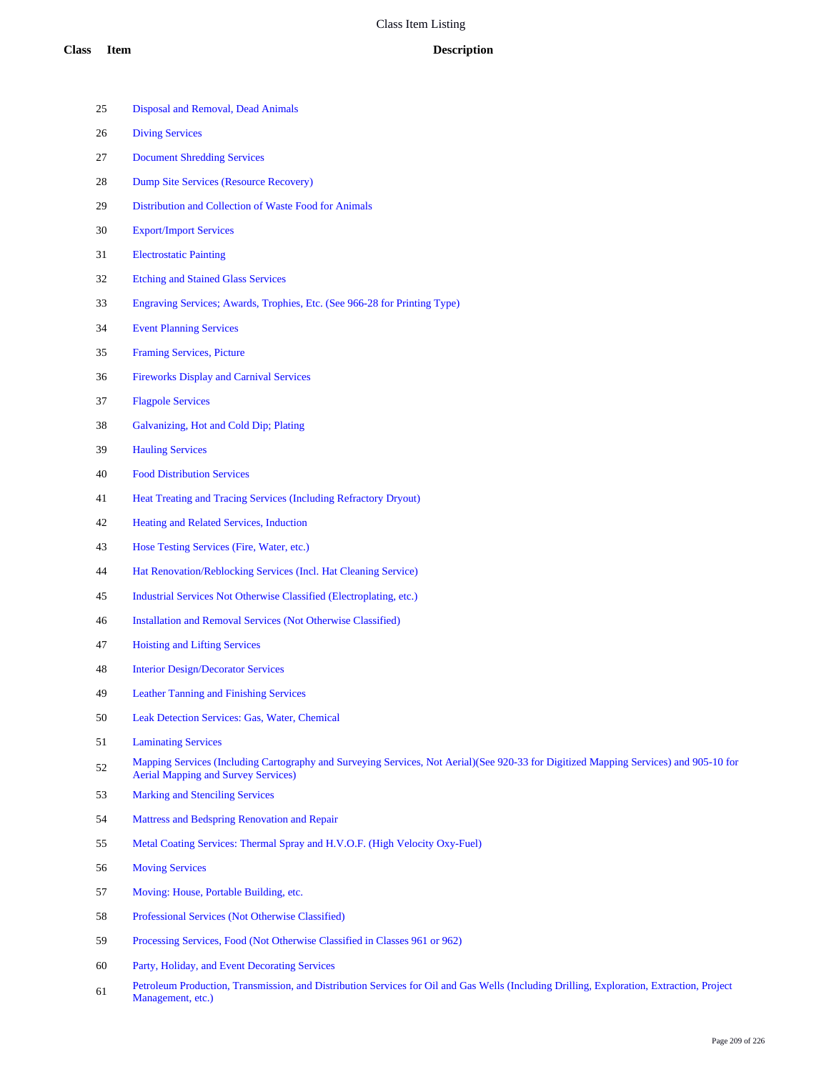# Class Item Listing

| Class | Item | Description |
|---|---|---|
| | 25 | Disposal and Removal, Dead Animals |
| | 26 | Diving Services |
| | 27 | Document Shredding Services |
| | 28 | Dump Site Services (Resource Recovery) |
| | 29 | Distribution and Collection of Waste Food for Animals |
| | 30 | Export/Import Services |
| | 31 | Electrostatic Painting |
| | 32 | Etching and Stained Glass Services |
| | 33 | Engraving Services; Awards, Trophies, Etc. (See 966-28 for Printing Type) |
| | 34 | Event Planning Services |
| | 35 | Framing Services, Picture |
| | 36 | Fireworks Display and Carnival Services |
| | 37 | Flagpole Services |
| | 38 | Galvanizing, Hot and Cold Dip; Plating |
| | 39 | Hauling Services |
| | 40 | Food Distribution Services |
| | 41 | Heat Treating and Tracing Services (Including Refractory Dryout) |
| | 42 | Heating and Related Services, Induction |
| | 43 | Hose Testing Services (Fire, Water, etc.) |
| | 44 | Hat Renovation/Reblocking Services (Incl. Hat Cleaning Service) |
| | 45 | Industrial Services Not Otherwise Classified (Electroplating, etc.) |
| | 46 | Installation and Removal Services (Not Otherwise Classified) |
| | 47 | Hoisting and Lifting Services |
| | 48 | Interior Design/Decorator Services |
| | 49 | Leather Tanning and Finishing Services |
| | 50 | Leak Detection Services: Gas, Water, Chemical |
| | 51 | Laminating Services |
| | 52 | Mapping Services (Including Cartography and Surveying Services, Not Aerial)(See 920-33 for Digitized Mapping Services) and 905-10 for Aerial Mapping and Survey Services) |
| | 53 | Marking and Stenciling Services |
| | 54 | Mattress and Bedspring Renovation and Repair |
| | 55 | Metal Coating Services: Thermal Spray and H.V.O.F. (High Velocity Oxy-Fuel) |
| | 56 | Moving Services |
| | 57 | Moving: House, Portable Building, etc. |
| | 58 | Professional Services (Not Otherwise Classified) |
| | 59 | Processing Services, Food (Not Otherwise Classified in Classes 961 or 962) |
| | 60 | Party, Holiday, and Event Decorating Services |
| | 61 | Petroleum Production, Transmission, and Distribution Services for Oil and Gas Wells (Including Drilling, Exploration, Extraction, Project Management, etc.) |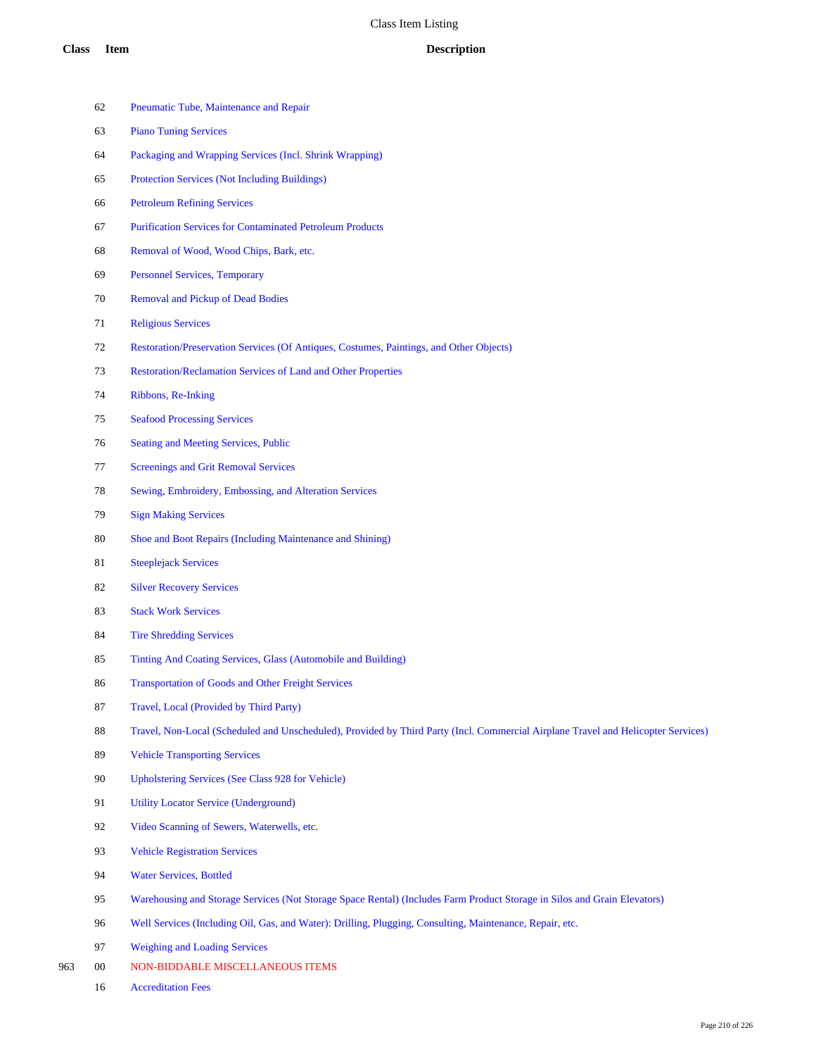# Class Item Listing

| Class | Item | Description |
|---|---|---|
| | 62 | Pneumatic Tube, Maintenance and Repair |
| | 63 | Piano Tuning Services |
| | 64 | Packaging and Wrapping Services (Incl. Shrink Wrapping) |
| | 65 | Protection Services (Not Including Buildings) |
| | 66 | Petroleum Refining Services |
| | 67 | Purification Services for Contaminated Petroleum Products |
| | 68 | Removal of Wood, Wood Chips, Bark, etc. |
| | 69 | Personnel Services, Temporary |
| | 70 | Removal and Pickup of Dead Bodies |
| | 71 | Religious Services |
| | 72 | Restoration/Preservation Services (Of Antiques, Costumes, Paintings, and Other Objects) |
| | 73 | Restoration/Reclamation Services of Land and Other Properties |
| | 74 | Ribbons, Re-Inking |
| | 75 | Seafood Processing Services |
| | 76 | Seating and Meeting Services, Public |
| | 77 | Screenings and Grit Removal Services |
| | 78 | Sewing, Embroidery, Embossing, and Alteration Services |
| | 79 | Sign Making Services |
| | 80 | Shoe and Boot Repairs (Including Maintenance and Shining) |
| | 81 | Steeplejack Services |
| | 82 | Silver Recovery Services |
| | 83 | Stack Work Services |
| | 84 | Tire Shredding Services |
| | 85 | Tinting And Coating Services, Glass (Automobile and Building) |
| | 86 | Transportation of Goods and Other Freight Services |
| | 87 | Travel, Local (Provided by Third Party) |
| | 88 | Travel, Non-Local (Scheduled and Unscheduled), Provided by Third Party (Incl. Commercial Airplane Travel and Helicopter Services) |
| | 89 | Vehicle Transporting Services |
| | 90 | Upholstering Services (See Class 928 for Vehicle) |
| | 91 | Utility Locator Service (Underground) |
| | 92 | Video Scanning of Sewers, Waterwells, etc. |
| | 93 | Vehicle Registration Services |
| | 94 | Water Services, Bottled |
| | 95 | Warehousing and Storage Services (Not Storage Space Rental) (Includes Farm Product Storage in Silos and Grain Elevators) |
| | 96 | Well Services (Including Oil, Gas, and Water): Drilling, Plugging, Consulting, Maintenance, Repair, etc. |
| | 97 | Weighing and Loading Services |
| 963 | 00 | NON-BIDDABLE MISCELLANEOUS ITEMS |
| | 16 | Accreditation Fees |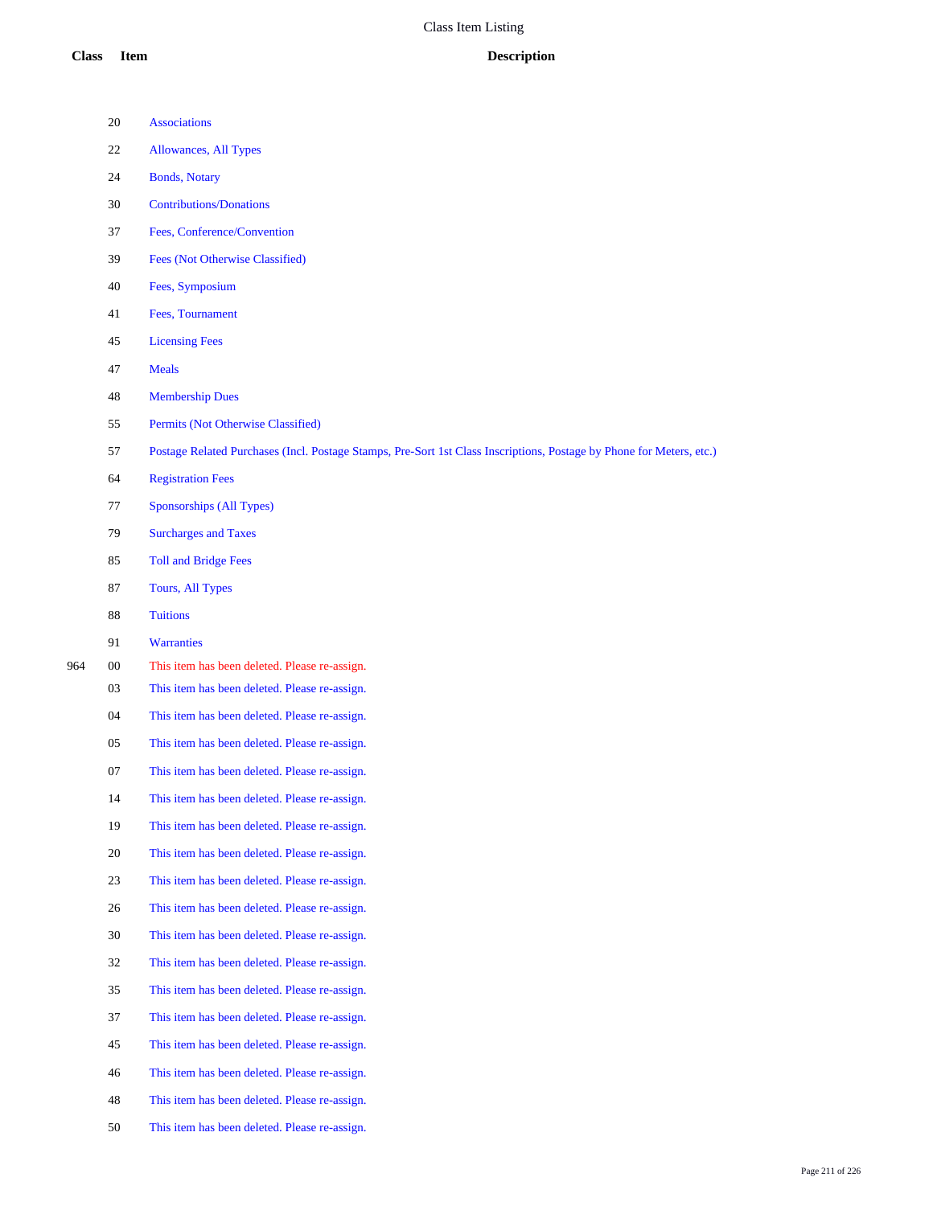# Class Item Listing

| Class | Item | Description |
|---|---|---|
| | 20 | Associations |
| | 22 | Allowances, All Types |
| | 24 | Bonds, Notary |
| | 30 | Contributions/Donations |
| | 37 | Fees, Conference/Convention |
| | 39 | Fees (Not Otherwise Classified) |
| | 40 | Fees, Symposium |
| | 41 | Fees, Tournament |
| | 45 | Licensing Fees |
| | 47 | Meals |
| | 48 | Membership Dues |
| | 55 | Permits (Not Otherwise Classified) |
| | 57 | Postage Related Purchases (Incl. Postage Stamps, Pre-Sort 1st Class Inscriptions, Postage by Phone for Meters, etc.) |
| | 64 | Registration Fees |
| | 77 | Sponsorships (All Types) |
| | 79 | Surcharges and Taxes |
| | 85 | Toll and Bridge Fees |
| | 87 | Tours, All Types |
| | 88 | Tuitions |
| | 91 | Warranties |
| 964 | 00 | This item has been deleted. Please re-assign. |
| | 03 | This item has been deleted. Please re-assign. |
| | 04 | This item has been deleted. Please re-assign. |
| | 05 | This item has been deleted. Please re-assign. |
| | 07 | This item has been deleted. Please re-assign. |
| | 14 | This item has been deleted. Please re-assign. |
| | 19 | This item has been deleted. Please re-assign. |
| | 20 | This item has been deleted. Please re-assign. |
| | 23 | This item has been deleted. Please re-assign. |
| | 26 | This item has been deleted. Please re-assign. |
| | 30 | This item has been deleted. Please re-assign. |
| | 32 | This item has been deleted. Please re-assign. |
| | 35 | This item has been deleted. Please re-assign. |
| | 37 | This item has been deleted. Please re-assign. |
| | 45 | This item has been deleted. Please re-assign. |
| | 46 | This item has been deleted. Please re-assign. |
| | 48 | This item has been deleted. Please re-assign. |
| | 50 | This item has been deleted. Please re-assign. |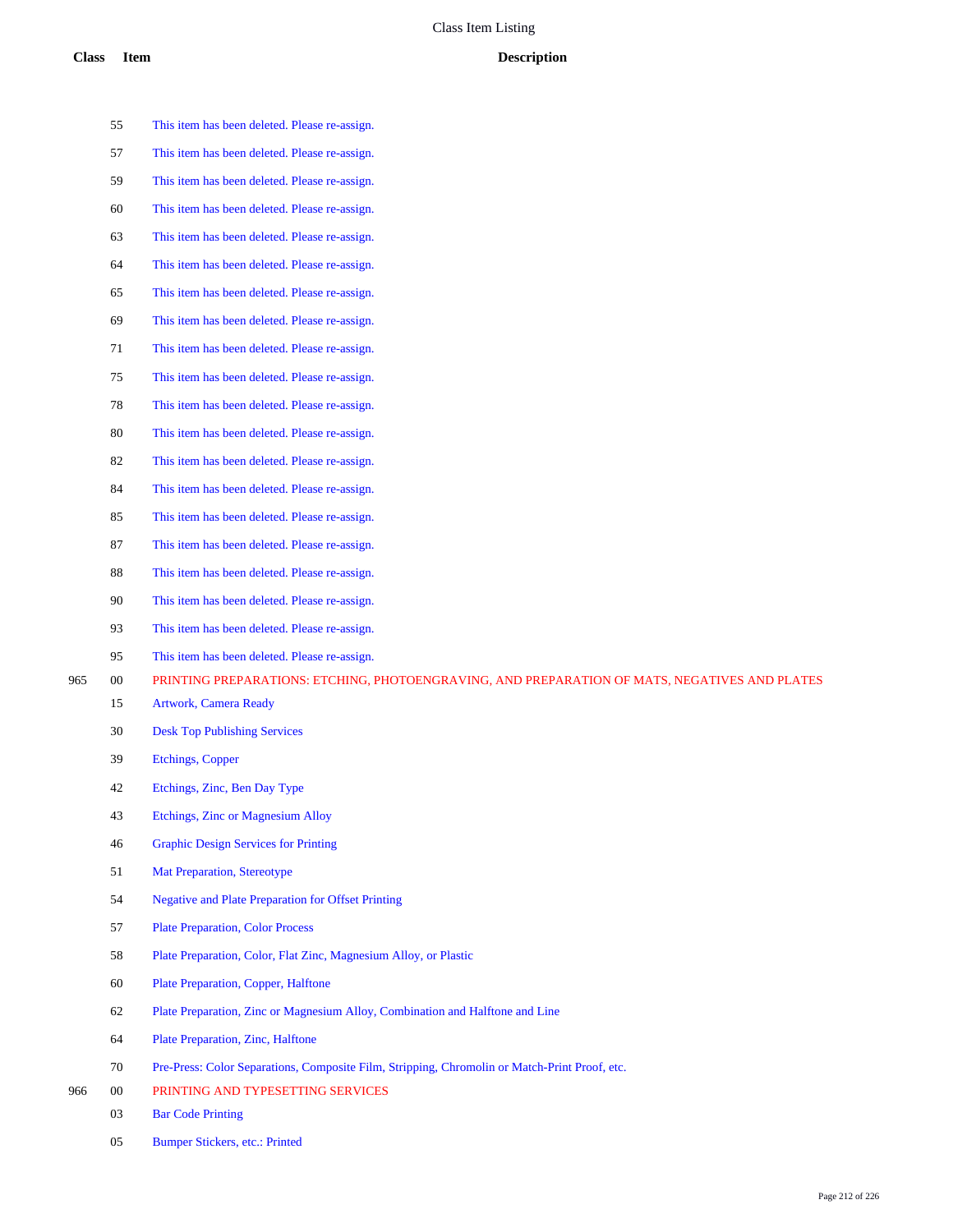| Class | Item | Description |
|---|---|---|
| | 55 | This item has been deleted. Please re-assign. |
| | 57 | This item has been deleted. Please re-assign. |
| | 59 | This item has been deleted. Please re-assign. |
| | 60 | This item has been deleted. Please re-assign. |
| | 63 | This item has been deleted. Please re-assign. |
| | 64 | This item has been deleted. Please re-assign. |
| | 65 | This item has been deleted. Please re-assign. |
| | 69 | This item has been deleted. Please re-assign. |
| | 71 | This item has been deleted. Please re-assign. |
| | 75 | This item has been deleted. Please re-assign. |
| | 78 | This item has been deleted. Please re-assign. |
| | 80 | This item has been deleted. Please re-assign. |
| | 82 | This item has been deleted. Please re-assign. |
| | 84 | This item has been deleted. Please re-assign. |
| | 85 | This item has been deleted. Please re-assign. |
| | 87 | This item has been deleted. Please re-assign. |
| | 88 | This item has been deleted. Please re-assign. |
| | 90 | This item has been deleted. Please re-assign. |
| | 93 | This item has been deleted. Please re-assign. |
| | 95 | This item has been deleted. Please re-assign. |
| 965 | 00 | PRINTING PREPARATIONS: ETCHING, PHOTOENGRAVING, AND PREPARATION OF MATS, NEGATIVES AND PLATES |
| | 15 | Artwork, Camera Ready |
| | 30 | Desk Top Publishing Services |
| | 39 | Etchings, Copper |
| | 42 | Etchings, Zinc, Ben Day Type |
| | 43 | Etchings, Zinc or Magnesium Alloy |
| | 46 | Graphic Design Services for Printing |
| | 51 | Mat Preparation, Stereotype |
| | 54 | Negative and Plate Preparation for Offset Printing |
| | 57 | Plate Preparation, Color Process |
| | 58 | Plate Preparation, Color, Flat Zinc, Magnesium Alloy, or Plastic |
| | 60 | Plate Preparation, Copper, Halftone |
| | 62 | Plate Preparation, Zinc or Magnesium Alloy, Combination and Halftone and Line |
| | 64 | Plate Preparation, Zinc, Halftone |
| | 70 | Pre-Press: Color Separations, Composite Film, Stripping, Chromolin or Match-Print Proof, etc. |
| 966 | 00 | PRINTING AND TYPESETTING SERVICES |
| | 03 | Bar Code Printing |
| | 05 | Bumper Stickers, etc.: Printed |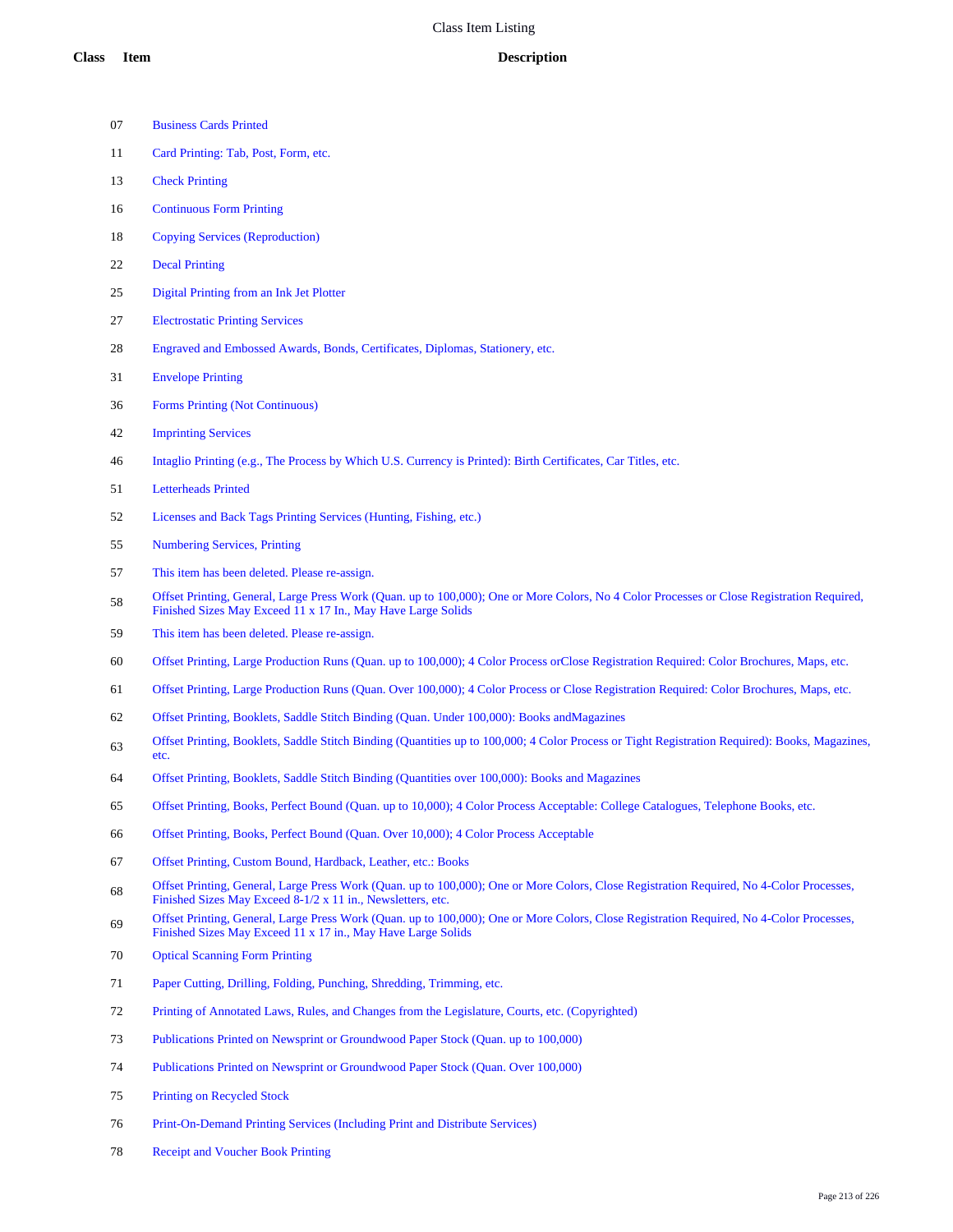# Class Item Listing

| Class | Item | Description |
|---|---|---|
| | 07 | Business Cards Printed |
| | 11 | Card Printing: Tab, Post, Form, etc. |
| | 13 | Check Printing |
| | 16 | Continuous Form Printing |
| | 18 | Copying Services (Reproduction) |
| | 22 | Decal Printing |
| | 25 | Digital Printing from an Ink Jet Plotter |
| | 27 | Electrostatic Printing Services |
| | 28 | Engraved and Embossed Awards, Bonds, Certificates, Diplomas, Stationery, etc. |
| | 31 | Envelope Printing |
| | 36 | Forms Printing (Not Continuous) |
| | 42 | Imprinting Services |
| | 46 | Intaglio Printing (e.g., The Process by Which U.S. Currency is Printed): Birth Certificates, Car Titles, etc. |
| | 51 | Letterheads Printed |
| | 52 | Licenses and Back Tags Printing Services (Hunting, Fishing, etc.) |
| | 55 | Numbering Services, Printing |
| | 57 | This item has been deleted. Please re-assign. |
| | 58 | Offset Printing, General, Large Press Work (Quan. up to 100,000); One or More Colors, No 4 Color Processes or Close Registration Required, Finished Sizes May Exceed 11 x 17 In., May Have Large Solids |
| | 59 | This item has been deleted. Please re-assign. |
| | 60 | Offset Printing, Large Production Runs (Quan. up to 100,000); 4 Color Process orClose Registration Required: Color Brochures, Maps, etc. |
| | 61 | Offset Printing, Large Production Runs (Quan. Over 100,000); 4 Color Process or Close Registration Required: Color Brochures, Maps, etc. |
| | 62 | Offset Printing, Booklets, Saddle Stitch Binding (Quan. Under 100,000): Books andMagazines |
| | 63 | Offset Printing, Booklets, Saddle Stitch Binding (Quantities up to 100,000; 4 Color Process or Tight Registration Required): Books, Magazines, etc. |
| | 64 | Offset Printing, Booklets, Saddle Stitch Binding (Quantities over 100,000): Books and Magazines |
| | 65 | Offset Printing, Books, Perfect Bound (Quan. up to 10,000); 4 Color Process Acceptable: College Catalogues, Telephone Books, etc. |
| | 66 | Offset Printing, Books, Perfect Bound (Quan. Over 10,000); 4 Color Process Acceptable |
| | 67 | Offset Printing, Custom Bound, Hardback, Leather, etc.: Books |
| | 68 | Offset Printing, General, Large Press Work (Quan. up to 100,000); One or More Colors, Close Registration Required, No 4-Color Processes, Finished Sizes May Exceed 8-1/2 x 11 in., Newsletters, etc. |
| | 69 | Offset Printing, General, Large Press Work (Quan. up to 100,000); One or More Colors, Close Registration Required, No 4-Color Processes, Finished Sizes May Exceed 11 x 17 in., May Have Large Solids |
| | 70 | Optical Scanning Form Printing |
| | 71 | Paper Cutting, Drilling, Folding, Punching, Shredding, Trimming, etc. |
| | 72 | Printing of Annotated Laws, Rules, and Changes from the Legislature, Courts, etc. (Copyrighted) |
| | 73 | Publications Printed on Newsprint or Groundwood Paper Stock (Quan. up to 100,000) |
| | 74 | Publications Printed on Newsprint or Groundwood Paper Stock (Quan. Over 100,000) |
| | 75 | Printing on Recycled Stock |
| | 76 | Print-On-Demand Printing Services (Including Print and Distribute Services) |
| | 78 | Receipt and Voucher Book Printing |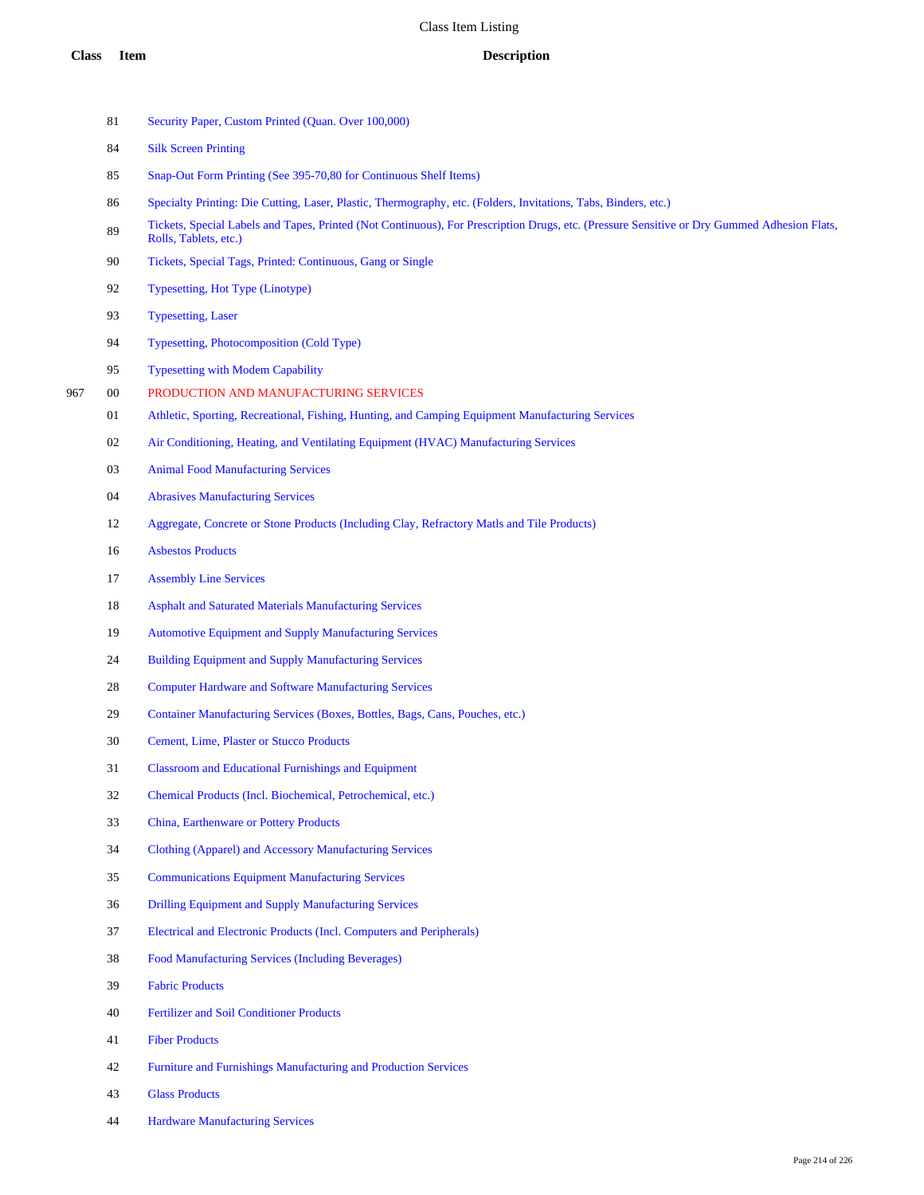| Class | Item | Description |
|---|---|---|
| | 81 | Security Paper, Custom Printed (Quan. Over 100,000) |
| | 84 | Silk Screen Printing |
| | 85 | Snap-Out Form Printing (See 395-70,80 for Continuous Shelf Items) |
| | 86 | Specialty Printing: Die Cutting, Laser, Plastic, Thermography, etc. (Folders, Invitations, Tabs, Binders, etc.) |
| | 89 | Tickets, Special Labels and Tapes, Printed (Not Continuous), For Prescription Drugs, etc. (Pressure Sensitive or Dry Gummed Adhesion Flats, Rolls, Tablets, etc.) |
| | 90 | Tickets, Special Tags, Printed: Continuous, Gang or Single |
| | 92 | Typesetting, Hot Type (Linotype) |
| | 93 | Typesetting, Laser |
| | 94 | Typesetting, Photocomposition (Cold Type) |
| | 95 | Typesetting with Modem Capability |
| 967 | 00 | PRODUCTION AND MANUFACTURING SERVICES |
| | 01 | Athletic, Sporting, Recreational, Fishing, Hunting, and Camping Equipment Manufacturing Services |
| | 02 | Air Conditioning, Heating, and Ventilating Equipment (HVAC) Manufacturing Services |
| | 03 | Animal Food Manufacturing Services |
| | 04 | Abrasives Manufacturing Services |
| | 12 | Aggregate, Concrete or Stone Products (Including Clay, Refractory Matls and Tile Products) |
| | 16 | Asbestos Products |
| | 17 | Assembly Line Services |
| | 18 | Asphalt and Saturated Materials Manufacturing Services |
| | 19 | Automotive Equipment and Supply Manufacturing Services |
| | 24 | Building Equipment and Supply Manufacturing Services |
| | 28 | Computer Hardware and Software Manufacturing Services |
| | 29 | Container Manufacturing Services (Boxes, Bottles, Bags, Cans, Pouches, etc.) |
| | 30 | Cement, Lime, Plaster or Stucco Products |
| | 31 | Classroom and Educational Furnishings and Equipment |
| | 32 | Chemical Products (Incl. Biochemical, Petrochemical, etc.) |
| | 33 | China, Earthenware or Pottery Products |
| | 34 | Clothing (Apparel) and Accessory Manufacturing Services |
| | 35 | Communications Equipment Manufacturing Services |
| | 36 | Drilling Equipment and Supply Manufacturing Services |
| | 37 | Electrical and Electronic Products (Incl. Computers and Peripherals) |
| | 38 | Food Manufacturing Services (Including Beverages) |
| | 39 | Fabric Products |
| | 40 | Fertilizer and Soil Conditioner Products |
| | 41 | Fiber Products |
| | 42 | Furniture and Furnishings Manufacturing and Production Services |
| | 43 | Glass Products |
| | 44 | Hardware Manufacturing Services |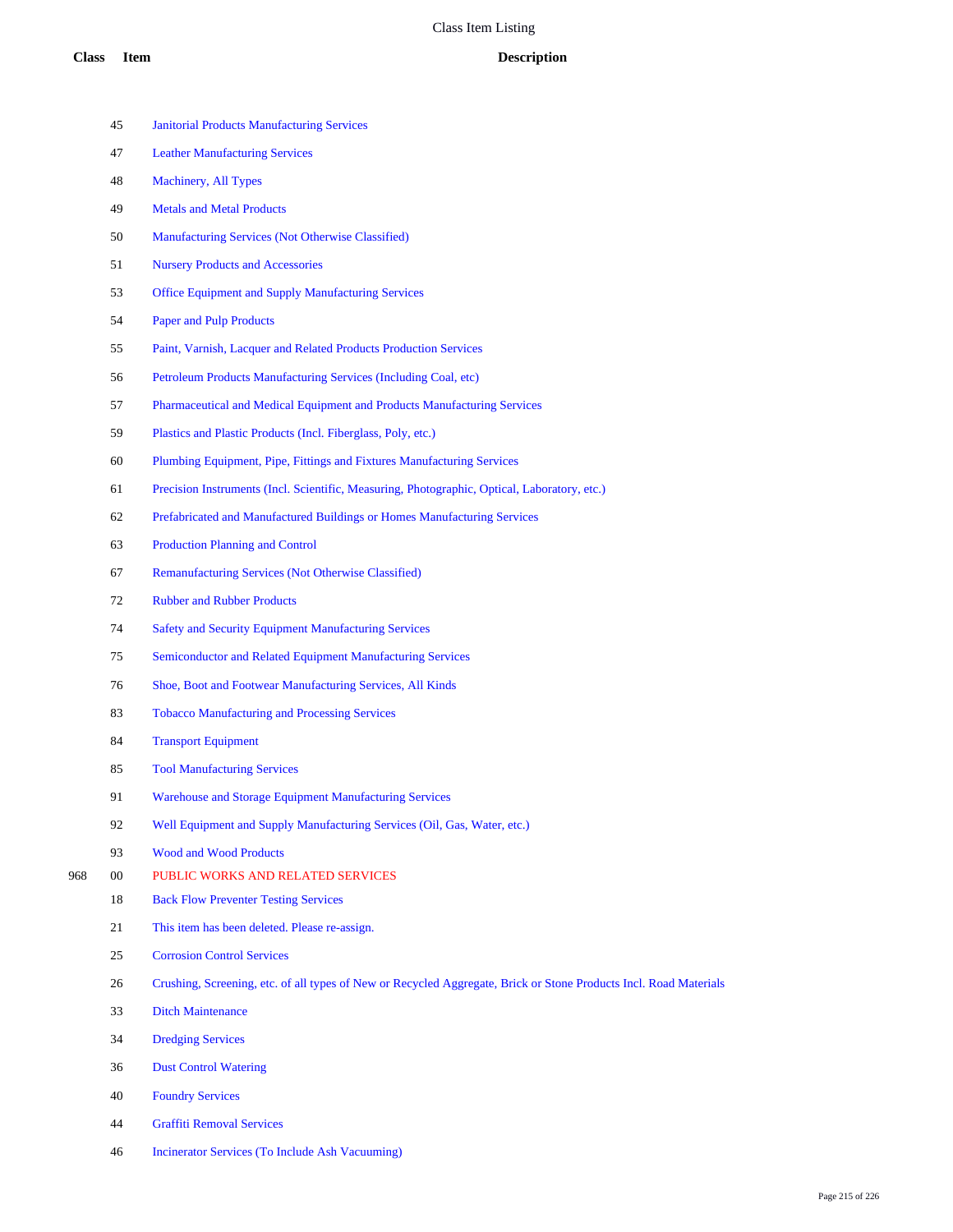# Class Item Listing

| Class | Item | Description |
|---|---|---|
| | 45 | Janitorial Products Manufacturing Services |
| | 47 | Leather Manufacturing Services |
| | 48 | Machinery, All Types |
| | 49 | Metals and Metal Products |
| | 50 | Manufacturing Services (Not Otherwise Classified) |
| | 51 | Nursery Products and Accessories |
| | 53 | Office Equipment and Supply Manufacturing Services |
| | 54 | Paper and Pulp Products |
| | 55 | Paint, Varnish, Lacquer and Related Products Production Services |
| | 56 | Petroleum Products Manufacturing Services (Including Coal, etc) |
| | 57 | Pharmaceutical and Medical Equipment and Products Manufacturing Services |
| | 59 | Plastics and Plastic Products (Incl. Fiberglass, Poly, etc.) |
| | 60 | Plumbing Equipment, Pipe, Fittings and Fixtures Manufacturing Services |
| | 61 | Precision Instruments (Incl. Scientific, Measuring, Photographic, Optical, Laboratory, etc.) |
| | 62 | Prefabricated and Manufactured Buildings or Homes Manufacturing Services |
| | 63 | Production Planning and Control |
| | 67 | Remanufacturing Services (Not Otherwise Classified) |
| | 72 | Rubber and Rubber Products |
| | 74 | Safety and Security Equipment Manufacturing Services |
| | 75 | Semiconductor and Related Equipment Manufacturing Services |
| | 76 | Shoe, Boot and Footwear Manufacturing Services, All Kinds |
| | 83 | Tobacco Manufacturing and Processing Services |
| | 84 | Transport Equipment |
| | 85 | Tool Manufacturing Services |
| | 91 | Warehouse and Storage Equipment Manufacturing Services |
| | 92 | Well Equipment and Supply Manufacturing Services (Oil, Gas, Water, etc.) |
| | 93 | Wood and Wood Products |
| 968 | 00 | PUBLIC WORKS AND RELATED SERVICES |
| | 18 | Back Flow Preventer Testing Services |
| | 21 | This item has been deleted. Please re-assign. |
| | 25 | Corrosion Control Services |
| | 26 | Crushing, Screening, etc. of all types of New or Recycled Aggregate, Brick or Stone Products Incl. Road Materials |
| | 33 | Ditch Maintenance |
| | 34 | Dredging Services |
| | 36 | Dust Control Watering |
| | 40 | Foundry Services |
| | 44 | Graffiti Removal Services |
| | 46 | Incinerator Services (To Include Ash Vacuuming) |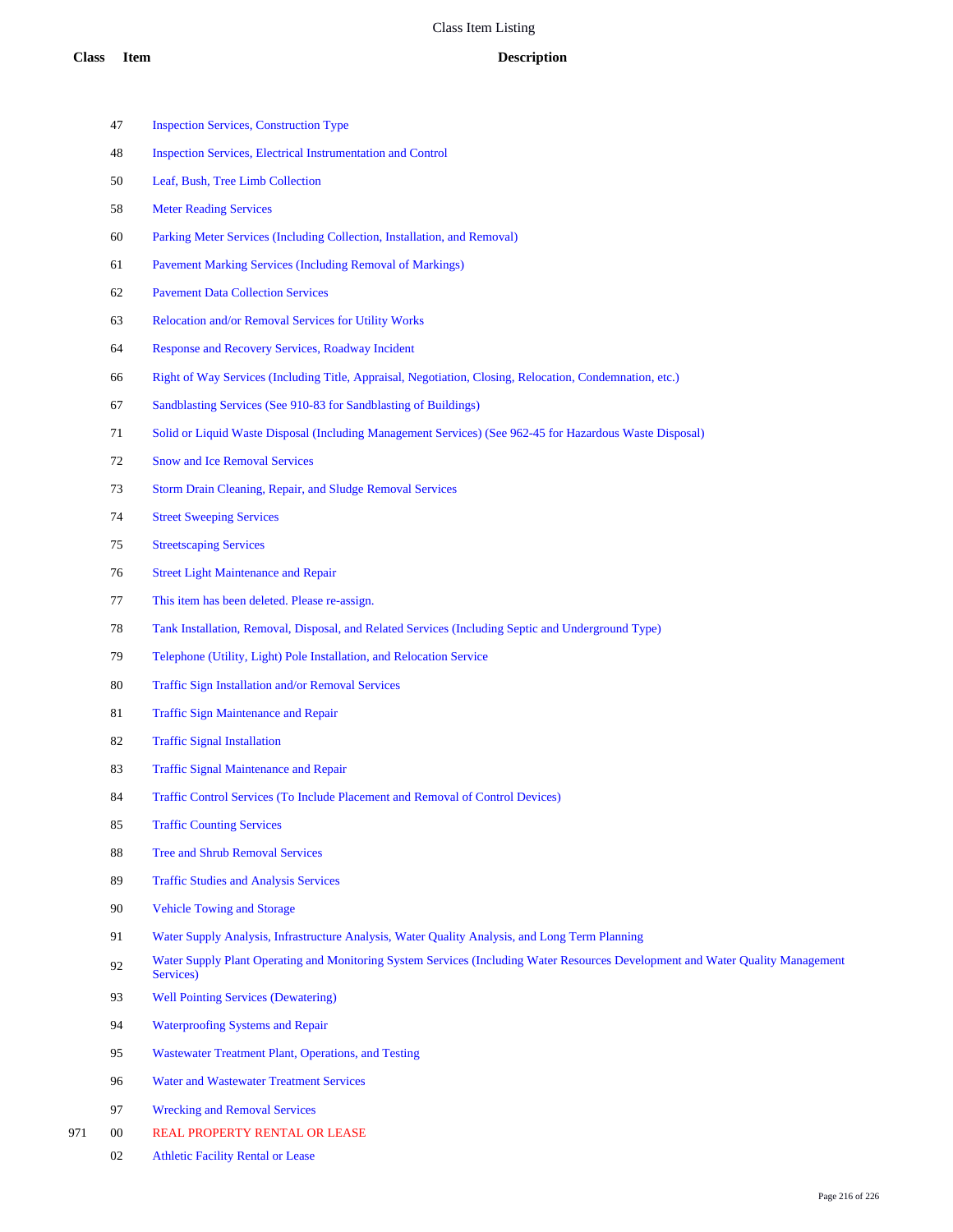# Class Item Listing

| Class | Item | Description |
|---|---|---|
| | 47 | Inspection Services, Construction Type |
| | 48 | Inspection Services, Electrical Instrumentation and Control |
| | 50 | Leaf, Bush, Tree Limb Collection |
| | 58 | Meter Reading Services |
| | 60 | Parking Meter Services (Including Collection, Installation, and Removal) |
| | 61 | Pavement Marking Services (Including Removal of Markings) |
| | 62 | Pavement Data Collection Services |
| | 63 | Relocation and/or Removal Services for Utility Works |
| | 64 | Response and Recovery Services, Roadway Incident |
| | 66 | Right of Way Services (Including Title, Appraisal, Negotiation, Closing, Relocation, Condemnation, etc.) |
| | 67 | Sandblasting Services (See 910-83 for Sandblasting of Buildings) |
| | 71 | Solid or Liquid Waste Disposal (Including Management Services) (See 962-45 for Hazardous Waste Disposal) |
| | 72 | Snow and Ice Removal Services |
| | 73 | Storm Drain Cleaning, Repair, and Sludge Removal Services |
| | 74 | Street Sweeping Services |
| | 75 | Streetscaping Services |
| | 76 | Street Light Maintenance and Repair |
| | 77 | This item has been deleted. Please re-assign. |
| | 78 | Tank Installation, Removal, Disposal, and Related Services (Including Septic and Underground Type) |
| | 79 | Telephone (Utility, Light) Pole Installation, and Relocation Service |
| | 80 | Traffic Sign Installation and/or Removal Services |
| | 81 | Traffic Sign Maintenance and Repair |
| | 82 | Traffic Signal Installation |
| | 83 | Traffic Signal Maintenance and Repair |
| | 84 | Traffic Control Services (To Include Placement and Removal of Control Devices) |
| | 85 | Traffic Counting Services |
| | 88 | Tree and Shrub Removal Services |
| | 89 | Traffic Studies and Analysis Services |
| | 90 | Vehicle Towing and Storage |
| | 91 | Water Supply Analysis, Infrastructure Analysis, Water Quality Analysis, and Long Term Planning |
| | 92 | Water Supply Plant Operating and Monitoring System Services (Including Water Resources Development and Water Quality Management Services) |
| | 93 | Well Pointing Services (Dewatering) |
| | 94 | Waterproofing Systems and Repair |
| | 95 | Wastewater Treatment Plant, Operations, and Testing |
| | 96 | Water and Wastewater Treatment Services |
| | 97 | Wrecking and Removal Services |
| 971 | 00 | REAL PROPERTY RENTAL OR LEASE |
| | 02 | Athletic Facility Rental or Lease |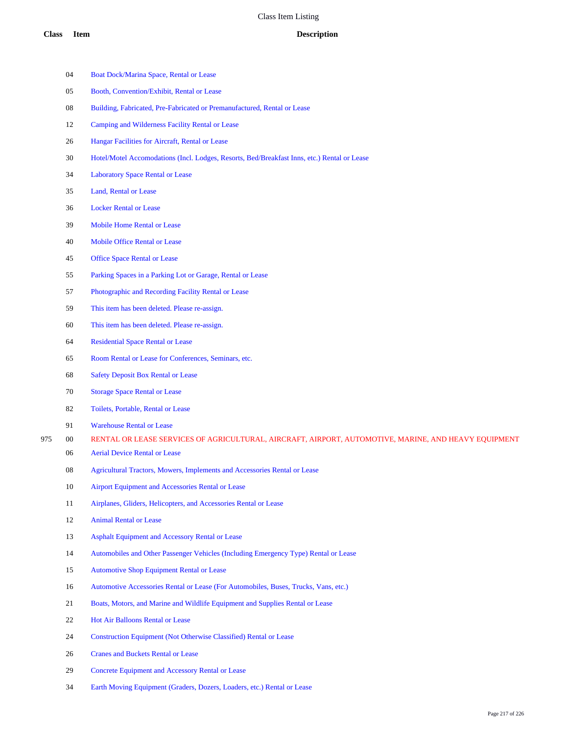| Class | Item | Description |
|---|---|---|
| | 04 | Boat Dock/Marina Space, Rental or Lease |
| | 05 | Booth, Convention/Exhibit, Rental or Lease |
| | 08 | Building, Fabricated, Pre-Fabricated or Premanufactured, Rental or Lease |
| | 12 | Camping and Wilderness Facility Rental or Lease |
| | 26 | Hangar Facilities for Aircraft, Rental or Lease |
| | 30 | Hotel/Motel Accomodations (Incl. Lodges, Resorts, Bed/Breakfast Inns, etc.) Rental or Lease |
| | 34 | Laboratory Space Rental or Lease |
| | 35 | Land, Rental or Lease |
| | 36 | Locker Rental or Lease |
| | 39 | Mobile Home Rental or Lease |
| | 40 | Mobile Office Rental or Lease |
| | 45 | Office Space Rental or Lease |
| | 55 | Parking Spaces in a Parking Lot or Garage, Rental or Lease |
| | 57 | Photographic and Recording Facility Rental or Lease |
| | 59 | This item has been deleted. Please re-assign. |
| | 60 | This item has been deleted. Please re-assign. |
| | 64 | Residential Space Rental or Lease |
| | 65 | Room Rental or Lease for Conferences, Seminars, etc. |
| | 68 | Safety Deposit Box Rental or Lease |
| | 70 | Storage Space Rental or Lease |
| | 82 | Toilets, Portable, Rental or Lease |
| | 91 | Warehouse Rental or Lease |
| 975 | 00 | RENTAL OR LEASE SERVICES OF AGRICULTURAL, AIRCRAFT, AIRPORT, AUTOMOTIVE, MARINE, AND HEAVY EQUIPMENT |
| | 06 | Aerial Device Rental or Lease |
| | 08 | Agricultural Tractors, Mowers, Implements and Accessories Rental or Lease |
| | 10 | Airport Equipment and Accessories Rental or Lease |
| | 11 | Airplanes, Gliders, Helicopters, and Accessories Rental or Lease |
| | 12 | Animal Rental or Lease |
| | 13 | Asphalt Equipment and Accessory Rental or Lease |
| | 14 | Automobiles and Other Passenger Vehicles (Including Emergency Type) Rental or Lease |
| | 15 | Automotive Shop Equipment Rental or Lease |
| | 16 | Automotive Accessories Rental or Lease (For Automobiles, Buses, Trucks, Vans, etc.) |
| | 21 | Boats, Motors, and Marine and Wildlife Equipment and Supplies Rental or Lease |
| | 22 | Hot Air Balloons Rental or Lease |
| | 24 | Construction Equipment (Not Otherwise Classified) Rental or Lease |
| | 26 | Cranes and Buckets Rental or Lease |
| | 29 | Concrete Equipment and Accessory Rental or Lease |
| | 34 | Earth Moving Equipment (Graders, Dozers, Loaders, etc.) Rental or Lease |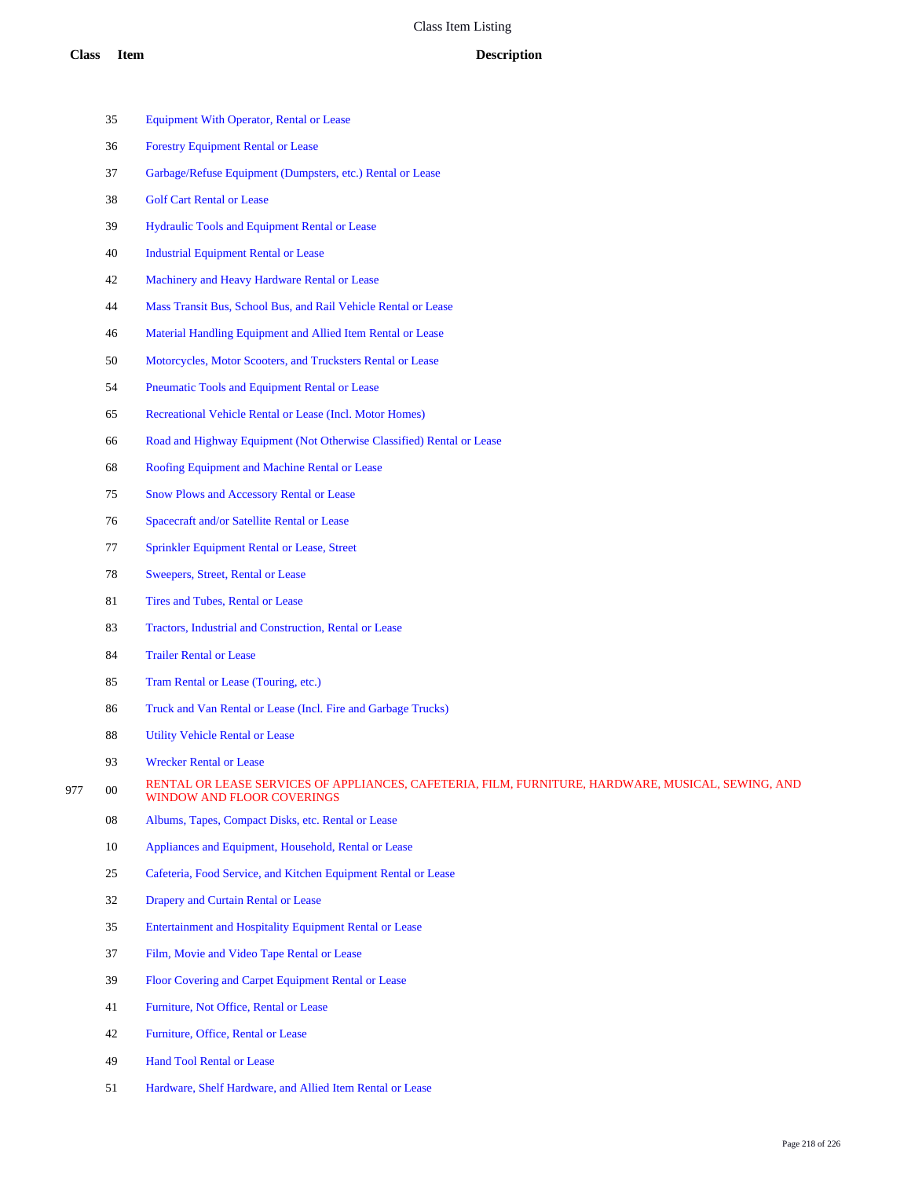# Class Item Listing

| Class | Item | Description |
|---|---|---|
| | 35 | Equipment With Operator, Rental or Lease |
| | 36 | Forestry Equipment Rental or Lease |
| | 37 | Garbage/Refuse Equipment (Dumpsters, etc.) Rental or Lease |
| | 38 | Golf Cart Rental or Lease |
| | 39 | Hydraulic Tools and Equipment Rental or Lease |
| | 40 | Industrial Equipment Rental or Lease |
| | 42 | Machinery and Heavy Hardware Rental or Lease |
| | 44 | Mass Transit Bus, School Bus, and Rail Vehicle Rental or Lease |
| | 46 | Material Handling Equipment and Allied Item Rental or Lease |
| | 50 | Motorcycles, Motor Scooters, and Trucksters Rental or Lease |
| | 54 | Pneumatic Tools and Equipment Rental or Lease |
| | 65 | Recreational Vehicle Rental or Lease (Incl. Motor Homes) |
| | 66 | Road and Highway Equipment (Not Otherwise Classified) Rental or Lease |
| | 68 | Roofing Equipment and Machine Rental or Lease |
| | 75 | Snow Plows and Accessory Rental or Lease |
| | 76 | Spacecraft and/or Satellite Rental or Lease |
| | 77 | Sprinkler Equipment Rental or Lease, Street |
| | 78 | Sweepers, Street, Rental or Lease |
| | 81 | Tires and Tubes, Rental or Lease |
| | 83 | Tractors, Industrial and Construction, Rental or Lease |
| | 84 | Trailer Rental or Lease |
| | 85 | Tram Rental or Lease (Touring, etc.) |
| | 86 | Truck and Van Rental or Lease (Incl. Fire and Garbage Trucks) |
| | 88 | Utility Vehicle Rental or Lease |
| | 93 | Wrecker Rental or Lease |
| 977 | 00 | RENTAL OR LEASE SERVICES OF APPLIANCES, CAFETERIA, FILM, FURNITURE, HARDWARE, MUSICAL, SEWING, AND WINDOW AND FLOOR COVERINGS |
| | 08 | Albums, Tapes, Compact Disks, etc. Rental or Lease |
| | 10 | Appliances and Equipment, Household, Rental or Lease |
| | 25 | Cafeteria, Food Service, and Kitchen Equipment Rental or Lease |
| | 32 | Drapery and Curtain Rental or Lease |
| | 35 | Entertainment and Hospitality Equipment Rental or Lease |
| | 37 | Film, Movie and Video Tape Rental or Lease |
| | 39 | Floor Covering and Carpet Equipment Rental or Lease |
| | 41 | Furniture, Not Office, Rental or Lease |
| | 42 | Furniture, Office, Rental or Lease |
| | 49 | Hand Tool Rental or Lease |
| | 51 | Hardware, Shelf Hardware, and Allied Item Rental or Lease |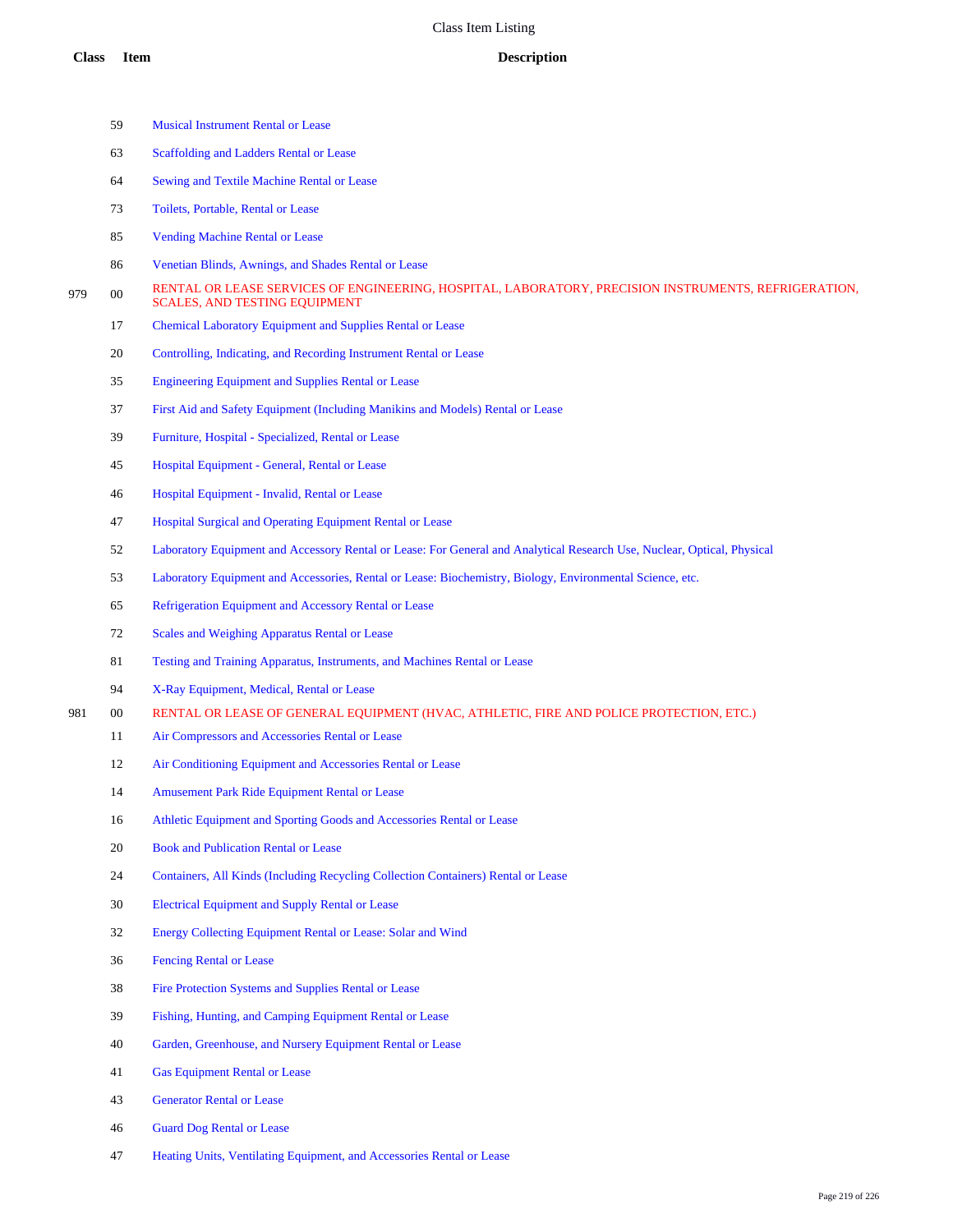| Class | Item | Description |
|---|---|---|
| | 59 | Musical Instrument Rental or Lease |
| | 63 | Scaffolding and Ladders Rental or Lease |
| | 64 | Sewing and Textile Machine Rental or Lease |
| | 73 | Toilets, Portable, Rental or Lease |
| | 85 | Vending Machine Rental or Lease |
| | 86 | Venetian Blinds, Awnings, and Shades Rental or Lease |
| 979 | 00 | RENTAL OR LEASE SERVICES OF ENGINEERING, HOSPITAL, LABORATORY, PRECISION INSTRUMENTS, REFRIGERATION, SCALES, AND TESTING EQUIPMENT |
| | 17 | Chemical Laboratory Equipment and Supplies Rental or Lease |
| | 20 | Controlling, Indicating, and Recording Instrument Rental or Lease |
| | 35 | Engineering Equipment and Supplies Rental or Lease |
| | 37 | First Aid and Safety Equipment (Including Manikins and Models) Rental or Lease |
| | 39 | Furniture, Hospital - Specialized, Rental or Lease |
| | 45 | Hospital Equipment - General, Rental or Lease |
| | 46 | Hospital Equipment - Invalid, Rental or Lease |
| | 47 | Hospital Surgical and Operating Equipment Rental or Lease |
| | 52 | Laboratory Equipment and Accessory Rental or Lease: For General and Analytical Research Use, Nuclear, Optical, Physical |
| | 53 | Laboratory Equipment and Accessories, Rental or Lease: Biochemistry, Biology, Environmental Science, etc. |
| | 65 | Refrigeration Equipment and Accessory Rental or Lease |
| | 72 | Scales and Weighing Apparatus Rental or Lease |
| | 81 | Testing and Training Apparatus, Instruments, and Machines Rental or Lease |
| | 94 | X-Ray Equipment, Medical, Rental or Lease |
| 981 | 00 | RENTAL OR LEASE OF GENERAL EQUIPMENT (HVAC, ATHLETIC, FIRE AND POLICE PROTECTION, ETC.) |
| | 11 | Air Compressors and Accessories Rental or Lease |
| | 12 | Air Conditioning Equipment and Accessories Rental or Lease |
| | 14 | Amusement Park Ride Equipment Rental or Lease |
| | 16 | Athletic Equipment and Sporting Goods and Accessories Rental or Lease |
| | 20 | Book and Publication Rental or Lease |
| | 24 | Containers, All Kinds (Including Recycling Collection Containers) Rental or Lease |
| | 30 | Electrical Equipment and Supply Rental or Lease |
| | 32 | Energy Collecting Equipment Rental or Lease: Solar and Wind |
| | 36 | Fencing Rental or Lease |
| | 38 | Fire Protection Systems and Supplies Rental or Lease |
| | 39 | Fishing, Hunting, and Camping Equipment Rental or Lease |
| | 40 | Garden, Greenhouse, and Nursery Equipment Rental or Lease |
| | 41 | Gas Equipment Rental or Lease |
| | 43 | Generator Rental or Lease |
| | 46 | Guard Dog Rental or Lease |
| | 47 | Heating Units, Ventilating Equipment, and Accessories Rental or Lease |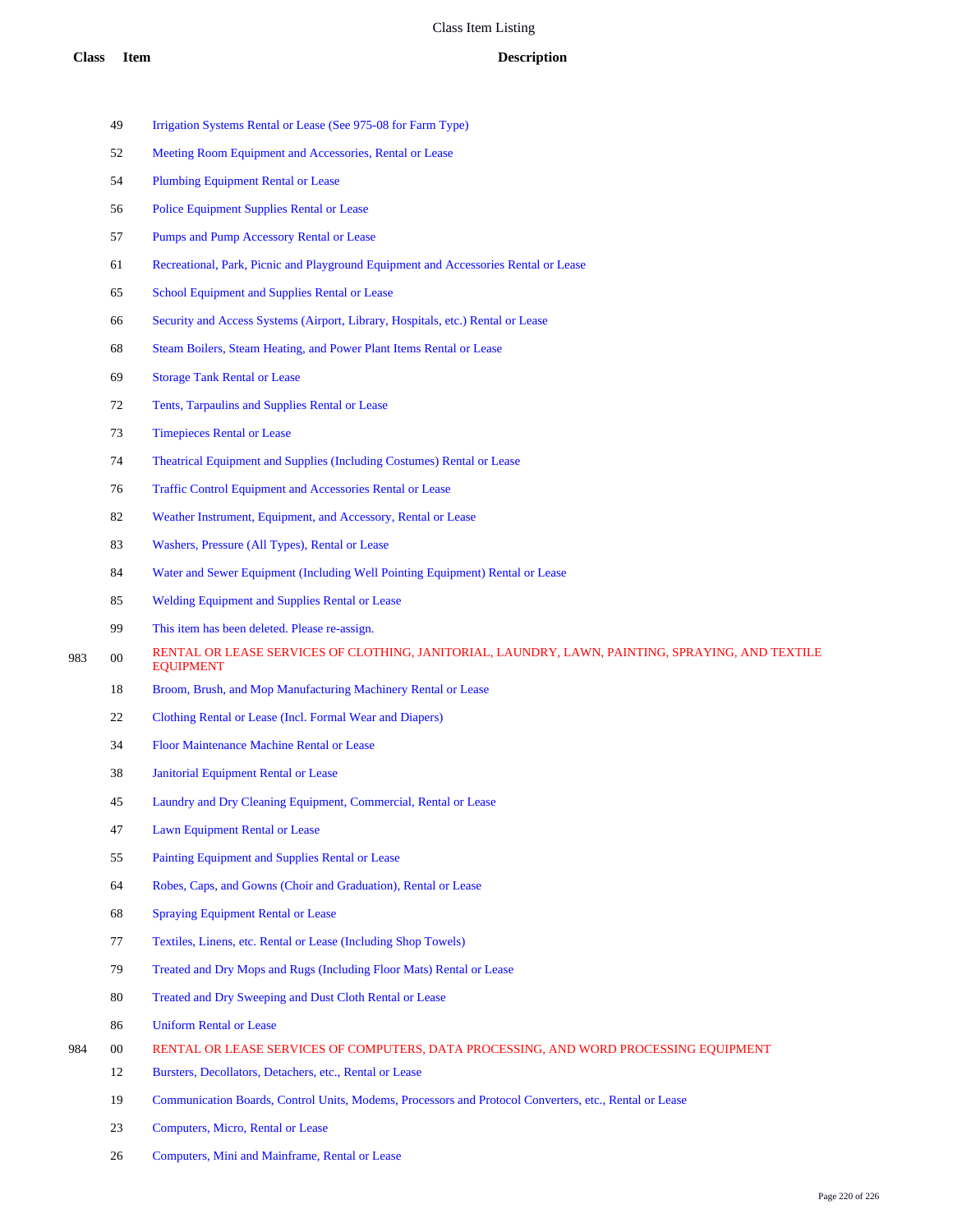# Class Item Listing

| Class | Item | Description |
|---|---|---|
| | 49 | Irrigation Systems Rental or Lease (See 975-08 for Farm Type) |
| | 52 | Meeting Room Equipment and Accessories, Rental or Lease |
| | 54 | Plumbing Equipment Rental or Lease |
| | 56 | Police Equipment Supplies Rental or Lease |
| | 57 | Pumps and Pump Accessory Rental or Lease |
| | 61 | Recreational, Park, Picnic and Playground Equipment and Accessories Rental or Lease |
| | 65 | School Equipment and Supplies Rental or Lease |
| | 66 | Security and Access Systems (Airport, Library, Hospitals, etc.) Rental or Lease |
| | 68 | Steam Boilers, Steam Heating, and Power Plant Items Rental or Lease |
| | 69 | Storage Tank Rental or Lease |
| | 72 | Tents, Tarpaulins and Supplies Rental or Lease |
| | 73 | Timepieces Rental or Lease |
| | 74 | Theatrical Equipment and Supplies (Including Costumes) Rental or Lease |
| | 76 | Traffic Control Equipment and Accessories Rental or Lease |
| | 82 | Weather Instrument, Equipment, and Accessory, Rental or Lease |
| | 83 | Washers, Pressure (All Types), Rental or Lease |
| | 84 | Water and Sewer Equipment (Including Well Pointing Equipment) Rental or Lease |
| | 85 | Welding Equipment and Supplies Rental or Lease |
| | 99 | This item has been deleted. Please re-assign. |
| 983 | 00 | RENTAL OR LEASE SERVICES OF CLOTHING, JANITORIAL, LAUNDRY, LAWN, PAINTING, SPRAYING, AND TEXTILE EQUIPMENT |
| | 18 | Broom, Brush, and Mop Manufacturing Machinery Rental or Lease |
| | 22 | Clothing Rental or Lease (Incl. Formal Wear and Diapers) |
| | 34 | Floor Maintenance Machine Rental or Lease |
| | 38 | Janitorial Equipment Rental or Lease |
| | 45 | Laundry and Dry Cleaning Equipment, Commercial, Rental or Lease |
| | 47 | Lawn Equipment Rental or Lease |
| | 55 | Painting Equipment and Supplies Rental or Lease |
| | 64 | Robes, Caps, and Gowns (Choir and Graduation), Rental or Lease |
| | 68 | Spraying Equipment Rental or Lease |
| | 77 | Textiles, Linens, etc. Rental or Lease (Including Shop Towels) |
| | 79 | Treated and Dry Mops and Rugs (Including Floor Mats) Rental or Lease |
| | 80 | Treated and Dry Sweeping and Dust Cloth Rental or Lease |
| | 86 | Uniform Rental or Lease |
| 984 | 00 | RENTAL OR LEASE SERVICES OF COMPUTERS, DATA PROCESSING, AND WORD PROCESSING EQUIPMENT |
| | 12 | Bursters, Decollators, Detachers, etc., Rental or Lease |
| | 19 | Communication Boards, Control Units, Modems, Processors and Protocol Converters, etc., Rental or Lease |
| | 23 | Computers, Micro, Rental or Lease |
| | 26 | Computers, Mini and Mainframe, Rental or Lease |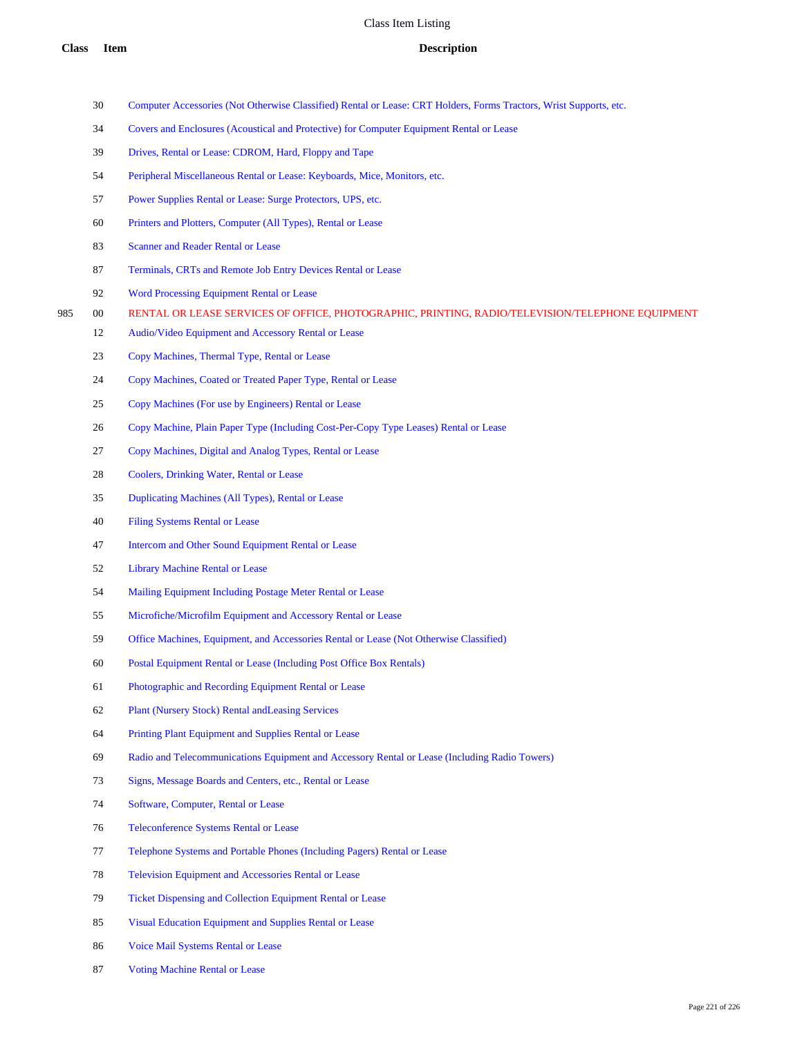# Class Item Listing

| Class | Item | Description |
|---|---|---|
| | 30 | Computer Accessories (Not Otherwise Classified) Rental or Lease: CRT Holders, Forms Tractors, Wrist Supports, etc. |
| | 34 | Covers and Enclosures (Acoustical and Protective) for Computer Equipment Rental or Lease |
| | 39 | Drives, Rental or Lease: CDROM, Hard, Floppy and Tape |
| | 54 | Peripheral Miscellaneous Rental or Lease: Keyboards, Mice, Monitors, etc. |
| | 57 | Power Supplies Rental or Lease: Surge Protectors, UPS, etc. |
| | 60 | Printers and Plotters, Computer (All Types), Rental or Lease |
| | 83 | Scanner and Reader Rental or Lease |
| | 87 | Terminals, CRTs and Remote Job Entry Devices Rental or Lease |
| | 92 | Word Processing Equipment Rental or Lease |
| 985 | 00 | RENTAL OR LEASE SERVICES OF OFFICE, PHOTOGRAPHIC, PRINTING, RADIO/TELEVISION/TELEPHONE EQUIPMENT |
| | 12 | Audio/Video Equipment and Accessory Rental or Lease |
| | 23 | Copy Machines, Thermal Type, Rental or Lease |
| | 24 | Copy Machines, Coated or Treated Paper Type, Rental or Lease |
| | 25 | Copy Machines (For use by Engineers) Rental or Lease |
| | 26 | Copy Machine, Plain Paper Type (Including Cost-Per-Copy Type Leases) Rental or Lease |
| | 27 | Copy Machines, Digital and Analog Types, Rental or Lease |
| | 28 | Coolers, Drinking Water, Rental or Lease |
| | 35 | Duplicating Machines (All Types), Rental or Lease |
| | 40 | Filing Systems Rental or Lease |
| | 47 | Intercom and Other Sound Equipment Rental or Lease |
| | 52 | Library Machine Rental or Lease |
| | 54 | Mailing Equipment Including Postage Meter Rental or Lease |
| | 55 | Microfiche/Microfilm Equipment and Accessory Rental or Lease |
| | 59 | Office Machines, Equipment, and Accessories Rental or Lease (Not Otherwise Classified) |
| | 60 | Postal Equipment Rental or Lease (Including Post Office Box Rentals) |
| | 61 | Photographic and Recording Equipment Rental or Lease |
| | 62 | Plant (Nursery Stock) Rental andLeasing Services |
| | 64 | Printing Plant Equipment and Supplies Rental or Lease |
| | 69 | Radio and Telecommunications Equipment and Accessory Rental or Lease (Including Radio Towers) |
| | 73 | Signs, Message Boards and Centers, etc., Rental or Lease |
| | 74 | Software, Computer, Rental or Lease |
| | 76 | Teleconference Systems Rental or Lease |
| | 77 | Telephone Systems and Portable Phones (Including Pagers) Rental or Lease |
| | 78 | Television Equipment and Accessories Rental or Lease |
| | 79 | Ticket Dispensing and Collection Equipment Rental or Lease |
| | 85 | Visual Education Equipment and Supplies Rental or Lease |
| | 86 | Voice Mail Systems Rental or Lease |
| | 87 | Voting Machine Rental or Lease |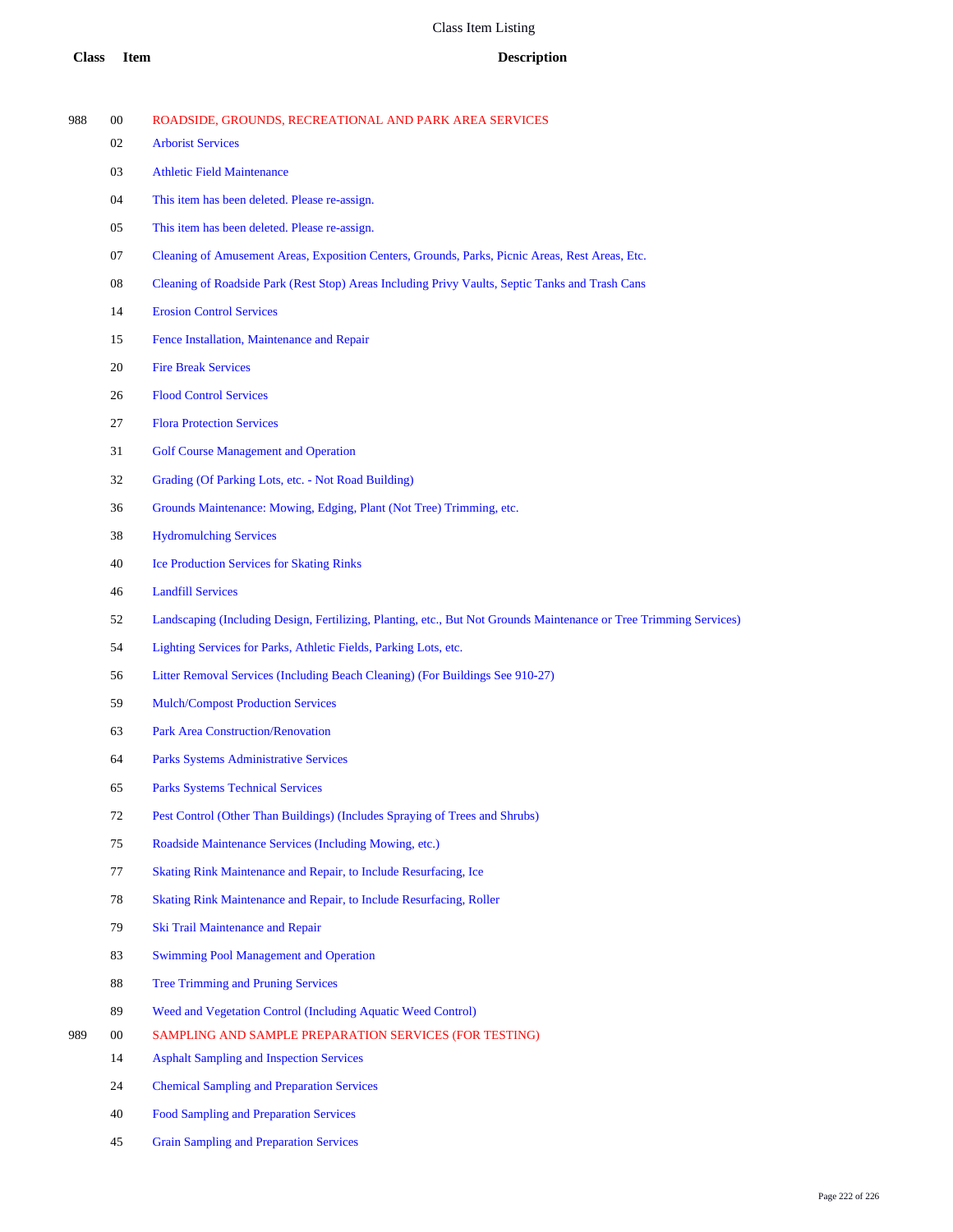# Class Item Listing

| Class | Item | Description |
|---|---|---|
| 988 | 00 | ROADSIDE, GROUNDS, RECREATIONAL AND PARK AREA SERVICES |
| | 02 | Arborist Services |
| | 03 | Athletic Field Maintenance |
| | 04 | This item has been deleted. Please re-assign. |
| | 05 | This item has been deleted. Please re-assign. |
| | 07 | Cleaning of Amusement Areas, Exposition Centers, Grounds, Parks, Picnic Areas, Rest Areas, Etc. |
| | 08 | Cleaning of Roadside Park (Rest Stop) Areas Including Privy Vaults, Septic Tanks and Trash Cans |
| | 14 | Erosion Control Services |
| | 15 | Fence Installation, Maintenance and Repair |
| | 20 | Fire Break Services |
| | 26 | Flood Control Services |
| | 27 | Flora Protection Services |
| | 31 | Golf Course Management and Operation |
| | 32 | Grading (Of Parking Lots, etc. - Not Road Building) |
| | 36 | Grounds Maintenance: Mowing, Edging, Plant (Not Tree) Trimming, etc. |
| | 38 | Hydromulching Services |
| | 40 | Ice Production Services for Skating Rinks |
| | 46 | Landfill Services |
| | 52 | Landscaping (Including Design, Fertilizing, Planting, etc., But Not Grounds Maintenance or Tree Trimming Services) |
| | 54 | Lighting Services for Parks, Athletic Fields, Parking Lots, etc. |
| | 56 | Litter Removal Services (Including Beach Cleaning) (For Buildings See 910-27) |
| | 59 | Mulch/Compost Production Services |
| | 63 | Park Area Construction/Renovation |
| | 64 | Parks Systems Administrative Services |
| | 65 | Parks Systems Technical Services |
| | 72 | Pest Control (Other Than Buildings) (Includes Spraying of Trees and Shrubs) |
| | 75 | Roadside Maintenance Services (Including Mowing, etc.) |
| | 77 | Skating Rink Maintenance and Repair, to Include Resurfacing, Ice |
| | 78 | Skating Rink Maintenance and Repair, to Include Resurfacing, Roller |
| | 79 | Ski Trail Maintenance and Repair |
| | 83 | Swimming Pool Management and Operation |
| | 88 | Tree Trimming and Pruning Services |
| | 89 | Weed and Vegetation Control (Including Aquatic Weed Control) |
| 989 | 00 | SAMPLING AND SAMPLE PREPARATION SERVICES (FOR TESTING) |
| | 14 | Asphalt Sampling and Inspection Services |
| | 24 | Chemical Sampling and Preparation Services |
| | 40 | Food Sampling and Preparation Services |
| | 45 | Grain Sampling and Preparation Services |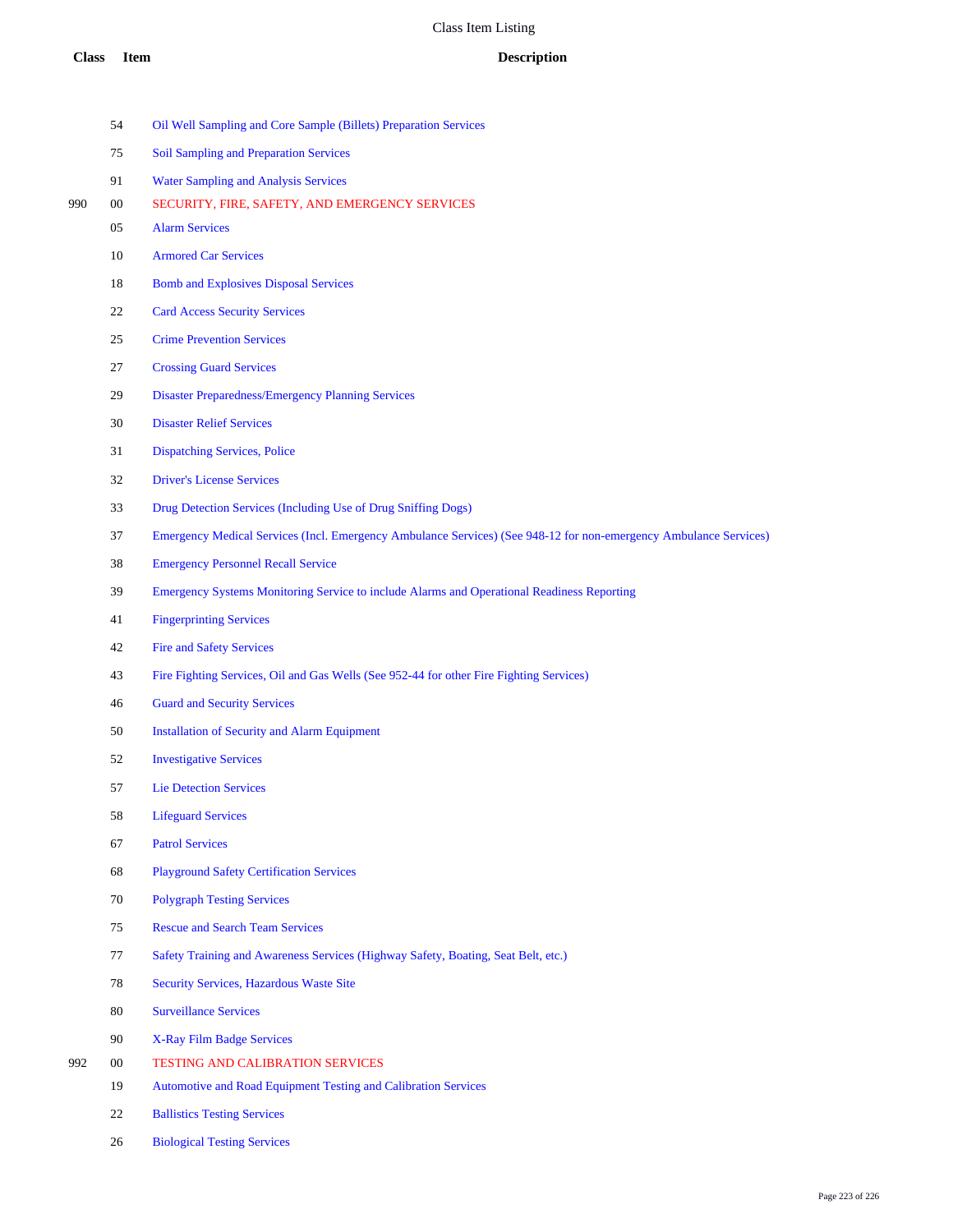| Class | Item | Description |
|---|---|---|
| | 54 | Oil Well Sampling and Core Sample (Billets) Preparation Services |
| | 75 | Soil Sampling and Preparation Services |
| | 91 | Water Sampling and Analysis Services |
| 990 | 00 | SECURITY, FIRE, SAFETY, AND EMERGENCY SERVICES |
| | 05 | Alarm Services |
| | 10 | Armored Car Services |
| | 18 | Bomb and Explosives Disposal Services |
| | 22 | Card Access Security Services |
| | 25 | Crime Prevention Services |
| | 27 | Crossing Guard Services |
| | 29 | Disaster Preparedness/Emergency Planning Services |
| | 30 | Disaster Relief Services |
| | 31 | Dispatching Services, Police |
| | 32 | Driver's License Services |
| | 33 | Drug Detection Services (Including Use of Drug Sniffing Dogs) |
| | 37 | Emergency Medical Services (Incl. Emergency Ambulance Services) (See 948-12 for non-emergency Ambulance Services) |
| | 38 | Emergency Personnel Recall Service |
| | 39 | Emergency Systems Monitoring Service to include Alarms and Operational Readiness Reporting |
| | 41 | Fingerprinting Services |
| | 42 | Fire and Safety Services |
| | 43 | Fire Fighting Services, Oil and Gas Wells (See 952-44 for other Fire Fighting Services) |
| | 46 | Guard and Security Services |
| | 50 | Installation of Security and Alarm Equipment |
| | 52 | Investigative Services |
| | 57 | Lie Detection Services |
| | 58 | Lifeguard Services |
| | 67 | Patrol Services |
| | 68 | Playground Safety Certification Services |
| | 70 | Polygraph Testing Services |
| | 75 | Rescue and Search Team Services |
| | 77 | Safety Training and Awareness Services (Highway Safety, Boating, Seat Belt, etc.) |
| | 78 | Security Services, Hazardous Waste Site |
| | 80 | Surveillance Services |
| | 90 | X-Ray Film Badge Services |
| 992 | 00 | TESTING AND CALIBRATION SERVICES |
| | 19 | Automotive and Road Equipment Testing and Calibration Services |
| | 22 | Ballistics Testing Services |
| | 26 | Biological Testing Services |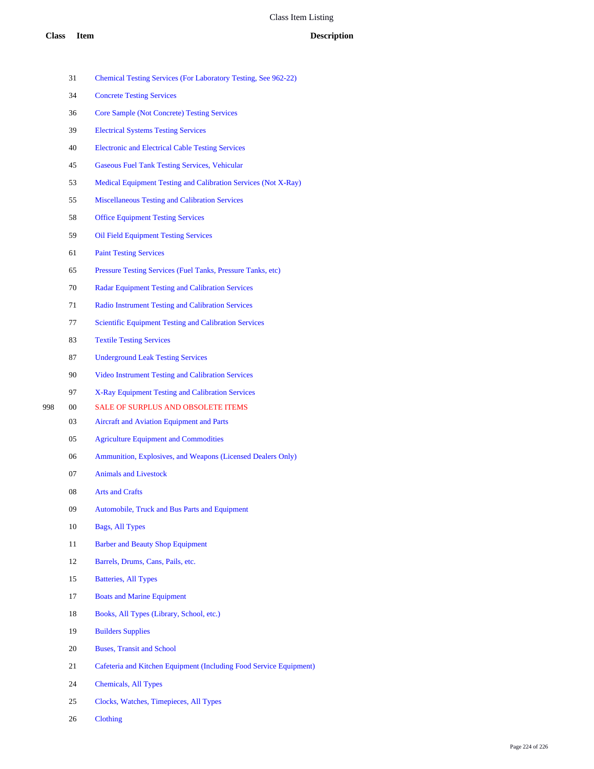# Class Item Listing

| Class | Item | Description |
|---|---|---|
| | 31 | Chemical Testing Services (For Laboratory Testing, See 962-22) |
| | 34 | Concrete Testing Services |
| | 36 | Core Sample (Not Concrete) Testing Services |
| | 39 | Electrical Systems Testing Services |
| | 40 | Electronic and Electrical Cable Testing Services |
| | 45 | Gaseous Fuel Tank Testing Services, Vehicular |
| | 53 | Medical Equipment Testing and Calibration Services (Not X-Ray) |
| | 55 | Miscellaneous Testing and Calibration Services |
| | 58 | Office Equipment Testing Services |
| | 59 | Oil Field Equipment Testing Services |
| | 61 | Paint Testing Services |
| | 65 | Pressure Testing Services (Fuel Tanks, Pressure Tanks, etc) |
| | 70 | Radar Equipment Testing and Calibration Services |
| | 71 | Radio Instrument Testing and Calibration Services |
| | 77 | Scientific Equipment Testing and Calibration Services |
| | 83 | Textile Testing Services |
| | 87 | Underground Leak Testing Services |
| | 90 | Video Instrument Testing and Calibration Services |
| | 97 | X-Ray Equipment Testing and Calibration Services |
| 998 | 00 | SALE OF SURPLUS AND OBSOLETE ITEMS |
| | 03 | Aircraft and Aviation Equipment and Parts |
| | 05 | Agriculture Equipment and Commodities |
| | 06 | Ammunition, Explosives, and Weapons (Licensed Dealers Only) |
| | 07 | Animals and Livestock |
| | 08 | Arts and Crafts |
| | 09 | Automobile, Truck and Bus Parts and Equipment |
| | 10 | Bags, All Types |
| | 11 | Barber and Beauty Shop Equipment |
| | 12 | Barrels, Drums, Cans, Pails, etc. |
| | 15 | Batteries, All Types |
| | 17 | Boats and Marine Equipment |
| | 18 | Books, All Types (Library, School, etc.) |
| | 19 | Builders Supplies |
| | 20 | Buses, Transit and School |
| | 21 | Cafeteria and Kitchen Equipment (Including Food Service Equipment) |
| | 24 | Chemicals, All Types |
| | 25 | Clocks, Watches, Timepieces, All Types |
| | 26 | Clothing |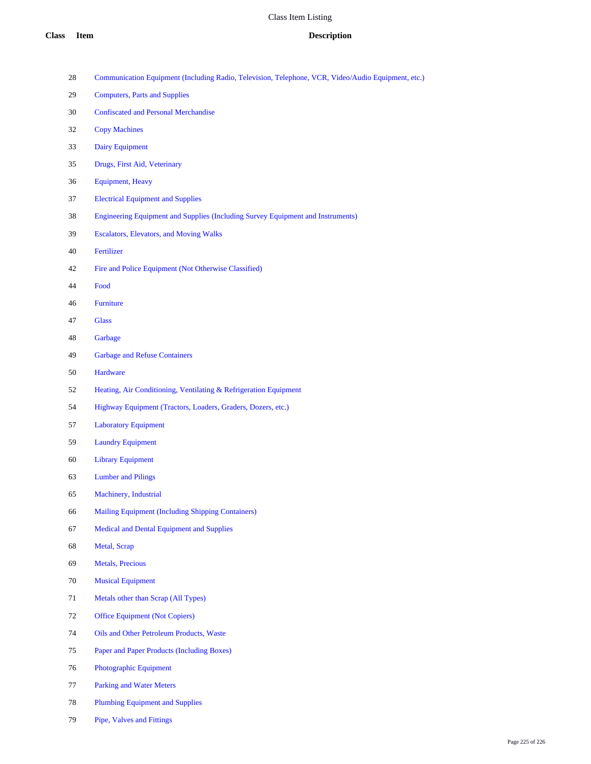# Class Item Listing

| Class | Item | Description |
|---|---|---|
| 28 | | Communication Equipment (Including Radio, Television, Telephone, VCR, Video/Audio Equipment, etc.) |
| 29 | | Computers, Parts and Supplies |
| 30 | | Confiscated and Personal Merchandise |
| 32 | | Copy Machines |
| 33 | | Dairy Equipment |
| 35 | | Drugs, First Aid, Veterinary |
| 36 | | Equipment, Heavy |
| 37 | | Electrical Equipment and Supplies |
| 38 | | Engineering Equipment and Supplies (Including Survey Equipment and Instruments) |
| 39 | | Escalators, Elevators, and Moving Walks |
| 40 | | Fertilizer |
| 42 | | Fire and Police Equipment (Not Otherwise Classified) |
| 44 | | Food |
| 46 | | Furniture |
| 47 | | Glass |
| 48 | | Garbage |
| 49 | | Garbage and Refuse Containers |
| 50 | | Hardware |
| 52 | | Heating, Air Conditioning, Ventilating & Refrigeration Equipment |
| 54 | | Highway Equipment (Tractors, Loaders, Graders, Dozers, etc.) |
| 57 | | Laboratory Equipment |
| 59 | | Laundry Equipment |
| 60 | | Library Equipment |
| 63 | | Lumber and Pilings |
| 65 | | Machinery, Industrial |
| 66 | | Mailing Equipment (Including Shipping Containers) |
| 67 | | Medical and Dental Equipment and Supplies |
| 68 | | Metal, Scrap |
| 69 | | Metals, Precious |
| 70 | | Musical Equipment |
| 71 | | Metals other than Scrap (All Types) |
| 72 | | Office Equipment (Not Copiers) |
| 74 | | Oils and Other Petroleum Products, Waste |
| 75 | | Paper and Paper Products (Including Boxes) |
| 76 | | Photographic Equipment |
| 77 | | Parking and Water Meters |
| 78 | | Plumbing Equipment and Supplies |
| 79 | | Pipe, Valves and Fittings |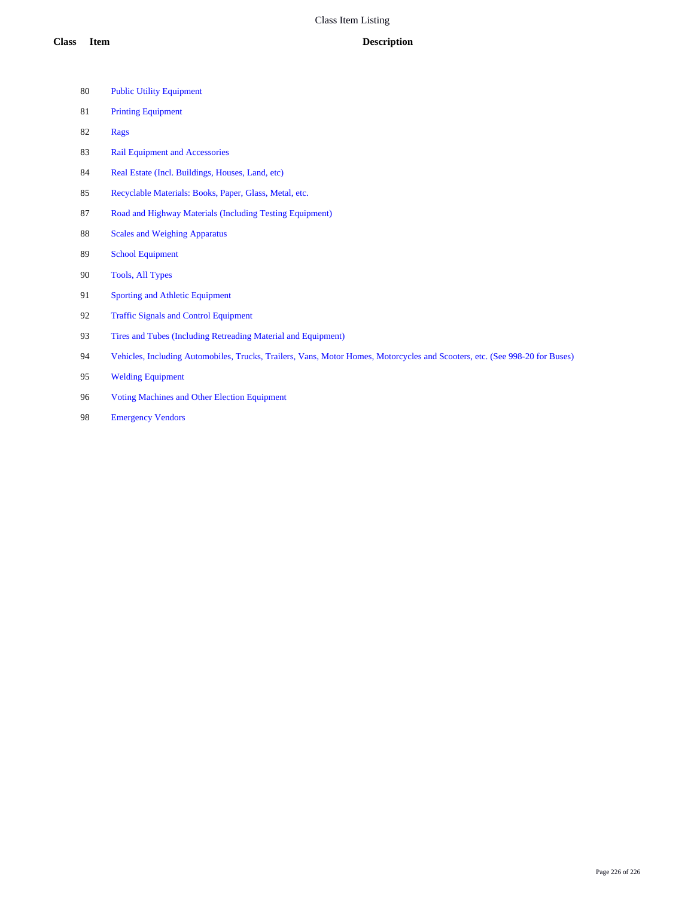Class Item Listing

| Class | Item | Description |
|---|---|---|
| 80 | | Public Utility Equipment |
| 81 | | Printing Equipment |
| 82 | | Rags |
| 83 | | Rail Equipment and Accessories |
| 84 | | Real Estate (Incl. Buildings, Houses, Land, etc) |
| 85 | | Recyclable Materials: Books, Paper, Glass, Metal, etc. |
| 87 | | Road and Highway Materials (Including Testing Equipment) |
| 88 | | Scales and Weighing Apparatus |
| 89 | | School Equipment |
| 90 | | Tools, All Types |
| 91 | | Sporting and Athletic Equipment |
| 92 | | Traffic Signals and Control Equipment |
| 93 | | Tires and Tubes (Including Retreading Material and Equipment) |
| 94 | | Vehicles, Including Automobiles, Trucks, Trailers, Vans, Motor Homes, Motorcycles and Scooters, etc. (See 998-20 for Buses) |
| 95 | | Welding Equipment |
| 96 | | Voting Machines and Other Election Equipment |
| 98 | | Emergency Vendors |